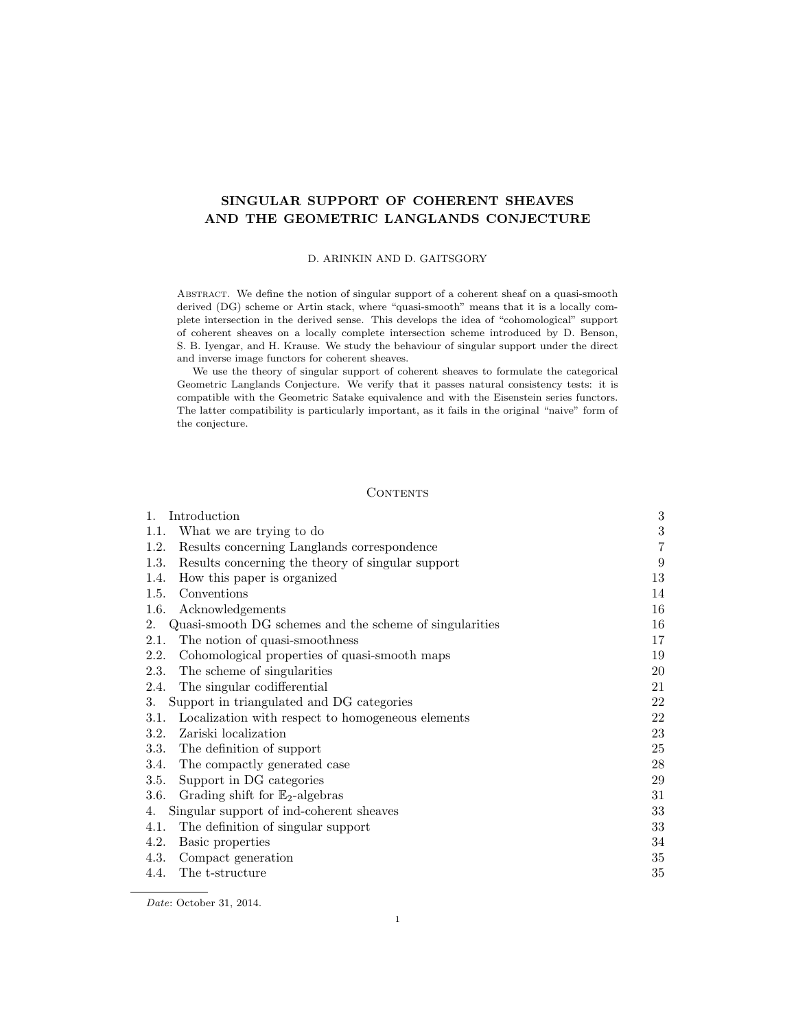# SINGULAR SUPPORT OF COHERENT SHEAVES AND THE GEOMETRIC LANGLANDS CONJECTURE

D. ARINKIN AND D. GAITSGORY

Abstract. We define the notion of singular support of a coherent sheaf on a quasi-smooth derived (DG) scheme or Artin stack, where "quasi-smooth" means that it is a locally complete intersection in the derived sense. This develops the idea of "cohomological" support of coherent sheaves on a locally complete intersection scheme introduced by D. Benson, S. B. Iyengar, and H. Krause. We study the behaviour of singular support under the direct and inverse image functors for coherent sheaves.

We use the theory of singular support of coherent sheaves to formulate the categorical Geometric Langlands Conjecture. We verify that it passes natural consistency tests: it is compatible with the Geometric Satake equivalence and with the Eisenstein series functors. The latter compatibility is particularly important, as it fails in the original "naive" form of the conjecture.

## Contents

| | |
|---|---|
| 1. Introduction | 3 |
| 1.1. What we are trying to do | 3 |
| 1.2. Results concerning Langlands correspondence | 7 |
| 1.3. Results concerning the theory of singular support | 9 |
| 1.4. How this paper is organized | 13 |
| 1.5. Conventions | 14 |
| 1.6. Acknowledgements | 16 |
| 2. Quasi-smooth DG schemes and the scheme of singularities | 16 |
| 2.1. The notion of quasi-smoothness | 17 |
| 2.2. Cohomological properties of quasi-smooth maps | 19 |
| 2.3. The scheme of singularities | 20 |
| 2.4. The singular codifferential | 21 |
| 3. Support in triangulated and DG categories | 22 |
| 3.1. Localization with respect to homogeneous elements | 22 |
| 3.2. Zariski localization | 23 |
| 3.3. The definition of support | 25 |
| 3.4. The compactly generated case | 28 |
| 3.5. Support in DG categories | 29 |
| 3.6. Grading shift for $\mathbb{E}_2$-algebras | 31 |
| 4. Singular support of ind-coherent sheaves | 33 |
| 4.1. The definition of singular support | 33 |
| 4.2. Basic properties | 34 |
| 4.3. Compact generation | 35 |
| 4.4. The t-structure | 35 |

*Date*: October 31, 2014.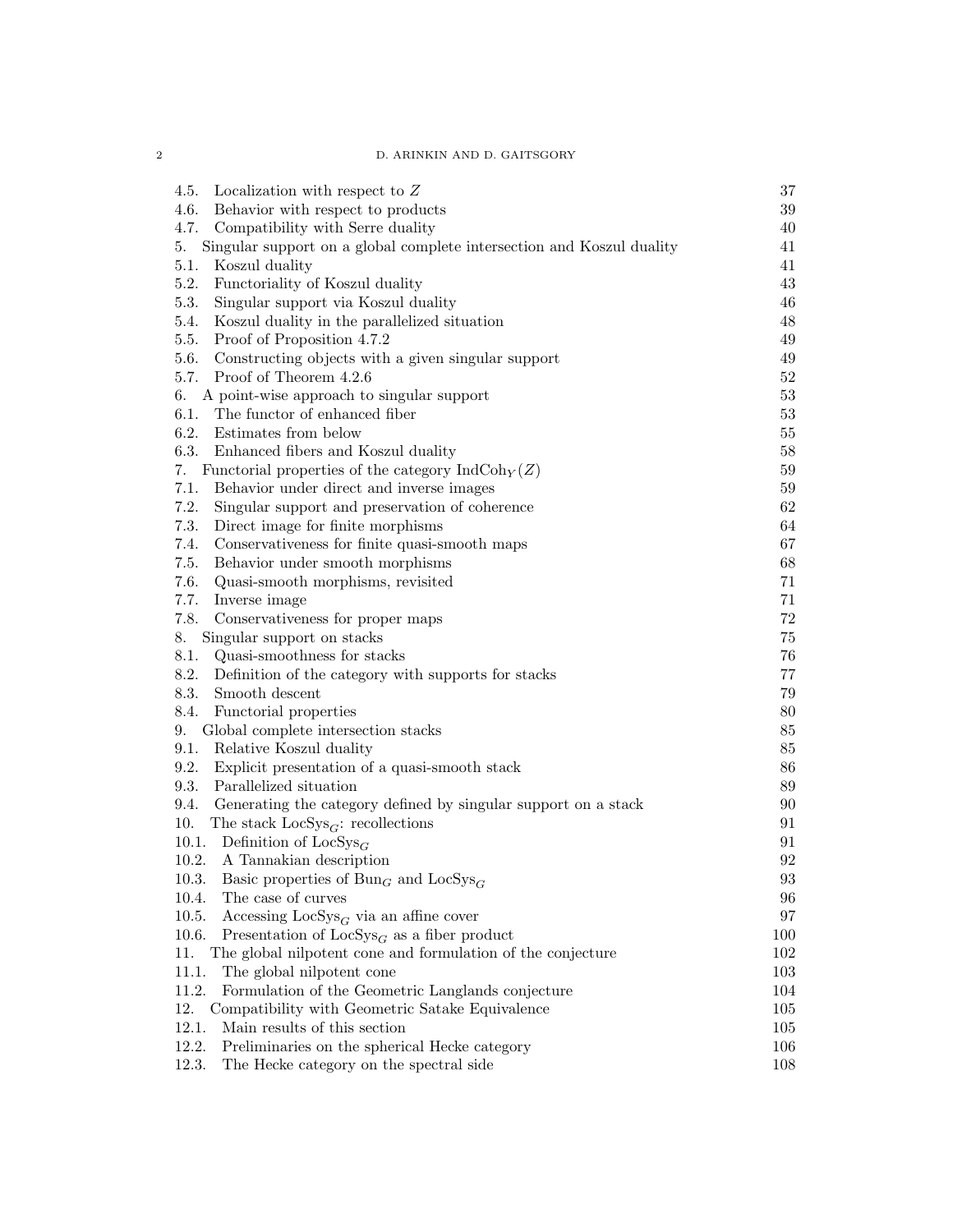4.5. Localization with respect to $Z$ 37
4.6. Behavior with respect to products 39
4.7. Compatibility with Serre duality 40
5. Singular support on a global complete intersection and Koszul duality 41
5.1. Koszul duality 41
5.2. Functoriality of Koszul duality 43
5.3. Singular support via Koszul duality 46
5.4. Koszul duality in the parallelized situation 48
5.5. Proof of Proposition 4.7.2 49
5.6. Constructing objects with a given singular support 49
5.7. Proof of Theorem 4.2.6 52
6. A point-wise approach to singular support 53
6.1. The functor of enhanced fiber 53
6.2. Estimates from below 55
6.3. Enhanced fibers and Koszul duality 58
7. Functorial properties of the category $\mathrm{IndCoh}_Y(Z)$ 59
7.1. Behavior under direct and inverse images 59
7.2. Singular support and preservation of coherence 62
7.3. Direct image for finite morphisms 64
7.4. Conservativeness for finite quasi-smooth maps 67
7.5. Behavior under smooth morphisms 68
7.6. Quasi-smooth morphisms, revisited 71
7.7. Inverse image 71
7.8. Conservativeness for proper maps 72
8. Singular support on stacks 75
8.1. Quasi-smoothness for stacks 76
8.2. Definition of the category with supports for stacks 77
8.3. Smooth descent 79
8.4. Functorial properties 80
9. Global complete intersection stacks 85
9.1. Relative Koszul duality 85
9.2. Explicit presentation of a quasi-smooth stack 86
9.3. Parallelized situation 89
9.4. Generating the category defined by singular support on a stack 90
10. The stack $\mathrm{LocSys}_G$: recollections 91
10.1. Definition of $\mathrm{LocSys}_G$ 91
10.2. A Tannakian description 92
10.3. Basic properties of $\mathrm{Bun}_G$ and $\mathrm{LocSys}_G$ 93
10.4. The case of curves 96
10.5. Accessing $\mathrm{LocSys}_G$ via an affine cover 97
10.6. Presentation of $\mathrm{LocSys}_G$ as a fiber product 100
11. The global nilpotent cone and formulation of the conjecture 102
11.1. The global nilpotent cone 103
11.2. Formulation of the Geometric Langlands conjecture 104
12. Compatibility with Geometric Satake Equivalence 105
12.1. Main results of this section 105
12.2. Preliminaries on the spherical Hecke category 106
12.3. The Hecke category on the spectral side 108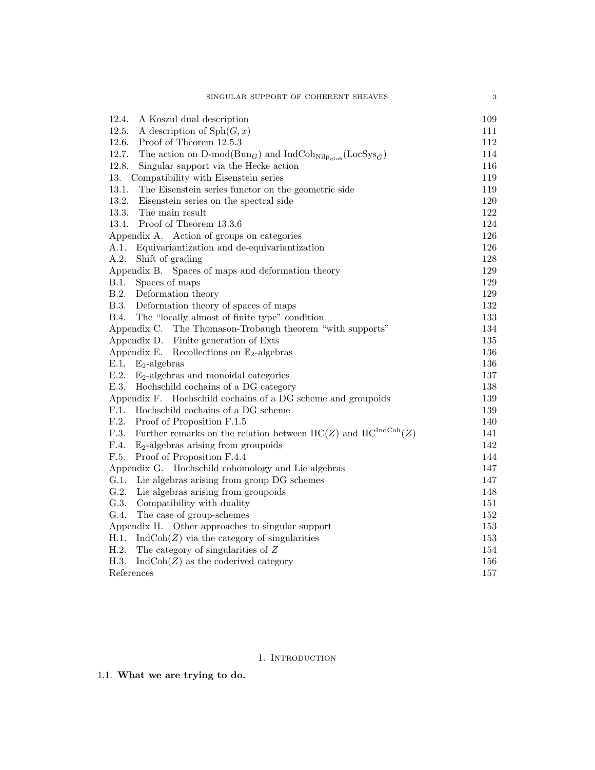12.4. A Koszul dual description 109
12.5. A description of $\mathrm{Sph}(G, x)$ 111
12.6. Proof of Theorem 12.5.3 112
12.7. The action on $\mathrm{D\text{-}mod}(\mathrm{Bun}_G)$ and $\mathrm{IndCoh}_{\mathrm{Nilp}_{glob}}(\mathrm{LocSys}_{\check{G}})$ 114
12.8. Singular support via the Hecke action 116
13. Compatibility with Eisenstein series 119
13.1. The Eisenstein series functor on the geometric side 119
13.2. Eisenstein series on the spectral side 120
13.3. The main result 122
13.4. Proof of Theorem 13.3.6 124
Appendix A. Action of groups on categories 126
A.1. Equivariantization and de-equivariantization 126
A.2. Shift of grading 128
Appendix B. Spaces of maps and deformation theory 129
B.1. Spaces of maps 129
B.2. Deformation theory 129
B.3. Deformation theory of spaces of maps 132
B.4. The "locally almost of finite type" condition 133
Appendix C. The Thomason-Trobaugh theorem "with supports" 134
Appendix D. Finite generation of Exts 135
Appendix E. Recollections on $\mathbb{E}_2$-algebras 136
E.1. $\mathbb{E}_2$-algebras 136
E.2. $\mathbb{E}_2$-algebras and monoidal categories 137
E.3. Hochschild cochains of a DG category 138
Appendix F. Hochschild cochains of a DG scheme and groupoids 139
F.1. Hochschild cochains of a DG scheme 139
F.2. Proof of Proposition F.1.5 140
F.3. Further remarks on the relation between $\mathrm{HC}(Z)$ and $\mathrm{HC}^{\mathrm{IndCoh}}(Z)$ 141
F.4. $\mathbb{E}_2$-algebras arising from groupoids 142
F.5. Proof of Proposition F.4.4 144
Appendix G. Hochschild cohomology and Lie algebras 147
G.1. Lie algebras arising from group DG schemes 147
G.2. Lie algebras arising from groupoids 148
G.3. Compatibility with duality 151
G.4. The case of group-schemes 152
Appendix H. Other approaches to singular support 153
H.1. $\mathrm{IndCoh}(Z)$ via the category of singularities 153
H.2. The category of singularities of $Z$ 154
H.3. $\mathrm{IndCoh}(Z)$ as the coderived category 156
References 157

# 1. Introduction

## 1.1. **What we are trying to do.**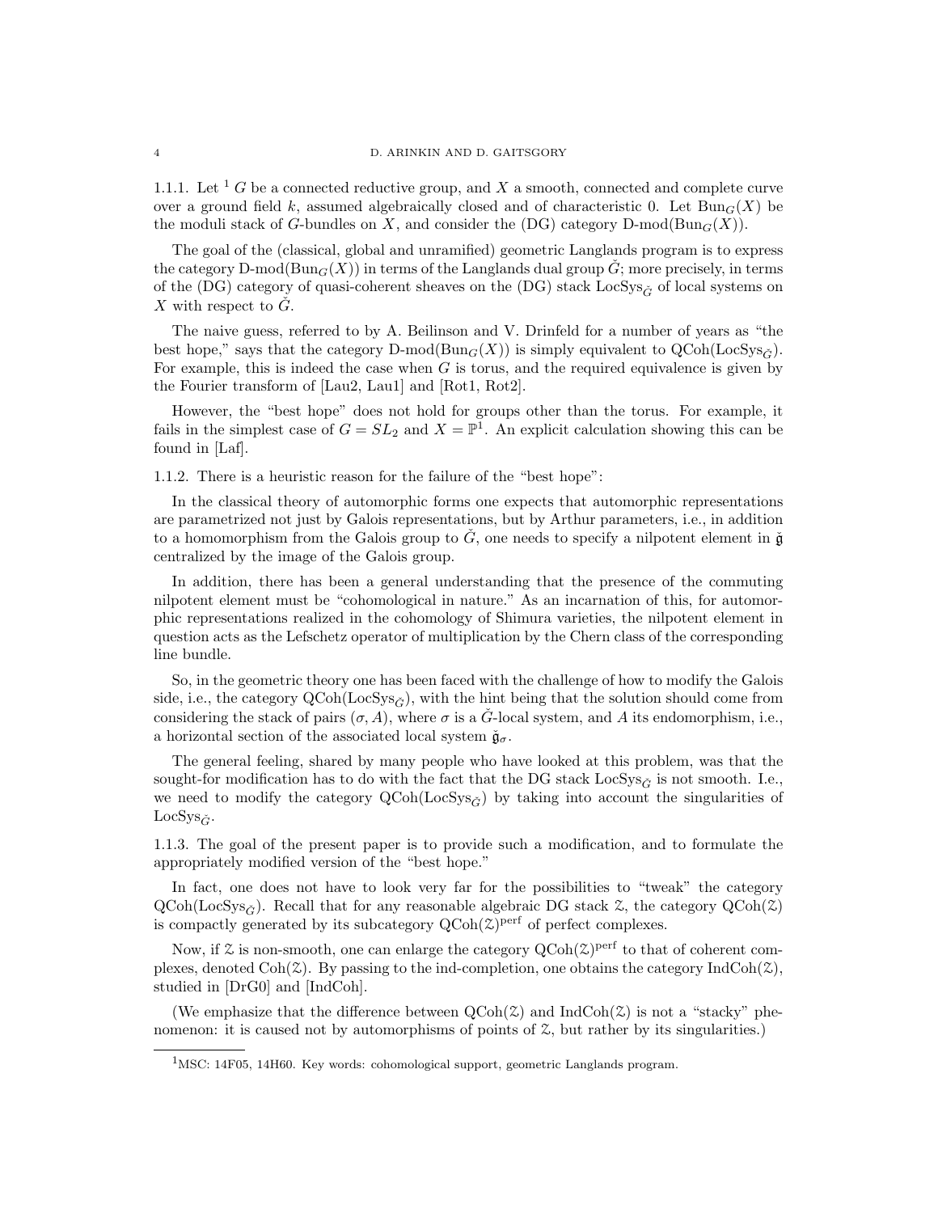1.1.1. Let [1] $G$ be a connected reductive group, and $X$ a smooth, connected and complete curve over a ground field $k$, assumed algebraically closed and of characteristic 0. Let $\mathrm{Bun}_G(X)$ be the moduli stack of $G$-bundles on $X$, and consider the (DG) category $\text{D-mod}(\mathrm{Bun}_G(X))$.

The goal of the (classical, global and unramified) geometric Langlands program is to express the category $\text{D-mod}(\mathrm{Bun}_G(X))$ in terms of the Langlands dual group $\check{G}$; more precisely, in terms of the (DG) category of quasi-coherent sheaves on the (DG) stack $\mathrm{LocSys}_{\check{G}}$ of local systems on $X$ with respect to $\check{G}$.

The naive guess, referred to by A. Beilinson and V. Drinfeld for a number of years as "the best hope," says that the category $\text{D-mod}(\mathrm{Bun}_G(X))$ is simply equivalent to $\mathrm{QCoh}(\mathrm{LocSys}_{\check{G}})$. For example, this is indeed the case when $G$ is torus, and the required equivalence is given by the Fourier transform of [Lau2, Lau1] and [Rot1, Rot2].

However, the "best hope" does not hold for groups other than the torus. For example, it fails in the simplest case of $G = SL_2$ and $X = \mathbb{P}^1$. An explicit calculation showing this can be found in [Laf].

1.1.2. There is a heuristic reason for the failure of the "best hope":

In the classical theory of automorphic forms one expects that automorphic representations are parametrized not just by Galois representations, but by Arthur parameters, i.e., in addition to a homomorphism from the Galois group to $\check{G}$, one needs to specify a nilpotent element in $\check{\mathfrak{g}}$ centralized by the image of the Galois group.

In addition, there has been a general understanding that the presence of the commuting nilpotent element must be "cohomological in nature." As an incarnation of this, for automorphic representations realized in the cohomology of Shimura varieties, the nilpotent element in question acts as the Lefschetz operator of multiplication by the Chern class of the corresponding line bundle.

So, in the geometric theory one has been faced with the challenge of how to modify the Galois side, i.e., the category $\mathrm{QCoh}(\mathrm{LocSys}_{\check{G}})$, with the hint being that the solution should come from considering the stack of pairs $(\sigma, A)$, where $\sigma$ is a $\check{G}$-local system, and $A$ its endomorphism, i.e., a horizontal section of the associated local system $\check{\mathfrak{g}}_\sigma$.

The general feeling, shared by many people who have looked at this problem, was that the sought-for modification has to do with the fact that the DG stack $\mathrm{LocSys}_{\check{G}}$ is not smooth. I.e., we need to modify the category $\mathrm{QCoh}(\mathrm{LocSys}_{\check{G}})$ by taking into account the singularities of $\mathrm{LocSys}_{\check{G}}$.

1.1.3. The goal of the present paper is to provide such a modification, and to formulate the appropriately modified version of the "best hope."

In fact, one does not have to look very far for the possibilities to "tweak" the category $\mathrm{QCoh}(\mathrm{LocSys}_{\check{G}})$. Recall that for any reasonable algebraic DG stack $\mathcal{Z}$, the category $\mathrm{QCoh}(\mathcal{Z})$ is compactly generated by its subcategory $\mathrm{QCoh}(\mathcal{Z})^{\mathrm{perf}}$ of perfect complexes.

Now, if $\mathcal{Z}$ is non-smooth, one can enlarge the category $\mathrm{QCoh}(\mathcal{Z})^{\mathrm{perf}}$ to that of coherent complexes, denoted $\mathrm{Coh}(\mathcal{Z})$. By passing to the ind-completion, one obtains the category $\mathrm{IndCoh}(\mathcal{Z})$, studied in [DrG0] and [IndCoh].

(We emphasize that the difference between $\mathrm{QCoh}(\mathcal{Z})$ and $\mathrm{IndCoh}(\mathcal{Z})$ is not a "stacky" phenomenon: it is caused not by automorphisms of points of $\mathcal{Z}$, but rather by its singularities.)

[1] MSC: 14F05, 14H60. Key words: cohomological support, geometric Langlands program.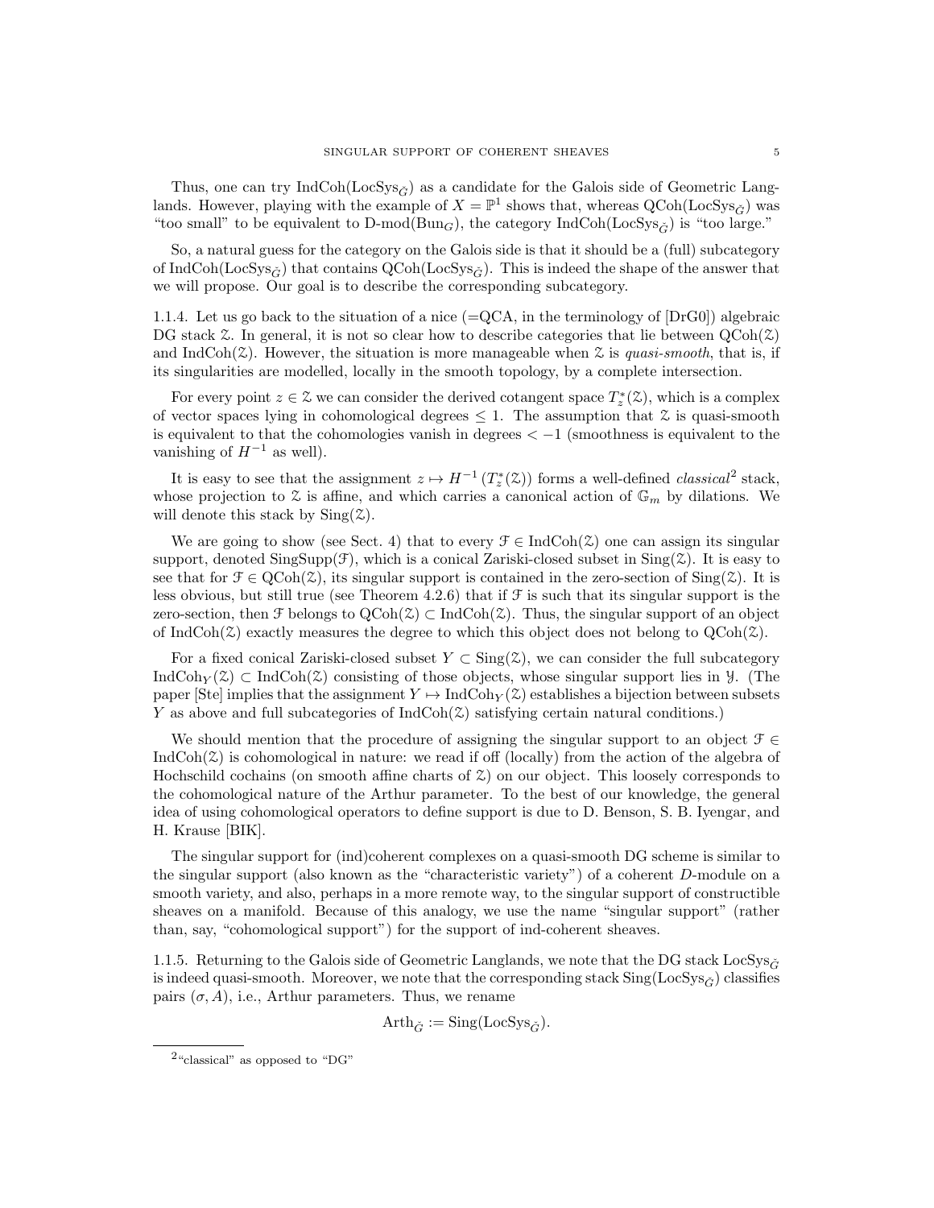Thus, one can try $\text{IndCoh}(\text{LocSys}_{\check{G}})$ as a candidate for the Galois side of Geometric Langlands. However, playing with the example of $X = \mathbb{P}^1$ shows that, whereas $\text{QCoh}(\text{LocSys}_{\check{G}})$ was "too small" to be equivalent to $\text{D-mod}(\text{Bun}_G)$, the category $\text{IndCoh}(\text{LocSys}_{\check{G}})$ is "too large."

So, a natural guess for the category on the Galois side is that it should be a (full) subcategory of $\text{IndCoh}(\text{LocSys}_{\check{G}})$ that contains $\text{QCoh}(\text{LocSys}_{\check{G}})$. This is indeed the shape of the answer that we will propose. Our goal is to describe the corresponding subcategory.

1.1.4. Let us go back to the situation of a nice (=QCA, in the terminology of [DrG0]) algebraic DG stack $\mathcal{Z}$. In general, it is not so clear how to describe categories that lie between $\text{QCoh}(\mathcal{Z})$ and $\text{IndCoh}(\mathcal{Z})$. However, the situation is more manageable when $\mathcal{Z}$ is *quasi-smooth*, that is, if its singularities are modelled, locally in the smooth topology, by a complete intersection.

For every point $z \in \mathcal{Z}$ we can consider the derived cotangent space $T^*_z(\mathcal{Z})$, which is a complex of vector spaces lying in cohomological degrees $\leq 1$. The assumption that $\mathcal{Z}$ is quasi-smooth is equivalent to that the cohomologies vanish in degrees $< -1$ (smoothness is equivalent to the vanishing of $H^{-1}$ as well).

It is easy to see that the assignment $z \mapsto H^{-1}\left(T^*_z(\mathcal{Z})\right)$ forms a well-defined *classical*[2] stack, whose projection to $\mathcal{Z}$ is affine, and which carries a canonical action of $\mathbb{G}_m$ by dilations. We will denote this stack by $\text{Sing}(\mathcal{Z})$.

We are going to show (see Sect. 4) that to every $\mathcal{F} \in \text{IndCoh}(\mathcal{Z})$ one can assign its singular support, denoted $\text{SingSupp}(\mathcal{F})$, which is a conical Zariski-closed subset in $\text{Sing}(\mathcal{Z})$. It is easy to see that for $\mathcal{F} \in \text{QCoh}(\mathcal{Z})$, its singular support is contained in the zero-section of $\text{Sing}(\mathcal{Z})$. It is less obvious, but still true (see Theorem 4.2.6) that if $\mathcal{F}$ is such that its singular support is the zero-section, then $\mathcal{F}$ belongs to $\text{QCoh}(\mathcal{Z}) \subset \text{IndCoh}(\mathcal{Z})$. Thus, the singular support of an object of $\text{IndCoh}(\mathcal{Z})$ exactly measures the degree to which this object does not belong to $\text{QCoh}(\mathcal{Z})$.

For a fixed conical Zariski-closed subset $Y \subset \text{Sing}(\mathcal{Z})$, we can consider the full subcategory $\text{IndCoh}_Y(\mathcal{Z}) \subset \text{IndCoh}(\mathcal{Z})$ consisting of those objects, whose singular support lies in $\mathcal{Y}$. (The paper [Ste] implies that the assignment $Y \mapsto \text{IndCoh}_Y(\mathcal{Z})$ establishes a bijection between subsets $Y$ as above and full subcategories of $\text{IndCoh}(\mathcal{Z})$ satisfying certain natural conditions.)

We should mention that the procedure of assigning the singular support to an object $\mathcal{F} \in \text{IndCoh}(\mathcal{Z})$ is cohomological in nature: we read if off (locally) from the action of the algebra of Hochschild cochains (on smooth affine charts of $\mathcal{Z}$) on our object. This loosely corresponds to the cohomological nature of the Arthur parameter. To the best of our knowledge, the general idea of using cohomological operators to define support is due to D. Benson, S. B. Iyengar, and H. Krause [BIK].

The singular support for (ind)coherent complexes on a quasi-smooth DG scheme is similar to the singular support (also known as the "characteristic variety") of a coherent $D$-module on a smooth variety, and also, perhaps in a more remote way, to the singular support of constructible sheaves on a manifold. Because of this analogy, we use the name "singular support" (rather than, say, "cohomological support") for the support of ind-coherent sheaves.

1.1.5. Returning to the Galois side of Geometric Langlands, we note that the DG stack $\text{LocSys}_{\check{G}}$ is indeed quasi-smooth. Moreover, we note that the corresponding stack $\text{Sing}(\text{LocSys}_{\check{G}})$ classifies pairs $(\sigma, A)$, i.e., Arthur parameters. Thus, we rename

$$\text{Arth}_{\check{G}} := \text{Sing}(\text{LocSys}_{\check{G}}).$$

[2] "classical" as opposed to "DG"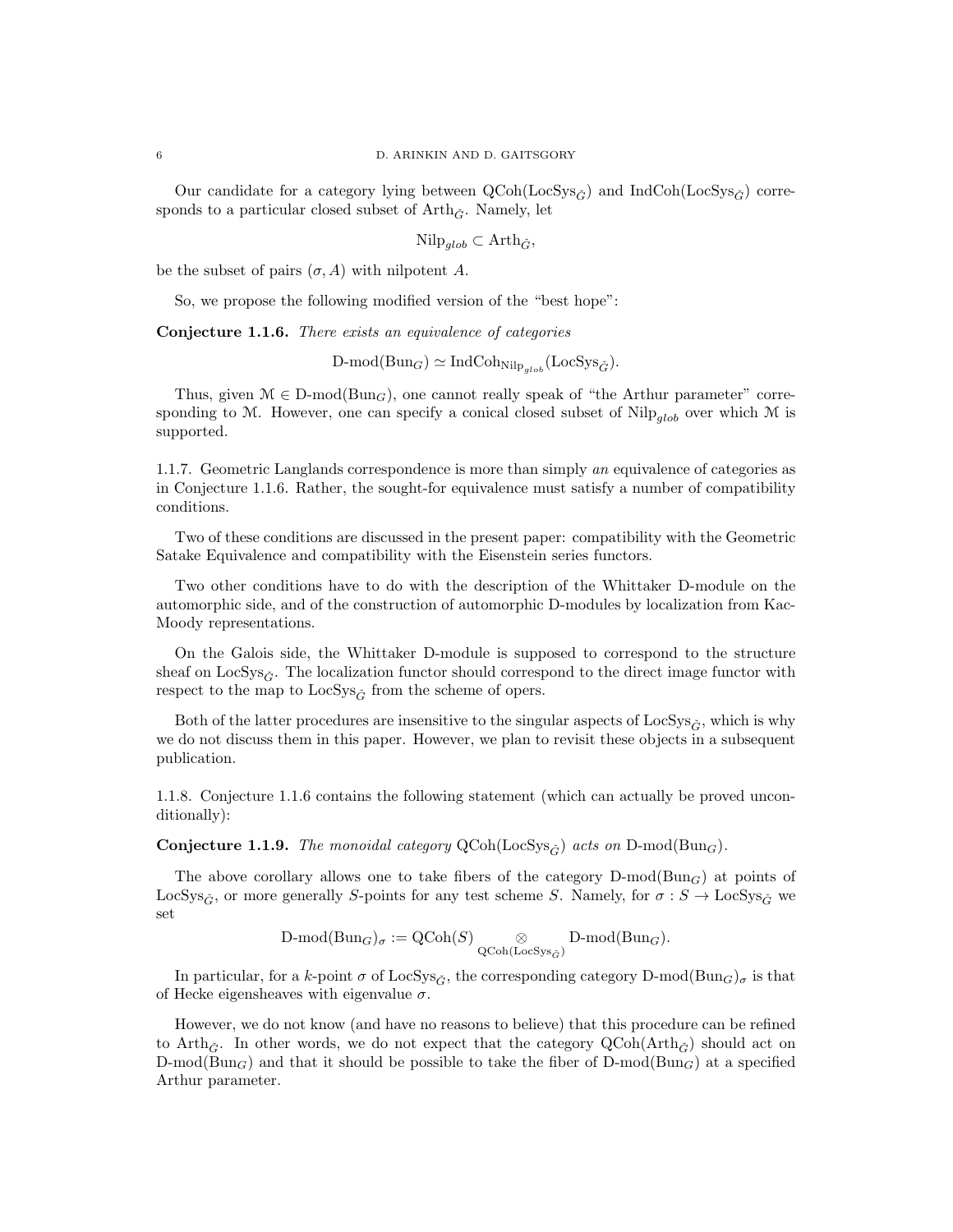Our candidate for a category lying between $\mathrm{QCoh}(\mathrm{LocSys}_{\check{G}})$ and $\mathrm{IndCoh}(\mathrm{LocSys}_{\check{G}})$ corresponds to a particular closed subset of $\mathrm{Arth}_{\check{G}}$. Namely, let

$$\mathrm{Nilp}_{glob} \subset \mathrm{Arth}_{\check{G}},$$

be the subset of pairs $(\sigma, A)$ with nilpotent $A$.

So, we propose the following modified version of the "best hope":

**Conjecture 1.1.6.** *There exists an equivalence of categories*

$$\text{D-mod}(\mathrm{Bun}_G) \simeq \mathrm{IndCoh}_{\mathrm{Nilp}_{glob}}(\mathrm{LocSys}_{\check{G}}).$$

Thus, given $\mathcal{M} \in \text{D-mod}(\mathrm{Bun}_G)$, one cannot really speak of "the Arthur parameter" corresponding to $\mathcal{M}$. However, one can specify a conical closed subset of $\mathrm{Nilp}_{glob}$ over which $\mathcal{M}$ is supported.

1.1.7. Geometric Langlands correspondence is more than simply *an* equivalence of categories as in Conjecture 1.1.6. Rather, the sought-for equivalence must satisfy a number of compatibility conditions.

Two of these conditions are discussed in the present paper: compatibility with the Geometric Satake Equivalence and compatibility with the Eisenstein series functors.

Two other conditions have to do with the description of the Whittaker D-module on the automorphic side, and of the construction of automorphic D-modules by localization from Kac-Moody representations.

On the Galois side, the Whittaker D-module is supposed to correspond to the structure sheaf on $\mathrm{LocSys}_{\check{G}}$. The localization functor should correspond to the direct image functor with respect to the map to $\mathrm{LocSys}_{\check{G}}$ from the scheme of opers.

Both of the latter procedures are insensitive to the singular aspects of $\mathrm{LocSys}_{\check{G}}$, which is why we do not discuss them in this paper. However, we plan to revisit these objects in a subsequent publication.

1.1.8. Conjecture 1.1.6 contains the following statement (which can actually be proved unconditionally):

**Conjecture 1.1.9.** *The monoidal category $\mathrm{QCoh}(\mathrm{LocSys}_{\check{G}})$ acts on $\text{D-mod}(\mathrm{Bun}_G)$.*

The above corollary allows one to take fibers of the category $\text{D-mod}(\mathrm{Bun}_G)$ at points of $\mathrm{LocSys}_{\check{G}}$, or more generally $S$-points for any test scheme $S$. Namely, for $\sigma : S \to \mathrm{LocSys}_{\check{G}}$ we set

$$\text{D-mod}(\mathrm{Bun}_G)_\sigma := \mathrm{QCoh}(S) \underset{\mathrm{QCoh}(\mathrm{LocSys}_{\check{G}})}{\otimes} \text{D-mod}(\mathrm{Bun}_G).$$

In particular, for a $k$-point $\sigma$ of $\mathrm{LocSys}_{\check{G}}$, the corresponding category $\text{D-mod}(\mathrm{Bun}_G)_\sigma$ is that of Hecke eigensheaves with eigenvalue $\sigma$.

However, we do not know (and have no reasons to believe) that this procedure can be refined to $\mathrm{Arth}_{\check{G}}$. In other words, we do not expect that the category $\mathrm{QCoh}(\mathrm{Arth}_{\check{G}})$ should act on $\text{D-mod}(\mathrm{Bun}_G)$ and that it should be possible to take the fiber of $\text{D-mod}(\mathrm{Bun}_G)$ at a specified Arthur parameter.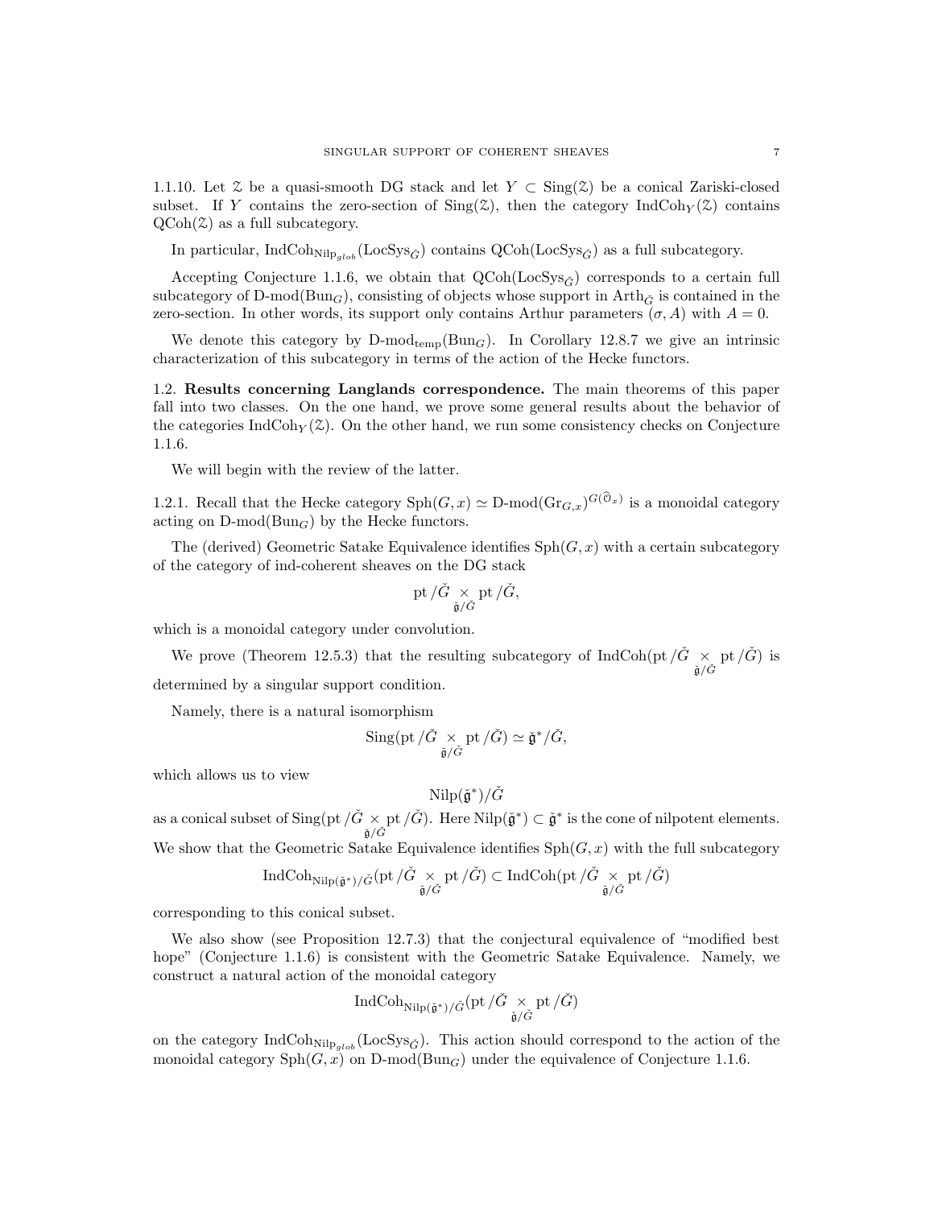1.1.10. Let $\mathcal{Z}$ be a quasi-smooth DG stack and let $Y \subset \operatorname{Sing}(\mathcal{Z})$ be a conical Zariski-closed subset. If $Y$ contains the zero-section of $\operatorname{Sing}(\mathcal{Z})$, then the category $\operatorname{IndCoh}_Y(\mathcal{Z})$ contains $\operatorname{QCoh}(\mathcal{Z})$ as a full subcategory.

In particular, $\operatorname{IndCoh}_{\operatorname{Nilp}_{glob}}(\operatorname{LocSys}_{\check{G}})$ contains $\operatorname{QCoh}(\operatorname{LocSys}_{\check{G}})$ as a full subcategory.

Accepting Conjecture 1.1.6, we obtain that $\operatorname{QCoh}(\operatorname{LocSys}_{\check{G}})$ corresponds to a certain full subcategory of $\operatorname{D-mod}(\operatorname{Bun}_G)$, consisting of objects whose support in $\operatorname{Arth}_{\check{G}}$ is contained in the zero-section. In other words, its support only contains Arthur parameters $(\sigma, A)$ with $A = 0$.

We denote this category by $\operatorname{D-mod}_{\operatorname{temp}}(\operatorname{Bun}_G)$. In Corollary 12.8.7 we give an intrinsic characterization of this subcategory in terms of the action of the Hecke functors.

## 1.2. Results concerning Langlands correspondence.

The main theorems of this paper fall into two classes. On the one hand, we prove some general results about the behavior of the categories $\operatorname{IndCoh}_Y(\mathcal{Z})$. On the other hand, we run some consistency checks on Conjecture 1.1.6.

We will begin with the review of the latter.

1.2.1. Recall that the Hecke category $\operatorname{Sph}(G, x) \simeq \operatorname{D-mod}(\operatorname{Gr}_{G,x})^{G(\widehat{\mathcal{O}}_x)}$ is a monoidal category acting on $\operatorname{D-mod}(\operatorname{Bun}_G)$ by the Hecke functors.

The (derived) Geometric Satake Equivalence identifies $\operatorname{Sph}(G, x)$ with a certain subcategory of the category of ind-coherent sheaves on the DG stack

$$\operatorname{pt}/\check{G} \underset{\check{\mathfrak{g}}/\check{G}}{\times} \operatorname{pt}/\check{G},$$

which is a monoidal category under convolution.

We prove (Theorem 12.5.3) that the resulting subcategory of $\operatorname{IndCoh}(\operatorname{pt}/\check{G} \underset{\check{\mathfrak{g}}/\check{G}}{\times} \operatorname{pt}/\check{G})$ is determined by a singular support condition.

Namely, there is a natural isomorphism

$$\operatorname{Sing}(\operatorname{pt}/\check{G} \underset{\check{\mathfrak{g}}/\check{G}}{\times} \operatorname{pt}/\check{G}) \simeq \check{\mathfrak{g}}^*/\check{G},$$

which allows us to view

$$\operatorname{Nilp}(\check{\mathfrak{g}}^*)/\check{G}$$

as a conical subset of $\operatorname{Sing}(\operatorname{pt}/\check{G} \underset{\check{\mathfrak{g}}/\check{G}}{\times} \operatorname{pt}/\check{G})$. Here $\operatorname{Nilp}(\check{\mathfrak{g}}^*) \subset \check{\mathfrak{g}}^*$ is the cone of nilpotent elements.

We show that the Geometric Satake Equivalence identifies $\operatorname{Sph}(G, x)$ with the full subcategory

$$\operatorname{IndCoh}_{\operatorname{Nilp}(\check{\mathfrak{g}}^*)/\check{G}}(\operatorname{pt}/\check{G} \underset{\check{\mathfrak{g}}/\check{G}}{\times} \operatorname{pt}/\check{G}) \subset \operatorname{IndCoh}(\operatorname{pt}/\check{G} \underset{\check{\mathfrak{g}}/\check{G}}{\times} \operatorname{pt}/\check{G})$$

corresponding to this conical subset.

We also show (see Proposition 12.7.3) that the conjectural equivalence of "modified best hope" (Conjecture 1.1.6) is consistent with the Geometric Satake Equivalence. Namely, we construct a natural action of the monoidal category

$$\operatorname{IndCoh}_{\operatorname{Nilp}(\check{\mathfrak{g}}^*)/\check{G}}(\operatorname{pt}/\check{G} \underset{\check{\mathfrak{g}}/\check{G}}{\times} \operatorname{pt}/\check{G})$$

on the category $\operatorname{IndCoh}_{\operatorname{Nilp}_{glob}}(\operatorname{LocSys}_{\check{G}})$. This action should correspond to the action of the monoidal category $\operatorname{Sph}(G, x)$ on $\operatorname{D-mod}(\operatorname{Bun}_G)$ under the equivalence of Conjecture 1.1.6.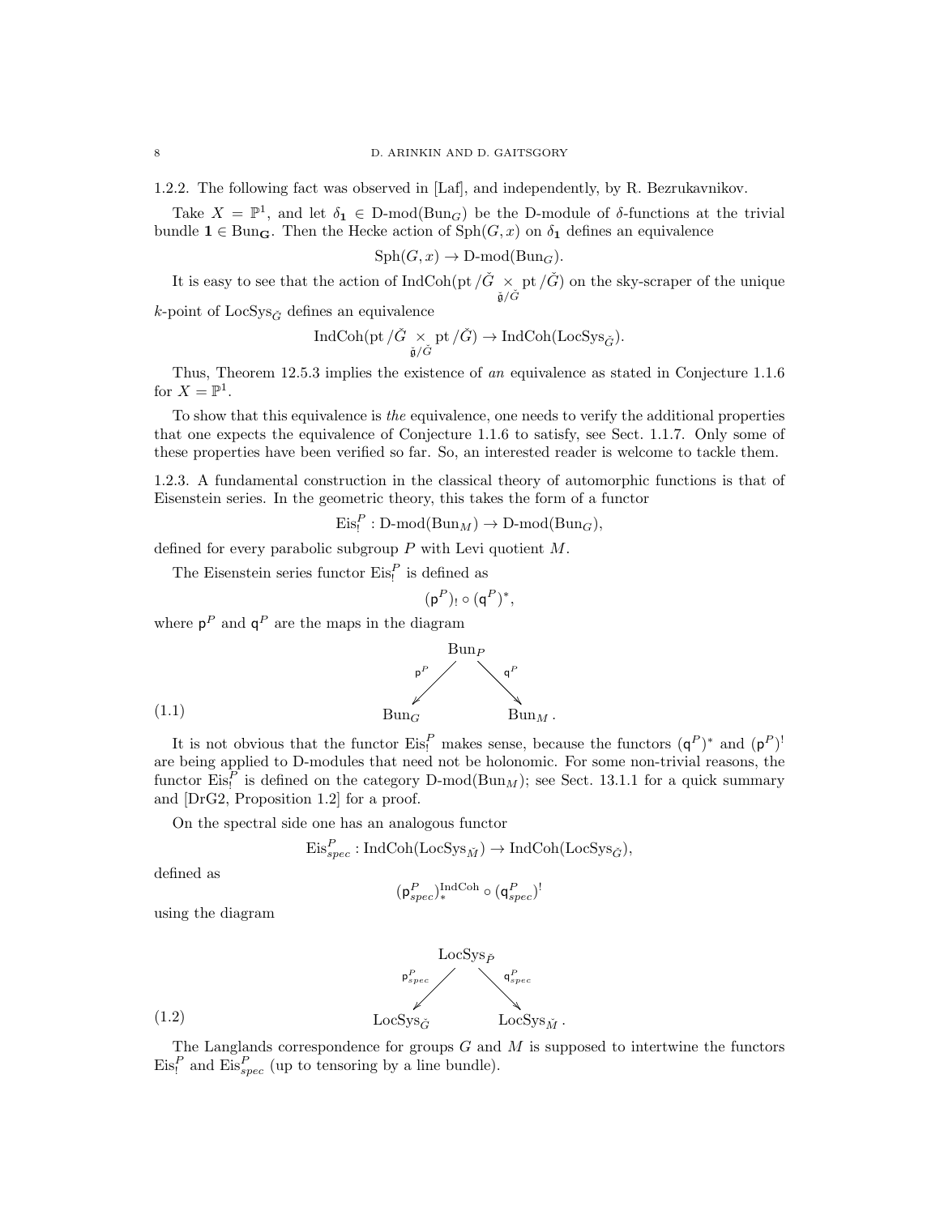1.2.2. The following fact was observed in [Laf], and independently, by R. Bezrukavnikov.

Take $X = \mathbb{P}^1$, and let $\delta_{\mathbf{1}} \in \text{D-mod}(\text{Bun}_G)$ be the D-module of $\delta$-functions at the trivial bundle $\mathbf{1} \in \text{Bun}_{\mathbf{G}}$. Then the Hecke action of $\text{Sph}(G, x)$ on $\delta_{\mathbf{1}}$ defines an equivalence

$$\text{Sph}(G, x) \to \text{D-mod}(\text{Bun}_G).$$

It is easy to see that the action of $\text{IndCoh}(\text{pt}/\check{G} \underset{\check{\mathfrak{g}}/\check{G}}{\times} \text{pt}/\check{G})$ on the sky-scraper of the unique $k$-point of $\text{LocSys}_{\check{G}}$ defines an equivalence

$$\text{IndCoh}(\text{pt}/\check{G} \underset{\check{\mathfrak{g}}/\check{G}}{\times} \text{pt}/\check{G}) \to \text{IndCoh}(\text{LocSys}_{\check{G}}).$$

Thus, Theorem 12.5.3 implies the existence of *an* equivalence as stated in Conjecture 1.1.6 for $X = \mathbb{P}^1$.

To show that this equivalence is *the* equivalence, one needs to verify the additional properties that one expects the equivalence of Conjecture 1.1.6 to satisfy, see Sect. 1.1.7. Only some of these properties have been verified so far. So, an interested reader is welcome to tackle them.

1.2.3. A fundamental construction in the classical theory of automorphic functions is that of Eisenstein series. In the geometric theory, this takes the form of a functor

$$\text{Eis}^P_! : \text{D-mod}(\text{Bun}_M) \to \text{D-mod}(\text{Bun}_G),$$

defined for every parabolic subgroup $P$ with Levi quotient $M$.

The Eisenstein series functor $\text{Eis}^P_!$ is defined as

$$(\mathsf{p}^P)_! \circ (\mathsf{q}^P)^*,$$

where $\mathsf{p}^P$ and $\mathsf{q}^P$ are the maps in the diagram

$$\begin{array}{ccccc} & & \text{Bun}_P & & \\ & \overset{\mathsf{p}^P}{\swarrow} & & \overset{\mathsf{q}^P}{\searrow} & \\ \text{Bun}_G & & & & \text{Bun}_M . \end{array} \tag{1.1}$$

It is not obvious that the functor $\text{Eis}^P_!$ makes sense, because the functors $(\mathsf{q}^P)^*$ and $(\mathsf{p}^P)^!$ are being applied to D-modules that need not be holonomic. For some non-trivial reasons, the functor $\text{Eis}^P_!$ is defined on the category $\text{D-mod}(\text{Bun}_M)$; see Sect. 13.1.1 for a quick summary and [DrG2, Proposition 1.2] for a proof.

On the spectral side one has an analogous functor

$$\text{Eis}^P_{spec} : \text{IndCoh}(\text{LocSys}_{\check{M}}) \to \text{IndCoh}(\text{LocSys}_{\check{G}}),$$

defined as

$$(\mathsf{p}^P_{spec})^{\text{IndCoh}}_* \circ (\mathsf{q}^P_{spec})^!$$

using the diagram

$$\begin{array}{ccccc} & & \text{LocSys}_{\check{P}} & & \\ & \overset{\mathsf{p}^P_{spec}}{\swarrow} & & \overset{\mathsf{q}^P_{spec}}{\searrow} & \\ \text{LocSys}_{\check{G}} & & & & \text{LocSys}_{\check{M}} . \end{array} \tag{1.2}$$

The Langlands correspondence for groups $G$ and $M$ is supposed to intertwine the functors $\text{Eis}^P_!$ and $\text{Eis}^P_{spec}$ (up to tensoring by a line bundle).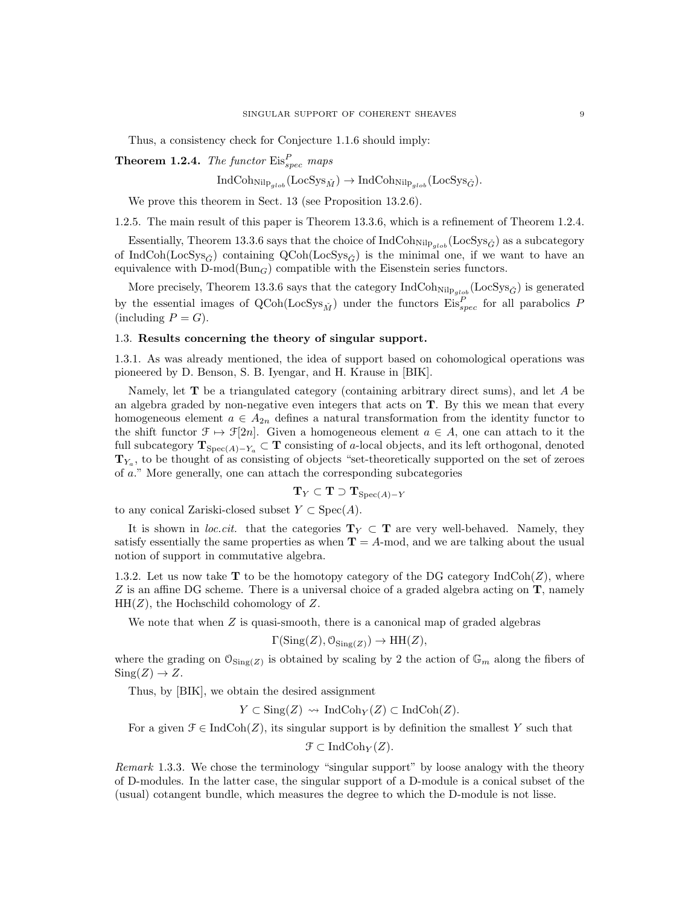Thus, a consistency check for Conjecture 1.1.6 should imply:

**Theorem 1.2.4.** *The functor* $\mathrm{Eis}^P_{spec}$ *maps*

$$\mathrm{IndCoh}_{\mathrm{Nilp}_{glob}}(\mathrm{LocSys}_{\check{M}}) \to \mathrm{IndCoh}_{\mathrm{Nilp}_{glob}}(\mathrm{LocSys}_{\check{G}}).$$

We prove this theorem in Sect. 13 (see Proposition 13.2.6).

1.2.5. The main result of this paper is Theorem 13.3.6, which is a refinement of Theorem 1.2.4.

Essentially, Theorem 13.3.6 says that the choice of $\mathrm{IndCoh}_{\mathrm{Nilp}_{glob}}(\mathrm{LocSys}_{\check{G}})$ as a subcategory of $\mathrm{IndCoh}(\mathrm{LocSys}_{\check{G}})$ containing $\mathrm{QCoh}(\mathrm{LocSys}_{\check{G}})$ is the minimal one, if we want to have an equivalence with $\text{D-mod}(\mathrm{Bun}_G)$ compatible with the Eisenstein series functors.

More precisely, Theorem 13.3.6 says that the category $\mathrm{IndCoh}_{\mathrm{Nilp}_{glob}}(\mathrm{LocSys}_{\check{G}})$ is generated by the essential images of $\mathrm{QCoh}(\mathrm{LocSys}_{\check{M}})$ under the functors $\mathrm{Eis}^P_{spec}$ for all parabolics $P$ (including $P = G$).

## 1.3. Results concerning the theory of singular support.

1.3.1. As was already mentioned, the idea of support based on cohomological operations was pioneered by D. Benson, S. B. Iyengar, and H. Krause in [BIK].

Namely, let $\mathbf{T}$ be a triangulated category (containing arbitrary direct sums), and let $A$ be an algebra graded by non-negative even integers that acts on $\mathbf{T}$. By this we mean that every homogeneous element $a \in A_{2n}$ defines a natural transformation from the identity functor to the shift functor $\mathcal{F} \mapsto \mathcal{F}[2n]$. Given a homogeneous element $a \in A$, one can attach to it the full subcategory $\mathbf{T}_{\mathrm{Spec}(A)-Y_a} \subset \mathbf{T}$ consisting of $a$-local objects, and its left orthogonal, denoted $\mathbf{T}_{Y_a}$, to be thought of as consisting of objects "set-theoretically supported on the set of zeroes of $a$." More generally, one can attach the corresponding subcategories

$$\mathbf{T}_Y \subset \mathbf{T} \supset \mathbf{T}_{\mathrm{Spec}(A)-Y}$$

to any conical Zariski-closed subset $Y \subset \mathrm{Spec}(A)$.

It is shown in *loc.cit.* that the categories $\mathbf{T}_Y \subset \mathbf{T}$ are very well-behaved. Namely, they satisfy essentially the same properties as when $\mathbf{T} = A\text{-mod}$, and we are talking about the usual notion of support in commutative algebra.

1.3.2. Let us now take $\mathbf{T}$ to be the homotopy category of the DG category $\mathrm{IndCoh}(Z)$, where $Z$ is an affine DG scheme. There is a universal choice of a graded algebra acting on $\mathbf{T}$, namely $\mathrm{HH}(Z)$, the Hochschild cohomology of $Z$.

We note that when $Z$ is quasi-smooth, there is a canonical map of graded algebras

$$\Gamma(\mathrm{Sing}(Z), \mathcal{O}_{\mathrm{Sing}(Z)}) \to \mathrm{HH}(Z),$$

where the grading on $\mathcal{O}_{\mathrm{Sing}(Z)}$ is obtained by scaling by 2 the action of $\mathbb{G}_m$ along the fibers of $\mathrm{Sing}(Z) \to Z$.

Thus, by [BIK], we obtain the desired assignment

$$Y \subset \mathrm{Sing}(Z) \rightsquigarrow \mathrm{IndCoh}_Y(Z) \subset \mathrm{IndCoh}(Z).$$

For a given $\mathcal{F} \in \mathrm{IndCoh}(Z)$, its singular support is by definition the smallest $Y$ such that

$$\mathcal{F} \subset \mathrm{IndCoh}_Y(Z).$$

*Remark* 1.3.3. We chose the terminology "singular support" by loose analogy with the theory of D-modules. In the latter case, the singular support of a D-module is a conical subset of the (usual) cotangent bundle, which measures the degree to which the D-module is not lisse.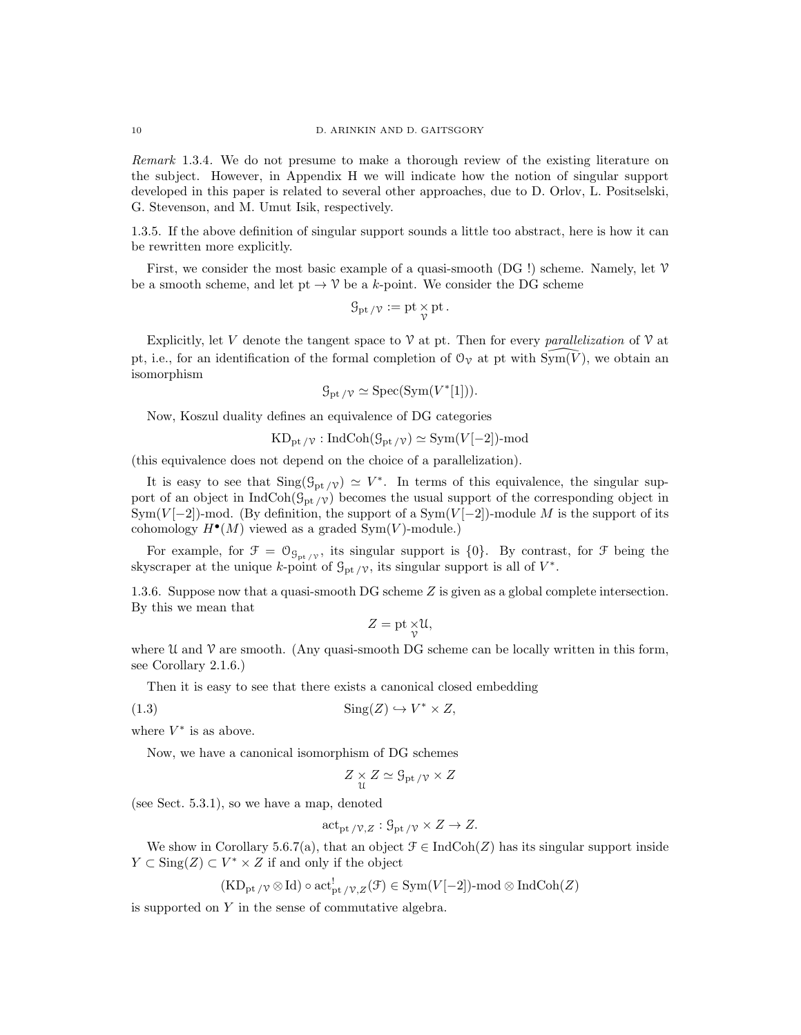*Remark* 1.3.4. We do not presume to make a thorough review of the existing literature on the subject. However, in Appendix H we will indicate how the notion of singular support developed in this paper is related to several other approaches, due to D. Orlov, L. Positselski, G. Stevenson, and M. Umut Isik, respectively.

1.3.5. If the above definition of singular support sounds a little too abstract, here is how it can be rewritten more explicitly.

First, we consider the most basic example of a quasi-smooth (DG !) scheme. Namely, let $\mathcal{V}$ be a smooth scheme, and let $\mathrm{pt} \to \mathcal{V}$ be a $k$-point. We consider the DG scheme

$$\mathcal{G}_{\mathrm{pt}/\mathcal{V}} := \mathrm{pt} \underset{\mathcal{V}}{\times} \mathrm{pt}.$$

Explicitly, let $V$ denote the tangent space to $\mathcal{V}$ at pt. Then for every *parallelization* of $\mathcal{V}$ at pt, i.e., for an identification of the formal completion of $\mathcal{O}_{\mathcal{V}}$ at pt with $\widehat{\mathrm{Sym}(V)}$, we obtain an isomorphism

$$\mathcal{G}_{\mathrm{pt}/\mathcal{V}} \simeq \mathrm{Spec}(\mathrm{Sym}(V^*[1])).$$

Now, Koszul duality defines an equivalence of DG categories

$$\mathrm{KD}_{\mathrm{pt}/\mathcal{V}} : \mathrm{IndCoh}(\mathcal{G}_{\mathrm{pt}/\mathcal{V}}) \simeq \mathrm{Sym}(V[-2])\text{-mod}$$

(this equivalence does not depend on the choice of a parallelization).

It is easy to see that $\mathrm{Sing}(\mathcal{G}_{\mathrm{pt}/\mathcal{V}}) \simeq V^*$. In terms of this equivalence, the singular support of an object in $\mathrm{IndCoh}(\mathcal{G}_{\mathrm{pt}/\mathcal{V}})$ becomes the usual support of the corresponding object in $\mathrm{Sym}(V[-2])$-mod. (By definition, the support of a $\mathrm{Sym}(V[-2])$-module $M$ is the support of its cohomology $H^\bullet(M)$ viewed as a graded $\mathrm{Sym}(V)$-module.)

For example, for $\mathcal{F} = \mathcal{O}_{\mathcal{G}_{\mathrm{pt}/\mathcal{V}}}$, its singular support is $\{0\}$. By contrast, for $\mathcal{F}$ being the skyscraper at the unique $k$-point of $\mathcal{G}_{\mathrm{pt}/\mathcal{V}}$, its singular support is all of $V^*$.

1.3.6. Suppose now that a quasi-smooth DG scheme $Z$ is given as a global complete intersection. By this we mean that

$$Z = \mathrm{pt} \underset{\mathcal{V}}{\times} \mathcal{U},$$

where $\mathcal{U}$ and $\mathcal{V}$ are smooth. (Any quasi-smooth DG scheme can be locally written in this form, see Corollary 2.1.6.)

Then it is easy to see that there exists a canonical closed embedding

$$\mathrm{Sing}(Z) \hookrightarrow V^* \times Z, \tag{1.3}$$

where $V^*$ is as above.

Now, we have a canonical isomorphism of DG schemes

$$Z \underset{\mathcal{U}}{\times} Z \simeq \mathcal{G}_{\mathrm{pt}/\mathcal{V}} \times Z$$

(see Sect. 5.3.1), so we have a map, denoted

$$\mathrm{act}_{\mathrm{pt}/\mathcal{V},Z} : \mathcal{G}_{\mathrm{pt}/\mathcal{V}} \times Z \to Z.$$

We show in Corollary 5.6.7(a), that an object $\mathcal{F} \in \mathrm{IndCoh}(Z)$ has its singular support inside $Y \subset \mathrm{Sing}(Z) \subset V^* \times Z$ if and only if the object

$$(\mathrm{KD}_{\mathrm{pt}/\mathcal{V}} \otimes \mathrm{Id}) \circ \mathrm{act}^!_{\mathrm{pt}/\mathcal{V},Z}(\mathcal{F}) \in \mathrm{Sym}(V[-2])\text{-mod} \otimes \mathrm{IndCoh}(Z)$$

is supported on $Y$ in the sense of commutative algebra.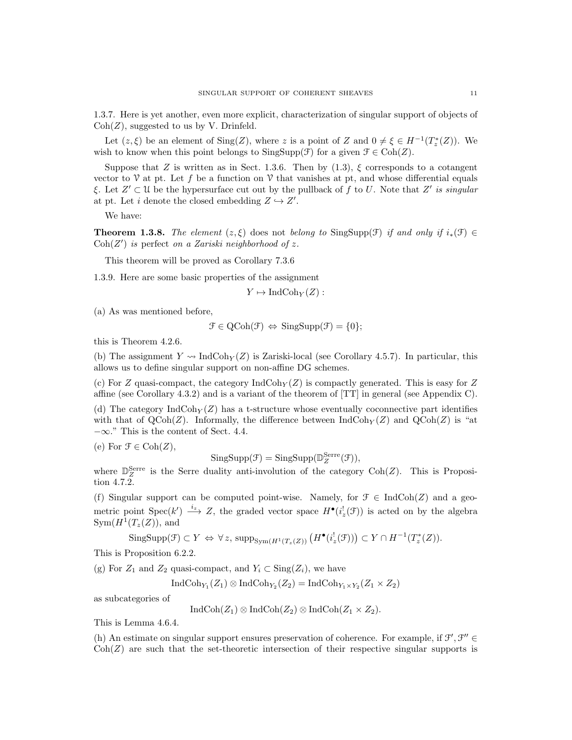1.3.7. Here is yet another, even more explicit, characterization of singular support of objects of $\mathrm{Coh}(Z)$, suggested to us by V. Drinfeld.

Let $(z, \xi)$ be an element of $\mathrm{Sing}(Z)$, where $z$ is a point of $Z$ and $0 \neq \xi \in H^{-1}(T^*_z(Z))$. We wish to know when this point belongs to $\mathrm{SingSupp}(\mathcal{F})$ for a given $\mathcal{F} \in \mathrm{Coh}(Z)$.

Suppose that $Z$ is written as in Sect. 1.3.6. Then by (1.3), $\xi$ corresponds to a cotangent vector to $\mathcal{V}$ at pt. Let $f$ be a function on $\mathcal{V}$ that vanishes at pt, and whose differential equals $\xi$. Let $Z' \subset \mathcal{U}$ be the hypersurface cut out by the pullback of $f$ to $U$. Note that $Z'$ *is singular* at pt. Let $i$ denote the closed embedding $Z \hookrightarrow Z'$.

We have:

**Theorem 1.3.8.** *The element* $(z, \xi)$ *does not belong to* $\mathrm{SingSupp}(\mathcal{F})$ *if and only if* $i_*(\mathcal{F}) \in \mathrm{Coh}(Z')$ *is* perfect *on a Zariski neighborhood of* $z$.

This theorem will be proved as Corollary 7.3.6

1.3.9. Here are some basic properties of the assignment

$$Y \mapsto \mathrm{IndCoh}_Y(Z):$$

(a) As was mentioned before,

$$\mathcal{F} \in \mathrm{QCoh}(\mathcal{F}) \Leftrightarrow \mathrm{SingSupp}(\mathcal{F}) = \{0\};$$

this is Theorem 4.2.6.

(b) The assignment $Y \rightsquigarrow \mathrm{IndCoh}_Y(Z)$ is Zariski-local (see Corollary 4.5.7). In particular, this allows us to define singular support on non-affine DG schemes.

(c) For $Z$ quasi-compact, the category $\mathrm{IndCoh}_Y(Z)$ is compactly generated. This is easy for $Z$ affine (see Corollary 4.3.2) and is a variant of the theorem of [TT] in general (see Appendix C).

(d) The category $\mathrm{IndCoh}_Y(Z)$ has a t-structure whose eventually coconnective part identifies with that of $\mathrm{QCoh}(Z)$. Informally, the difference between $\mathrm{IndCoh}_Y(Z)$ and $\mathrm{QCoh}(Z)$ is "at $-\infty$." This is the content of Sect. 4.4.

(e) For $\mathcal{F} \in \mathrm{Coh}(Z)$,

$$\mathrm{SingSupp}(\mathcal{F}) = \mathrm{SingSupp}(\mathbb{D}^{\mathrm{Serre}}_Z(\mathcal{F})),$$

where $\mathbb{D}^{\mathrm{Serre}}_Z$ is the Serre duality anti-involution of the category $\mathrm{Coh}(Z)$. This is Proposition 4.7.2.

(f) Singular support can be computed point-wise. Namely, for $\mathcal{F} \in \mathrm{IndCoh}(Z)$ and a geometric point $\mathrm{Spec}(k') \xrightarrow{i_z} Z$, the graded vector space $H^\bullet(i^!_z(\mathcal{F}))$ is acted on by the algebra $\mathrm{Sym}(H^1(T_z(Z))$, and

$$\mathrm{SingSupp}(\mathcal{F}) \subset Y \Leftrightarrow \forall\, z,\ \mathrm{supp}_{\mathrm{Sym}(H^1(T_z(Z))}\left(H^\bullet(i^!_z(\mathcal{F}))\right) \subset Y \cap H^{-1}(T^*_z(Z)).$$

This is Proposition 6.2.2.

(g) For $Z_1$ and $Z_2$ quasi-compact, and $Y_i \subset \mathrm{Sing}(Z_i)$, we have

$$\mathrm{IndCoh}_{Y_1}(Z_1) \otimes \mathrm{IndCoh}_{Y_2}(Z_2) = \mathrm{IndCoh}_{Y_1 \times Y_2}(Z_1 \times Z_2)$$

as subcategories of

$$\mathrm{IndCoh}(Z_1) \otimes \mathrm{IndCoh}(Z_2) \otimes \mathrm{IndCoh}(Z_1 \times Z_2).$$

This is Lemma 4.6.4.

(h) An estimate on singular support ensures preservation of coherence. For example, if $\mathcal{F}', \mathcal{F}'' \in \mathrm{Coh}(Z)$ are such that the set-theoretic intersection of their respective singular supports is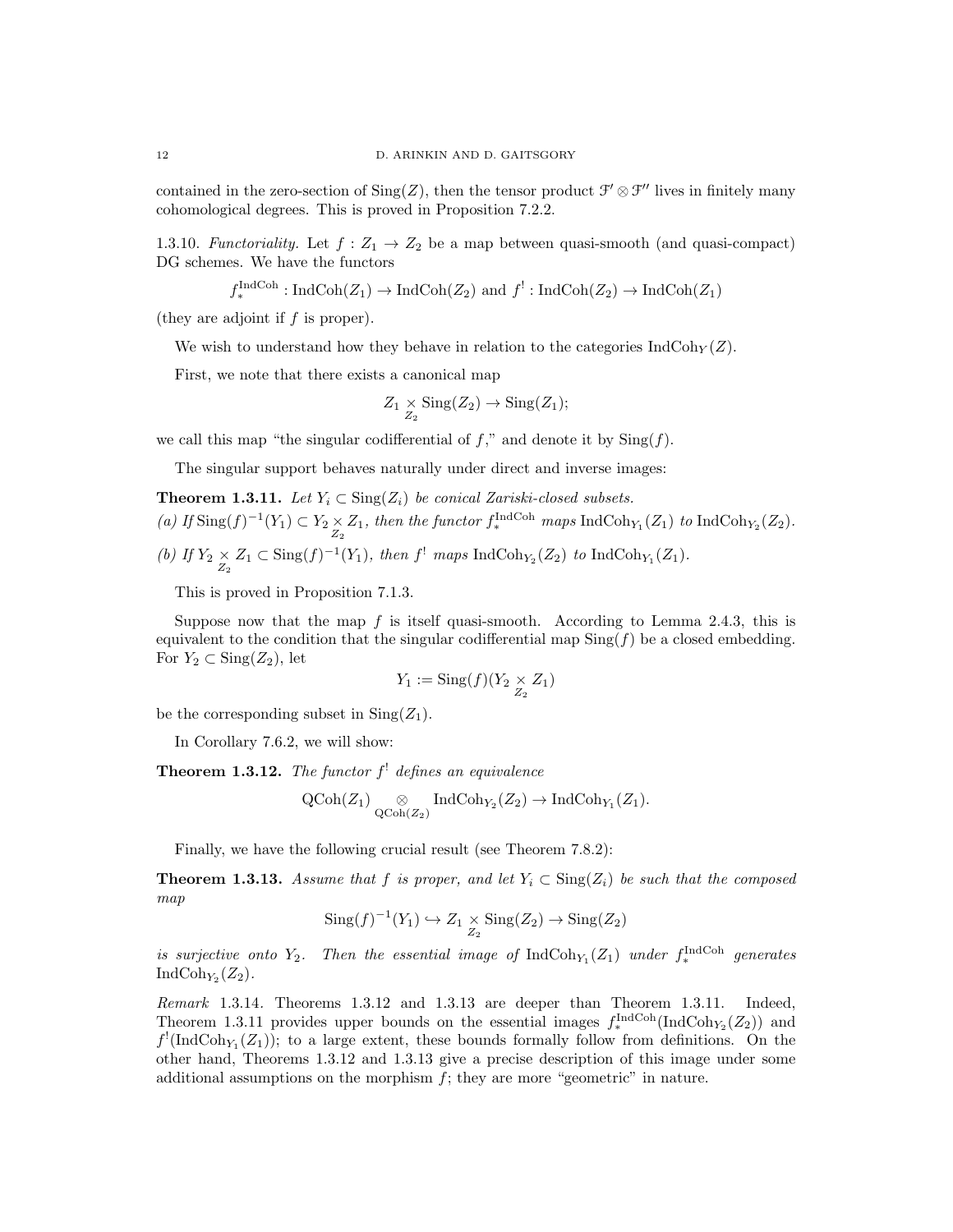contained in the zero-section of $\mathrm{Sing}(Z)$, then the tensor product $\mathcal{F}' \otimes \mathcal{F}''$ lives in finitely many cohomological degrees. This is proved in Proposition 7.2.2.

1.3.10. *Functoriality.* Let $f : Z_1 \to Z_2$ be a map between quasi-smooth (and quasi-compact) DG schemes. We have the functors

$$f_*^{\mathrm{IndCoh}} : \mathrm{IndCoh}(Z_1) \to \mathrm{IndCoh}(Z_2) \text{ and } f^! : \mathrm{IndCoh}(Z_2) \to \mathrm{IndCoh}(Z_1)$$

(they are adjoint if $f$ is proper).

We wish to understand how they behave in relation to the categories $\mathrm{IndCoh}_Y(Z)$.

First, we note that there exists a canonical map

$$Z_1 \underset{Z_2}{\times} \mathrm{Sing}(Z_2) \to \mathrm{Sing}(Z_1);$$

we call this map "the singular codifferential of $f$," and denote it by $\mathrm{Sing}(f)$.

The singular support behaves naturally under direct and inverse images:

**Theorem 1.3.11.** *Let $Y_i \subset \mathrm{Sing}(Z_i)$ be conical Zariski-closed subsets.*
*(a) If $\mathrm{Sing}(f)^{-1}(Y_1) \subset Y_2 \underset{Z_2}{\times} Z_1$, then the functor $f_*^{\mathrm{IndCoh}}$ maps $\mathrm{IndCoh}_{Y_1}(Z_1)$ to $\mathrm{IndCoh}_{Y_2}(Z_2)$.*
*(b) If $Y_2 \underset{Z_2}{\times} Z_1 \subset \mathrm{Sing}(f)^{-1}(Y_1)$, then $f^!$ maps $\mathrm{IndCoh}_{Y_2}(Z_2)$ to $\mathrm{IndCoh}_{Y_1}(Z_1)$.*

This is proved in Proposition 7.1.3.

Suppose now that the map $f$ is itself quasi-smooth. According to Lemma 2.4.3, this is equivalent to the condition that the singular codifferential map $\mathrm{Sing}(f)$ be a closed embedding. For $Y_2 \subset \mathrm{Sing}(Z_2)$, let

$$Y_1 := \mathrm{Sing}(f)(Y_2 \underset{Z_2}{\times} Z_1)$$

be the corresponding subset in $\mathrm{Sing}(Z_1)$.

In Corollary 7.6.2, we will show:

**Theorem 1.3.12.** *The functor $f^!$ defines an equivalence*

$$\mathrm{QCoh}(Z_1) \underset{\mathrm{QCoh}(Z_2)}{\otimes} \mathrm{IndCoh}_{Y_2}(Z_2) \to \mathrm{IndCoh}_{Y_1}(Z_1).$$

Finally, we have the following crucial result (see Theorem 7.8.2):

**Theorem 1.3.13.** *Assume that $f$ is proper, and let $Y_i \subset \mathrm{Sing}(Z_i)$ be such that the composed map*

$$\mathrm{Sing}(f)^{-1}(Y_1) \hookrightarrow Z_1 \underset{Z_2}{\times} \mathrm{Sing}(Z_2) \to \mathrm{Sing}(Z_2)$$

*is surjective onto $Y_2$. Then the essential image of $\mathrm{IndCoh}_{Y_1}(Z_1)$ under $f_*^{\mathrm{IndCoh}}$ generates $\mathrm{IndCoh}_{Y_2}(Z_2)$.*

*Remark* 1.3.14. Theorems 1.3.12 and 1.3.13 are deeper than Theorem 1.3.11. Indeed, Theorem 1.3.11 provides upper bounds on the essential images $f_*^{\mathrm{IndCoh}}(\mathrm{IndCoh}_{Y_2}(Z_2))$ and $f^!(\mathrm{IndCoh}_{Y_1}(Z_1))$; to a large extent, these bounds formally follow from definitions. On the other hand, Theorems 1.3.12 and 1.3.13 give a precise description of this image under some additional assumptions on the morphism $f$; they are more "geometric" in nature.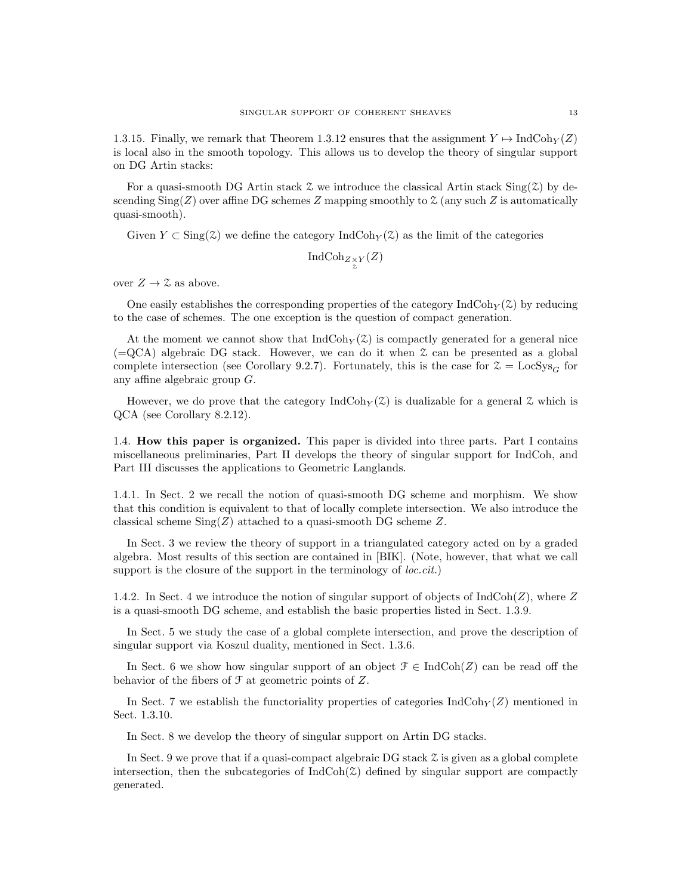1.3.15. Finally, we remark that Theorem 1.3.12 ensures that the assignment $Y \mapsto \mathrm{IndCoh}_Y(Z)$ is local also in the smooth topology. This allows us to develop the theory of singular support on DG Artin stacks:

For a quasi-smooth DG Artin stack $\mathcal{Z}$ we introduce the classical Artin stack $\mathrm{Sing}(\mathcal{Z})$ by descending $\mathrm{Sing}(Z)$ over affine DG schemes $Z$ mapping smoothly to $\mathcal{Z}$ (any such $Z$ is automatically quasi-smooth).

Given $Y \subset \mathrm{Sing}(\mathcal{Z})$ we define the category $\mathrm{IndCoh}_Y(\mathcal{Z})$ as the limit of the categories

$$\mathrm{IndCoh}_{Z \underset{\mathcal{Z}}{\times} Y}(Z)$$

over $Z \to \mathcal{Z}$ as above.

One easily establishes the corresponding properties of the category $\mathrm{IndCoh}_Y(\mathcal{Z})$ by reducing to the case of schemes. The one exception is the question of compact generation.

At the moment we cannot show that $\mathrm{IndCoh}_Y(\mathcal{Z})$ is compactly generated for a general nice (=QCA) algebraic DG stack. However, we can do it when $\mathcal{Z}$ can be presented as a global complete intersection (see Corollary 9.2.7). Fortunately, this is the case for $\mathcal{Z} = \mathrm{LocSys}_G$ for any affine algebraic group $G$.

However, we do prove that the category $\mathrm{IndCoh}_Y(\mathcal{Z})$ is dualizable for a general $\mathcal{Z}$ which is QCA (see Corollary 8.2.12).

1.4. **How this paper is organized.** This paper is divided into three parts. Part I contains miscellaneous preliminaries, Part II develops the theory of singular support for IndCoh, and Part III discusses the applications to Geometric Langlands.

1.4.1. In Sect. 2 we recall the notion of quasi-smooth DG scheme and morphism. We show that this condition is equivalent to that of locally complete intersection. We also introduce the classical scheme $\mathrm{Sing}(Z)$ attached to a quasi-smooth DG scheme $Z$.

In Sect. 3 we review the theory of support in a triangulated category acted on by a graded algebra. Most results of this section are contained in [BIK]. (Note, however, that what we call support is the closure of the support in the terminology of *loc.cit.*)

1.4.2. In Sect. 4 we introduce the notion of singular support of objects of $\mathrm{IndCoh}(Z)$, where $Z$ is a quasi-smooth DG scheme, and establish the basic properties listed in Sect. 1.3.9.

In Sect. 5 we study the case of a global complete intersection, and prove the description of singular support via Koszul duality, mentioned in Sect. 1.3.6.

In Sect. 6 we show how singular support of an object $\mathcal{F} \in \mathrm{IndCoh}(Z)$ can be read off the behavior of the fibers of $\mathcal{F}$ at geometric points of $Z$.

In Sect. 7 we establish the functoriality properties of categories $\mathrm{IndCoh}_Y(Z)$ mentioned in Sect. 1.3.10.

In Sect. 8 we develop the theory of singular support on Artin DG stacks.

In Sect. 9 we prove that if a quasi-compact algebraic DG stack $\mathcal{Z}$ is given as a global complete intersection, then the subcategories of $\mathrm{IndCoh}(\mathcal{Z})$ defined by singular support are compactly generated.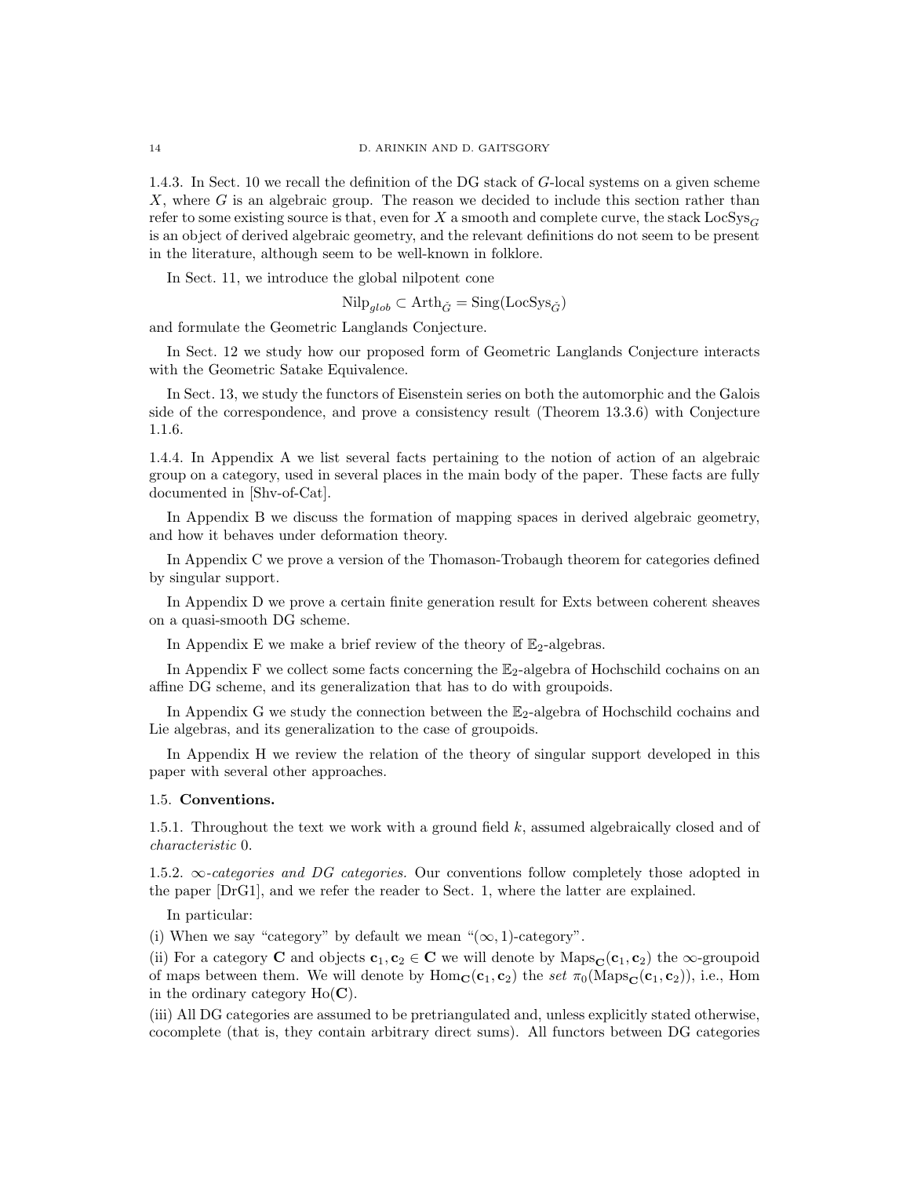1.4.3. In Sect. 10 we recall the definition of the DG stack of $G$-local systems on a given scheme $X$, where $G$ is an algebraic group. The reason we decided to include this section rather than refer to some existing source is that, even for $X$ a smooth and complete curve, the stack $\mathrm{LocSys}_G$ is an object of derived algebraic geometry, and the relevant definitions do not seem to be present in the literature, although seem to be well-known in folklore.

In Sect. 11, we introduce the global nilpotent cone

$$\mathrm{Nilp}_{glob} \subset \mathrm{Arth}_{\check{G}} = \mathrm{Sing}(\mathrm{LocSys}_{\check{G}})$$

and formulate the Geometric Langlands Conjecture.

In Sect. 12 we study how our proposed form of Geometric Langlands Conjecture interacts with the Geometric Satake Equivalence.

In Sect. 13, we study the functors of Eisenstein series on both the automorphic and the Galois side of the correspondence, and prove a consistency result (Theorem 13.3.6) with Conjecture 1.1.6.

1.4.4. In Appendix A we list several facts pertaining to the notion of action of an algebraic group on a category, used in several places in the main body of the paper. These facts are fully documented in [Shv-of-Cat].

In Appendix B we discuss the formation of mapping spaces in derived algebraic geometry, and how it behaves under deformation theory.

In Appendix C we prove a version of the Thomason-Trobaugh theorem for categories defined by singular support.

In Appendix D we prove a certain finite generation result for Exts between coherent sheaves on a quasi-smooth DG scheme.

In Appendix E we make a brief review of the theory of $\mathbb{E}_2$-algebras.

In Appendix F we collect some facts concerning the $\mathbb{E}_2$-algebra of Hochschild cochains on an affine DG scheme, and its generalization that has to do with groupoids.

In Appendix G we study the connection between the $\mathbb{E}_2$-algebra of Hochschild cochains and Lie algebras, and its generalization to the case of groupoids.

In Appendix H we review the relation of the theory of singular support developed in this paper with several other approaches.

## 1.5. Conventions.

1.5.1. Throughout the text we work with a ground field $k$, assumed algebraically closed and of *characteristic* 0.

1.5.2. *$\infty$-categories and DG categories.* Our conventions follow completely those adopted in the paper [DrG1], and we refer the reader to Sect. 1, where the latter are explained.

In particular:

(i) When we say "category" by default we mean "$(\infty, 1)$-category".

(ii) For a category $\mathbf{C}$ and objects $\mathbf{c}_1, \mathbf{c}_2 \in \mathbf{C}$ we will denote by $\mathrm{Maps}_{\mathbf{C}}(\mathbf{c}_1, \mathbf{c}_2)$ the $\infty$-groupoid of maps between them. We will denote by $\mathrm{Hom}_{\mathbf{C}}(\mathbf{c}_1, \mathbf{c}_2)$ the *set* $\pi_0(\mathrm{Maps}_{\mathbf{C}}(\mathbf{c}_1, \mathbf{c}_2))$, i.e., Hom in the ordinary category $\mathrm{Ho}(\mathbf{C})$.

(iii) All DG categories are assumed to be pretriangulated and, unless explicitly stated otherwise, cocomplete (that is, they contain arbitrary direct sums). All functors between DG categories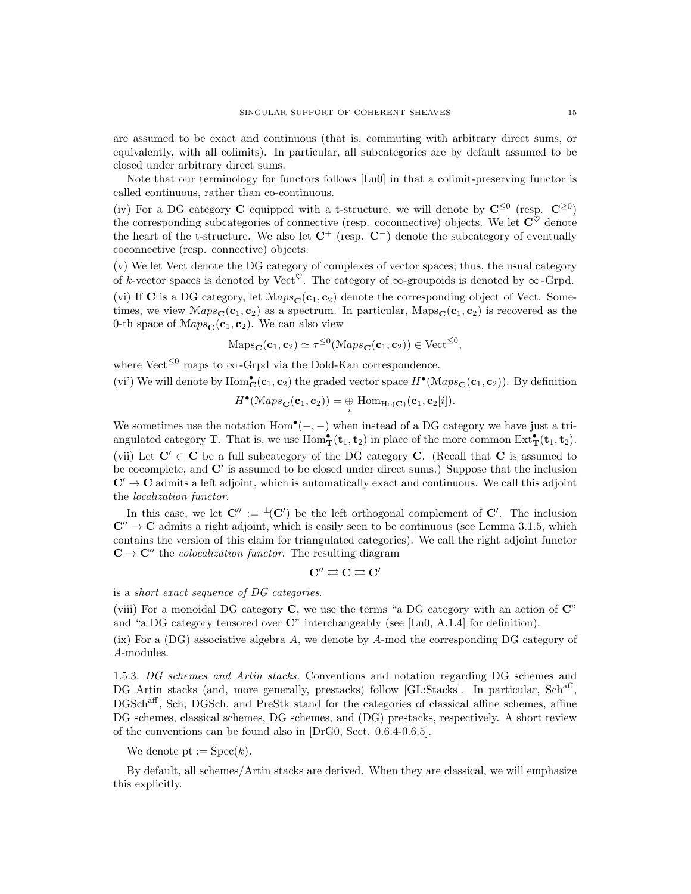are assumed to be exact and continuous (that is, commuting with arbitrary direct sums, or equivalently, with all colimits). In particular, all subcategories are by default assumed to be closed under arbitrary direct sums.

Note that our terminology for functors follows [Lu0] in that a colimit-preserving functor is called continuous, rather than co-continuous.

(iv) For a DG category $\mathbf{C}$ equipped with a t-structure, we will denote by $\mathbf{C}^{\leq 0}$ (resp. $\mathbf{C}^{\geq 0}$) the corresponding subcategories of connective (resp. coconnective) objects. We let $\mathbf{C}^{\heartsuit}$ denote the heart of the t-structure. We also let $\mathbf{C}^{+}$ (resp. $\mathbf{C}^{-}$) denote the subcategory of eventually coconnective (resp. connective) objects.

(v) We let Vect denote the DG category of complexes of vector spaces; thus, the usual category of $k$-vector spaces is denoted by $\mathrm{Vect}^{\heartsuit}$. The category of $\infty$-groupoids is denoted by $\infty$-Grpd.

(vi) If $\mathbf{C}$ is a DG category, let $\mathcal{M}aps_{\mathbf{C}}(\mathbf{c}_1, \mathbf{c}_2)$ denote the corresponding object of Vect. Sometimes, we view $\mathcal{M}aps_{\mathbf{C}}(\mathbf{c}_1, \mathbf{c}_2)$ as a spectrum. In particular, $\mathrm{Maps}_{\mathbf{C}}(\mathbf{c}_1, \mathbf{c}_2)$ is recovered as the 0-th space of $\mathcal{M}aps_{\mathbf{C}}(\mathbf{c}_1, \mathbf{c}_2)$. We can also view

$$\mathrm{Maps}_{\mathbf{C}}(\mathbf{c}_1, \mathbf{c}_2) \simeq \tau^{\leq 0}(\mathcal{M}aps_{\mathbf{C}}(\mathbf{c}_1, \mathbf{c}_2)) \in \mathrm{Vect}^{\leq 0},$$

where $\mathrm{Vect}^{\leq 0}$ maps to $\infty$-Grpd via the Dold-Kan correspondence.

(vi') We will denote by $\mathrm{Hom}^{\bullet}_{\mathbf{C}}(\mathbf{c}_1, \mathbf{c}_2)$ the graded vector space $H^{\bullet}(\mathcal{M}aps_{\mathbf{C}}(\mathbf{c}_1, \mathbf{c}_2))$. By definition

$$H^{\bullet}(\mathcal{M}aps_{\mathbf{C}}(\mathbf{c}_1, \mathbf{c}_2)) = \underset{i}{\oplus} \mathrm{Hom}_{\mathrm{Ho}(\mathbf{C})}(\mathbf{c}_1, \mathbf{c}_2[i]).$$

We sometimes use the notation $\mathrm{Hom}^{\bullet}(-,-)$ when instead of a DG category we have just a triangulated category $\mathbf{T}$. That is, we use $\mathrm{Hom}^{\bullet}_{\mathbf{T}}(\mathbf{t}_1, \mathbf{t}_2)$ in place of the more common $\mathrm{Ext}^{\bullet}_{\mathbf{T}}(\mathbf{t}_1, \mathbf{t}_2)$.

(vii) Let $\mathbf{C}' \subset \mathbf{C}$ be a full subcategory of the DG category $\mathbf{C}$. (Recall that $\mathbf{C}$ is assumed to be cocomplete, and $\mathbf{C}'$ is assumed to be closed under direct sums.) Suppose that the inclusion $\mathbf{C}' \to \mathbf{C}$ admits a left adjoint, which is automatically exact and continuous. We call this adjoint the *localization functor*.

In this case, we let $\mathbf{C}'' := {}^{\perp}(\mathbf{C}')$ be the left orthogonal complement of $\mathbf{C}'$. The inclusion $\mathbf{C}'' \to \mathbf{C}$ admits a right adjoint, which is easily seen to be continuous (see Lemma 3.1.5, which contains the version of this claim for triangulated categories). We call the right adjoint functor $\mathbf{C} \to \mathbf{C}''$ the *colocalization functor*. The resulting diagram

$$\mathbf{C}'' \rightleftarrows \mathbf{C} \rightleftarrows \mathbf{C}'$$

is a *short exact sequence of DG categories*.

(viii) For a monoidal DG category $\mathbf{C}$, we use the terms "a DG category with an action of $\mathbf{C}$" and "a DG category tensored over $\mathbf{C}$" interchangeably (see [Lu0, A.1.4] for definition).

(ix) For a (DG) associative algebra $A$, we denote by $A$-mod the corresponding DG category of $A$-modules.

1.5.3. *DG schemes and Artin stacks.* Conventions and notation regarding DG schemes and DG Artin stacks (and, more generally, prestacks) follow [GL:Stacks]. In particular, $\mathrm{Sch}^{\mathrm{aff}}$, $\mathrm{DGSch}^{\mathrm{aff}}$, Sch, DGSch, and PreStk stand for the categories of classical affine schemes, affine DG schemes, classical schemes, DG schemes, and (DG) prestacks, respectively. A short review of the conventions can be found also in [DrG0, Sect. 0.6.4-0.6.5].

We denote $\mathrm{pt} := \mathrm{Spec}(k)$.

By default, all schemes/Artin stacks are derived. When they are classical, we will emphasize this explicitly.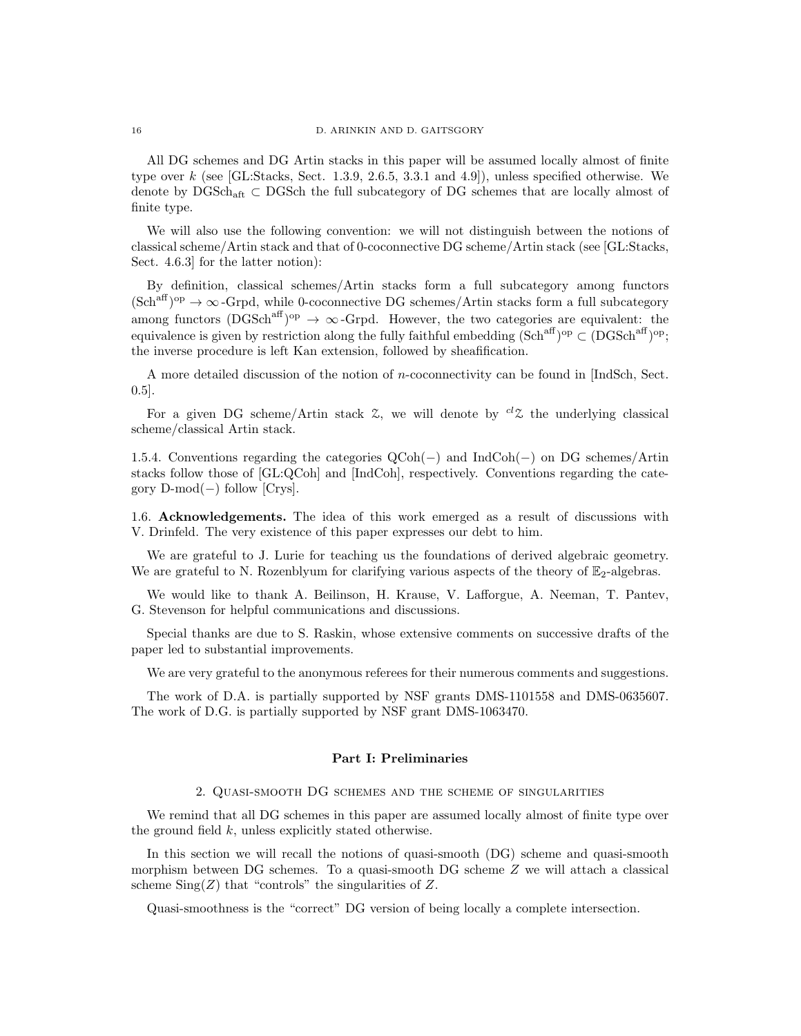All DG schemes and DG Artin stacks in this paper will be assumed locally almost of finite type over $k$ (see [GL:Stacks, Sect. 1.3.9, 2.6.5, 3.3.1 and 4.9]), unless specified otherwise. We denote by $\mathrm{DGSch}_{\mathrm{aft}} \subset \mathrm{DGSch}$ the full subcategory of DG schemes that are locally almost of finite type.

We will also use the following convention: we will not distinguish between the notions of classical scheme/Artin stack and that of 0-coconnective DG scheme/Artin stack (see [GL:Stacks, Sect. 4.6.3] for the latter notion):

By definition, classical schemes/Artin stacks form a full subcategory among functors $(\mathrm{Sch}^{\mathrm{aff}})^{\mathrm{op}} \to \infty\text{-Grpd}$, while 0-coconnective DG schemes/Artin stacks form a full subcategory among functors $(\mathrm{DGSch}^{\mathrm{aff}})^{\mathrm{op}} \to \infty\text{-Grpd}$. However, the two categories are equivalent: the equivalence is given by restriction along the fully faithful embedding $(\mathrm{Sch}^{\mathrm{aff}})^{\mathrm{op}} \subset (\mathrm{DGSch}^{\mathrm{aff}})^{\mathrm{op}}$; the inverse procedure is left Kan extension, followed by sheafification.

A more detailed discussion of the notion of $n$-coconnectivity can be found in [IndSch, Sect. 0.5].

For a given DG scheme/Artin stack $\mathcal{Z}$, we will denote by ${}^{cl}\mathcal{Z}$ the underlying classical scheme/classical Artin stack.

1.5.4. Conventions regarding the categories $\mathrm{QCoh}(-)$ and $\mathrm{IndCoh}(-)$ on DG schemes/Artin stacks follow those of [GL:QCoh] and [IndCoh], respectively. Conventions regarding the category $\mathrm{D\text{-}mod}(-)$ follow [Crys].

1.6. **Acknowledgements.** The idea of this work emerged as a result of discussions with V. Drinfeld. The very existence of this paper expresses our debt to him.

We are grateful to J. Lurie for teaching us the foundations of derived algebraic geometry. We are grateful to N. Rozenblyum for clarifying various aspects of the theory of $\mathbb{E}_2$-algebras.

We would like to thank A. Beilinson, H. Krause, V. Lafforgue, A. Neeman, T. Pantev, G. Stevenson for helpful communications and discussions.

Special thanks are due to S. Raskin, whose extensive comments on successive drafts of the paper led to substantial improvements.

We are very grateful to the anonymous referees for their numerous comments and suggestions.

The work of D.A. is partially supported by NSF grants DMS-1101558 and DMS-0635607. The work of D.G. is partially supported by NSF grant DMS-1063470.

# Part I: Preliminaries

## 2. Quasi-smooth DG schemes and the scheme of singularities

We remind that all DG schemes in this paper are assumed locally almost of finite type over the ground field $k$, unless explicitly stated otherwise.

In this section we will recall the notions of quasi-smooth (DG) scheme and quasi-smooth morphism between DG schemes. To a quasi-smooth DG scheme $Z$ we will attach a classical scheme $\mathrm{Sing}(Z)$ that "controls" the singularities of $Z$.

Quasi-smoothness is the "correct" DG version of being locally a complete intersection.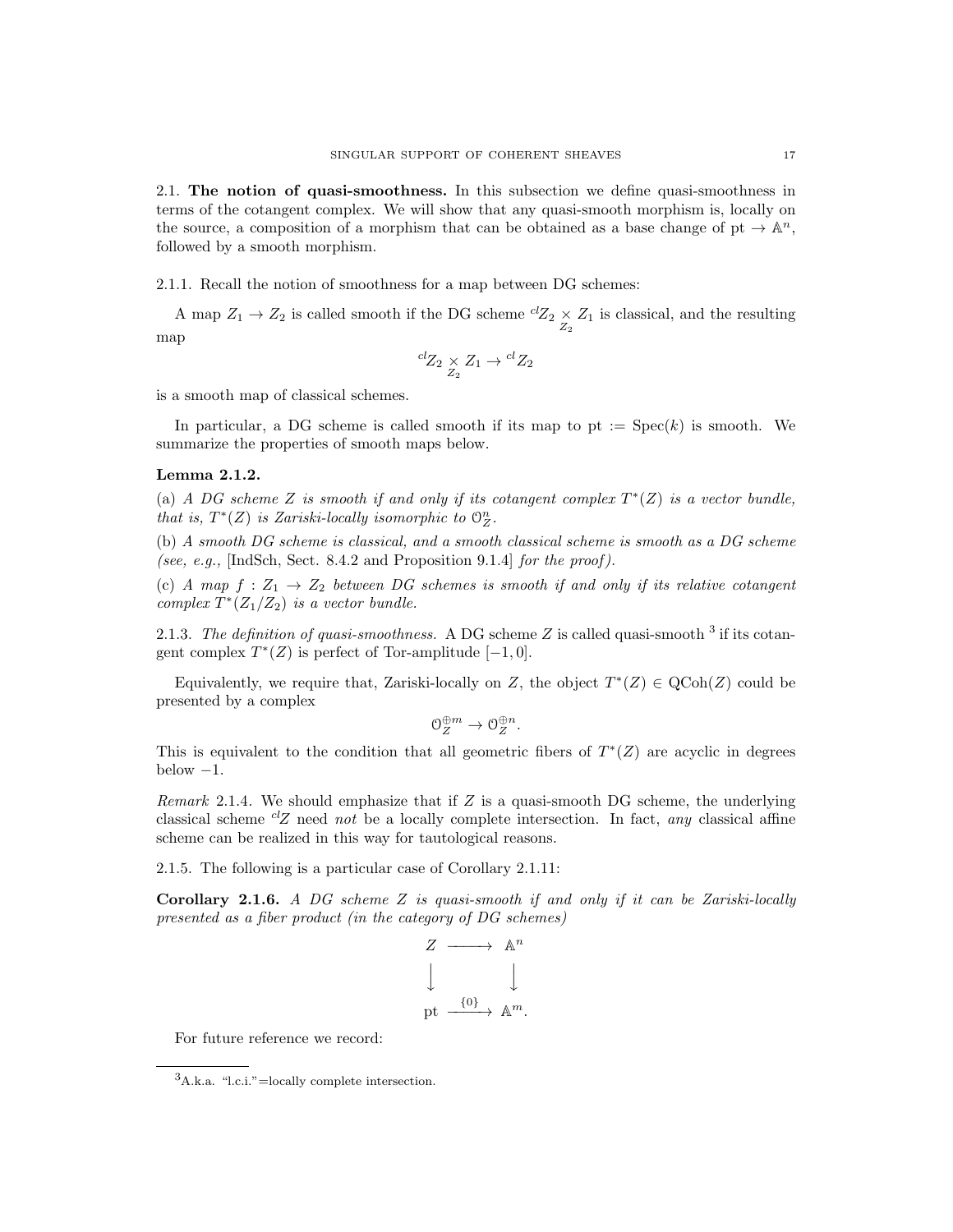## 2.1. The notion of quasi-smoothness.

In this subsection we define quasi-smoothness in terms of the cotangent complex. We will show that any quasi-smooth morphism is, locally on the source, a composition of a morphism that can be obtained as a base change of $\mathrm{pt} \to \mathbb{A}^n$, followed by a smooth morphism.

2.1.1. Recall the notion of smoothness for a map between DG schemes:

A map $Z_1 \to Z_2$ is called smooth if the DG scheme ${}^{cl}Z_2 \underset{Z_2}{\times} Z_1$ is classical, and the resulting map

$$ {}^{cl}Z_2 \underset{Z_2}{\times} Z_1 \to {}^{cl}Z_2 $$

is a smooth map of classical schemes.

In particular, a DG scheme is called smooth if its map to $\mathrm{pt} := \mathrm{Spec}(k)$ is smooth. We summarize the properties of smooth maps below.

**Lemma 2.1.2.**

(a) *A DG scheme $Z$ is smooth if and only if its cotangent complex $T^*(Z)$ is a vector bundle, that is, $T^*(Z)$ is Zariski-locally isomorphic to $\mathcal{O}_Z^n$.*

(b) *A smooth DG scheme is classical, and a smooth classical scheme is smooth as a DG scheme (see, e.g.,* [IndSch, Sect. 8.4.2 and Proposition 9.1.4] *for the proof).*

(c) *A map $f : Z_1 \to Z_2$ between DG schemes is smooth if and only if its relative cotangent complex $T^*(Z_1/Z_2)$ is a vector bundle.*

2.1.3. *The definition of quasi-smoothness.* A DG scheme $Z$ is called quasi-smooth [3] if its cotangent complex $T^*(Z)$ is perfect of Tor-amplitude $[-1, 0]$.

Equivalently, we require that, Zariski-locally on $Z$, the object $T^*(Z) \in \mathrm{QCoh}(Z)$ could be presented by a complex

$$ \mathcal{O}_Z^{\oplus m} \to \mathcal{O}_Z^{\oplus n}. $$

This is equivalent to the condition that all geometric fibers of $T^*(Z)$ are acyclic in degrees below $-1$.

*Remark* 2.1.4. We should emphasize that if $Z$ is a quasi-smooth DG scheme, the underlying classical scheme ${}^{cl}Z$ need *not* be a locally complete intersection. In fact, *any* classical affine scheme can be realized in this way for tautological reasons.

2.1.5. The following is a particular case of Corollary 2.1.11:

**Corollary 2.1.6.** *A DG scheme $Z$ is quasi-smooth if and only if it can be Zariski-locally presented as a fiber product (in the category of DG schemes)*

$$ \begin{array}{ccc} Z & \longrightarrow & \mathbb{A}^n \\ \big\downarrow & & \big\downarrow \\ \mathrm{pt} & \xrightarrow{\{0\}} & \mathbb{A}^m. \end{array} $$

For future reference we record:

[3] A.k.a. "l.c.i."=locally complete intersection.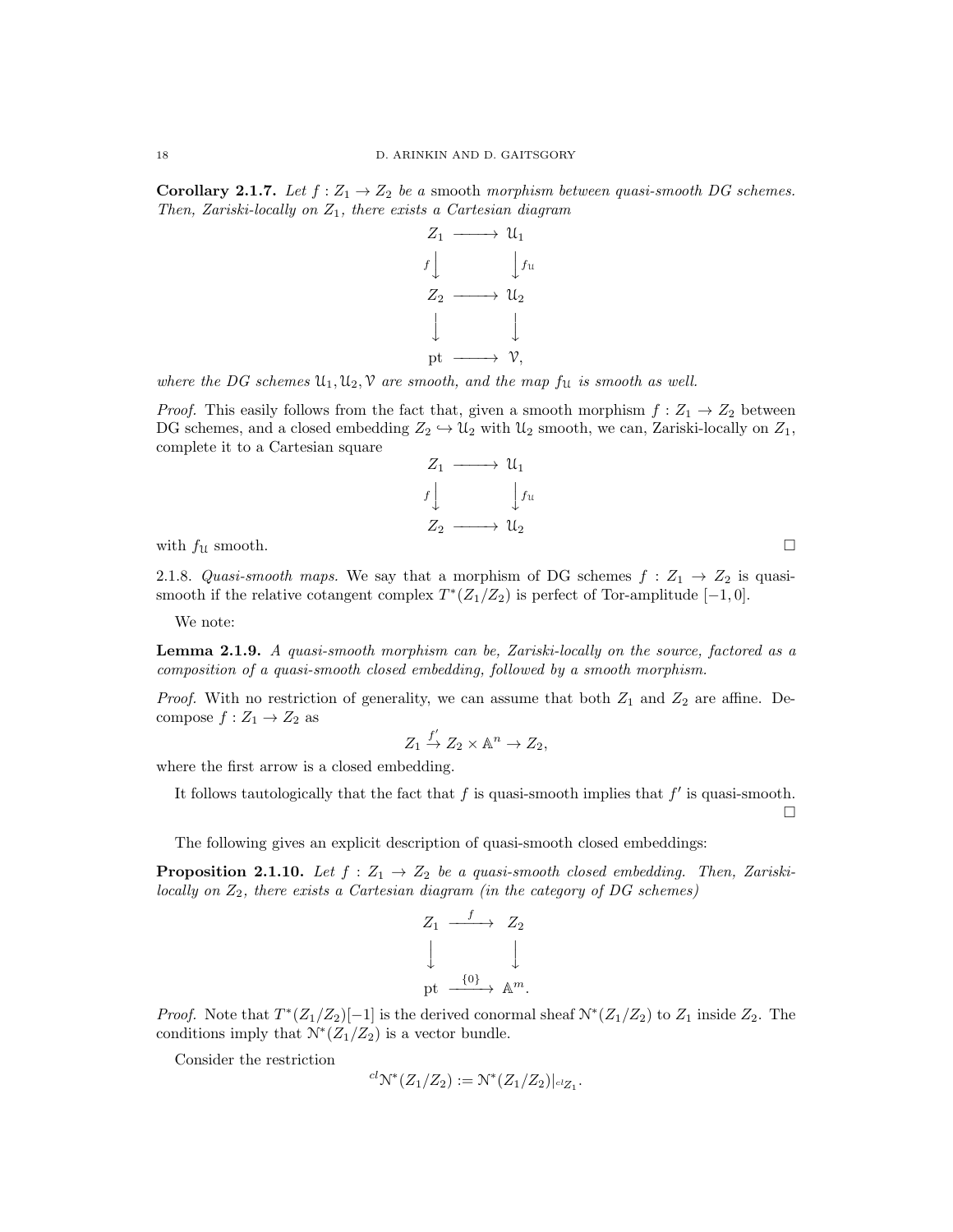**Corollary 2.1.7.** *Let $f : Z_1 \to Z_2$ be a* smooth *morphism between quasi-smooth DG schemes. Then, Zariski-locally on $Z_1$, there exists a Cartesian diagram*

$$
\begin{array}{ccc}
Z_1 & \longrightarrow & \mathcal{U}_1 \\
{\scriptstyle f}\downarrow & & \downarrow{\scriptstyle f_{\mathcal{U}}} \\
Z_2 & \longrightarrow & \mathcal{U}_2 \\
\downarrow & & \downarrow \\
\text{pt} & \longrightarrow & \mathcal{V},
\end{array}
$$

*where the DG schemes $\mathcal{U}_1, \mathcal{U}_2, \mathcal{V}$ are smooth, and the map $f_{\mathcal{U}}$ is smooth as well.*

*Proof.* This easily follows from the fact that, given a smooth morphism $f : Z_1 \to Z_2$ between DG schemes, and a closed embedding $Z_2 \hookrightarrow \mathcal{U}_2$ with $\mathcal{U}_2$ smooth, we can, Zariski-locally on $Z_1$, complete it to a Cartesian square

$$
\begin{array}{ccc}
Z_1 & \longrightarrow & \mathcal{U}_1 \\
{\scriptstyle f}\downarrow & & \downarrow{\scriptstyle f_{\mathcal{U}}} \\
Z_2 & \longrightarrow & \mathcal{U}_2
\end{array}
$$

with $f_{\mathcal{U}}$ smooth. □

2.1.8. *Quasi-smooth maps.* We say that a morphism of DG schemes $f : Z_1 \to Z_2$ is quasi-smooth if the relative cotangent complex $T^*(Z_1/Z_2)$ is perfect of Tor-amplitude $[-1, 0]$.

We note:

**Lemma 2.1.9.** *A quasi-smooth morphism can be, Zariski-locally on the source, factored as a composition of a quasi-smooth closed embedding, followed by a smooth morphism.*

*Proof.* With no restriction of generality, we can assume that both $Z_1$ and $Z_2$ are affine. Decompose $f : Z_1 \to Z_2$ as

$$Z_1 \stackrel{f'}{\to} Z_2 \times \mathbb{A}^n \to Z_2,$$

where the first arrow is a closed embedding.

It follows tautologically that the fact that $f$ is quasi-smooth implies that $f'$ is quasi-smooth. □

The following gives an explicit description of quasi-smooth closed embeddings:

**Proposition 2.1.10.** *Let $f : Z_1 \to Z_2$ be a quasi-smooth closed embedding. Then, Zariski-locally on $Z_2$, there exists a Cartesian diagram (in the category of DG schemes)*

$$
\begin{array}{ccc}
Z_1 & \stackrel{f}{\longrightarrow} & Z_2 \\
\downarrow & & \downarrow \\
\text{pt} & \stackrel{\{0\}}{\longrightarrow} & \mathbb{A}^m.
\end{array}
$$

*Proof.* Note that $T^*(Z_1/Z_2)[-1]$ is the derived conormal sheaf $\mathcal{N}^*(Z_1/Z_2)$ to $Z_1$ inside $Z_2$. The conditions imply that $\mathcal{N}^*(Z_1/Z_2)$ is a vector bundle.

Consider the restriction

$$^{cl}\mathcal{N}^*(Z_1/Z_2) := \mathcal{N}^*(Z_1/Z_2)|_{^{cl}Z_1}.$$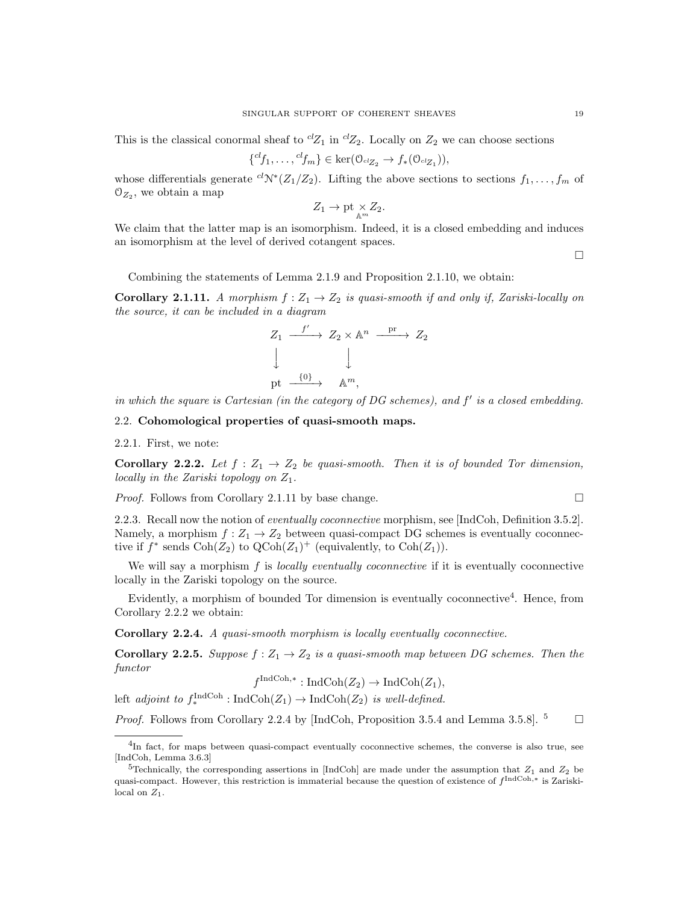This is the classical conormal sheaf to ${}^{cl}Z_1$ in ${}^{cl}Z_2$. Locally on $Z_2$ we can choose sections

$$\{{}^{cl}f_1, \ldots, {}^{cl}f_m\} \in \ker(\mathcal{O}_{{}^{cl}Z_2} \to f_*(\mathcal{O}_{{}^{cl}Z_1})),$$

whose differentials generate ${}^{cl}\mathcal{N}^*(Z_1/Z_2)$. Lifting the above sections to sections $f_1, \ldots, f_m$ of $\mathcal{O}_{Z_2}$, we obtain a map

$$Z_1 \to \text{pt} \underset{\mathbb{A}^m}{\times} Z_2.$$

We claim that the latter map is an isomorphism. Indeed, it is a closed embedding and induces an isomorphism at the level of derived cotangent spaces.

□

Combining the statements of Lemma 2.1.9 and Proposition 2.1.10, we obtain:

**Corollary 2.1.11.** *A morphism $f : Z_1 \to Z_2$ is quasi-smooth if and only if, Zariski-locally on the source, it can be included in a diagram*

$$\begin{array}{ccccc} Z_1 & \xrightarrow{f'} & Z_2 \times \mathbb{A}^n & \xrightarrow{\text{pr}} & Z_2 \\ \downarrow & & \downarrow & & \\ \text{pt} & \xrightarrow{\{0\}} & \mathbb{A}^m, & & \end{array}$$

*in which the square is Cartesian (in the category of DG schemes), and $f'$ is a closed embedding.*

## 2.2. Cohomological properties of quasi-smooth maps.

2.2.1. First, we note:

**Corollary 2.2.2.** *Let $f : Z_1 \to Z_2$ be quasi-smooth. Then it is of bounded Tor dimension, locally in the Zariski topology on $Z_1$.*

*Proof.* Follows from Corollary 2.1.11 by base change. □

2.2.3. Recall now the notion of *eventually coconnective* morphism, see [IndCoh, Definition 3.5.2]. Namely, a morphism $f : Z_1 \to Z_2$ between quasi-compact DG schemes is eventually coconnective if $f^*$ sends $\text{Coh}(Z_2)$ to $\text{QCoh}(Z_1)^+$ (equivalently, to $\text{Coh}(Z_1)$).

We will say a morphism $f$ is *locally eventually coconnective* if it is eventually coconnective locally in the Zariski topology on the source.

Evidently, a morphism of bounded Tor dimension is eventually coconnective[4]. Hence, from Corollary 2.2.2 we obtain:

**Corollary 2.2.4.** *A quasi-smooth morphism is locally eventually coconnective.*

**Corollary 2.2.5.** *Suppose $f : Z_1 \to Z_2$ is a quasi-smooth map between DG schemes. Then the functor*

$$f^{\text{IndCoh},*} : \text{IndCoh}(Z_2) \to \text{IndCoh}(Z_1),$$

*left adjoint to $f_*^{\text{IndCoh}} : \text{IndCoh}(Z_1) \to \text{IndCoh}(Z_2)$ is well-defined.*

*Proof.* Follows from Corollary 2.2.4 by [IndCoh, Proposition 3.5.4 and Lemma 3.5.8]. [5] □

---

[4]In fact, for maps between quasi-compact eventually coconnective schemes, the converse is also true, see [IndCoh, Lemma 3.6.3]

[5]Technically, the corresponding assertions in [IndCoh] are made under the assumption that $Z_1$ and $Z_2$ be quasi-compact. However, this restriction is immaterial because the question of existence of $f^{\text{IndCoh},*}$ is Zariski-local on $Z_1$.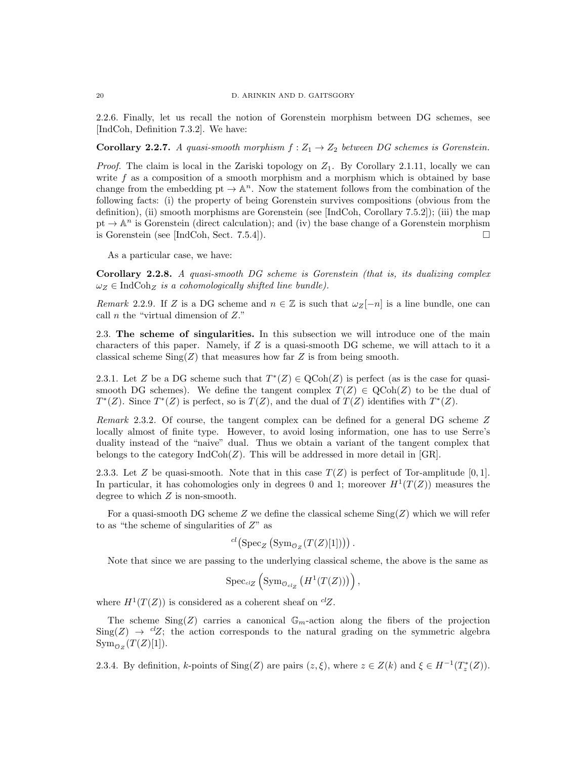2.2.6. Finally, let us recall the notion of Gorenstein morphism between DG schemes, see [IndCoh, Definition 7.3.2]. We have:

**Corollary 2.2.7.** *A quasi-smooth morphism $f : Z_1 \to Z_2$ between DG schemes is Gorenstein.*

*Proof.* The claim is local in the Zariski topology on $Z_1$. By Corollary 2.1.11, locally we can write $f$ as a composition of a smooth morphism and a morphism which is obtained by base change from the embedding $\mathrm{pt} \to \mathbb{A}^n$. Now the statement follows from the combination of the following facts: (i) the property of being Gorenstein survives compositions (obvious from the definition), (ii) smooth morphisms are Gorenstein (see [IndCoh, Corollary 7.5.2]); (iii) the map $\mathrm{pt} \to \mathbb{A}^n$ is Gorenstein (direct calculation); and (iv) the base change of a Gorenstein morphism is Gorenstein (see [IndCoh, Sect. 7.5.4]). □

As a particular case, we have:

**Corollary 2.2.8.** *A quasi-smooth DG scheme is Gorenstein (that is, its dualizing complex $\omega_Z \in \mathrm{IndCoh}_Z$ is a cohomologically shifted line bundle).*

*Remark* 2.2.9. If $Z$ is a DG scheme and $n \in \mathbb{Z}$ is such that $\omega_Z[-n]$ is a line bundle, one can call $n$ the "virtual dimension of $Z$."

## 2.3. The scheme of singularities.

In this subsection we will introduce one of the main characters of this paper. Namely, if $Z$ is a quasi-smooth DG scheme, we will attach to it a classical scheme $\mathrm{Sing}(Z)$ that measures how far $Z$ is from being smooth.

2.3.1. Let $Z$ be a DG scheme such that $T^*(Z) \in \mathrm{QCoh}(Z)$ is perfect (as is the case for quasi-smooth DG schemes). We define the tangent complex $T(Z) \in \mathrm{QCoh}(Z)$ to be the dual of $T^*(Z)$. Since $T^*(Z)$ is perfect, so is $T(Z)$, and the dual of $T(Z)$ identifies with $T^*(Z)$.

*Remark* 2.3.2. Of course, the tangent complex can be defined for a general DG scheme $Z$ locally almost of finite type. However, to avoid losing information, one has to use Serre's duality instead of the "naive" dual. Thus we obtain a variant of the tangent complex that belongs to the category $\mathrm{IndCoh}(Z)$. This will be addressed in more detail in [GR].

2.3.3. Let $Z$ be quasi-smooth. Note that in this case $T(Z)$ is perfect of Tor-amplitude $[0, 1]$. In particular, it has cohomologies only in degrees 0 and 1; moreover $H^1(T(Z))$ measures the degree to which $Z$ is non-smooth.

For a quasi-smooth DG scheme $Z$ we define the classical scheme $\mathrm{Sing}(Z)$ which we will refer to as "the scheme of singularities of $Z$" as

$$^{cl}\big(\mathrm{Spec}_Z\left(\mathrm{Sym}_{\mathcal{O}_Z}(T(Z)[1])\right)\big).$$

Note that since we are passing to the underlying classical scheme, the above is the same as

$$\mathrm{Spec}_{^{cl}Z}\left(\mathrm{Sym}_{\mathcal{O}_{^{cl}Z}}\left(H^1(T(Z))\right)\right),$$

where $H^1(T(Z))$ is considered as a coherent sheaf on $^{cl}Z$.

The scheme $\mathrm{Sing}(Z)$ carries a canonical $\mathbb{G}_m$-action along the fibers of the projection $\mathrm{Sing}(Z) \to {}^{cl}Z$; the action corresponds to the natural grading on the symmetric algebra $\mathrm{Sym}_{\mathcal{O}_Z}(T(Z)[1])$.

2.3.4. By definition, $k$-points of $\mathrm{Sing}(Z)$ are pairs $(z, \xi)$, where $z \in Z(k)$ and $\xi \in H^{-1}(T_z^*(Z))$.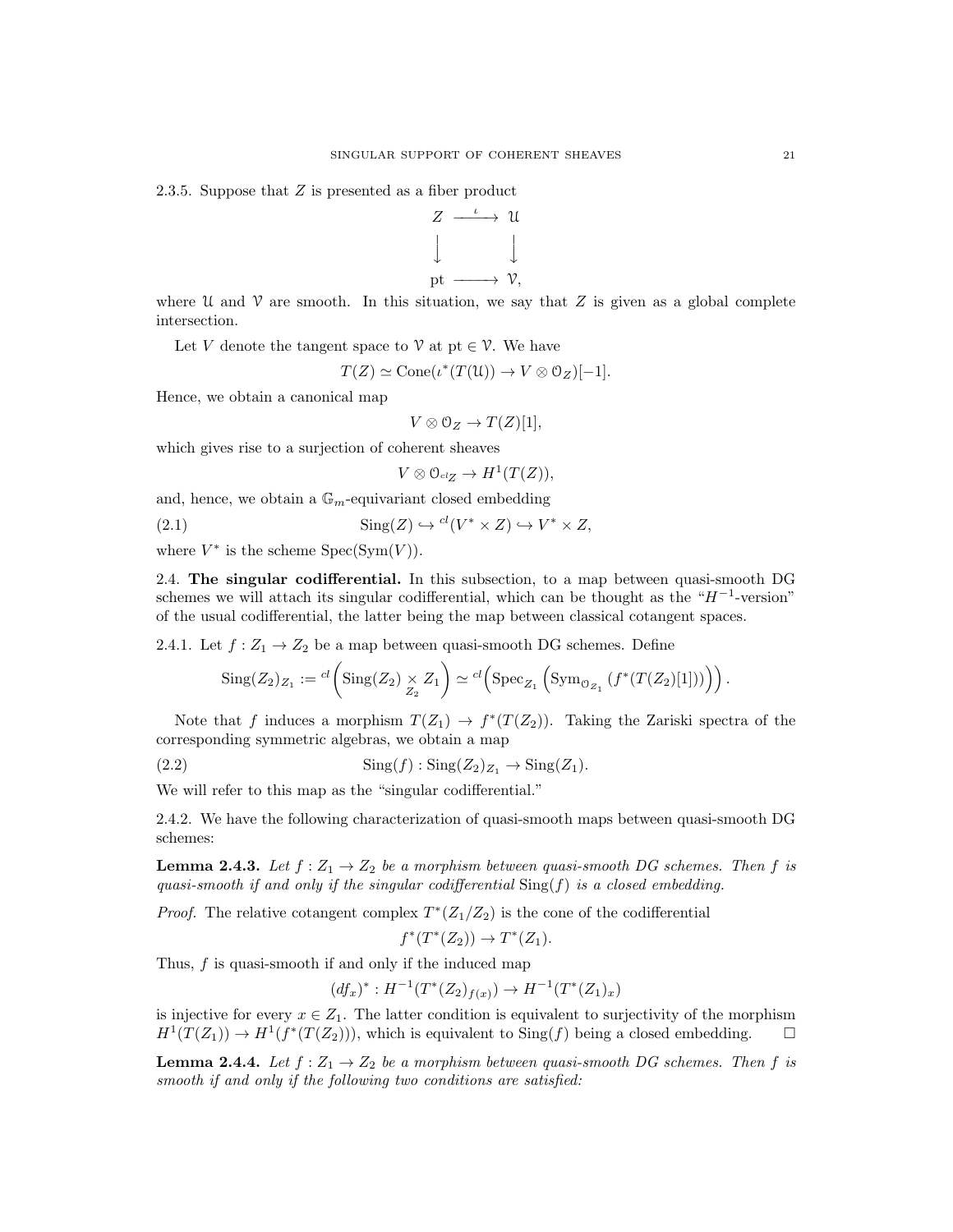2.3.5. Suppose that $Z$ is presented as a fiber product

$$
\begin{array}{ccc}
Z & \xrightarrow{\iota} & \mathcal{U} \\
\downarrow & & \downarrow \\
\mathrm{pt} & \longrightarrow & \mathcal{V},
\end{array}
$$

where $\mathcal{U}$ and $\mathcal{V}$ are smooth. In this situation, we say that $Z$ is given as a global complete intersection.

Let $V$ denote the tangent space to $\mathcal{V}$ at $\mathrm{pt} \in \mathcal{V}$. We have

$$T(Z) \simeq \mathrm{Cone}(\iota^*(T(\mathcal{U})) \to V \otimes \mathcal{O}_Z)[-1].$$

Hence, we obtain a canonical map

$$V \otimes \mathcal{O}_Z \to T(Z)[1],$$

which gives rise to a surjection of coherent sheaves

$$V \otimes \mathcal{O}_{^{cl}Z} \to H^1(T(Z)),$$

and, hence, we obtain a $\mathbb{G}_m$-equivariant closed embedding

$$\mathrm{Sing}(Z) \hookrightarrow {}^{cl}(V^* \times Z) \hookrightarrow V^* \times Z, \tag{2.1}$$

where $V^*$ is the scheme $\mathrm{Spec}(\mathrm{Sym}(V))$.

2.4. **The singular codifferential.** In this subsection, to a map between quasi-smooth DG schemes we will attach its singular codifferential, which can be thought as the "$H^{-1}$-version" of the usual codifferential, the latter being the map between classical cotangent spaces.

2.4.1. Let $f : Z_1 \to Z_2$ be a map between quasi-smooth DG schemes. Define

$$\mathrm{Sing}(Z_2)_{Z_1} := {}^{cl}\Big(\mathrm{Sing}(Z_2) \underset{Z_2}{\times} Z_1\Big) \simeq {}^{cl}\Big(\mathrm{Spec}_{Z_1}\Big(\mathrm{Sym}_{\mathcal{O}_{Z_1}}\left(f^*(T(Z_2)[1])\right)\Big)\Big).$$

Note that $f$ induces a morphism $T(Z_1) \to f^*(T(Z_2))$. Taking the Zariski spectra of the corresponding symmetric algebras, we obtain a map

$$\mathrm{Sing}(f) : \mathrm{Sing}(Z_2)_{Z_1} \to \mathrm{Sing}(Z_1). \tag{2.2}$$

We will refer to this map as the "singular codifferential."

2.4.2. We have the following characterization of quasi-smooth maps between quasi-smooth DG schemes:

**Lemma 2.4.3.** *Let $f : Z_1 \to Z_2$ be a morphism between quasi-smooth DG schemes. Then $f$ is quasi-smooth if and only if the singular codifferential $\mathrm{Sing}(f)$ is a closed embedding.*

*Proof.* The relative cotangent complex $T^*(Z_1/Z_2)$ is the cone of the codifferential

$$f^*(T^*(Z_2)) \to T^*(Z_1).$$

Thus, $f$ is quasi-smooth if and only if the induced map

$$(df_x)^* : H^{-1}(T^*(Z_2)_{f(x)}) \to H^{-1}(T^*(Z_1)_x)$$

is injective for every $x \in Z_1$. The latter condition is equivalent to surjectivity of the morphism $H^1(T(Z_1)) \to H^1(f^*(T(Z_2)))$, which is equivalent to $\mathrm{Sing}(f)$ being a closed embedding. □

**Lemma 2.4.4.** *Let $f : Z_1 \to Z_2$ be a morphism between quasi-smooth DG schemes. Then $f$ is smooth if and only if the following two conditions are satisfied:*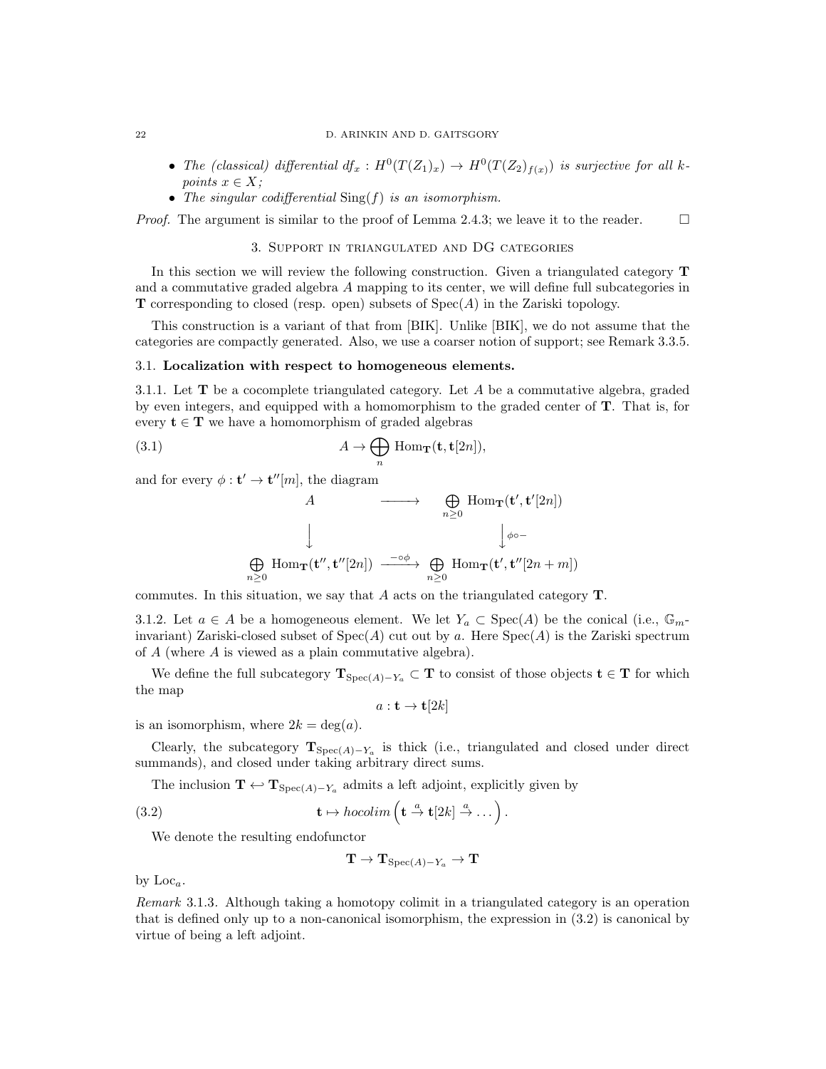- *The (classical) differential $df_x : H^0(T(Z_1)_x) \to H^0(T(Z_2)_{f(x)})$ is surjective for all $k$-points $x \in X$;*
- *The singular codifferential $\mathrm{Sing}(f)$ is an isomorphism.*

*Proof.* The argument is similar to the proof of Lemma 2.4.3; we leave it to the reader. $\square$

## 3. Support in triangulated and DG categories

In this section we will review the following construction. Given a triangulated category $\mathbf{T}$ and a commutative graded algebra $A$ mapping to its center, we will define full subcategories in $\mathbf{T}$ corresponding to closed (resp. open) subsets of $\mathrm{Spec}(A)$ in the Zariski topology.

This construction is a variant of that from [BIK]. Unlike [BIK], we do not assume that the categories are compactly generated. Also, we use a coarser notion of support; see Remark 3.3.5.

### 3.1. Localization with respect to homogeneous elements.

3.1.1. Let $\mathbf{T}$ be a cocomplete triangulated category. Let $A$ be a commutative algebra, graded by even integers, and equipped with a homomorphism to the graded center of $\mathbf{T}$. That is, for every $\mathbf{t} \in \mathbf{T}$ we have a homomorphism of graded algebras

$$A \to \bigoplus_n \mathrm{Hom}_{\mathbf{T}}(\mathbf{t}, \mathbf{t}[2n]), \tag{3.1}$$

and for every $\phi : \mathbf{t}' \to \mathbf{t}''[m]$, the diagram

$$\begin{array}{ccc} A & \longrightarrow & \bigoplus\limits_{n \geq 0} \mathrm{Hom}_{\mathbf{T}}(\mathbf{t}', \mathbf{t}'[2n]) \\ \Big\downarrow & & \Big\downarrow{\scriptstyle \phi \circ -} \\ \bigoplus\limits_{n \geq 0} \mathrm{Hom}_{\mathbf{T}}(\mathbf{t}'', \mathbf{t}''[2n]) & \xrightarrow{-\circ \phi} & \bigoplus\limits_{n \geq 0} \mathrm{Hom}_{\mathbf{T}}(\mathbf{t}', \mathbf{t}''[2n+m]) \end{array}$$

commutes. In this situation, we say that $A$ acts on the triangulated category $\mathbf{T}$.

3.1.2. Let $a \in A$ be a homogeneous element. We let $Y_a \subset \mathrm{Spec}(A)$ be the conical (i.e., $\mathbb{G}_m$-invariant) Zariski-closed subset of $\mathrm{Spec}(A)$ cut out by $a$. Here $\mathrm{Spec}(A)$ is the Zariski spectrum of $A$ (where $A$ is viewed as a plain commutative algebra).

We define the full subcategory $\mathbf{T}_{\mathrm{Spec}(A)-Y_a} \subset \mathbf{T}$ to consist of those objects $\mathbf{t} \in \mathbf{T}$ for which the map

$$a : \mathbf{t} \to \mathbf{t}[2k]$$

is an isomorphism, where $2k = \deg(a)$.

Clearly, the subcategory $\mathbf{T}_{\mathrm{Spec}(A)-Y_a}$ is thick (i.e., triangulated and closed under direct summands), and closed under taking arbitrary direct sums.

The inclusion $\mathbf{T} \hookleftarrow \mathbf{T}_{\mathrm{Spec}(A)-Y_a}$ admits a left adjoint, explicitly given by

$$\mathbf{t} \mapsto \mathit{hocolim}\left(\mathbf{t} \xrightarrow{a} \mathbf{t}[2k] \xrightarrow{a} \dots\right). \tag{3.2}$$

We denote the resulting endofunctor

$$\mathbf{T} \to \mathbf{T}_{\mathrm{Spec}(A)-Y_a} \to \mathbf{T}$$

by $\mathrm{Loc}_a$.

*Remark* 3.1.3. Although taking a homotopy colimit in a triangulated category is an operation that is defined only up to a non-canonical isomorphism, the expression in (3.2) is canonical by virtue of being a left adjoint.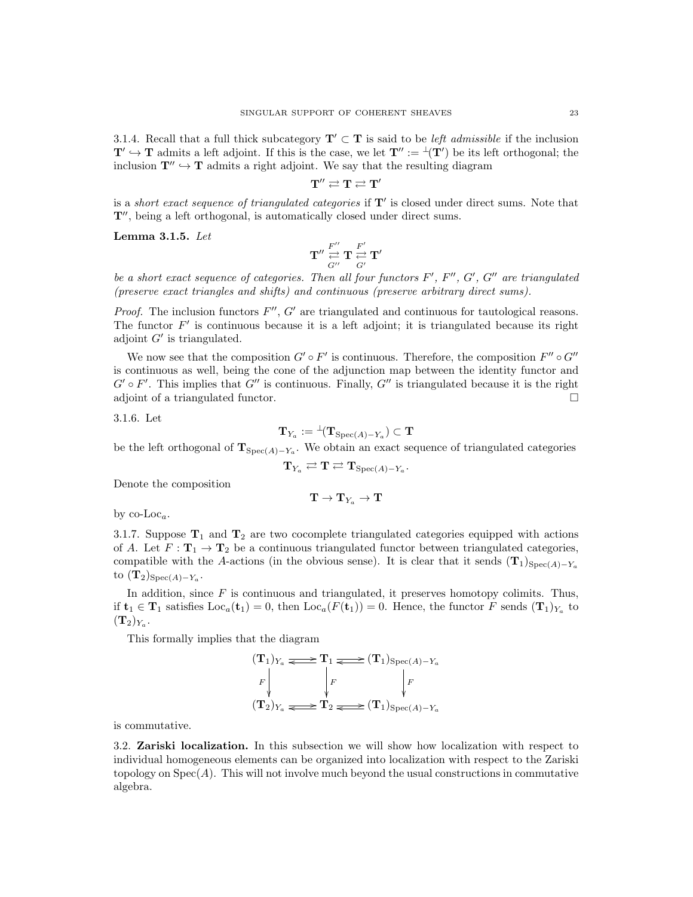3.1.4. Recall that a full thick subcategory $\mathbf{T}' \subset \mathbf{T}$ is said to be *left admissible* if the inclusion $\mathbf{T}' \hookrightarrow \mathbf{T}$ admits a left adjoint. If this is the case, we let $\mathbf{T}'' := {}^{\perp}(\mathbf{T}')$ be its left orthogonal; the inclusion $\mathbf{T}'' \hookrightarrow \mathbf{T}$ admits a right adjoint. We say that the resulting diagram

$$\mathbf{T}'' \rightleftarrows \mathbf{T} \rightleftarrows \mathbf{T}'$$

is a *short exact sequence of triangulated categories* if $\mathbf{T}'$ is closed under direct sums. Note that $\mathbf{T}''$, being a left orthogonal, is automatically closed under direct sums.

**Lemma 3.1.5.** *Let*

$$\mathbf{T}'' \underset{G''}{\overset{F''}{\rightleftarrows}} \mathbf{T} \underset{G'}{\overset{F'}{\rightleftarrows}} \mathbf{T}'$$

*be a short exact sequence of categories. Then all four functors $F'$, $F''$, $G'$, $G''$ are triangulated (preserve exact triangles and shifts) and continuous (preserve arbitrary direct sums).*

*Proof.* The inclusion functors $F''$, $G'$ are triangulated and continuous for tautological reasons. The functor $F'$ is continuous because it is a left adjoint; it is triangulated because its right adjoint $G'$ is triangulated.

We now see that the composition $G' \circ F'$ is continuous. Therefore, the composition $F'' \circ G''$ is continuous as well, being the cone of the adjunction map between the identity functor and $G' \circ F'$. This implies that $G''$ is continuous. Finally, $G''$ is triangulated because it is the right adjoint of a triangulated functor. □

3.1.6. Let

$$\mathbf{T}_{Y_a} := {}^{\perp}(\mathbf{T}_{\mathrm{Spec}(A)-Y_a}) \subset \mathbf{T}$$

be the left orthogonal of $\mathbf{T}_{\mathrm{Spec}(A)-Y_a}$. We obtain an exact sequence of triangulated categories

$$\mathbf{T}_{Y_a} \rightleftarrows \mathbf{T} \rightleftarrows \mathbf{T}_{\mathrm{Spec}(A)-Y_a}.$$

Denote the composition

$$\mathbf{T} \to \mathbf{T}_{Y_a} \to \mathbf{T}$$

by co-$\mathrm{Loc}_a$.

3.1.7. Suppose $\mathbf{T}_1$ and $\mathbf{T}_2$ are two cocomplete triangulated categories equipped with actions of $A$. Let $F : \mathbf{T}_1 \to \mathbf{T}_2$ be a continuous triangulated functor between triangulated categories, compatible with the $A$-actions (in the obvious sense). It is clear that it sends $(\mathbf{T}_1)_{\mathrm{Spec}(A)-Y_a}$ to $(\mathbf{T}_2)_{\mathrm{Spec}(A)-Y_a}$.

In addition, since $F$ is continuous and triangulated, it preserves homotopy colimits. Thus, if $\mathbf{t}_1 \in \mathbf{T}_1$ satisfies $\mathrm{Loc}_a(\mathbf{t}_1) = 0$, then $\mathrm{Loc}_a(F(\mathbf{t}_1)) = 0$. Hence, the functor $F$ sends $(\mathbf{T}_1)_{Y_a}$ to $(\mathbf{T}_2)_{Y_a}$.

This formally implies that the diagram

$$\begin{array}{ccccc}
(\mathbf{T}_1)_{Y_a} & \rightleftarrows & \mathbf{T}_1 & \rightleftarrows & (\mathbf{T}_1)_{\mathrm{Spec}(A)-Y_a} \\
\downarrow{\scriptstyle F} & & \downarrow{\scriptstyle F} & & \downarrow{\scriptstyle F} \\
(\mathbf{T}_2)_{Y_a} & \rightleftarrows & \mathbf{T}_2 & \rightleftarrows & (\mathbf{T}_1)_{\mathrm{Spec}(A)-Y_a}
\end{array}$$

is commutative.

3.2. **Zariski localization.** In this subsection we will show how localization with respect to individual homogeneous elements can be organized into localization with respect to the Zariski topology on $\mathrm{Spec}(A)$. This will not involve much beyond the usual constructions in commutative algebra.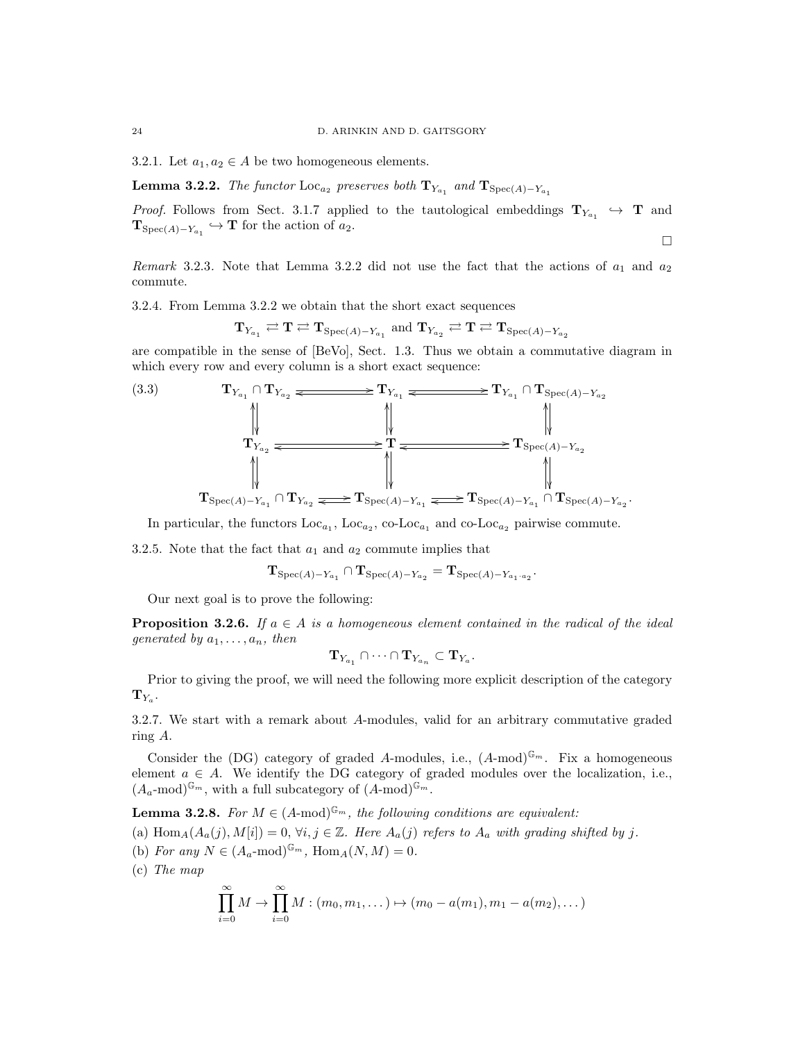3.2.1. Let $a_1, a_2 \in A$ be two homogeneous elements.

**Lemma 3.2.2.** *The functor* $\text{Loc}_{a_2}$ *preserves both* $\mathbf{T}_{Y_{a_1}}$ *and* $\mathbf{T}_{\text{Spec}(A)-Y_{a_1}}$

*Proof.* Follows from Sect. 3.1.7 applied to the tautological embeddings $\mathbf{T}_{Y_{a_1}} \hookrightarrow \mathbf{T}$ and $\mathbf{T}_{\text{Spec}(A)-Y_{a_1}} \hookrightarrow \mathbf{T}$ for the action of $a_2$. □

*Remark* 3.2.3. Note that Lemma 3.2.2 did not use the fact that the actions of $a_1$ and $a_2$ commute.

3.2.4. From Lemma 3.2.2 we obtain that the short exact sequences

$$\mathbf{T}_{Y_{a_1}} \rightleftarrows \mathbf{T} \rightleftarrows \mathbf{T}_{\text{Spec}(A)-Y_{a_1}} \text{ and } \mathbf{T}_{Y_{a_2}} \rightleftarrows \mathbf{T} \rightleftarrows \mathbf{T}_{\text{Spec}(A)-Y_{a_2}}$$

are compatible in the sense of [BeVo], Sect. 1.3. Thus we obtain a commutative diagram in which every row and every column is a short exact sequence:

$$\begin{array}{ccccc}
\mathbf{T}_{Y_{a_1}} \cap \mathbf{T}_{Y_{a_2}} & \rightleftarrows & \mathbf{T}_{Y_{a_1}} & \rightleftarrows & \mathbf{T}_{Y_{a_1}} \cap \mathbf{T}_{\text{Spec}(A)-Y_{a_2}} \\
\updownarrows & & \updownarrows & & \updownarrows \\
\mathbf{T}_{Y_{a_2}} & \rightleftarrows & \mathbf{T} & \rightleftarrows & \mathbf{T}_{\text{Spec}(A)-Y_{a_2}} \\
\updownarrows & & \updownarrows & & \updownarrows \\
\mathbf{T}_{\text{Spec}(A)-Y_{a_1}} \cap \mathbf{T}_{Y_{a_2}} & \rightleftarrows & \mathbf{T}_{\text{Spec}(A)-Y_{a_1}} & \rightleftarrows & \mathbf{T}_{\text{Spec}(A)-Y_{a_1}} \cap \mathbf{T}_{\text{Spec}(A)-Y_{a_2}}.
\end{array} \tag{3.3}$$

In particular, the functors $\text{Loc}_{a_1}$, $\text{Loc}_{a_2}$, co-$\text{Loc}_{a_1}$ and co-$\text{Loc}_{a_2}$ pairwise commute.

3.2.5. Note that the fact that $a_1$ and $a_2$ commute implies that

$$\mathbf{T}_{\text{Spec}(A)-Y_{a_1}} \cap \mathbf{T}_{\text{Spec}(A)-Y_{a_2}} = \mathbf{T}_{\text{Spec}(A)-Y_{a_1 \cdot a_2}}.$$

Our next goal is to prove the following:

**Proposition 3.2.6.** *If $a \in A$ is a homogeneous element contained in the radical of the ideal generated by $a_1, \ldots, a_n$, then*

$$\mathbf{T}_{Y_{a_1}} \cap \cdots \cap \mathbf{T}_{Y_{a_n}} \subset \mathbf{T}_{Y_a}.$$

Prior to giving the proof, we will need the following more explicit description of the category $\mathbf{T}_{Y_a}$.

3.2.7. We start with a remark about $A$-modules, valid for an arbitrary commutative graded ring $A$.

Consider the (DG) category of graded $A$-modules, i.e., $(A\text{-mod})^{\mathbb{G}_m}$. Fix a homogeneous element $a \in A$. We identify the DG category of graded modules over the localization, i.e., $(A_a\text{-mod})^{\mathbb{G}_m}$, with a full subcategory of $(A\text{-mod})^{\mathbb{G}_m}$.

**Lemma 3.2.8.** *For $M \in (A\text{-mod})^{\mathbb{G}_m}$, the following conditions are equivalent:*

(a) $\text{Hom}_A(A_a(j), M[i]) = 0$, $\forall i, j \in \mathbb{Z}$. *Here $A_a(j)$ refers to $A_a$ with grading shifted by $j$.*

(b) *For any $N \in (A_a\text{-mod})^{\mathbb{G}_m}$, $\text{Hom}_A(N, M) = 0$.*

(c) *The map*

$$\prod_{i=0}^{\infty} M \to \prod_{i=0}^{\infty} M : (m_0, m_1, \ldots) \mapsto (m_0 - a(m_1), m_1 - a(m_2), \ldots)$$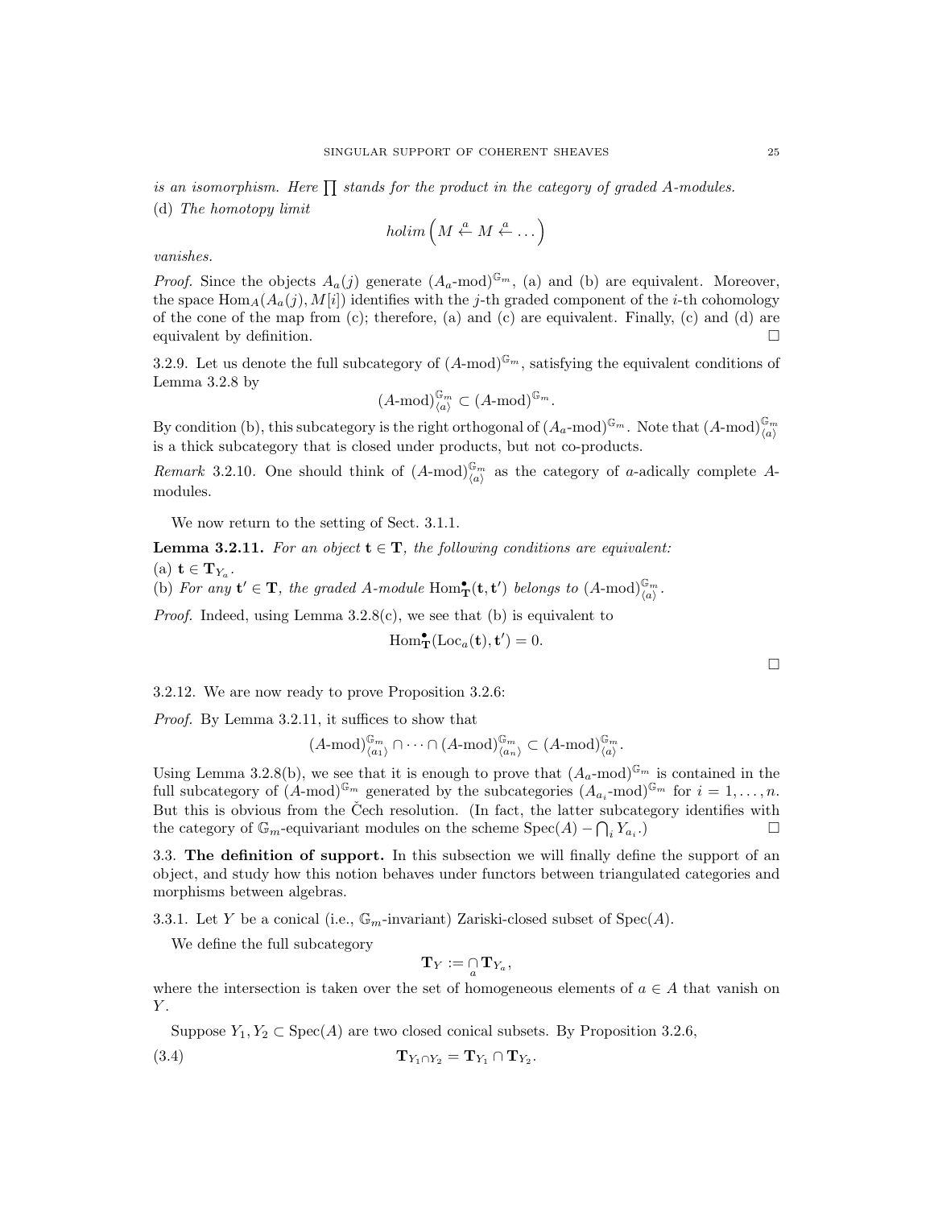*is an isomorphism. Here* $\prod$ *stands for the product in the category of graded A-modules.*

(d) *The homotopy limit*

$$holim\left(M \overset{a}{\leftarrow} M \overset{a}{\leftarrow} \dots\right)$$

*vanishes.*

*Proof.* Since the objects $A_a(j)$ generate $(A_a\text{-mod})^{\mathbb{G}_m}$, (a) and (b) are equivalent. Moreover, the space $\operatorname{Hom}_A(A_a(j), M[i])$ identifies with the $j$-th graded component of the $i$-th cohomology of the cone of the map from (c); therefore, (a) and (c) are equivalent. Finally, (c) and (d) are equivalent by definition. □

3.2.9. Let us denote the full subcategory of $(A\text{-mod})^{\mathbb{G}_m}$, satisfying the equivalent conditions of Lemma 3.2.8 by

$$(A\text{-mod})^{\mathbb{G}_m}_{\langle a \rangle} \subset (A\text{-mod})^{\mathbb{G}_m}.$$

By condition (b), this subcategory is the right orthogonal of $(A_a\text{-mod})^{\mathbb{G}_m}$. Note that $(A\text{-mod})^{\mathbb{G}_m}_{\langle a \rangle}$ is a thick subcategory that is closed under products, but not co-products.

*Remark* 3.2.10. One should think of $(A\text{-mod})^{\mathbb{G}_m}_{\langle a \rangle}$ as the category of $a$-adically complete $A$-modules.

We now return to the setting of Sect. 3.1.1.

**Lemma 3.2.11.** *For an object* $\mathbf{t} \in \mathbf{T}$*, the following conditions are equivalent:*

(a) $\mathbf{t} \in \mathbf{T}_{Y_a}$.

(b) *For any* $\mathbf{t}' \in \mathbf{T}$*, the graded A-module* $\operatorname{Hom}^\bullet_{\mathbf{T}}(\mathbf{t}, \mathbf{t}')$ *belongs to* $(A\text{-mod})^{\mathbb{G}_m}_{\langle a \rangle}$.

*Proof.* Indeed, using Lemma 3.2.8(c), we see that (b) is equivalent to

$$\operatorname{Hom}^\bullet_{\mathbf{T}}(\operatorname{Loc}_a(\mathbf{t}), \mathbf{t}') = 0.$$

□

3.2.12. We are now ready to prove Proposition 3.2.6:

*Proof.* By Lemma 3.2.11, it suffices to show that

$$(A\text{-mod})^{\mathbb{G}_m}_{\langle a_1 \rangle} \cap \dots \cap (A\text{-mod})^{\mathbb{G}_m}_{\langle a_n \rangle} \subset (A\text{-mod})^{\mathbb{G}_m}_{\langle a \rangle}.$$

Using Lemma 3.2.8(b), we see that it is enough to prove that $(A_a\text{-mod})^{\mathbb{G}_m}$ is contained in the full subcategory of $(A\text{-mod})^{\mathbb{G}_m}$ generated by the subcategories $(A_{a_i}\text{-mod})^{\mathbb{G}_m}$ for $i = 1, \dots, n$. But this is obvious from the Čech resolution. (In fact, the latter subcategory identifies with the category of $\mathbb{G}_m$-equivariant modules on the scheme $\operatorname{Spec}(A) - \bigcap_i Y_{a_i}$.) □

### 3.3. The definition of support.

In this subsection we will finally define the support of an object, and study how this notion behaves under functors between triangulated categories and morphisms between algebras.

3.3.1. Let $Y$ be a conical (i.e., $\mathbb{G}_m$-invariant) Zariski-closed subset of $\operatorname{Spec}(A)$.

We define the full subcategory

$$\mathbf{T}_Y := \underset{a}{\cap} \mathbf{T}_{Y_a},$$

where the intersection is taken over the set of homogeneous elements of $a \in A$ that vanish on $Y$.

Suppose $Y_1, Y_2 \subset \operatorname{Spec}(A)$ are two closed conical subsets. By Proposition 3.2.6,

$$\mathbf{T}_{Y_1 \cap Y_2} = \mathbf{T}_{Y_1} \cap \mathbf{T}_{Y_2}. \tag{3.4}$$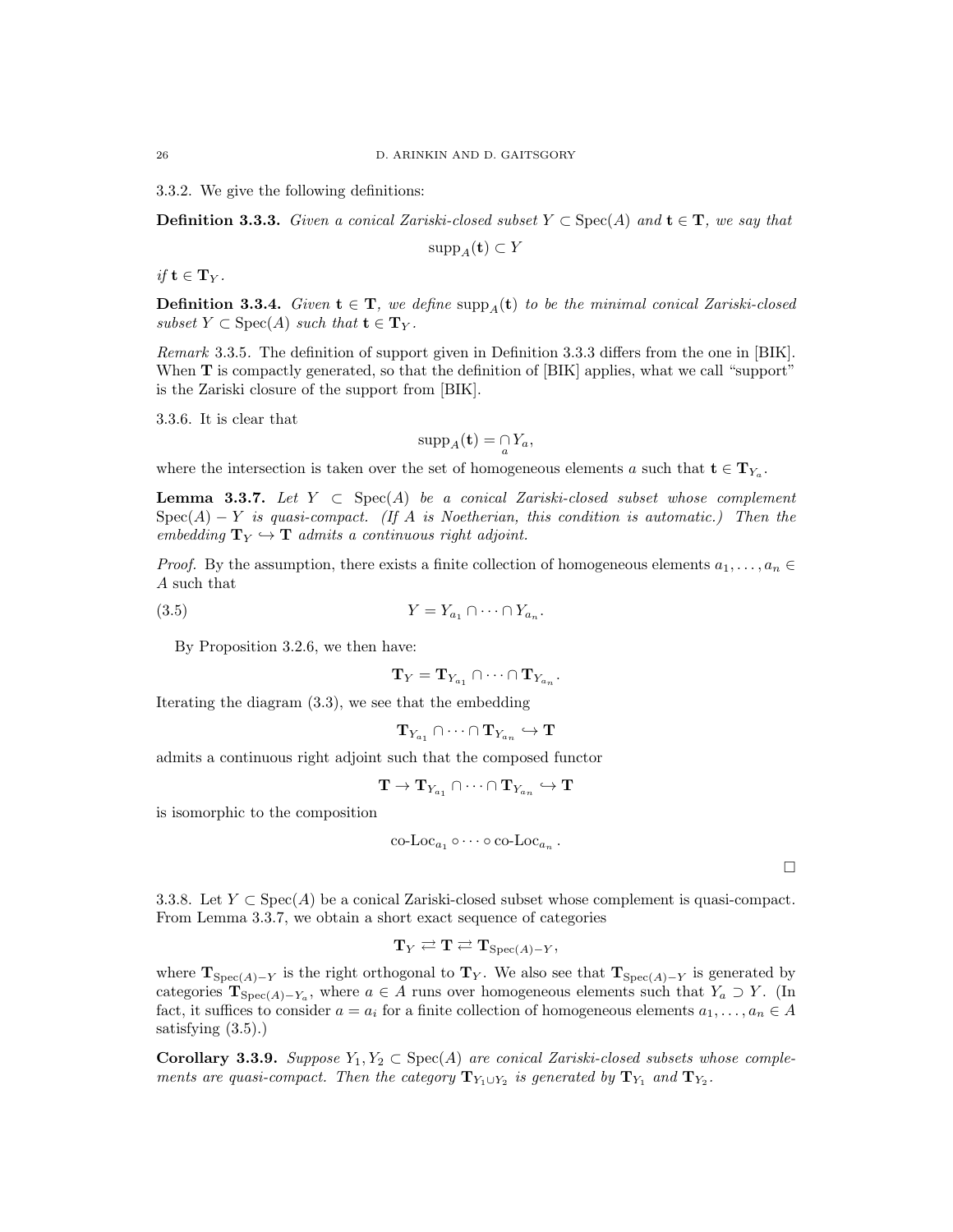3.3.2. We give the following definitions:

**Definition 3.3.3.** *Given a conical Zariski-closed subset $Y \subset \operatorname{Spec}(A)$ and $\mathbf{t} \in \mathbf{T}$, we say that*

$$\operatorname{supp}_A(\mathbf{t}) \subset Y$$

*if $\mathbf{t} \in \mathbf{T}_Y$.*

**Definition 3.3.4.** *Given $\mathbf{t} \in \mathbf{T}$, we define $\operatorname{supp}_A(\mathbf{t})$ to be the minimal conical Zariski-closed subset $Y \subset \operatorname{Spec}(A)$ such that $\mathbf{t} \in \mathbf{T}_Y$.*

*Remark* 3.3.5. The definition of support given in Definition 3.3.3 differs from the one in [BIK]. When $\mathbf{T}$ is compactly generated, so that the definition of [BIK] applies, what we call "support" is the Zariski closure of the support from [BIK].

3.3.6. It is clear that

$$\operatorname{supp}_A(\mathbf{t}) = \underset{a}{\cap} Y_a,$$

where the intersection is taken over the set of homogeneous elements $a$ such that $\mathbf{t} \in \mathbf{T}_{Y_a}$.

**Lemma 3.3.7.** *Let $Y \subset \operatorname{Spec}(A)$ be a conical Zariski-closed subset whose complement $\operatorname{Spec}(A) - Y$ is quasi-compact. (If $A$ is Noetherian, this condition is automatic.) Then the embedding $\mathbf{T}_Y \hookrightarrow \mathbf{T}$ admits a continuous right adjoint.*

*Proof.* By the assumption, there exists a finite collection of homogeneous elements $a_1, \ldots, a_n \in A$ such that

$$Y = Y_{a_1} \cap \cdots \cap Y_{a_n}. \tag{3.5}$$

By Proposition 3.2.6, we then have:

$$\mathbf{T}_Y = \mathbf{T}_{Y_{a_1}} \cap \cdots \cap \mathbf{T}_{Y_{a_n}}.$$

Iterating the diagram (3.3), we see that the embedding

$$\mathbf{T}_{Y_{a_1}} \cap \cdots \cap \mathbf{T}_{Y_{a_n}} \hookrightarrow \mathbf{T}$$

admits a continuous right adjoint such that the composed functor

$$\mathbf{T} \to \mathbf{T}_{Y_{a_1}} \cap \cdots \cap \mathbf{T}_{Y_{a_n}} \hookrightarrow \mathbf{T}$$

is isomorphic to the composition

$$\text{co-Loc}_{a_1} \circ \cdots \circ \text{co-Loc}_{a_n}.$$

$\square$

3.3.8. Let $Y \subset \operatorname{Spec}(A)$ be a conical Zariski-closed subset whose complement is quasi-compact. From Lemma 3.3.7, we obtain a short exact sequence of categories

$$\mathbf{T}_Y \rightleftarrows \mathbf{T} \rightleftarrows \mathbf{T}_{\operatorname{Spec}(A)-Y},$$

where $\mathbf{T}_{\operatorname{Spec}(A)-Y}$ is the right orthogonal to $\mathbf{T}_Y$. We also see that $\mathbf{T}_{\operatorname{Spec}(A)-Y}$ is generated by categories $\mathbf{T}_{\operatorname{Spec}(A)-Y_a}$, where $a \in A$ runs over homogeneous elements such that $Y_a \supset Y$. (In fact, it suffices to consider $a = a_i$ for a finite collection of homogeneous elements $a_1, \ldots, a_n \in A$ satisfying (3.5).)

**Corollary 3.3.9.** *Suppose $Y_1, Y_2 \subset \operatorname{Spec}(A)$ are conical Zariski-closed subsets whose complements are quasi-compact. Then the category $\mathbf{T}_{Y_1 \cup Y_2}$ is generated by $\mathbf{T}_{Y_1}$ and $\mathbf{T}_{Y_2}$.*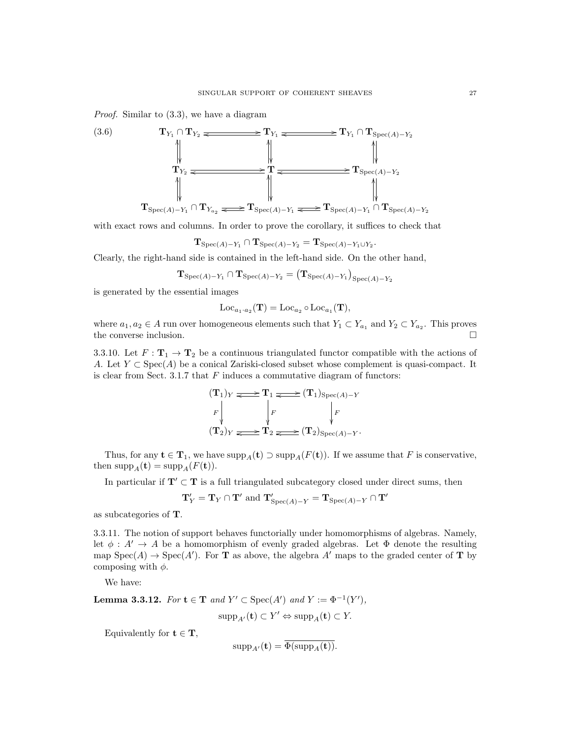*Proof.* Similar to (3.3), we have a diagram

$$
\begin{array}{ccccc}
\mathbf{T}_{Y_1} \cap \mathbf{T}_{Y_2} & \rightleftarrows & \mathbf{T}_{Y_1} & \rightleftarrows & \mathbf{T}_{Y_1} \cap \mathbf{T}_{\mathrm{Spec}(A)-Y_2} \\
\updownarrows & & \updownarrows & & \updownarrows \\
\mathbf{T}_{Y_2} & \rightleftarrows & \mathbf{T} & \rightleftarrows & \mathbf{T}_{\mathrm{Spec}(A)-Y_2} \\
\updownarrows & & \updownarrows & & \updownarrows \\
\mathbf{T}_{\mathrm{Spec}(A)-Y_1} \cap \mathbf{T}_{Y_{a_2}} & \rightleftarrows & \mathbf{T}_{\mathrm{Spec}(A)-Y_1} & \rightleftarrows & \mathbf{T}_{\mathrm{Spec}(A)-Y_1} \cap \mathbf{T}_{\mathrm{Spec}(A)-Y_2}
\end{array}
\tag{3.6}
$$

with exact rows and columns. In order to prove the corollary, it suffices to check that

$$\mathbf{T}_{\mathrm{Spec}(A)-Y_1} \cap \mathbf{T}_{\mathrm{Spec}(A)-Y_2} = \mathbf{T}_{\mathrm{Spec}(A)-Y_1 \cup Y_2}.$$

Clearly, the right-hand side is contained in the left-hand side. On the other hand,

$$\mathbf{T}_{\mathrm{Spec}(A)-Y_1} \cap \mathbf{T}_{\mathrm{Spec}(A)-Y_2} = \left(\mathbf{T}_{\mathrm{Spec}(A)-Y_1}\right)_{\mathrm{Spec}(A)-Y_2}$$

is generated by the essential images

$$\mathrm{Loc}_{a_1 \cdot a_2}(\mathbf{T}) = \mathrm{Loc}_{a_2} \circ \mathrm{Loc}_{a_1}(\mathbf{T}),$$

where $a_1, a_2 \in A$ run over homogeneous elements such that $Y_1 \subset Y_{a_1}$ and $Y_2 \subset Y_{a_2}$. This proves the converse inclusion. $\square$

3.3.10. Let $F : \mathbf{T}_1 \to \mathbf{T}_2$ be a continuous triangulated functor compatible with the actions of $A$. Let $Y \subset \mathrm{Spec}(A)$ be a conical Zariski-closed subset whose complement is quasi-compact. It is clear from Sect. 3.1.7 that $F$ induces a commutative diagram of functors:

$$
\begin{array}{ccccc}
(\mathbf{T}_1)_Y & \rightleftarrows & \mathbf{T}_1 & \rightleftarrows & (\mathbf{T}_1)_{\mathrm{Spec}(A)-Y} \\
\downarrow F & & \downarrow F & & \downarrow F \\
(\mathbf{T}_2)_Y & \rightleftarrows & \mathbf{T}_2 & \rightleftarrows & (\mathbf{T}_2)_{\mathrm{Spec}(A)-Y}.
\end{array}
$$

Thus, for any $\mathbf{t} \in \mathbf{T}_1$, we have $\mathrm{supp}_A(\mathbf{t}) \supset \mathrm{supp}_A(F(\mathbf{t}))$. If we assume that $F$ is conservative, then $\mathrm{supp}_A(\mathbf{t}) = \mathrm{supp}_A(F(\mathbf{t}))$.

In particular if $\mathbf{T}' \subset \mathbf{T}$ is a full triangulated subcategory closed under direct sums, then

$$\mathbf{T}'_Y = \mathbf{T}_Y \cap \mathbf{T}' \text{ and } \mathbf{T}'_{\mathrm{Spec}(A)-Y} = \mathbf{T}_{\mathrm{Spec}(A)-Y} \cap \mathbf{T}'$$

as subcategories of $\mathbf{T}$.

3.3.11. The notion of support behaves functorially under homomorphisms of algebras. Namely, let $\phi : A' \to A$ be a homomorphism of evenly graded algebras. Let $\Phi$ denote the resulting map $\mathrm{Spec}(A) \to \mathrm{Spec}(A')$. For $\mathbf{T}$ as above, the algebra $A'$ maps to the graded center of $\mathbf{T}$ by composing with $\phi$.

We have:

**Lemma 3.3.12.** *For $\mathbf{t} \in \mathbf{T}$ and $Y' \subset \mathrm{Spec}(A')$ and $Y := \Phi^{-1}(Y')$,*

$$\mathrm{supp}_{A'}(\mathbf{t}) \subset Y' \Leftrightarrow \mathrm{supp}_A(\mathbf{t}) \subset Y.$$

Equivalently for $\mathbf{t} \in \mathbf{T}$,

$$\mathrm{supp}_{A'}(\mathbf{t}) = \overline{\Phi(\mathrm{supp}_A(\mathbf{t}))}.$$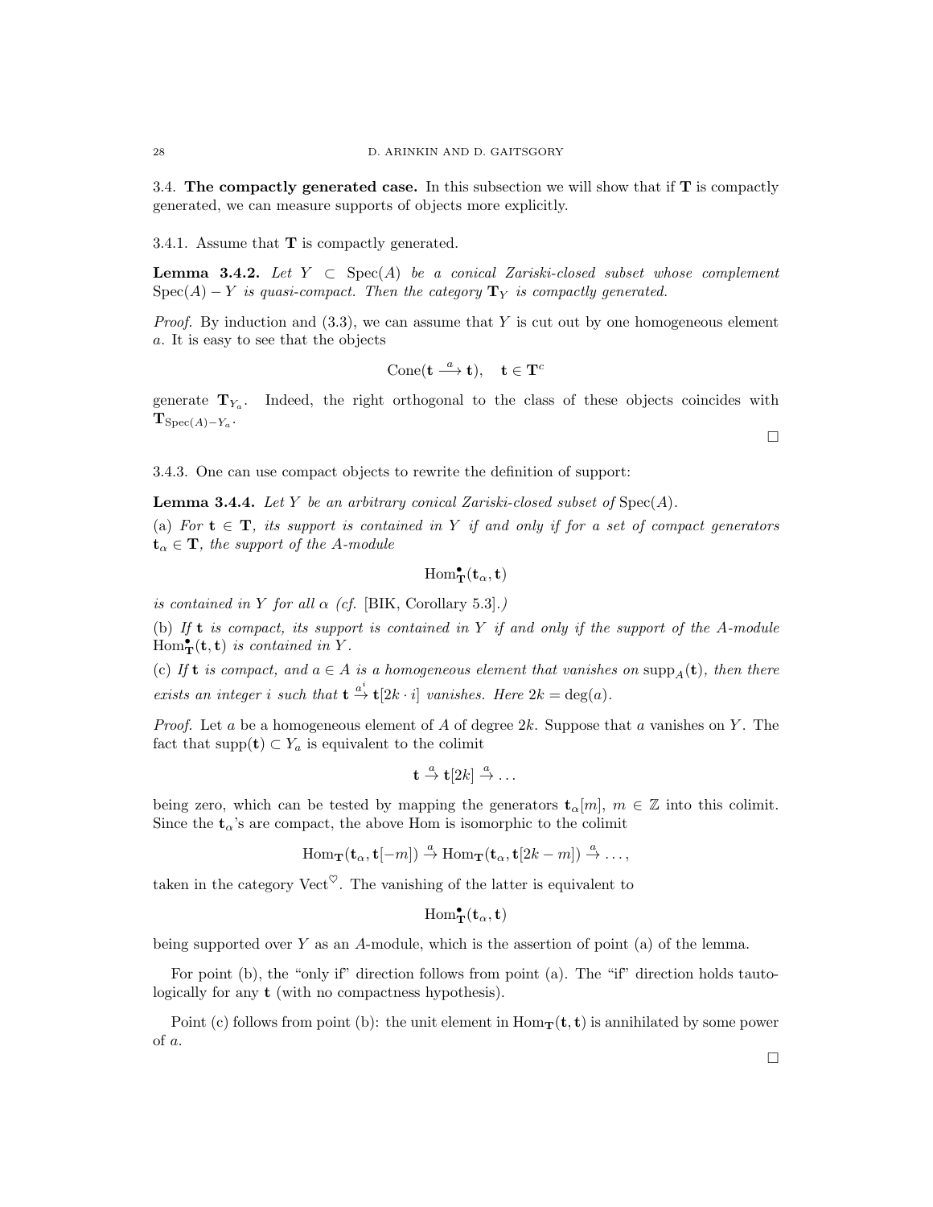3.4. **The compactly generated case.** In this subsection we will show that if $\mathbf{T}$ is compactly generated, we can measure supports of objects more explicitly.

3.4.1. Assume that $\mathbf{T}$ is compactly generated.

**Lemma 3.4.2.** *Let $Y \subset \operatorname{Spec}(A)$ be a conical Zariski-closed subset whose complement $\operatorname{Spec}(A) - Y$ is quasi-compact. Then the category $\mathbf{T}_Y$ is compactly generated.*

*Proof.* By induction and (3.3), we can assume that $Y$ is cut out by one homogeneous element $a$. It is easy to see that the objects

$$\operatorname{Cone}(\mathbf{t} \xrightarrow{a} \mathbf{t}), \quad \mathbf{t} \in \mathbf{T}^c$$

generate $\mathbf{T}_{Y_a}$. Indeed, the right orthogonal to the class of these objects coincides with $\mathbf{T}_{\operatorname{Spec}(A)-Y_a}$.

□

3.4.3. One can use compact objects to rewrite the definition of support:

**Lemma 3.4.4.** *Let $Y$ be an arbitrary conical Zariski-closed subset of $\operatorname{Spec}(A)$.*

(a) *For $\mathbf{t} \in \mathbf{T}$, its support is contained in $Y$ if and only if for a set of compact generators $\mathbf{t}_\alpha \in \mathbf{T}$, the support of the $A$-module*

$$\operatorname{Hom}^\bullet_{\mathbf{T}}(\mathbf{t}_\alpha, \mathbf{t})$$

*is contained in $Y$ for all $\alpha$ (cf. [BIK, Corollary 5.3].)*

(b) *If $\mathbf{t}$ is compact, its support is contained in $Y$ if and only if the support of the $A$-module $\operatorname{Hom}^\bullet_{\mathbf{T}}(\mathbf{t}, \mathbf{t})$ is contained in $Y$.*

(c) *If $\mathbf{t}$ is compact, and $a \in A$ is a homogeneous element that vanishes on $\operatorname{supp}_A(\mathbf{t})$, then there exists an integer $i$ such that $\mathbf{t} \overset{a^i}{\to} \mathbf{t}[2k \cdot i]$ vanishes. Here $2k = \deg(a)$.*

*Proof.* Let $a$ be a homogeneous element of $A$ of degree $2k$. Suppose that $a$ vanishes on $Y$. The fact that $\operatorname{supp}(\mathbf{t}) \subset Y_a$ is equivalent to the colimit

$$\mathbf{t} \overset{a}{\to} \mathbf{t}[2k] \overset{a}{\to} \ldots$$

being zero, which can be tested by mapping the generators $\mathbf{t}_\alpha[m]$, $m \in \mathbb{Z}$ into this colimit. Since the $\mathbf{t}_\alpha$'s are compact, the above Hom is isomorphic to the colimit

$$\operatorname{Hom}_{\mathbf{T}}(\mathbf{t}_\alpha, \mathbf{t}[-m]) \overset{a}{\to} \operatorname{Hom}_{\mathbf{T}}(\mathbf{t}_\alpha, \mathbf{t}[2k-m]) \overset{a}{\to} \ldots,$$

taken in the category $\operatorname{Vect}^\heartsuit$. The vanishing of the latter is equivalent to

$$\operatorname{Hom}^\bullet_{\mathbf{T}}(\mathbf{t}_\alpha, \mathbf{t})$$

being supported over $Y$ as an $A$-module, which is the assertion of point (a) of the lemma.

For point (b), the "only if" direction follows from point (a). The "if" direction holds tautologically for any $\mathbf{t}$ (with no compactness hypothesis).

Point (c) follows from point (b): the unit element in $\operatorname{Hom}_{\mathbf{T}}(\mathbf{t}, \mathbf{t})$ is annihilated by some power of $a$.

□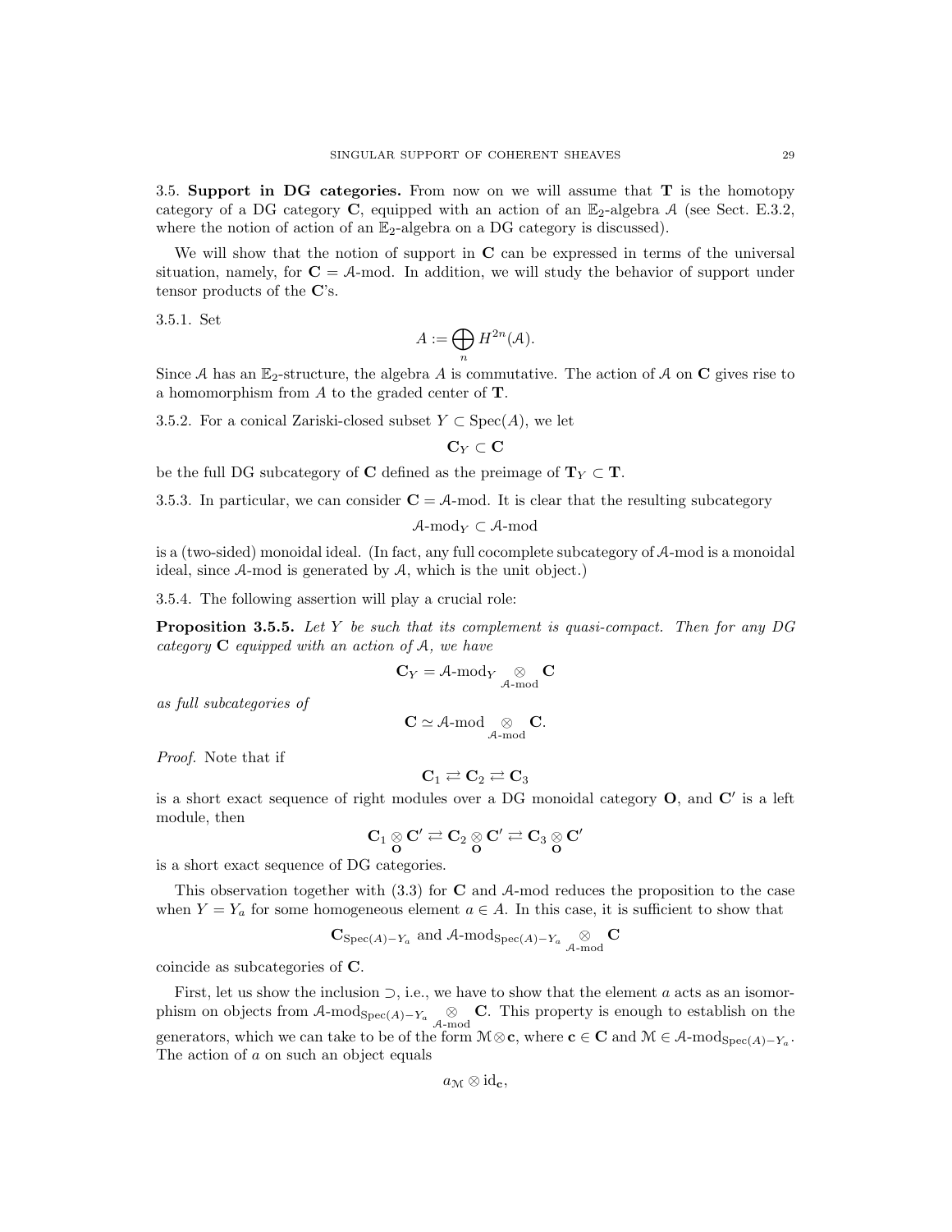3.5. **Support in DG categories.** From now on we will assume that $\mathbf{T}$ is the homotopy category of a DG category $\mathbf{C}$, equipped with an action of an $\mathbb{E}_2$-algebra $\mathcal{A}$ (see Sect. E.3.2, where the notion of action of an $\mathbb{E}_2$-algebra on a DG category is discussed).

We will show that the notion of support in $\mathbf{C}$ can be expressed in terms of the universal situation, namely, for $\mathbf{C} = \mathcal{A}\text{-mod}$. In addition, we will study the behavior of support under tensor products of the $\mathbf{C}$'s.

3.5.1. Set

$$A := \bigoplus_n H^{2n}(\mathcal{A}).$$

Since $\mathcal{A}$ has an $\mathbb{E}_2$-structure, the algebra $A$ is commutative. The action of $\mathcal{A}$ on $\mathbf{C}$ gives rise to a homomorphism from $A$ to the graded center of $\mathbf{T}$.

3.5.2. For a conical Zariski-closed subset $Y \subset \operatorname{Spec}(A)$, we let

$$\mathbf{C}_Y \subset \mathbf{C}$$

be the full DG subcategory of $\mathbf{C}$ defined as the preimage of $\mathbf{T}_Y \subset \mathbf{T}$.

3.5.3. In particular, we can consider $\mathbf{C} = \mathcal{A}\text{-mod}$. It is clear that the resulting subcategory

$$\mathcal{A}\text{-mod}_Y \subset \mathcal{A}\text{-mod}$$

is a (two-sided) monoidal ideal. (In fact, any full cocomplete subcategory of $\mathcal{A}$-mod is a monoidal ideal, since $\mathcal{A}$-mod is generated by $\mathcal{A}$, which is the unit object.)

3.5.4. The following assertion will play a crucial role:

**Proposition 3.5.5.** *Let $Y$ be such that its complement is quasi-compact. Then for any DG category $\mathbf{C}$ equipped with an action of $\mathcal{A}$, we have*

$$\mathbf{C}_Y = \mathcal{A}\text{-mod}_Y \underset{\mathcal{A}\text{-mod}}{\otimes} \mathbf{C}$$

*as full subcategories of*

$$\mathbf{C} \simeq \mathcal{A}\text{-mod} \underset{\mathcal{A}\text{-mod}}{\otimes} \mathbf{C}.$$

*Proof.* Note that if

$$\mathbf{C}_1 \rightleftarrows \mathbf{C}_2 \rightleftarrows \mathbf{C}_3$$

is a short exact sequence of right modules over a DG monoidal category $\mathbf{O}$, and $\mathbf{C}'$ is a left module, then

$$\mathbf{C}_1 \underset{\mathbf{O}}{\otimes} \mathbf{C}' \rightleftarrows \mathbf{C}_2 \underset{\mathbf{O}}{\otimes} \mathbf{C}' \rightleftarrows \mathbf{C}_3 \underset{\mathbf{O}}{\otimes} \mathbf{C}'$$

is a short exact sequence of DG categories.

This observation together with (3.3) for $\mathbf{C}$ and $\mathcal{A}$-mod reduces the proposition to the case when $Y = Y_a$ for some homogeneous element $a \in A$. In this case, it is sufficient to show that

$$\mathbf{C}_{\operatorname{Spec}(A)-Y_a} \text{ and } \mathcal{A}\text{-mod}_{\operatorname{Spec}(A)-Y_a} \underset{\mathcal{A}\text{-mod}}{\otimes} \mathbf{C}$$

coincide as subcategories of $\mathbf{C}$.

First, let us show the inclusion $\supset$, i.e., we have to show that the element $a$ acts as an isomorphism on objects from $\mathcal{A}\text{-mod}_{\operatorname{Spec}(A)-Y_a} \underset{\mathcal{A}\text{-mod}}{\otimes} \mathbf{C}$. This property is enough to establish on the generators, which we can take to be of the form $\mathcal{M} \otimes \mathbf{c}$, where $\mathbf{c} \in \mathbf{C}$ and $\mathcal{M} \in \mathcal{A}\text{-mod}_{\operatorname{Spec}(A)-Y_a}$. The action of $a$ on such an object equals

$$a_{\mathcal{M}} \otimes \mathrm{id}_{\mathbf{c}},$$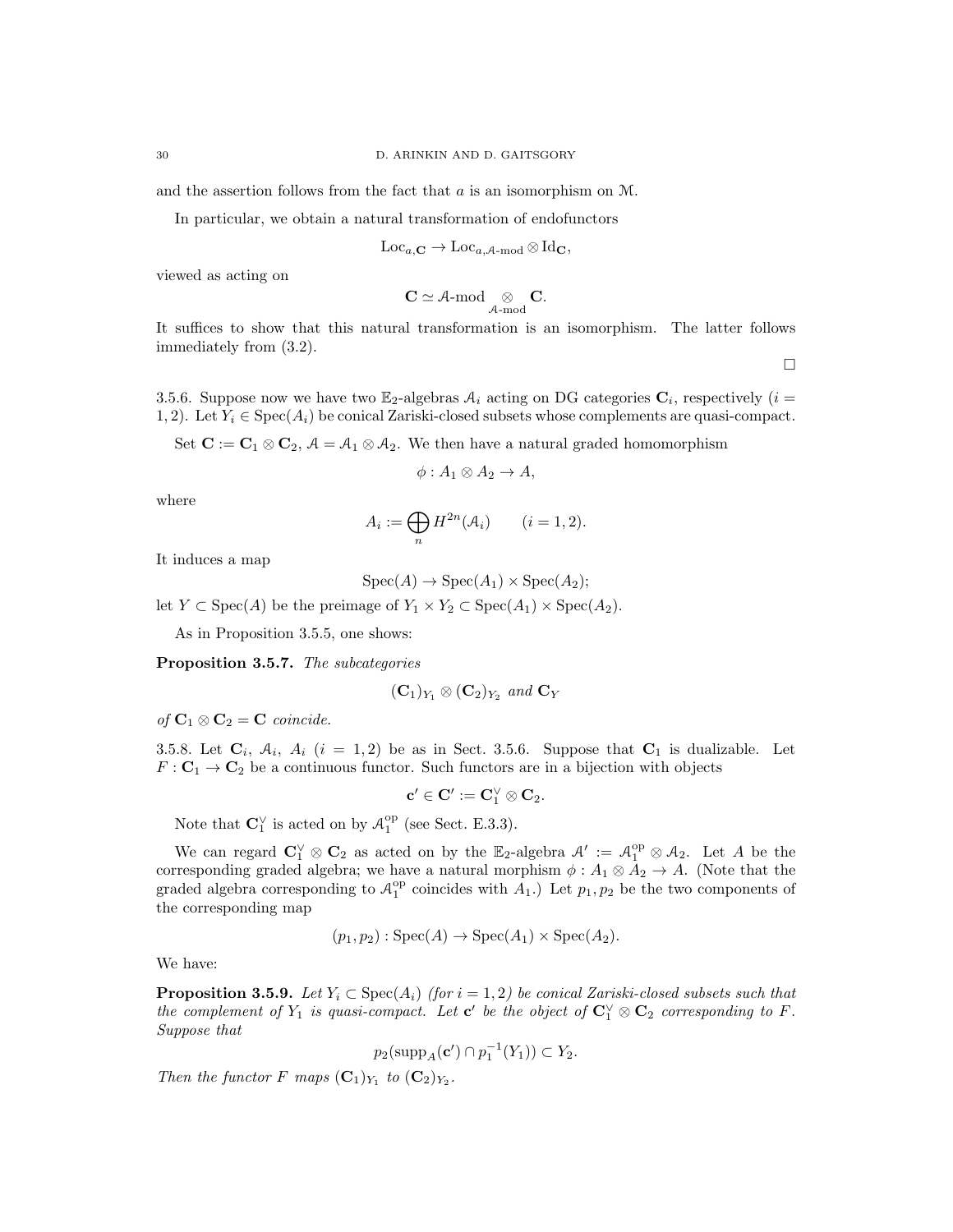and the assertion follows from the fact that $a$ is an isomorphism on $\mathcal{M}$.

In particular, we obtain a natural transformation of endofunctors

$$\mathrm{Loc}_{a,\mathbf{C}} \to \mathrm{Loc}_{a,\mathcal{A}\text{-mod}} \otimes \mathrm{Id}_{\mathbf{C}},$$

viewed as acting on

$$\mathbf{C} \simeq \mathcal{A}\text{-mod} \underset{\mathcal{A}\text{-mod}}{\otimes} \mathbf{C}.$$

It suffices to show that this natural transformation is an isomorphism. The latter follows immediately from (3.2).

□

3.5.6. Suppose now we have two $\mathbb{E}_2$-algebras $\mathcal{A}_i$ acting on DG categories $\mathbf{C}_i$, respectively ($i = 1, 2$). Let $Y_i \in \mathrm{Spec}(A_i)$ be conical Zariski-closed subsets whose complements are quasi-compact.

Set $\mathbf{C} := \mathbf{C}_1 \otimes \mathbf{C}_2$, $\mathcal{A} = \mathcal{A}_1 \otimes \mathcal{A}_2$. We then have a natural graded homomorphism

$$\phi : A_1 \otimes A_2 \to A,$$

where

$$A_i := \bigoplus_n H^{2n}(\mathcal{A}_i) \qquad (i = 1, 2).$$

It induces a map

$$\mathrm{Spec}(A) \to \mathrm{Spec}(A_1) \times \mathrm{Spec}(A_2);$$

let $Y \subset \mathrm{Spec}(A)$ be the preimage of $Y_1 \times Y_2 \subset \mathrm{Spec}(A_1) \times \mathrm{Spec}(A_2)$.

As in Proposition 3.5.5, one shows:

**Proposition 3.5.7.** *The subcategories*

$$(\mathbf{C}_1)_{Y_1} \otimes (\mathbf{C}_2)_{Y_2} \text{ and } \mathbf{C}_Y$$

*of $\mathbf{C}_1 \otimes \mathbf{C}_2 = \mathbf{C}$ coincide.*

3.5.8. Let $\mathbf{C}_i$, $\mathcal{A}_i$, $A_i$ ($i = 1, 2$) be as in Sect. 3.5.6. Suppose that $\mathbf{C}_1$ is dualizable. Let $F : \mathbf{C}_1 \to \mathbf{C}_2$ be a continuous functor. Such functors are in a bijection with objects

$$\mathbf{c}' \in \mathbf{C}' := \mathbf{C}_1^\vee \otimes \mathbf{C}_2.$$

Note that $\mathbf{C}_1^\vee$ is acted on by $\mathcal{A}_1^{\mathrm{op}}$ (see Sect. E.3.3).

We can regard $\mathbf{C}_1^\vee \otimes \mathbf{C}_2$ as acted on by the $\mathbb{E}_2$-algebra $\mathcal{A}' := \mathcal{A}_1^{\mathrm{op}} \otimes \mathcal{A}_2$. Let $A$ be the corresponding graded algebra; we have a natural morphism $\phi : A_1 \otimes A_2 \to A$. (Note that the graded algebra corresponding to $\mathcal{A}_1^{\mathrm{op}}$ coincides with $A_1$.) Let $p_1, p_2$ be the two components of the corresponding map

$$(p_1, p_2) : \mathrm{Spec}(A) \to \mathrm{Spec}(A_1) \times \mathrm{Spec}(A_2).$$

We have:

**Proposition 3.5.9.** *Let $Y_i \subset \mathrm{Spec}(A_i)$ (for $i = 1, 2$) be conical Zariski-closed subsets such that the complement of $Y_1$ is quasi-compact. Let $\mathbf{c}'$ be the object of $\mathbf{C}_1^\vee \otimes \mathbf{C}_2$ corresponding to $F$. Suppose that*

$$p_2(\mathrm{supp}_A(\mathbf{c}') \cap p_1^{-1}(Y_1)) \subset Y_2.$$

*Then the functor $F$ maps $(\mathbf{C}_1)_{Y_1}$ to $(\mathbf{C}_2)_{Y_2}$.*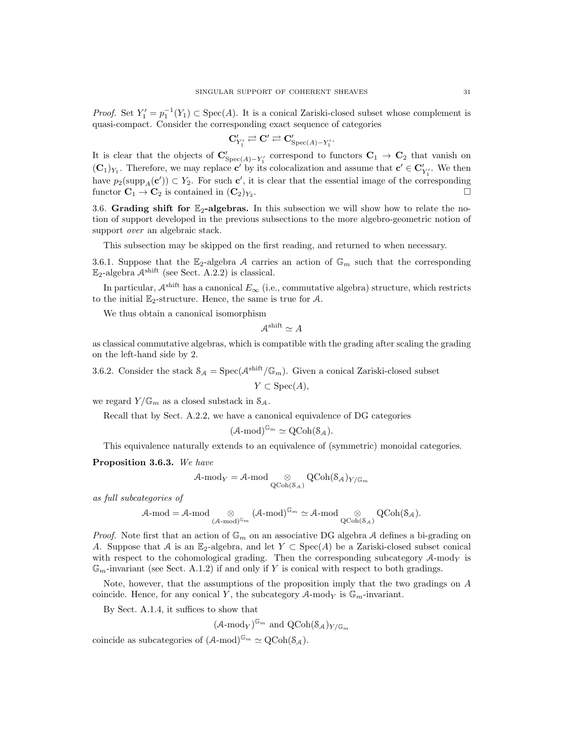*Proof.* Set $Y_1' = p_1^{-1}(Y_1) \subset \operatorname{Spec}(A)$. It is a conical Zariski-closed subset whose complement is quasi-compact. Consider the corresponding exact sequence of categories

$$\mathbf{C}'_{Y_1'} \rightleftarrows \mathbf{C}' \rightleftarrows \mathbf{C}'_{\operatorname{Spec}(A)-Y_1'}.$$

It is clear that the objects of $\mathbf{C}'_{\operatorname{Spec}(A)-Y_1'}$ correspond to functors $\mathbf{C}_1 \to \mathbf{C}_2$ that vanish on $(\mathbf{C}_1)_{Y_1}$. Therefore, we may replace $\mathbf{c}'$ by its colocalization and assume that $\mathbf{c}' \in \mathbf{C}'_{Y_1'}$. We then have $p_2(\operatorname{supp}_A(\mathbf{c}')) \subset Y_2$. For such $\mathbf{c}'$, it is clear that the essential image of the corresponding functor $\mathbf{C}_1 \to \mathbf{C}_2$ is contained in $(\mathbf{C}_2)_{Y_2}$. □

3.6. **Grading shift for $\mathbb{E}_2$-algebras.** In this subsection we will show how to relate the notion of support developed in the previous subsections to the more algebro-geometric notion of support *over* an algebraic stack.

This subsection may be skipped on the first reading, and returned to when necessary.

3.6.1. Suppose that the $\mathbb{E}_2$-algebra $\mathcal{A}$ carries an action of $\mathbb{G}_m$ such that the corresponding $\mathbb{E}_2$-algebra $\mathcal{A}^{\text{shift}}$ (see Sect. A.2.2) is classical.

In particular, $\mathcal{A}^{\text{shift}}$ has a canonical $E_\infty$ (i.e., commutative algebra) structure, which restricts to the initial $\mathbb{E}_2$-structure. Hence, the same is true for $\mathcal{A}$.

We thus obtain a canonical isomorphism

$$\mathcal{A}^{\text{shift}} \simeq A$$

as classical commutative algebras, which is compatible with the grading after scaling the grading on the left-hand side by 2.

3.6.2. Consider the stack $\mathcal{S}_\mathcal{A} = \operatorname{Spec}(\mathcal{A}^{\text{shift}}/\mathbb{G}_m)$. Given a conical Zariski-closed subset

$$Y \subset \operatorname{Spec}(A),$$

we regard $Y/\mathbb{G}_m$ as a closed substack in $\mathcal{S}_\mathcal{A}$.

Recall that by Sect. A.2.2, we have a canonical equivalence of DG categories

$$(\mathcal{A}\text{-mod})^{\mathbb{G}_m} \simeq \operatorname{QCoh}(\mathcal{S}_\mathcal{A}).$$

This equivalence naturally extends to an equivalence of (symmetric) monoidal categories.

**Proposition 3.6.3.** *We have*

$$\mathcal{A}\text{-mod}_Y = \mathcal{A}\text{-mod} \underset{\operatorname{QCoh}(\mathcal{S}_\mathcal{A})}{\otimes} \operatorname{QCoh}(\mathcal{S}_\mathcal{A})_{Y/\mathbb{G}_m}$$

*as full subcategories of*

$$\mathcal{A}\text{-mod} = \mathcal{A}\text{-mod} \underset{(\mathcal{A}\text{-mod})^{\mathbb{G}_m}}{\otimes} (\mathcal{A}\text{-mod})^{\mathbb{G}_m} \simeq \mathcal{A}\text{-mod} \underset{\operatorname{QCoh}(\mathcal{S}_\mathcal{A})}{\otimes} \operatorname{QCoh}(\mathcal{S}_\mathcal{A}).$$

*Proof.* Note first that an action of $\mathbb{G}_m$ on an associative DG algebra $\mathcal{A}$ defines a bi-grading on $A$. Suppose that $\mathcal{A}$ is an $\mathbb{E}_2$-algebra, and let $Y \subset \operatorname{Spec}(A)$ be a Zariski-closed subset conical with respect to the cohomological grading. Then the corresponding subcategory $\mathcal{A}\text{-mod}_Y$ is $\mathbb{G}_m$-invariant (see Sect. A.1.2) if and only if $Y$ is conical with respect to both gradings.

Note, however, that the assumptions of the proposition imply that the two gradings on $A$ coincide. Hence, for any conical $Y$, the subcategory $\mathcal{A}\text{-mod}_Y$ is $\mathbb{G}_m$-invariant.

By Sect. A.1.4, it suffices to show that

$$(\mathcal{A}\text{-mod}_Y)^{\mathbb{G}_m} \text{ and } \operatorname{QCoh}(\mathcal{S}_\mathcal{A})_{Y/\mathbb{G}_m}$$

coincide as subcategories of $(\mathcal{A}\text{-mod})^{\mathbb{G}_m} \simeq \operatorname{QCoh}(\mathcal{S}_\mathcal{A})$.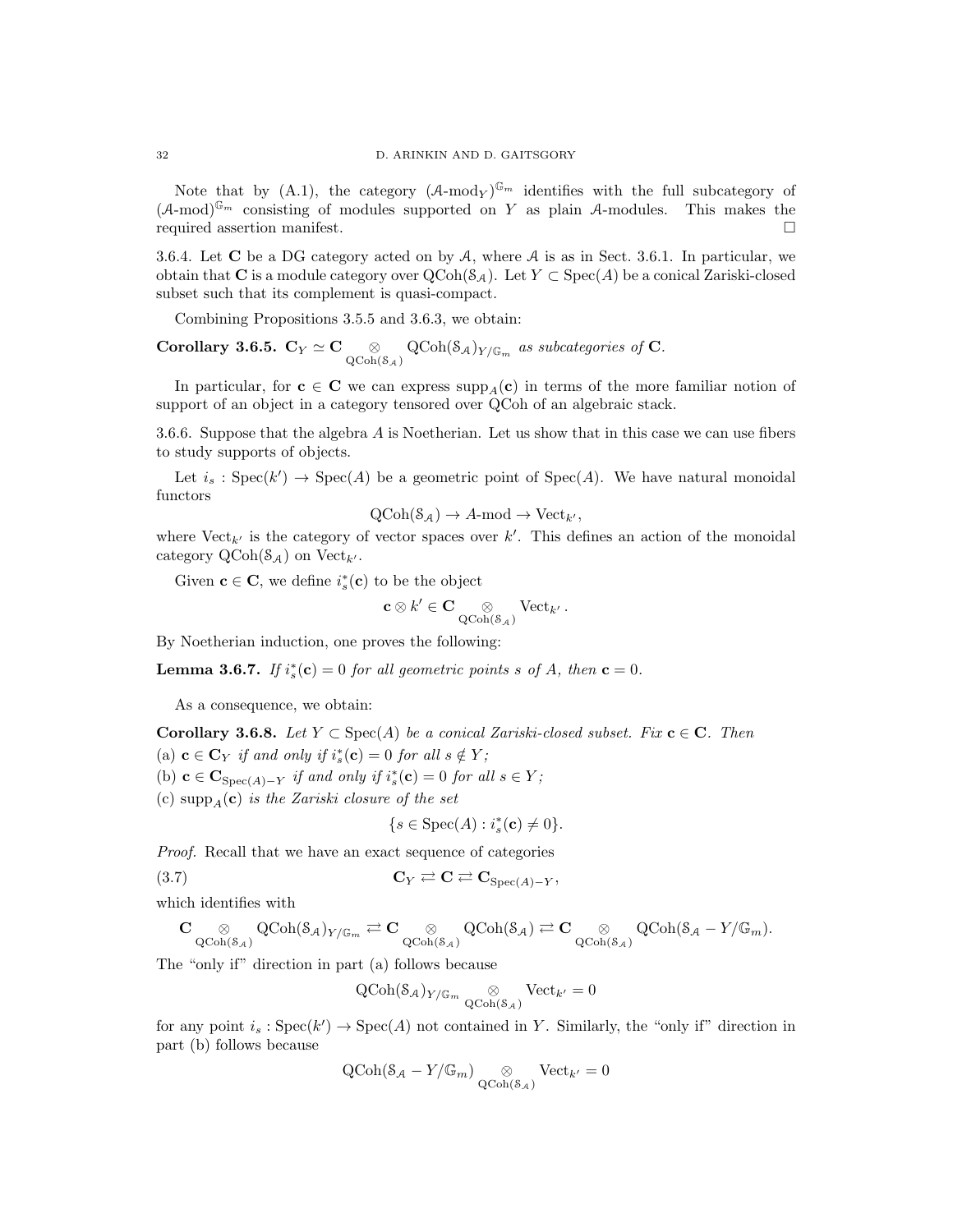Note that by (A.1), the category $(\mathcal{A}\text{-mod}_Y)^{\mathbb{G}_m}$ identifies with the full subcategory of $(\mathcal{A}\text{-mod})^{\mathbb{G}_m}$ consisting of modules supported on $Y$ as plain $\mathcal{A}$-modules. This makes the required assertion manifest. $\square$

3.6.4. Let $\mathbf{C}$ be a DG category acted on by $\mathcal{A}$, where $\mathcal{A}$ is as in Sect. 3.6.1. In particular, we obtain that $\mathbf{C}$ is a module category over $\mathrm{QCoh}(\mathcal{S}_\mathcal{A})$. Let $Y \subset \mathrm{Spec}(A)$ be a conical Zariski-closed subset such that its complement is quasi-compact.

Combining Propositions 3.5.5 and 3.6.3, we obtain:

**Corollary 3.6.5.** *$\mathbf{C}_Y \simeq \mathbf{C} \underset{\mathrm{QCoh}(\mathcal{S}_\mathcal{A})}{\otimes} \mathrm{QCoh}(\mathcal{S}_\mathcal{A})_{Y/\mathbb{G}_m}$ as subcategories of $\mathbf{C}$.*

In particular, for $\mathbf{c} \in \mathbf{C}$ we can express $\mathrm{supp}_A(\mathbf{c})$ in terms of the more familiar notion of support of an object in a category tensored over QCoh of an algebraic stack.

3.6.6. Suppose that the algebra $A$ is Noetherian. Let us show that in this case we can use fibers to study supports of objects.

Let $i_s : \mathrm{Spec}(k') \to \mathrm{Spec}(A)$ be a geometric point of $\mathrm{Spec}(A)$. We have natural monoidal functors

$$\mathrm{QCoh}(\mathcal{S}_\mathcal{A}) \to A\text{-mod} \to \mathrm{Vect}_{k'},$$

where $\mathrm{Vect}_{k'}$ is the category of vector spaces over $k'$. This defines an action of the monoidal category $\mathrm{QCoh}(\mathcal{S}_\mathcal{A})$ on $\mathrm{Vect}_{k'}$.

Given $\mathbf{c} \in \mathbf{C}$, we define $i_s^*(\mathbf{c})$ to be the object

$$\mathbf{c} \otimes k' \in \mathbf{C} \underset{\mathrm{QCoh}(\mathcal{S}_\mathcal{A})}{\otimes} \mathrm{Vect}_{k'}.$$

By Noetherian induction, one proves the following:

**Lemma 3.6.7.** *If $i_s^*(\mathbf{c}) = 0$ for all geometric points $s$ of $A$, then $\mathbf{c} = 0$.*

As a consequence, we obtain:

**Corollary 3.6.8.** *Let $Y \subset \mathrm{Spec}(A)$ be a conical Zariski-closed subset. Fix $\mathbf{c} \in \mathbf{C}$. Then*
*(a) $\mathbf{c} \in \mathbf{C}_Y$ if and only if $i_s^*(\mathbf{c}) = 0$ for all $s \notin Y$;*
*(b) $\mathbf{c} \in \mathbf{C}_{\mathrm{Spec}(A)-Y}$ if and only if $i_s^*(\mathbf{c}) = 0$ for all $s \in Y$;*
*(c) $\mathrm{supp}_A(\mathbf{c})$ is the Zariski closure of the set*

$$\{s \in \mathrm{Spec}(A) : i_s^*(\mathbf{c}) \neq 0\}.$$

*Proof.* Recall that we have an exact sequence of categories

$$\mathbf{C}_Y \rightleftarrows \mathbf{C} \rightleftarrows \mathbf{C}_{\mathrm{Spec}(A)-Y}, \tag{3.7}$$

which identifies with

$$\mathbf{C} \underset{\mathrm{QCoh}(\mathcal{S}_\mathcal{A})}{\otimes} \mathrm{QCoh}(\mathcal{S}_\mathcal{A})_{Y/\mathbb{G}_m} \rightleftarrows \mathbf{C} \underset{\mathrm{QCoh}(\mathcal{S}_\mathcal{A})}{\otimes} \mathrm{QCoh}(\mathcal{S}_\mathcal{A}) \rightleftarrows \mathbf{C} \underset{\mathrm{QCoh}(\mathcal{S}_\mathcal{A})}{\otimes} \mathrm{QCoh}(\mathcal{S}_\mathcal{A} - Y/\mathbb{G}_m).$$

The "only if" direction in part (a) follows because

$$\mathrm{QCoh}(\mathcal{S}_\mathcal{A})_{Y/\mathbb{G}_m} \underset{\mathrm{QCoh}(\mathcal{S}_\mathcal{A})}{\otimes} \mathrm{Vect}_{k'} = 0$$

for any point $i_s : \mathrm{Spec}(k') \to \mathrm{Spec}(A)$ not contained in $Y$. Similarly, the "only if" direction in part (b) follows because

$$\mathrm{QCoh}(\mathcal{S}_\mathcal{A} - Y/\mathbb{G}_m) \underset{\mathrm{QCoh}(\mathcal{S}_\mathcal{A})}{\otimes} \mathrm{Vect}_{k'} = 0$$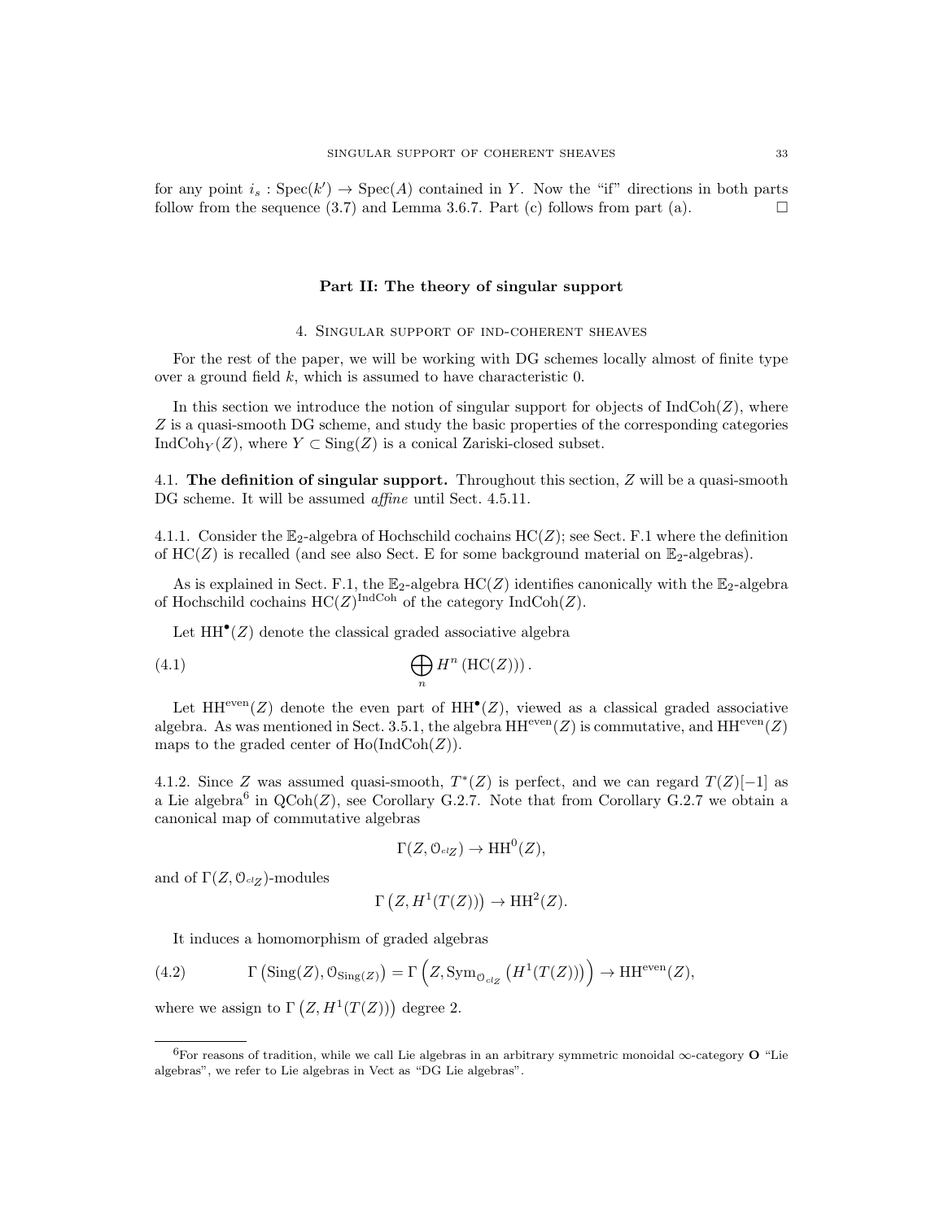for any point $i_s : \mathrm{Spec}(k') \to \mathrm{Spec}(A)$ contained in $Y$. Now the "if" directions in both parts follow from the sequence (3.7) and Lemma 3.6.7. Part (c) follows from part (a). □

## Part II: The theory of singular support

### 4. Singular support of ind-coherent sheaves

For the rest of the paper, we will be working with DG schemes locally almost of finite type over a ground field $k$, which is assumed to have characteristic 0.

In this section we introduce the notion of singular support for objects of $\mathrm{IndCoh}(Z)$, where $Z$ is a quasi-smooth DG scheme, and study the basic properties of the corresponding categories $\mathrm{IndCoh}_Y(Z)$, where $Y \subset \mathrm{Sing}(Z)$ is a conical Zariski-closed subset.

**4.1. The definition of singular support.** Throughout this section, $Z$ will be a quasi-smooth DG scheme. It will be assumed *affine* until Sect. 4.5.11.

4.1.1. Consider the $\mathbb{E}_2$-algebra of Hochschild cochains $\mathrm{HC}(Z)$; see Sect. F.1 where the definition of $\mathrm{HC}(Z)$ is recalled (and see also Sect. E for some background material on $\mathbb{E}_2$-algebras).

As is explained in Sect. F.1, the $\mathbb{E}_2$-algebra $\mathrm{HC}(Z)$ identifies canonically with the $\mathbb{E}_2$-algebra of Hochschild cochains $\mathrm{HC}(Z)^{\mathrm{IndCoh}}$ of the category $\mathrm{IndCoh}(Z)$.

Let $\mathrm{HH}^\bullet(Z)$ denote the classical graded associative algebra

$$\bigoplus_n H^n\left(\mathrm{HC}(Z)\right). \tag{4.1}$$

Let $\mathrm{HH}^{\mathrm{even}}(Z)$ denote the even part of $\mathrm{HH}^\bullet(Z)$, viewed as a classical graded associative algebra. As was mentioned in Sect. 3.5.1, the algebra $\mathrm{HH}^{\mathrm{even}}(Z)$ is commutative, and $\mathrm{HH}^{\mathrm{even}}(Z)$ maps to the graded center of $\mathrm{Ho}(\mathrm{IndCoh}(Z))$.

4.1.2. Since $Z$ was assumed quasi-smooth, $T^*(Z)$ is perfect, and we can regard $T(Z)[-1]$ as a Lie algebra[6] in $\mathrm{QCoh}(Z)$, see Corollary G.2.7. Note that from Corollary G.2.7 we obtain a canonical map of commutative algebras

$$\Gamma(Z, \mathcal{O}_{{}^{cl}Z}) \to \mathrm{HH}^0(Z),$$

and of $\Gamma(Z, \mathcal{O}_{{}^{cl}Z})$-modules

$$\Gamma\left(Z, H^1(T(Z))\right) \to \mathrm{HH}^2(Z).$$

It induces a homomorphism of graded algebras

$$\Gamma\left(\mathrm{Sing}(Z), \mathcal{O}_{\mathrm{Sing}(Z)}\right) = \Gamma\left(Z, \mathrm{Sym}_{\mathcal{O}_{{}^{cl}Z}}\left(H^1(T(Z))\right)\right) \to \mathrm{HH}^{\mathrm{even}}(Z), \tag{4.2}$$

where we assign to $\Gamma\left(Z, H^1(T(Z))\right)$ degree 2.

---

[6] For reasons of tradition, while we call Lie algebras in an arbitrary symmetric monoidal $\infty$-category $\mathbf{O}$ "Lie algebras", we refer to Lie algebras in Vect as "DG Lie algebras".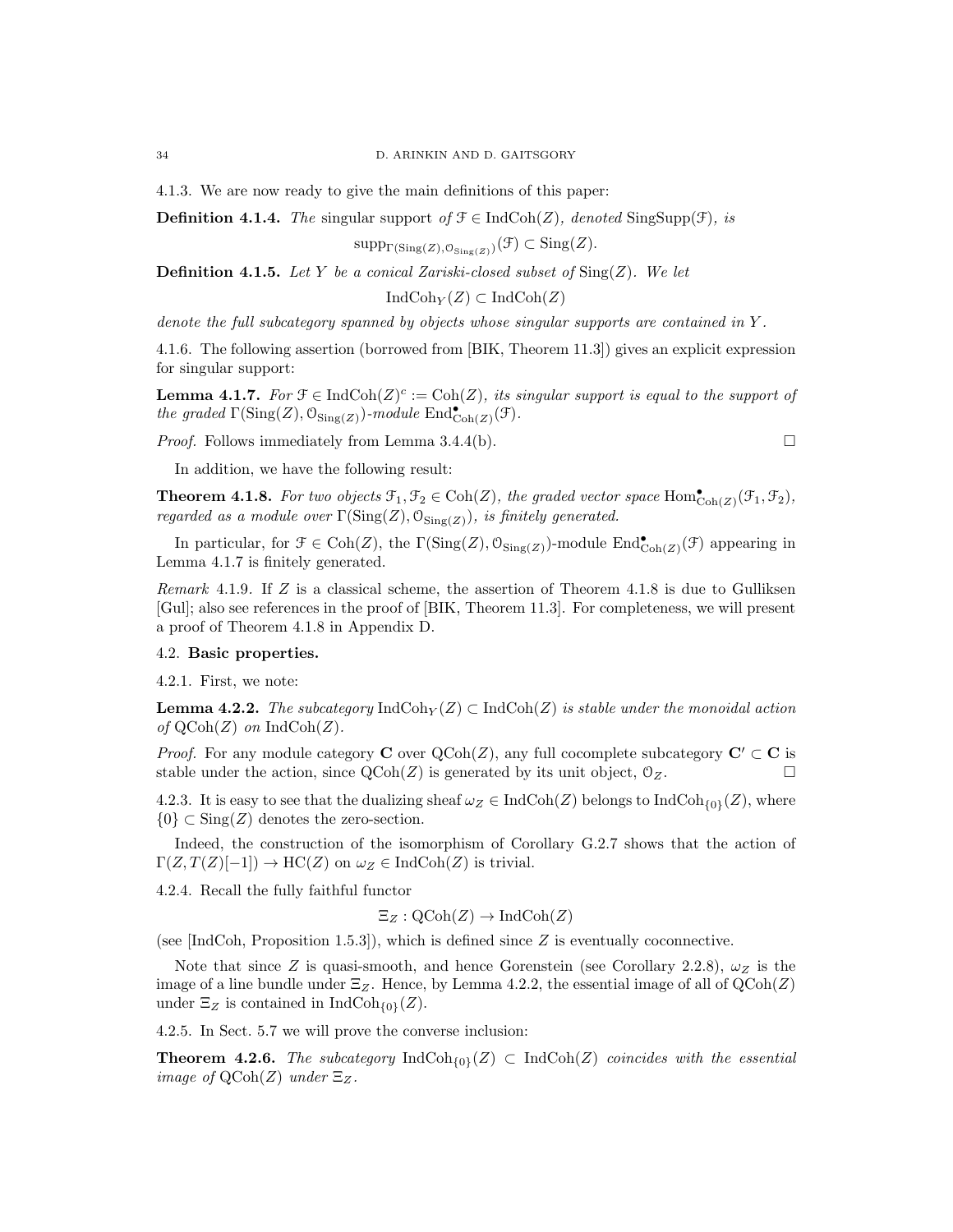4.1.3. We are now ready to give the main definitions of this paper:

**Definition 4.1.4.** *The* singular support *of* $\mathcal{F} \in \mathrm{IndCoh}(Z)$*, denoted* $\mathrm{SingSupp}(\mathcal{F})$*, is*

$$\mathrm{supp}_{\Gamma(\mathrm{Sing}(Z), \mathcal{O}_{\mathrm{Sing}(Z)})}(\mathcal{F}) \subset \mathrm{Sing}(Z).$$

**Definition 4.1.5.** *Let* $Y$ *be a conical Zariski-closed subset of* $\mathrm{Sing}(Z)$*. We let*

$$\mathrm{IndCoh}_Y(Z) \subset \mathrm{IndCoh}(Z)$$

*denote the full subcategory spanned by objects whose singular supports are contained in* $Y$*.*

4.1.6. The following assertion (borrowed from [BIK, Theorem 11.3]) gives an explicit expression for singular support:

**Lemma 4.1.7.** *For* $\mathcal{F} \in \mathrm{IndCoh}(Z)^c := \mathrm{Coh}(Z)$*, its singular support is equal to the support of the graded* $\Gamma(\mathrm{Sing}(Z), \mathcal{O}_{\mathrm{Sing}(Z)})$*-module* $\mathrm{End}^\bullet_{\mathrm{Coh}(Z)}(\mathcal{F})$*.*

*Proof.* Follows immediately from Lemma 3.4.4(b). □

In addition, we have the following result:

**Theorem 4.1.8.** *For two objects* $\mathcal{F}_1, \mathcal{F}_2 \in \mathrm{Coh}(Z)$*, the graded vector space* $\mathrm{Hom}^\bullet_{\mathrm{Coh}(Z)}(\mathcal{F}_1, \mathcal{F}_2)$*, regarded as a module over* $\Gamma(\mathrm{Sing}(Z), \mathcal{O}_{\mathrm{Sing}(Z)})$*, is finitely generated.*

In particular, for $\mathcal{F} \in \mathrm{Coh}(Z)$, the $\Gamma(\mathrm{Sing}(Z), \mathcal{O}_{\mathrm{Sing}(Z)})$-module $\mathrm{End}^\bullet_{\mathrm{Coh}(Z)}(\mathcal{F})$ appearing in Lemma 4.1.7 is finitely generated.

*Remark* 4.1.9. If $Z$ is a classical scheme, the assertion of Theorem 4.1.8 is due to Gulliksen [Gul]; also see references in the proof of [BIK, Theorem 11.3]. For completeness, we will present a proof of Theorem 4.1.8 in Appendix D.

## 4.2. Basic properties.

4.2.1. First, we note:

**Lemma 4.2.2.** *The subcategory* $\mathrm{IndCoh}_Y(Z) \subset \mathrm{IndCoh}(Z)$ *is stable under the monoidal action of* $\mathrm{QCoh}(Z)$ *on* $\mathrm{IndCoh}(Z)$*.*

*Proof.* For any module category $\mathbf{C}$ over $\mathrm{QCoh}(Z)$, any full cocomplete subcategory $\mathbf{C}' \subset \mathbf{C}$ is stable under the action, since $\mathrm{QCoh}(Z)$ is generated by its unit object, $\mathcal{O}_Z$. □

4.2.3. It is easy to see that the dualizing sheaf $\omega_Z \in \mathrm{IndCoh}(Z)$ belongs to $\mathrm{IndCoh}_{\{0\}}(Z)$, where $\{0\} \subset \mathrm{Sing}(Z)$ denotes the zero-section.

Indeed, the construction of the isomorphism of Corollary G.2.7 shows that the action of $\Gamma(Z, T(Z)[-1]) \to \mathrm{HC}(Z)$ on $\omega_Z \in \mathrm{IndCoh}(Z)$ is trivial.

4.2.4. Recall the fully faithful functor

$$\Xi_Z : \mathrm{QCoh}(Z) \to \mathrm{IndCoh}(Z)$$

(see [IndCoh, Proposition 1.5.3]), which is defined since $Z$ is eventually coconnective.

Note that since $Z$ is quasi-smooth, and hence Gorenstein (see Corollary 2.2.8), $\omega_Z$ is the image of a line bundle under $\Xi_Z$. Hence, by Lemma 4.2.2, the essential image of all of $\mathrm{QCoh}(Z)$ under $\Xi_Z$ is contained in $\mathrm{IndCoh}_{\{0\}}(Z)$.

4.2.5. In Sect. 5.7 we will prove the converse inclusion:

**Theorem 4.2.6.** *The subcategory* $\mathrm{IndCoh}_{\{0\}}(Z) \subset \mathrm{IndCoh}(Z)$ *coincides with the essential image of* $\mathrm{QCoh}(Z)$ *under* $\Xi_Z$*.*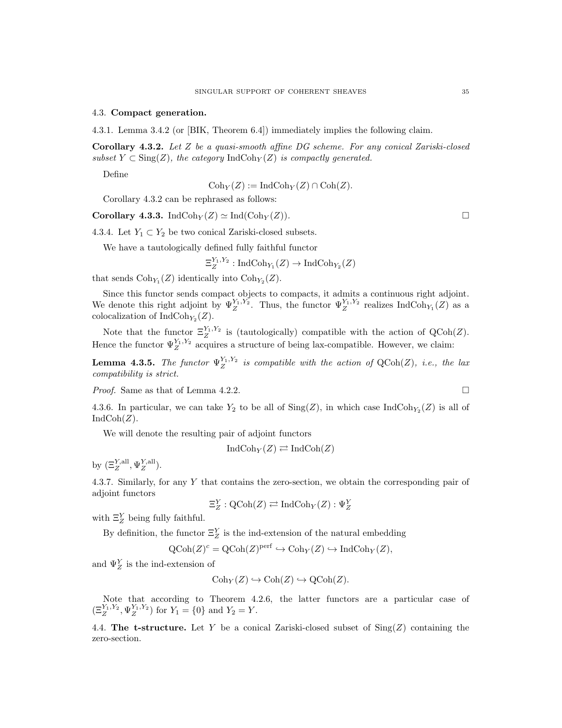## 4.3. Compact generation.

4.3.1. Lemma 3.4.2 (or [BIK, Theorem 6.4]) immediately implies the following claim.

**Corollary 4.3.2.** *Let $Z$ be a quasi-smooth affine DG scheme. For any conical Zariski-closed subset $Y \subset \mathrm{Sing}(Z)$, the category $\mathrm{IndCoh}_Y(Z)$ is compactly generated.*

Define

$$\mathrm{Coh}_Y(Z) := \mathrm{IndCoh}_Y(Z) \cap \mathrm{Coh}(Z).$$

Corollary 4.3.2 can be rephrased as follows:

**Corollary 4.3.3.** $\mathrm{IndCoh}_Y(Z) \simeq \mathrm{Ind}(\mathrm{Coh}_Y(Z))$. □

4.3.4. Let $Y_1 \subset Y_2$ be two conical Zariski-closed subsets.

We have a tautologically defined fully faithful functor

$$\Xi_Z^{Y_1,Y_2} : \mathrm{IndCoh}_{Y_1}(Z) \to \mathrm{IndCoh}_{Y_2}(Z)$$

that sends $\mathrm{Coh}_{Y_1}(Z)$ identically into $\mathrm{Coh}_{Y_2}(Z)$.

Since this functor sends compact objects to compacts, it admits a continuous right adjoint. We denote this right adjoint by $\Psi_Z^{Y_1,Y_2}$. Thus, the functor $\Psi_Z^{Y_1,Y_2}$ realizes $\mathrm{IndCoh}_{Y_1}(Z)$ as a colocalization of $\mathrm{IndCoh}_{Y_2}(Z)$.

Note that the functor $\Xi_Z^{Y_1,Y_2}$ is (tautologically) compatible with the action of $\mathrm{QCoh}(Z)$. Hence the functor $\Psi_Z^{Y_1,Y_2}$ acquires a structure of being lax-compatible. However, we claim:

**Lemma 4.3.5.** *The functor $\Psi_Z^{Y_1,Y_2}$ is compatible with the action of $\mathrm{QCoh}(Z)$, i.e., the lax compatibility is strict.*

*Proof.* Same as that of Lemma 4.2.2. □

4.3.6. In particular, we can take $Y_2$ to be all of $\mathrm{Sing}(Z)$, in which case $\mathrm{IndCoh}_{Y_2}(Z)$ is all of $\mathrm{IndCoh}(Z)$.

We will denote the resulting pair of adjoint functors

$$\mathrm{IndCoh}_Y(Z) \rightleftarrows \mathrm{IndCoh}(Z)$$

by $(\Xi_Z^{Y,\mathrm{all}}, \Psi_Z^{Y,\mathrm{all}})$.

4.3.7. Similarly, for any $Y$ that contains the zero-section, we obtain the corresponding pair of adjoint functors

$$\Xi_Z^Y : \mathrm{QCoh}(Z) \rightleftarrows \mathrm{IndCoh}_Y(Z) : \Psi_Z^Y$$

with $\Xi_Z^Y$ being fully faithful.

By definition, the functor $\Xi_Z^Y$ is the ind-extension of the natural embedding

$$\mathrm{QCoh}(Z)^c = \mathrm{QCoh}(Z)^{\mathrm{perf}} \hookrightarrow \mathrm{Coh}_Y(Z) \hookrightarrow \mathrm{IndCoh}_Y(Z),$$

and $\Psi_Z^Y$ is the ind-extension of

$$\mathrm{Coh}_Y(Z) \hookrightarrow \mathrm{Coh}(Z) \hookrightarrow \mathrm{QCoh}(Z).$$

Note that according to Theorem 4.2.6, the latter functors are a particular case of $(\Xi_Z^{Y_1,Y_2}, \Psi_Z^{Y_1,Y_2})$ for $Y_1 = \{0\}$ and $Y_2 = Y$.

## 4.4. The t-structure.

Let $Y$ be a conical Zariski-closed subset of $\mathrm{Sing}(Z)$ containing the zero-section.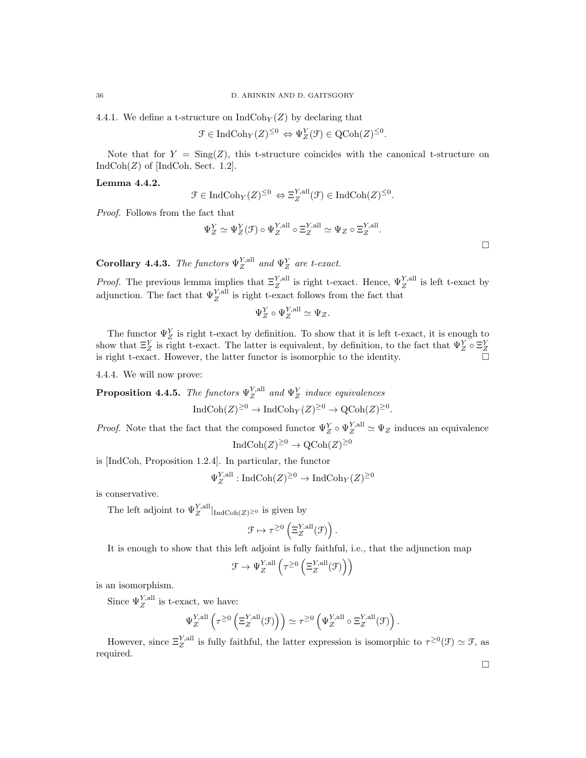4.4.1. We define a t-structure on $\operatorname{IndCoh}_Y(Z)$ by declaring that

$$\mathcal{F} \in \operatorname{IndCoh}_Y(Z)^{\leq 0} \Leftrightarrow \Psi_Z^Y(\mathcal{F}) \in \operatorname{QCoh}(Z)^{\leq 0}.$$

Note that for $Y = \operatorname{Sing}(Z)$, this t-structure coincides with the canonical t-structure on $\operatorname{IndCoh}(Z)$ of [IndCoh, Sect. 1.2].

**Lemma 4.4.2.**

$$\mathcal{F} \in \operatorname{IndCoh}_Y(Z)^{\leq 0} \Leftrightarrow \Xi_Z^{Y,\mathrm{all}}(\mathcal{F}) \in \operatorname{IndCoh}(Z)^{\leq 0}.$$

*Proof.* Follows from the fact that

$$\Psi_Z^Y \simeq \Psi_Z^Y(\mathcal{F}) \circ \Psi_Z^{Y,\mathrm{all}} \circ \Xi_Z^{Y,\mathrm{all}} \simeq \Psi_Z \circ \Xi_Z^{Y,\mathrm{all}}.$$

□

**Corollary 4.4.3.** *The functors $\Psi_Z^{Y,\mathrm{all}}$ and $\Psi_Z^Y$ are t-exact.*

*Proof.* The previous lemma implies that $\Xi_Z^{Y,\mathrm{all}}$ is right t-exact. Hence, $\Psi_Z^{Y,\mathrm{all}}$ is left t-exact by adjunction. The fact that $\Psi_Z^{Y,\mathrm{all}}$ is right t-exact follows from the fact that

$$\Psi_Z^Y \circ \Psi_Z^{Y,\mathrm{all}} \simeq \Psi_Z.$$

The functor $\Psi_Z^Y$ is right t-exact by definition. To show that it is left t-exact, it is enough to show that $\Xi_Z^Y$ is right t-exact. The latter is equivalent, by definition, to the fact that $\Psi_Z^Y \circ \Xi_Z^Y$ is right t-exact. However, the latter functor is isomorphic to the identity. □

4.4.4. We will now prove:

**Proposition 4.4.5.** *The functors $\Psi_Z^{Y,\mathrm{all}}$ and $\Psi_Z^Y$ induce equivalences*

$$\operatorname{IndCoh}(Z)^{\geq 0} \to \operatorname{IndCoh}_Y(Z)^{\geq 0} \to \operatorname{QCoh}(Z)^{\geq 0}.$$

*Proof.* Note that the fact that the composed functor $\Psi_Z^Y \circ \Psi_Z^{Y,\mathrm{all}} \simeq \Psi_Z$ induces an equivalence

$$\operatorname{IndCoh}(Z)^{\geq 0} \to \operatorname{QCoh}(Z)^{\geq 0}$$

is [IndCoh, Proposition 1.2.4]. In particular, the functor

$$\Psi_Z^{Y,\mathrm{all}} : \operatorname{IndCoh}(Z)^{\geq 0} \to \operatorname{IndCoh}_Y(Z)^{\geq 0}$$

is conservative.

The left adjoint to $\Psi_Z^{Y,\mathrm{all}}|_{\operatorname{IndCoh}(Z)^{\geq 0}}$ is given by

$$\mathcal{F} \mapsto \tau^{\geq 0}\left(\Xi_Z^{Y,\mathrm{all}}(\mathcal{F})\right).$$

It is enough to show that this left adjoint is fully faithful, i.e., that the adjunction map

$$\mathcal{F} \to \Psi_Z^{Y,\mathrm{all}}\left(\tau^{\geq 0}\left(\Xi_Z^{Y,\mathrm{all}}(\mathcal{F})\right)\right)$$

is an isomorphism.

Since $\Psi_Z^{Y,\mathrm{all}}$ is t-exact, we have:

$$\Psi_Z^{Y,\mathrm{all}}\left(\tau^{\geq 0}\left(\Xi_Z^{Y,\mathrm{all}}(\mathcal{F})\right)\right) \simeq \tau^{\geq 0}\left(\Psi_Z^{Y,\mathrm{all}} \circ \Xi_Z^{Y,\mathrm{all}}(\mathcal{F})\right).$$

However, since $\Xi_Z^{Y,\mathrm{all}}$ is fully faithful, the latter expression is isomorphic to $\tau^{\geq 0}(\mathcal{F}) \simeq \mathcal{F}$, as required.

□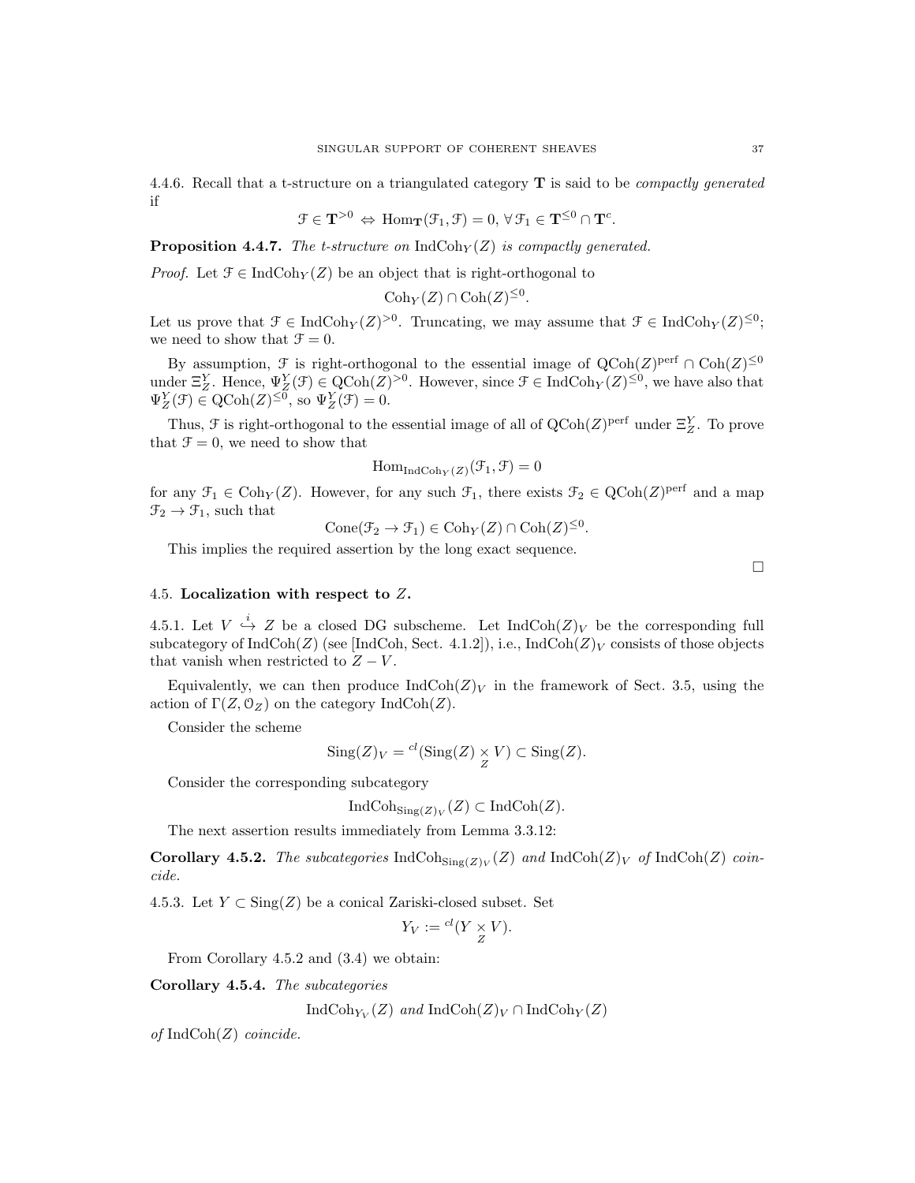4.4.6. Recall that a t-structure on a triangulated category $\mathbf{T}$ is said to be *compactly generated* if

$$\mathcal{F} \in \mathbf{T}^{>0} \Leftrightarrow \operatorname{Hom}_{\mathbf{T}}(\mathcal{F}_1, \mathcal{F}) = 0, \forall\, \mathcal{F}_1 \in \mathbf{T}^{\leq 0} \cap \mathbf{T}^c.$$

**Proposition 4.4.7.** *The t-structure on* $\operatorname{IndCoh}_Y(Z)$ *is compactly generated.*

*Proof.* Let $\mathcal{F} \in \operatorname{IndCoh}_Y(Z)$ be an object that is right-orthogonal to

$$\operatorname{Coh}_Y(Z) \cap \operatorname{Coh}(Z)^{\leq 0}.$$

Let us prove that $\mathcal{F} \in \operatorname{IndCoh}_Y(Z)^{>0}$. Truncating, we may assume that $\mathcal{F} \in \operatorname{IndCoh}_Y(Z)^{\leq 0}$; we need to show that $\mathcal{F} = 0$.

By assumption, $\mathcal{F}$ is right-orthogonal to the essential image of $\operatorname{QCoh}(Z)^{\operatorname{perf}} \cap \operatorname{Coh}(Z)^{\leq 0}$ under $\Xi_Z^Y$. Hence, $\Psi_Z^Y(\mathcal{F}) \in \operatorname{QCoh}(Z)^{>0}$. However, since $\mathcal{F} \in \operatorname{IndCoh}_Y(Z)^{\leq 0}$, we have also that $\Psi_Z^Y(\mathcal{F}) \in \operatorname{QCoh}(Z)^{\leq 0}$, so $\Psi_Z^Y(\mathcal{F}) = 0$.

Thus, $\mathcal{F}$ is right-orthogonal to the essential image of all of $\operatorname{QCoh}(Z)^{\operatorname{perf}}$ under $\Xi_Z^Y$. To prove that $\mathcal{F} = 0$, we need to show that

$$\operatorname{Hom}_{\operatorname{IndCoh}_Y(Z)}(\mathcal{F}_1, \mathcal{F}) = 0$$

for any $\mathcal{F}_1 \in \operatorname{Coh}_Y(Z)$. However, for any such $\mathcal{F}_1$, there exists $\mathcal{F}_2 \in \operatorname{QCoh}(Z)^{\operatorname{perf}}$ and a map $\mathcal{F}_2 \to \mathcal{F}_1$, such that

$$\operatorname{Cone}(\mathcal{F}_2 \to \mathcal{F}_1) \in \operatorname{Coh}_Y(Z) \cap \operatorname{Coh}(Z)^{\leq 0}.$$

This implies the required assertion by the long exact sequence.

□

## 4.5. Localization with respect to $Z$.

4.5.1. Let $V \overset{i}{\hookrightarrow} Z$ be a closed DG subscheme. Let $\operatorname{IndCoh}(Z)_V$ be the corresponding full subcategory of $\operatorname{IndCoh}(Z)$ (see [IndCoh, Sect. 4.1.2]), i.e., $\operatorname{IndCoh}(Z)_V$ consists of those objects that vanish when restricted to $Z - V$.

Equivalently, we can then produce $\operatorname{IndCoh}(Z)_V$ in the framework of Sect. 3.5, using the action of $\Gamma(Z, \mathcal{O}_Z)$ on the category $\operatorname{IndCoh}(Z)$.

Consider the scheme

$$\operatorname{Sing}(Z)_V = {}^{cl}(\operatorname{Sing}(Z) \underset{Z}{\times} V) \subset \operatorname{Sing}(Z).$$

Consider the corresponding subcategory

$$\operatorname{IndCoh}_{\operatorname{Sing}(Z)_V}(Z) \subset \operatorname{IndCoh}(Z).$$

The next assertion results immediately from Lemma 3.3.12:

**Corollary 4.5.2.** *The subcategories* $\operatorname{IndCoh}_{\operatorname{Sing}(Z)_V}(Z)$ *and* $\operatorname{IndCoh}(Z)_V$ *of* $\operatorname{IndCoh}(Z)$ *coincide.*

4.5.3. Let $Y \subset \operatorname{Sing}(Z)$ be a conical Zariski-closed subset. Set

$$Y_V := {}^{cl}(Y \underset{Z}{\times} V).$$

From Corollary 4.5.2 and (3.4) we obtain:

**Corollary 4.5.4.** *The subcategories*

$$\operatorname{IndCoh}_{Y_V}(Z) \text{ and } \operatorname{IndCoh}(Z)_V \cap \operatorname{IndCoh}_Y(Z)$$

*of* $\operatorname{IndCoh}(Z)$ *coincide.*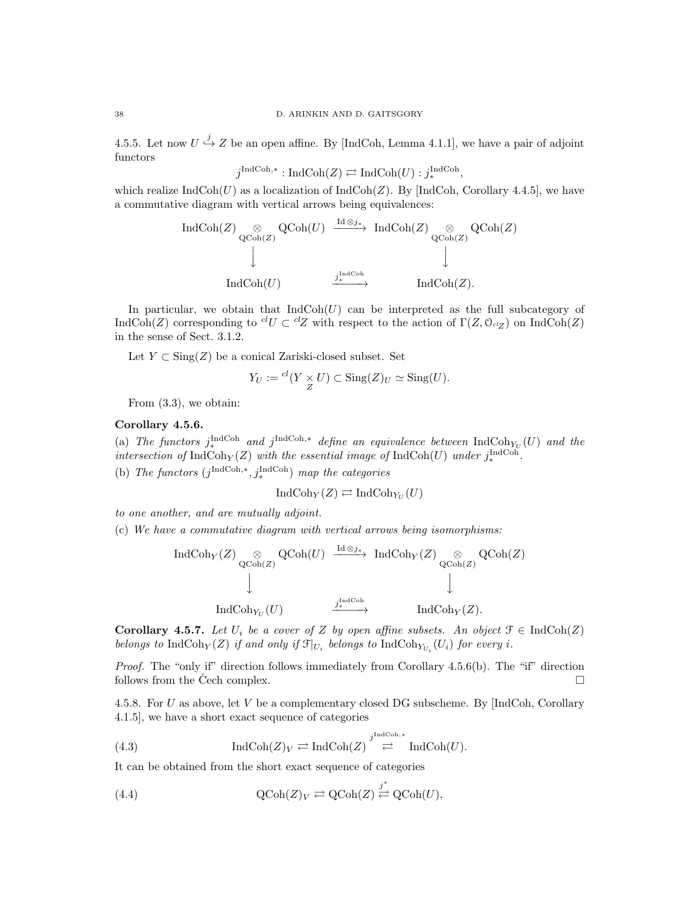4.5.5. Let now $U \overset{j}{\hookrightarrow} Z$ be an open affine. By [IndCoh, Lemma 4.1.1], we have a pair of adjoint functors

$$j^{\mathrm{IndCoh},*} : \mathrm{IndCoh}(Z) \rightleftarrows \mathrm{IndCoh}(U) : j_*^{\mathrm{IndCoh}},$$

which realize $\mathrm{IndCoh}(U)$ as a localization of $\mathrm{IndCoh}(Z)$. By [IndCoh, Corollary 4.4.5], we have a commutative diagram with vertical arrows being equivalences:

$$\begin{array}{ccc}
\mathrm{IndCoh}(Z) \underset{\mathrm{QCoh}(Z)}{\otimes} \mathrm{QCoh}(U) & \xrightarrow{\mathrm{Id} \otimes j_*} & \mathrm{IndCoh}(Z) \underset{\mathrm{QCoh}(Z)}{\otimes} \mathrm{QCoh}(Z) \\
\downarrow & & \downarrow \\
\mathrm{IndCoh}(U) & \xrightarrow{j_*^{\mathrm{IndCoh}}} & \mathrm{IndCoh}(Z).
\end{array}$$

In particular, we obtain that $\mathrm{IndCoh}(U)$ can be interpreted as the full subcategory of $\mathrm{IndCoh}(Z)$ corresponding to ${}^{cl}U \subset {}^{cl}Z$ with respect to the action of $\Gamma(Z, \mathcal{O}_{{}^{cl}Z})$ on $\mathrm{IndCoh}(Z)$ in the sense of Sect. 3.1.2.

Let $Y \subset \mathrm{Sing}(Z)$ be a conical Zariski-closed subset. Set

$$Y_U := {}^{cl}(Y \underset{Z}{\times} U) \subset \mathrm{Sing}(Z)_U \simeq \mathrm{Sing}(U).$$

From (3.3), we obtain:

**Corollary 4.5.6.**
(a) *The functors $j_*^{\mathrm{IndCoh}}$ and $j^{\mathrm{IndCoh},*}$ define an equivalence between $\mathrm{IndCoh}_{Y_U}(U)$ and the intersection of $\mathrm{IndCoh}_Y(Z)$ with the essential image of $\mathrm{IndCoh}(U)$ under $j_*^{\mathrm{IndCoh}}$.*
(b) *The functors $(j^{\mathrm{IndCoh},*}, j_*^{\mathrm{IndCoh}})$ map the categories*

$$\mathrm{IndCoh}_Y(Z) \rightleftarrows \mathrm{IndCoh}_{Y_U}(U)$$

*to one another, and are mutually adjoint.*
(c) *We have a commutative diagram with vertical arrows being isomorphisms:*

$$\begin{array}{ccc}
\mathrm{IndCoh}_Y(Z) \underset{\mathrm{QCoh}(Z)}{\otimes} \mathrm{QCoh}(U) & \xrightarrow{\mathrm{Id} \otimes j_*} & \mathrm{IndCoh}_Y(Z) \underset{\mathrm{QCoh}(Z)}{\otimes} \mathrm{QCoh}(Z) \\
\downarrow & & \downarrow \\
\mathrm{IndCoh}_{Y_U}(U) & \xrightarrow{j_*^{\mathrm{IndCoh}}} & \mathrm{IndCoh}_Y(Z).
\end{array}$$

**Corollary 4.5.7.** *Let $U_i$ be a cover of $Z$ by open affine subsets. An object $\mathcal{F} \in \mathrm{IndCoh}(Z)$ belongs to $\mathrm{IndCoh}_Y(Z)$ if and only if $\mathcal{F}|_{U_i}$ belongs to $\mathrm{IndCoh}_{Y_{U_i}}(U_i)$ for every $i$.*

*Proof.* The "only if" direction follows immediately from Corollary 4.5.6(b). The "if" direction follows from the Čech complex. $\square$

4.5.8. For $U$ as above, let $V$ be a complementary closed DG subscheme. By [IndCoh, Corollary 4.1.5], we have a short exact sequence of categories

$$\mathrm{IndCoh}(Z)_V \rightleftarrows \mathrm{IndCoh}(Z) \overset{j^{\mathrm{IndCoh},*}}{\rightleftarrows} \mathrm{IndCoh}(U). \tag{4.3}$$

It can be obtained from the short exact sequence of categories

$$\mathrm{QCoh}(Z)_V \rightleftarrows \mathrm{QCoh}(Z) \overset{j^*}{\rightleftarrows} \mathrm{QCoh}(U), \tag{4.4}$$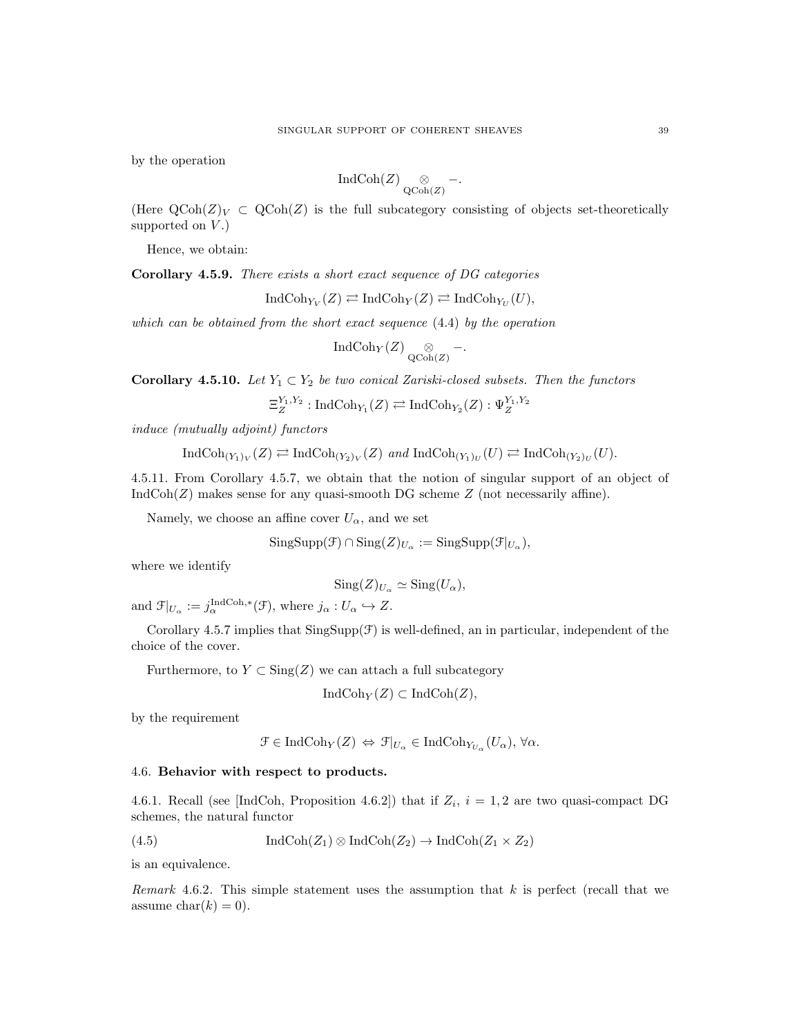by the operation

$$\mathrm{IndCoh}(Z) \underset{\mathrm{QCoh}(Z)}{\otimes} -.$$

(Here $\mathrm{QCoh}(Z)_V \subset \mathrm{QCoh}(Z)$ is the full subcategory consisting of objects set-theoretically supported on $V$.)

Hence, we obtain:

**Corollary 4.5.9.** *There exists a short exact sequence of DG categories*

$$\mathrm{IndCoh}_{Y_V}(Z) \rightleftarrows \mathrm{IndCoh}_Y(Z) \rightleftarrows \mathrm{IndCoh}_{Y_U}(U),$$

*which can be obtained from the short exact sequence* (4.4) *by the operation*

$$\mathrm{IndCoh}_Y(Z) \underset{\mathrm{QCoh}(Z)}{\otimes} -.$$

**Corollary 4.5.10.** *Let $Y_1 \subset Y_2$ be two conical Zariski-closed subsets. Then the functors*

$$\Xi_Z^{Y_1,Y_2} : \mathrm{IndCoh}_{Y_1}(Z) \rightleftarrows \mathrm{IndCoh}_{Y_2}(Z) : \Psi_Z^{Y_1,Y_2}$$

*induce (mutually adjoint) functors*

$$\mathrm{IndCoh}_{(Y_1)_V}(Z) \rightleftarrows \mathrm{IndCoh}_{(Y_2)_V}(Z) \text{ and } \mathrm{IndCoh}_{(Y_1)_U}(U) \rightleftarrows \mathrm{IndCoh}_{(Y_2)_U}(U).$$

4.5.11. From Corollary 4.5.7, we obtain that the notion of singular support of an object of $\mathrm{IndCoh}(Z)$ makes sense for any quasi-smooth DG scheme $Z$ (not necessarily affine).

Namely, we choose an affine cover $U_\alpha$, and we set

$$\mathrm{SingSupp}(\mathcal{F}) \cap \mathrm{Sing}(Z)_{U_\alpha} := \mathrm{SingSupp}(\mathcal{F}|_{U_\alpha}),$$

where we identify

$$\mathrm{Sing}(Z)_{U_\alpha} \simeq \mathrm{Sing}(U_\alpha),$$

and $\mathcal{F}|_{U_\alpha} := j_\alpha^{\mathrm{IndCoh},*}(\mathcal{F})$, where $j_\alpha : U_\alpha \hookrightarrow Z$.

Corollary 4.5.7 implies that $\mathrm{SingSupp}(\mathcal{F})$ is well-defined, an in particular, independent of the choice of the cover.

Furthermore, to $Y \subset \mathrm{Sing}(Z)$ we can attach a full subcategory

$$\mathrm{IndCoh}_Y(Z) \subset \mathrm{IndCoh}(Z),$$

by the requirement

$$\mathcal{F} \in \mathrm{IndCoh}_Y(Z) \Leftrightarrow \mathcal{F}|_{U_\alpha} \in \mathrm{IndCoh}_{Y_{U_\alpha}}(U_\alpha),\ \forall \alpha.$$

## 4.6. Behavior with respect to products.

4.6.1. Recall (see [IndCoh, Proposition 4.6.2]) that if $Z_i$, $i = 1, 2$ are two quasi-compact DG schemes, the natural functor

$$\mathrm{IndCoh}(Z_1) \otimes \mathrm{IndCoh}(Z_2) \to \mathrm{IndCoh}(Z_1 \times Z_2) \tag{4.5}$$

is an equivalence.

*Remark* 4.6.2. This simple statement uses the assumption that $k$ is perfect (recall that we assume $\mathrm{char}(k) = 0$).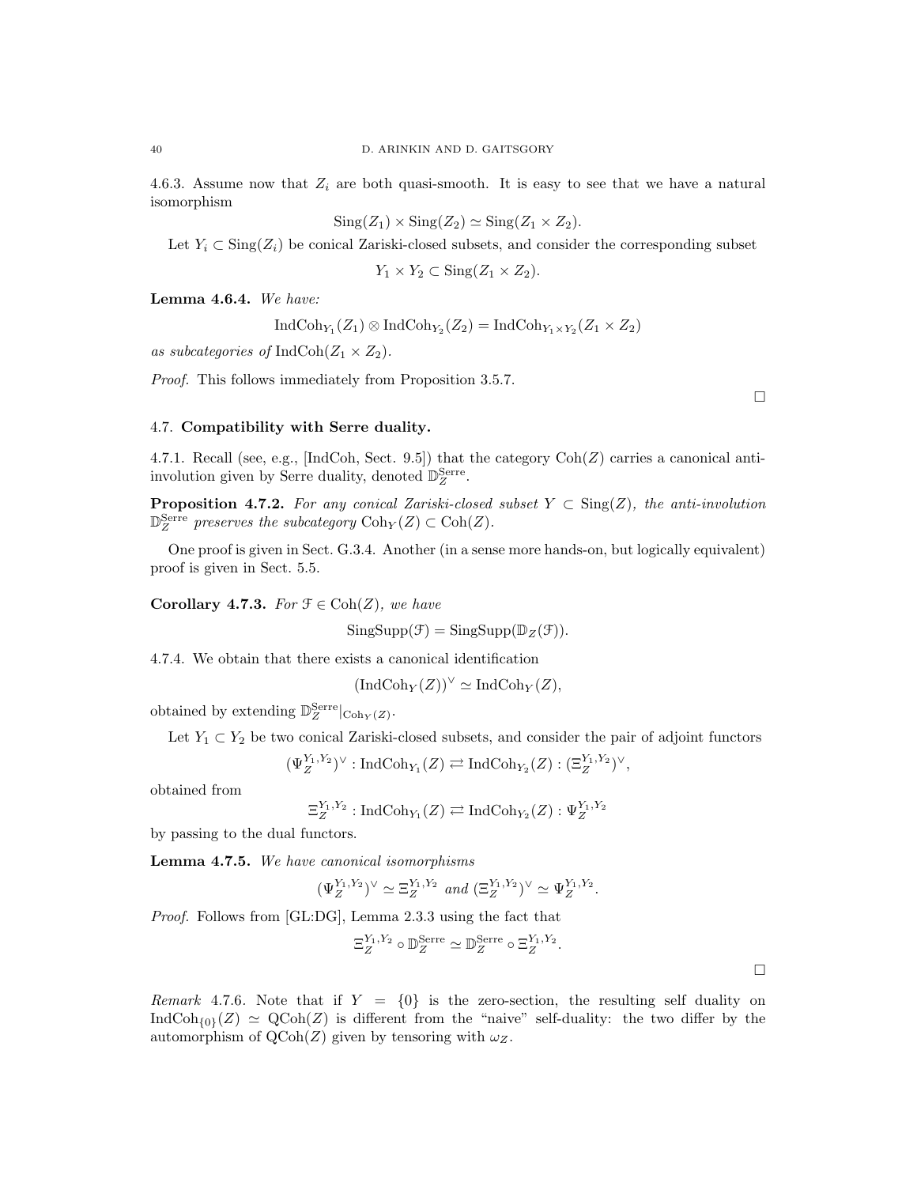4.6.3. Assume now that $Z_i$ are both quasi-smooth. It is easy to see that we have a natural isomorphism

$$\operatorname{Sing}(Z_1) \times \operatorname{Sing}(Z_2) \simeq \operatorname{Sing}(Z_1 \times Z_2).$$

Let $Y_i \subset \operatorname{Sing}(Z_i)$ be conical Zariski-closed subsets, and consider the corresponding subset

$$Y_1 \times Y_2 \subset \operatorname{Sing}(Z_1 \times Z_2).$$

**Lemma 4.6.4.** *We have:*

$$\operatorname{IndCoh}_{Y_1}(Z_1) \otimes \operatorname{IndCoh}_{Y_2}(Z_2) = \operatorname{IndCoh}_{Y_1 \times Y_2}(Z_1 \times Z_2)$$

*as subcategories of* $\operatorname{IndCoh}(Z_1 \times Z_2)$.

*Proof.* This follows immediately from Proposition 3.5.7.

□

### 4.7. **Compatibility with Serre duality.**

4.7.1. Recall (see, e.g., [IndCoh, Sect. 9.5]) that the category $\operatorname{Coh}(Z)$ carries a canonical anti-involution given by Serre duality, denoted $\mathbb{D}_Z^{\mathrm{Serre}}$.

**Proposition 4.7.2.** *For any conical Zariski-closed subset* $Y \subset \operatorname{Sing}(Z)$*, the anti-involution* $\mathbb{D}_Z^{\mathrm{Serre}}$ *preserves the subcategory* $\operatorname{Coh}_Y(Z) \subset \operatorname{Coh}(Z)$.

One proof is given in Sect. G.3.4. Another (in a sense more hands-on, but logically equivalent) proof is given in Sect. 5.5.

**Corollary 4.7.3.** *For* $\mathcal{F} \in \operatorname{Coh}(Z)$*, we have*

$$\operatorname{SingSupp}(\mathcal{F}) = \operatorname{SingSupp}(\mathbb{D}_Z(\mathcal{F})).$$

4.7.4. We obtain that there exists a canonical identification

$$(\operatorname{IndCoh}_Y(Z))^\vee \simeq \operatorname{IndCoh}_Y(Z),$$

obtained by extending $\mathbb{D}_Z^{\mathrm{Serre}}|_{\operatorname{Coh}_Y(Z)}$.

Let $Y_1 \subset Y_2$ be two conical Zariski-closed subsets, and consider the pair of adjoint functors

$$(\Psi_Z^{Y_1,Y_2})^\vee : \operatorname{IndCoh}_{Y_1}(Z) \rightleftarrows \operatorname{IndCoh}_{Y_2}(Z) : (\Xi_Z^{Y_1,Y_2})^\vee,$$

obtained from

$$\Xi_Z^{Y_1,Y_2} : \operatorname{IndCoh}_{Y_1}(Z) \rightleftarrows \operatorname{IndCoh}_{Y_2}(Z) : \Psi_Z^{Y_1,Y_2}$$

by passing to the dual functors.

**Lemma 4.7.5.** *We have canonical isomorphisms*

$$(\Psi_Z^{Y_1,Y_2})^\vee \simeq \Xi_Z^{Y_1,Y_2} \text{ and } (\Xi_Z^{Y_1,Y_2})^\vee \simeq \Psi_Z^{Y_1,Y_2}.$$

*Proof.* Follows from [GL:DG], Lemma 2.3.3 using the fact that

$$\Xi_Z^{Y_1,Y_2} \circ \mathbb{D}_Z^{\mathrm{Serre}} \simeq \mathbb{D}_Z^{\mathrm{Serre}} \circ \Xi_Z^{Y_1,Y_2}.$$

□

*Remark* 4.7.6. Note that if $Y = \{0\}$ is the zero-section, the resulting self duality on $\operatorname{IndCoh}_{\{0\}}(Z) \simeq \operatorname{QCoh}(Z)$ is different from the "naive" self-duality: the two differ by the automorphism of $\operatorname{QCoh}(Z)$ given by tensoring with $\omega_Z$.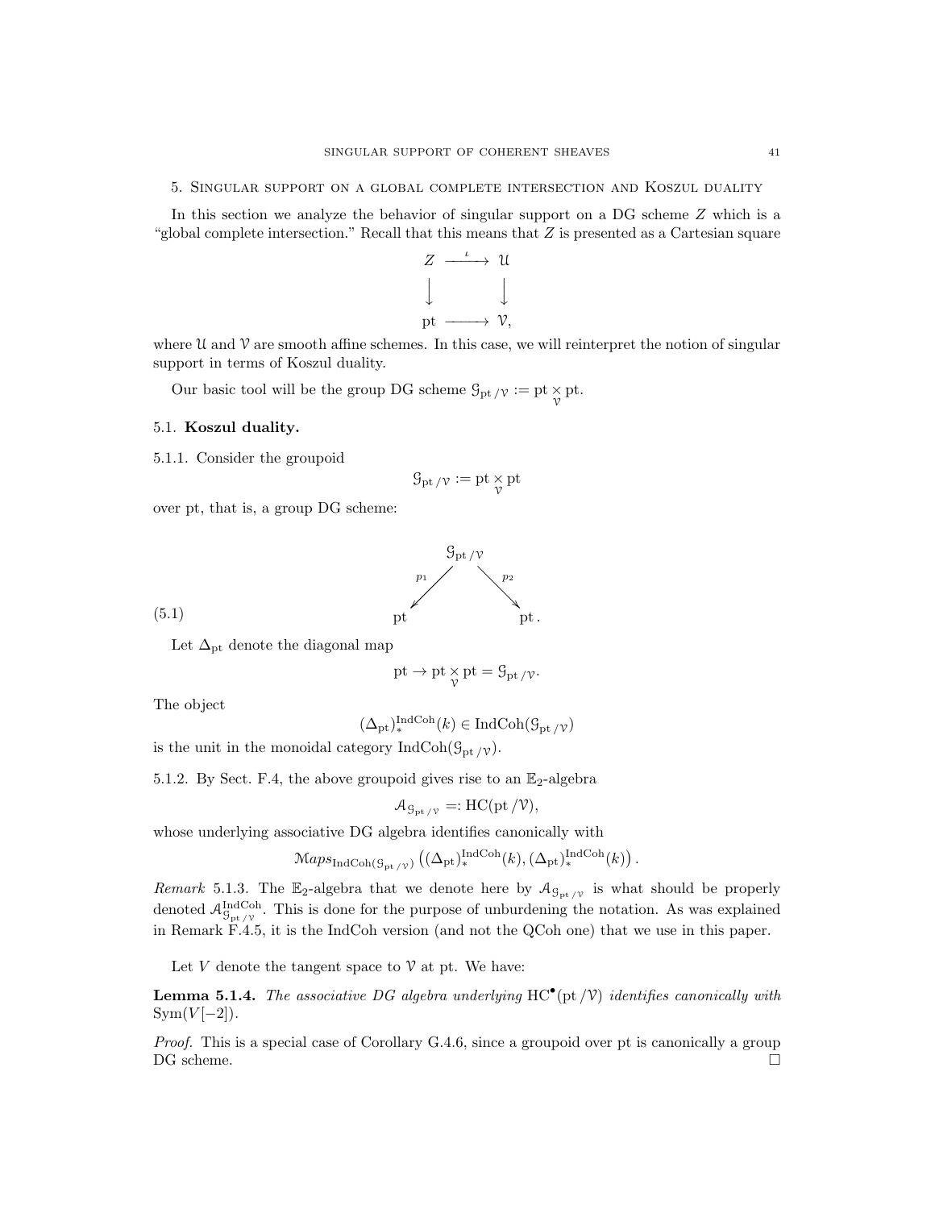## 5. Singular support on a global complete intersection and Koszul duality

In this section we analyze the behavior of singular support on a DG scheme $Z$ which is a "global complete intersection." Recall that this means that $Z$ is presented as a Cartesian square

$$\begin{array}{ccc} Z & \xrightarrow{\iota} & \mathcal{U} \\ \downarrow & & \downarrow \\ \mathrm{pt} & \longrightarrow & \mathcal{V}, \end{array}$$

where $\mathcal{U}$ and $\mathcal{V}$ are smooth affine schemes. In this case, we will reinterpret the notion of singular support in terms of Koszul duality.

Our basic tool will be the group DG scheme $\mathcal{G}_{\mathrm{pt}/\mathcal{V}} := \mathrm{pt} \underset{\mathcal{V}}{\times} \mathrm{pt}$.

### 5.1. Koszul duality.

5.1.1. Consider the groupoid

$$\mathcal{G}_{\mathrm{pt}/\mathcal{V}} := \mathrm{pt} \underset{\mathcal{V}}{\times} \mathrm{pt}$$

over pt, that is, a group DG scheme:

$$(5.1) \qquad \begin{array}{ccccc} & & \mathcal{G}_{\mathrm{pt}/\mathcal{V}} & & \\ & \swarrow^{p_1} & & \searrow^{p_2} & \\ \mathrm{pt} & & & & \mathrm{pt}. \end{array}$$

Let $\Delta_{\mathrm{pt}}$ denote the diagonal map

$$\mathrm{pt} \to \mathrm{pt} \underset{\mathcal{V}}{\times} \mathrm{pt} = \mathcal{G}_{\mathrm{pt}/\mathcal{V}}.$$

The object

$$(\Delta_{\mathrm{pt}})_*^{\mathrm{IndCoh}}(k) \in \mathrm{IndCoh}(\mathcal{G}_{\mathrm{pt}/\mathcal{V}})$$

is the unit in the monoidal category $\mathrm{IndCoh}(\mathcal{G}_{\mathrm{pt}/\mathcal{V}})$.

5.1.2. By Sect. F.4, the above groupoid gives rise to an $\mathbb{E}_2$-algebra

$$\mathcal{A}_{\mathcal{G}_{\mathrm{pt}/\mathcal{V}}} =: \mathrm{HC}(\mathrm{pt}/\mathcal{V}),$$

whose underlying associative DG algebra identifies canonically with

$$\mathcal{M}aps_{\mathrm{IndCoh}(\mathcal{G}_{\mathrm{pt}/\mathcal{V}})}\left((\Delta_{\mathrm{pt}})_*^{\mathrm{IndCoh}}(k), (\Delta_{\mathrm{pt}})_*^{\mathrm{IndCoh}}(k)\right).$$

*Remark* 5.1.3. The $\mathbb{E}_2$-algebra that we denote here by $\mathcal{A}_{\mathcal{G}_{\mathrm{pt}/\mathcal{V}}}$ is what should be properly denoted $\mathcal{A}^{\mathrm{IndCoh}}_{\mathcal{G}_{\mathrm{pt}/\mathcal{V}}}$. This is done for the purpose of unburdening the notation. As was explained in Remark F.4.5, it is the IndCoh version (and not the QCoh one) that we use in this paper.

Let $V$ denote the tangent space to $\mathcal{V}$ at pt. We have:

**Lemma 5.1.4.** *The associative DG algebra underlying* $\mathrm{HC}^\bullet(\mathrm{pt}/\mathcal{V})$ *identifies canonically with* $\mathrm{Sym}(V[-2])$.

*Proof.* This is a special case of Corollary G.4.6, since a groupoid over pt is canonically a group DG scheme. □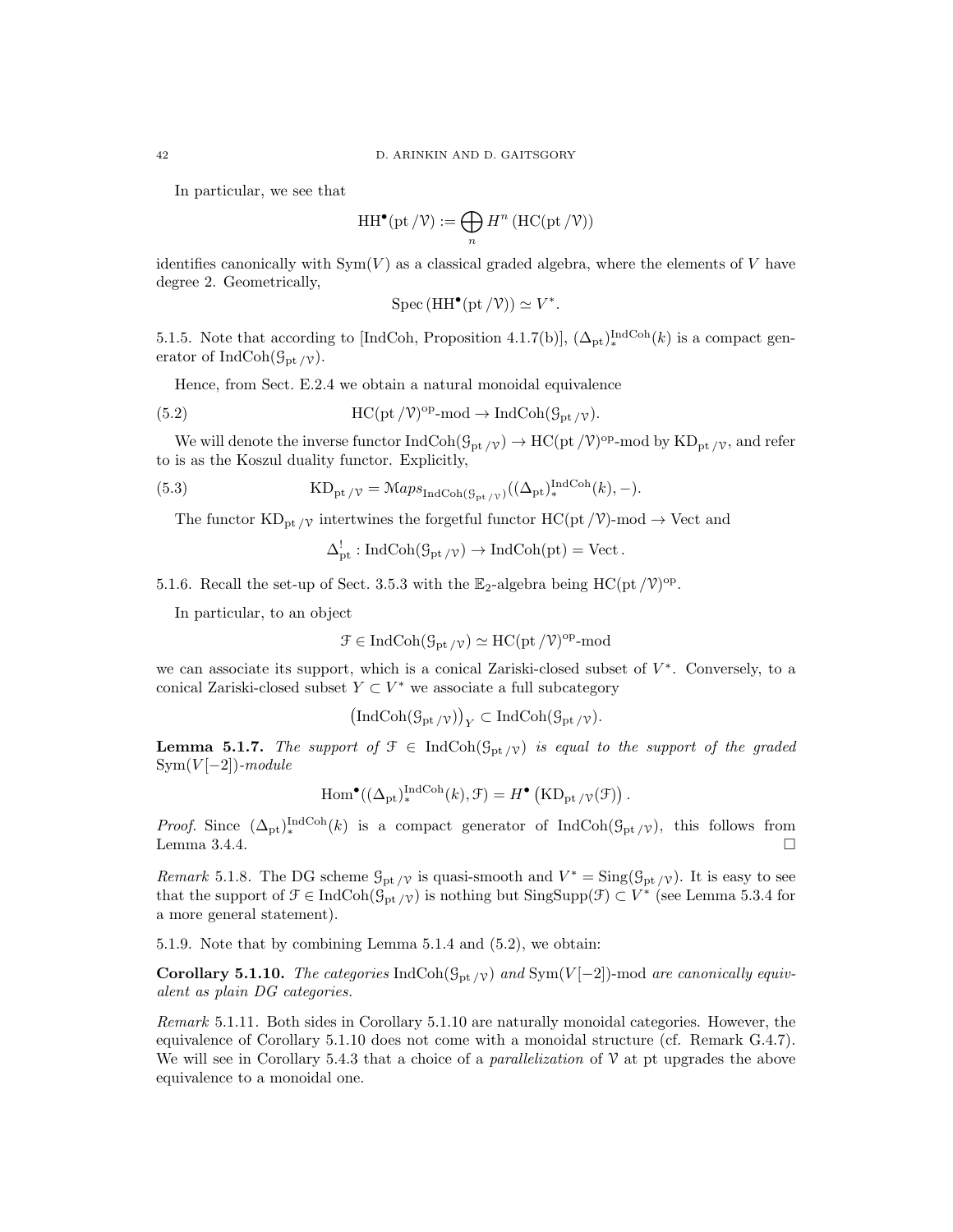In particular, we see that

$$\mathrm{HH}^\bullet(\mathrm{pt}/\mathcal{V}) := \bigoplus_n H^n\left(\mathrm{HC}(\mathrm{pt}/\mathcal{V})\right)$$

identifies canonically with $\mathrm{Sym}(V)$ as a classical graded algebra, where the elements of $V$ have degree 2. Geometrically,

$$\mathrm{Spec}\left(\mathrm{HH}^\bullet(\mathrm{pt}/\mathcal{V})\right) \simeq V^*.$$

5.1.5. Note that according to [IndCoh, Proposition 4.1.7(b)], $(\Delta_{\mathrm{pt}})^{\mathrm{IndCoh}}_*(k)$ is a compact generator of $\mathrm{IndCoh}(\mathcal{G}_{\mathrm{pt}/\mathcal{V}})$.

Hence, from Sect. E.2.4 we obtain a natural monoidal equivalence

$$\mathrm{HC}(\mathrm{pt}/\mathcal{V})^{\mathrm{op}}\text{-mod} \to \mathrm{IndCoh}(\mathcal{G}_{\mathrm{pt}/\mathcal{V}}). \tag{5.2}$$

We will denote the inverse functor $\mathrm{IndCoh}(\mathcal{G}_{\mathrm{pt}/\mathcal{V}}) \to \mathrm{HC}(\mathrm{pt}/\mathcal{V})^{\mathrm{op}}\text{-mod}$ by $\mathrm{KD}_{\mathrm{pt}/\mathcal{V}}$, and refer to is as the Koszul duality functor. Explicitly,

$$\mathrm{KD}_{\mathrm{pt}/\mathcal{V}} = \mathcal{M}aps_{\mathrm{IndCoh}(\mathcal{G}_{\mathrm{pt}/\mathcal{V}})}((\Delta_{\mathrm{pt}})^{\mathrm{IndCoh}}_*(k), -). \tag{5.3}$$

The functor $\mathrm{KD}_{\mathrm{pt}/\mathcal{V}}$ intertwines the forgetful functor $\mathrm{HC}(\mathrm{pt}/\mathcal{V})\text{-mod} \to \mathrm{Vect}$ and

$$\Delta^!_{\mathrm{pt}} : \mathrm{IndCoh}(\mathcal{G}_{\mathrm{pt}/\mathcal{V}}) \to \mathrm{IndCoh}(\mathrm{pt}) = \mathrm{Vect}.$$

5.1.6. Recall the set-up of Sect. 3.5.3 with the $\mathbb{E}_2$-algebra being $\mathrm{HC}(\mathrm{pt}/\mathcal{V})^{\mathrm{op}}$.

In particular, to an object

$$\mathcal{F} \in \mathrm{IndCoh}(\mathcal{G}_{\mathrm{pt}/\mathcal{V}}) \simeq \mathrm{HC}(\mathrm{pt}/\mathcal{V})^{\mathrm{op}}\text{-mod}$$

we can associate its support, which is a conical Zariski-closed subset of $V^*$. Conversely, to a conical Zariski-closed subset $Y \subset V^*$ we associate a full subcategory

$$\left(\mathrm{IndCoh}(\mathcal{G}_{\mathrm{pt}/\mathcal{V}})\right)_Y \subset \mathrm{IndCoh}(\mathcal{G}_{\mathrm{pt}/\mathcal{V}}).$$

**Lemma 5.1.7.** *The support of $\mathcal{F} \in \mathrm{IndCoh}(\mathcal{G}_{\mathrm{pt}/\mathcal{V}})$ is equal to the support of the graded $\mathrm{Sym}(V[-2])$-module*

$$\mathrm{Hom}^\bullet((\Delta_{\mathrm{pt}})^{\mathrm{IndCoh}}_*(k), \mathcal{F}) = H^\bullet\left(\mathrm{KD}_{\mathrm{pt}/\mathcal{V}}(\mathcal{F})\right).$$

*Proof.* Since $(\Delta_{\mathrm{pt}})^{\mathrm{IndCoh}}_*(k)$ is a compact generator of $\mathrm{IndCoh}(\mathcal{G}_{\mathrm{pt}/\mathcal{V}})$, this follows from Lemma 3.4.4. □

*Remark* 5.1.8. The DG scheme $\mathcal{G}_{\mathrm{pt}/\mathcal{V}}$ is quasi-smooth and $V^* = \mathrm{Sing}(\mathcal{G}_{\mathrm{pt}/\mathcal{V}})$. It is easy to see that the support of $\mathcal{F} \in \mathrm{IndCoh}(\mathcal{G}_{\mathrm{pt}/\mathcal{V}})$ is nothing but $\mathrm{SingSupp}(\mathcal{F}) \subset V^*$ (see Lemma 5.3.4 for a more general statement).

5.1.9. Note that by combining Lemma 5.1.4 and (5.2), we obtain:

**Corollary 5.1.10.** *The categories $\mathrm{IndCoh}(\mathcal{G}_{\mathrm{pt}/\mathcal{V}})$ and $\mathrm{Sym}(V[-2])\text{-mod}$ are canonically equivalent as plain DG categories.*

*Remark* 5.1.11. Both sides in Corollary 5.1.10 are naturally monoidal categories. However, the equivalence of Corollary 5.1.10 does not come with a monoidal structure (cf. Remark G.4.7). We will see in Corollary 5.4.3 that a choice of a *parallelization* of $\mathcal{V}$ at pt upgrades the above equivalence to a monoidal one.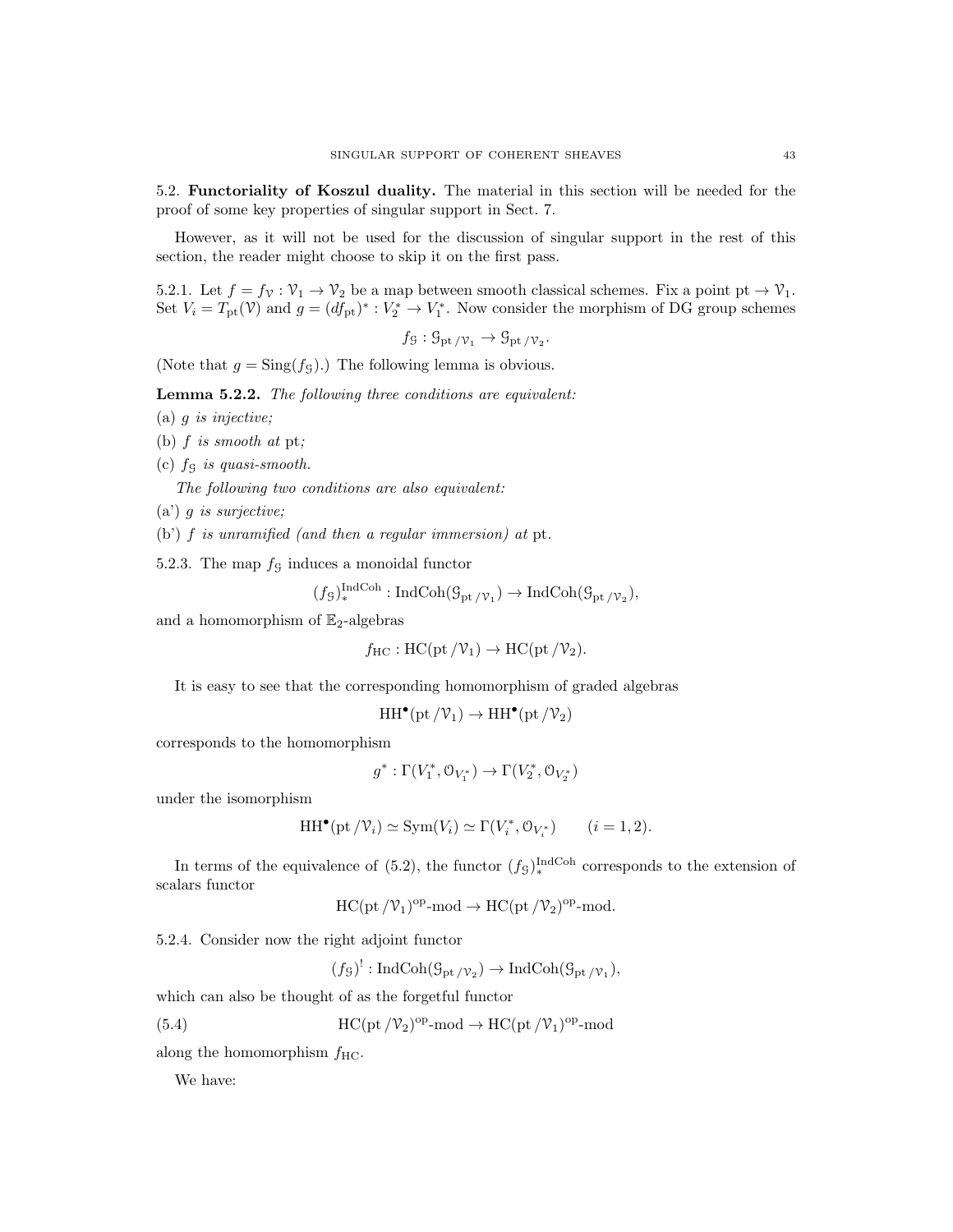## 5.2. **Functoriality of Koszul duality.**

The material in this section will be needed for the proof of some key properties of singular support in Sect. 7.

However, as it will not be used for the discussion of singular support in the rest of this section, the reader might choose to skip it on the first pass.

5.2.1. Let $f = f_{\mathcal{V}} : \mathcal{V}_1 \to \mathcal{V}_2$ be a map between smooth classical schemes. Fix a point $\mathrm{pt} \to \mathcal{V}_1$. Set $V_i = T_{\mathrm{pt}}(\mathcal{V})$ and $g = (df_{\mathrm{pt}})^* : V_2^* \to V_1^*$. Now consider the morphism of DG group schemes

$$f_{\mathcal{G}} : \mathcal{G}_{\mathrm{pt}/\mathcal{V}_1} \to \mathcal{G}_{\mathrm{pt}/\mathcal{V}_2}.$$

(Note that $g = \mathrm{Sing}(f_{\mathcal{G}})$.) The following lemma is obvious.

**Lemma 5.2.2.** *The following three conditions are equivalent:*

(a) *$g$ is injective;*

(b) *$f$ is smooth at* pt*;*

(c) *$f_{\mathcal{G}}$ is quasi-smooth.*

*The following two conditions are also equivalent:*

(a') *$g$ is surjective;*

(b') *$f$ is unramified (and then a regular immersion) at* pt.

5.2.3. The map $f_{\mathcal{G}}$ induces a monoidal functor

$$(f_{\mathcal{G}})_*^{\mathrm{IndCoh}} : \mathrm{IndCoh}(\mathcal{G}_{\mathrm{pt}/\mathcal{V}_1}) \to \mathrm{IndCoh}(\mathcal{G}_{\mathrm{pt}/\mathcal{V}_2}),$$

and a homomorphism of $\mathbb{E}_2$-algebras

$$f_{\mathrm{HC}} : \mathrm{HC}(\mathrm{pt}/\mathcal{V}_1) \to \mathrm{HC}(\mathrm{pt}/\mathcal{V}_2).$$

It is easy to see that the corresponding homomorphism of graded algebras

$$\mathrm{HH}^{\bullet}(\mathrm{pt}/\mathcal{V}_1) \to \mathrm{HH}^{\bullet}(\mathrm{pt}/\mathcal{V}_2)$$

corresponds to the homomorphism

$$g^* : \Gamma(V_1^*, \mathcal{O}_{V_1^*}) \to \Gamma(V_2^*, \mathcal{O}_{V_2^*})$$

under the isomorphism

$$\mathrm{HH}^{\bullet}(\mathrm{pt}/\mathcal{V}_i) \simeq \mathrm{Sym}(V_i) \simeq \Gamma(V_i^*, \mathcal{O}_{V_i^*}) \qquad (i = 1, 2).$$

In terms of the equivalence of (5.2), the functor $(f_{\mathcal{G}})_*^{\mathrm{IndCoh}}$ corresponds to the extension of scalars functor

$$\mathrm{HC}(\mathrm{pt}/\mathcal{V}_1)^{\mathrm{op}}\text{-mod} \to \mathrm{HC}(\mathrm{pt}/\mathcal{V}_2)^{\mathrm{op}}\text{-mod}.$$

5.2.4. Consider now the right adjoint functor

$$(f_{\mathcal{G}})^! : \mathrm{IndCoh}(\mathcal{G}_{\mathrm{pt}/\mathcal{V}_2}) \to \mathrm{IndCoh}(\mathcal{G}_{\mathrm{pt}/\mathcal{V}_1}),$$

which can also be thought of as the forgetful functor

$$\mathrm{HC}(\mathrm{pt}/\mathcal{V}_2)^{\mathrm{op}}\text{-mod} \to \mathrm{HC}(\mathrm{pt}/\mathcal{V}_1)^{\mathrm{op}}\text{-mod} \tag{5.4}$$

along the homomorphism $f_{\mathrm{HC}}$.

We have: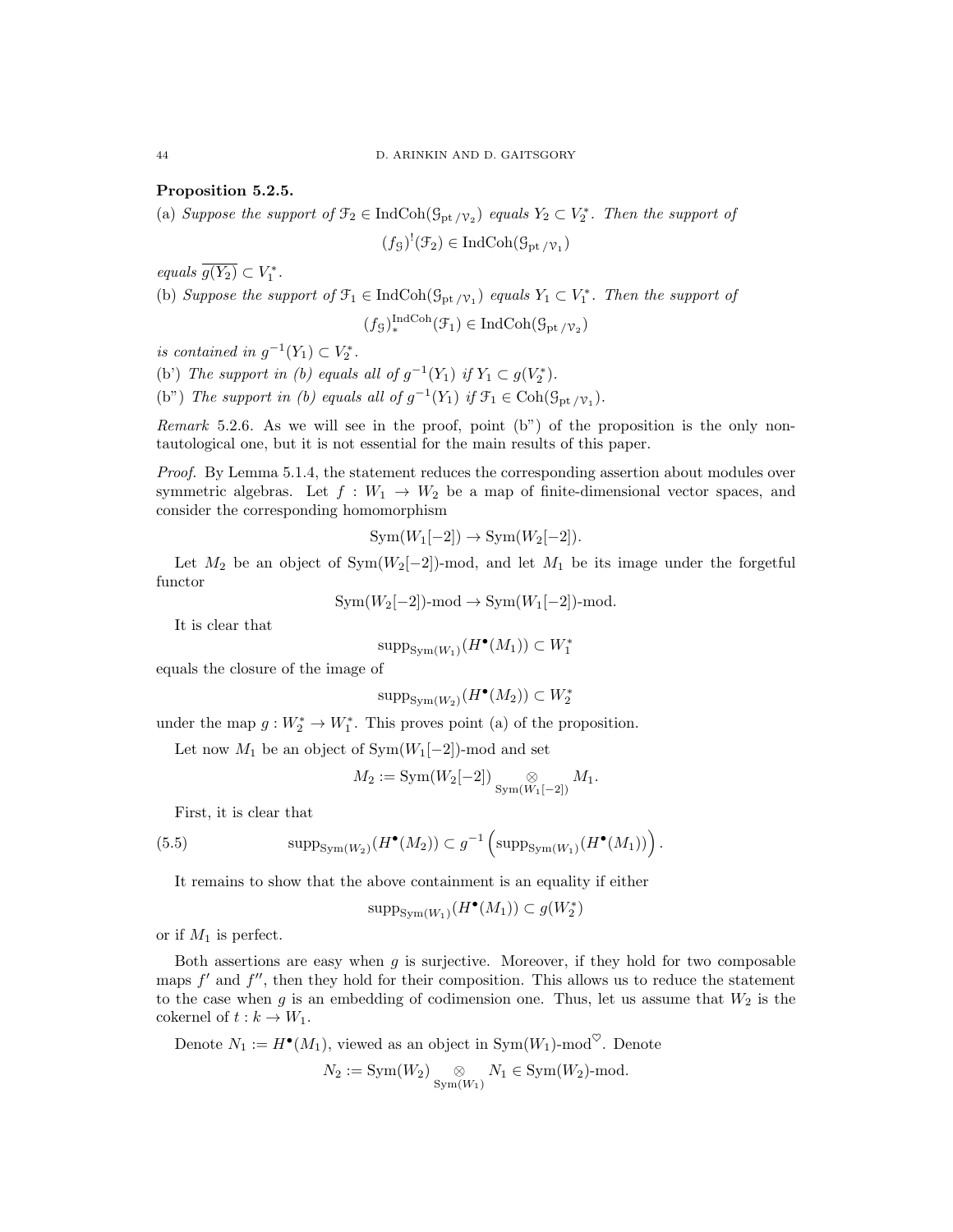**Proposition 5.2.5.**

(a) *Suppose the support of* $\mathcal{F}_2 \in \text{IndCoh}(\mathcal{G}_{\text{pt}\,/\mathcal{V}_2})$ *equals* $Y_2 \subset V_2^*$. *Then the support of*

$$(f_{\mathcal{G}})^!(\mathcal{F}_2) \in \text{IndCoh}(\mathcal{G}_{\text{pt}\,/\mathcal{V}_1})$$

*equals* $\overline{g(Y_2)} \subset V_1^*$.

(b) *Suppose the support of* $\mathcal{F}_1 \in \text{IndCoh}(\mathcal{G}_{\text{pt}\,/\mathcal{V}_1})$ *equals* $Y_1 \subset V_1^*$. *Then the support of*

$$(f_{\mathcal{G}})_*^{\text{IndCoh}}(\mathcal{F}_1) \in \text{IndCoh}(\mathcal{G}_{\text{pt}\,/\mathcal{V}_2})$$

*is contained in* $g^{-1}(Y_1) \subset V_2^*$.

(b') *The support in (b) equals all of* $g^{-1}(Y_1)$ *if* $Y_1 \subset g(V_2^*)$.

(b") *The support in (b) equals all of* $g^{-1}(Y_1)$ *if* $\mathcal{F}_1 \in \text{Coh}(\mathcal{G}_{\text{pt}\,/\mathcal{V}_1})$.

*Remark* 5.2.6. As we will see in the proof, point (b") of the proposition is the only non-tautological one, but it is not essential for the main results of this paper.

*Proof.* By Lemma 5.1.4, the statement reduces the corresponding assertion about modules over symmetric algebras. Let $f : W_1 \to W_2$ be a map of finite-dimensional vector spaces, and consider the corresponding homomorphism

$$\text{Sym}(W_1[-2]) \to \text{Sym}(W_2[-2]).$$

Let $M_2$ be an object of $\text{Sym}(W_2[-2])$-mod, and let $M_1$ be its image under the forgetful functor

$$\text{Sym}(W_2[-2])\text{-mod} \to \text{Sym}(W_1[-2])\text{-mod}.$$

It is clear that

$$\text{supp}_{\text{Sym}(W_1)}(H^\bullet(M_1)) \subset W_1^*$$

equals the closure of the image of

$$\text{supp}_{\text{Sym}(W_2)}(H^\bullet(M_2)) \subset W_2^*$$

under the map $g : W_2^* \to W_1^*$. This proves point (a) of the proposition.

Let now $M_1$ be an object of $\text{Sym}(W_1[-2])$-mod and set

$$M_2 := \text{Sym}(W_2[-2]) \underset{\text{Sym}(W_1[-2])}{\otimes} M_1.$$

First, it is clear that

$$\text{supp}_{\text{Sym}(W_2)}(H^\bullet(M_2)) \subset g^{-1}\left(\text{supp}_{\text{Sym}(W_1)}(H^\bullet(M_1))\right). \tag{5.5}$$

It remains to show that the above containment is an equality if either

$$\text{supp}_{\text{Sym}(W_1)}(H^\bullet(M_1)) \subset g(W_2^*)$$

or if $M_1$ is perfect.

Both assertions are easy when $g$ is surjective. Moreover, if they hold for two composable maps $f'$ and $f''$, then they hold for their composition. This allows us to reduce the statement to the case when $g$ is an embedding of codimension one. Thus, let us assume that $W_2$ is the cokernel of $t : k \to W_1$.

Denote $N_1 := H^\bullet(M_1)$, viewed as an object in $\text{Sym}(W_1)\text{-mod}^\heartsuit$. Denote

$$N_2 := \text{Sym}(W_2) \underset{\text{Sym}(W_1)}{\otimes} N_1 \in \text{Sym}(W_2)\text{-mod}.$$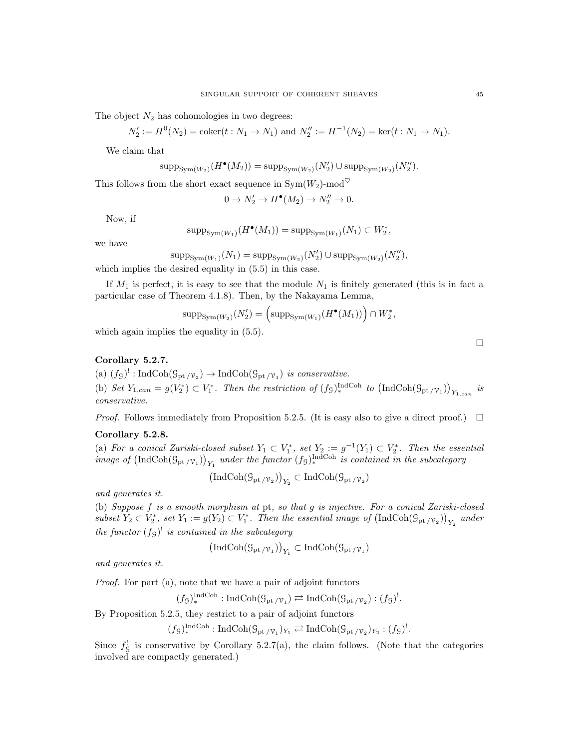The object $N_2$ has cohomologies in two degrees:

$$N_2' := H^0(N_2) = \operatorname{coker}(t : N_1 \to N_1) \text{ and } N_2'' := H^{-1}(N_2) = \ker(t : N_1 \to N_1).$$

We claim that

$$\operatorname{supp}_{\operatorname{Sym}(W_2)}(H^\bullet(M_2)) = \operatorname{supp}_{\operatorname{Sym}(W_2)}(N_2') \cup \operatorname{supp}_{\operatorname{Sym}(W_2)}(N_2'').$$

This follows from the short exact sequence in $\operatorname{Sym}(W_2)\text{-mod}^\heartsuit$

$$0 \to N_2' \to H^\bullet(M_2) \to N_2'' \to 0.$$

Now, if

$$\operatorname{supp}_{\operatorname{Sym}(W_1)}(H^\bullet(M_1)) = \operatorname{supp}_{\operatorname{Sym}(W_1)}(N_1) \subset W_2^*,$$

we have

$$\operatorname{supp}_{\operatorname{Sym}(W_1)}(N_1) = \operatorname{supp}_{\operatorname{Sym}(W_2)}(N_2') \cup \operatorname{supp}_{\operatorname{Sym}(W_2)}(N_2''),$$

which implies the desired equality in (5.5) in this case.

If $M_1$ is perfect, it is easy to see that the module $N_1$ is finitely generated (this is in fact a particular case of Theorem 4.1.8). Then, by the Nakayama Lemma,

$$\operatorname{supp}_{\operatorname{Sym}(W_2)}(N_2') = \left(\operatorname{supp}_{\operatorname{Sym}(W_1)}(H^\bullet(M_1))\right) \cap W_2^*,$$

which again implies the equality in (5.5).

□

**Corollary 5.2.7.**

(a) $(f_{\mathcal{G}})^! : \operatorname{IndCoh}(\mathcal{G}_{\operatorname{pt}/\mathcal{V}_2}) \to \operatorname{IndCoh}(\mathcal{G}_{\operatorname{pt}/\mathcal{V}_1})$ *is conservative.*

(b) *Set $Y_{1,can} = g(V_2^*) \subset V_1^*$. Then the restriction of $(f_{\mathcal{G}})^{\operatorname{IndCoh}}_*$ to $\left(\operatorname{IndCoh}(\mathcal{G}_{\operatorname{pt}/\mathcal{V}_1})\right)_{Y_{1,can}}$ is conservative.*

*Proof.* Follows immediately from Proposition 5.2.5. (It is easy also to give a direct proof.) □

**Corollary 5.2.8.**

(a) *For a conical Zariski-closed subset $Y_1 \subset V_1^*$, set $Y_2 := g^{-1}(Y_1) \subset V_2^*$. Then the essential image of $\left(\operatorname{IndCoh}(\mathcal{G}_{\operatorname{pt}/\mathcal{V}_1})\right)_{Y_1}$ under the functor $(f_{\mathcal{G}})^{\operatorname{IndCoh}}_*$ is contained in the subcategory*

$$\left(\operatorname{IndCoh}(\mathcal{G}_{\operatorname{pt}/\mathcal{V}_2})\right)_{Y_2} \subset \operatorname{IndCoh}(\mathcal{G}_{\operatorname{pt}/\mathcal{V}_2})$$

*and generates it.*

(b) *Suppose $f$ is a smooth morphism at* pt, *so that $g$ is injective. For a conical Zariski-closed subset $Y_2 \subset V_2^*$, set $Y_1 := g(Y_2) \subset V_1^*$. Then the essential image of $\left(\operatorname{IndCoh}(\mathcal{G}_{\operatorname{pt}/\mathcal{V}_2})\right)_{Y_2}$ under the functor $(f_{\mathcal{G}})^!$ is contained in the subcategory*

$$\left(\operatorname{IndCoh}(\mathcal{G}_{\operatorname{pt}/\mathcal{V}_1})\right)_{Y_1} \subset \operatorname{IndCoh}(\mathcal{G}_{\operatorname{pt}/\mathcal{V}_1})$$

*and generates it.*

*Proof.* For part (a), note that we have a pair of adjoint functors

$$(f_{\mathcal{G}})^{\operatorname{IndCoh}}_* : \operatorname{IndCoh}(\mathcal{G}_{\operatorname{pt}/\mathcal{V}_1}) \rightleftarrows \operatorname{IndCoh}(\mathcal{G}_{\operatorname{pt}/\mathcal{V}_2}) : (f_{\mathcal{G}})^!.$$

By Proposition 5.2.5, they restrict to a pair of adjoint functors

$$(f_{\mathcal{G}})^{\operatorname{IndCoh}}_* : \operatorname{IndCoh}(\mathcal{G}_{\operatorname{pt}/\mathcal{V}_1})_{Y_1} \rightleftarrows \operatorname{IndCoh}(\mathcal{G}_{\operatorname{pt}/\mathcal{V}_2})_{Y_2} : (f_{\mathcal{G}})^!.$$

Since $f_{\mathcal{G}}^!$ is conservative by Corollary 5.2.7(a), the claim follows. (Note that the categories involved are compactly generated.)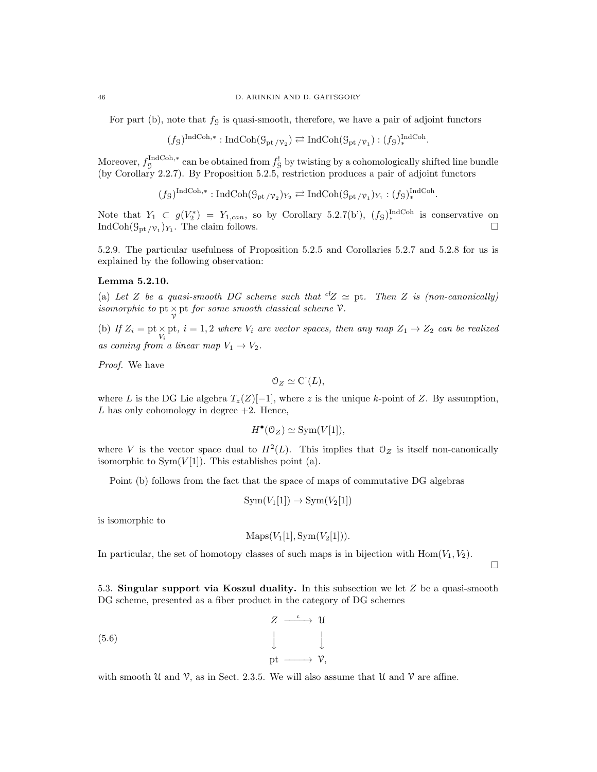For part (b), note that $f_{\mathcal{G}}$ is quasi-smooth, therefore, we have a pair of adjoint functors

$$(f_{\mathcal{G}})^{\mathrm{IndCoh},*} : \mathrm{IndCoh}(\mathcal{G}_{\mathrm{pt}/\mathcal{V}_2}) \rightleftarrows \mathrm{IndCoh}(\mathcal{G}_{\mathrm{pt}/\mathcal{V}_1}) : (f_{\mathcal{G}})^{\mathrm{IndCoh}}_*.$$

Moreover, $f_{\mathcal{G}}^{\mathrm{IndCoh},*}$ can be obtained from $f_{\mathcal{G}}^!$ by twisting by a cohomologically shifted line bundle (by Corollary 2.2.7). By Proposition 5.2.5, restriction produces a pair of adjoint functors

$$(f_{\mathcal{G}})^{\mathrm{IndCoh},*} : \mathrm{IndCoh}(\mathcal{G}_{\mathrm{pt}/\mathcal{V}_2})_{Y_2} \rightleftarrows \mathrm{IndCoh}(\mathcal{G}_{\mathrm{pt}/\mathcal{V}_1})_{Y_1} : (f_{\mathcal{G}})^{\mathrm{IndCoh}}_*.$$

Note that $Y_1 \subset g(V_2^*) = Y_{1,can}$, so by Corollary 5.2.7(b'), $(f_{\mathcal{G}})^{\mathrm{IndCoh}}_*$ is conservative on $\mathrm{IndCoh}(\mathcal{G}_{\mathrm{pt}/\mathcal{V}_1})_{Y_1}$. The claim follows. $\square$

5.2.9. The particular usefulness of Proposition 5.2.5 and Corollaries 5.2.7 and 5.2.8 for us is explained by the following observation:

**Lemma 5.2.10.**

(a) *Let $Z$ be a quasi-smooth DG scheme such that ${}^{cl}Z \simeq \mathrm{pt}$. Then $Z$ is (non-canonically) isomorphic to $\mathrm{pt} \underset{\mathcal{V}}{\times} \mathrm{pt}$ for some smooth classical scheme $\mathcal{V}$.*

(b) *If $Z_i = \mathrm{pt} \underset{V_i}{\times} \mathrm{pt}$, $i = 1, 2$ where $V_i$ are vector spaces, then any map $Z_1 \to Z_2$ can be realized as coming from a linear map $V_1 \to V_2$.*

*Proof.* We have

$$\mathcal{O}_Z \simeq \mathrm{C}^{\cdot}(L),$$

where $L$ is the DG Lie algebra $T_z(Z)[-1]$, where $z$ is the unique $k$-point of $Z$. By assumption, $L$ has only cohomology in degree $+2$. Hence,

$$H^{\bullet}(\mathcal{O}_Z) \simeq \mathrm{Sym}(V[1]),$$

where $V$ is the vector space dual to $H^2(L)$. This implies that $\mathcal{O}_Z$ is itself non-canonically isomorphic to $\mathrm{Sym}(V[1])$. This establishes point (a).

Point (b) follows from the fact that the space of maps of commutative DG algebras

$$\mathrm{Sym}(V_1[1]) \to \mathrm{Sym}(V_2[1])$$

is isomorphic to

$$\mathrm{Maps}(V_1[1], \mathrm{Sym}(V_2[1])).$$

In particular, the set of homotopy classes of such maps is in bijection with $\mathrm{Hom}(V_1, V_2)$. $\square$

5.3. **Singular support via Koszul duality.** In this subsection we let $Z$ be a quasi-smooth DG scheme, presented as a fiber product in the category of DG schemes

$$\begin{array}{ccc} Z & \xrightarrow{\iota} & \mathcal{U} \\ \downarrow & & \downarrow \\ \mathrm{pt} & \longrightarrow & \mathcal{V}, \end{array} \tag{5.6}$$

with smooth $\mathcal{U}$ and $\mathcal{V}$, as in Sect. 2.3.5. We will also assume that $\mathcal{U}$ and $\mathcal{V}$ are affine.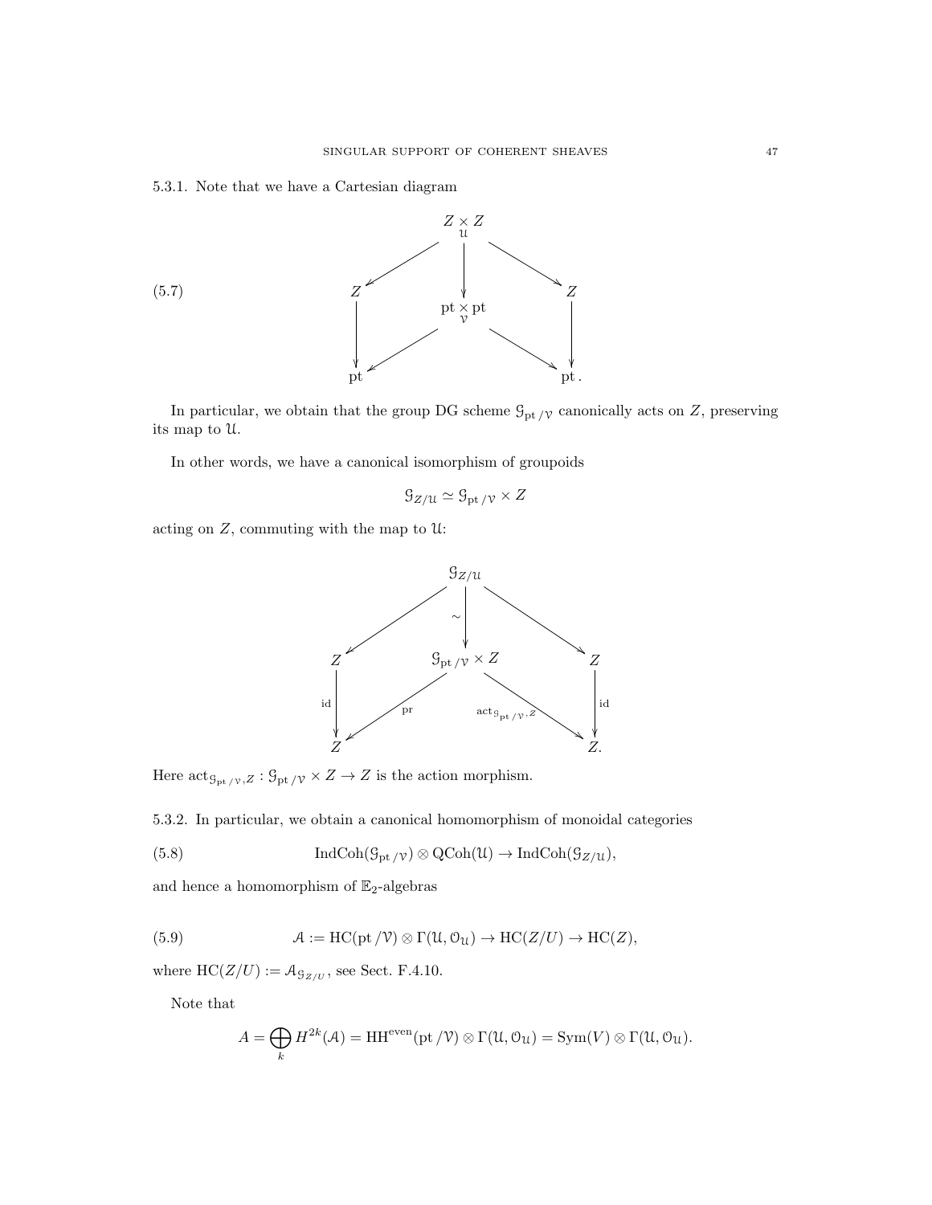5.3.1. Note that we have a Cartesian diagram

$$
(5.7)\qquad
\begin{array}{ccccc}
 & & Z \underset{\mathcal{U}}{\times} Z & & \\
 & \swarrow & \downarrow & \searrow & \\
Z & & \mathrm{pt} \underset{\mathcal{V}}{\times} \mathrm{pt} & & Z \\
\downarrow & \swarrow & & \searrow & \downarrow \\
\mathrm{pt} & & & & \mathrm{pt}\,.
\end{array}
$$

In particular, we obtain that the group DG scheme $\mathcal{G}_{\mathrm{pt}/\mathcal{V}}$ canonically acts on $Z$, preserving its map to $\mathcal{U}$.

In other words, we have a canonical isomorphism of groupoids

$$
\mathcal{G}_{Z/\mathcal{U}} \simeq \mathcal{G}_{\mathrm{pt}/\mathcal{V}} \times Z
$$

acting on $Z$, commuting with the map to $\mathcal{U}$:

$$
\begin{array}{ccccc}
 & & \mathcal{G}_{Z/\mathcal{U}} & & \\
 & \swarrow & \downarrow \sim & \searrow & \\
Z & & \mathcal{G}_{\mathrm{pt}/\mathcal{V}} \times Z & & Z \\
\downarrow \mathrm{id} & \overset{\mathrm{pr}}{\swarrow} & & \overset{\mathrm{act}_{\mathcal{G}_{\mathrm{pt}/\mathcal{V}},Z}}{\searrow} & \downarrow \mathrm{id} \\
Z & & & & Z.
\end{array}
$$

Here $\mathrm{act}_{\mathcal{G}_{\mathrm{pt}/\mathcal{V}},Z} : \mathcal{G}_{\mathrm{pt}/\mathcal{V}} \times Z \to Z$ is the action morphism.

5.3.2. In particular, we obtain a canonical homomorphism of monoidal categories

$$
(5.8)\qquad \mathrm{IndCoh}(\mathcal{G}_{\mathrm{pt}/\mathcal{V}}) \otimes \mathrm{QCoh}(\mathcal{U}) \to \mathrm{IndCoh}(\mathcal{G}_{Z/\mathcal{U}}),
$$

and hence a homomorphism of $\mathbb{E}_2$-algebras

$$
(5.9)\qquad \mathcal{A} := \mathrm{HC}(\mathrm{pt}/\mathcal{V}) \otimes \Gamma(\mathcal{U}, \mathcal{O}_{\mathcal{U}}) \to \mathrm{HC}(Z/U) \to \mathrm{HC}(Z),
$$

where $\mathrm{HC}(Z/U) := \mathcal{A}_{\mathcal{G}_{Z/U}}$, see Sect. F.4.10.

Note that

$$
A = \bigoplus_k H^{2k}(\mathcal{A}) = \mathrm{HH}^{\mathrm{even}}(\mathrm{pt}/\mathcal{V}) \otimes \Gamma(\mathcal{U}, \mathcal{O}_{\mathcal{U}}) = \mathrm{Sym}(V) \otimes \Gamma(\mathcal{U}, \mathcal{O}_{\mathcal{U}}).
$$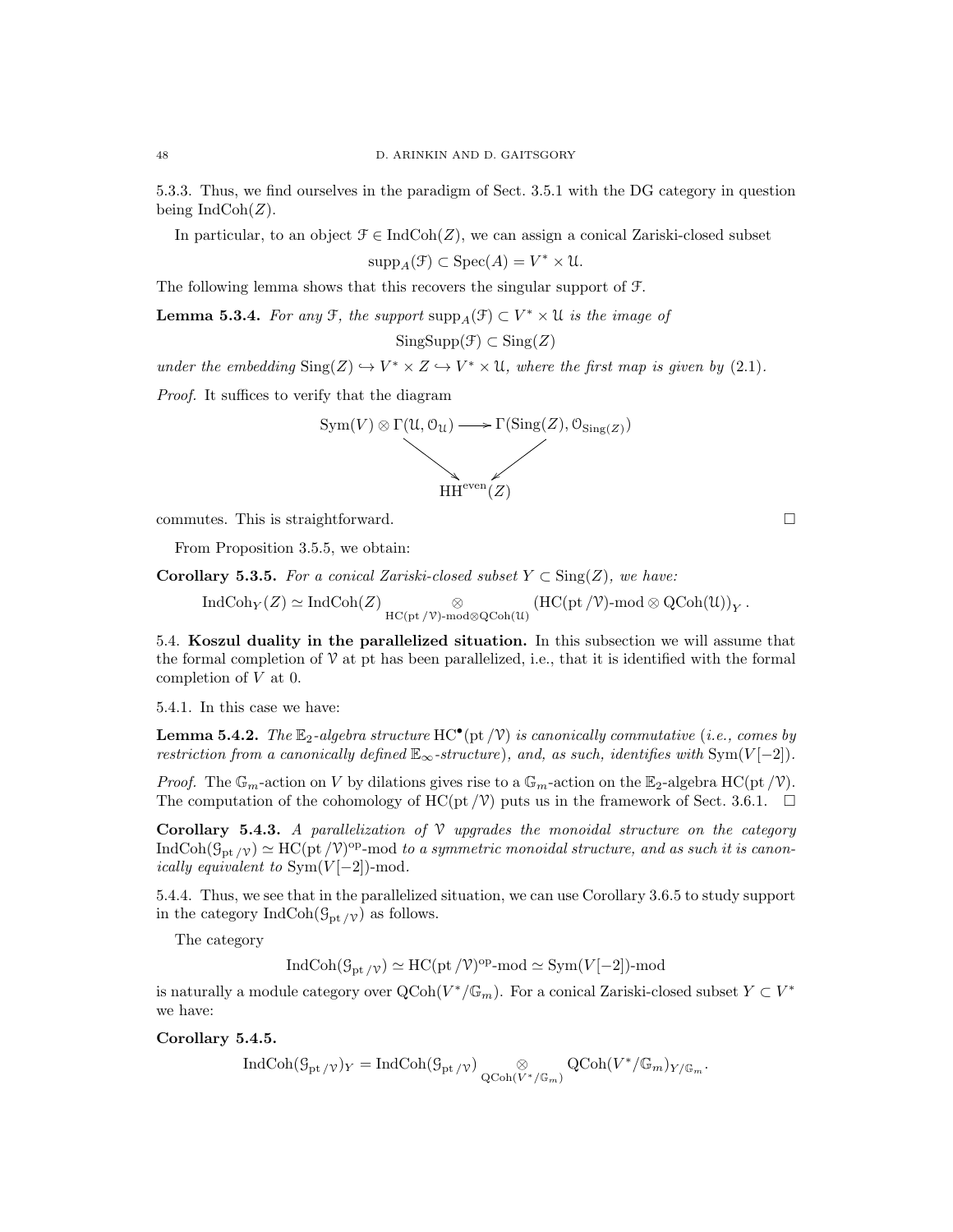5.3.3. Thus, we find ourselves in the paradigm of Sect. 3.5.1 with the DG category in question being $\mathrm{IndCoh}(Z)$.

In particular, to an object $\mathcal{F} \in \mathrm{IndCoh}(Z)$, we can assign a conical Zariski-closed subset

$$\mathrm{supp}_A(\mathcal{F}) \subset \mathrm{Spec}(A) = V^* \times \mathcal{U}.$$

The following lemma shows that this recovers the singular support of $\mathcal{F}$.

**Lemma 5.3.4.** *For any $\mathcal{F}$, the support $\mathrm{supp}_A(\mathcal{F}) \subset V^* \times \mathcal{U}$ is the image of*

$$\mathrm{SingSupp}(\mathcal{F}) \subset \mathrm{Sing}(Z)$$

*under the embedding $\mathrm{Sing}(Z) \hookrightarrow V^* \times Z \hookrightarrow V^* \times \mathcal{U}$, where the first map is given by (2.1).*

*Proof.* It suffices to verify that the diagram

$$\begin{array}{ccc} \mathrm{Sym}(V) \otimes \Gamma(\mathcal{U}, \mathcal{O}_{\mathcal{U}}) & \longrightarrow & \Gamma(\mathrm{Sing}(Z), \mathcal{O}_{\mathrm{Sing}(Z)}) \\ & \searrow \quad \swarrow & \\ & \mathrm{HH}^{\mathrm{even}}(Z) & \end{array}$$

commutes. This is straightforward. $\square$

From Proposition 3.5.5, we obtain:

**Corollary 5.3.5.** *For a conical Zariski-closed subset $Y \subset \mathrm{Sing}(Z)$, we have:*

$$\mathrm{IndCoh}_Y(Z) \simeq \mathrm{IndCoh}(Z) \underset{\mathrm{HC}(\mathrm{pt}/\mathcal{V})\text{-mod} \otimes \mathrm{QCoh}(\mathcal{U})}{\otimes} \left(\mathrm{HC}(\mathrm{pt}/\mathcal{V})\text{-mod} \otimes \mathrm{QCoh}(\mathcal{U})\right)_Y.$$

5.4. **Koszul duality in the parallelized situation.** In this subsection we will assume that the formal completion of $\mathcal{V}$ at pt has been parallelized, i.e., that it is identified with the formal completion of $V$ at 0.

5.4.1. In this case we have:

**Lemma 5.4.2.** *The $\mathbb{E}_2$-algebra structure $\mathrm{HC}^\bullet(\mathrm{pt}/\mathcal{V})$ is canonically commutative (i.e., comes by restriction from a canonically defined $\mathbb{E}_\infty$-structure), and, as such, identifies with $\mathrm{Sym}(V[-2])$.*

*Proof.* The $\mathbb{G}_m$-action on $V$ by dilations gives rise to a $\mathbb{G}_m$-action on the $\mathbb{E}_2$-algebra $\mathrm{HC}(\mathrm{pt}/\mathcal{V})$. The computation of the cohomology of $\mathrm{HC}(\mathrm{pt}/\mathcal{V})$ puts us in the framework of Sect. 3.6.1. $\square$

**Corollary 5.4.3.** *A parallelization of $\mathcal{V}$ upgrades the monoidal structure on the category $\mathrm{IndCoh}(\mathcal{G}_{\mathrm{pt}/\mathcal{V}}) \simeq \mathrm{HC}(\mathrm{pt}/\mathcal{V})^{\mathrm{op}}\text{-mod}$ to a symmetric monoidal structure, and as such it is canonically equivalent to $\mathrm{Sym}(V[-2])\text{-mod}$.*

5.4.4. Thus, we see that in the parallelized situation, we can use Corollary 3.6.5 to study support in the category $\mathrm{IndCoh}(\mathcal{G}_{\mathrm{pt}/\mathcal{V}})$ as follows.

The category

$$\mathrm{IndCoh}(\mathcal{G}_{\mathrm{pt}/\mathcal{V}}) \simeq \mathrm{HC}(\mathrm{pt}/\mathcal{V})^{\mathrm{op}}\text{-mod} \simeq \mathrm{Sym}(V[-2])\text{-mod}$$

is naturally a module category over $\mathrm{QCoh}(V^*/\mathbb{G}_m)$. For a conical Zariski-closed subset $Y \subset V^*$ we have:

**Corollary 5.4.5.**

$$\mathrm{IndCoh}(\mathcal{G}_{\mathrm{pt}/\mathcal{V}})_Y = \mathrm{IndCoh}(\mathcal{G}_{\mathrm{pt}/\mathcal{V}}) \underset{\mathrm{QCoh}(V^*/\mathbb{G}_m)}{\otimes} \mathrm{QCoh}(V^*/\mathbb{G}_m)_{Y/\mathbb{G}_m}.$$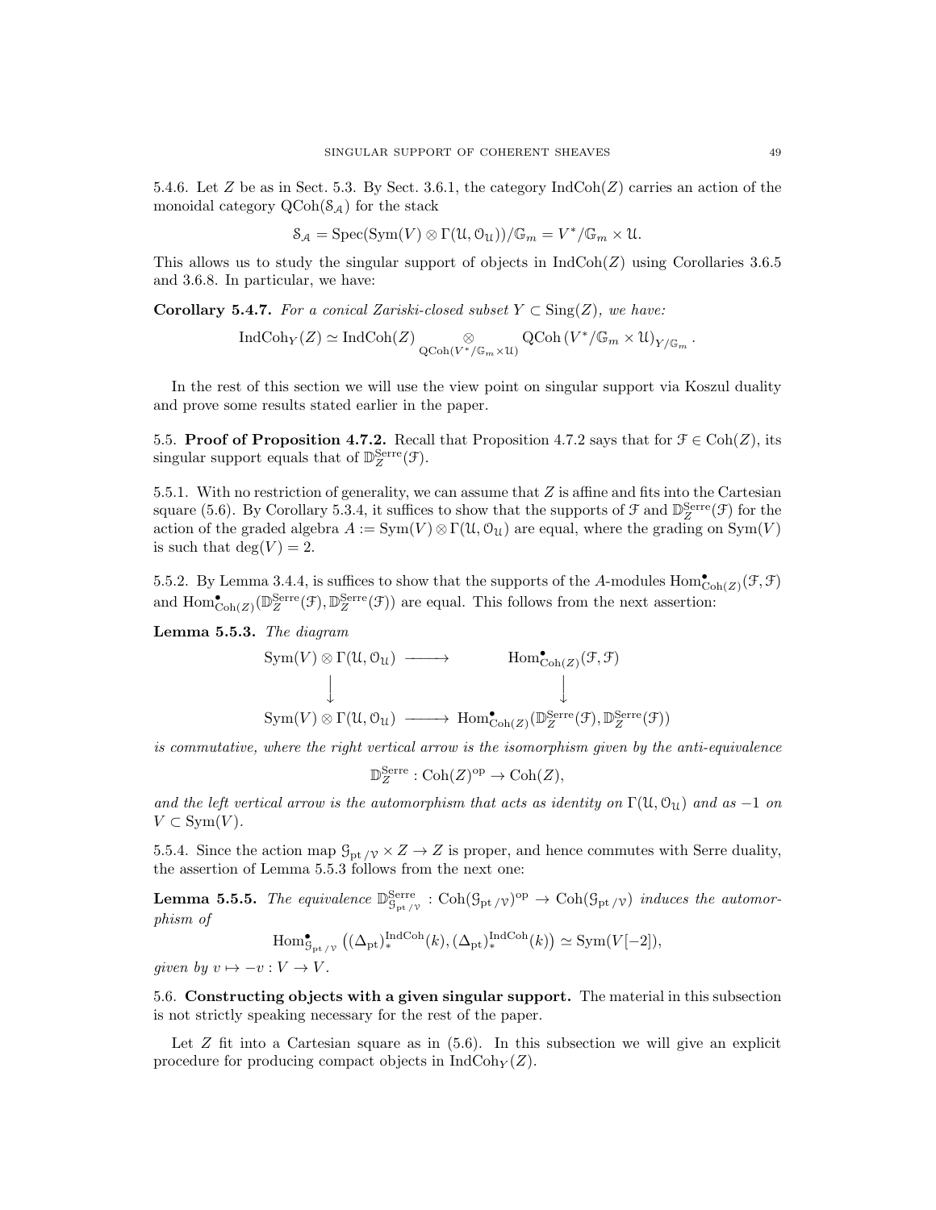5.4.6. Let $Z$ be as in Sect. 5.3. By Sect. 3.6.1, the category $\operatorname{IndCoh}(Z)$ carries action of the monoidal category $\operatorname{QCoh}(\mathcal{S}_{\mathcal{A}})$ for the stack

$$\mathcal{S}_{\mathcal{A}} = \operatorname{Spec}(\operatorname{Sym}(V) \otimes \Gamma(\mathcal{U}, \mathcal{O}_{\mathcal{U}}))/\mathbb{G}_m = V^*/\mathbb{G}_m \times \mathcal{U}.$$

This allows us to study the singular support of objects in $\operatorname{IndCoh}(Z)$ using Corollaries 3.6.5 and 3.6.8. In particular, we have:

**Corollary 5.4.7.** *For a conical Zariski-closed subset $Y \subset \operatorname{Sing}(Z)$, we have:*

$$\operatorname{IndCoh}_Y(Z) \simeq \operatorname{IndCoh}(Z) \underset{\operatorname{QCoh}(V^*/\mathbb{G}_m \times \mathcal{U})}{\otimes} \operatorname{QCoh}\left(V^*/\mathbb{G}_m \times \mathcal{U}\right)_{Y/\mathbb{G}_m}.$$

In the rest of this section we will use the view point on singular support via Koszul duality and prove some results stated earlier in the paper.

5.5. **Proof of Proposition 4.7.2.** Recall that Proposition 4.7.2 says that for $\mathcal{F} \in \operatorname{Coh}(Z)$, its singular support equals that of $\mathbb{D}_Z^{\operatorname{Serre}}(\mathcal{F})$.

5.5.1. With no restriction of generality, we can assume that $Z$ is affine and fits into the Cartesian square (5.6). By Corollary 5.3.4, it suffices to show that the supports of $\mathcal{F}$ and $\mathbb{D}_Z^{\operatorname{Serre}}(\mathcal{F})$ for the action of the graded algebra $A := \operatorname{Sym}(V) \otimes \Gamma(\mathcal{U}, \mathcal{O}_{\mathcal{U}})$ are equal, where the grading on $\operatorname{Sym}(V)$ is such that $\deg(V) = 2$.

5.5.2. By Lemma 3.4.4, is suffices to show that the supports of the $A$-modules $\operatorname{Hom}^\bullet_{\operatorname{Coh}(Z)}(\mathcal{F}, \mathcal{F})$ and $\operatorname{Hom}^\bullet_{\operatorname{Coh}(Z)}(\mathbb{D}_Z^{\operatorname{Serre}}(\mathcal{F}), \mathbb{D}_Z^{\operatorname{Serre}}(\mathcal{F}))$ are equal. This follows from the next assertion:

**Lemma 5.5.3.** *The diagram*

$$\begin{array}{ccc}
\operatorname{Sym}(V) \otimes \Gamma(\mathcal{U}, \mathcal{O}_{\mathcal{U}}) & \longrightarrow & \operatorname{Hom}^\bullet_{\operatorname{Coh}(Z)}(\mathcal{F}, \mathcal{F}) \\
\Big\downarrow & & \Big\downarrow \\
\operatorname{Sym}(V) \otimes \Gamma(\mathcal{U}, \mathcal{O}_{\mathcal{U}}) & \longrightarrow & \operatorname{Hom}^\bullet_{\operatorname{Coh}(Z)}(\mathbb{D}_Z^{\operatorname{Serre}}(\mathcal{F}), \mathbb{D}_Z^{\operatorname{Serre}}(\mathcal{F}))
\end{array}$$

*is commutative, where the right vertical arrow is the isomorphism given by the anti-equivalence*

$$\mathbb{D}_Z^{\operatorname{Serre}} : \operatorname{Coh}(Z)^{\operatorname{op}} \to \operatorname{Coh}(Z),$$

*and the left vertical arrow is the automorphism that acts as identity on $\Gamma(\mathcal{U}, \mathcal{O}_{\mathcal{U}})$ and as $-1$ on $V \subset \operatorname{Sym}(V)$.*

5.5.4. Since the action map $\mathcal{G}_{\operatorname{pt}/\mathcal{V}} \times Z \to Z$ is proper, and hence commutes with Serre duality, the assertion of Lemma 5.5.3 follows from the next one:

**Lemma 5.5.5.** *The equivalence $\mathbb{D}^{\operatorname{Serre}}_{\mathcal{G}_{\operatorname{pt}/\mathcal{V}}} : \operatorname{Coh}(\mathcal{G}_{\operatorname{pt}/\mathcal{V}})^{\operatorname{op}} \to \operatorname{Coh}(\mathcal{G}_{\operatorname{pt}/\mathcal{V}})$ induces the automorphism of*

$$\operatorname{Hom}^\bullet_{\mathcal{G}_{\operatorname{pt}/\mathcal{V}}}\left((\Delta_{\operatorname{pt}})^{\operatorname{IndCoh}}_*(k), (\Delta_{\operatorname{pt}})^{\operatorname{IndCoh}}_*(k)\right) \simeq \operatorname{Sym}(V[-2]),$$

*given by $v \mapsto -v : V \to V$.*

5.6. **Constructing objects with a given singular support.** The material in this subsection is not strictly speaking necessary for the rest of the paper.

Let $Z$ fit into a Cartesian square as in (5.6). In this subsection we will give an explicit procedure for producing compact objects in $\operatorname{IndCoh}_Y(Z)$.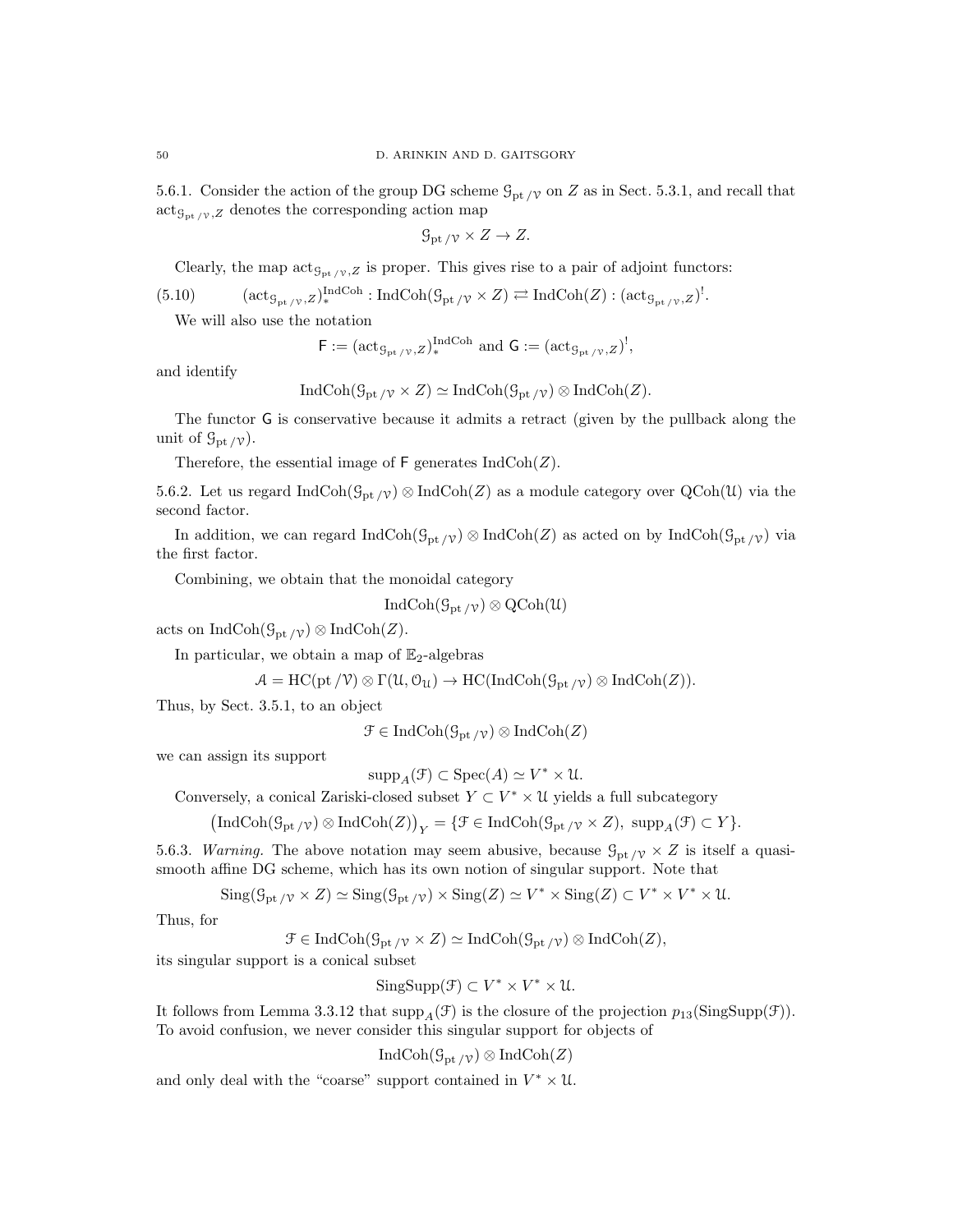5.6.1. Consider the action of the group DG scheme $\mathcal{G}_{\mathrm{pt}/\mathcal{V}}$ on $Z$ as in Sect. 5.3.1, and recall that $\mathrm{act}_{\mathcal{G}_{\mathrm{pt}/\mathcal{V}},Z}$ denotes the corresponding action map

$$\mathcal{G}_{\mathrm{pt}/\mathcal{V}} \times Z \to Z.$$

Clearly, the map $\mathrm{act}_{\mathcal{G}_{\mathrm{pt}/\mathcal{V}},Z}$ is proper. This gives rise to a pair of adjoint functors:

$$(\mathrm{act}_{\mathcal{G}_{\mathrm{pt}/\mathcal{V}},Z})_*^{\mathrm{IndCoh}} : \mathrm{IndCoh}(\mathcal{G}_{\mathrm{pt}/\mathcal{V}} \times Z) \rightleftarrows \mathrm{IndCoh}(Z) : (\mathrm{act}_{\mathcal{G}_{\mathrm{pt}/\mathcal{V}},Z})^! . \tag{5.10}$$

We will also use the notation

$$\mathsf{F} := (\mathrm{act}_{\mathcal{G}_{\mathrm{pt}/\mathcal{V}},Z})_*^{\mathrm{IndCoh}} \text{ and } \mathsf{G} := (\mathrm{act}_{\mathcal{G}_{\mathrm{pt}/\mathcal{V}},Z})^!,$$

and identify

$$\mathrm{IndCoh}(\mathcal{G}_{\mathrm{pt}/\mathcal{V}} \times Z) \simeq \mathrm{IndCoh}(\mathcal{G}_{\mathrm{pt}/\mathcal{V}}) \otimes \mathrm{IndCoh}(Z).$$

The functor $\mathsf{G}$ is conservative because it admits a retract (given by the pullback along the unit of $\mathcal{G}_{\mathrm{pt}/\mathcal{V}}$).

Therefore, the essential image of $\mathsf{F}$ generates $\mathrm{IndCoh}(Z)$.

5.6.2. Let us regard $\mathrm{IndCoh}(\mathcal{G}_{\mathrm{pt}/\mathcal{V}}) \otimes \mathrm{IndCoh}(Z)$ as a module category over $\mathrm{QCoh}(\mathcal{U})$ via the second factor.

In addition, we can regard $\mathrm{IndCoh}(\mathcal{G}_{\mathrm{pt}/\mathcal{V}}) \otimes \mathrm{IndCoh}(Z)$ as acted on by $\mathrm{IndCoh}(\mathcal{G}_{\mathrm{pt}/\mathcal{V}})$ via the first factor.

Combining, we obtain that the monoidal category

$$\mathrm{IndCoh}(\mathcal{G}_{\mathrm{pt}/\mathcal{V}}) \otimes \mathrm{QCoh}(\mathcal{U})$$

acts on $\mathrm{IndCoh}(\mathcal{G}_{\mathrm{pt}/\mathcal{V}}) \otimes \mathrm{IndCoh}(Z)$.

In particular, we obtain a map of $\mathbb{E}_2$-algebras

$$\mathcal{A} = \mathrm{HC}(\mathrm{pt}/\mathcal{V}) \otimes \Gamma(\mathcal{U}, \mathcal{O}_{\mathcal{U}}) \to \mathrm{HC}(\mathrm{IndCoh}(\mathcal{G}_{\mathrm{pt}/\mathcal{V}}) \otimes \mathrm{IndCoh}(Z)).$$

Thus, by Sect. 3.5.1, to an object

$$\mathcal{F} \in \mathrm{IndCoh}(\mathcal{G}_{\mathrm{pt}/\mathcal{V}}) \otimes \mathrm{IndCoh}(Z)$$

we can assign its support

$$\mathrm{supp}_A(\mathcal{F}) \subset \mathrm{Spec}(A) \simeq V^* \times \mathcal{U}.$$

Conversely, a conical Zariski-closed subset $Y \subset V^* \times \mathcal{U}$ yields a full subcategory

$$\big(\mathrm{IndCoh}(\mathcal{G}_{\mathrm{pt}/\mathcal{V}}) \otimes \mathrm{IndCoh}(Z)\big)_Y = \{\mathcal{F} \in \mathrm{IndCoh}(\mathcal{G}_{\mathrm{pt}/\mathcal{V}} \times Z),\ \mathrm{supp}_A(\mathcal{F}) \subset Y\}.$$

5.6.3. *Warning.* The above notation may seem abusive, because $\mathcal{G}_{\mathrm{pt}/\mathcal{V}} \times Z$ is itself a quasi-smooth affine DG scheme, which has its own notion of singular support. Note that

$$\mathrm{Sing}(\mathcal{G}_{\mathrm{pt}/\mathcal{V}} \times Z) \simeq \mathrm{Sing}(\mathcal{G}_{\mathrm{pt}/\mathcal{V}}) \times \mathrm{Sing}(Z) \simeq V^* \times \mathrm{Sing}(Z) \subset V^* \times V^* \times \mathcal{U}.$$

Thus, for

$$\mathcal{F} \in \mathrm{IndCoh}(\mathcal{G}_{\mathrm{pt}/\mathcal{V}} \times Z) \simeq \mathrm{IndCoh}(\mathcal{G}_{\mathrm{pt}/\mathcal{V}}) \otimes \mathrm{IndCoh}(Z),$$

its singular support is a conical subset

$$\mathrm{SingSupp}(\mathcal{F}) \subset V^* \times V^* \times \mathcal{U}.$$

It follows from Lemma 3.3.12 that $\mathrm{supp}_A(\mathcal{F})$ is the closure of the projection $p_{13}(\mathrm{SingSupp}(\mathcal{F}))$. To avoid confusion, we never consider this singular support for objects of

$$\mathrm{IndCoh}(\mathcal{G}_{\mathrm{pt}/\mathcal{V}}) \otimes \mathrm{IndCoh}(Z)$$

and only deal with the "coarse" support contained in $V^* \times \mathcal{U}$.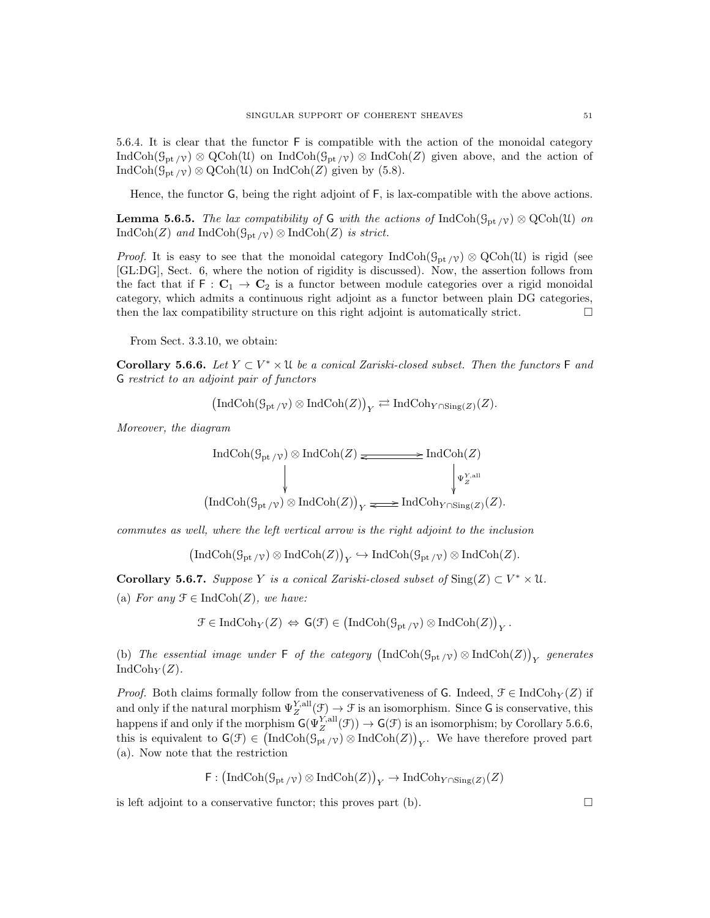5.6.4. It is clear that the functor $\mathsf{F}$ is compatible with the action of the monoidal category $\mathrm{IndCoh}(\mathcal{G}_{\mathrm{pt}\,/\mathcal{V}}) \otimes \mathrm{QCoh}(\mathcal{U})$ on $\mathrm{IndCoh}(\mathcal{G}_{\mathrm{pt}\,/\mathcal{V}}) \otimes \mathrm{IndCoh}(Z)$ given above, and the action of $\mathrm{IndCoh}(\mathcal{G}_{\mathrm{pt}\,/\mathcal{V}}) \otimes \mathrm{QCoh}(\mathcal{U})$ on $\mathrm{IndCoh}(Z)$ given by (5.8).

Hence, the functor $\mathsf{G}$, being the right adjoint of $\mathsf{F}$, is lax-compatible with the above actions.

**Lemma 5.6.5.** *The lax compatibility of $\mathsf{G}$ with the actions of $\mathrm{IndCoh}(\mathcal{G}_{\mathrm{pt}\,/\mathcal{V}}) \otimes \mathrm{QCoh}(\mathcal{U})$ on $\mathrm{IndCoh}(Z)$ and $\mathrm{IndCoh}(\mathcal{G}_{\mathrm{pt}\,/\mathcal{V}}) \otimes \mathrm{IndCoh}(Z)$ is strict.*

*Proof.* It is easy to see that the monoidal category $\mathrm{IndCoh}(\mathcal{G}_{\mathrm{pt}\,/\mathcal{V}}) \otimes \mathrm{QCoh}(\mathcal{U})$ is rigid (see [GL:DG], Sect. 6, where the notion of rigidity is discussed). Now, the assertion follows from the fact that if $\mathsf{F} : \mathbf{C}_1 \to \mathbf{C}_2$ is a functor between module categories over a rigid monoidal category, which admits a continuous right adjoint as a functor between plain DG categories, then the lax compatibility structure on this right adjoint is automatically strict. □

From Sect. 3.3.10, we obtain:

**Corollary 5.6.6.** *Let $Y \subset V^* \times \mathcal{U}$ be a conical Zariski-closed subset. Then the functors $\mathsf{F}$ and $\mathsf{G}$ restrict to an adjoint pair of functors*

$$\left(\mathrm{IndCoh}(\mathcal{G}_{\mathrm{pt}\,/\mathcal{V}}) \otimes \mathrm{IndCoh}(Z)\right)_Y \rightleftarrows \mathrm{IndCoh}_{Y \cap \mathrm{Sing}(Z)}(Z).$$

*Moreover, the diagram*

$$\begin{array}{ccc} \mathrm{IndCoh}(\mathcal{G}_{\mathrm{pt}\,/\mathcal{V}}) \otimes \mathrm{IndCoh}(Z) & \rightleftarrows & \mathrm{IndCoh}(Z) \\ \downarrow & & \downarrow \Psi_Z^{Y,\mathrm{all}} \\ \left(\mathrm{IndCoh}(\mathcal{G}_{\mathrm{pt}\,/\mathcal{V}}) \otimes \mathrm{IndCoh}(Z)\right)_Y & \rightleftarrows & \mathrm{IndCoh}_{Y \cap \mathrm{Sing}(Z)}(Z). \end{array}$$

*commutes as well, where the left vertical arrow is the right adjoint to the inclusion*

$$\left(\mathrm{IndCoh}(\mathcal{G}_{\mathrm{pt}\,/\mathcal{V}}) \otimes \mathrm{IndCoh}(Z)\right)_Y \hookrightarrow \mathrm{IndCoh}(\mathcal{G}_{\mathrm{pt}\,/\mathcal{V}}) \otimes \mathrm{IndCoh}(Z).$$

**Corollary 5.6.7.** *Suppose $Y$ is a conical Zariski-closed subset of $\mathrm{Sing}(Z) \subset V^* \times \mathcal{U}$.*

(a) *For any $\mathcal{F} \in \mathrm{IndCoh}(Z)$, we have:*

$$\mathcal{F} \in \mathrm{IndCoh}_Y(Z) \Leftrightarrow \mathsf{G}(\mathcal{F}) \in \left(\mathrm{IndCoh}(\mathcal{G}_{\mathrm{pt}\,/\mathcal{V}}) \otimes \mathrm{IndCoh}(Z)\right)_Y.$$

(b) *The essential image under $\mathsf{F}$ of the category $\left(\mathrm{IndCoh}(\mathcal{G}_{\mathrm{pt}\,/\mathcal{V}}) \otimes \mathrm{IndCoh}(Z)\right)_Y$ generates $\mathrm{IndCoh}_Y(Z)$.*

*Proof.* Both claims formally follow from the conservativeness of $\mathsf{G}$. Indeed, $\mathcal{F} \in \mathrm{IndCoh}_Y(Z)$ if and only if the natural morphism $\Psi_Z^{Y,\mathrm{all}}(\mathcal{F}) \to \mathcal{F}$ is an isomorphism. Since $\mathsf{G}$ is conservative, this happens if and only if the morphism $\mathsf{G}(\Psi_Z^{Y,\mathrm{all}}(\mathcal{F})) \to \mathsf{G}(\mathcal{F})$ is an isomorphism; by Corollary 5.6.6, this is equivalent to $\mathsf{G}(\mathcal{F}) \in \left(\mathrm{IndCoh}(\mathcal{G}_{\mathrm{pt}\,/\mathcal{V}}) \otimes \mathrm{IndCoh}(Z)\right)_Y$. We have therefore proved part (a). Now note that the restriction

$$\mathsf{F} : \left(\mathrm{IndCoh}(\mathcal{G}_{\mathrm{pt}\,/\mathcal{V}}) \otimes \mathrm{IndCoh}(Z)\right)_Y \to \mathrm{IndCoh}_{Y \cap \mathrm{Sing}(Z)}(Z)$$

is left adjoint to a conservative functor; this proves part (b). □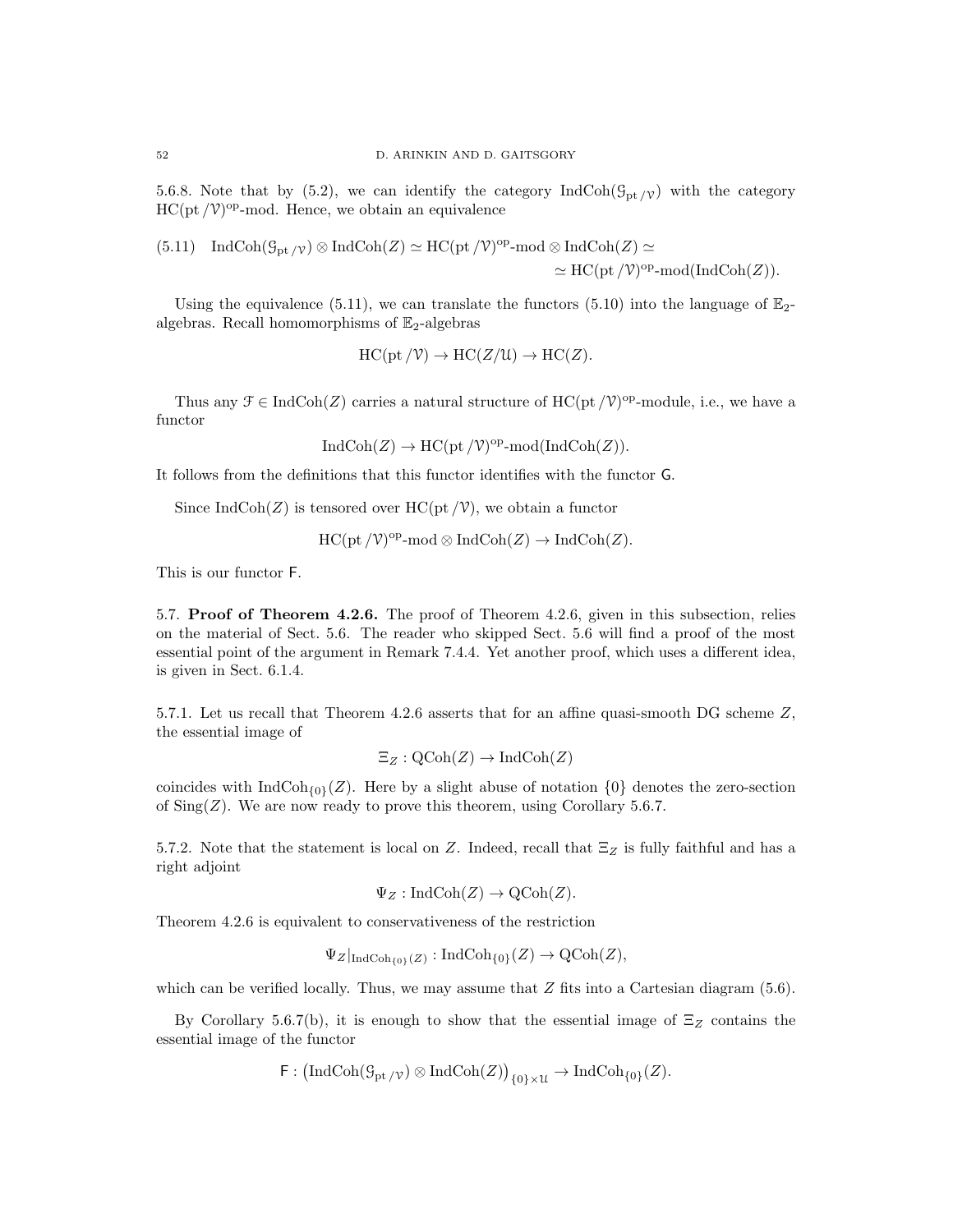5.6.8. Note that by (5.2), we can identify the category $\mathrm{IndCoh}(\mathcal{G}_{\mathrm{pt}/\mathcal{V}})$ with the category $\mathrm{HC}(\mathrm{pt}/\mathcal{V})^{\mathrm{op}}$-mod. Hence, we obtain an equivalence

$$\mathrm{IndCoh}(\mathcal{G}_{\mathrm{pt}/\mathcal{V}}) \otimes \mathrm{IndCoh}(Z) \simeq \mathrm{HC}(\mathrm{pt}/\mathcal{V})^{\mathrm{op}}\text{-mod} \otimes \mathrm{IndCoh}(Z) \simeq \simeq \mathrm{HC}(\mathrm{pt}/\mathcal{V})^{\mathrm{op}}\text{-mod}(\mathrm{IndCoh}(Z)). \tag{5.11}$$

Using the equivalence (5.11), we can translate the functors (5.10) into the language of $\mathbb{E}_2$-algebras. Recall homomorphisms of $\mathbb{E}_2$-algebras

$$\mathrm{HC}(\mathrm{pt}/\mathcal{V}) \to \mathrm{HC}(Z/\mathcal{U}) \to \mathrm{HC}(Z).$$

Thus any $\mathcal{F} \in \mathrm{IndCoh}(Z)$ carries a natural structure of $\mathrm{HC}(\mathrm{pt}/\mathcal{V})^{\mathrm{op}}$-module, i.e., we have a functor

$$\mathrm{IndCoh}(Z) \to \mathrm{HC}(\mathrm{pt}/\mathcal{V})^{\mathrm{op}}\text{-mod}(\mathrm{IndCoh}(Z)).$$

It follows from the definitions that this functor identifies with the functor $\mathsf{G}$.

Since $\mathrm{IndCoh}(Z)$ is tensored over $\mathrm{HC}(\mathrm{pt}/\mathcal{V})$, we obtain a functor

$$\mathrm{HC}(\mathrm{pt}/\mathcal{V})^{\mathrm{op}}\text{-mod} \otimes \mathrm{IndCoh}(Z) \to \mathrm{IndCoh}(Z).$$

This is our functor $\mathsf{F}$.

## 5.7. Proof of Theorem 4.2.6.

The proof of Theorem 4.2.6, given in this subsection, relies on the material of Sect. 5.6. The reader who skipped Sect. 5.6 will find a proof of the most essential point of the argument in Remark 7.4.4. Yet another proof, which uses a different idea, is given in Sect. 6.1.4.

5.7.1. Let us recall that Theorem 4.2.6 asserts that for an affine quasi-smooth DG scheme $Z$, the essential image of

$$\Xi_Z : \mathrm{QCoh}(Z) \to \mathrm{IndCoh}(Z)$$

coincides with $\mathrm{IndCoh}_{\{0\}}(Z)$. Here by a slight abuse of notation $\{0\}$ denotes the zero-section of $\mathrm{Sing}(Z)$. We are now ready to prove this theorem, using Corollary 5.6.7.

5.7.2. Note that the statement is local on $Z$. Indeed, recall that $\Xi_Z$ is fully faithful and has a right adjoint

$$\Psi_Z : \mathrm{IndCoh}(Z) \to \mathrm{QCoh}(Z).$$

Theorem 4.2.6 is equivalent to conservativeness of the restriction

$$\Psi_Z|_{\mathrm{IndCoh}_{\{0\}}(Z)} : \mathrm{IndCoh}_{\{0\}}(Z) \to \mathrm{QCoh}(Z),$$

which can be verified locally. Thus, we may assume that $Z$ fits into a Cartesian diagram (5.6).

By Corollary 5.6.7(b), it is enough to show that the essential image of $\Xi_Z$ contains the essential image of the functor

$$\mathsf{F} : \left(\mathrm{IndCoh}(\mathcal{G}_{\mathrm{pt}/\mathcal{V}}) \otimes \mathrm{IndCoh}(Z)\right)_{\{0\}\times\mathcal{U}} \to \mathrm{IndCoh}_{\{0\}}(Z).$$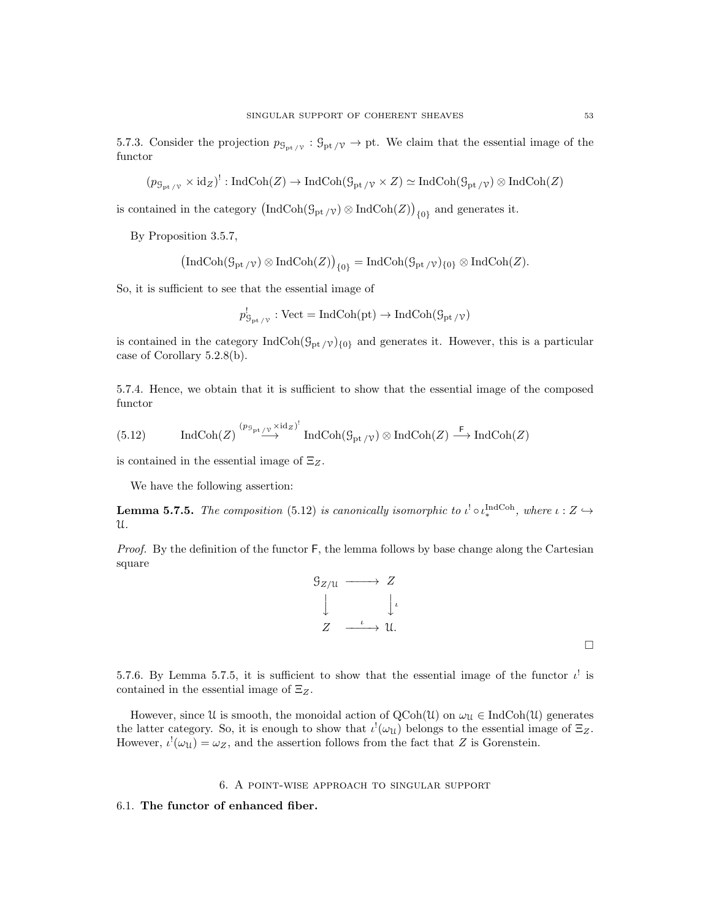5.7.3. Consider the projection $p_{\mathcal{G}_{\mathrm{pt}/\mathcal{V}}}: \mathcal{G}_{\mathrm{pt}/\mathcal{V}} \to \mathrm{pt}$. We claim that the essential image of the functor

$$(p_{\mathcal{G}_{\mathrm{pt}/\mathcal{V}}} \times \mathrm{id}_Z)^! : \mathrm{IndCoh}(Z) \to \mathrm{IndCoh}(\mathcal{G}_{\mathrm{pt}/\mathcal{V}} \times Z) \simeq \mathrm{IndCoh}(\mathcal{G}_{\mathrm{pt}/\mathcal{V}}) \otimes \mathrm{IndCoh}(Z)$$

is contained in the category $\left(\mathrm{IndCoh}(\mathcal{G}_{\mathrm{pt}/\mathcal{V}}) \otimes \mathrm{IndCoh}(Z)\right)_{\{0\}}$ and generates it.

By Proposition 3.5.7,

$$\left(\mathrm{IndCoh}(\mathcal{G}_{\mathrm{pt}/\mathcal{V}}) \otimes \mathrm{IndCoh}(Z)\right)_{\{0\}} = \mathrm{IndCoh}(\mathcal{G}_{\mathrm{pt}/\mathcal{V}})_{\{0\}} \otimes \mathrm{IndCoh}(Z).$$

So, it is sufficient to see that the essential image of

$$p^!_{\mathcal{G}_{\mathrm{pt}/\mathcal{V}}} : \mathrm{Vect} = \mathrm{IndCoh}(\mathrm{pt}) \to \mathrm{IndCoh}(\mathcal{G}_{\mathrm{pt}/\mathcal{V}})$$

is contained in the category $\mathrm{IndCoh}(\mathcal{G}_{\mathrm{pt}/\mathcal{V}})_{\{0\}}$ and generates it. However, this is a particular case of Corollary 5.2.8(b).

5.7.4. Hence, we obtain that it is sufficient to show that the essential image of the composed functor

$$\mathrm{IndCoh}(Z) \overset{(p_{\mathcal{G}_{\mathrm{pt}/\mathcal{V}}} \times \mathrm{id}_Z)^!}{\longrightarrow} \mathrm{IndCoh}(\mathcal{G}_{\mathrm{pt}/\mathcal{V}}) \otimes \mathrm{IndCoh}(Z) \overset{\mathsf{F}}{\longrightarrow} \mathrm{IndCoh}(Z) \tag{5.12}$$

is contained in the essential image of $\Xi_Z$.

We have the following assertion:

**Lemma 5.7.5.** *The composition* (5.12) *is canonically isomorphic to $\iota^! \circ \iota_*^{\mathrm{IndCoh}}$, where $\iota : Z \hookrightarrow \mathcal{U}$.*

*Proof.* By the definition of the functor $\mathsf{F}$, the lemma follows by base change along the Cartesian square

$$\begin{array}{ccc} \mathcal{G}_{Z/\mathcal{U}} & \longrightarrow & Z \\ \downarrow & & \downarrow \iota \\ Z & \overset{\iota}{\longrightarrow} & \mathcal{U}. \end{array}$$

□

5.7.6. By Lemma 5.7.5, it is sufficient to show that the essential image of the functor $\iota^!$ is contained in the essential image of $\Xi_Z$.

However, since $\mathcal{U}$ is smooth, the monoidal action of $\mathrm{QCoh}(\mathcal{U})$ on $\omega_{\mathcal{U}} \in \mathrm{IndCoh}(\mathcal{U})$ generates the latter category. So, it is enough to show that $\iota^!(\omega_{\mathcal{U}})$ belongs to the essential image of $\Xi_Z$. However, $\iota^!(\omega_{\mathcal{U}}) = \omega_Z$, and the assertion follows from the fact that $Z$ is Gorenstein.

## 6. A point-wise approach to singular support

### 6.1. The functor of enhanced fiber.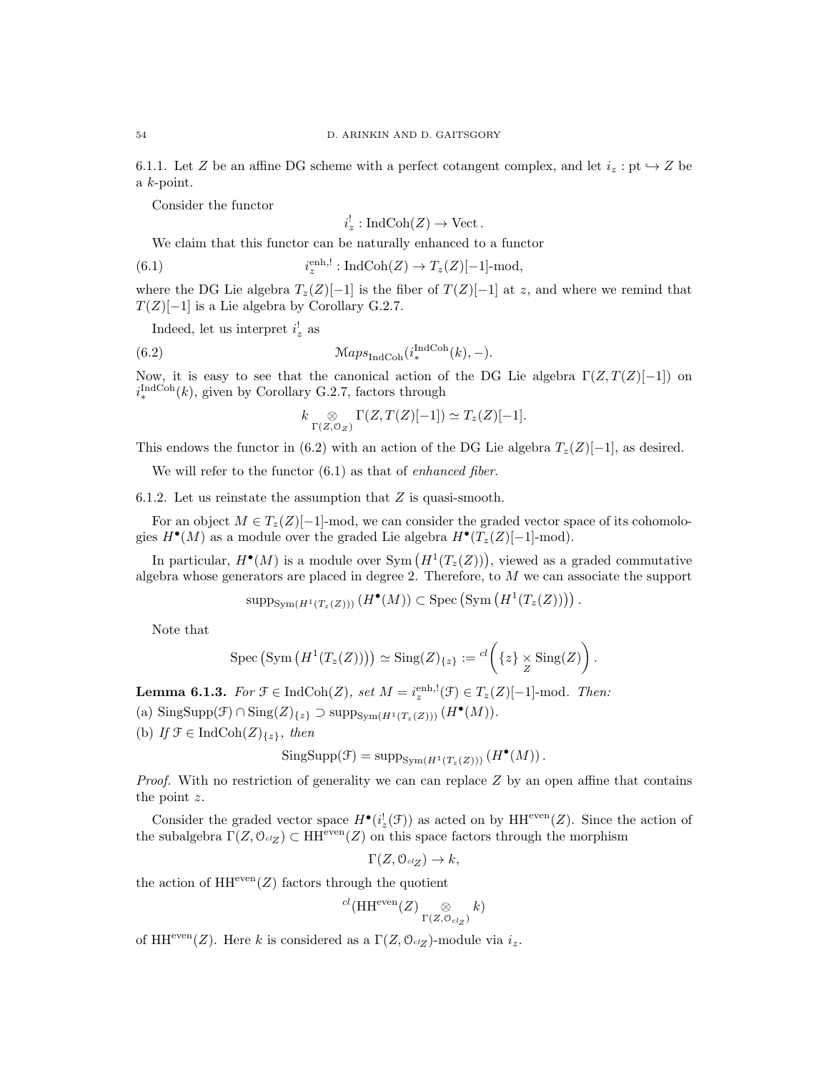6.1.1. Let $Z$ be an affine DG scheme with a perfect cotangent complex, and let $i_z : \mathrm{pt} \hookrightarrow Z$ be a $k$-point.

Consider the functor

$$i_z^! : \mathrm{IndCoh}(Z) \to \mathrm{Vect}.$$

We claim that this functor can be naturally enhanced to a functor

$$i_z^{\mathrm{enh},!} : \mathrm{IndCoh}(Z) \to T_z(Z)[-1]\text{-mod}, \tag{6.1}$$

where the DG Lie algebra $T_z(Z)[-1]$ is the fiber of $T(Z)[-1]$ at $z$, and where we remind that $T(Z)[-1]$ is a Lie algebra by Corollary G.2.7.

Indeed, let us interpret $i_z^!$ as

$$\mathcal{M}aps_{\mathrm{IndCoh}}(i_*^{\mathrm{IndCoh}}(k), -). \tag{6.2}$$

Now, it is easy to see that the canonical action of the DG Lie algebra $\Gamma(Z, T(Z)[-1])$ on $i_*^{\mathrm{IndCoh}}(k)$, given by Corollary G.2.7, factors through

$$k \underset{\Gamma(Z,\mathcal{O}_Z)}{\otimes} \Gamma(Z, T(Z)[-1]) \simeq T_z(Z)[-1].$$

This endows the functor in (6.2) with an action of the DG Lie algebra $T_z(Z)[-1]$, as desired.

We will refer to the functor (6.1) as that of *enhanced fiber*.

6.1.2. Let us reinstate the assumption that $Z$ is quasi-smooth.

For an object $M \in T_z(Z)[-1]$-mod, we can consider the graded vector space of its cohomologies $H^\bullet(M)$ as a module over the graded Lie algebra $H^\bullet(T_z(Z)[-1]\text{-mod})$.

In particular, $H^\bullet(M)$ is a module over $\mathrm{Sym}\left(H^1(T_z(Z))\right)$, viewed as a graded commutative algebra whose generators are placed in degree 2. Therefore, to $M$ we can associate the support

$$\mathrm{supp}_{\mathrm{Sym}(H^1(T_z(Z)))}\left(H^\bullet(M)\right) \subset \mathrm{Spec}\left(\mathrm{Sym}\left(H^1(T_z(Z))\right)\right).$$

Note that

$$\mathrm{Spec}\left(\mathrm{Sym}\left(H^1(T_z(Z))\right)\right) \simeq \mathrm{Sing}(Z)_{\{z\}} := {}^{cl}\left(\{z\} \underset{Z}{\times} \mathrm{Sing}(Z)\right).$$

**Lemma 6.1.3.** *For $\mathcal{F} \in \mathrm{IndCoh}(Z)$, set $M = i_z^{\mathrm{enh},!}(\mathcal{F}) \in T_z(Z)[-1]$-mod. Then:*

(a) $\mathrm{SingSupp}(\mathcal{F}) \cap \mathrm{Sing}(Z)_{\{z\}} \supset \mathrm{supp}_{\mathrm{Sym}(H^1(T_z(Z)))}\left(H^\bullet(M)\right)$.

(b) *If $\mathcal{F} \in \mathrm{IndCoh}(Z)_{\{z\}}$, then*

$$\mathrm{SingSupp}(\mathcal{F}) = \mathrm{supp}_{\mathrm{Sym}(H^1(T_z(Z)))}\left(H^\bullet(M)\right).$$

*Proof.* With no restriction of generality we can can replace $Z$ by an open affine that contains the point $z$.

Consider the graded vector space $H^\bullet(i_z^!(\mathcal{F}))$ as acted on by $\mathrm{HH}^{\mathrm{even}}(Z)$. Since the action of the subalgebra $\Gamma(Z, \mathcal{O}_{{}^{cl}Z}) \subset \mathrm{HH}^{\mathrm{even}}(Z)$ on this space factors through the morphism

$$\Gamma(Z, \mathcal{O}_{{}^{cl}Z}) \to k,$$

the action of $\mathrm{HH}^{\mathrm{even}}(Z)$ factors through the quotient

$${}^{cl}(\mathrm{HH}^{\mathrm{even}}(Z) \underset{\Gamma(Z,\mathcal{O}_{{}^{cl}Z})}{\otimes} k)$$

of $\mathrm{HH}^{\mathrm{even}}(Z)$. Here $k$ is considered as a $\Gamma(Z, \mathcal{O}_{{}^{cl}Z})$-module via $i_z$.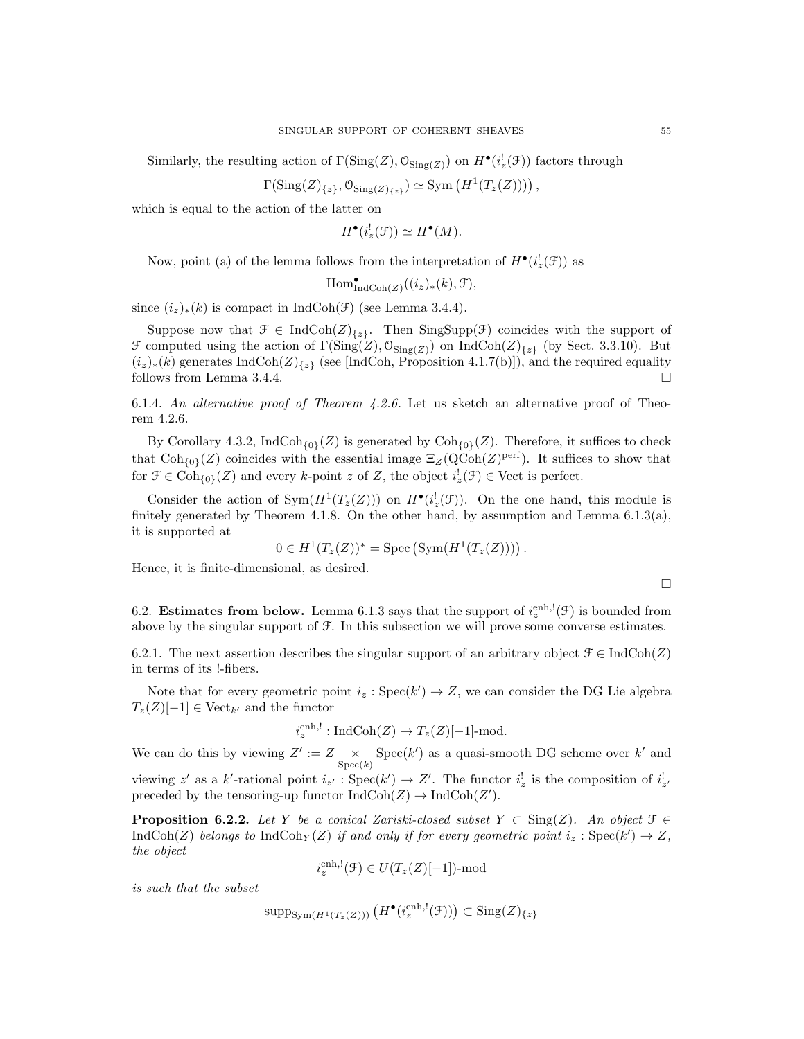Similarly, the resulting action of $\Gamma(\mathrm{Sing}(Z), \mathcal{O}_{\mathrm{Sing}(Z)})$ on $H^\bullet(i_z^!(\mathcal{F}))$ factors through

$$\Gamma(\mathrm{Sing}(Z)_{\{z\}}, \mathcal{O}_{\mathrm{Sing}(Z)_{\{z\}}}) \simeq \mathrm{Sym}\left(H^1(T_z(Z)))\right),$$

which is equal to the action of the latter on

$$H^\bullet(i_z^!(\mathcal{F})) \simeq H^\bullet(M).$$

Now, point (a) of the lemma follows from the interpretation of $H^\bullet(i_z^!(\mathcal{F}))$ as

$$\mathrm{Hom}^\bullet_{\mathrm{IndCoh}(Z)}((i_z)_*(k), \mathcal{F}),$$

since $(i_z)_*(k)$ is compact in $\mathrm{IndCoh}(\mathcal{F})$ (see Lemma 3.4.4).

Suppose now that $\mathcal{F} \in \mathrm{IndCoh}(Z)_{\{z\}}$. Then $\mathrm{SingSupp}(\mathcal{F})$ coincides with the support of $\mathcal{F}$ computed using the action of $\Gamma(\mathrm{Sing}(Z), \mathcal{O}_{\mathrm{Sing}(Z)})$ on $\mathrm{IndCoh}(Z)_{\{z\}}$ (by Sect. 3.3.10). But $(i_z)_*(k)$ generates $\mathrm{IndCoh}(Z)_{\{z\}}$ (see [IndCoh, Proposition 4.1.7(b)]), and the required equality follows from Lemma 3.4.4. $\square$

6.1.4. *An alternative proof of Theorem 4.2.6.* Let us sketch an alternative proof of Theorem 4.2.6.

By Corollary 4.3.2, $\mathrm{IndCoh}_{\{0\}}(Z)$ is generated by $\mathrm{Coh}_{\{0\}}(Z)$. Therefore, it suffices to check that $\mathrm{Coh}_{\{0\}}(Z)$ coincides with the essential image $\Xi_Z(\mathrm{QCoh}(Z)^{\mathrm{perf}})$. It suffices to show that for $\mathcal{F} \in \mathrm{Coh}_{\{0\}}(Z)$ and every $k$-point $z$ of $Z$, the object $i_z^!(\mathcal{F}) \in \mathrm{Vect}$ is perfect.

Consider the action of $\mathrm{Sym}(H^1(T_z(Z)))$ on $H^\bullet(i_z^!(\mathcal{F}))$. On the one hand, this module is finitely generated by Theorem 4.1.8. On the other hand, by assumption and Lemma 6.1.3(a), it is supported at

$$0 \in H^1(T_z(Z))^* = \mathrm{Spec}\left(\mathrm{Sym}(H^1(T_z(Z)))\right).$$

Hence, it is finite-dimensional, as desired.

$\square$

6.2. **Estimates from below.** Lemma 6.1.3 says that the support of $i_z^{\mathrm{enh},!}(\mathcal{F})$ is bounded from above by the singular support of $\mathcal{F}$. In this subsection we will prove some converse estimates.

6.2.1. The next assertion describes the singular support of an arbitrary object $\mathcal{F} \in \mathrm{IndCoh}(Z)$ in terms of its !-fibers.

Note that for every geometric point $i_z : \mathrm{Spec}(k') \to Z$, we can consider the DG Lie algebra $T_z(Z)[-1] \in \mathrm{Vect}_{k'}$ and the functor

$$i_z^{\mathrm{enh},!} : \mathrm{IndCoh}(Z) \to T_z(Z)[-1]\text{-mod}.$$

We can do this by viewing $Z' := Z \underset{\mathrm{Spec}(k)}{\times} \mathrm{Spec}(k')$ as a quasi-smooth DG scheme over $k'$ and viewing $z'$ as a $k'$-rational point $i_{z'} : \mathrm{Spec}(k') \to Z'$. The functor $i_z^!$ is the composition of $i_{z'}^!$ preceded by the tensoring-up functor $\mathrm{IndCoh}(Z) \to \mathrm{IndCoh}(Z')$.

**Proposition 6.2.2.** *Let $Y$ be a conical Zariski-closed subset $Y \subset \mathrm{Sing}(Z)$. An object $\mathcal{F} \in \mathrm{IndCoh}(Z)$ belongs to $\mathrm{IndCoh}_Y(Z)$ if and only if for every geometric point $i_z : \mathrm{Spec}(k') \to Z$, the object*

$$i_z^{\mathrm{enh},!}(\mathcal{F}) \in U(T_z(Z)[-1])\text{-mod}$$

*is such that the subset*

$$\mathrm{supp}_{\mathrm{Sym}(H^1(T_z(Z)))}\left(H^\bullet(i_z^{\mathrm{enh},!}(\mathcal{F}))\right) \subset \mathrm{Sing}(Z)_{\{z\}}$$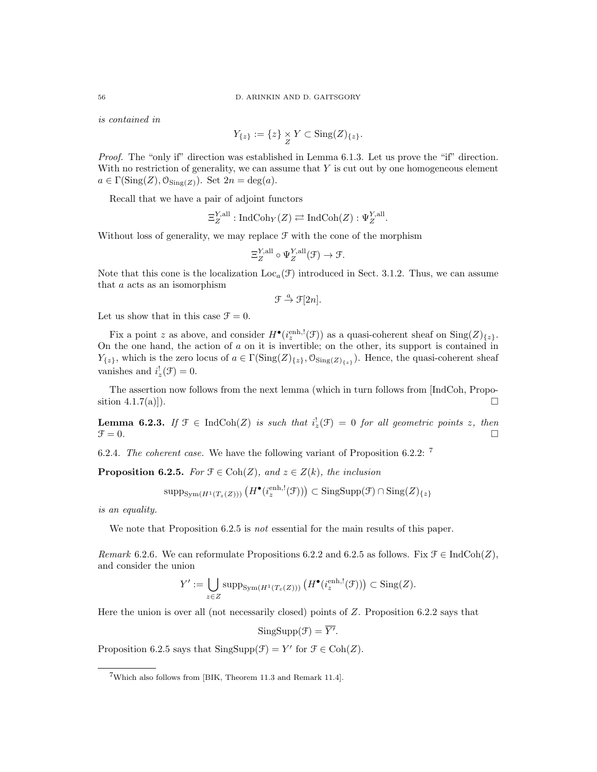*is contained in*

$$Y_{\{z\}} := \{z\} \underset{Z}{\times} Y \subset \mathrm{Sing}(Z)_{\{z\}}.$$

*Proof.* The "only if" direction was established in Lemma 6.1.3. Let us prove the "if" direction. With no restriction of generality, we can assume that $Y$ is cut out by one homogeneous element $a \in \Gamma(\mathrm{Sing}(Z), \mathcal{O}_{\mathrm{Sing}(Z)})$. Set $2n = \deg(a)$.

Recall that we have a pair of adjoint functors

$$\Xi_Z^{Y,\mathrm{all}} : \mathrm{IndCoh}_Y(Z) \rightleftarrows \mathrm{IndCoh}(Z) : \Psi_Z^{Y,\mathrm{all}}.$$

Without loss of generality, we may replace $\mathcal{F}$ with the cone of the morphism

$$\Xi_Z^{Y,\mathrm{all}} \circ \Psi_Z^{Y,\mathrm{all}}(\mathcal{F}) \to \mathcal{F}.$$

Note that this cone is the localization $\mathrm{Loc}_a(\mathcal{F})$ introduced in Sect. 3.1.2. Thus, we can assume that $a$ acts as an isomorphism

$$\mathcal{F} \overset{a}{\to} \mathcal{F}[2n].$$

Let us show that in this case $\mathcal{F} = 0$.

Fix a point $z$ as above, and consider $H^\bullet(i_z^{\mathrm{enh},!}(\mathcal{F}))$ as a quasi-coherent sheaf on $\mathrm{Sing}(Z)_{\{z\}}$. On the one hand, the action of $a$ on it is invertible; on the other, its support is contained in $Y_{\{z\}}$, which is the zero locus of $a \in \Gamma(\mathrm{Sing}(Z)_{\{z\}}, \mathcal{O}_{\mathrm{Sing}(Z)_{\{z\}}})$. Hence, the quasi-coherent sheaf vanishes and $i_z^!(\mathcal{F}) = 0$.

The assertion now follows from the next lemma (which in turn follows from [IndCoh, Proposition 4.1.7(a)]). □

**Lemma 6.2.3.** *If $\mathcal{F} \in \mathrm{IndCoh}(Z)$ is such that $i_z^!(\mathcal{F}) = 0$ for all geometric points $z$, then $\mathcal{F} = 0$.* □

6.2.4. *The coherent case.* We have the following variant of Proposition 6.2.2: [7]

**Proposition 6.2.5.** *For $\mathcal{F} \in \mathrm{Coh}(Z)$, and $z \in Z(k)$, the inclusion*

$$\mathrm{supp}_{\mathrm{Sym}(H^1(T_z(Z)))}\left(H^\bullet(i_z^{\mathrm{enh},!}(\mathcal{F}))\right) \subset \mathrm{SingSupp}(\mathcal{F}) \cap \mathrm{Sing}(Z)_{\{z\}}$$

*is an equality.*

We note that Proposition 6.2.5 is *not* essential for the main results of this paper.

*Remark* 6.2.6. We can reformulate Propositions 6.2.2 and 6.2.5 as follows. Fix $\mathcal{F} \in \mathrm{IndCoh}(Z)$, and consider the union

$$Y' := \bigcup_{z \in Z} \mathrm{supp}_{\mathrm{Sym}(H^1(T_z(Z)))}\left(H^\bullet(i_z^{\mathrm{enh},!}(\mathcal{F}))\right) \subset \mathrm{Sing}(Z).$$

Here the union is over all (not necessarily closed) points of $Z$. Proposition 6.2.2 says that

$$\mathrm{SingSupp}(\mathcal{F}) = \overline{Y'}.$$

Proposition 6.2.5 says that $\mathrm{SingSupp}(\mathcal{F}) = Y'$ for $\mathcal{F} \in \mathrm{Coh}(Z)$.

[7] Which also follows from [BIK, Theorem 11.3 and Remark 11.4].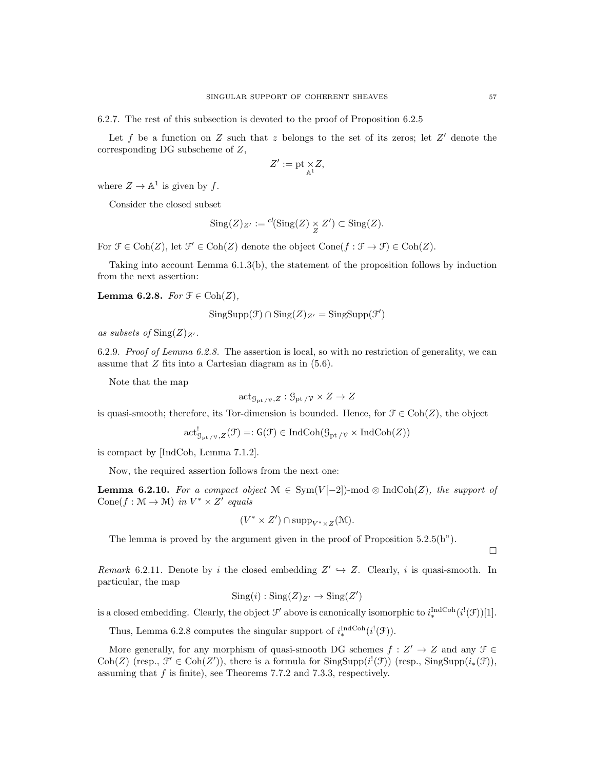6.2.7. The rest of this subsection is devoted to the proof of Proposition 6.2.5

Let $f$ be a function on $Z$ such that $z$ belongs to the set of its zeros; let $Z'$ denote the corresponding DG subscheme of $Z$,

$$Z' := \mathrm{pt} \underset{\mathbb{A}^1}{\times} Z,$$

where $Z \to \mathbb{A}^1$ is given by $f$.

Consider the closed subset

$$\mathrm{Sing}(Z)_{Z'} := {}^{cl}(\mathrm{Sing}(Z) \underset{Z}{\times} Z') \subset \mathrm{Sing}(Z).$$

For $\mathcal{F} \in \mathrm{Coh}(Z)$, let $\mathcal{F}' \in \mathrm{Coh}(Z)$ denote the object $\mathrm{Cone}(f : \mathcal{F} \to \mathcal{F}) \in \mathrm{Coh}(Z)$.

Taking into account Lemma 6.1.3(b), the statement of the proposition follows by induction from the next assertion:

**Lemma 6.2.8.** *For $\mathcal{F} \in \mathrm{Coh}(Z)$,*

$$\mathrm{SingSupp}(\mathcal{F}) \cap \mathrm{Sing}(Z)_{Z'} = \mathrm{SingSupp}(\mathcal{F}')$$

*as subsets of $\mathrm{Sing}(Z)_{Z'}$.*

6.2.9. *Proof of Lemma 6.2.8.* The assertion is local, so with no restriction of generality, we can assume that $Z$ fits into a Cartesian diagram as in (5.6).

Note that the map

$$\mathrm{act}_{\mathcal{G}_{\mathrm{pt}/\mathcal{V}}, Z} : \mathcal{G}_{\mathrm{pt}/\mathcal{V}} \times Z \to Z$$

is quasi-smooth; therefore, its Tor-dimension is bounded. Hence, for $\mathcal{F} \in \mathrm{Coh}(Z)$, the object

$$\mathrm{act}^!_{\mathcal{G}_{\mathrm{pt}/\mathcal{V}}, Z}(\mathcal{F}) =: \mathsf{G}(\mathcal{F}) \in \mathrm{IndCoh}(\mathcal{G}_{\mathrm{pt}/\mathcal{V}} \times \mathrm{IndCoh}(Z))$$

is compact by [IndCoh, Lemma 7.1.2].

Now, the required assertion follows from the next one:

**Lemma 6.2.10.** *For a compact object $\mathcal{M} \in \mathrm{Sym}(V[-2])\text{-mod} \otimes \mathrm{IndCoh}(Z)$, the support of $\mathrm{Cone}(f : \mathcal{M} \to \mathcal{M})$ in $V^* \times Z'$ equals*

$$(V^* \times Z') \cap \mathrm{supp}_{V^* \times Z}(\mathcal{M}).$$

The lemma is proved by the argument given in the proof of Proposition 5.2.5(b").

$\square$

*Remark* 6.2.11. Denote by $i$ the closed embedding $Z' \hookrightarrow Z$. Clearly, $i$ is quasi-smooth. In particular, the map

$$\mathrm{Sing}(i) : \mathrm{Sing}(Z)_{Z'} \to \mathrm{Sing}(Z')$$

is a closed embedding. Clearly, the object $\mathcal{F}'$ above is canonically isomorphic to $i_*^{\mathrm{IndCoh}}(i^!(\mathcal{F}))[1]$.

Thus, Lemma 6.2.8 computes the singular support of $i_*^{\mathrm{IndCoh}}(i^!(\mathcal{F}))$.

More generally, for any morphism of quasi-smooth DG schemes $f : Z' \to Z$ and any $\mathcal{F} \in \mathrm{Coh}(Z)$ (resp., $\mathcal{F}' \in \mathrm{Coh}(Z')$), there is a formula for $\mathrm{SingSupp}(i^!(\mathcal{F}))$ (resp., $\mathrm{SingSupp}(i_*(\mathcal{F}))$, assuming that $f$ is finite), see Theorems 7.7.2 and 7.3.3, respectively.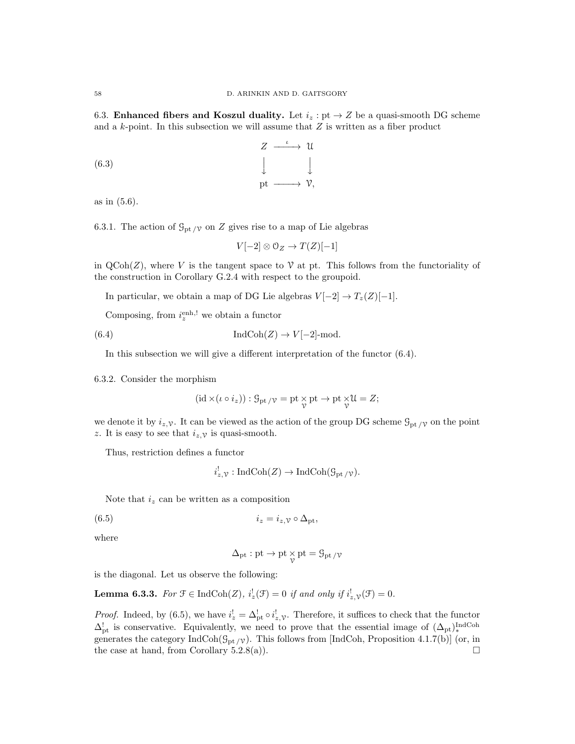6.3. **Enhanced fibers and Koszul duality.** Let $i_z : \mathrm{pt} \to Z$ be a quasi-smooth DG scheme and a $k$-point. In this subsection we will assume that $Z$ is written as a fiber product

$$
\begin{array}{ccc}
Z & \xrightarrow{\iota} & \mathcal{U} \\
\Big\downarrow & & \Big\downarrow \\
\mathrm{pt} & \longrightarrow & \mathcal{V},
\end{array}
\tag{6.3}
$$

as in (5.6).

6.3.1. The action of $\mathcal{G}_{\mathrm{pt}/\mathcal{V}}$ on $Z$ gives rise to a map of Lie algebras

$$V[-2] \otimes \mathcal{O}_Z \to T(Z)[-1]$$

in $\mathrm{QCoh}(Z)$, where $V$ is the tangent space to $\mathcal{V}$ at pt. This follows from the functoriality of the construction in Corollary G.2.4 with respect to the groupoid.

In particular, we obtain a map of DG Lie algebras $V[-2] \to T_z(Z)[-1]$.

Composing, from $i_z^{\mathrm{enh},!}$ we obtain a functor

$$\mathrm{IndCoh}(Z) \to V[-2]\text{-mod}. \tag{6.4}$$

In this subsection we will give a different interpretation of the functor (6.4).

6.3.2. Consider the morphism

$$(\mathrm{id} \times (\iota \circ i_z)) : \mathcal{G}_{\mathrm{pt}/\mathcal{V}} = \mathrm{pt} \underset{\mathcal{V}}{\times} \mathrm{pt} \to \mathrm{pt} \underset{\mathcal{V}}{\times} \mathcal{U} = Z;$$

we denote it by $i_{z,\mathcal{V}}$. It can be viewed as the action of the group DG scheme $\mathcal{G}_{\mathrm{pt}/\mathcal{V}}$ on the point $z$. It is easy to see that $i_{z,\mathcal{V}}$ is quasi-smooth.

Thus, restriction defines a functor

$$i^!_{z,\mathcal{V}} : \mathrm{IndCoh}(Z) \to \mathrm{IndCoh}(\mathcal{G}_{\mathrm{pt}/\mathcal{V}}).$$

Note that $i_z$ can be written as a composition

$$i_z = i_{z,\mathcal{V}} \circ \Delta_{\mathrm{pt}}, \tag{6.5}$$

where

$$\Delta_{\mathrm{pt}} : \mathrm{pt} \to \mathrm{pt} \underset{\mathcal{V}}{\times} \mathrm{pt} = \mathcal{G}_{\mathrm{pt}/\mathcal{V}}$$

is the diagonal. Let us observe the following:

**Lemma 6.3.3.** *For $\mathcal{F} \in \mathrm{IndCoh}(Z)$, $i^!_z(\mathcal{F}) = 0$ if and only if $i^!_{z,\mathcal{V}}(\mathcal{F}) = 0$.*

*Proof.* Indeed, by (6.5), we have $i^!_z = \Delta^!_{\mathrm{pt}} \circ i^!_{z,\mathcal{V}}$. Therefore, it suffices to check that the functor $\Delta^!_{\mathrm{pt}}$ is conservative. Equivalently, we need to prove that the essential image of $(\Delta_{\mathrm{pt}})^{\mathrm{IndCoh}}_*$ generates the category $\mathrm{IndCoh}(\mathcal{G}_{\mathrm{pt}/\mathcal{V}})$. This follows from [IndCoh, Proposition 4.1.7(b)] (or, in the case at hand, from Corollary 5.2.8(a)). □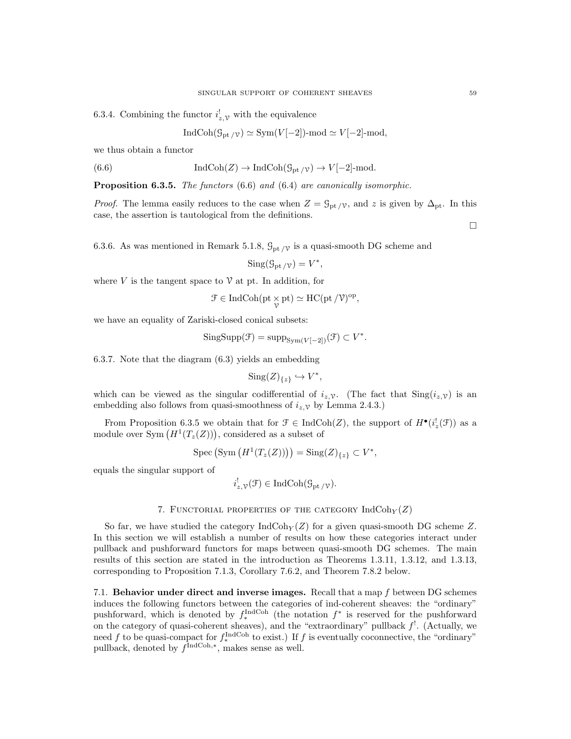6.3.4. Combining the functor $i^!_{z,\mathcal{V}}$ with the equivalence

$$\operatorname{IndCoh}(\mathcal{G}_{\mathrm{pt}\,/\mathcal{V}}) \simeq \operatorname{Sym}(V[-2])\text{-mod} \simeq V[-2]\text{-mod},$$

we thus obtain a functor

$$\operatorname{IndCoh}(Z) \to \operatorname{IndCoh}(\mathcal{G}_{\mathrm{pt}\,/\mathcal{V}}) \to V[-2]\text{-mod}. \tag{6.6}$$

**Proposition 6.3.5.** *The functors* (6.6) *and* (6.4) *are canonically isomorphic.*

*Proof.* The lemma easily reduces to the case when $Z = \mathcal{G}_{\mathrm{pt}\,/\mathcal{V}}$, and $z$ is given by $\Delta_{\mathrm{pt}}$. In this case, the assertion is tautological from the definitions. □

6.3.6. As was mentioned in Remark 5.1.8, $\mathcal{G}_{\mathrm{pt}\,/\mathcal{V}}$ is a quasi-smooth DG scheme and

$$\operatorname{Sing}(\mathcal{G}_{\mathrm{pt}\,/\mathcal{V}}) = V^*,$$

where $V$ is the tangent space to $\mathcal{V}$ at pt. In addition, for

$$\mathcal{F} \in \operatorname{IndCoh}(\mathrm{pt} \underset{\mathcal{V}}{\times} \mathrm{pt}) \simeq \operatorname{HC}(\mathrm{pt}\,/\mathcal{V})^{\mathrm{op}},$$

we have an equality of Zariski-closed conical subsets:

$$\operatorname{SingSupp}(\mathcal{F}) = \operatorname{supp}_{\operatorname{Sym}(V[-2])}(\mathcal{F}) \subset V^*.$$

6.3.7. Note that the diagram (6.3) yields an embedding

$$\operatorname{Sing}(Z)_{\{z\}} \hookrightarrow V^*,$$

which can be viewed as the singular codifferential of $i_{z,\mathcal{V}}$. (The fact that $\operatorname{Sing}(i_{z,\mathcal{V}})$ is an embedding also follows from quasi-smoothness of $i_{z,\mathcal{V}}$ by Lemma 2.4.3.)

From Proposition 6.3.5 we obtain that for $\mathcal{F} \in \operatorname{IndCoh}(Z)$, the support of $H^\bullet(i^!_z(\mathcal{F}))$ as a module over $\operatorname{Sym}\left(H^1(T_z(Z))\right)$, considered as a subset of

$$\operatorname{Spec}\left(\operatorname{Sym}\left(H^1(T_z(Z))\right)\right) = \operatorname{Sing}(Z)_{\{z\}} \subset V^*,$$

equals the singular support of

$$i^!_{z,\mathcal{V}}(\mathcal{F}) \in \operatorname{IndCoh}(\mathcal{G}_{\mathrm{pt}\,/\mathcal{V}}).$$

## 7. Functorial properties of the category $\operatorname{IndCoh}_Y(Z)$

So far, we have studied the category $\operatorname{IndCoh}_Y(Z)$ for a given quasi-smooth DG scheme $Z$. In this section we will establish a number of results on how these categories interact under pullback and pushforward functors for maps between quasi-smooth DG schemes. The main results of this section are stated in the introduction as Theorems 1.3.11, 1.3.12, and 1.3.13, corresponding to Proposition 7.1.3, Corollary 7.6.2, and Theorem 7.8.2 below.

7.1. **Behavior under direct and inverse images.** Recall that a map $f$ between DG schemes induces the following functors between the categories of ind-coherent sheaves: the "ordinary" pushforward, which is denoted by $f^{\mathrm{IndCoh}}_*$ (the notation $f^*$ is reserved for the pushforward on the category of quasi-coherent sheaves), and the "extraordinary" pullback $f^!$. (Actually, we need $f$ to be quasi-compact for $f^{\mathrm{IndCoh}}_*$ to exist.) If $f$ is eventually coconnective, the "ordinary" pullback, denoted by $f^{\mathrm{IndCoh},*}$, makes sense as well.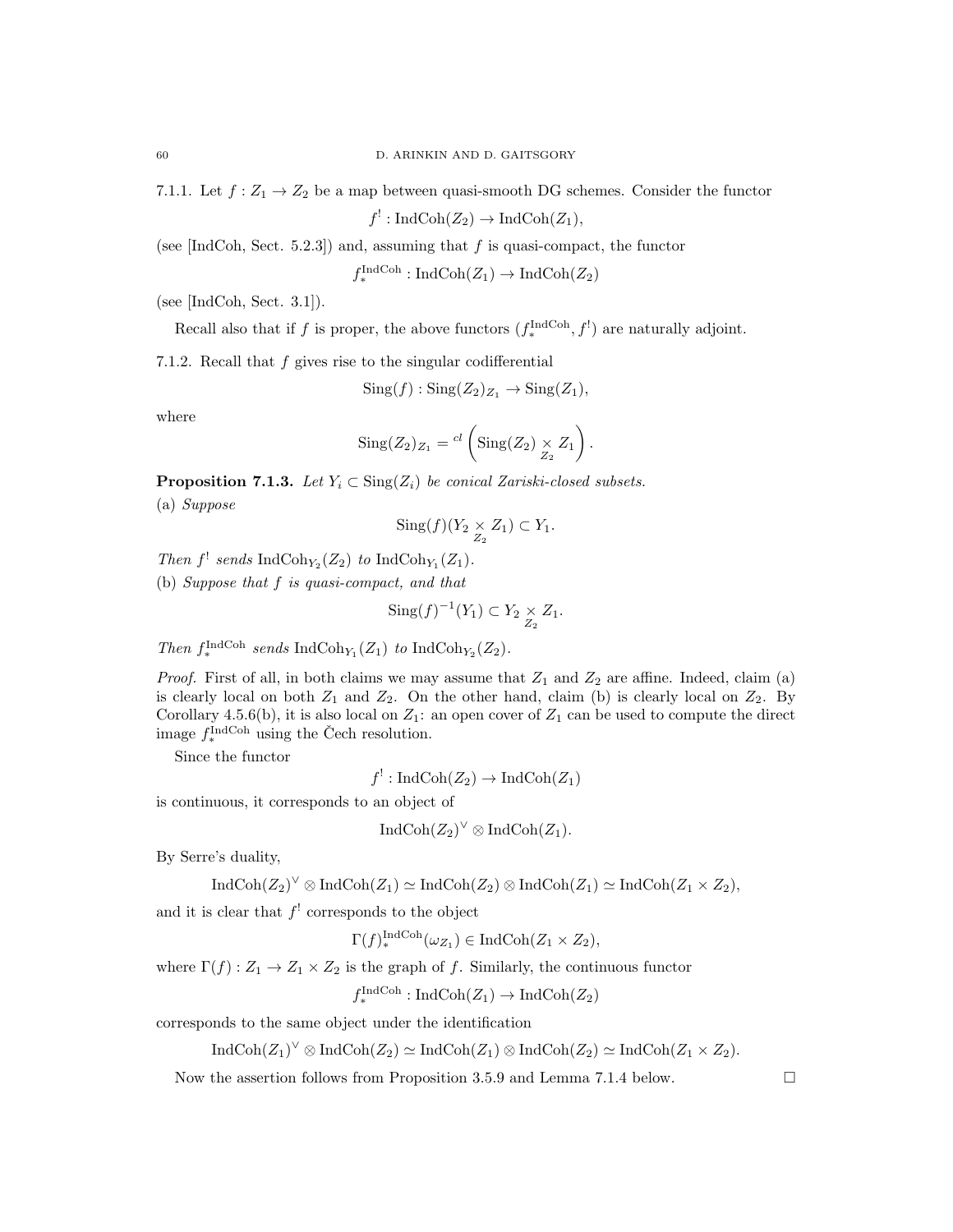7.1.1. Let $f : Z_1 \to Z_2$ be a map between quasi-smooth DG schemes. Consider the functor

$$f^! : \mathrm{IndCoh}(Z_2) \to \mathrm{IndCoh}(Z_1),$$

(see [IndCoh, Sect. 5.2.3]) and, assuming that $f$ is quasi-compact, the functor

$$f_*^{\mathrm{IndCoh}} : \mathrm{IndCoh}(Z_1) \to \mathrm{IndCoh}(Z_2)$$

(see [IndCoh, Sect. 3.1]).

Recall also that if $f$ is proper, the above functors $(f_*^{\mathrm{IndCoh}}, f^!)$ are naturally adjoint.

7.1.2. Recall that $f$ gives rise to the singular codifferential

$$\mathrm{Sing}(f) : \mathrm{Sing}(Z_2)_{Z_1} \to \mathrm{Sing}(Z_1),$$

where

$$\mathrm{Sing}(Z_2)_{Z_1} = {}^{cl}\left(\mathrm{Sing}(Z_2) \underset{Z_2}{\times} Z_1\right).$$

**Proposition 7.1.3.** *Let $Y_i \subset \mathrm{Sing}(Z_i)$ be conical Zariski-closed subsets.*
(a) *Suppose*

$$\mathrm{Sing}(f)(Y_2 \underset{Z_2}{\times} Z_1) \subset Y_1.$$

*Then $f^!$ sends $\mathrm{IndCoh}_{Y_2}(Z_2)$ to $\mathrm{IndCoh}_{Y_1}(Z_1)$.*
(b) *Suppose that $f$ is quasi-compact, and that*

$$\mathrm{Sing}(f)^{-1}(Y_1) \subset Y_2 \underset{Z_2}{\times} Z_1.$$

*Then $f_*^{\mathrm{IndCoh}}$ sends $\mathrm{IndCoh}_{Y_1}(Z_1)$ to $\mathrm{IndCoh}_{Y_2}(Z_2)$.*

*Proof.* First of all, in both claims we may assume that $Z_1$ and $Z_2$ are affine. Indeed, claim (a) is clearly local on both $Z_1$ and $Z_2$. On the other hand, claim (b) is clearly local on $Z_2$. By Corollary 4.5.6(b), it is also local on $Z_1$: an open cover of $Z_1$ can be used to compute the direct image $f_*^{\mathrm{IndCoh}}$ using the Čech resolution.

Since the functor

$$f^! : \mathrm{IndCoh}(Z_2) \to \mathrm{IndCoh}(Z_1)$$

is continuous, it corresponds to an object of

$$\mathrm{IndCoh}(Z_2)^\vee \otimes \mathrm{IndCoh}(Z_1).$$

By Serre's duality,

$$\mathrm{IndCoh}(Z_2)^\vee \otimes \mathrm{IndCoh}(Z_1) \simeq \mathrm{IndCoh}(Z_2) \otimes \mathrm{IndCoh}(Z_1) \simeq \mathrm{IndCoh}(Z_1 \times Z_2),$$

and it is clear that $f^!$ corresponds to the object

$$\Gamma(f)_*^{\mathrm{IndCoh}}(\omega_{Z_1}) \in \mathrm{IndCoh}(Z_1 \times Z_2),$$

where $\Gamma(f) : Z_1 \to Z_1 \times Z_2$ is the graph of $f$. Similarly, the continuous functor

$$f_*^{\mathrm{IndCoh}} : \mathrm{IndCoh}(Z_1) \to \mathrm{IndCoh}(Z_2)$$

corresponds to the same object under the identification

$$\mathrm{IndCoh}(Z_1)^\vee \otimes \mathrm{IndCoh}(Z_2) \simeq \mathrm{IndCoh}(Z_1) \otimes \mathrm{IndCoh}(Z_2) \simeq \mathrm{IndCoh}(Z_1 \times Z_2).$$

Now the assertion follows from Proposition 3.5.9 and Lemma 7.1.4 below. $\square$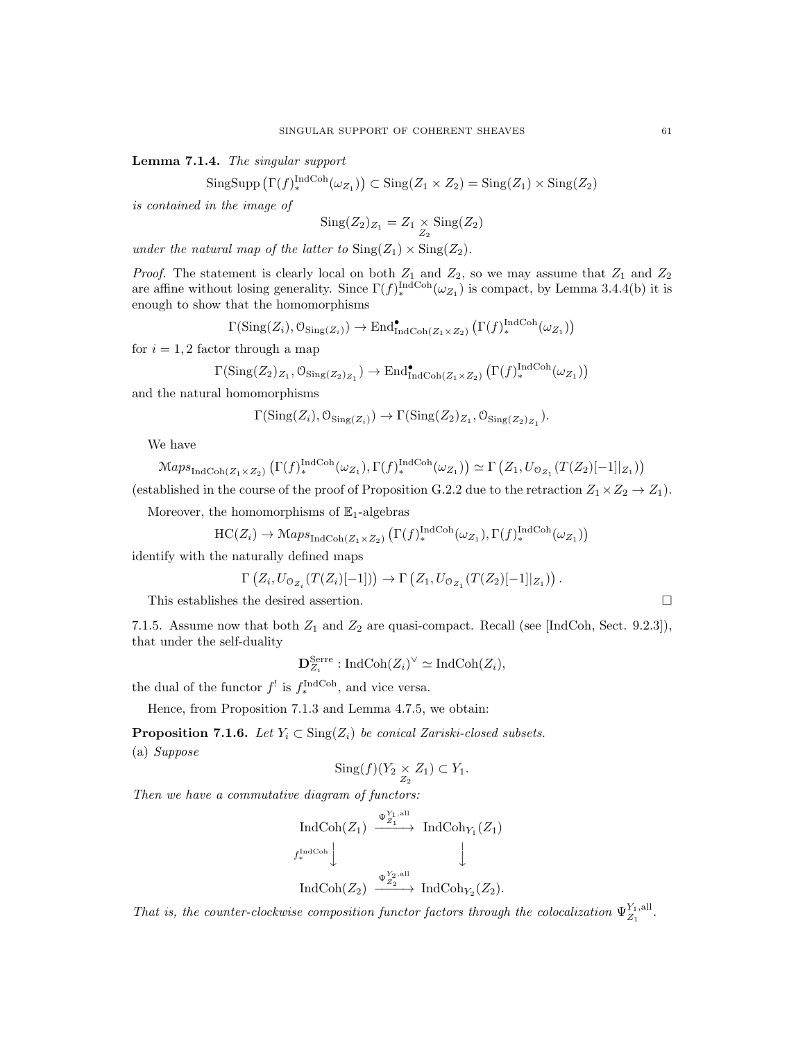**Lemma 7.1.4.** *The singular support*

$$\operatorname{SingSupp}\left(\Gamma(f)_*^{\operatorname{IndCoh}}(\omega_{Z_1})\right) \subset \operatorname{Sing}(Z_1 \times Z_2) = \operatorname{Sing}(Z_1) \times \operatorname{Sing}(Z_2)$$

*is contained in the image of*

$$\operatorname{Sing}(Z_2)_{Z_1} = Z_1 \underset{Z_2}{\times} \operatorname{Sing}(Z_2)$$

*under the natural map of the latter to* $\operatorname{Sing}(Z_1) \times \operatorname{Sing}(Z_2)$.

*Proof.* The statement is clearly local on both $Z_1$ and $Z_2$, so we may assume that $Z_1$ and $Z_2$ are affine without losing generality. Since $\Gamma(f)_*^{\operatorname{IndCoh}}(\omega_{Z_1})$ is compact, by Lemma 3.4.4(b) it is enough to show that the homomorphisms

$$\Gamma(\operatorname{Sing}(Z_i), \mathcal{O}_{\operatorname{Sing}(Z_i)}) \to \operatorname{End}^\bullet_{\operatorname{IndCoh}(Z_1 \times Z_2)}\left(\Gamma(f)_*^{\operatorname{IndCoh}}(\omega_{Z_1})\right)$$

for $i = 1, 2$ factor through a map

$$\Gamma(\operatorname{Sing}(Z_2)_{Z_1}, \mathcal{O}_{\operatorname{Sing}(Z_2)_{Z_1}}) \to \operatorname{End}^\bullet_{\operatorname{IndCoh}(Z_1 \times Z_2)}\left(\Gamma(f)_*^{\operatorname{IndCoh}}(\omega_{Z_1})\right)$$

and the natural homomorphisms

$$\Gamma(\operatorname{Sing}(Z_i), \mathcal{O}_{\operatorname{Sing}(Z_i)}) \to \Gamma(\operatorname{Sing}(Z_2)_{Z_1}, \mathcal{O}_{\operatorname{Sing}(Z_2)_{Z_1}}).$$

We have

$$\mathcal{M}aps_{\operatorname{IndCoh}(Z_1 \times Z_2)}\left(\Gamma(f)_*^{\operatorname{IndCoh}}(\omega_{Z_1}), \Gamma(f)_*^{\operatorname{IndCoh}}(\omega_{Z_1})\right) \simeq \Gamma\left(Z_1, U_{\mathcal{O}_{Z_1}}(T(Z_2)[-1]|_{Z_1})\right)$$

(established in the course of the proof of Proposition G.2.2 due to the retraction $Z_1 \times Z_2 \to Z_1$).

Moreover, the homomorphisms of $\mathbb{E}_1$-algebras

$$\operatorname{HC}(Z_i) \to \mathcal{M}aps_{\operatorname{IndCoh}(Z_1 \times Z_2)}\left(\Gamma(f)_*^{\operatorname{IndCoh}}(\omega_{Z_1}), \Gamma(f)_*^{\operatorname{IndCoh}}(\omega_{Z_1})\right)$$

identify with the naturally defined maps

$$\Gamma\left(Z_i, U_{\mathcal{O}_{Z_i}}(T(Z_i)[-1])\right) \to \Gamma\left(Z_1, U_{\mathcal{O}_{Z_1}}(T(Z_2)[-1]|_{Z_1})\right).$$

This establishes the desired assertion. $\square$

7.1.5. Assume now that both $Z_1$ and $Z_2$ are quasi-compact. Recall (see [IndCoh, Sect. 9.2.3]), that under the self-duality

$$\mathbf{D}^{\operatorname{Serre}}_{Z_i} : \operatorname{IndCoh}(Z_i)^\vee \simeq \operatorname{IndCoh}(Z_i),$$

the dual of the functor $f^!$ is $f_*^{\operatorname{IndCoh}}$, and vice versa.

Hence, from Proposition 7.1.3 and Lemma 4.7.5, we obtain:

**Proposition 7.1.6.** *Let $Y_i \subset \operatorname{Sing}(Z_i)$ be conical Zariski-closed subsets.*

(a) *Suppose*

$$\operatorname{Sing}(f)(Y_2 \underset{Z_2}{\times} Z_1) \subset Y_1.$$

*Then we have a commutative diagram of functors:*

$$\begin{array}{ccc}
\operatorname{IndCoh}(Z_1) & \xrightarrow{\Psi^{Y_1,\operatorname{all}}_{Z_1}} & \operatorname{IndCoh}_{Y_1}(Z_1) \\
{\scriptstyle f_*^{\operatorname{IndCoh}}} \downarrow & & \downarrow \\
\operatorname{IndCoh}(Z_2) & \xrightarrow{\Psi^{Y_2,\operatorname{all}}_{Z_2}} & \operatorname{IndCoh}_{Y_2}(Z_2).
\end{array}$$

*That is, the counter-clockwise composition functor factors through the colocalization* $\Psi^{Y_1,\operatorname{all}}_{Z_1}$.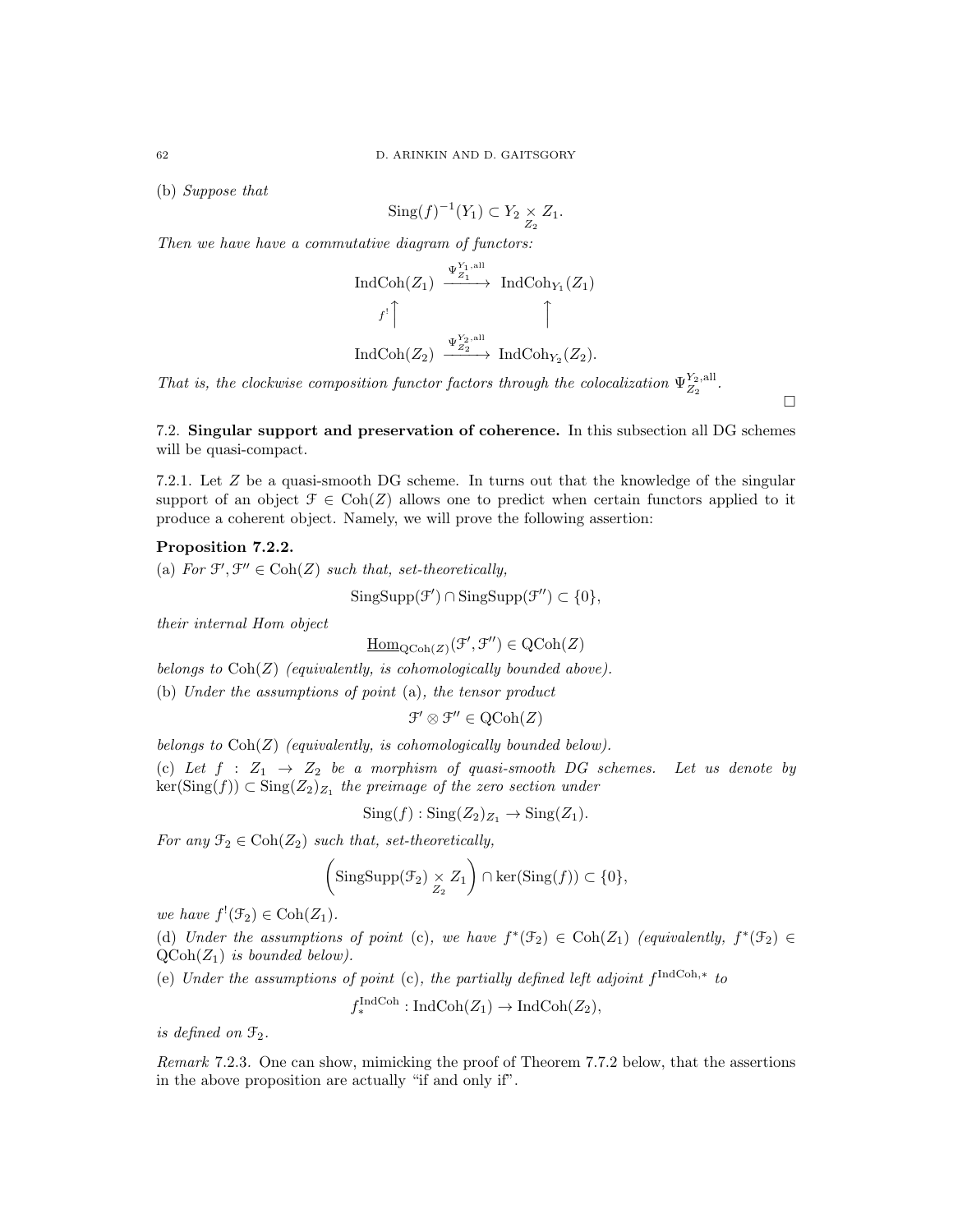(b) *Suppose that*

$$\mathrm{Sing}(f)^{-1}(Y_1) \subset Y_2 \underset{Z_2}{\times} Z_1.$$

*Then we have have a commutative diagram of functors:*

$$\begin{array}{ccc} \mathrm{IndCoh}(Z_1) & \xrightarrow{\Psi^{Y_1,\mathrm{all}}_{Z_1}} & \mathrm{IndCoh}_{Y_1}(Z_1) \\ {\scriptstyle f^!}\uparrow & & \uparrow \\ \mathrm{IndCoh}(Z_2) & \xrightarrow{\Psi^{Y_2,\mathrm{all}}_{Z_2}} & \mathrm{IndCoh}_{Y_2}(Z_2). \end{array}$$

*That is, the clockwise composition functor factors through the colocalization* $\Psi^{Y_2,\mathrm{all}}_{Z_2}$.

□

7.2. **Singular support and preservation of coherence.** In this subsection all DG schemes will be quasi-compact.

7.2.1. Let $Z$ be a quasi-smooth DG scheme. In turns out that the knowledge of the singular support of an object $\mathcal{F} \in \mathrm{Coh}(Z)$ allows one to predict when certain functors applied to it produce a coherent object. Namely, we will prove the following assertion:

**Proposition 7.2.2.**

(a) *For* $\mathcal{F}', \mathcal{F}'' \in \mathrm{Coh}(Z)$ *such that, set-theoretically,*

$$\mathrm{SingSupp}(\mathcal{F}') \cap \mathrm{SingSupp}(\mathcal{F}'') \subset \{0\},$$

*their internal Hom object*

$$\underline{\mathrm{Hom}}_{\mathrm{QCoh}(Z)}(\mathcal{F}', \mathcal{F}'') \in \mathrm{QCoh}(Z)$$

*belongs to* $\mathrm{Coh}(Z)$ *(equivalently, is cohomologically bounded above).*

(b) *Under the assumptions of point* (a)*, the tensor product*

$$\mathcal{F}' \otimes \mathcal{F}'' \in \mathrm{QCoh}(Z)$$

*belongs to* $\mathrm{Coh}(Z)$ *(equivalently, is cohomologically bounded below).*

(c) *Let* $f : Z_1 \to Z_2$ *be a morphism of quasi-smooth DG schemes. Let us denote by* $\ker(\mathrm{Sing}(f)) \subset \mathrm{Sing}(Z_2)_{Z_1}$ *the preimage of the zero section under*

$$\mathrm{Sing}(f) : \mathrm{Sing}(Z_2)_{Z_1} \to \mathrm{Sing}(Z_1).$$

*For any* $\mathcal{F}_2 \in \mathrm{Coh}(Z_2)$ *such that, set-theoretically,*

$$\left(\mathrm{SingSupp}(\mathcal{F}_2) \underset{Z_2}{\times} Z_1\right) \cap \ker(\mathrm{Sing}(f)) \subset \{0\},$$

*we have* $f^!(\mathcal{F}_2) \in \mathrm{Coh}(Z_1)$.

(d) *Under the assumptions of point* (c)*, we have* $f^*(\mathcal{F}_2) \in \mathrm{Coh}(Z_1)$ *(equivalently,* $f^*(\mathcal{F}_2) \in \mathrm{QCoh}(Z_1)$ *is bounded below).*

(e) *Under the assumptions of point* (c)*, the partially defined left adjoint* $f^{\mathrm{IndCoh},*}$ *to*

$$f^{\mathrm{IndCoh}}_* : \mathrm{IndCoh}(Z_1) \to \mathrm{IndCoh}(Z_2),$$

*is defined on* $\mathcal{F}_2$.

*Remark* 7.2.3. One can show, mimicking the proof of Theorem 7.7.2 below, that the assertions in the above proposition are actually "if and only if".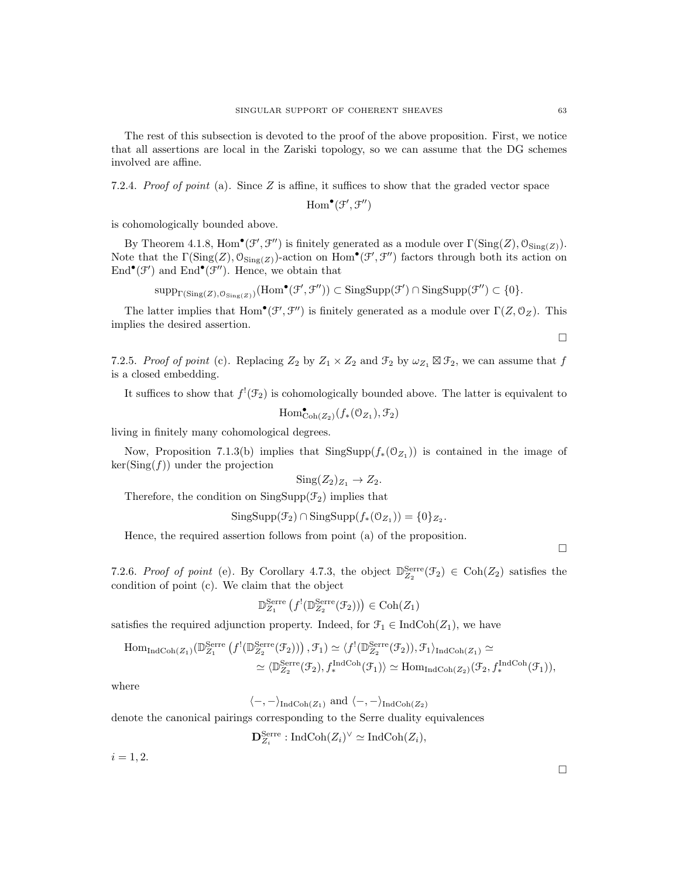The rest of this subsection is devoted to the proof of the above proposition. First, we notice that all assertions are local in the Zariski topology, so we can assume that the DG schemes involved are affine.

7.2.4. *Proof of point* (a). Since $Z$ is affine, it suffices to show that the graded vector space

$$\mathrm{Hom}^\bullet(\mathcal{F}', \mathcal{F}'')$$

is cohomologically bounded above.

By Theorem 4.1.8, $\mathrm{Hom}^\bullet(\mathcal{F}', \mathcal{F}'')$ is finitely generated as a module over $\Gamma(\mathrm{Sing}(Z), \mathcal{O}_{\mathrm{Sing}(Z)})$. Note that the $\Gamma(\mathrm{Sing}(Z), \mathcal{O}_{\mathrm{Sing}(Z)})$-action on $\mathrm{Hom}^\bullet(\mathcal{F}', \mathcal{F}'')$ factors through both its action on $\mathrm{End}^\bullet(\mathcal{F}')$ and $\mathrm{End}^\bullet(\mathcal{F}'')$. Hence, we obtain that

$$\mathrm{supp}_{\Gamma(\mathrm{Sing}(Z), \mathcal{O}_{\mathrm{Sing}(Z)})}(\mathrm{Hom}^\bullet(\mathcal{F}', \mathcal{F}'')) \subset \mathrm{SingSupp}(\mathcal{F}') \cap \mathrm{SingSupp}(\mathcal{F}'') \subset \{0\}.$$

The latter implies that $\mathrm{Hom}^\bullet(\mathcal{F}', \mathcal{F}'')$ is finitely generated as a module over $\Gamma(Z, \mathcal{O}_Z)$. This implies the desired assertion.

$\square$

7.2.5. *Proof of point* (c). Replacing $Z_2$ by $Z_1 \times Z_2$ and $\mathcal{F}_2$ by $\omega_{Z_1} \boxtimes \mathcal{F}_2$, we can assume that $f$ is a closed embedding.

It suffices to show that $f^!(\mathcal{F}_2)$ is cohomologically bounded above. The latter is equivalent to

$$\mathrm{Hom}^\bullet_{\mathrm{Coh}(Z_2)}(f_*(\mathcal{O}_{Z_1}), \mathcal{F}_2)$$

living in finitely many cohomological degrees.

Now, Proposition 7.1.3(b) implies that $\mathrm{SingSupp}(f_*(\mathcal{O}_{Z_1}))$ is contained in the image of $\ker(\mathrm{Sing}(f))$ under the projection

$$\mathrm{Sing}(Z_2)_{Z_1} \to Z_2.$$

Therefore, the condition on $\mathrm{SingSupp}(\mathcal{F}_2)$ implies that

$$\mathrm{SingSupp}(\mathcal{F}_2) \cap \mathrm{SingSupp}(f_*(\mathcal{O}_{Z_1})) = \{0\}_{Z_2}.$$

Hence, the required assertion follows from point (a) of the proposition.

$\square$

7.2.6. *Proof of point* (e). By Corollary 4.7.3, the object $\mathbb{D}^{\mathrm{Serre}}_{Z_2}(\mathcal{F}_2) \in \mathrm{Coh}(Z_2)$ satisfies the condition of point (c). We claim that the object

$$\mathbb{D}^{\mathrm{Serre}}_{Z_1}\left(f^!(\mathbb{D}^{\mathrm{Serre}}_{Z_2}(\mathcal{F}_2))\right) \in \mathrm{Coh}(Z_1)$$

satisfies the required adjunction property. Indeed, for $\mathcal{F}_1 \in \mathrm{IndCoh}(Z_1)$, we have

$$\begin{aligned}\mathrm{Hom}_{\mathrm{IndCoh}(Z_1)}(\mathbb{D}^{\mathrm{Serre}}_{Z_1}\left(f^!(\mathbb{D}^{\mathrm{Serre}}_{Z_2}(\mathcal{F}_2))\right), \mathcal{F}_1) \simeq \langle f^!(\mathbb{D}^{\mathrm{Serre}}_{Z_2}(\mathcal{F}_2)), \mathcal{F}_1\rangle_{\mathrm{IndCoh}(Z_1)} \simeq \\ \simeq \langle \mathbb{D}^{\mathrm{Serre}}_{Z_2}(\mathcal{F}_2), f^{\mathrm{IndCoh}}_*(\mathcal{F}_1)\rangle \simeq \mathrm{Hom}_{\mathrm{IndCoh}(Z_2)}(\mathcal{F}_2, f^{\mathrm{IndCoh}}_*(\mathcal{F}_1)),\end{aligned}$$

where

$$\langle -, -\rangle_{\mathrm{IndCoh}(Z_1)} \text{ and } \langle -, -\rangle_{\mathrm{IndCoh}(Z_2)}$$

denote the canonical pairings corresponding to the Serre duality equivalences

$$\mathbf{D}^{\mathrm{Serre}}_{Z_i} : \mathrm{IndCoh}(Z_i)^\vee \simeq \mathrm{IndCoh}(Z_i),$$

$i = 1, 2$.

$\square$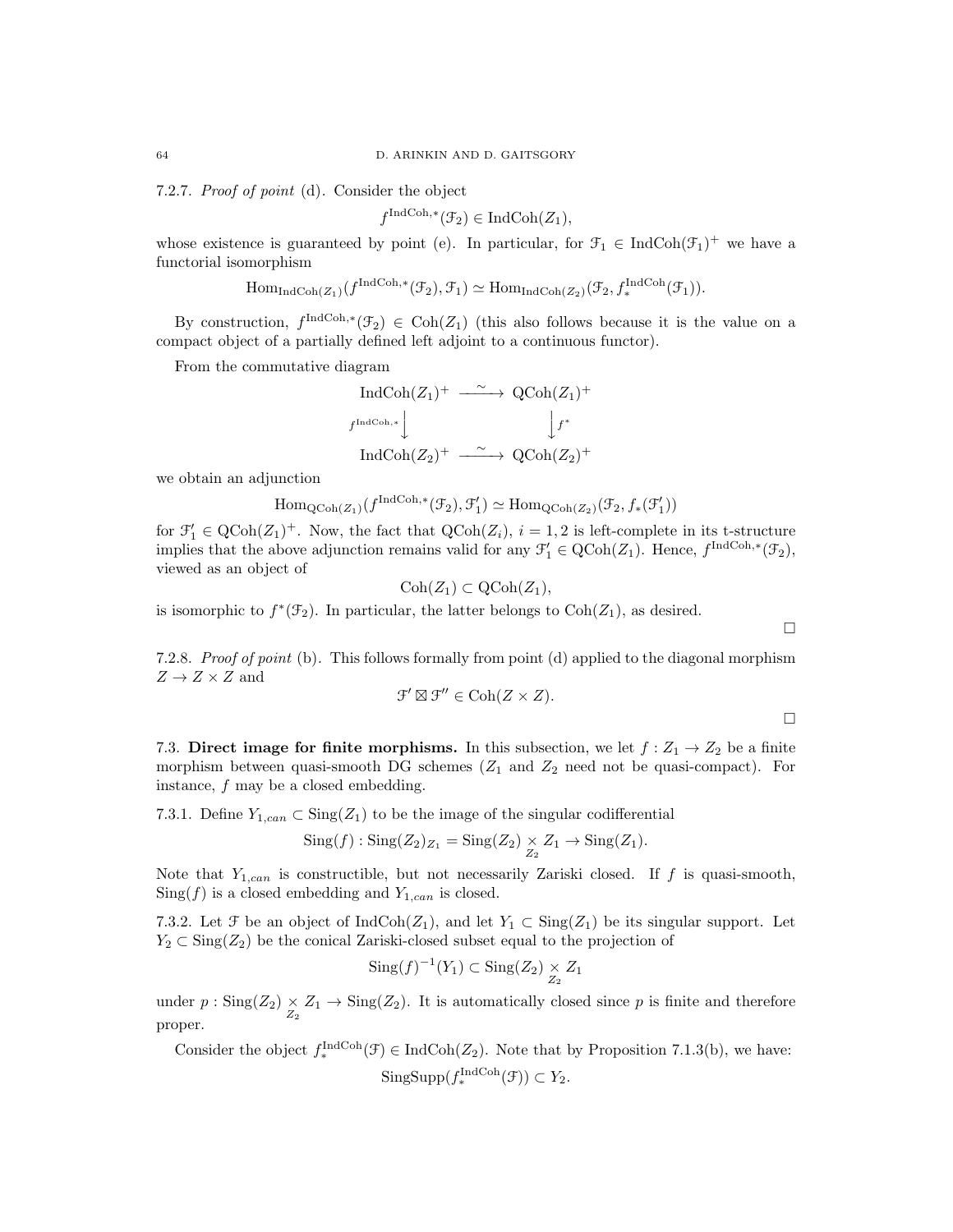7.2.7. *Proof of point* (d). Consider the object

$$f^{\mathrm{IndCoh},*}(\mathcal{F}_2) \in \mathrm{IndCoh}(Z_1),$$

whose existence is guaranteed by point (e). In particular, for $\mathcal{F}_1 \in \mathrm{IndCoh}(\mathcal{F}_1)^+$ we have a functorial isomorphism

$$\mathrm{Hom}_{\mathrm{IndCoh}(Z_1)}(f^{\mathrm{IndCoh},*}(\mathcal{F}_2), \mathcal{F}_1) \simeq \mathrm{Hom}_{\mathrm{IndCoh}(Z_2)}(\mathcal{F}_2, f_*^{\mathrm{IndCoh}}(\mathcal{F}_1)).$$

By construction, $f^{\mathrm{IndCoh},*}(\mathcal{F}_2) \in \mathrm{Coh}(Z_1)$ (this also follows because it is the value on a compact object of a partially defined left adjoint to a continuous functor).

From the commutative diagram

$$\begin{array}{ccc} \mathrm{IndCoh}(Z_1)^+ & \xrightarrow{\sim} & \mathrm{QCoh}(Z_1)^+ \\ {\scriptstyle f^{\mathrm{IndCoh},*}}\downarrow & & \downarrow {\scriptstyle f^*} \\ \mathrm{IndCoh}(Z_2)^+ & \xrightarrow{\sim} & \mathrm{QCoh}(Z_2)^+ \end{array}$$

we obtain an adjunction

$$\mathrm{Hom}_{\mathrm{QCoh}(Z_1)}(f^{\mathrm{IndCoh},*}(\mathcal{F}_2), \mathcal{F}'_1) \simeq \mathrm{Hom}_{\mathrm{QCoh}(Z_2)}(\mathcal{F}_2, f_*(\mathcal{F}'_1))$$

for $\mathcal{F}'_1 \in \mathrm{QCoh}(Z_1)^+$. Now, the fact that $\mathrm{QCoh}(Z_i)$, $i = 1, 2$ is left-complete in its t-structure implies that the above adjunction remains valid for any $\mathcal{F}'_1 \in \mathrm{QCoh}(Z_1)$. Hence, $f^{\mathrm{IndCoh},*}(\mathcal{F}_2)$, viewed as an object of

$$\mathrm{Coh}(Z_1) \subset \mathrm{QCoh}(Z_1),$$

is isomorphic to $f^*(\mathcal{F}_2)$. In particular, the latter belongs to $\mathrm{Coh}(Z_1)$, as desired.

□

7.2.8. *Proof of point* (b). This follows formally from point (d) applied to the diagonal morphism $Z \to Z \times Z$ and

$$\mathcal{F}' \boxtimes \mathcal{F}'' \in \mathrm{Coh}(Z \times Z).$$

□

## 7.3. Direct image for finite morphisms.

In this subsection, we let $f : Z_1 \to Z_2$ be a finite morphism between quasi-smooth DG schemes ($Z_1$ and $Z_2$ need not be quasi-compact). For instance, $f$ may be a closed embedding.

7.3.1. Define $Y_{1,can} \subset \mathrm{Sing}(Z_1)$ to be the image of the singular codifferential

$$\mathrm{Sing}(f) : \mathrm{Sing}(Z_2)_{Z_1} = \mathrm{Sing}(Z_2) \underset{Z_2}{\times} Z_1 \to \mathrm{Sing}(Z_1).$$

Note that $Y_{1,can}$ is constructible, but not necessarily Zariski closed. If $f$ is quasi-smooth, $\mathrm{Sing}(f)$ is a closed embedding and $Y_{1,can}$ is closed.

7.3.2. Let $\mathcal{F}$ be an object of $\mathrm{IndCoh}(Z_1)$, and let $Y_1 \subset \mathrm{Sing}(Z_1)$ be its singular support. Let $Y_2 \subset \mathrm{Sing}(Z_2)$ be the conical Zariski-closed subset equal to the projection of

$$\mathrm{Sing}(f)^{-1}(Y_1) \subset \mathrm{Sing}(Z_2) \underset{Z_2}{\times} Z_1$$

under $p : \mathrm{Sing}(Z_2) \underset{Z_2}{\times} Z_1 \to \mathrm{Sing}(Z_2)$. It is automatically closed since $p$ is finite and therefore proper.

Consider the object $f_*^{\mathrm{IndCoh}}(\mathcal{F}) \in \mathrm{IndCoh}(Z_2)$. Note that by Proposition 7.1.3(b), we have:

$$\mathrm{SingSupp}(f_*^{\mathrm{IndCoh}}(\mathcal{F})) \subset Y_2.$$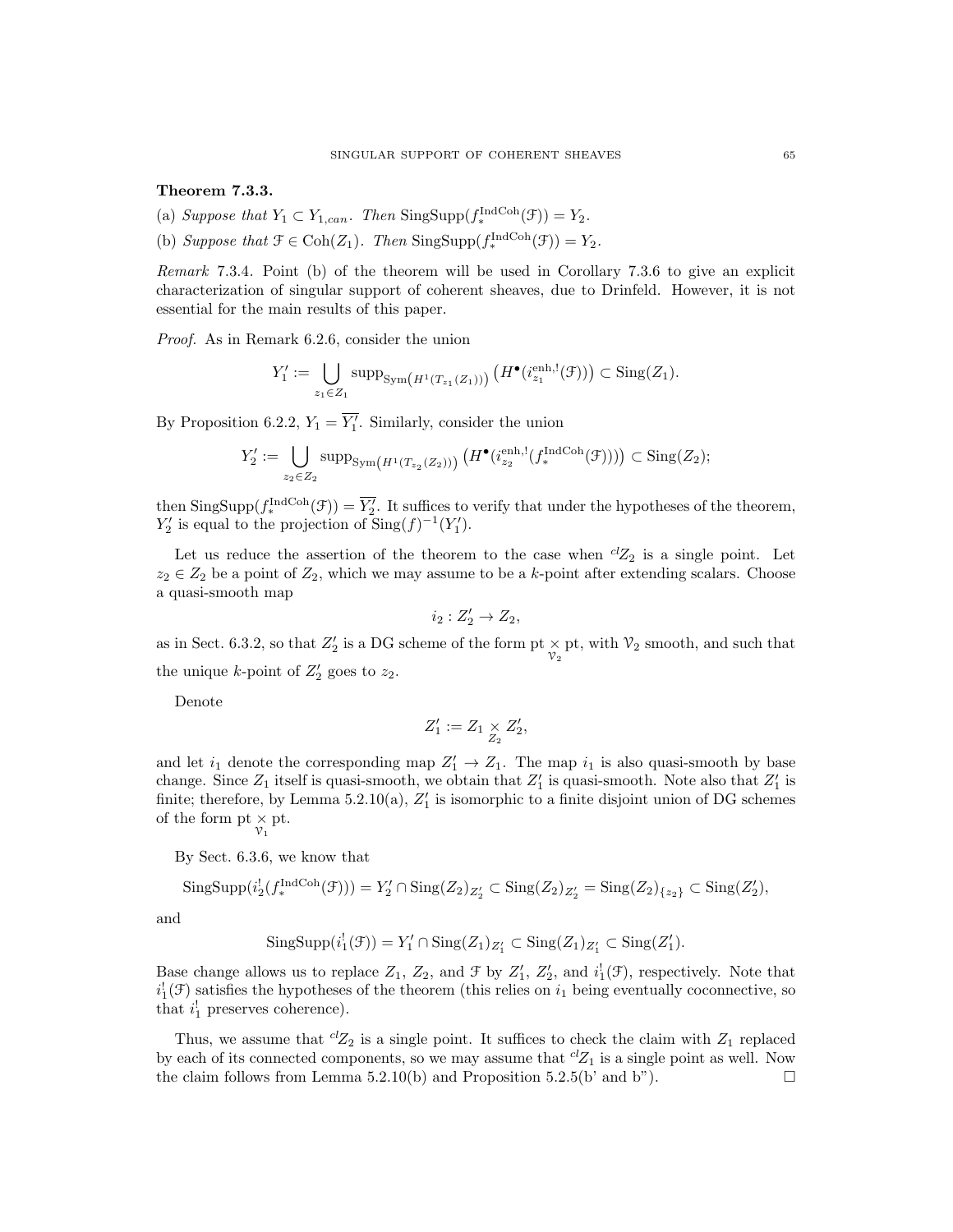**Theorem 7.3.3.**

(a) *Suppose that* $Y_1 \subset Y_{1,can}$. *Then* $\operatorname{SingSupp}(f_*^{\operatorname{IndCoh}}(\mathcal{F})) = Y_2$.

(b) *Suppose that* $\mathcal{F} \in \operatorname{Coh}(Z_1)$. *Then* $\operatorname{SingSupp}(f_*^{\operatorname{IndCoh}}(\mathcal{F})) = Y_2$.

*Remark* 7.3.4. Point (b) of the theorem will be used in Corollary 7.3.6 to give an explicit characterization of singular support of coherent sheaves, due to Drinfeld. However, it is not essential for the main results of this paper.

*Proof.* As in Remark 6.2.6, consider the union

$$Y_1' := \bigcup_{z_1 \in Z_1} \operatorname{supp}_{\operatorname{Sym}\left(H^1(T_{z_1}(Z_1))\right)} \left(H^\bullet(i_{z_1}^{\operatorname{enh},!}(\mathcal{F}))\right) \subset \operatorname{Sing}(Z_1).$$

By Proposition 6.2.2, $Y_1 = \overline{Y_1'}$. Similarly, consider the union

$$Y_2' := \bigcup_{z_2 \in Z_2} \operatorname{supp}_{\operatorname{Sym}\left(H^1(T_{z_2}(Z_2))\right)} \left(H^\bullet(i_{z_2}^{\operatorname{enh},!}(f_*^{\operatorname{IndCoh}}(\mathcal{F})))\right) \subset \operatorname{Sing}(Z_2);$$

then $\operatorname{SingSupp}(f_*^{\operatorname{IndCoh}}(\mathcal{F})) = \overline{Y_2'}$. It suffices to verify that under the hypotheses of the theorem, $Y_2'$ is equal to the projection of $\operatorname{Sing}(f)^{-1}(Y_1')$.

Let us reduce the assertion of the theorem to the case when ${}^{cl}Z_2$ is a single point. Let $z_2 \in Z_2$ be a point of $Z_2$, which we may assume to be a $k$-point after extending scalars. Choose a quasi-smooth map

$$i_2 : Z_2' \to Z_2,$$

as in Sect. 6.3.2, so that $Z_2'$ is a DG scheme of the form $\operatorname{pt} \underset{\mathcal{V}_2}{\times} \operatorname{pt}$, with $\mathcal{V}_2$ smooth, and such that the unique $k$-point of $Z_2'$ goes to $z_2$.

Denote

$$Z_1' := Z_1 \underset{Z_2}{\times} Z_2',$$

and let $i_1$ denote the corresponding map $Z_1' \to Z_1$. The map $i_1$ is also quasi-smooth by base change. Since $Z_1$ itself is quasi-smooth, we obtain that $Z_1'$ is quasi-smooth. Note also that $Z_1'$ is finite; therefore, by Lemma 5.2.10(a), $Z_1'$ is isomorphic to a finite disjoint union of DG schemes of the form $\operatorname{pt} \underset{\mathcal{V}_1}{\times} \operatorname{pt}$.

By Sect. 6.3.6, we know that

$$\operatorname{SingSupp}(i_2^!(f_*^{\operatorname{IndCoh}}(\mathcal{F}))) = Y_2' \cap \operatorname{Sing}(Z_2)_{Z_2'} \subset \operatorname{Sing}(Z_2)_{Z_2'} = \operatorname{Sing}(Z_2)_{\{z_2\}} \subset \operatorname{Sing}(Z_2'),$$

and

$$\operatorname{SingSupp}(i_1^!(\mathcal{F})) = Y_1' \cap \operatorname{Sing}(Z_1)_{Z_1'} \subset \operatorname{Sing}(Z_1)_{Z_1'} \subset \operatorname{Sing}(Z_1').$$

Base change allows us to replace $Z_1$, $Z_2$, and $\mathcal{F}$ by $Z_1'$, $Z_2'$, and $i_1^!(\mathcal{F})$, respectively. Note that $i_1^!(\mathcal{F})$ satisfies the hypotheses of the theorem (this relies on $i_1$ being eventually coconnective, so that $i_1^!$ preserves coherence).

Thus, we assume that ${}^{cl}Z_2$ is a single point. It suffices to check the claim with $Z_1$ replaced by each of its connected components, so we may assume that ${}^{cl}Z_1$ is a single point as well. Now the claim follows from Lemma 5.2.10(b) and Proposition 5.2.5(b' and b"). $\square$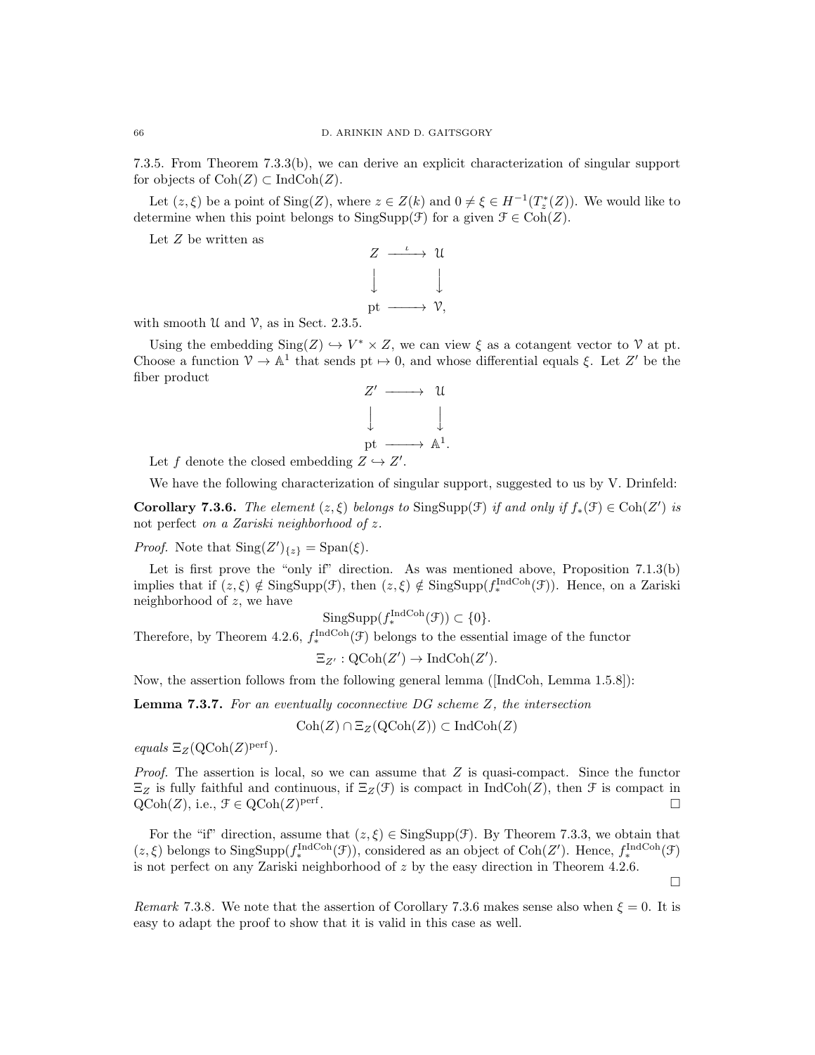7.3.5. From Theorem 7.3.3(b), we can derive an explicit characterization of singular support for objects of $\mathrm{Coh}(Z) \subset \mathrm{IndCoh}(Z)$.

Let $(z, \xi)$ be a point of $\mathrm{Sing}(Z)$, where $z \in Z(k)$ and $0 \neq \xi \in H^{-1}(T^*_z(Z))$. We would like to determine when this point belongs to $\mathrm{SingSupp}(\mathcal{F})$ for a given $\mathcal{F} \in \mathrm{Coh}(Z)$.

Let $Z$ be written as

$$\begin{array}{ccc} Z & \xrightarrow{\iota} & \mathcal{U} \\ \downarrow & & \downarrow \\ \mathrm{pt} & \longrightarrow & \mathcal{V}, \end{array}$$

with smooth $\mathcal{U}$ and $\mathcal{V}$, as in Sect. 2.3.5.

Using the embedding $\mathrm{Sing}(Z) \hookrightarrow V^* \times Z$, we can view $\xi$ as a cotangent vector to $\mathcal{V}$ at pt. Choose a function $\mathcal{V} \to \mathbb{A}^1$ that sends $\mathrm{pt} \mapsto 0$, and whose differential equals $\xi$. Let $Z'$ be the fiber product

$$\begin{array}{ccc} Z' & \longrightarrow & \mathcal{U} \\ \downarrow & & \downarrow \\ \mathrm{pt} & \longrightarrow & \mathbb{A}^1. \end{array}$$

Let $f$ denote the closed embedding $Z \hookrightarrow Z'$.

We have the following characterization of singular support, suggested to us by V. Drinfeld:

**Corollary 7.3.6.** *The element $(z, \xi)$ belongs to $\mathrm{SingSupp}(\mathcal{F})$ if and only if $f_*(\mathcal{F}) \in \mathrm{Coh}(Z')$ is* not *perfect on a Zariski neighborhood of $z$.*

*Proof.* Note that $\mathrm{Sing}(Z')_{\{z\}} = \mathrm{Span}(\xi)$.

Let is first prove the "only if" direction. As was mentioned above, Proposition 7.1.3(b) implies that if $(z, \xi) \notin \mathrm{SingSupp}(\mathcal{F})$, then $(z, \xi) \notin \mathrm{SingSupp}(f^{\mathrm{IndCoh}}_*(\mathcal{F}))$. Hence, on a Zariski neighborhood of $z$, we have

$$\mathrm{SingSupp}(f^{\mathrm{IndCoh}}_*(\mathcal{F})) \subset \{0\}.$$

Therefore, by Theorem 4.2.6, $f^{\mathrm{IndCoh}}_*(\mathcal{F})$ belongs to the essential image of the functor

$$\Xi_{Z'} : \mathrm{QCoh}(Z') \to \mathrm{IndCoh}(Z').$$

Now, the assertion follows from the following general lemma ([IndCoh, Lemma 1.5.8]):

**Lemma 7.3.7.** *For an eventually coconnective DG scheme $Z$, the intersection*

$$\mathrm{Coh}(Z) \cap \Xi_Z(\mathrm{QCoh}(Z)) \subset \mathrm{IndCoh}(Z)$$

*equals $\Xi_Z(\mathrm{QCoh}(Z)^{\mathrm{perf}})$.*

*Proof.* The assertion is local, so we can assume that $Z$ is quasi-compact. Since the functor $\Xi_Z$ is fully faithful and continuous, if $\Xi_Z(\mathcal{F})$ is compact in $\mathrm{IndCoh}(Z)$, then $\mathcal{F}$ is compact in $\mathrm{QCoh}(Z)$, i.e., $\mathcal{F} \in \mathrm{QCoh}(Z)^{\mathrm{perf}}$. □

For the "if" direction, assume that $(z, \xi) \in \mathrm{SingSupp}(\mathcal{F})$. By Theorem 7.3.3, we obtain that $(z, \xi)$ belongs to $\mathrm{SingSupp}(f^{\mathrm{IndCoh}}_*(\mathcal{F}))$, considered as an object of $\mathrm{Coh}(Z')$. Hence, $f^{\mathrm{IndCoh}}_*(\mathcal{F})$ is not perfect on any Zariski neighborhood of $z$ by the easy direction in Theorem 4.2.6.

□

*Remark* 7.3.8. We note that the assertion of Corollary 7.3.6 makes sense also when $\xi = 0$. It is easy to adapt the proof to show that it is valid in this case as well.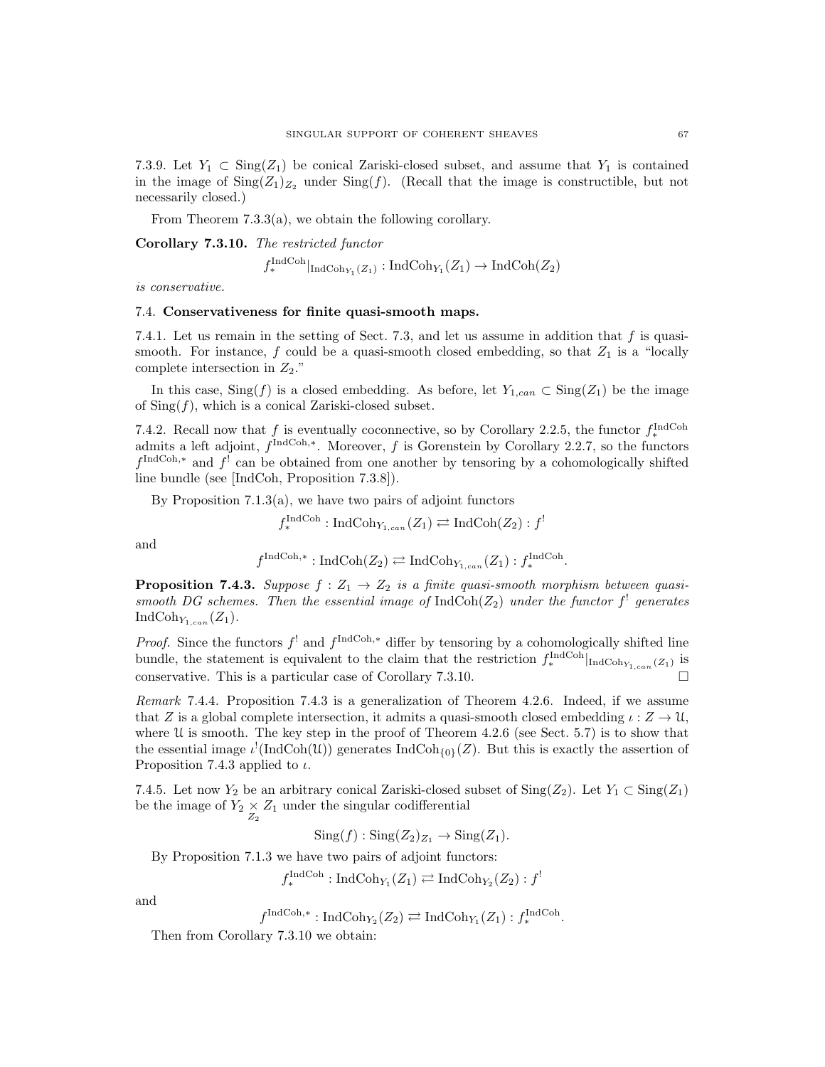7.3.9. Let $Y_1 \subset \operatorname{Sing}(Z_1)$ be conical Zariski-closed subset, and assume that $Y_1$ is contained in the image of $\operatorname{Sing}(Z_1)_{Z_2}$ under $\operatorname{Sing}(f)$. (Recall that the image is constructible, but not necessarily closed.)

From Theorem 7.3.3(a), we obtain the following corollary.

**Corollary 7.3.10.** *The restricted functor*

$$f_*^{\operatorname{IndCoh}}|_{\operatorname{IndCoh}_{Y_1}(Z_1)} : \operatorname{IndCoh}_{Y_1}(Z_1) \to \operatorname{IndCoh}(Z_2)$$

*is conservative.*

## 7.4. Conservativeness for finite quasi-smooth maps.

7.4.1. Let us remain in the setting of Sect. 7.3, and let us assume in addition that $f$ is quasi-smooth. For instance, $f$ could be a quasi-smooth closed embedding, so that $Z_1$ is a "locally complete intersection in $Z_2$."

In this case, $\operatorname{Sing}(f)$ is a closed embedding. As before, let $Y_{1,can} \subset \operatorname{Sing}(Z_1)$ be the image of $\operatorname{Sing}(f)$, which is a conical Zariski-closed subset.

7.4.2. Recall now that $f$ is eventually coconnective, so by Corollary 2.2.5, the functor $f_*^{\operatorname{IndCoh}}$ admits a left adjoint, $f^{\operatorname{IndCoh},*}$. Moreover, $f$ is Gorenstein by Corollary 2.2.7, so the functors $f^{\operatorname{IndCoh},*}$ and $f^!$ can be obtained from one another by tensoring by a cohomologically shifted line bundle (see [IndCoh, Proposition 7.3.8]).

By Proposition 7.1.3(a), we have two pairs of adjoint functors

$$f_*^{\operatorname{IndCoh}} : \operatorname{IndCoh}_{Y_{1,can}}(Z_1) \rightleftarrows \operatorname{IndCoh}(Z_2) : f^!$$

and

$$f^{\operatorname{IndCoh},*} : \operatorname{IndCoh}(Z_2) \rightleftarrows \operatorname{IndCoh}_{Y_{1,can}}(Z_1) : f_*^{\operatorname{IndCoh}}.$$

**Proposition 7.4.3.** *Suppose $f : Z_1 \to Z_2$ is a finite quasi-smooth morphism between quasi-smooth DG schemes. Then the essential image of $\operatorname{IndCoh}(Z_2)$ under the functor $f^!$ generates $\operatorname{IndCoh}_{Y_{1,can}}(Z_1)$.*

*Proof.* Since the functors $f^!$ and $f^{\operatorname{IndCoh},*}$ differ by tensoring by a cohomologically shifted line bundle, the statement is equivalent to the claim that the restriction $f_*^{\operatorname{IndCoh}}|_{\operatorname{IndCoh}_{Y_{1,can}}(Z_1)}$ is conservative. This is a particular case of Corollary 7.3.10. $\square$

*Remark* 7.4.4. Proposition 7.4.3 is a generalization of Theorem 4.2.6. Indeed, if we assume that $Z$ is a global complete intersection, it admits a quasi-smooth closed embedding $\iota : Z \to \mathcal{U}$, where $\mathcal{U}$ is smooth. The key step in the proof of Theorem 4.2.6 (see Sect. 5.7) is to show that the essential image $\iota^!(\operatorname{IndCoh}(\mathcal{U}))$ generates $\operatorname{IndCoh}_{\{0\}}(Z)$. But this is exactly the assertion of Proposition 7.4.3 applied to $\iota$.

7.4.5. Let now $Y_2$ be an arbitrary conical Zariski-closed subset of $\operatorname{Sing}(Z_2)$. Let $Y_1 \subset \operatorname{Sing}(Z_1)$ be the image of $Y_2 \underset{Z_2}{\times} Z_1$ under the singular codifferential

$$\operatorname{Sing}(f) : \operatorname{Sing}(Z_2)_{Z_1} \to \operatorname{Sing}(Z_1).$$

By Proposition 7.1.3 we have two pairs of adjoint functors:

$$f_*^{\operatorname{IndCoh}} : \operatorname{IndCoh}_{Y_1}(Z_1) \rightleftarrows \operatorname{IndCoh}_{Y_2}(Z_2) : f^!$$

and

$$f^{\operatorname{IndCoh},*} : \operatorname{IndCoh}_{Y_2}(Z_2) \rightleftarrows \operatorname{IndCoh}_{Y_1}(Z_1) : f_*^{\operatorname{IndCoh}}.$$

Then from Corollary 7.3.10 we obtain: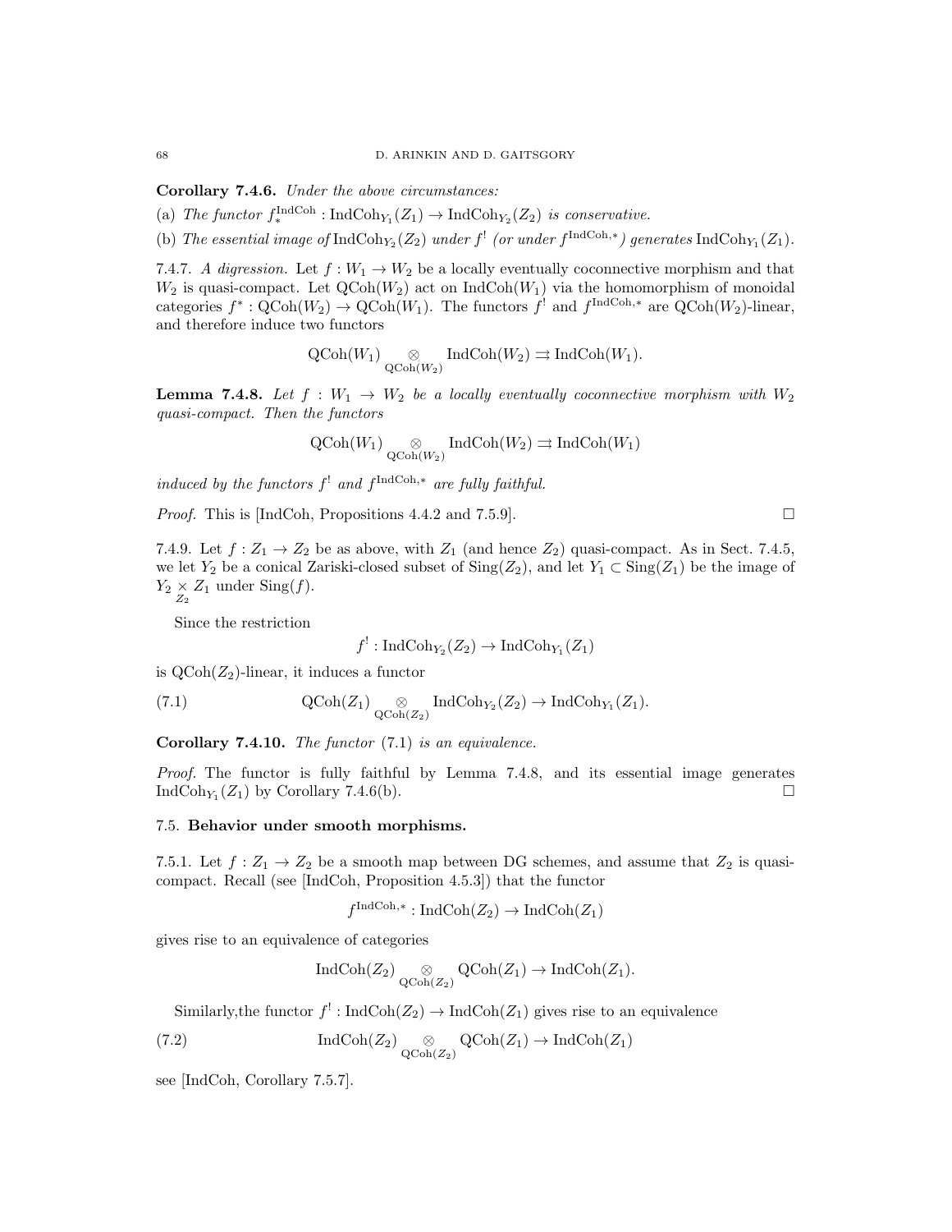**Corollary 7.4.6.** *Under the above circumstances:*

(a) *The functor* $f_*^{\mathrm{IndCoh}} : \mathrm{IndCoh}_{Y_1}(Z_1) \to \mathrm{IndCoh}_{Y_2}(Z_2)$ *is conservative.*

(b) *The essential image of* $\mathrm{IndCoh}_{Y_2}(Z_2)$ *under* $f^!$ *(or under* $f^{\mathrm{IndCoh},*}$*) generates* $\mathrm{IndCoh}_{Y_1}(Z_1)$*.*

7.4.7. *A digression.* Let $f : W_1 \to W_2$ be a locally eventually coconnective morphism and that $W_2$ is quasi-compact. Let $\mathrm{QCoh}(W_2)$ act on $\mathrm{IndCoh}(W_1)$ via the homomorphism of monoidal categories $f^* : \mathrm{QCoh}(W_2) \to \mathrm{QCoh}(W_1)$. The functors $f^!$ and $f^{\mathrm{IndCoh},*}$ are $\mathrm{QCoh}(W_2)$-linear, and therefore induce two functors

$$\mathrm{QCoh}(W_1) \underset{\mathrm{QCoh}(W_2)}{\otimes} \mathrm{IndCoh}(W_2) \rightrightarrows \mathrm{IndCoh}(W_1).$$

**Lemma 7.4.8.** *Let* $f : W_1 \to W_2$ *be a locally eventually coconnective morphism with* $W_2$ *quasi-compact. Then the functors*

$$\mathrm{QCoh}(W_1) \underset{\mathrm{QCoh}(W_2)}{\otimes} \mathrm{IndCoh}(W_2) \rightrightarrows \mathrm{IndCoh}(W_1)$$

*induced by the functors* $f^!$ *and* $f^{\mathrm{IndCoh},*}$ *are fully faithful.*

*Proof.* This is [IndCoh, Propositions 4.4.2 and 7.5.9]. $\square$

7.4.9. Let $f : Z_1 \to Z_2$ be as above, with $Z_1$ (and hence $Z_2$) quasi-compact. As in Sect. 7.4.5, we let $Y_2$ be a conical Zariski-closed subset of $\mathrm{Sing}(Z_2)$, and let $Y_1 \subset \mathrm{Sing}(Z_1)$ be the image of $Y_2 \underset{Z_2}{\times} Z_1$ under $\mathrm{Sing}(f)$.

Since the restriction

$$f^! : \mathrm{IndCoh}_{Y_2}(Z_2) \to \mathrm{IndCoh}_{Y_1}(Z_1)$$

is $\mathrm{QCoh}(Z_2)$-linear, it induces a functor

$$\mathrm{QCoh}(Z_1) \underset{\mathrm{QCoh}(Z_2)}{\otimes} \mathrm{IndCoh}_{Y_2}(Z_2) \to \mathrm{IndCoh}_{Y_1}(Z_1). \tag{7.1}$$

**Corollary 7.4.10.** *The functor* (7.1) *is an equivalence.*

*Proof.* The functor is fully faithful by Lemma 7.4.8, and its essential image generates $\mathrm{IndCoh}_{Y_1}(Z_1)$ by Corollary 7.4.6(b). $\square$

### 7.5. Behavior under smooth morphisms.

7.5.1. Let $f : Z_1 \to Z_2$ be a smooth map between DG schemes, and assume that $Z_2$ is quasi-compact. Recall (see [IndCoh, Proposition 4.5.3]) that the functor

$$f^{\mathrm{IndCoh},*} : \mathrm{IndCoh}(Z_2) \to \mathrm{IndCoh}(Z_1)$$

gives rise to an equivalence of categories

$$\mathrm{IndCoh}(Z_2) \underset{\mathrm{QCoh}(Z_2)}{\otimes} \mathrm{QCoh}(Z_1) \to \mathrm{IndCoh}(Z_1).$$

Similarly,the functor $f^! : \mathrm{IndCoh}(Z_2) \to \mathrm{IndCoh}(Z_1)$ gives rise to an equivalence

$$\mathrm{IndCoh}(Z_2) \underset{\mathrm{QCoh}(Z_2)}{\otimes} \mathrm{QCoh}(Z_1) \to \mathrm{IndCoh}(Z_1) \tag{7.2}$$

see [IndCoh, Corollary 7.5.7].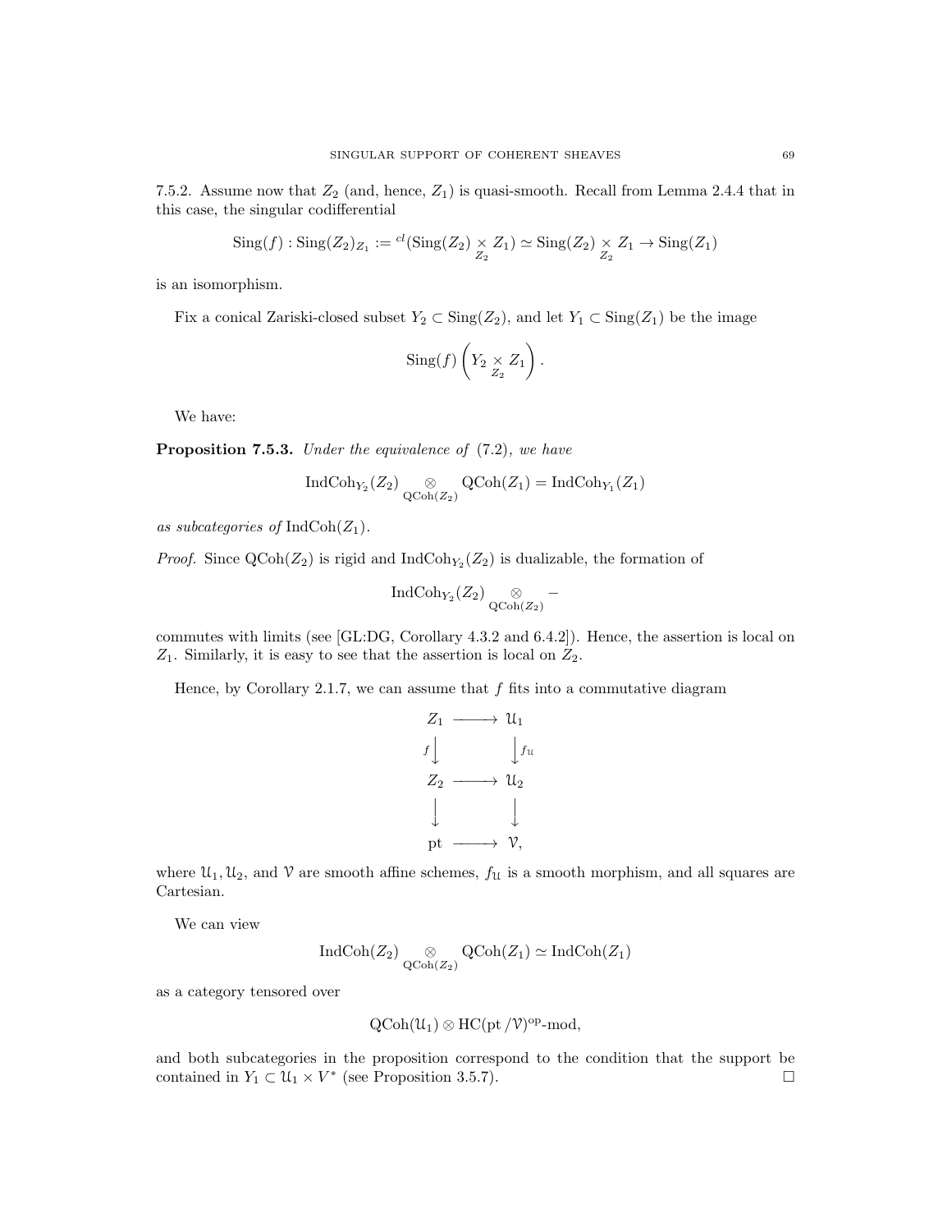7.5.2. Assume now that $Z_2$ (and, hence, $Z_1$) is quasi-smooth. Recall from Lemma 2.4.4 that in this case, the singular codifferential

$$\mathrm{Sing}(f) : \mathrm{Sing}(Z_2)_{Z_1} := {}^{cl}(\mathrm{Sing}(Z_2) \underset{Z_2}{\times} Z_1) \simeq \mathrm{Sing}(Z_2) \underset{Z_2}{\times} Z_1 \to \mathrm{Sing}(Z_1)$$

is an isomorphism.

Fix a conical Zariski-closed subset $Y_2 \subset \mathrm{Sing}(Z_2)$, and let $Y_1 \subset \mathrm{Sing}(Z_1)$ be the image

$$\mathrm{Sing}(f)\left(Y_2 \underset{Z_2}{\times} Z_1\right).$$

We have:

**Proposition 7.5.3.** *Under the equivalence of* (7.2)*, we have*

$$\mathrm{IndCoh}_{Y_2}(Z_2) \underset{\mathrm{QCoh}(Z_2)}{\otimes} \mathrm{QCoh}(Z_1) = \mathrm{IndCoh}_{Y_1}(Z_1)$$

*as subcategories of* $\mathrm{IndCoh}(Z_1)$.

*Proof.* Since $\mathrm{QCoh}(Z_2)$ is rigid and $\mathrm{IndCoh}_{Y_2}(Z_2)$ is dualizable, the formation of

$$\mathrm{IndCoh}_{Y_2}(Z_2) \underset{\mathrm{QCoh}(Z_2)}{\otimes} -$$

commutes with limits (see [GL:DG, Corollary 4.3.2 and 6.4.2]). Hence, the assertion is local on $Z_1$. Similarly, it is easy to see that the assertion is local on $Z_2$.

Hence, by Corollary 2.1.7, we can assume that $f$ fits into a commutative diagram

$$\begin{array}{ccc}
Z_1 & \longrightarrow & \mathcal{U}_1 \\
{\scriptstyle f}\downarrow & & \downarrow{\scriptstyle f_{\mathcal{U}}} \\
Z_2 & \longrightarrow & \mathcal{U}_2 \\
\downarrow & & \downarrow \\
\mathrm{pt} & \longrightarrow & \mathcal{V},
\end{array}$$

where $\mathcal{U}_1, \mathcal{U}_2$, and $\mathcal{V}$ are smooth affine schemes, $f_{\mathcal{U}}$ is a smooth morphism, and all squares are Cartesian.

We can view

$$\mathrm{IndCoh}(Z_2) \underset{\mathrm{QCoh}(Z_2)}{\otimes} \mathrm{QCoh}(Z_1) \simeq \mathrm{IndCoh}(Z_1)$$

as a category tensored over

$$\mathrm{QCoh}(\mathcal{U}_1) \otimes \mathrm{HC}(\mathrm{pt}\,/\mathcal{V})^{\mathrm{op}}\text{-mod},$$

and both subcategories in the proposition correspond to the condition that the support be contained in $Y_1 \subset \mathcal{U}_1 \times V^*$ (see Proposition 3.5.7). $\square$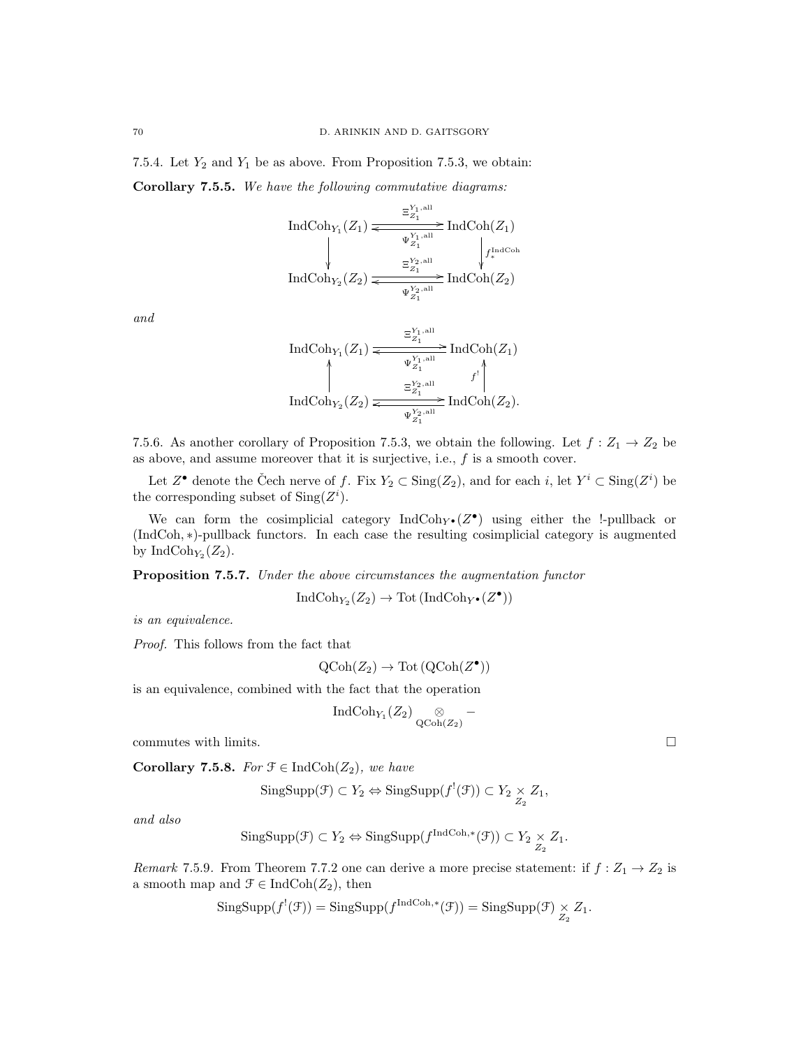7.5.4. Let $Y_2$ and $Y_1$ be as above. From Proposition 7.5.3, we obtain:

**Corollary 7.5.5.** *We have the following commutative diagrams:*

$$\begin{array}{ccc}
\mathrm{IndCoh}_{Y_1}(Z_1) & \underset{\Psi_{Z_1}^{Y_1,\mathrm{all}}}{\overset{\Xi_{Z_1}^{Y_1,\mathrm{all}}}{\rightleftarrows}} & \mathrm{IndCoh}(Z_1) \\
\downarrow & & \downarrow f_*^{\mathrm{IndCoh}} \\
\mathrm{IndCoh}_{Y_2}(Z_2) & \underset{\Psi_{Z_1}^{Y_2,\mathrm{all}}}{\overset{\Xi_{Z_1}^{Y_2,\mathrm{all}}}{\rightleftarrows}} & \mathrm{IndCoh}(Z_2)
\end{array}$$

*and*

$$\begin{array}{ccc}
\mathrm{IndCoh}_{Y_1}(Z_1) & \underset{\Psi_{Z_1}^{Y_1,\mathrm{all}}}{\overset{\Xi_{Z_1}^{Y_1,\mathrm{all}}}{\rightleftarrows}} & \mathrm{IndCoh}(Z_1) \\
\uparrow & & \uparrow f^! \\
\mathrm{IndCoh}_{Y_2}(Z_2) & \underset{\Psi_{Z_1}^{Y_2,\mathrm{all}}}{\overset{\Xi_{Z_1}^{Y_2,\mathrm{all}}}{\rightleftarrows}} & \mathrm{IndCoh}(Z_2).
\end{array}$$

7.5.6. As another corollary of Proposition 7.5.3, we obtain the following. Let $f : Z_1 \to Z_2$ be as above, and assume moreover that it is surjective, i.e., $f$ is a smooth cover.

Let $Z^\bullet$ denote the Čech nerve of $f$. Fix $Y_2 \subset \mathrm{Sing}(Z_2)$, and for each $i$, let $Y^i \subset \mathrm{Sing}(Z^i)$ be the corresponding subset of $\mathrm{Sing}(Z^i)$.

We can form the cosimplicial category $\mathrm{IndCoh}_{Y^\bullet}(Z^\bullet)$ using either the !-pullback or $(\mathrm{IndCoh}, *)$-pullback functors. In each case the resulting cosimplicial category is augmented by $\mathrm{IndCoh}_{Y_2}(Z_2)$.

**Proposition 7.5.7.** *Under the above circumstances the augmentation functor*

$$\mathrm{IndCoh}_{Y_2}(Z_2) \to \mathrm{Tot}\left(\mathrm{IndCoh}_{Y^\bullet}(Z^\bullet)\right)$$

*is an equivalence.*

*Proof.* This follows from the fact that

$$\mathrm{QCoh}(Z_2) \to \mathrm{Tot}\left(\mathrm{QCoh}(Z^\bullet)\right)$$

is an equivalence, combined with the fact that the operation

$$\mathrm{IndCoh}_{Y_1}(Z_2) \underset{\mathrm{QCoh}(Z_2)}{\otimes} -$$

commutes with limits. $\square$

**Corollary 7.5.8.** *For $\mathcal{F} \in \mathrm{IndCoh}(Z_2)$, we have*

$$\mathrm{SingSupp}(\mathcal{F}) \subset Y_2 \Leftrightarrow \mathrm{SingSupp}(f^!(\mathcal{F})) \subset Y_2 \underset{Z_2}{\times} Z_1,$$

*and also*

$$\mathrm{SingSupp}(\mathcal{F}) \subset Y_2 \Leftrightarrow \mathrm{SingSupp}(f^{\mathrm{IndCoh},*}(\mathcal{F})) \subset Y_2 \underset{Z_2}{\times} Z_1.$$

*Remark* 7.5.9. From Theorem 7.7.2 one can derive a more precise statement: if $f : Z_1 \to Z_2$ is a smooth map and $\mathcal{F} \in \mathrm{IndCoh}(Z_2)$, then

$$\mathrm{SingSupp}(f^!(\mathcal{F})) = \mathrm{SingSupp}(f^{\mathrm{IndCoh},*}(\mathcal{F})) = \mathrm{SingSupp}(\mathcal{F}) \underset{Z_2}{\times} Z_1.$$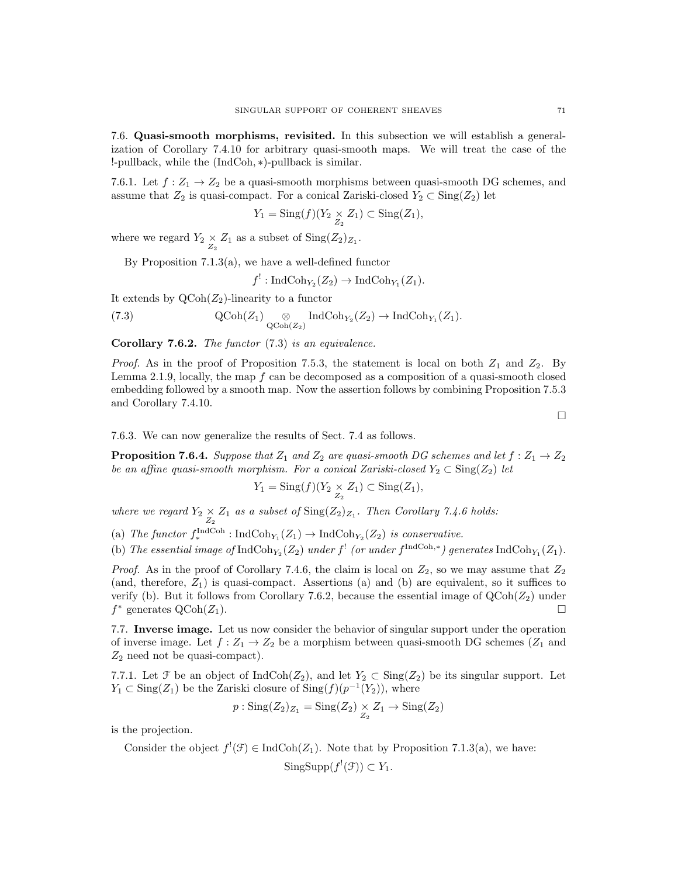## 7.6. Quasi-smooth morphisms, revisited.

In this subsection we will establish a generalization of Corollary 7.4.10 for arbitrary quasi-smooth maps. We will treat the case of the !-pullback, while the $(\text{IndCoh}, *)$-pullback is similar.

7.6.1. Let $f : Z_1 \to Z_2$ be a quasi-smooth morphisms between quasi-smooth DG schemes, and assume that $Z_2$ is quasi-compact. For a conical Zariski-closed $Y_2 \subset \text{Sing}(Z_2)$ let

$$Y_1 = \text{Sing}(f)(Y_2 \underset{Z_2}{\times} Z_1) \subset \text{Sing}(Z_1),$$

where we regard $Y_2 \underset{Z_2}{\times} Z_1$ as a subset of $\text{Sing}(Z_2)_{Z_1}$.

By Proposition 7.1.3(a), we have a well-defined functor

$$f^! : \text{IndCoh}_{Y_2}(Z_2) \to \text{IndCoh}_{Y_1}(Z_1).$$

It extends by $\text{QCoh}(Z_2)$-linearity to a functor

$$\text{QCoh}(Z_1) \underset{\text{QCoh}(Z_2)}{\otimes} \text{IndCoh}_{Y_2}(Z_2) \to \text{IndCoh}_{Y_1}(Z_1). \tag{7.3}$$

**Corollary 7.6.2.** *The functor* (7.3) *is an equivalence.*

*Proof.* As in the proof of Proposition 7.5.3, the statement is local on both $Z_1$ and $Z_2$. By Lemma 2.1.9, locally, the map $f$ can be decomposed as a composition of a quasi-smooth closed embedding followed by a smooth map. Now the assertion follows by combining Proposition 7.5.3 and Corollary 7.4.10.

□

7.6.3. We can now generalize the results of Sect. 7.4 as follows.

**Proposition 7.6.4.** *Suppose that $Z_1$ and $Z_2$ are quasi-smooth DG schemes and let $f : Z_1 \to Z_2$ be an affine quasi-smooth morphism. For a conical Zariski-closed $Y_2 \subset \text{Sing}(Z_2)$ let*

$$Y_1 = \text{Sing}(f)(Y_2 \underset{Z_2}{\times} Z_1) \subset \text{Sing}(Z_1),$$

*where we regard $Y_2 \underset{Z_2}{\times} Z_1$ as a subset of $\text{Sing}(Z_2)_{Z_1}$. Then Corollary 7.4.6 holds:*

(a) *The functor $f_*^{\text{IndCoh}} : \text{IndCoh}_{Y_1}(Z_1) \to \text{IndCoh}_{Y_2}(Z_2)$ is conservative.*

(b) *The essential image of $\text{IndCoh}_{Y_2}(Z_2)$ under $f^!$ (or under $f^{\text{IndCoh},*}$) generates $\text{IndCoh}_{Y_1}(Z_1)$.*

*Proof.* As in the proof of Corollary 7.4.6, the claim is local on $Z_2$, so we may assume that $Z_2$ (and, therefore, $Z_1$) is quasi-compact. Assertions (a) and (b) are equivalent, so it suffices to verify (b). But it follows from Corollary 7.6.2, because the essential image of $\text{QCoh}(Z_2)$ under $f^*$ generates $\text{QCoh}(Z_1)$. □

## 7.7. Inverse image.

Let us now consider the behavior of singular support under the operation of inverse image. Let $f : Z_1 \to Z_2$ be a morphism between quasi-smooth DG schemes ($Z_1$ and $Z_2$ need not be quasi-compact).

7.7.1. Let $\mathcal{F}$ be an object of $\text{IndCoh}(Z_2)$, and let $Y_2 \subset \text{Sing}(Z_2)$ be its singular support. Let $Y_1 \subset \text{Sing}(Z_1)$ be the Zariski closure of $\text{Sing}(f)(p^{-1}(Y_2))$, where

$$p : \text{Sing}(Z_2)_{Z_1} = \text{Sing}(Z_2) \underset{Z_2}{\times} Z_1 \to \text{Sing}(Z_2)$$

is the projection.

Consider the object $f^!(\mathcal{F}) \in \text{IndCoh}(Z_1)$. Note that by Proposition 7.1.3(a), we have:

$$\text{SingSupp}(f^!(\mathcal{F})) \subset Y_1.$$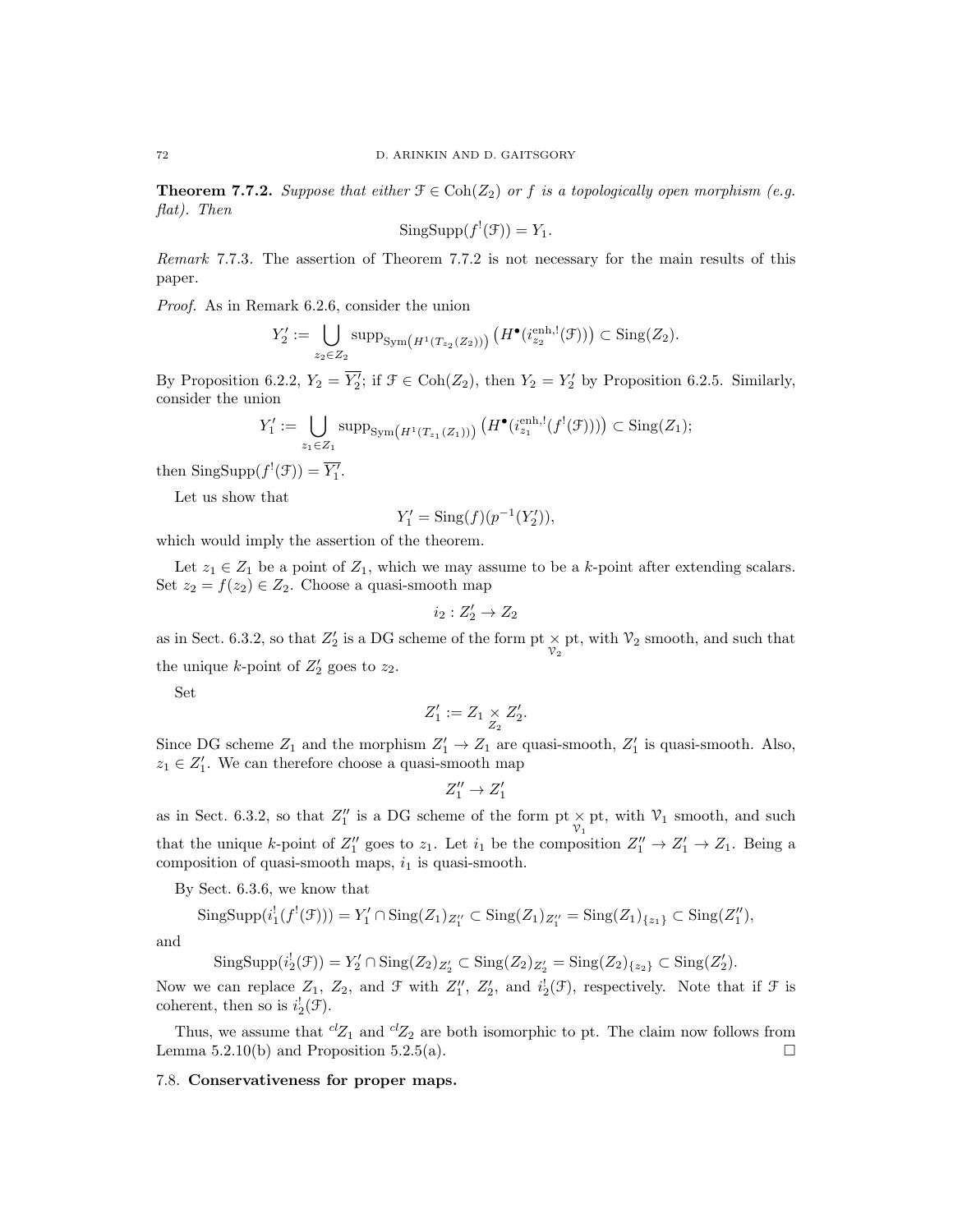**Theorem 7.7.2.** *Suppose that either $\mathcal{F} \in \mathrm{Coh}(Z_2)$ or $f$ is a topologically open morphism (e.g. flat). Then*

$$\mathrm{SingSupp}(f^!(\mathcal{F})) = Y_1.$$

*Remark* 7.7.3. The assertion of Theorem 7.7.2 is not necessary for the main results of this paper.

*Proof.* As in Remark 6.2.6, consider the union

$$Y_2' := \bigcup_{z_2 \in Z_2} \mathrm{supp}_{\mathrm{Sym}\left(H^1(T_{z_2}(Z_2))\right)} \left(H^\bullet(i_{z_2}^{\mathrm{enh},!}(\mathcal{F}))\right) \subset \mathrm{Sing}(Z_2).$$

By Proposition 6.2.2, $Y_2 = \overline{Y_2'}$; if $\mathcal{F} \in \mathrm{Coh}(Z_2)$, then $Y_2 = Y_2'$ by Proposition 6.2.5. Similarly, consider the union

$$Y_1' := \bigcup_{z_1 \in Z_1} \mathrm{supp}_{\mathrm{Sym}\left(H^1(T_{z_1}(Z_1))\right)} \left(H^\bullet(i_{z_1}^{\mathrm{enh},!}(f^!(\mathcal{F})))\right) \subset \mathrm{Sing}(Z_1);$$

then $\mathrm{SingSupp}(f^!(\mathcal{F})) = \overline{Y_1'}$.

Let us show that

$$Y_1' = \mathrm{Sing}(f)(p^{-1}(Y_2')),$$

which would imply the assertion of the theorem.

Let $z_1 \in Z_1$ be a point of $Z_1$, which we may assume to be a $k$-point after extending scalars. Set $z_2 = f(z_2) \in Z_2$. Choose a quasi-smooth map

$$i_2 : Z_2' \to Z_2$$

as in Sect. 6.3.2, so that $Z_2'$ is a DG scheme of the form $\mathrm{pt} \underset{\mathcal{V}_2}{\times} \mathrm{pt}$, with $\mathcal{V}_2$ smooth, and such that the unique $k$-point of $Z_2'$ goes to $z_2$.

Set

$$Z_1' := Z_1 \underset{Z_2}{\times} Z_2'.$$

Since DG scheme $Z_1$ and the morphism $Z_1' \to Z_1$ are quasi-smooth, $Z_1'$ is quasi-smooth. Also, $z_1 \in Z_1'$. We can therefore choose a quasi-smooth map

$$Z_1'' \to Z_1'$$

as in Sect. 6.3.2, so that $Z_1''$ is a DG scheme of the form $\mathrm{pt} \underset{\mathcal{V}_1}{\times} \mathrm{pt}$, with $\mathcal{V}_1$ smooth, and such that the unique $k$-point of $Z_1''$ goes to $z_1$. Let $i_1$ be the composition $Z_1'' \to Z_1' \to Z_1$. Being a composition of quasi-smooth maps, $i_1$ is quasi-smooth.

By Sect. 6.3.6, we know that

$$\mathrm{SingSupp}(i_1^!(f^!(\mathcal{F}))) = Y_1' \cap \mathrm{Sing}(Z_1)_{Z_1''} \subset \mathrm{Sing}(Z_1)_{Z_1''} = \mathrm{Sing}(Z_1)_{\{z_1\}} \subset \mathrm{Sing}(Z_1''),$$

and

$$\mathrm{SingSupp}(i_2^!(\mathcal{F})) = Y_2' \cap \mathrm{Sing}(Z_2)_{Z_2'} \subset \mathrm{Sing}(Z_2)_{Z_2'} = \mathrm{Sing}(Z_2)_{\{z_2\}} \subset \mathrm{Sing}(Z_2').$$

Now we can replace $Z_1$, $Z_2$, and $\mathcal{F}$ with $Z_1''$, $Z_2'$, and $i_2^!(\mathcal{F})$, respectively. Note that if $\mathcal{F}$ is coherent, then so is $i_2^!(\mathcal{F})$.

Thus, we assume that ${}^{cl}Z_1$ and ${}^{cl}Z_2$ are both isomorphic to pt. The claim now follows from Lemma 5.2.10(b) and Proposition 5.2.5(a). $\square$

## 7.8. **Conservativeness for proper maps.**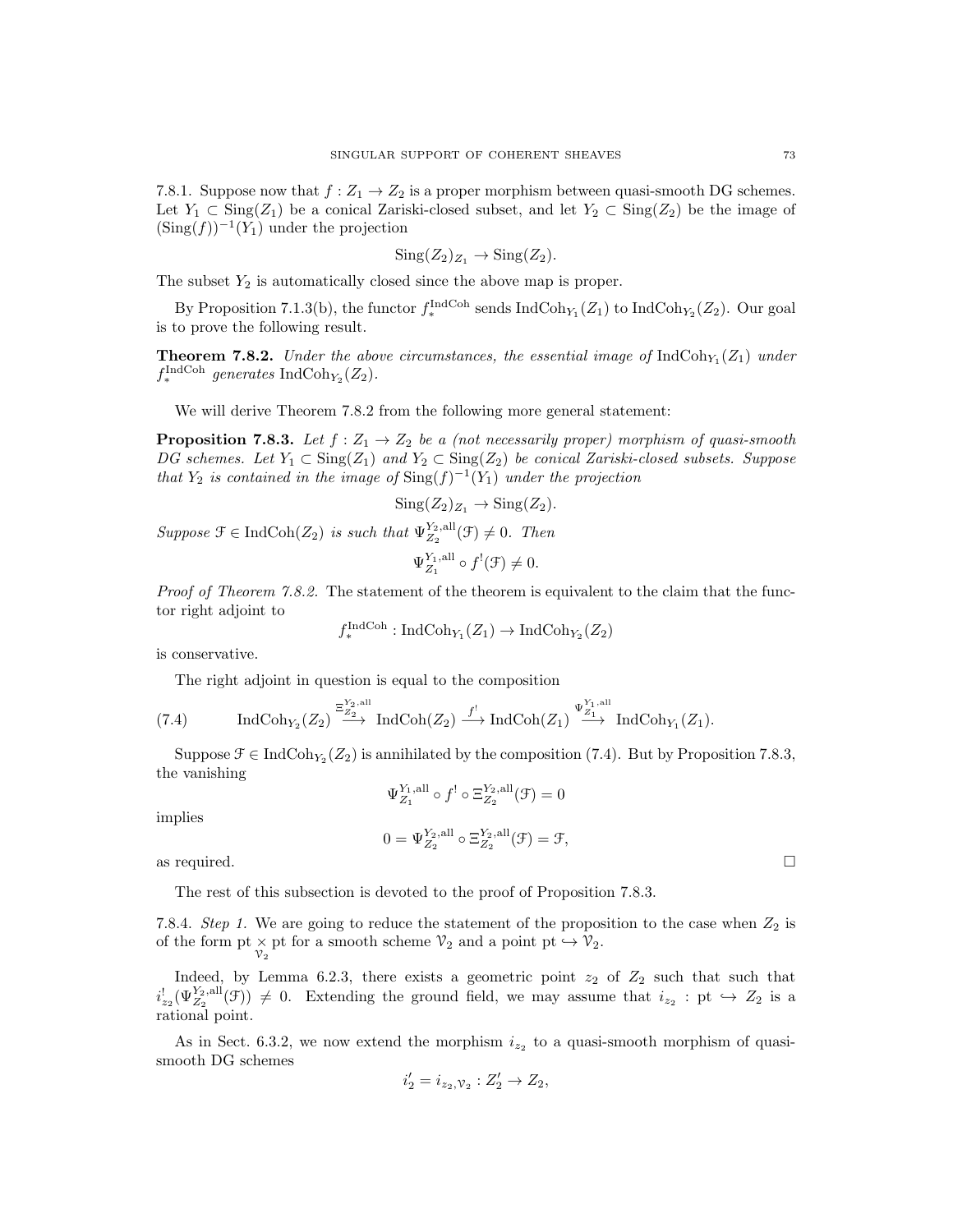7.8.1. Suppose now that $f : Z_1 \to Z_2$ is a proper morphism between quasi-smooth DG schemes. Let $Y_1 \subset \operatorname{Sing}(Z_1)$ be a conical Zariski-closed subset, and let $Y_2 \subset \operatorname{Sing}(Z_2)$ be the image of $(\operatorname{Sing}(f))^{-1}(Y_1)$ under the projection

$$\operatorname{Sing}(Z_2)_{Z_1} \to \operatorname{Sing}(Z_2).$$

The subset $Y_2$ is automatically closed since the above map is proper.

By Proposition 7.1.3(b), the functor $f_*^{\operatorname{IndCoh}}$ sends $\operatorname{IndCoh}_{Y_1}(Z_1)$ to $\operatorname{IndCoh}_{Y_2}(Z_2)$. Our goal is to prove the following result.

**Theorem 7.8.2.** *Under the above circumstances, the essential image of* $\operatorname{IndCoh}_{Y_1}(Z_1)$ *under* $f_*^{\operatorname{IndCoh}}$ *generates* $\operatorname{IndCoh}_{Y_2}(Z_2)$.

We will derive Theorem 7.8.2 from the following more general statement:

**Proposition 7.8.3.** *Let $f : Z_1 \to Z_2$ be a (not necessarily proper) morphism of quasi-smooth DG schemes. Let $Y_1 \subset \operatorname{Sing}(Z_1)$ and $Y_2 \subset \operatorname{Sing}(Z_2)$ be conical Zariski-closed subsets. Suppose that $Y_2$ is contained in the image of $\operatorname{Sing}(f)^{-1}(Y_1)$ under the projection*

$$\operatorname{Sing}(Z_2)_{Z_1} \to \operatorname{Sing}(Z_2).$$

*Suppose $\mathcal{F} \in \operatorname{IndCoh}(Z_2)$ is such that $\Psi_{Z_2}^{Y_2,\mathrm{all}}(\mathcal{F}) \neq 0$. Then*

$$\Psi_{Z_1}^{Y_1,\mathrm{all}} \circ f^!(\mathcal{F}) \neq 0.$$

*Proof of Theorem 7.8.2.* The statement of the theorem is equivalent to the claim that the functor right adjoint to

$$f_*^{\operatorname{IndCoh}} : \operatorname{IndCoh}_{Y_1}(Z_1) \to \operatorname{IndCoh}_{Y_2}(Z_2)$$

is conservative.

The right adjoint in question is equal to the composition

$$\operatorname{IndCoh}_{Y_2}(Z_2) \overset{\Xi_{Z_2}^{Y_2,\mathrm{all}}}{\longrightarrow} \operatorname{IndCoh}(Z_2) \overset{f^!}{\longrightarrow} \operatorname{IndCoh}(Z_1) \overset{\Psi_{Z_1}^{Y_1,\mathrm{all}}}{\longrightarrow} \operatorname{IndCoh}_{Y_1}(Z_1). \tag{7.4}$$

Suppose $\mathcal{F} \in \operatorname{IndCoh}_{Y_2}(Z_2)$ is annihilated by the composition (7.4). But by Proposition 7.8.3, the vanishing

$$\Psi_{Z_1}^{Y_1,\mathrm{all}} \circ f^! \circ \Xi_{Z_2}^{Y_2,\mathrm{all}}(\mathcal{F}) = 0$$

implies

$$0 = \Psi_{Z_2}^{Y_2,\mathrm{all}} \circ \Xi_{Z_2}^{Y_2,\mathrm{all}}(\mathcal{F}) = \mathcal{F},$$

as required. $\square$

The rest of this subsection is devoted to the proof of Proposition 7.8.3.

7.8.4. *Step 1.* We are going to reduce the statement of the proposition to the case when $Z_2$ is of the form $\mathrm{pt} \underset{\mathcal{V}_2}{\times} \mathrm{pt}$ for a smooth scheme $\mathcal{V}_2$ and a point $\mathrm{pt} \hookrightarrow \mathcal{V}_2$.

Indeed, by Lemma 6.2.3, there exists a geometric point $z_2$ of $Z_2$ such that such that $i_{z_2}^!(\Psi_{Z_2}^{Y_2,\mathrm{all}}(\mathcal{F})) \neq 0$. Extending the ground field, we may assume that $i_{z_2} : \mathrm{pt} \hookrightarrow Z_2$ is a rational point.

As in Sect. 6.3.2, we now extend the morphism $i_{z_2}$ to a quasi-smooth morphism of quasi-smooth DG schemes

$$i_2' = i_{z_2,\mathcal{V}_2} : Z_2' \to Z_2,$$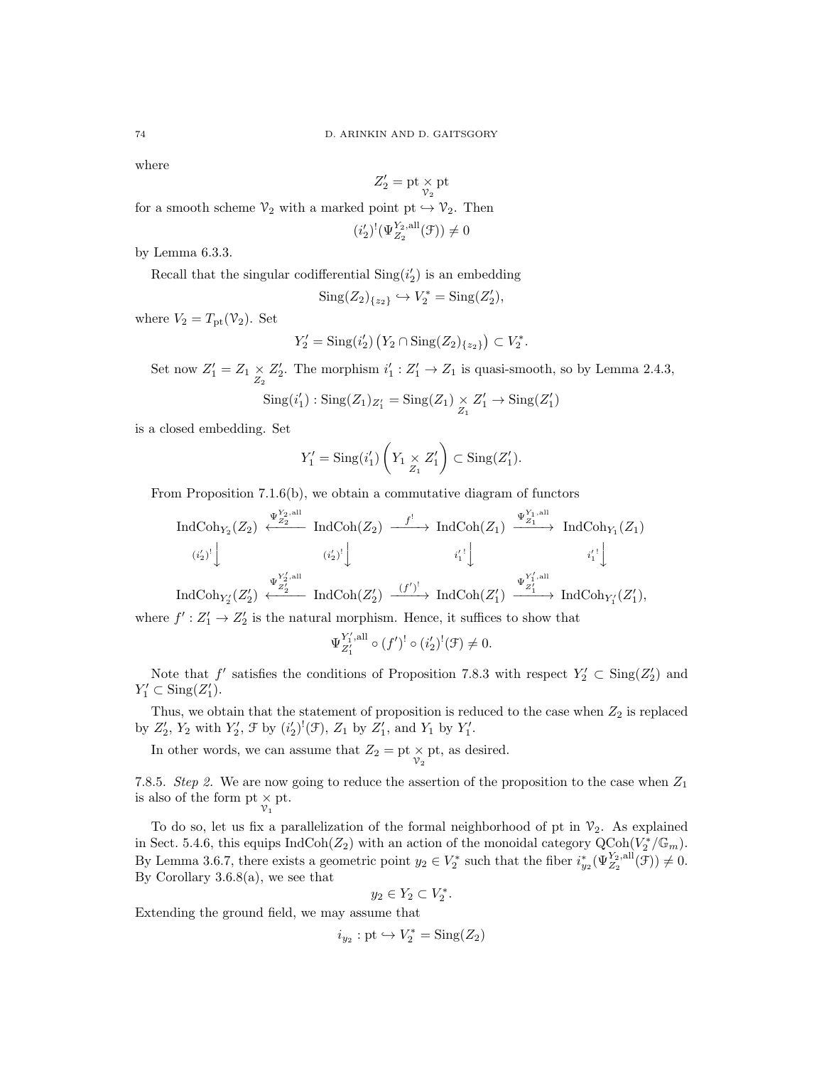where

$$Z_2' = \mathrm{pt} \underset{\mathcal{V}_2}{\times} \mathrm{pt}$$

for a smooth scheme $\mathcal{V}_2$ with a marked point $\mathrm{pt} \hookrightarrow \mathcal{V}_2$. Then

$$(i_2')^!(\Psi_{Z_2}^{Y_2,\mathrm{all}}(\mathcal{F})) \neq 0$$

by Lemma 6.3.3.

Recall that the singular codifferential $\mathrm{Sing}(i_2')$ is an embedding

$$\mathrm{Sing}(Z_2)_{\{z_2\}} \hookrightarrow V_2^* = \mathrm{Sing}(Z_2'),$$

where $V_2 = T_{\mathrm{pt}}(\mathcal{V}_2)$. Set

$$Y_2' = \mathrm{Sing}(i_2')\left(Y_2 \cap \mathrm{Sing}(Z_2)_{\{z_2\}}\right) \subset V_2^*.$$

Set now $Z_1' = Z_1 \underset{Z_2}{\times} Z_2'$. The morphism $i_1' : Z_1' \to Z_1$ is quasi-smooth, so by Lemma 2.4.3,

$$\mathrm{Sing}(i_1') : \mathrm{Sing}(Z_1)_{Z_1'} = \mathrm{Sing}(Z_1) \underset{Z_1}{\times} Z_1' \to \mathrm{Sing}(Z_1')$$

is a closed embedding. Set

$$Y_1' = \mathrm{Sing}(i_1')\left(Y_1 \underset{Z_1}{\times} Z_1'\right) \subset \mathrm{Sing}(Z_1').$$

From Proposition 7.1.6(b), we obtain a commutative diagram of functors

$$\begin{array}{ccccccc}
\mathrm{IndCoh}_{Y_2}(Z_2) & \xleftarrow{\Psi_{Z_2}^{Y_2,\mathrm{all}}} & \mathrm{IndCoh}(Z_2) & \xrightarrow{f^!} & \mathrm{IndCoh}(Z_1) & \xrightarrow{\Psi_{Z_1}^{Y_1,\mathrm{all}}} & \mathrm{IndCoh}_{Y_1}(Z_1) \\
\downarrow{\scriptstyle (i_2')^!} & & \downarrow{\scriptstyle (i_2')^!} & & \downarrow{\scriptstyle {i_1'}^!} & & \downarrow{\scriptstyle {i_1'}^!} \\
\mathrm{IndCoh}_{Y_2'}(Z_2') & \xleftarrow{\Psi_{Z_2'}^{Y_2',\mathrm{all}}} & \mathrm{IndCoh}(Z_2') & \xrightarrow{(f')^!} & \mathrm{IndCoh}(Z_1') & \xrightarrow{\Psi_{Z_1'}^{Y_1',\mathrm{all}}} & \mathrm{IndCoh}_{Y_1'}(Z_1'),
\end{array}$$

where $f' : Z_1' \to Z_2'$ is the natural morphism. Hence, it suffices to show that

$$\Psi_{Z_1'}^{Y_1',\mathrm{all}} \circ (f')^! \circ (i_2')^!(\mathcal{F}) \neq 0.$$

Note that $f'$ satisfies the conditions of Proposition 7.8.3 with respect $Y_2' \subset \mathrm{Sing}(Z_2')$ and $Y_1' \subset \mathrm{Sing}(Z_1')$.

Thus, we obtain that the statement of proposition is reduced to the case when $Z_2$ is replaced by $Z_2'$, $Y_2$ with $Y_2'$, $\mathcal{F}$ by $(i_2')^!(\mathcal{F})$, $Z_1$ by $Z_1'$, and $Y_1$ by $Y_1'$.

In other words, we can assume that $Z_2 = \mathrm{pt} \underset{\mathcal{V}_2}{\times} \mathrm{pt}$, as desired.

7.8.5. *Step 2.* We are now going to reduce the assertion of the proposition to the case when $Z_1$ is also of the form $\mathrm{pt} \underset{\mathcal{V}_1}{\times} \mathrm{pt}$.

To do so, let us fix a parallelization of the formal neighborhood of pt in $\mathcal{V}_2$. As explained in Sect. 5.4.6, this equips $\mathrm{IndCoh}(Z_2)$ with an action of the monoidal category $\mathrm{QCoh}(V_2^*/\mathbb{G}_m)$. By Lemma 3.6.7, there exists a geometric point $y_2 \in V_2^*$ such that the fiber $i_{y_2}^*(\Psi_{Z_2}^{Y_2,\mathrm{all}}(\mathcal{F})) \neq 0$. By Corollary 3.6.8(a), we see that

$$y_2 \in Y_2 \subset V_2^*.$$

Extending the ground field, we may assume that

$$i_{y_2} : \mathrm{pt} \hookrightarrow V_2^* = \mathrm{Sing}(Z_2)$$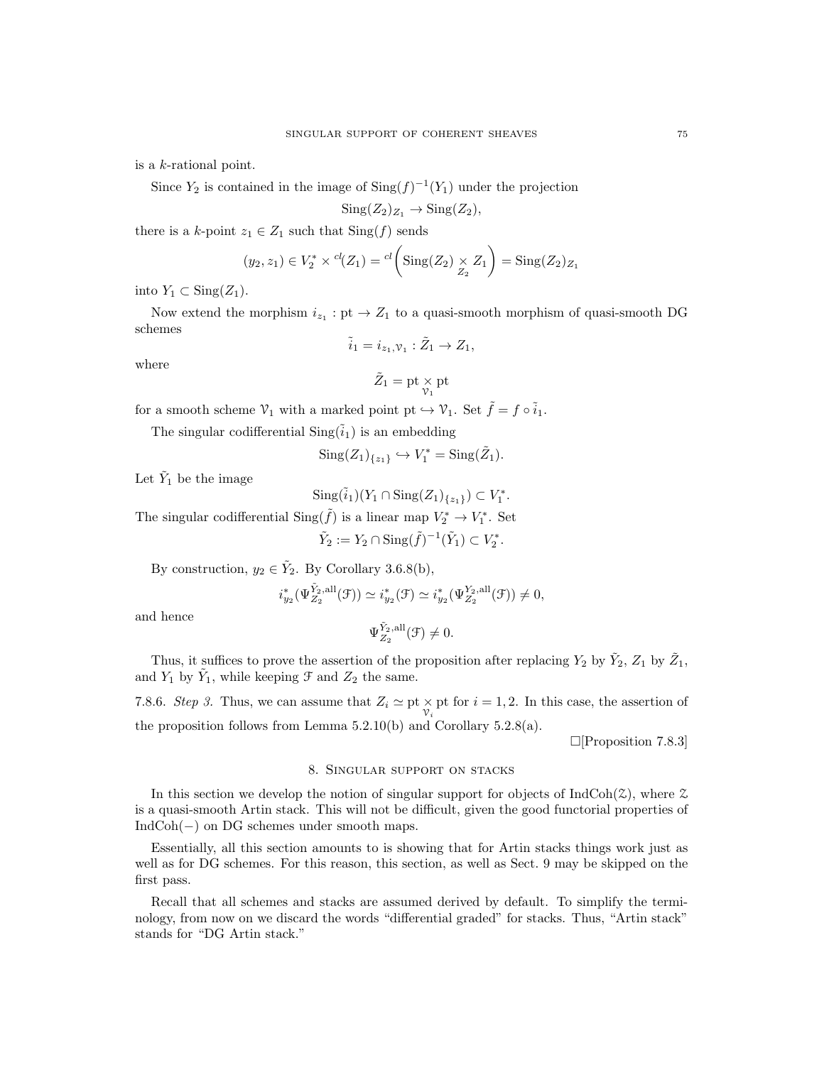is a $k$-rational point.

Since $Y_2$ is contained in the image of $\mathrm{Sing}(f)^{-1}(Y_1)$ under the projection

$$\mathrm{Sing}(Z_2)_{Z_1} \to \mathrm{Sing}(Z_2),$$

there is a $k$-point $z_1 \in Z_1$ such that $\mathrm{Sing}(f)$ sends

$$(y_2, z_1) \in V_2^* \times {}^{cl}(Z_1) = {}^{cl}\left(\mathrm{Sing}(Z_2) \underset{Z_2}{\times} Z_1\right) = \mathrm{Sing}(Z_2)_{Z_1}$$

into $Y_1 \subset \mathrm{Sing}(Z_1)$.

Now extend the morphism $i_{z_1} : \mathrm{pt} \to Z_1$ to a quasi-smooth morphism of quasi-smooth DG schemes

$$\tilde{i}_1 = i_{z_1, \mathcal{V}_1} : \tilde{Z}_1 \to Z_1,$$

where

$$\tilde{Z}_1 = \mathrm{pt} \underset{\mathcal{V}_1}{\times} \mathrm{pt}$$

for a smooth scheme $\mathcal{V}_1$ with a marked point $\mathrm{pt} \hookrightarrow \mathcal{V}_1$. Set $\tilde{f} = f \circ \tilde{i}_1$.

The singular codifferential $\mathrm{Sing}(\tilde{i}_1)$ is an embedding

$$\mathrm{Sing}(Z_1)_{\{z_1\}} \hookrightarrow V_1^* = \mathrm{Sing}(\tilde{Z}_1).$$

Let $\tilde{Y}_1$ be the image

$$\mathrm{Sing}(\tilde{i}_1)(Y_1 \cap \mathrm{Sing}(Z_1)_{\{z_1\}}) \subset V_1^*.$$

The singular codifferential $\mathrm{Sing}(\tilde{f})$ is a linear map $V_2^* \to V_1^*$. Set

$$\tilde{Y}_2 := Y_2 \cap \mathrm{Sing}(\tilde{f})^{-1}(\tilde{Y}_1) \subset V_2^*.$$

By construction, $y_2 \in \tilde{Y}_2$. By Corollary 3.6.8(b),

$$i_{y_2}^*(\Psi_{Z_2}^{\tilde{Y}_2, \mathrm{all}}(\mathcal{F})) \simeq i_{y_2}^*(\mathcal{F}) \simeq i_{y_2}^*(\Psi_{Z_2}^{Y_2, \mathrm{all}}(\mathcal{F})) \neq 0,$$

and hence

$$\Psi_{Z_2}^{\tilde{Y}_2, \mathrm{all}}(\mathcal{F}) \neq 0.$$

Thus, it suffices to prove the assertion of the proposition after replacing $Y_2$ by $\tilde{Y}_2$, $Z_1$ by $\tilde{Z}_1$, and $Y_1$ by $\tilde{Y}_1$, while keeping $\mathcal{F}$ and $Z_2$ the same.

7.8.6. *Step 3.* Thus, we can assume that $Z_i \simeq \mathrm{pt} \underset{\mathcal{V}_i}{\times} \mathrm{pt}$ for $i = 1, 2$. In this case, the assertion of the proposition follows from Lemma 5.2.10(b) and Corollary 5.2.8(a).

□[Proposition 7.8.3]

## 8. Singular support on stacks

In this section we develop the notion of singular support for objects of $\mathrm{IndCoh}(\mathcal{Z})$, where $\mathcal{Z}$ is a quasi-smooth Artin stack. This will not be difficult, given the good functorial properties of $\mathrm{IndCoh}(-)$ on DG schemes under smooth maps.

Essentially, all this section amounts to is showing that for Artin stacks things work just as well as for DG schemes. For this reason, this section, as well as Sect. 9 may be skipped on the first pass.

Recall that all schemes and stacks are assumed derived by default. To simplify the terminology, from now on we discard the words "differential graded" for stacks. Thus, "Artin stack" stands for "DG Artin stack."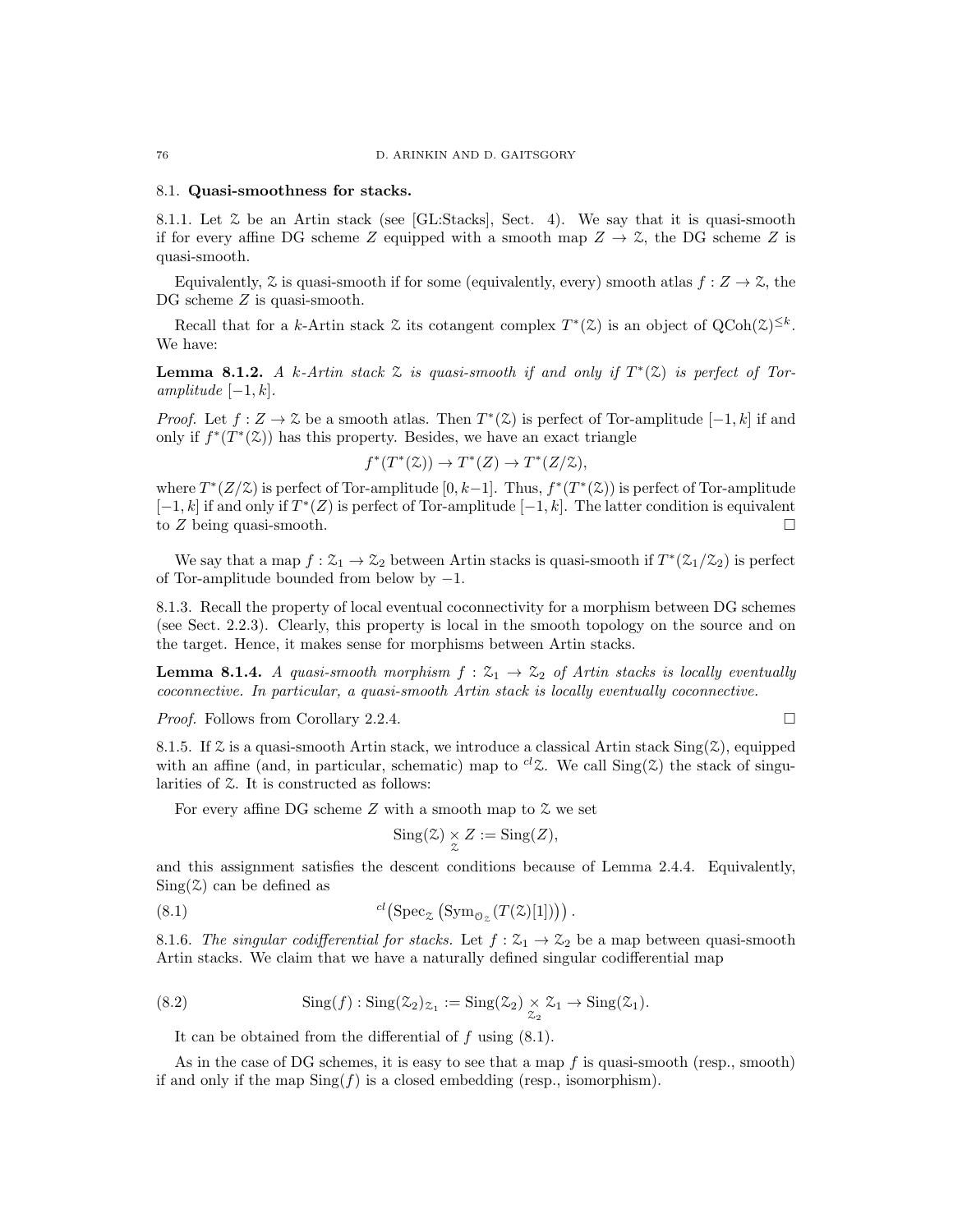## 8.1. Quasi-smoothness for stacks.

8.1.1. Let $\mathcal{Z}$ be an Artin stack (see [GL:Stacks], Sect. 4). We say that it is quasi-smooth if for every affine DG scheme $Z$ equipped with a smooth map $Z \to \mathcal{Z}$, the DG scheme $Z$ is quasi-smooth.

Equivalently, $\mathcal{Z}$ is quasi-smooth if for some (equivalently, every) smooth atlas $f : Z \to \mathcal{Z}$, the DG scheme $Z$ is quasi-smooth.

Recall that for a $k$-Artin stack $\mathcal{Z}$ its cotangent complex $T^*(\mathcal{Z})$ is an object of $\mathrm{QCoh}(\mathcal{Z})^{\leq k}$. We have:

**Lemma 8.1.2.** *A $k$-Artin stack $\mathcal{Z}$ is quasi-smooth if and only if $T^*(\mathcal{Z})$ is perfect of Tor-amplitude $[-1, k]$.*

*Proof.* Let $f : Z \to \mathcal{Z}$ be a smooth atlas. Then $T^*(\mathcal{Z})$ is perfect of Tor-amplitude $[-1, k]$ if and only if $f^*(T^*(\mathcal{Z}))$ has this property. Besides, we have an exact triangle

$$f^*(T^*(\mathcal{Z})) \to T^*(Z) \to T^*(Z/\mathcal{Z}),$$

where $T^*(Z/\mathcal{Z})$ is perfect of Tor-amplitude $[0, k-1]$. Thus, $f^*(T^*(\mathcal{Z}))$ is perfect of Tor-amplitude $[-1, k]$ if and only if $T^*(Z)$ is perfect of Tor-amplitude $[-1, k]$. The latter condition is equivalent to $Z$ being quasi-smooth. $\square$

We say that a map $f : \mathcal{Z}_1 \to \mathcal{Z}_2$ between Artin stacks is quasi-smooth if $T^*(\mathcal{Z}_1/\mathcal{Z}_2)$ is perfect of Tor-amplitude bounded from below by $-1$.

8.1.3. Recall the property of local eventual coconnectivity for a morphism between DG schemes (see Sect. 2.2.3). Clearly, this property is local in the smooth topology on the source and on the target. Hence, it makes sense for morphisms between Artin stacks.

**Lemma 8.1.4.** *A quasi-smooth morphism $f : \mathcal{Z}_1 \to \mathcal{Z}_2$ of Artin stacks is locally eventually coconnective. In particular, a quasi-smooth Artin stack is locally eventually coconnective.*

*Proof.* Follows from Corollary 2.2.4. $\square$

8.1.5. If $\mathcal{Z}$ is a quasi-smooth Artin stack, we introduce a classical Artin stack $\mathrm{Sing}(\mathcal{Z})$, equipped with an affine (and, in particular, schematic) map to ${}^{cl}\mathcal{Z}$. We call $\mathrm{Sing}(\mathcal{Z})$ the stack of singularities of $\mathcal{Z}$. It is constructed as follows:

For every affine DG scheme $Z$ with a smooth map to $\mathcal{Z}$ we set

$$\mathrm{Sing}(\mathcal{Z}) \underset{\mathcal{Z}}{\times} Z := \mathrm{Sing}(Z),$$

and this assignment satisfies the descent conditions because of Lemma 2.4.4. Equivalently, $\mathrm{Sing}(\mathcal{Z})$ can be defined as

$$ {}^{cl}\big(\mathrm{Spec}_{\mathcal{Z}}\left(\mathrm{Sym}_{\mathcal{O}_{\mathcal{Z}}}(T(\mathcal{Z})[1])\right)\big). \tag{8.1}$$

8.1.6. *The singular codifferential for stacks.* Let $f : \mathcal{Z}_1 \to \mathcal{Z}_2$ be a map between quasi-smooth Artin stacks. We claim that we have a naturally defined singular codifferential map

$$\mathrm{Sing}(f) : \mathrm{Sing}(\mathcal{Z}_2)_{\mathcal{Z}_1} := \mathrm{Sing}(\mathcal{Z}_2) \underset{\mathcal{Z}_2}{\times} \mathcal{Z}_1 \to \mathrm{Sing}(\mathcal{Z}_1). \tag{8.2}$$

It can be obtained from the differential of $f$ using (8.1).

As in the case of DG schemes, it is easy to see that a map $f$ is quasi-smooth (resp., smooth) if and only if the map $\mathrm{Sing}(f)$ is a closed embedding (resp., isomorphism).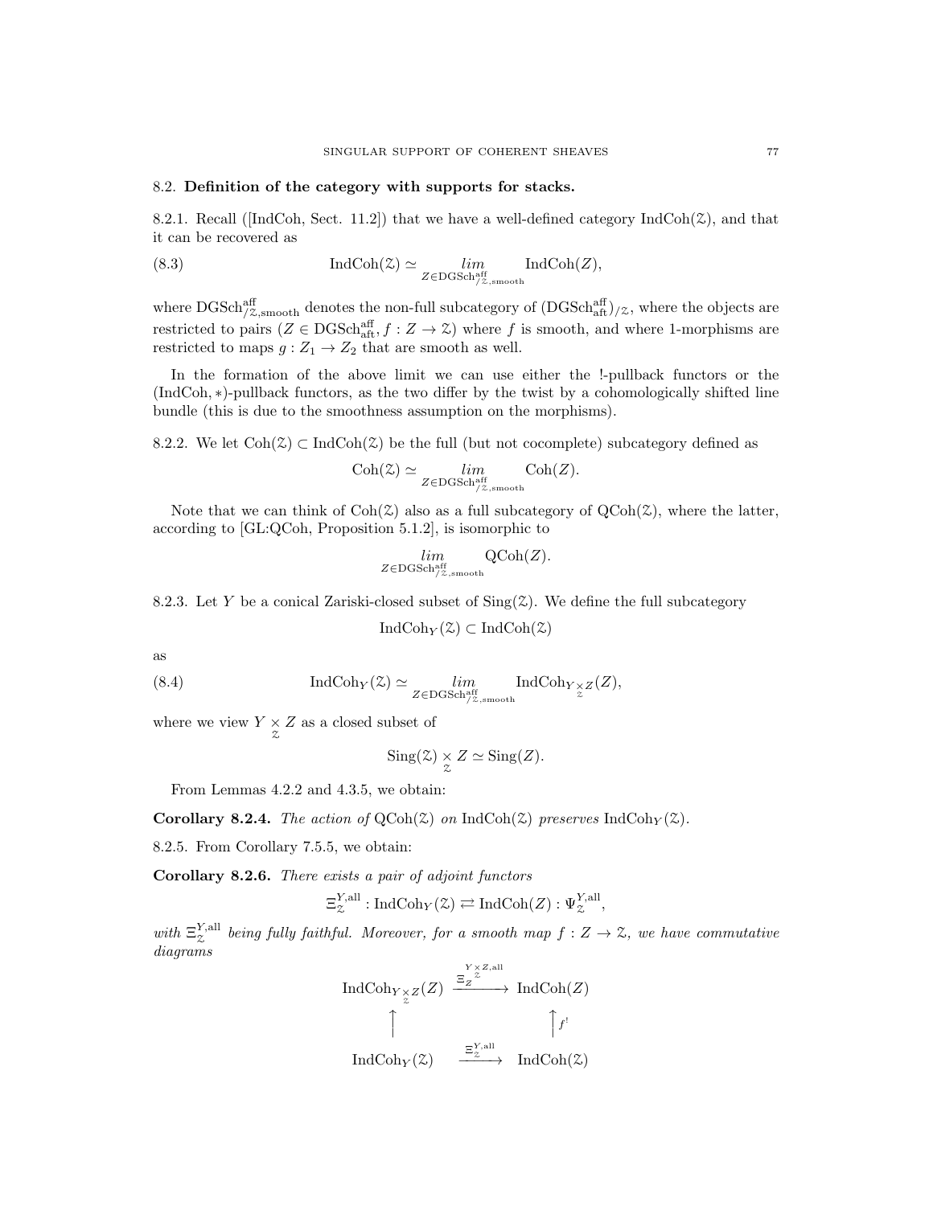## 8.2. Definition of the category with supports for stacks.

8.2.1. Recall ([IndCoh, Sect. 11.2]) that we have a well-defined category $\operatorname{IndCoh}(\mathcal{Z})$, and that it can be recovered as

$$\operatorname{IndCoh}(\mathcal{Z}) \simeq \underset{Z \in \operatorname{DGSch}^{\mathrm{aff}}_{/\mathcal{Z},\mathrm{smooth}}}{lim} \operatorname{IndCoh}(Z), \tag{8.3}$$

where $\operatorname{DGSch}^{\mathrm{aff}}_{/\mathcal{Z},\mathrm{smooth}}$ denotes the non-full subcategory of $(\operatorname{DGSch}^{\mathrm{aff}}_{\mathrm{aft}})_{/\mathcal{Z}}$, where the objects are restricted to pairs $(Z \in \operatorname{DGSch}^{\mathrm{aff}}_{\mathrm{aft}}, f : Z \to \mathcal{Z})$ where $f$ is smooth, and where 1-morphisms are restricted to maps $g : Z_1 \to Z_2$ that are smooth as well.

In the formation of the above limit we can use either the !-pullback functors or the $(\operatorname{IndCoh}, *)$-pullback functors, as the two differ by the twist by a cohomologically shifted line bundle (this is due to the smoothness assumption on the morphisms).

8.2.2. We let $\operatorname{Coh}(\mathcal{Z}) \subset \operatorname{IndCoh}(\mathcal{Z})$ be the full (but not cocomplete) subcategory defined as

$$\operatorname{Coh}(\mathcal{Z}) \simeq \underset{Z \in \operatorname{DGSch}^{\mathrm{aff}}_{/\mathcal{Z},\mathrm{smooth}}}{lim} \operatorname{Coh}(Z).$$

Note that we can think of $\operatorname{Coh}(\mathcal{Z})$ also as a full subcategory of $\operatorname{QCoh}(\mathcal{Z})$, where the latter, according to [GL:QCoh, Proposition 5.1.2], is isomorphic to

$$\underset{Z \in \operatorname{DGSch}^{\mathrm{aff}}_{/\mathcal{Z},\mathrm{smooth}}}{lim} \operatorname{QCoh}(Z).$$

8.2.3. Let $Y$ be a conical Zariski-closed subset of $\operatorname{Sing}(\mathcal{Z})$. We define the full subcategory

$$\operatorname{IndCoh}_Y(\mathcal{Z}) \subset \operatorname{IndCoh}(\mathcal{Z})$$

as

$$\operatorname{IndCoh}_Y(\mathcal{Z}) \simeq \underset{Z \in \operatorname{DGSch}^{\mathrm{aff}}_{/\mathcal{Z},\mathrm{smooth}}}{lim} \operatorname{IndCoh}_{Y \underset{\mathcal{Z}}{\times} Z}(Z), \tag{8.4}$$

where we view $Y \underset{\mathcal{Z}}{\times} Z$ as a closed subset of

$$\operatorname{Sing}(\mathcal{Z}) \underset{\mathcal{Z}}{\times} Z \simeq \operatorname{Sing}(Z).$$

From Lemmas 4.2.2 and 4.3.5, we obtain:

**Corollary 8.2.4.** *The action of* $\operatorname{QCoh}(\mathcal{Z})$ *on* $\operatorname{IndCoh}(\mathcal{Z})$ *preserves* $\operatorname{IndCoh}_Y(\mathcal{Z})$.

8.2.5. From Corollary 7.5.5, we obtain:

**Corollary 8.2.6.** *There exists a pair of adjoint functors*

$$\Xi^{Y,\mathrm{all}}_{\mathcal{Z}} : \operatorname{IndCoh}_Y(\mathcal{Z}) \rightleftarrows \operatorname{IndCoh}(Z) : \Psi^{Y,\mathrm{all}}_{\mathcal{Z}},$$

*with* $\Xi^{Y,\mathrm{all}}_{\mathcal{Z}}$ *being fully faithful. Moreover, for a smooth map* $f : Z \to \mathcal{Z}$*, we have commutative diagrams*

$$\begin{array}{ccc} \operatorname{IndCoh}_{Y \underset{\mathcal{Z}}{\times} Z}(Z) & \xrightarrow{\Xi_Z^{Y \underset{\mathcal{Z}}{\times} Z,\mathrm{all}}} & \operatorname{IndCoh}(Z) \\ \uparrow & & \uparrow f^! \\ \operatorname{IndCoh}_Y(\mathcal{Z}) & \xrightarrow{\Xi^{Y,\mathrm{all}}_{\mathcal{Z}}} & \operatorname{IndCoh}(\mathcal{Z}) \end{array}$$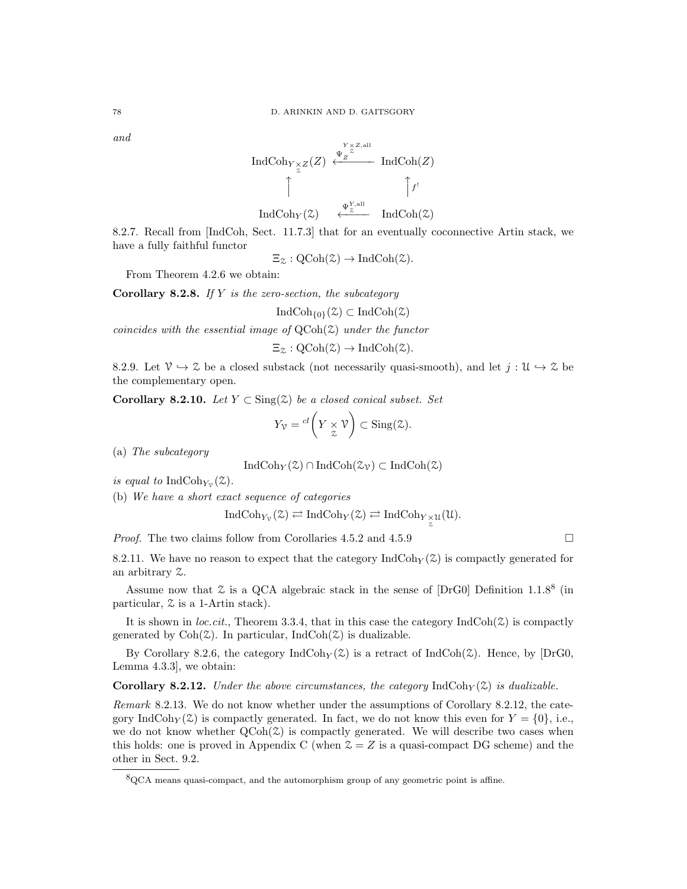*and*

$$\begin{array}{ccc} \text{IndCoh}_{Y \underset{\mathcal{Z}}{\times} Z}(Z) & \xleftarrow{\Psi_Z^{Y \underset{\mathcal{Z}}{\times} Z, \text{all}}} & \text{IndCoh}(Z) \\ \uparrow & & \uparrow f^! \\ \text{IndCoh}_Y(\mathcal{Z}) & \xleftarrow{\Psi_{\mathcal{Z}}^{Y, \text{all}}} & \text{IndCoh}(\mathcal{Z}) \end{array}$$

8.2.7. Recall from [IndCoh, Sect. 11.7.3] that for an eventually coconnective Artin stack, we have a fully faithful functor

$$\Xi_{\mathcal{Z}} : \text{QCoh}(\mathcal{Z}) \to \text{IndCoh}(\mathcal{Z}).$$

From Theorem 4.2.6 we obtain:

**Corollary 8.2.8.** *If $Y$ is the zero-section, the subcategory*

$$\text{IndCoh}_{\{0\}}(\mathcal{Z}) \subset \text{IndCoh}(\mathcal{Z})$$

*coincides with the essential image of $\text{QCoh}(\mathcal{Z})$ under the functor*

$$\Xi_{\mathcal{Z}} : \text{QCoh}(\mathcal{Z}) \to \text{IndCoh}(\mathcal{Z}).$$

8.2.9. Let $\mathcal{V} \hookrightarrow \mathcal{Z}$ be a closed substack (not necessarily quasi-smooth), and let $j : \mathcal{U} \hookrightarrow \mathcal{Z}$ be the complementary open.

**Corollary 8.2.10.** *Let $Y \subset \text{Sing}(\mathcal{Z})$ be a closed conical subset. Set*

$$Y_{\mathcal{V}} = {}^{cl}\left(Y \underset{\mathcal{Z}}{\times} \mathcal{V}\right) \subset \text{Sing}(\mathcal{Z}).$$

(a) *The subcategory*

$$\text{IndCoh}_Y(\mathcal{Z}) \cap \text{IndCoh}(\mathcal{Z}_{\mathcal{V}}) \subset \text{IndCoh}(\mathcal{Z})$$

*is equal to $\text{IndCoh}_{Y_{\mathcal{V}}}(\mathcal{Z})$.*

(b) *We have a short exact sequence of categories*

$$\text{IndCoh}_{Y_{\mathcal{V}}}(\mathcal{Z}) \rightleftarrows \text{IndCoh}_Y(\mathcal{Z}) \rightleftarrows \text{IndCoh}_{Y \underset{\mathcal{Z}}{\times} \mathcal{U}}(\mathcal{U}).$$

*Proof.* The two claims follow from Corollaries 4.5.2 and 4.5.9 $\square$

8.2.11. We have no reason to expect that the category $\text{IndCoh}_Y(\mathcal{Z})$ is compactly generated for an arbitrary $\mathcal{Z}$.

Assume now that $\mathcal{Z}$ is a QCA algebraic stack in the sense of [DrG0] Definition 1.1.8[8] (in particular, $\mathcal{Z}$ is a 1-Artin stack).

It is shown in *loc.cit.*, Theorem 3.3.4, that in this case the category $\text{IndCoh}(\mathcal{Z})$ is compactly generated by $\text{Coh}(\mathcal{Z})$. In particular, $\text{IndCoh}(\mathcal{Z})$ is dualizable.

By Corollary 8.2.6, the category $\text{IndCoh}_Y(\mathcal{Z})$ is a retract of $\text{IndCoh}(\mathcal{Z})$. Hence, by [DrG0, Lemma 4.3.3], we obtain:

**Corollary 8.2.12.** *Under the above circumstances, the category $\text{IndCoh}_Y(\mathcal{Z})$ is dualizable.*

*Remark* 8.2.13. We do not know whether under the assumptions of Corollary 8.2.12, the category $\text{IndCoh}_Y(\mathcal{Z})$ is compactly generated. In fact, we do not know this even for $Y = \{0\}$, i.e., we do not know whether $\text{QCoh}(\mathcal{Z})$ is compactly generated. We will describe two cases when this holds: one is proved in Appendix C (when $\mathcal{Z} = Z$ is a quasi-compact DG scheme) and the other in Sect. 9.2.

[8]QCA means quasi-compact, and the automorphism group of any geometric point is affine.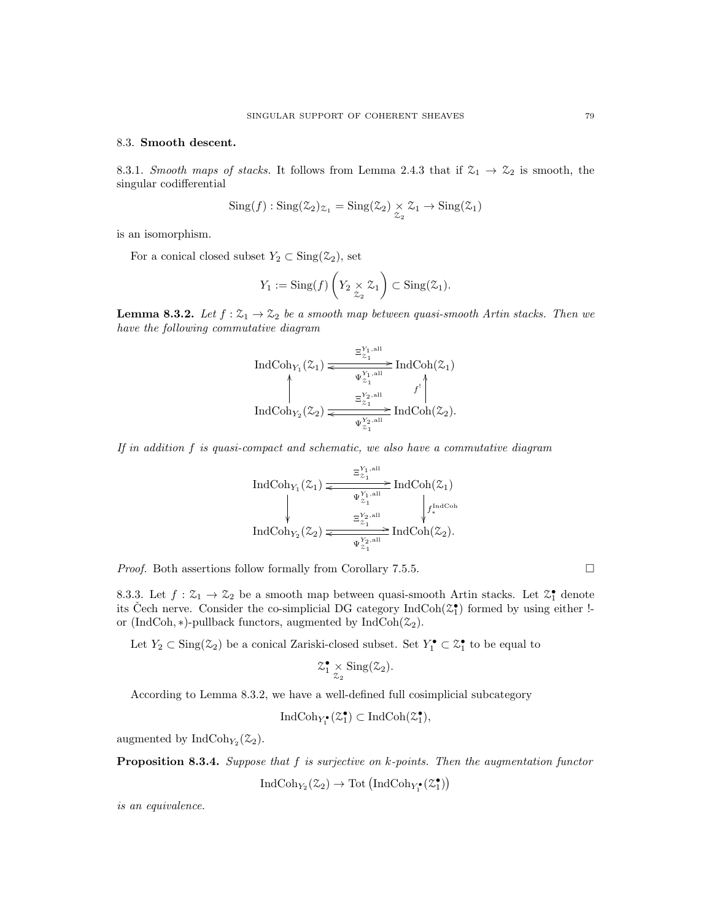## 8.3. **Smooth descent.**

8.3.1. *Smooth maps of stacks.* It follows from Lemma 2.4.3 that if $\mathcal{Z}_1 \to \mathcal{Z}_2$ is smooth, the singular codifferential

$$\operatorname{Sing}(f) : \operatorname{Sing}(\mathcal{Z}_2)_{\mathcal{Z}_1} = \operatorname{Sing}(\mathcal{Z}_2) \underset{\mathcal{Z}_2}{\times} \mathcal{Z}_1 \to \operatorname{Sing}(\mathcal{Z}_1)$$

is an isomorphism.

For a conical closed subset $Y_2 \subset \operatorname{Sing}(\mathcal{Z}_2)$, set

$$Y_1 := \operatorname{Sing}(f)\left(Y_2 \underset{\mathcal{Z}_2}{\times} \mathcal{Z}_1\right) \subset \operatorname{Sing}(\mathcal{Z}_1).$$

**Lemma 8.3.2.** *Let $f : \mathcal{Z}_1 \to \mathcal{Z}_2$ be a smooth map between quasi-smooth Artin stacks. Then we have the following commutative diagram*

$$\begin{array}{ccc}
\operatorname{IndCoh}_{Y_1}(\mathcal{Z}_1) & \underset{\Psi^{Y_1,\mathrm{all}}_{\mathcal{Z}_1}}{\overset{\Xi^{Y_1,\mathrm{all}}_{\mathcal{Z}_1}}{\rightleftarrows}} & \operatorname{IndCoh}(\mathcal{Z}_1) \\
\uparrow & & \uparrow f^! \\
\operatorname{IndCoh}_{Y_2}(\mathcal{Z}_2) & \underset{\Psi^{Y_2,\mathrm{all}}_{\mathcal{Z}_1}}{\overset{\Xi^{Y_2,\mathrm{all}}_{\mathcal{Z}_1}}{\rightleftarrows}} & \operatorname{IndCoh}(\mathcal{Z}_2).
\end{array}$$

*If in addition $f$ is quasi-compact and schematic, we also have a commutative diagram*

$$\begin{array}{ccc}
\operatorname{IndCoh}_{Y_1}(\mathcal{Z}_1) & \underset{\Psi^{Y_1,\mathrm{all}}_{\mathcal{Z}_1}}{\overset{\Xi^{Y_1,\mathrm{all}}_{\mathcal{Z}_1}}{\rightleftarrows}} & \operatorname{IndCoh}(\mathcal{Z}_1) \\
\downarrow & & \downarrow f^{\mathrm{IndCoh}}_* \\
\operatorname{IndCoh}_{Y_2}(\mathcal{Z}_2) & \underset{\Psi^{Y_2,\mathrm{all}}_{\mathcal{Z}_1}}{\overset{\Xi^{Y_2,\mathrm{all}}_{\mathcal{Z}_1}}{\rightleftarrows}} & \operatorname{IndCoh}(\mathcal{Z}_2).
\end{array}$$

*Proof.* Both assertions follow formally from Corollary 7.5.5. □

8.3.3. Let $f : \mathcal{Z}_1 \to \mathcal{Z}_2$ be a smooth map between quasi-smooth Artin stacks. Let $\mathcal{Z}_1^\bullet$ denote its Čech nerve. Consider the co-simplicial DG category $\operatorname{IndCoh}(\mathcal{Z}_1^\bullet)$ formed by using either !- or $(\operatorname{IndCoh}, *)$-pullback functors, augmented by $\operatorname{IndCoh}(\mathcal{Z}_2)$.

Let $Y_2 \subset \operatorname{Sing}(\mathcal{Z}_2)$ be a conical Zariski-closed subset. Set $Y_1^\bullet \subset \mathcal{Z}_1^\bullet$ to be equal to

$$\mathcal{Z}_1^\bullet \underset{\mathcal{Z}_2}{\times} \operatorname{Sing}(\mathcal{Z}_2).$$

According to Lemma 8.3.2, we have a well-defined full cosimplicial subcategory

$$\operatorname{IndCoh}_{Y_1^\bullet}(\mathcal{Z}_1^\bullet) \subset \operatorname{IndCoh}(\mathcal{Z}_1^\bullet),$$

augmented by $\operatorname{IndCoh}_{Y_2}(\mathcal{Z}_2)$.

**Proposition 8.3.4.** *Suppose that $f$ is surjective on $k$-points. Then the augmentation functor*

$$\operatorname{IndCoh}_{Y_2}(\mathcal{Z}_2) \to \operatorname{Tot}\left(\operatorname{IndCoh}_{Y_1^\bullet}(\mathcal{Z}_1^\bullet)\right)$$

*is an equivalence.*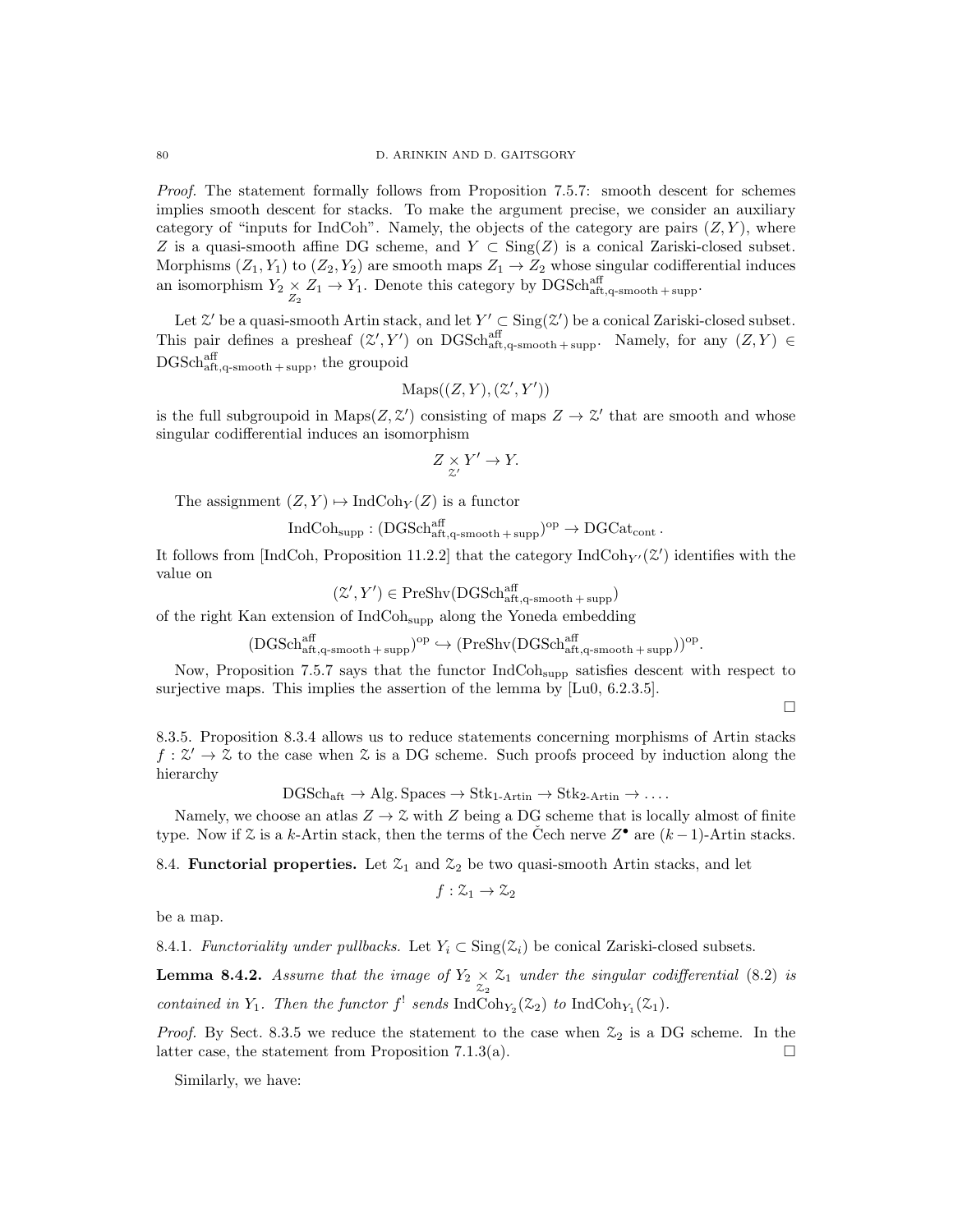*Proof.* The statement formally follows from Proposition 7.5.7: smooth descent for schemes implies smooth descent for stacks. To make the argument precise, we consider an auxiliary category of "inputs for IndCoh". Namely, the objects of the category are pairs $(Z, Y)$, where $Z$ is a quasi-smooth affine DG scheme, and $Y \subset \mathrm{Sing}(Z)$ is a conical Zariski-closed subset. Morphisms $(Z_1, Y_1)$ to $(Z_2, Y_2)$ are smooth maps $Z_1 \to Z_2$ whose singular codifferential induces an isomorphism $Y_2 \underset{Z_2}{\times} Z_1 \to Y_1$. Denote this category by $\mathrm{DGSch}^{\mathrm{aff}}_{\mathrm{aft,q\text{-}smooth+supp}}$.

Let $\mathcal{Z}'$ be a quasi-smooth Artin stack, and let $Y' \subset \mathrm{Sing}(\mathcal{Z}')$ be a conical Zariski-closed subset. This pair defines a presheaf $(\mathcal{Z}', Y')$ on $\mathrm{DGSch}^{\mathrm{aff}}_{\mathrm{aft,q\text{-}smooth+supp}}$. Namely, for any $(Z, Y) \in \mathrm{DGSch}^{\mathrm{aff}}_{\mathrm{aft,q\text{-}smooth+supp}}$, the groupoid

$$\mathrm{Maps}((Z, Y), (\mathcal{Z}', Y'))$$

is the full subgroupoid in $\mathrm{Maps}(Z, \mathcal{Z}')$ consisting of maps $Z \to \mathcal{Z}'$ that are smooth and whose singular codifferential induces an isomorphism

$$Z \underset{\mathcal{Z}'}{\times} Y' \to Y.$$

The assignment $(Z, Y) \mapsto \mathrm{IndCoh}_Y(Z)$ is a functor

$$\mathrm{IndCoh}_{\mathrm{supp}} : (\mathrm{DGSch}^{\mathrm{aff}}_{\mathrm{aft,q\text{-}smooth+supp}})^{\mathrm{op}} \to \mathrm{DGCat}_{\mathrm{cont}}.$$

It follows from [IndCoh, Proposition 11.2.2] that the category $\mathrm{IndCoh}_{Y'}(\mathcal{Z}')$ identifies with the value on

$$(\mathcal{Z}', Y') \in \mathrm{PreShv}(\mathrm{DGSch}^{\mathrm{aff}}_{\mathrm{aft,q\text{-}smooth+supp}})$$

of the right Kan extension of $\mathrm{IndCoh}_{\mathrm{supp}}$ along the Yoneda embedding

$$(\mathrm{DGSch}^{\mathrm{aff}}_{\mathrm{aft,q\text{-}smooth+supp}})^{\mathrm{op}} \hookrightarrow (\mathrm{PreShv}(\mathrm{DGSch}^{\mathrm{aff}}_{\mathrm{aft,q\text{-}smooth+supp}}))^{\mathrm{op}}.$$

Now, Proposition 7.5.7 says that the functor $\mathrm{IndCoh}_{\mathrm{supp}}$ satisfies descent with respect to surjective maps. This implies the assertion of the lemma by [Lu0, 6.2.3.5].

□

8.3.5. Proposition 8.3.4 allows us to reduce statements concerning morphisms of Artin stacks $f : \mathcal{Z}' \to \mathcal{Z}$ to the case when $\mathcal{Z}$ is a DG scheme. Such proofs proceed by induction along the hierarchy

$$\mathrm{DGSch}_{\mathrm{aft}} \to \mathrm{Alg.\,Spaces} \to \mathrm{Stk}_{1\text{-}\mathrm{Artin}} \to \mathrm{Stk}_{2\text{-}\mathrm{Artin}} \to \ldots.$$

Namely, we choose an atlas $Z \to \mathcal{Z}$ with $Z$ being a DG scheme that is locally almost of finite type. Now if $\mathcal{Z}$ is a $k$-Artin stack, then the terms of the Čech nerve $Z^\bullet$ are $(k-1)$-Artin stacks.

## 8.4. Functorial properties.

Let $\mathcal{Z}_1$ and $\mathcal{Z}_2$ be two quasi-smooth Artin stacks, and let

$$f : \mathcal{Z}_1 \to \mathcal{Z}_2$$

be a map.

8.4.1. *Functoriality under pullbacks.* Let $Y_i \subset \mathrm{Sing}(\mathcal{Z}_i)$ be conical Zariski-closed subsets.

**Lemma 8.4.2.** *Assume that the image of $Y_2 \underset{\mathcal{Z}_2}{\times} \mathcal{Z}_1$ under the singular codifferential (8.2) is contained in $Y_1$. Then the functor $f^!$ sends $\mathrm{IndCoh}_{Y_2}(\mathcal{Z}_2)$ to $\mathrm{IndCoh}_{Y_1}(\mathcal{Z}_1)$.*

*Proof.* By Sect. 8.3.5 we reduce the statement to the case when $\mathcal{Z}_2$ is a DG scheme. In the latter case, the statement from Proposition 7.1.3(a). □

Similarly, we have: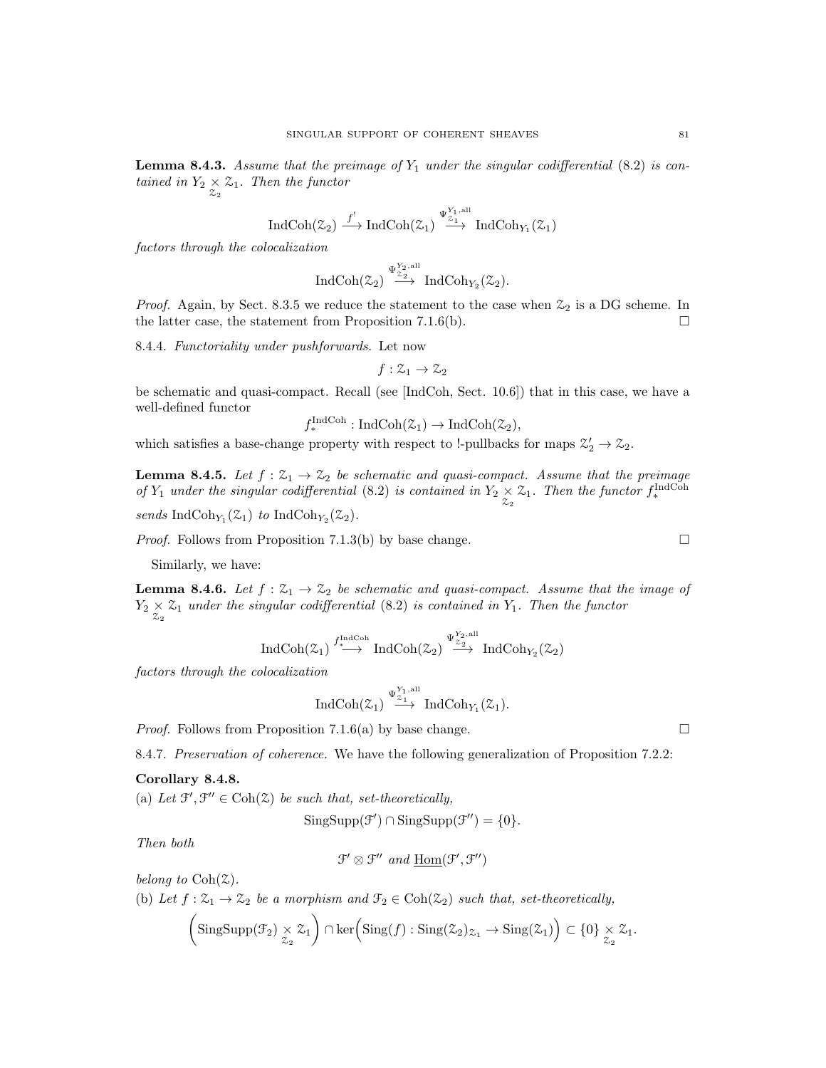**Lemma 8.4.3.** *Assume that the preimage of $Y_1$ under the singular codifferential (8.2) is contained in $Y_2 \underset{\mathcal{Z}_2}{\times} \mathcal{Z}_1$. Then the functor*

$$\text{IndCoh}(\mathcal{Z}_2) \xrightarrow{f^!} \text{IndCoh}(\mathcal{Z}_1) \xrightarrow{\Psi^{Y_1,\text{all}}_{\mathcal{Z}_1}} \text{IndCoh}_{Y_1}(\mathcal{Z}_1)$$

*factors through the colocalization*

$$\text{IndCoh}(\mathcal{Z}_2) \xrightarrow{\Psi^{Y_2,\text{all}}_{\mathcal{Z}_2}} \text{IndCoh}_{Y_2}(\mathcal{Z}_2).$$

*Proof.* Again, by Sect. 8.3.5 we reduce the statement to the case when $\mathcal{Z}_2$ is a DG scheme. In the latter case, the statement from Proposition 7.1.6(b). $\square$

8.4.4. *Functoriality under pushforwards.* Let now

$$f : \mathcal{Z}_1 \to \mathcal{Z}_2$$

be schematic and quasi-compact. Recall (see [IndCoh, Sect. 10.6]) that in this case, we have a well-defined functor

$$f^{\text{IndCoh}}_* : \text{IndCoh}(\mathcal{Z}_1) \to \text{IndCoh}(\mathcal{Z}_2),$$

which satisfies a base-change property with respect to !-pullbacks for maps $\mathcal{Z}'_2 \to \mathcal{Z}_2$.

**Lemma 8.4.5.** *Let $f : \mathcal{Z}_1 \to \mathcal{Z}_2$ be schematic and quasi-compact. Assume that the preimage of $Y_1$ under the singular codifferential (8.2) is contained in $Y_2 \underset{\mathcal{Z}_2}{\times} \mathcal{Z}_1$. Then the functor $f^{\text{IndCoh}}_*$ sends $\text{IndCoh}_{Y_1}(\mathcal{Z}_1)$ to $\text{IndCoh}_{Y_2}(\mathcal{Z}_2)$.*

*Proof.* Follows from Proposition 7.1.3(b) by base change. $\square$

Similarly, we have:

**Lemma 8.4.6.** *Let $f : \mathcal{Z}_1 \to \mathcal{Z}_2$ be schematic and quasi-compact. Assume that the image of $Y_2 \underset{\mathcal{Z}_2}{\times} \mathcal{Z}_1$ under the singular codifferential (8.2) is contained in $Y_1$. Then the functor*

$$\text{IndCoh}(\mathcal{Z}_1) \xrightarrow{f^{\text{IndCoh}}_*} \text{IndCoh}(\mathcal{Z}_2) \xrightarrow{\Psi^{Y_2,\text{all}}_{\mathcal{Z}_2}} \text{IndCoh}_{Y_2}(\mathcal{Z}_2)$$

*factors through the colocalization*

$$\text{IndCoh}(\mathcal{Z}_1) \xrightarrow{\Psi^{Y_1,\text{all}}_{\mathcal{Z}_1}} \text{IndCoh}_{Y_1}(\mathcal{Z}_1).$$

*Proof.* Follows from Proposition 7.1.6(a) by base change. $\square$

8.4.7. *Preservation of coherence.* We have the following generalization of Proposition 7.2.2:

**Corollary 8.4.8.**
(a) *Let $\mathcal{F}', \mathcal{F}'' \in \text{Coh}(\mathcal{Z})$ be such that, set-theoretically,*

$$\text{SingSupp}(\mathcal{F}') \cap \text{SingSupp}(\mathcal{F}'') = \{0\}.$$

*Then both*

$$\mathcal{F}' \otimes \mathcal{F}'' \text{ and } \underline{\text{Hom}}(\mathcal{F}', \mathcal{F}'')$$

*belong to $\text{Coh}(\mathcal{Z})$.*
(b) *Let $f : \mathcal{Z}_1 \to \mathcal{Z}_2$ be a morphism and $\mathcal{F}_2 \in \text{Coh}(\mathcal{Z}_2)$ such that, set-theoretically,*

$$\left(\text{SingSupp}(\mathcal{F}_2) \underset{\mathcal{Z}_2}{\times} \mathcal{Z}_1\right) \cap \ker\Big(\text{Sing}(f) : \text{Sing}(\mathcal{Z}_2)_{\mathcal{Z}_1} \to \text{Sing}(\mathcal{Z}_1)\Big) \subset \{0\} \underset{\mathcal{Z}_2}{\times} \mathcal{Z}_1.$$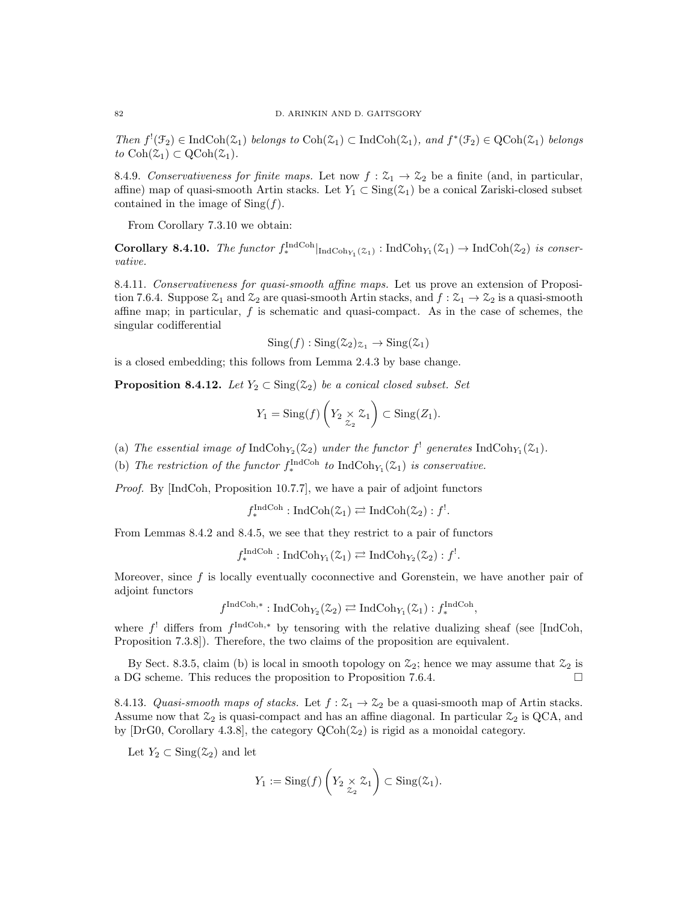*Then $f^!(\mathcal{F}_2) \in \operatorname{IndCoh}(\mathcal{Z}_1)$ belongs to $\operatorname{Coh}(\mathcal{Z}_1) \subset \operatorname{IndCoh}(\mathcal{Z}_1)$, and $f^*(\mathcal{F}_2) \in \operatorname{QCoh}(\mathcal{Z}_1)$ belongs to $\operatorname{Coh}(\mathcal{Z}_1) \subset \operatorname{QCoh}(\mathcal{Z}_1)$.*

8.4.9. *Conservativeness for finite maps.* Let now $f : \mathcal{Z}_1 \to \mathcal{Z}_2$ be a finite (and, in particular, affine) map of quasi-smooth Artin stacks. Let $Y_1 \subset \operatorname{Sing}(\mathcal{Z}_1)$ be a conical Zariski-closed subset contained in the image of $\operatorname{Sing}(f)$.

From Corollary 7.3.10 we obtain:

**Corollary 8.4.10.** *The functor $f_*^{\operatorname{IndCoh}}|_{\operatorname{IndCoh}_{Y_1}(\mathcal{Z}_1)} : \operatorname{IndCoh}_{Y_1}(\mathcal{Z}_1) \to \operatorname{IndCoh}(\mathcal{Z}_2)$ is conservative.*

8.4.11. *Conservativeness for quasi-smooth affine maps.* Let us prove an extension of Proposition 7.6.4. Suppose $\mathcal{Z}_1$ and $\mathcal{Z}_2$ are quasi-smooth Artin stacks, and $f : \mathcal{Z}_1 \to \mathcal{Z}_2$ is a quasi-smooth affine map; in particular, $f$ is schematic and quasi-compact. As in the case of schemes, the singular codifferential

$$\operatorname{Sing}(f) : \operatorname{Sing}(\mathcal{Z}_2)_{\mathcal{Z}_1} \to \operatorname{Sing}(\mathcal{Z}_1)$$

is a closed embedding; this follows from Lemma 2.4.3 by base change.

**Proposition 8.4.12.** *Let $Y_2 \subset \operatorname{Sing}(\mathcal{Z}_2)$ be a conical closed subset. Set*

$$Y_1 = \operatorname{Sing}(f)\left(Y_2 \underset{\mathcal{Z}_2}{\times} \mathcal{Z}_1\right) \subset \operatorname{Sing}(Z_1).$$

(a) *The essential image of $\operatorname{IndCoh}_{Y_2}(\mathcal{Z}_2)$ under the functor $f^!$ generates $\operatorname{IndCoh}_{Y_1}(\mathcal{Z}_1)$.*

(b) *The restriction of the functor $f_*^{\operatorname{IndCoh}}$ to $\operatorname{IndCoh}_{Y_1}(\mathcal{Z}_1)$ is conservative.*

*Proof.* By [IndCoh, Proposition 10.7.7], we have a pair of adjoint functors

$$f_*^{\operatorname{IndCoh}} : \operatorname{IndCoh}(\mathcal{Z}_1) \rightleftarrows \operatorname{IndCoh}(\mathcal{Z}_2) : f^!.$$

From Lemmas 8.4.2 and 8.4.5, we see that they restrict to a pair of functors

$$f_*^{\operatorname{IndCoh}} : \operatorname{IndCoh}_{Y_1}(\mathcal{Z}_1) \rightleftarrows \operatorname{IndCoh}_{Y_2}(\mathcal{Z}_2) : f^!.$$

Moreover, since $f$ is locally eventually coconnective and Gorenstein, we have another pair of adjoint functors

$$f^{\operatorname{IndCoh},*} : \operatorname{IndCoh}_{Y_2}(\mathcal{Z}_2) \rightleftarrows \operatorname{IndCoh}_{Y_1}(\mathcal{Z}_1) : f_*^{\operatorname{IndCoh}},$$

where $f^!$ differs from $f^{\operatorname{IndCoh},*}$ by tensoring with the relative dualizing sheaf (see [IndCoh, Proposition 7.3.8]). Therefore, the two claims of the proposition are equivalent.

By Sect. 8.3.5, claim (b) is local in smooth topology on $\mathcal{Z}_2$; hence we may assume that $\mathcal{Z}_2$ is a DG scheme. This reduces the proposition to Proposition 7.6.4. □

8.4.13. *Quasi-smooth maps of stacks.* Let $f : \mathcal{Z}_1 \to \mathcal{Z}_2$ be a quasi-smooth map of Artin stacks. Assume now that $\mathcal{Z}_2$ is quasi-compact and has an affine diagonal. In particular $\mathcal{Z}_2$ is QCA, and by [DrG0, Corollary 4.3.8], the category $\operatorname{QCoh}(\mathcal{Z}_2)$ is rigid as a monoidal category.

Let $Y_2 \subset \operatorname{Sing}(\mathcal{Z}_2)$ and let

$$Y_1 := \operatorname{Sing}(f)\left(Y_2 \underset{\mathcal{Z}_2}{\times} \mathcal{Z}_1\right) \subset \operatorname{Sing}(\mathcal{Z}_1).$$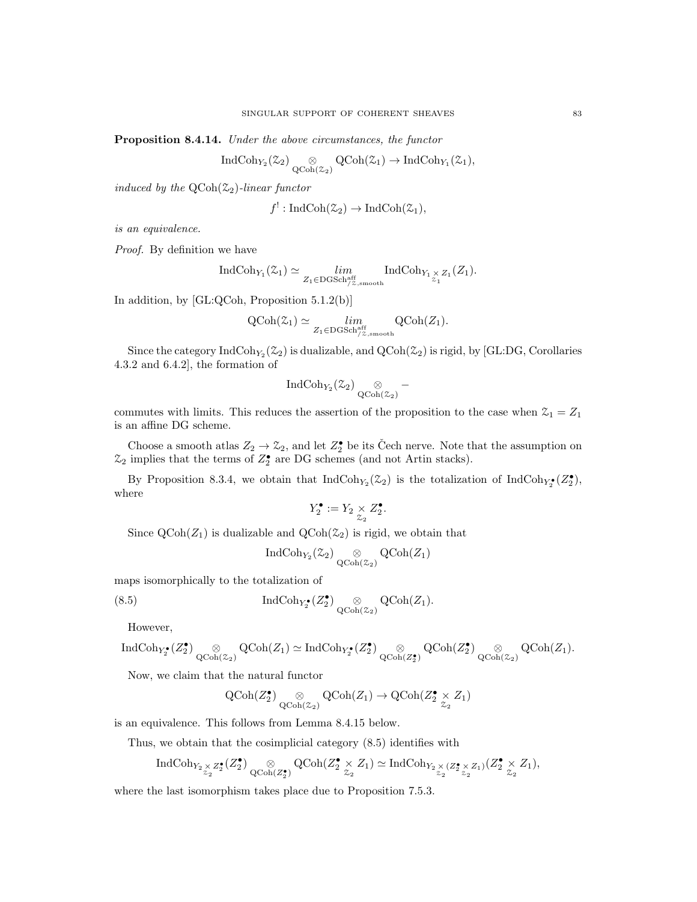**Proposition 8.4.14.** *Under the above circumstances, the functor*

$$\operatorname{IndCoh}_{Y_2}(\mathcal{Z}_2) \underset{\operatorname{QCoh}(\mathcal{Z}_2)}{\otimes} \operatorname{QCoh}(\mathcal{Z}_1) \to \operatorname{IndCoh}_{Y_1}(\mathcal{Z}_1),$$

*induced by the* $\operatorname{QCoh}(\mathcal{Z}_2)$*-linear functor*

$$f^! : \operatorname{IndCoh}(\mathcal{Z}_2) \to \operatorname{IndCoh}(\mathcal{Z}_1),$$

*is an equivalence.*

*Proof.* By definition we have

$$\operatorname{IndCoh}_{Y_1}(\mathcal{Z}_1) \simeq \underset{Z_1 \in \operatorname{DGSch}^{\operatorname{aff}}_{/\mathcal{Z},\operatorname{smooth}}}{lim} \operatorname{IndCoh}_{Y_1 \underset{\mathcal{Z}_1}{\times} Z_1}(Z_1).$$

In addition, by [GL:QCoh, Proposition 5.1.2(b)]

$$\operatorname{QCoh}(\mathcal{Z}_1) \simeq \underset{Z_1 \in \operatorname{DGSch}^{\operatorname{aff}}_{/\mathcal{Z},\operatorname{smooth}}}{lim} \operatorname{QCoh}(Z_1).$$

Since the category $\operatorname{IndCoh}_{Y_2}(\mathcal{Z}_2)$ is dualizable, and $\operatorname{QCoh}(\mathcal{Z}_2)$ is rigid, by [GL:DG, Corollaries 4.3.2 and 6.4.2], the formation of

$$\operatorname{IndCoh}_{Y_2}(\mathcal{Z}_2) \underset{\operatorname{QCoh}(\mathcal{Z}_2)}{\otimes} -$$

commutes with limits. This reduces the assertion of the proposition to the case when $\mathcal{Z}_1 = Z_1$ is an affine DG scheme.

Choose a smooth atlas $Z_2 \to \mathcal{Z}_2$, and let $Z_2^\bullet$ be its Čech nerve. Note that the assumption on $\mathcal{Z}_2$ implies that the terms of $Z_2^\bullet$ are DG schemes (and not Artin stacks).

By Proposition 8.3.4, we obtain that $\operatorname{IndCoh}_{Y_2}(\mathcal{Z}_2)$ is the totalization of $\operatorname{IndCoh}_{Y_2^\bullet}(Z_2^\bullet)$, where

$$Y_2^\bullet := Y_2 \underset{\mathcal{Z}_2}{\times} Z_2^\bullet.$$

Since $\operatorname{QCoh}(Z_1)$ is dualizable and $\operatorname{QCoh}(\mathcal{Z}_2)$ is rigid, we obtain that

$$\operatorname{IndCoh}_{Y_2}(\mathcal{Z}_2) \underset{\operatorname{QCoh}(\mathcal{Z}_2)}{\otimes} \operatorname{QCoh}(Z_1)$$

maps isomorphically to the totalization of

$$\operatorname{IndCoh}_{Y_2^\bullet}(Z_2^\bullet) \underset{\operatorname{QCoh}(\mathcal{Z}_2)}{\otimes} \operatorname{QCoh}(Z_1). \tag{8.5}$$

However,

$$\operatorname{IndCoh}_{Y_2^\bullet}(Z_2^\bullet) \underset{\operatorname{QCoh}(\mathcal{Z}_2)}{\otimes} \operatorname{QCoh}(Z_1) \simeq \operatorname{IndCoh}_{Y_2^\bullet}(Z_2^\bullet) \underset{\operatorname{QCoh}(Z_2^\bullet)}{\otimes} \operatorname{QCoh}(Z_2^\bullet) \underset{\operatorname{QCoh}(\mathcal{Z}_2)}{\otimes} \operatorname{QCoh}(Z_1).$$

Now, we claim that the natural functor

$$\operatorname{QCoh}(Z_2^\bullet) \underset{\operatorname{QCoh}(\mathcal{Z}_2)}{\otimes} \operatorname{QCoh}(Z_1) \to \operatorname{QCoh}(Z_2^\bullet \underset{\mathcal{Z}_2}{\times} Z_1)$$

is an equivalence. This follows from Lemma 8.4.15 below.

Thus, we obtain that the cosimplicial category (8.5) identifies with

$$\operatorname{IndCoh}_{Y_2 \underset{\mathcal{Z}_2}{\times} Z_2^\bullet}(Z_2^\bullet) \underset{\operatorname{QCoh}(Z_2^\bullet)}{\otimes} \operatorname{QCoh}(Z_2^\bullet \underset{\mathcal{Z}_2}{\times} Z_1) \simeq \operatorname{IndCoh}_{Y_2 \underset{\mathcal{Z}_2}{\times} (Z_2^\bullet \underset{\mathcal{Z}_2}{\times} Z_1)}(Z_2^\bullet \underset{\mathcal{Z}_2}{\times} Z_1),$$

where the last isomorphism takes place due to Proposition 7.5.3.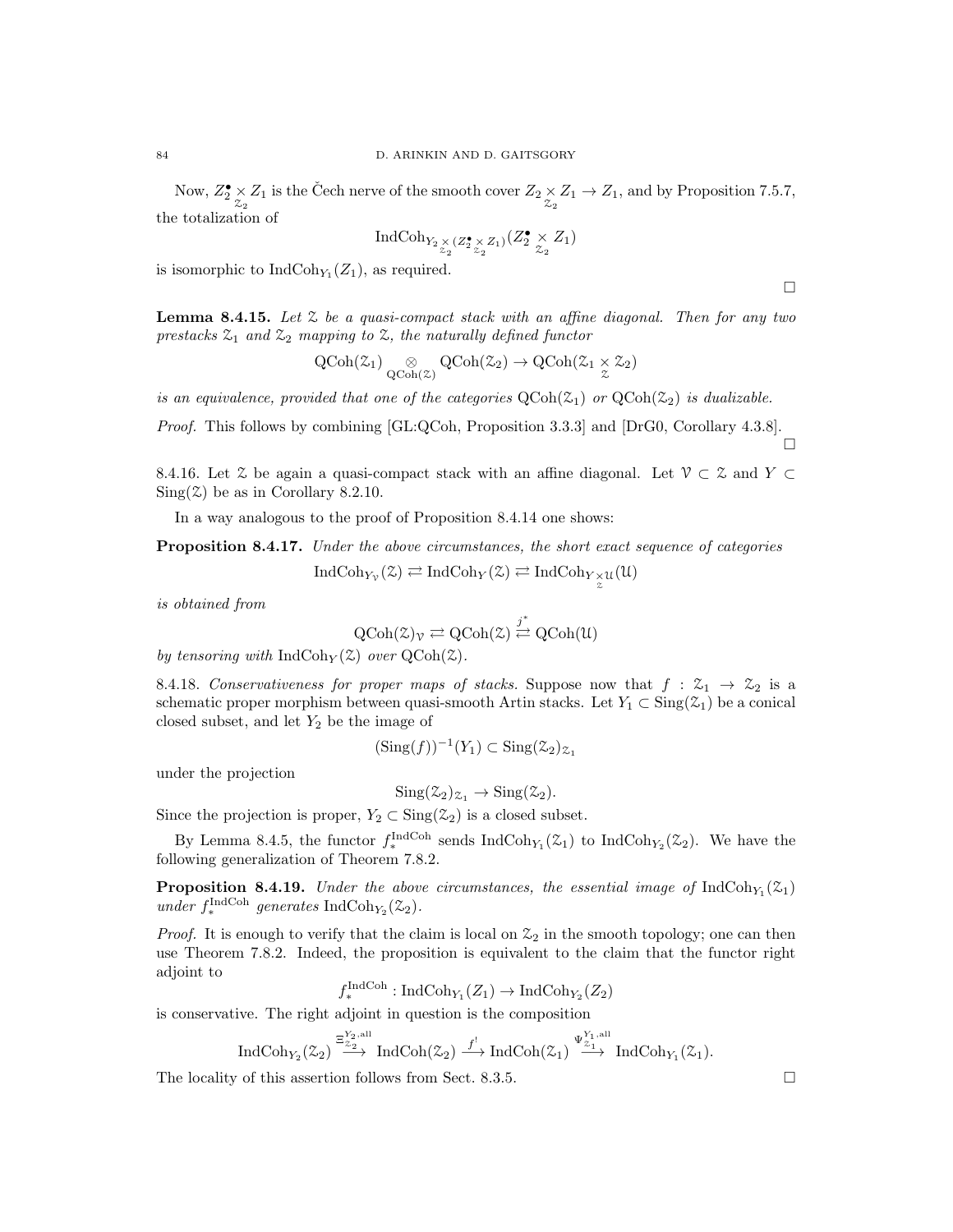Now, $Z_2^\bullet \underset{\mathcal{Z}_2}{\times} Z_1$ is the Čech nerve of the smooth cover $Z_2 \underset{\mathcal{Z}_2}{\times} Z_1 \to Z_1$, and by Proposition 7.5.7, the totalization of

$$\mathrm{IndCoh}_{Y_2 \underset{\mathcal{Z}_2}{\times} (Z_2^\bullet \underset{\mathcal{Z}_2}{\times} Z_1)}(Z_2^\bullet \underset{\mathcal{Z}_2}{\times} Z_1)$$

is isomorphic to $\mathrm{IndCoh}_{Y_1}(Z_1)$, as required. $\square$

**Lemma 8.4.15.** *Let $\mathcal{Z}$ be a quasi-compact stack with an affine diagonal. Then for any two prestacks $\mathcal{Z}_1$ and $\mathcal{Z}_2$ mapping to $\mathcal{Z}$, the naturally defined functor*

$$\mathrm{QCoh}(\mathcal{Z}_1) \underset{\mathrm{QCoh}(\mathcal{Z})}{\otimes} \mathrm{QCoh}(\mathcal{Z}_2) \to \mathrm{QCoh}(\mathcal{Z}_1 \underset{\mathcal{Z}}{\times} \mathcal{Z}_2)$$

*is an equivalence, provided that one of the categories $\mathrm{QCoh}(\mathcal{Z}_1)$ or $\mathrm{QCoh}(\mathcal{Z}_2)$ is dualizable.*

*Proof.* This follows by combining [GL:QCoh, Proposition 3.3.3] and [DrG0, Corollary 4.3.8]. $\square$

8.4.16. Let $\mathcal{Z}$ be again a quasi-compact stack with an affine diagonal. Let $\mathcal{V} \subset \mathcal{Z}$ and $Y \subset \mathrm{Sing}(\mathcal{Z})$ be as in Corollary 8.2.10.

In a way analogous to the proof of Proposition 8.4.14 one shows:

**Proposition 8.4.17.** *Under the above circumstances, the short exact sequence of categories*

$$\mathrm{IndCoh}_{Y_{\mathcal{V}}}(\mathcal{Z}) \rightleftarrows \mathrm{IndCoh}_Y(\mathcal{Z}) \rightleftarrows \mathrm{IndCoh}_{Y \underset{\mathcal{Z}}{\times} \mathcal{U}}(\mathcal{U})$$

*is obtained from*

$$\mathrm{QCoh}(\mathcal{Z})_{\mathcal{V}} \rightleftarrows \mathrm{QCoh}(\mathcal{Z}) \overset{j^*}{\rightleftarrows} \mathrm{QCoh}(\mathcal{U})$$

*by tensoring with $\mathrm{IndCoh}_Y(\mathcal{Z})$ over $\mathrm{QCoh}(\mathcal{Z})$.*

8.4.18. *Conservativeness for proper maps of stacks.* Suppose now that $f : \mathcal{Z}_1 \to \mathcal{Z}_2$ is a schematic proper morphism between quasi-smooth Artin stacks. Let $Y_1 \subset \mathrm{Sing}(\mathcal{Z}_1)$ be a conical closed subset, and let $Y_2$ be the image of

$$(\mathrm{Sing}(f))^{-1}(Y_1) \subset \mathrm{Sing}(\mathcal{Z}_2)_{\mathcal{Z}_1}$$

under the projection

$$\mathrm{Sing}(\mathcal{Z}_2)_{\mathcal{Z}_1} \to \mathrm{Sing}(\mathcal{Z}_2).$$

Since the projection is proper, $Y_2 \subset \mathrm{Sing}(\mathcal{Z}_2)$ is a closed subset.

By Lemma 8.4.5, the functor $f_*^{\mathrm{IndCoh}}$ sends $\mathrm{IndCoh}_{Y_1}(\mathcal{Z}_1)$ to $\mathrm{IndCoh}_{Y_2}(\mathcal{Z}_2)$. We have the following generalization of Theorem 7.8.2.

**Proposition 8.4.19.** *Under the above circumstances, the essential image of $\mathrm{IndCoh}_{Y_1}(\mathcal{Z}_1)$ under $f_*^{\mathrm{IndCoh}}$ generates $\mathrm{IndCoh}_{Y_2}(\mathcal{Z}_2)$.*

*Proof.* It is enough to verify that the claim is local on $\mathcal{Z}_2$ in the smooth topology; one can then use Theorem 7.8.2. Indeed, the proposition is equivalent to the claim that the functor right adjoint to

$$f_*^{\mathrm{IndCoh}} : \mathrm{IndCoh}_{Y_1}(Z_1) \to \mathrm{IndCoh}_{Y_2}(Z_2)$$

is conservative. The right adjoint in question is the composition

$$\mathrm{IndCoh}_{Y_2}(\mathcal{Z}_2) \overset{\Xi_{\mathcal{Z}_2}^{Y_2,\mathrm{all}}}{\longrightarrow} \mathrm{IndCoh}(\mathcal{Z}_2) \overset{f^!}{\longrightarrow} \mathrm{IndCoh}(\mathcal{Z}_1) \overset{\Psi_{\mathcal{Z}_1}^{Y_1,\mathrm{all}}}{\longrightarrow} \mathrm{IndCoh}_{Y_1}(\mathcal{Z}_1).$$

The locality of this assertion follows from Sect. 8.3.5. $\square$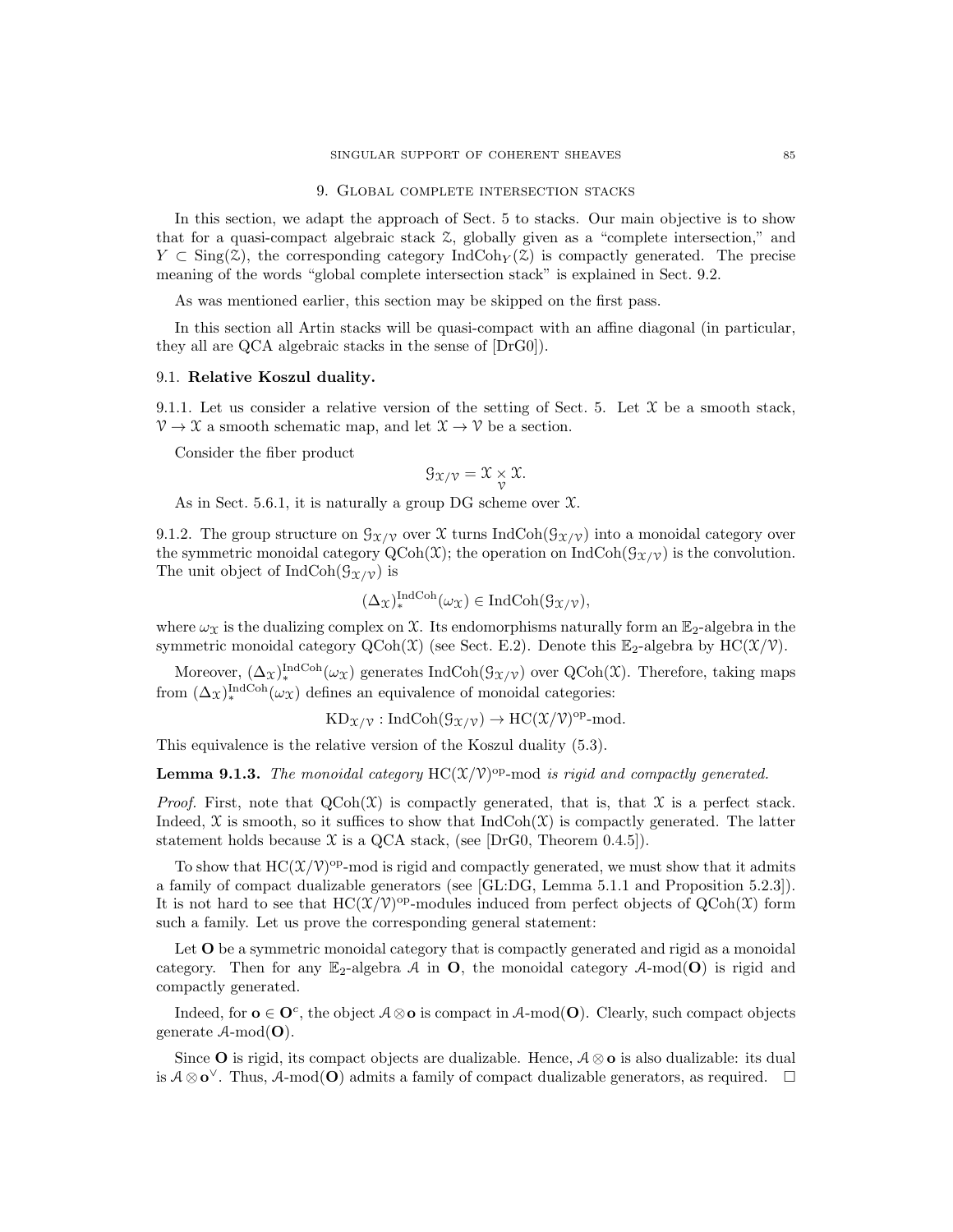## 9. Global complete intersection stacks

In this section, we adapt the approach of Sect. 5 to stacks. Our main objective is to show that for a quasi-compact algebraic stack $\mathcal{Z}$, globally given as a "complete intersection," and $Y \subset \operatorname{Sing}(\mathcal{Z})$, the corresponding category $\operatorname{IndCoh}_Y(\mathcal{Z})$ is compactly generated. The precise meaning of the words "global complete intersection stack" is explained in Sect. 9.2.

As was mentioned earlier, this section may be skipped on the first pass.

In this section all Artin stacks will be quasi-compact with an affine diagonal (in particular, they all are QCA algebraic stacks in the sense of [DrG0]).

### 9.1. Relative Koszul duality.

9.1.1. Let us consider a relative version of the setting of Sect. 5. Let $\mathcal{X}$ be a smooth stack, $\mathcal{V} \to \mathcal{X}$ a smooth schematic map, and let $\mathcal{X} \to \mathcal{V}$ be a section.

Consider the fiber product

$$\mathcal{G}_{\mathcal{X}/\mathcal{V}} = \mathcal{X} \underset{\mathcal{V}}{\times} \mathcal{X}.$$

As in Sect. 5.6.1, it is naturally a group DG scheme over $\mathcal{X}$.

9.1.2. The group structure on $\mathcal{G}_{\mathcal{X}/\mathcal{V}}$ over $\mathcal{X}$ turns $\operatorname{IndCoh}(\mathcal{G}_{\mathcal{X}/\mathcal{V}})$ into a monoidal category over the symmetric monoidal category $\operatorname{QCoh}(\mathcal{X})$; the operation on $\operatorname{IndCoh}(\mathcal{G}_{\mathcal{X}/\mathcal{V}})$ is the convolution. The unit object of $\operatorname{IndCoh}(\mathcal{G}_{\mathcal{X}/\mathcal{V}})$ is

$$(\Delta_{\mathcal{X}})_*^{\operatorname{IndCoh}}(\omega_{\mathcal{X}}) \in \operatorname{IndCoh}(\mathcal{G}_{\mathcal{X}/\mathcal{V}}),$$

where $\omega_{\mathcal{X}}$ is the dualizing complex on $\mathcal{X}$. Its endomorphisms naturally form an $\mathbb{E}_2$-algebra in the symmetric monoidal category $\operatorname{QCoh}(\mathcal{X})$ (see Sect. E.2). Denote this $\mathbb{E}_2$-algebra by $\operatorname{HC}(\mathcal{X}/\mathcal{V})$.

Moreover, $(\Delta_{\mathcal{X}})_*^{\operatorname{IndCoh}}(\omega_{\mathcal{X}})$ generates $\operatorname{IndCoh}(\mathcal{G}_{\mathcal{X}/\mathcal{V}})$ over $\operatorname{QCoh}(\mathcal{X})$. Therefore, taking maps from $(\Delta_{\mathcal{X}})_*^{\operatorname{IndCoh}}(\omega_{\mathcal{X}})$ defines an equivalence of monoidal categories:

$$\operatorname{KD}_{\mathcal{X}/\mathcal{V}} : \operatorname{IndCoh}(\mathcal{G}_{\mathcal{X}/\mathcal{V}}) \to \operatorname{HC}(\mathcal{X}/\mathcal{V})^{\mathrm{op}}\text{-mod}.$$

This equivalence is the relative version of the Koszul duality (5.3).

**Lemma 9.1.3.** *The monoidal category* $\operatorname{HC}(\mathcal{X}/\mathcal{V})^{\mathrm{op}}$-mod *is rigid and compactly generated.*

*Proof.* First, note that $\operatorname{QCoh}(\mathcal{X})$ is compactly generated, that is, that $\mathcal{X}$ is a perfect stack. Indeed, $\mathcal{X}$ is smooth, so it suffices to show that $\operatorname{IndCoh}(\mathcal{X})$ is compactly generated. The latter statement holds because $\mathcal{X}$ is a QCA stack, (see [DrG0, Theorem 0.4.5]).

To show that $\operatorname{HC}(\mathcal{X}/\mathcal{V})^{\mathrm{op}}$-mod is rigid and compactly generated, we must show that it admits a family of compact dualizable generators (see [GL:DG, Lemma 5.1.1 and Proposition 5.2.3]). It is not hard to see that $\operatorname{HC}(\mathcal{X}/\mathcal{V})^{\mathrm{op}}$-modules induced from perfect objects of $\operatorname{QCoh}(\mathcal{X})$ form such a family. Let us prove the corresponding general statement:

Let $\mathbf{O}$ be a symmetric monoidal category that is compactly generated and rigid as a monoidal category. Then for any $\mathbb{E}_2$-algebra $\mathcal{A}$ in $\mathbf{O}$, the monoidal category $\mathcal{A}\text{-mod}(\mathbf{O})$ is rigid and compactly generated.

Indeed, for $\mathbf{o} \in \mathbf{O}^c$, the object $\mathcal{A} \otimes \mathbf{o}$ is compact in $\mathcal{A}\text{-mod}(\mathbf{O})$. Clearly, such compact objects generate $\mathcal{A}\text{-mod}(\mathbf{O})$.

Since $\mathbf{O}$ is rigid, its compact objects are dualizable. Hence, $\mathcal{A} \otimes \mathbf{o}$ is also dualizable: its dual is $\mathcal{A} \otimes \mathbf{o}^\vee$. Thus, $\mathcal{A}\text{-mod}(\mathbf{O})$ admits a family of compact dualizable generators, as required. $\square$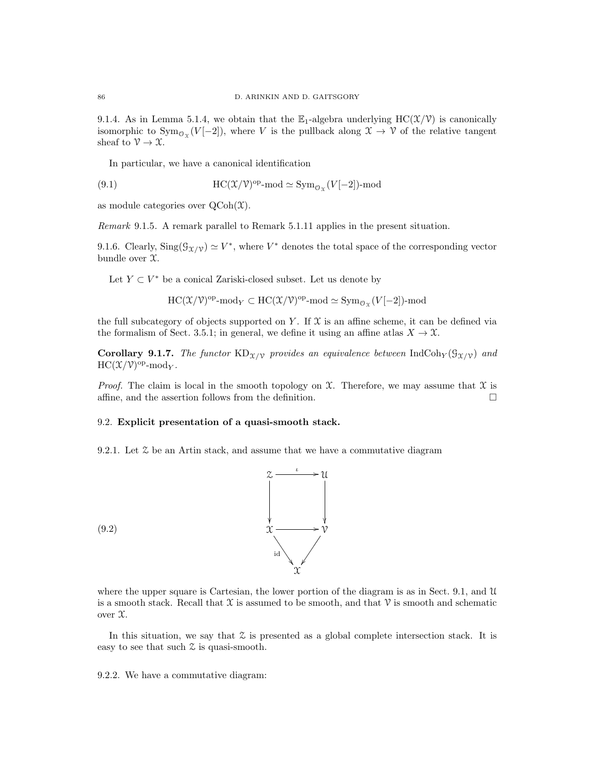9.1.4. As in Lemma 5.1.4, we obtain that the $\mathbb{E}_1$-algebra underlying $\mathrm{HC}(\mathcal{X}/\mathcal{V})$ is canonically isomorphic to $\mathrm{Sym}_{\mathcal{O}_\mathcal{X}}(V[-2])$, where $V$ is the pullback along $\mathcal{X} \to \mathcal{V}$ of the relative tangent sheaf to $\mathcal{V} \to \mathcal{X}$.

In particular, we have a canonical identification

$$\mathrm{HC}(\mathcal{X}/\mathcal{V})^{\mathrm{op}}\text{-mod} \simeq \mathrm{Sym}_{\mathcal{O}_\mathcal{X}}(V[-2])\text{-mod} \tag{9.1}$$

as module categories over $\mathrm{QCoh}(\mathcal{X})$.

*Remark* 9.1.5. A remark parallel to Remark 5.1.11 applies in the present situation.

9.1.6. Clearly, $\mathrm{Sing}(\mathcal{G}_{\mathcal{X}/\mathcal{V}}) \simeq V^*$, where $V^*$ denotes the total space of the corresponding vector bundle over $\mathcal{X}$.

Let $Y \subset V^*$ be a conical Zariski-closed subset. Let us denote by

$$\mathrm{HC}(\mathcal{X}/\mathcal{V})^{\mathrm{op}}\text{-mod}_Y \subset \mathrm{HC}(\mathcal{X}/\mathcal{V})^{\mathrm{op}}\text{-mod} \simeq \mathrm{Sym}_{\mathcal{O}_\mathcal{X}}(V[-2])\text{-mod}$$

the full subcategory of objects supported on $Y$. If $\mathcal{X}$ is an affine scheme, it can be defined via the formalism of Sect. 3.5.1; in general, we define it using an affine atlas $X \to \mathcal{X}$.

**Corollary 9.1.7.** *The functor $\mathrm{KD}_{\mathcal{X}/\mathcal{V}}$ provides an equivalence between $\mathrm{IndCoh}_Y(\mathcal{G}_{\mathcal{X}/\mathcal{V}})$ and $\mathrm{HC}(\mathcal{X}/\mathcal{V})^{\mathrm{op}}\text{-mod}_Y$.*

*Proof.* The claim is local in the smooth topology on $\mathcal{X}$. Therefore, we may assume that $\mathcal{X}$ is affine, and the assertion follows from the definition. □

## 9.2. Explicit presentation of a quasi-smooth stack.

9.2.1. Let $\mathcal{Z}$ be an Artin stack, and assume that we have a commutative diagram

$$\begin{array}{ccc} \mathcal{Z} & \xrightarrow{\iota} & \mathcal{U} \\ \downarrow & & \downarrow \\ \mathcal{X} & \longrightarrow & \mathcal{V} \\ & {\scriptstyle\mathrm{id}}\searrow \quad \swarrow & \\ & \mathcal{X} & \end{array} \tag{9.2}$$

where the upper square is Cartesian, the lower portion of the diagram is as in Sect. 9.1, and $\mathcal{U}$ is a smooth stack. Recall that $\mathcal{X}$ is assumed to be smooth, and that $\mathcal{V}$ is smooth and schematic over $\mathcal{X}$.

In this situation, we say that $\mathcal{Z}$ is presented as a global complete intersection stack. It is easy to see that such $\mathcal{Z}$ is quasi-smooth.

9.2.2. We have a commutative diagram: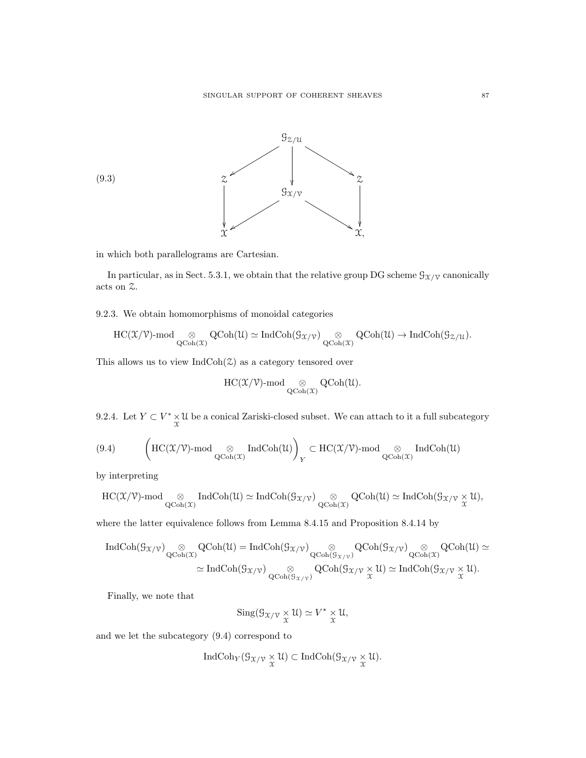$$
\begin{array}{ccccc}
 & & \mathcal{G}_{\mathcal{Z}/\mathcal{U}} & & \\
 & \swarrow & \downarrow & \searrow & \\
\mathcal{Z} & & & & \mathcal{Z} \\
\downarrow & & \mathcal{G}_{\mathcal{X}/\mathcal{V}} & & \downarrow \\
 & \swarrow & & \searrow & \\
\mathcal{X} & & & & \mathcal{X},
\end{array}
\tag{9.3}
$$

in which both parallelograms are Cartesian.

In particular, as in Sect. 5.3.1, we obtain that the relative group DG scheme $\mathcal{G}_{\mathcal{X}/\mathcal{V}}$ canonically acts on $\mathcal{Z}$.

9.2.3. We obtain homomorphisms of monoidal categories

$$
\mathrm{HC}(\mathcal{X}/\mathcal{V})\text{-mod} \underset{\mathrm{QCoh}(\mathcal{X})}{\otimes} \mathrm{QCoh}(\mathcal{U}) \simeq \mathrm{IndCoh}(\mathcal{G}_{\mathcal{X}/\mathcal{V}}) \underset{\mathrm{QCoh}(\mathcal{X})}{\otimes} \mathrm{QCoh}(\mathcal{U}) \to \mathrm{IndCoh}(\mathcal{G}_{\mathcal{Z}/\mathcal{U}}).
$$

This allows us to view $\mathrm{IndCoh}(\mathcal{Z})$ as a category tensored over

$$
\mathrm{HC}(\mathcal{X}/\mathcal{V})\text{-mod} \underset{\mathrm{QCoh}(\mathcal{X})}{\otimes} \mathrm{QCoh}(\mathcal{U}).
$$

9.2.4. Let $Y \subset V^* \underset{\mathcal{X}}{\times} \mathcal{U}$ be a conical Zariski-closed subset. We can attach to it a full subcategory

$$
\left(\mathrm{HC}(\mathcal{X}/\mathcal{V})\text{-mod} \underset{\mathrm{QCoh}(\mathcal{X})}{\otimes} \mathrm{IndCoh}(\mathcal{U})\right)_Y \subset \mathrm{HC}(\mathcal{X}/\mathcal{V})\text{-mod} \underset{\mathrm{QCoh}(\mathcal{X})}{\otimes} \mathrm{IndCoh}(\mathcal{U})
\tag{9.4}
$$

by interpreting

$$
\mathrm{HC}(\mathcal{X}/\mathcal{V})\text{-mod} \underset{\mathrm{QCoh}(\mathcal{X})}{\otimes} \mathrm{IndCoh}(\mathcal{U}) \simeq \mathrm{IndCoh}(\mathcal{G}_{\mathcal{X}/\mathcal{V}}) \underset{\mathrm{QCoh}(\mathcal{X})}{\otimes} \mathrm{QCoh}(\mathcal{U}) \simeq \mathrm{IndCoh}(\mathcal{G}_{\mathcal{X}/\mathcal{V}} \underset{\mathcal{X}}{\times} \mathcal{U}),
$$

where the latter equivalence follows from Lemma 8.4.15 and Proposition 8.4.14 by

$$
\begin{aligned}
\mathrm{IndCoh}(\mathcal{G}_{\mathcal{X}/\mathcal{V}}) \underset{\mathrm{QCoh}(\mathcal{X})}{\otimes} \mathrm{QCoh}(\mathcal{U}) &= \mathrm{IndCoh}(\mathcal{G}_{\mathcal{X}/\mathcal{V}}) \underset{\mathrm{QCoh}(\mathcal{G}_{\mathcal{X}/\mathcal{V}})}{\otimes} \mathrm{QCoh}(\mathcal{G}_{\mathcal{X}/\mathcal{V}}) \underset{\mathrm{QCoh}(\mathcal{X})}{\otimes} \mathrm{QCoh}(\mathcal{U}) \simeq \\
&\simeq \mathrm{IndCoh}(\mathcal{G}_{\mathcal{X}/\mathcal{V}}) \underset{\mathrm{QCoh}(\mathcal{G}_{\mathcal{X}/\mathcal{V}})}{\otimes} \mathrm{QCoh}(\mathcal{G}_{\mathcal{X}/\mathcal{V}} \underset{\mathcal{X}}{\times} \mathcal{U}) \simeq \mathrm{IndCoh}(\mathcal{G}_{\mathcal{X}/\mathcal{V}} \underset{\mathcal{X}}{\times} \mathcal{U}).
\end{aligned}
$$

Finally, we note that

$$
\mathrm{Sing}(\mathcal{G}_{\mathcal{X}/\mathcal{V}} \underset{\mathcal{X}}{\times} \mathcal{U}) \simeq V^* \underset{\mathcal{X}}{\times} \mathcal{U},
$$

and we let the subcategory (9.4) correspond to

$$
\mathrm{IndCoh}_Y(\mathcal{G}_{\mathcal{X}/\mathcal{V}} \underset{\mathcal{X}}{\times} \mathcal{U}) \subset \mathrm{IndCoh}(\mathcal{G}_{\mathcal{X}/\mathcal{V}} \underset{\mathcal{X}}{\times} \mathcal{U}).
$$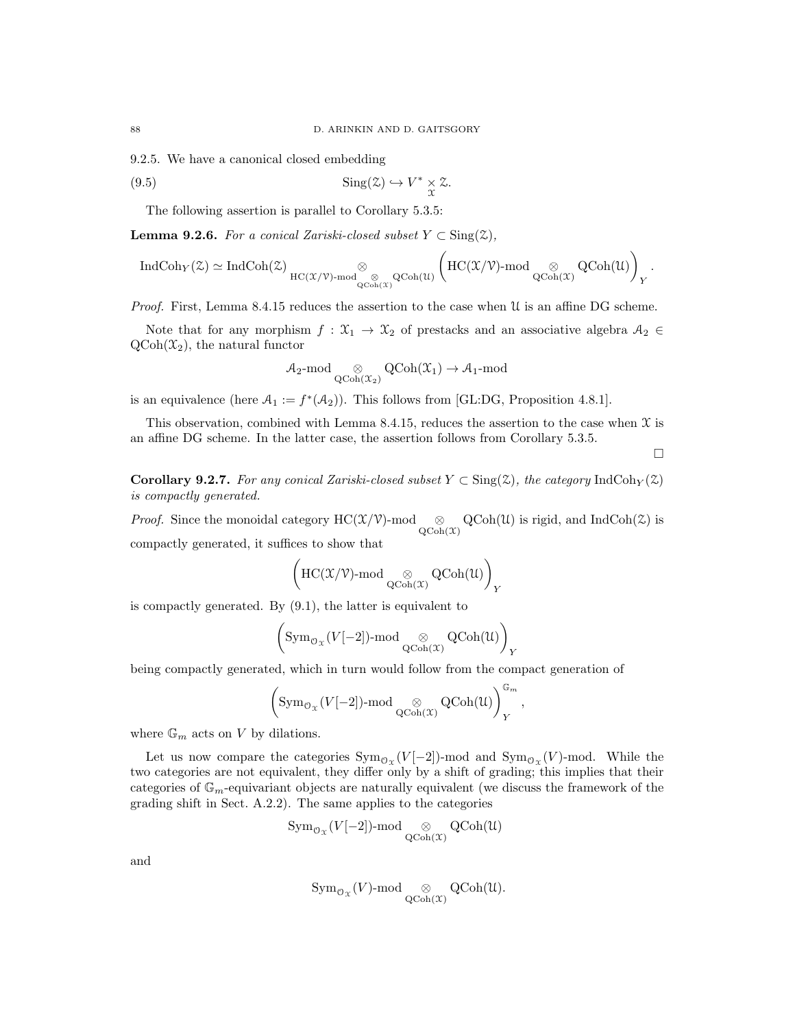9.2.5. We have a canonical closed embedding

$$\operatorname{Sing}(\mathcal{Z}) \hookrightarrow V^* \underset{\mathcal{X}}{\times} \mathcal{Z}. \tag{9.5}$$

The following assertion is parallel to Corollary 5.3.5:

**Lemma 9.2.6.** *For a conical Zariski-closed subset $Y \subset \operatorname{Sing}(\mathcal{Z})$,*

$$\operatorname{IndCoh}_Y(\mathcal{Z}) \simeq \operatorname{IndCoh}(\mathcal{Z}) \underset{\operatorname{HC}(\mathcal{X}/\mathcal{V})\text{-mod} \underset{\operatorname{QCoh}(\mathcal{X})}{\otimes} \operatorname{QCoh}(\mathcal{U})}{\otimes} \left(\operatorname{HC}(\mathcal{X}/\mathcal{V})\text{-mod} \underset{\operatorname{QCoh}(\mathcal{X})}{\otimes} \operatorname{QCoh}(\mathcal{U})\right)_Y.$$

*Proof.* First, Lemma 8.4.15 reduces the assertion to the case when $\mathcal{U}$ is an affine DG scheme.

Note that for any morphism $f : \mathcal{X}_1 \to \mathcal{X}_2$ of prestacks and an associative algebra $\mathcal{A}_2 \in \operatorname{QCoh}(\mathcal{X}_2)$, the natural functor

$$\mathcal{A}_2\text{-mod} \underset{\operatorname{QCoh}(\mathcal{X}_2)}{\otimes} \operatorname{QCoh}(\mathcal{X}_1) \to \mathcal{A}_1\text{-mod}$$

is an equivalence (here $\mathcal{A}_1 := f^*(\mathcal{A}_2)$). This follows from [GL:DG, Proposition 4.8.1].

This observation, combined with Lemma 8.4.15, reduces the assertion to the case when $\mathcal{X}$ is an affine DG scheme. In the latter case, the assertion follows from Corollary 5.3.5.

□

**Corollary 9.2.7.** *For any conical Zariski-closed subset $Y \subset \operatorname{Sing}(\mathcal{Z})$, the category $\operatorname{IndCoh}_Y(\mathcal{Z})$ is compactly generated.*

*Proof.* Since the monoidal category $\operatorname{HC}(\mathcal{X}/\mathcal{V})\text{-mod} \underset{\operatorname{QCoh}(\mathcal{X})}{\otimes} \operatorname{QCoh}(\mathcal{U})$ is rigid, and $\operatorname{IndCoh}(\mathcal{Z})$ is compactly generated, it suffices to show that

$$\left(\operatorname{HC}(\mathcal{X}/\mathcal{V})\text{-mod} \underset{\operatorname{QCoh}(\mathcal{X})}{\otimes} \operatorname{QCoh}(\mathcal{U})\right)_Y$$

is compactly generated. By (9.1), the latter is equivalent to

$$\left(\operatorname{Sym}_{\mathcal{O}_\mathcal{X}}(V[-2])\text{-mod} \underset{\operatorname{QCoh}(\mathcal{X})}{\otimes} \operatorname{QCoh}(\mathcal{U})\right)_Y$$

being compactly generated, which in turn would follow from the compact generation of

$$\left(\operatorname{Sym}_{\mathcal{O}_\mathcal{X}}(V[-2])\text{-mod} \underset{\operatorname{QCoh}(\mathcal{X})}{\otimes} \operatorname{QCoh}(\mathcal{U})\right)_Y^{\mathbb{G}_m},$$

where $\mathbb{G}_m$ acts on $V$ by dilations.

Let us now compare the categories $\operatorname{Sym}_{\mathcal{O}_\mathcal{X}}(V[-2])$-mod and $\operatorname{Sym}_{\mathcal{O}_\mathcal{X}}(V)$-mod. While the two categories are not equivalent, they differ only by a shift of grading; this implies that their categories of $\mathbb{G}_m$-equivariant objects are naturally equivalent (we discuss the framework of the grading shift in Sect. A.2.2). The same applies to the categories

$$\operatorname{Sym}_{\mathcal{O}_\mathcal{X}}(V[-2])\text{-mod} \underset{\operatorname{QCoh}(\mathcal{X})}{\otimes} \operatorname{QCoh}(\mathcal{U})$$

and

$$\operatorname{Sym}_{\mathcal{O}_\mathcal{X}}(V)\text{-mod} \underset{\operatorname{QCoh}(\mathcal{X})}{\otimes} \operatorname{QCoh}(\mathcal{U}).$$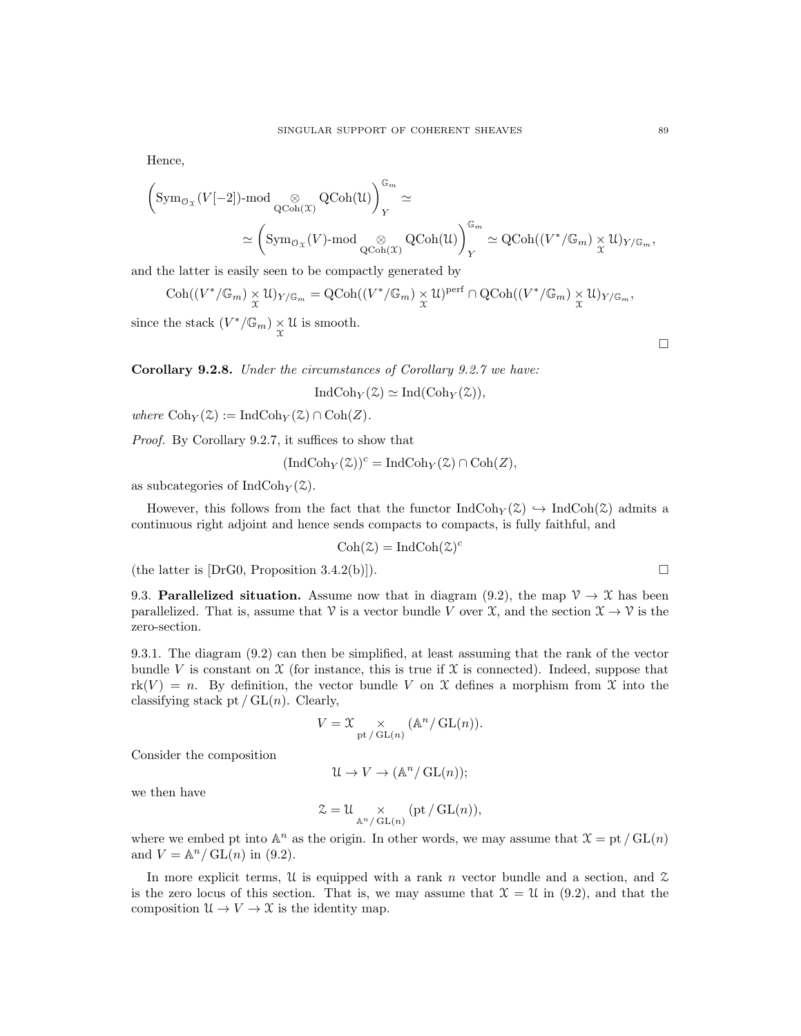Hence,

$$\left(\mathrm{Sym}_{\mathcal{O}_{\mathcal{X}}}(V[-2])\text{-mod} \underset{\mathrm{QCoh}(\mathcal{X})}{\otimes} \mathrm{QCoh}(\mathcal{U})\right)^{\mathbb{G}_m}_Y \simeq$$

$$\simeq \left(\mathrm{Sym}_{\mathcal{O}_{\mathcal{X}}}(V)\text{-mod} \underset{\mathrm{QCoh}(\mathcal{X})}{\otimes} \mathrm{QCoh}(\mathcal{U})\right)^{\mathbb{G}_m}_Y \simeq \mathrm{QCoh}((V^*/\mathbb{G}_m) \underset{\mathcal{X}}{\times} \mathcal{U})_{Y/\mathbb{G}_m},$$

and the latter is easily seen to be compactly generated by

$$\mathrm{Coh}((V^*/\mathbb{G}_m) \underset{\mathcal{X}}{\times} \mathcal{U})_{Y/\mathbb{G}_m} = \mathrm{QCoh}((V^*/\mathbb{G}_m) \underset{\mathcal{X}}{\times} \mathcal{U})^{\mathrm{perf}} \cap \mathrm{QCoh}((V^*/\mathbb{G}_m) \underset{\mathcal{X}}{\times} \mathcal{U})_{Y/\mathbb{G}_m},$$

since the stack $(V^*/\mathbb{G}_m) \underset{\mathcal{X}}{\times} \mathcal{U}$ is smooth.

□

**Corollary 9.2.8.** *Under the circumstances of Corollary 9.2.7 we have:*

$$\mathrm{IndCoh}_Y(\mathcal{Z}) \simeq \mathrm{Ind}(\mathrm{Coh}_Y(\mathcal{Z})),$$

*where* $\mathrm{Coh}_Y(\mathcal{Z}) := \mathrm{IndCoh}_Y(\mathcal{Z}) \cap \mathrm{Coh}(Z)$.

*Proof.* By Corollary 9.2.7, it suffices to show that

$$(\mathrm{IndCoh}_Y(\mathcal{Z}))^c = \mathrm{IndCoh}_Y(\mathcal{Z}) \cap \mathrm{Coh}(Z),$$

as subcategories of $\mathrm{IndCoh}_Y(\mathcal{Z})$.

However, this follows from the fact that the functor $\mathrm{IndCoh}_Y(\mathcal{Z}) \hookrightarrow \mathrm{IndCoh}(\mathcal{Z})$ admits a continuous right adjoint and hence sends compacts to compacts, is fully faithful, and

$$\mathrm{Coh}(\mathcal{Z}) = \mathrm{IndCoh}(\mathcal{Z})^c$$

(the latter is [DrG0, Proposition 3.4.2(b)]). □

9.3. **Parallelized situation.** Assume now that in diagram (9.2), the map $\mathcal{V} \to \mathcal{X}$ has been parallelized. That is, assume that $\mathcal{V}$ is a vector bundle $V$ over $\mathcal{X}$, and the section $\mathcal{X} \to \mathcal{V}$ is the zero-section.

9.3.1. The diagram (9.2) can then be simplified, at least assuming that the rank of the vector bundle $V$ is constant on $\mathcal{X}$ (for instance, this is true if $\mathcal{X}$ is connected). Indeed, suppose that $\mathrm{rk}(V) = n$. By definition, the vector bundle $V$ on $\mathcal{X}$ defines a morphism from $\mathcal{X}$ into the classifying stack $\mathrm{pt}/\mathrm{GL}(n)$. Clearly,

$$V = \mathcal{X} \underset{\mathrm{pt}/\mathrm{GL}(n)}{\times} (\mathbb{A}^n/\mathrm{GL}(n)).$$

Consider the composition

$$\mathcal{U} \to V \to (\mathbb{A}^n/\mathrm{GL}(n));$$

we then have

$$\mathcal{Z} = \mathcal{U} \underset{\mathbb{A}^n/\mathrm{GL}(n)}{\times} (\mathrm{pt}/\mathrm{GL}(n)),$$

where we embed pt into $\mathbb{A}^n$ as the origin. In other words, we may assume that $\mathcal{X} = \mathrm{pt}/\mathrm{GL}(n)$ and $V = \mathbb{A}^n/\mathrm{GL}(n)$ in (9.2).

In more explicit terms, $\mathcal{U}$ is equipped with a rank $n$ vector bundle and a section, and $\mathcal{Z}$ is the zero locus of this section. That is, we may assume that $\mathcal{X} = \mathcal{U}$ in (9.2), and that the composition $\mathcal{U} \to V \to \mathcal{X}$ is the identity map.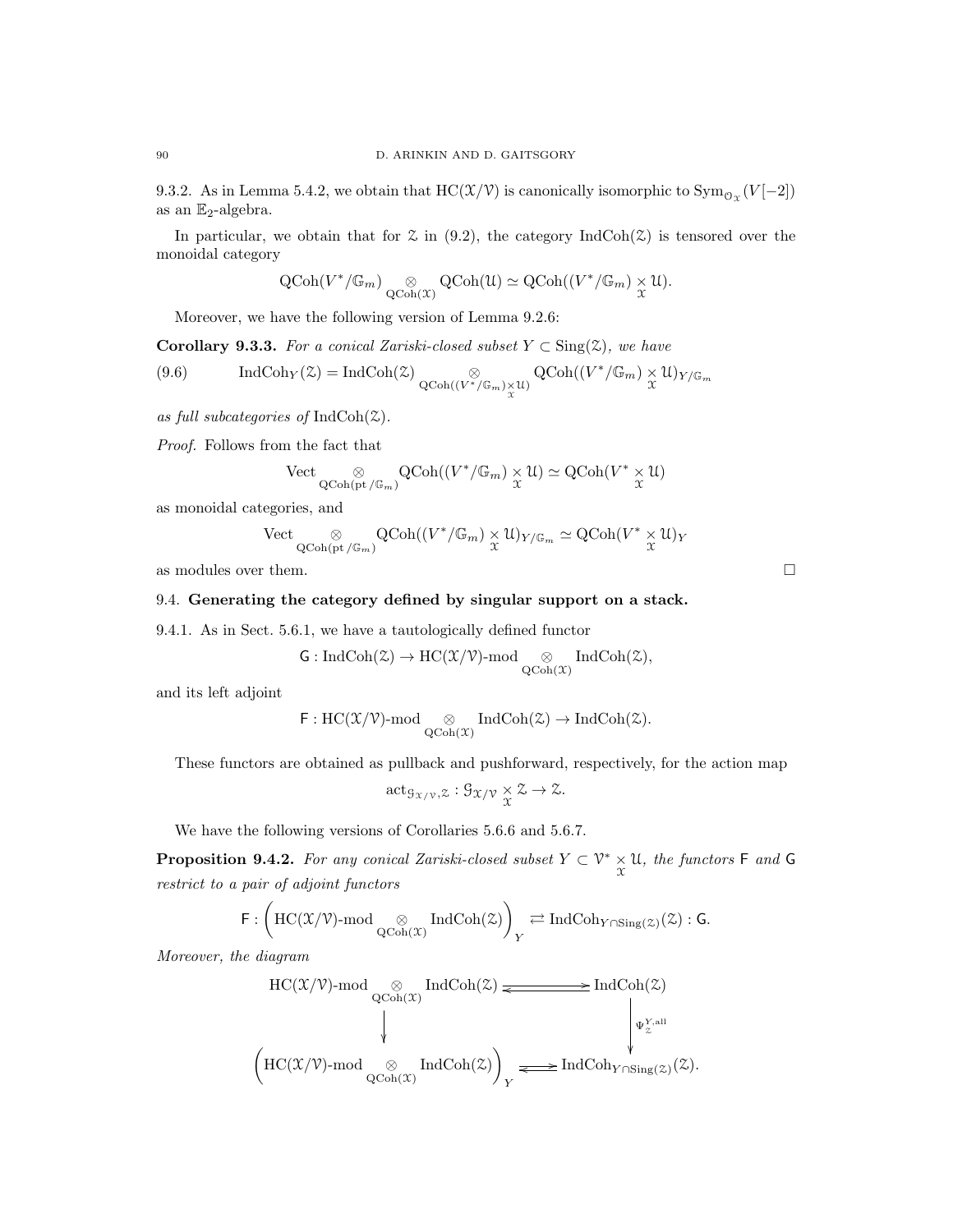9.3.2. As in Lemma 5.4.2, we obtain that $\mathrm{HC}(\mathcal{X}/\mathcal{V})$ is canonically isomorphic to $\mathrm{Sym}_{\mathcal{O}_\mathcal{X}}(V[-2])$ as an $\mathbb{E}_2$-algebra.

In particular, we obtain that for $\mathcal{Z}$ in (9.2), the category $\mathrm{IndCoh}(\mathcal{Z})$ is tensored over the monoidal category

$$\mathrm{QCoh}(V^*/\mathbb{G}_m) \underset{\mathrm{QCoh}(\mathcal{X})}{\otimes} \mathrm{QCoh}(\mathcal{U}) \simeq \mathrm{QCoh}((V^*/\mathbb{G}_m) \underset{\mathcal{X}}{\times} \mathcal{U}).$$

Moreover, we have the following version of Lemma 9.2.6:

**Corollary 9.3.3.** *For a conical Zariski-closed subset $Y \subset \mathrm{Sing}(\mathcal{Z})$, we have*

$$\mathrm{IndCoh}_Y(\mathcal{Z}) = \mathrm{IndCoh}(\mathcal{Z}) \underset{\mathrm{QCoh}((V^*/\mathbb{G}_m)\underset{\mathcal{X}}{\times}\mathcal{U})}{\otimes} \mathrm{QCoh}((V^*/\mathbb{G}_m) \underset{\mathcal{X}}{\times} \mathcal{U})_{Y/\mathbb{G}_m} \tag{9.6}$$

*as full subcategories of* $\mathrm{IndCoh}(\mathcal{Z})$.

*Proof.* Follows from the fact that

$$\mathrm{Vect} \underset{\mathrm{QCoh}(\mathrm{pt}/\mathbb{G}_m)}{\otimes} \mathrm{QCoh}((V^*/\mathbb{G}_m) \underset{\mathcal{X}}{\times} \mathcal{U}) \simeq \mathrm{QCoh}(V^* \underset{\mathcal{X}}{\times} \mathcal{U})$$

as monoidal categories, and

$$\mathrm{Vect} \underset{\mathrm{QCoh}(\mathrm{pt}/\mathbb{G}_m)}{\otimes} \mathrm{QCoh}((V^*/\mathbb{G}_m) \underset{\mathcal{X}}{\times} \mathcal{U})_{Y/\mathbb{G}_m} \simeq \mathrm{QCoh}(V^* \underset{\mathcal{X}}{\times} \mathcal{U})_Y$$

as modules over them. □

## 9.4. Generating the category defined by singular support on a stack.

9.4.1. As in Sect. 5.6.1, we have a tautologically defined functor

$$\mathsf{G} : \mathrm{IndCoh}(\mathcal{Z}) \to \mathrm{HC}(\mathcal{X}/\mathcal{V})\text{-mod} \underset{\mathrm{QCoh}(\mathcal{X})}{\otimes} \mathrm{IndCoh}(\mathcal{Z}),$$

and its left adjoint

$$\mathsf{F} : \mathrm{HC}(\mathcal{X}/\mathcal{V})\text{-mod} \underset{\mathrm{QCoh}(\mathcal{X})}{\otimes} \mathrm{IndCoh}(\mathcal{Z}) \to \mathrm{IndCoh}(\mathcal{Z}).$$

These functors are obtained as pullback and pushforward, respectively, for the action map

$$\mathrm{act}_{\mathcal{G}_{\mathcal{X}/\mathcal{V}},\mathcal{Z}} : \mathcal{G}_{\mathcal{X}/\mathcal{V}} \underset{\mathcal{X}}{\times} \mathcal{Z} \to \mathcal{Z}.$$

We have the following versions of Corollaries 5.6.6 and 5.6.7.

**Proposition 9.4.2.** *For any conical Zariski-closed subset $Y \subset \mathcal{V}^* \underset{\mathcal{X}}{\times} \mathcal{U}$, the functors $\mathsf{F}$ and $\mathsf{G}$ restrict to a pair of adjoint functors*

$$\mathsf{F} : \left(\mathrm{HC}(\mathcal{X}/\mathcal{V})\text{-mod} \underset{\mathrm{QCoh}(\mathcal{X})}{\otimes} \mathrm{IndCoh}(\mathcal{Z})\right)_Y \rightleftarrows \mathrm{IndCoh}_{Y \cap \mathrm{Sing}(\mathcal{Z})}(\mathcal{Z}) : \mathsf{G}.$$

*Moreover, the diagram*

$$\begin{array}{ccc}
\mathrm{HC}(\mathcal{X}/\mathcal{V})\text{-mod} \underset{\mathrm{QCoh}(\mathcal{X})}{\otimes} \mathrm{IndCoh}(\mathcal{Z}) & \rightleftarrows & \mathrm{IndCoh}(\mathcal{Z}) \\
\downarrow & & \downarrow \Psi_{\mathcal{Z}}^{Y,\mathrm{all}} \\
\left(\mathrm{HC}(\mathcal{X}/\mathcal{V})\text{-mod} \underset{\mathrm{QCoh}(\mathcal{X})}{\otimes} \mathrm{IndCoh}(\mathcal{Z})\right)_Y & \rightleftarrows & \mathrm{IndCoh}_{Y \cap \mathrm{Sing}(\mathcal{Z})}(\mathcal{Z}).
\end{array}$$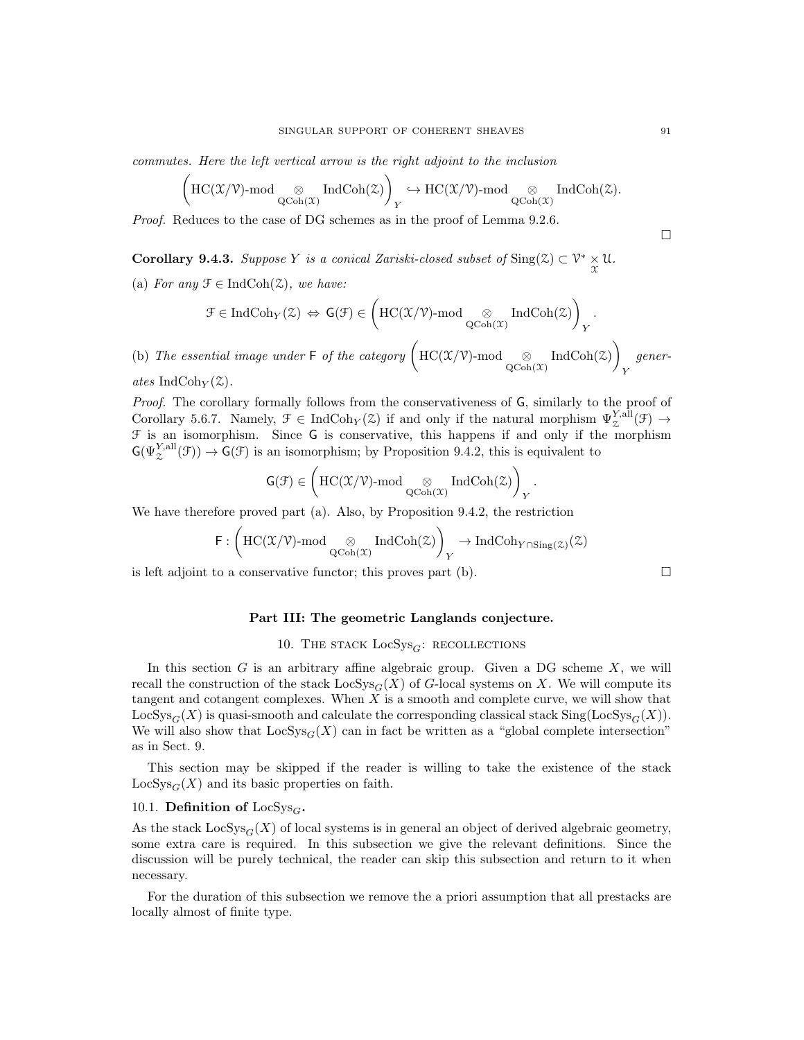*commutes. Here the left vertical arrow is the right adjoint to the inclusion*

$$\left(\mathrm{HC}(\mathcal{X}/\mathcal{V})\text{-mod} \underset{\mathrm{QCoh}(\mathcal{X})}{\otimes} \mathrm{IndCoh}(\mathcal{Z})\right)_Y \hookrightarrow \mathrm{HC}(\mathcal{X}/\mathcal{V})\text{-mod} \underset{\mathrm{QCoh}(\mathcal{X})}{\otimes} \mathrm{IndCoh}(\mathcal{Z}).$$

*Proof.* Reduces to the case of DG schemes as in the proof of Lemma 9.2.6. □

**Corollary 9.4.3.** *Suppose $Y$ is a conical Zariski-closed subset of $\mathrm{Sing}(\mathcal{Z}) \subset \mathcal{V}^* \underset{\mathcal{X}}{\times} \mathcal{U}$.*

(a) *For any $\mathcal{F} \in \mathrm{IndCoh}(\mathcal{Z})$, we have:*

$$\mathcal{F} \in \mathrm{IndCoh}_Y(\mathcal{Z}) \Leftrightarrow \mathsf{G}(\mathcal{F}) \in \left(\mathrm{HC}(\mathcal{X}/\mathcal{V})\text{-mod} \underset{\mathrm{QCoh}(\mathcal{X})}{\otimes} \mathrm{IndCoh}(\mathcal{Z})\right)_Y.$$

(b) *The essential image under $\mathsf{F}$ of the category $\left(\mathrm{HC}(\mathcal{X}/\mathcal{V})\text{-mod} \underset{\mathrm{QCoh}(\mathcal{X})}{\otimes} \mathrm{IndCoh}(\mathcal{Z})\right)_Y$ generates $\mathrm{IndCoh}_Y(\mathcal{Z})$.*

*Proof.* The corollary formally follows from the conservativeness of $\mathsf{G}$, similarly to the proof of Corollary 5.6.7. Namely, $\mathcal{F} \in \mathrm{IndCoh}_Y(\mathcal{Z})$ if and only if the natural morphism $\Psi_{\mathcal{Z}}^{Y,\mathrm{all}}(\mathcal{F}) \to \mathcal{F}$ is an isomorphism. Since $\mathsf{G}$ is conservative, this happens if and only if the morphism $\mathsf{G}(\Psi_{\mathcal{Z}}^{Y,\mathrm{all}}(\mathcal{F})) \to \mathsf{G}(\mathcal{F})$ is an isomorphism; by Proposition 9.4.2, this is equivalent to

$$\mathsf{G}(\mathcal{F}) \in \left(\mathrm{HC}(\mathcal{X}/\mathcal{V})\text{-mod} \underset{\mathrm{QCoh}(\mathcal{X})}{\otimes} \mathrm{IndCoh}(\mathcal{Z})\right)_Y.$$

We have therefore proved part (a). Also, by Proposition 9.4.2, the restriction

$$\mathsf{F} : \left(\mathrm{HC}(\mathcal{X}/\mathcal{V})\text{-mod} \underset{\mathrm{QCoh}(\mathcal{X})}{\otimes} \mathrm{IndCoh}(\mathcal{Z})\right)_Y \to \mathrm{IndCoh}_{Y \cap \mathrm{Sing}(\mathcal{Z})}(\mathcal{Z})$$

is left adjoint to a conservative functor; this proves part (b). □

## Part III: The geometric Langlands conjecture.

## 10. The stack $\mathrm{LocSys}_G$: recollections

In this section $G$ is an arbitrary affine algebraic group. Given a DG scheme $X$, we will recall the construction of the stack $\mathrm{LocSys}_G(X)$ of $G$-local systems on $X$. We will compute its tangent and cotangent complexes. When $X$ is a smooth and complete curve, we will show that $\mathrm{LocSys}_G(X)$ is quasi-smooth and calculate the corresponding classical stack $\mathrm{Sing}(\mathrm{LocSys}_G(X))$. We will also show that $\mathrm{LocSys}_G(X)$ can in fact be written as a "global complete intersection" as in Sect. 9.

This section may be skipped if the reader is willing to take the existence of the stack $\mathrm{LocSys}_G(X)$ and its basic properties on faith.

### 10.1. Definition of $\mathrm{LocSys}_G$.

As the stack $\mathrm{LocSys}_G(X)$ of local systems is in general an object of derived algebraic geometry, some extra care is required. In this subsection we give the relevant definitions. Since the discussion will be purely technical, the reader can skip this subsection and return to it when necessary.

For the duration of this subsection we remove the a priori assumption that all prestacks are locally almost of finite type.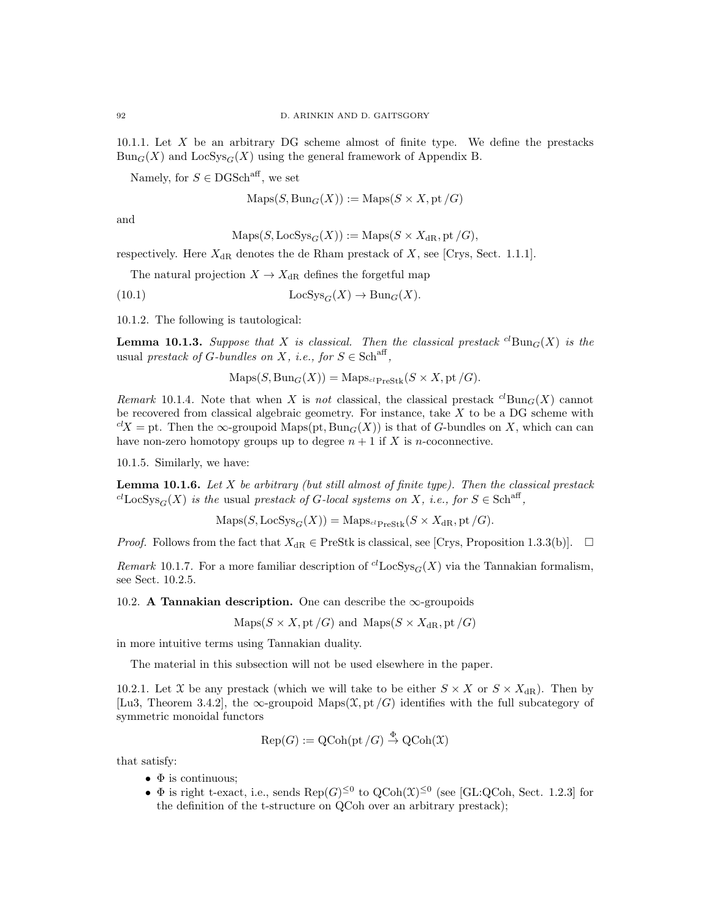10.1.1. Let $X$ be an arbitrary DG scheme almost of finite type. We define the prestacks $\mathrm{Bun}_G(X)$ and $\mathrm{LocSys}_G(X)$ using the general framework of Appendix B.

Namely, for $S \in \mathrm{DGSch}^{\mathrm{aff}}$, we set

$$\mathrm{Maps}(S, \mathrm{Bun}_G(X)) := \mathrm{Maps}(S \times X, \mathrm{pt}/G)$$

and

$$\mathrm{Maps}(S, \mathrm{LocSys}_G(X)) := \mathrm{Maps}(S \times X_{\mathrm{dR}}, \mathrm{pt}/G),$$

respectively. Here $X_{\mathrm{dR}}$ denotes the de Rham prestack of $X$, see [Crys, Sect. 1.1.1].

The natural projection $X \to X_{\mathrm{dR}}$ defines the forgetful map

$$\mathrm{LocSys}_G(X) \to \mathrm{Bun}_G(X). \tag{10.1}$$

10.1.2. The following is tautological:

**Lemma 10.1.3.** *Suppose that $X$ is classical. Then the classical prestack ${}^{cl}\mathrm{Bun}_G(X)$ is the* usual *prestack of $G$-bundles on $X$, i.e., for $S \in \mathrm{Sch}^{\mathrm{aff}}$,*

$$\mathrm{Maps}(S, \mathrm{Bun}_G(X)) = \mathrm{Maps}_{{}^{cl}\mathrm{PreStk}}(S \times X, \mathrm{pt}/G).$$

*Remark* 10.1.4. Note that when $X$ is *not* classical, the classical prestack ${}^{cl}\mathrm{Bun}_G(X)$ cannot be recovered from classical algebraic geometry. For instance, take $X$ to be a DG scheme with ${}^{cl}X = \mathrm{pt}$. Then the $\infty$-groupoid $\mathrm{Maps}(\mathrm{pt}, \mathrm{Bun}_G(X))$ is that of $G$-bundles on $X$, which can can have non-zero homotopy groups up to degree $n+1$ if $X$ is $n$-coconnective.

10.1.5. Similarly, we have:

**Lemma 10.1.6.** *Let $X$ be arbitrary (but still almost of finite type). Then the classical prestack ${}^{cl}\mathrm{LocSys}_G(X)$ is the* usual *prestack of $G$-local systems on $X$, i.e., for $S \in \mathrm{Sch}^{\mathrm{aff}}$,*

$$\mathrm{Maps}(S, \mathrm{LocSys}_G(X)) = \mathrm{Maps}_{{}^{cl}\mathrm{PreStk}}(S \times X_{\mathrm{dR}}, \mathrm{pt}/G).$$

*Proof.* Follows from the fact that $X_{\mathrm{dR}} \in \mathrm{PreStk}$ is classical, see [Crys, Proposition 1.3.3(b)]. $\square$

*Remark* 10.1.7. For a more familiar description of ${}^{cl}\mathrm{LocSys}_G(X)$ via the Tannakian formalism, see Sect. 10.2.5.

10.2. **A Tannakian description.** One can describe the $\infty$-groupoids

$$\mathrm{Maps}(S \times X, \mathrm{pt}/G) \text{ and } \mathrm{Maps}(S \times X_{\mathrm{dR}}, \mathrm{pt}/G)$$

in more intuitive terms using Tannakian duality.

The material in this subsection will not be used elsewhere in the paper.

10.2.1. Let $\mathcal{X}$ be any prestack (which we will take to be either $S \times X$ or $S \times X_{\mathrm{dR}}$). Then by [Lu3, Theorem 3.4.2], the $\infty$-groupoid $\mathrm{Maps}(\mathcal{X}, \mathrm{pt}/G)$ identifies with the full subcategory of symmetric monoidal functors

$$\mathrm{Rep}(G) := \mathrm{QCoh}(\mathrm{pt}/G) \overset{\Phi}{\to} \mathrm{QCoh}(\mathcal{X})$$

that satisfy:

- $\Phi$ is continuous;
- $\Phi$ is right t-exact, i.e., sends $\mathrm{Rep}(G)^{\leq 0}$ to $\mathrm{QCoh}(\mathcal{X})^{\leq 0}$ (see [GL:QCoh, Sect. 1.2.3] for the definition of the t-structure on QCoh over an arbitrary prestack);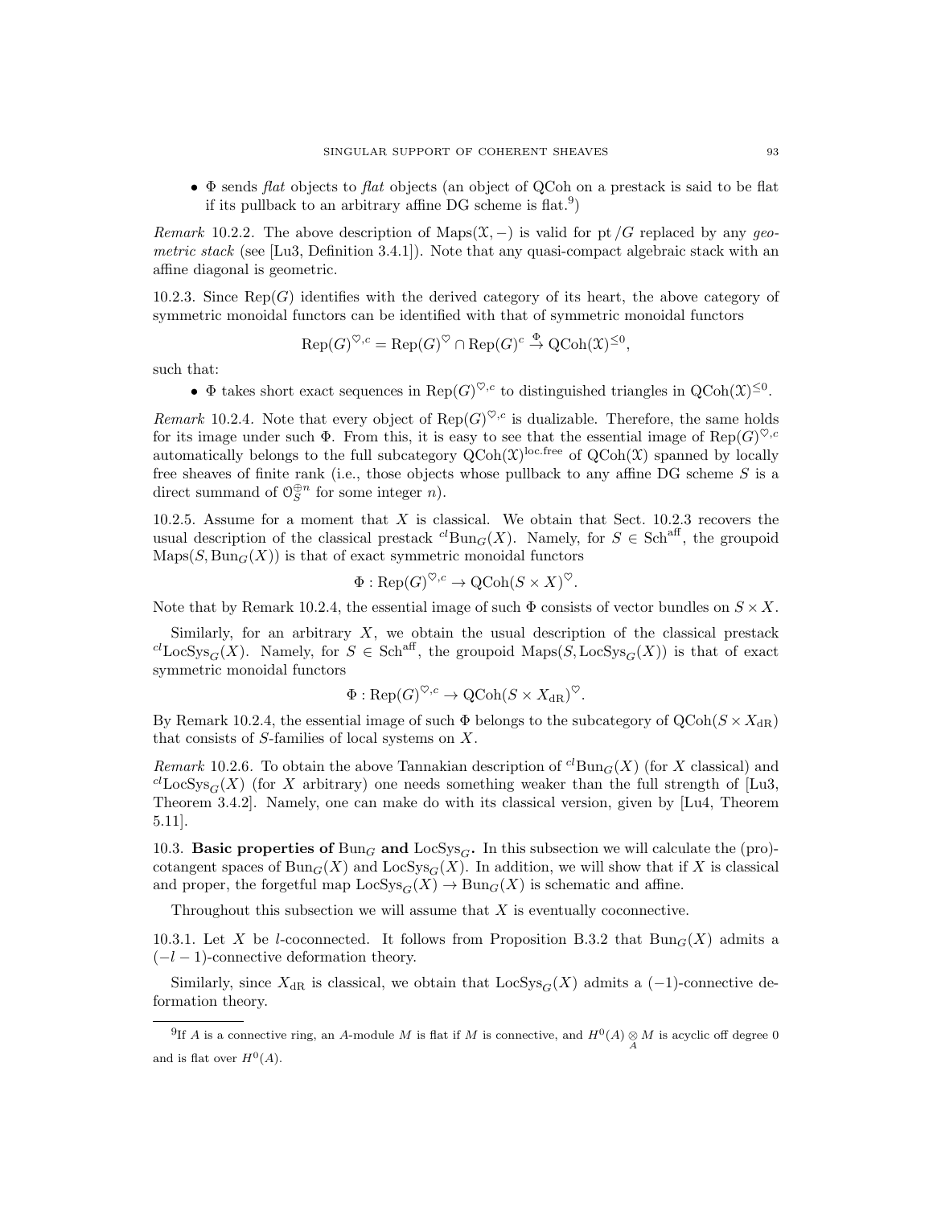- $\Phi$ sends *flat* objects to *flat* objects (an object of QCoh on a prestack is said to be flat if its pullback to an arbitrary affine DG scheme is flat.[9])

*Remark* 10.2.2. The above description of $\text{Maps}(\mathcal{X}, -)$ is valid for $\text{pt}/G$ replaced by any *geometric stack* (see [Lu3, Definition 3.4.1]). Note that any quasi-compact algebraic stack with an affine diagonal is geometric.

10.2.3. Since $\text{Rep}(G)$ identifies with the derived category of its heart, the above category of symmetric monoidal functors can be identified with that of symmetric monoidal functors

$$\text{Rep}(G)^{\heartsuit,c} = \text{Rep}(G)^{\heartsuit} \cap \text{Rep}(G)^c \overset{\Phi}{\to} \text{QCoh}(\mathcal{X})^{\leq 0},$$

such that:

- $\Phi$ takes short exact sequences in $\text{Rep}(G)^{\heartsuit,c}$ to distinguished triangles in $\text{QCoh}(\mathcal{X})^{\leq 0}$.

*Remark* 10.2.4. Note that every object of $\text{Rep}(G)^{\heartsuit,c}$ is dualizable. Therefore, the same holds for its image under such $\Phi$. From this, it is easy to see that the essential image of $\text{Rep}(G)^{\heartsuit,c}$ automatically belongs to the full subcategory $\text{QCoh}(\mathcal{X})^{\text{loc.free}}$ of $\text{QCoh}(\mathcal{X})$ spanned by locally free sheaves of finite rank (i.e., those objects whose pullback to any affine DG scheme $S$ is a direct summand of $\mathcal{O}_S^{\oplus n}$ for some integer $n$).

10.2.5. Assume for a moment that $X$ is classical. We obtain that Sect. 10.2.3 recovers the usual description of the classical prestack ${}^{cl}\text{Bun}_G(X)$. Namely, for $S \in \text{Sch}^{\text{aff}}$, the groupoid $\text{Maps}(S, \text{Bun}_G(X))$ is that of exact symmetric monoidal functors

$$\Phi : \text{Rep}(G)^{\heartsuit,c} \to \text{QCoh}(S \times X)^{\heartsuit}.$$

Note that by Remark 10.2.4, the essential image of such $\Phi$ consists of vector bundles on $S \times X$.

Similarly, for an arbitrary $X$, we obtain the usual description of the classical prestack ${}^{cl}\text{LocSys}_G(X)$. Namely, for $S \in \text{Sch}^{\text{aff}}$, the groupoid $\text{Maps}(S, \text{LocSys}_G(X))$ is that of exact symmetric monoidal functors

$$\Phi : \text{Rep}(G)^{\heartsuit,c} \to \text{QCoh}(S \times X_{\text{dR}})^{\heartsuit}.$$

By Remark 10.2.4, the essential image of such $\Phi$ belongs to the subcategory of $\text{QCoh}(S \times X_{\text{dR}})$ that consists of $S$-families of local systems on $X$.

*Remark* 10.2.6. To obtain the above Tannakian description of ${}^{cl}\text{Bun}_G(X)$ (for $X$ classical) and ${}^{cl}\text{LocSys}_G(X)$ (for $X$ arbitrary) one needs something weaker than the full strength of [Lu3, Theorem 3.4.2]. Namely, one can make do with its classical version, given by [Lu4, Theorem 5.11].

10.3. **Basic properties of $\text{Bun}_G$ and $\text{LocSys}_G$.** In this subsection we will calculate the (pro)-cotangent spaces of $\text{Bun}_G(X)$ and $\text{LocSys}_G(X)$. In addition, we will show that if $X$ is classical and proper, the forgetful map $\text{LocSys}_G(X) \to \text{Bun}_G(X)$ is schematic and affine.

Throughout this subsection we will assume that $X$ is eventually coconnective.

10.3.1. Let $X$ be $l$-coconnected. It follows from Proposition B.3.2 that $\text{Bun}_G(X)$ admits a $(-l-1)$-connective deformation theory.

Similarly, since $X_{\text{dR}}$ is classical, we obtain that $\text{LocSys}_G(X)$ admits a $(-1)$-connective deformation theory.

[9] If $A$ is a connective ring, an $A$-module $M$ is flat if $M$ is connective, and $H^0(A) \underset{A}{\otimes} M$ is acyclic off degree 0 and is flat over $H^0(A)$.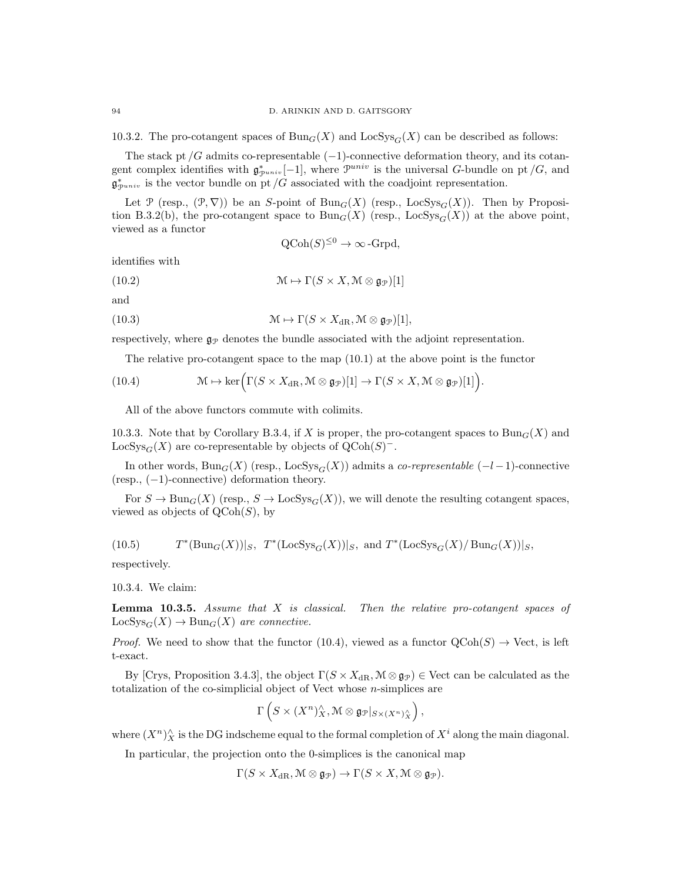10.3.2. The pro-cotangent spaces of $\mathrm{Bun}_G(X)$ and $\mathrm{LocSys}_G(X)$ can be described as follows:

The stack $\mathrm{pt}/G$ admits co-representable $(-1)$-connective deformation theory, and its cotangent complex identifies with $\mathfrak{g}^*_{\mathcal{P}^{univ}}[-1]$, where $\mathcal{P}^{univ}$ is the universal $G$-bundle on $\mathrm{pt}/G$, and $\mathfrak{g}^*_{\mathcal{P}^{univ}}$ is the vector bundle on $\mathrm{pt}/G$ associated with the coadjoint representation.

Let $\mathcal{P}$ (resp., $(\mathcal{P}, \nabla)$) be an $S$-point of $\mathrm{Bun}_G(X)$ (resp., $\mathrm{LocSys}_G(X)$). Then by Proposition B.3.2(b), the pro-cotangent space to $\mathrm{Bun}_G(X)$ (resp., $\mathrm{LocSys}_G(X)$) at the above point, viewed as a functor

$$\mathrm{QCoh}(S)^{\leq 0} \to \infty\text{-}\mathrm{Grpd},$$

identifies with

$$\mathcal{M} \mapsto \Gamma(S \times X, \mathcal{M} \otimes \mathfrak{g}_{\mathcal{P}})[1] \tag{10.2}$$

and

$$\mathcal{M} \mapsto \Gamma(S \times X_{\mathrm{dR}}, \mathcal{M} \otimes \mathfrak{g}_{\mathcal{P}})[1], \tag{10.3}$$

respectively, where $\mathfrak{g}_{\mathcal{P}}$ denotes the bundle associated with the adjoint representation.

The relative pro-cotangent space to the map (10.1) at the above point is the functor

$$\mathcal{M} \mapsto \ker\Big(\Gamma(S \times X_{\mathrm{dR}}, \mathcal{M} \otimes \mathfrak{g}_{\mathcal{P}})[1] \to \Gamma(S \times X, \mathcal{M} \otimes \mathfrak{g}_{\mathcal{P}})[1]\Big). \tag{10.4}$$

All of the above functors commute with colimits.

10.3.3. Note that by Corollary B.3.4, if $X$ is proper, the pro-cotangent spaces to $\mathrm{Bun}_G(X)$ and $\mathrm{LocSys}_G(X)$ are co-representable by objects of $\mathrm{QCoh}(S)^-$.

In other words, $\mathrm{Bun}_G(X)$ (resp., $\mathrm{LocSys}_G(X)$) admits a *co-representable* $(-l-1)$-connective (resp., $(-1)$-connective) deformation theory.

For $S \to \mathrm{Bun}_G(X)$ (resp., $S \to \mathrm{LocSys}_G(X)$), we will denote the resulting cotangent spaces, viewed as objects of $\mathrm{QCoh}(S)$, by

$$T^*(\mathrm{Bun}_G(X))|_S,\ T^*(\mathrm{LocSys}_G(X))|_S, \text{ and } T^*(\mathrm{LocSys}_G(X)/\mathrm{Bun}_G(X))|_S, \tag{10.5}$$

respectively.

10.3.4. We claim:

**Lemma 10.3.5.** *Assume that $X$ is classical. Then the relative pro-cotangent spaces of $\mathrm{LocSys}_G(X) \to \mathrm{Bun}_G(X)$ are connective.*

*Proof.* We need to show that the functor (10.4), viewed as a functor $\mathrm{QCoh}(S) \to \mathrm{Vect}$, is left t-exact.

By [Crys, Proposition 3.4.3], the object $\Gamma(S \times X_{\mathrm{dR}}, \mathcal{M} \otimes \mathfrak{g}_{\mathcal{P}}) \in \mathrm{Vect}$ can be calculated as the totalization of the co-simplicial object of Vect whose $n$-simplices are

$$\Gamma\left(S \times (X^n)^\wedge_X, \mathcal{M} \otimes \mathfrak{g}_{\mathcal{P}}|_{S \times (X^n)^\wedge_X}\right),$$

where $(X^n)^\wedge_X$ is the DG indscheme equal to the formal completion of $X^i$ along the main diagonal.

In particular, the projection onto the 0-simplices is the canonical map

$$\Gamma(S \times X_{\mathrm{dR}}, \mathcal{M} \otimes \mathfrak{g}_{\mathcal{P}}) \to \Gamma(S \times X, \mathcal{M} \otimes \mathfrak{g}_{\mathcal{P}}).$$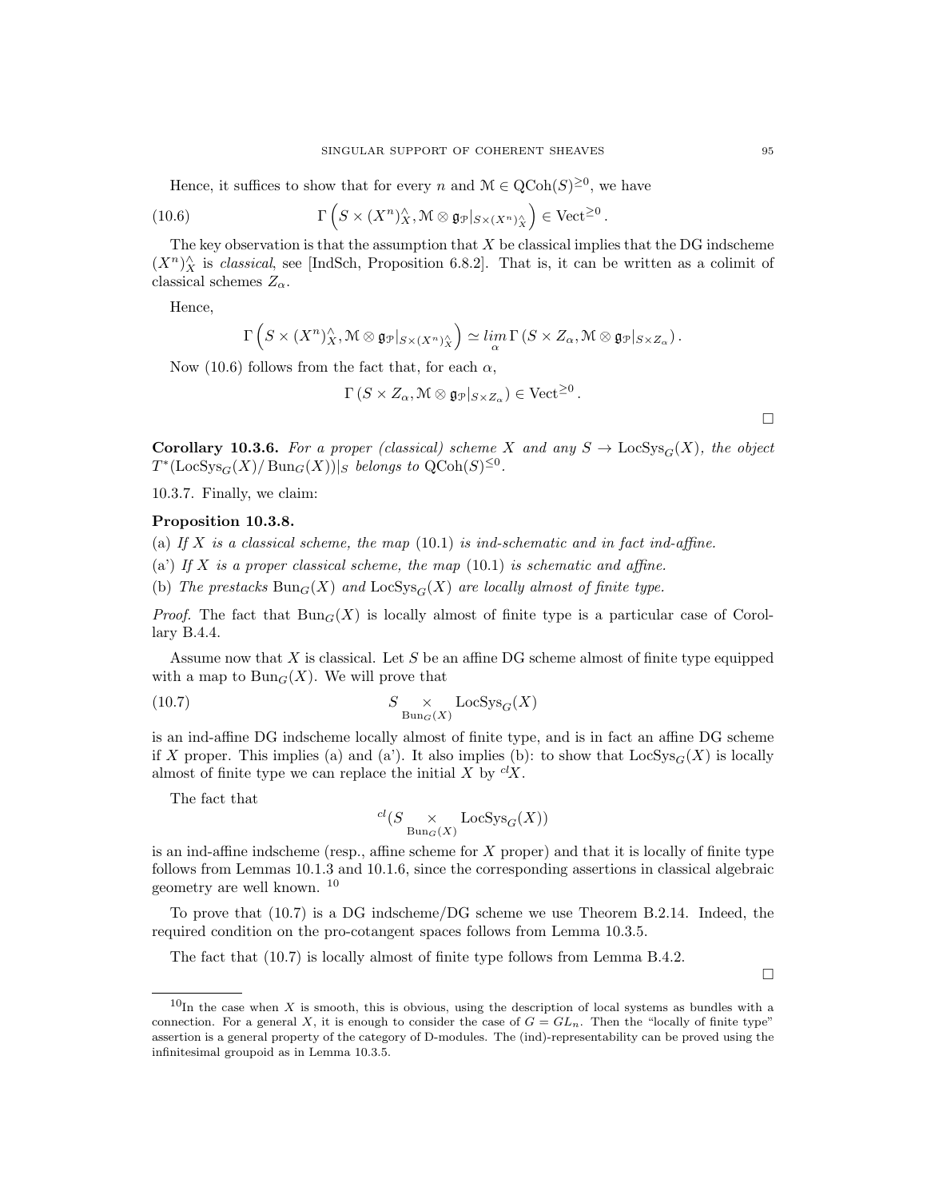Hence, it suffices to show that for every $n$ and $\mathcal{M} \in \text{QCoh}(S)^{\geq 0}$, we have

$$\Gamma\left(S \times (X^n)^\wedge_X, \mathcal{M} \otimes \mathfrak{g}_{\mathcal{P}}|_{S \times (X^n)^\wedge_X}\right) \in \text{Vect}^{\geq 0}. \tag{10.6}$$

The key observation is that the assumption that $X$ be classical implies that the DG indscheme $(X^n)^\wedge_X$ is *classical*, see [IndSch, Proposition 6.8.2]. That is, it can be written as a colimit of classical schemes $Z_\alpha$.

Hence,

$$\Gamma\left(S \times (X^n)^\wedge_X, \mathcal{M} \otimes \mathfrak{g}_{\mathcal{P}}|_{S \times (X^n)^\wedge_X}\right) \simeq \underset{\alpha}{\lim}\, \Gamma\left(S \times Z_\alpha, \mathcal{M} \otimes \mathfrak{g}_{\mathcal{P}}|_{S \times Z_\alpha}\right).$$

Now (10.6) follows from the fact that, for each $\alpha$,

$$\Gamma\left(S \times Z_\alpha, \mathcal{M} \otimes \mathfrak{g}_{\mathcal{P}}|_{S \times Z_\alpha}\right) \in \text{Vect}^{\geq 0}.$$

□

**Corollary 10.3.6.** *For a proper (classical) scheme $X$ and any $S \to \text{LocSys}_G(X)$, the object $T^*(\text{LocSys}_G(X)/\text{Bun}_G(X))|_S$ belongs to $\text{QCoh}(S)^{\leq 0}$.*

10.3.7. Finally, we claim:

**Proposition 10.3.8.**

(a) *If $X$ is a classical scheme, the map* (10.1) *is ind-schematic and in fact ind-affine.*

(a') *If $X$ is a proper classical scheme, the map* (10.1) *is schematic and affine.*

(b) *The prestacks $\text{Bun}_G(X)$ and $\text{LocSys}_G(X)$ are locally almost of finite type.*

*Proof.* The fact that $\text{Bun}_G(X)$ is locally almost of finite type is a particular case of Corollary B.4.4.

Assume now that $X$ is classical. Let $S$ be an affine DG scheme almost of finite type equipped with a map to $\text{Bun}_G(X)$. We will prove that

$$S \underset{\text{Bun}_G(X)}{\times} \text{LocSys}_G(X) \tag{10.7}$$

is an ind-affine DG indscheme locally almost of finite type, and is in fact an affine DG scheme if $X$ proper. This implies (a) and (a'). It also implies (b): to show that $\text{LocSys}_G(X)$ is locally almost of finite type we can replace the initial $X$ by ${}^{cl}X$.

The fact that

$${}^{cl}(S \underset{\text{Bun}_G(X)}{\times} \text{LocSys}_G(X))$$

is an ind-affine indscheme (resp., affine scheme for $X$ proper) and that it is locally of finite type follows from Lemmas 10.1.3 and 10.1.6, since the corresponding assertions in classical algebraic geometry are well known. [10]

To prove that (10.7) is a DG indscheme/DG scheme we use Theorem B.2.14. Indeed, the required condition on the pro-cotangent spaces follows from Lemma 10.3.5.

The fact that (10.7) is locally almost of finite type follows from Lemma B.4.2.

□

[10] In the case when $X$ is smooth, this is obvious, using the description of local systems as bundles with a connection. For a general $X$, it is enough to consider the case of $G = GL_n$. Then the "locally of finite type" assertion is a general property of the category of D-modules. The (ind)-representability can be proved using the infinitesimal groupoid as in Lemma 10.3.5.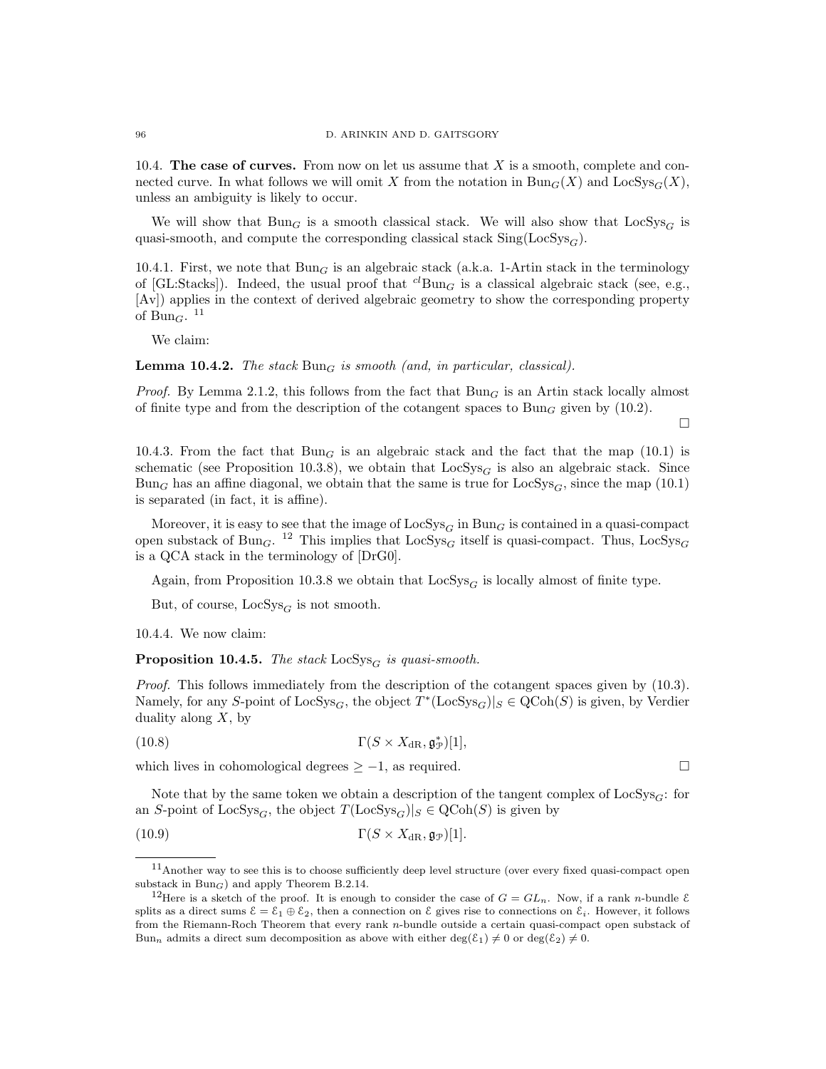10.4. **The case of curves.** From now on let us assume that $X$ is a smooth, complete and connected curve. In what follows we will omit $X$ from the notation in $\mathrm{Bun}_G(X)$ and $\mathrm{LocSys}_G(X)$, unless an ambiguity is likely to occur.

We will show that $\mathrm{Bun}_G$ is a smooth classical stack. We will also show that $\mathrm{LocSys}_G$ is quasi-smooth, and compute the corresponding classical stack $\mathrm{Sing}(\mathrm{LocSys}_G)$.

10.4.1. First, we note that $\mathrm{Bun}_G$ is an algebraic stack (a.k.a. 1-Artin stack in the terminology of [GL:Stacks]). Indeed, the usual proof that ${}^{cl}\mathrm{Bun}_G$ is a classical algebraic stack (see, e.g., [Av]) applies in the context of derived algebraic geometry to show the corresponding property of $\mathrm{Bun}_G$. [11]

We claim:

**Lemma 10.4.2.** *The stack $\mathrm{Bun}_G$ is smooth (and, in particular, classical).*

*Proof.* By Lemma 2.1.2, this follows from the fact that $\mathrm{Bun}_G$ is an Artin stack locally almost of finite type and from the description of the cotangent spaces to $\mathrm{Bun}_G$ given by (10.2). □

10.4.3. From the fact that $\mathrm{Bun}_G$ is an algebraic stack and the fact that the map (10.1) is schematic (see Proposition 10.3.8), we obtain that $\mathrm{LocSys}_G$ is also an algebraic stack. Since $\mathrm{Bun}_G$ has an affine diagonal, we obtain that the same is true for $\mathrm{LocSys}_G$, since the map (10.1) is separated (in fact, it is affine).

Moreover, it is easy to see that the image of $\mathrm{LocSys}_G$ in $\mathrm{Bun}_G$ is contained in a quasi-compact open substack of $\mathrm{Bun}_G$. [12] This implies that $\mathrm{LocSys}_G$ itself is quasi-compact. Thus, $\mathrm{LocSys}_G$ is a QCA stack in the terminology of [DrG0].

Again, from Proposition 10.3.8 we obtain that $\mathrm{LocSys}_G$ is locally almost of finite type.

But, of course, $\mathrm{LocSys}_G$ is not smooth.

10.4.4. We now claim:

**Proposition 10.4.5.** *The stack $\mathrm{LocSys}_G$ is quasi-smooth.*

*Proof.* This follows immediately from the description of the cotangent spaces given by (10.3). Namely, for any $S$-point of $\mathrm{LocSys}_G$, the object $T^*(\mathrm{LocSys}_G)|_S \in \mathrm{QCoh}(S)$ is given, by Verdier duality along $X$, by

$$\Gamma(S \times X_{\mathrm{dR}}, \mathfrak{g}^*_{\mathcal{P}})[1], \tag{10.8}$$

which lives in cohomological degrees $\geq -1$, as required. □

Note that by the same token we obtain a description of the tangent complex of $\mathrm{LocSys}_G$: for an $S$-point of $\mathrm{LocSys}_G$, the object $T(\mathrm{LocSys}_G)|_S \in \mathrm{QCoh}(S)$ is given by

$$\Gamma(S \times X_{\mathrm{dR}}, \mathfrak{g}_{\mathcal{P}})[1]. \tag{10.9}$$

---

[11] Another way to see this is to choose sufficiently deep level structure (over every fixed quasi-compact open substack in $\mathrm{Bun}_G$) and apply Theorem B.2.14.

[12] Here is a sketch of the proof. It is enough to consider the case of $G = GL_n$. Now, if a rank $n$-bundle $\mathcal{E}$ splits as a direct sums $\mathcal{E} = \mathcal{E}_1 \oplus \mathcal{E}_2$, then a connection on $\mathcal{E}$ gives rise to connections on $\mathcal{E}_i$. However, it follows from the Riemann-Roch Theorem that every rank $n$-bundle outside a certain quasi-compact open substack of $\mathrm{Bun}_n$ admits a direct sum decomposition as above with either $\deg(\mathcal{E}_1) \neq 0$ or $\deg(\mathcal{E}_2) \neq 0$.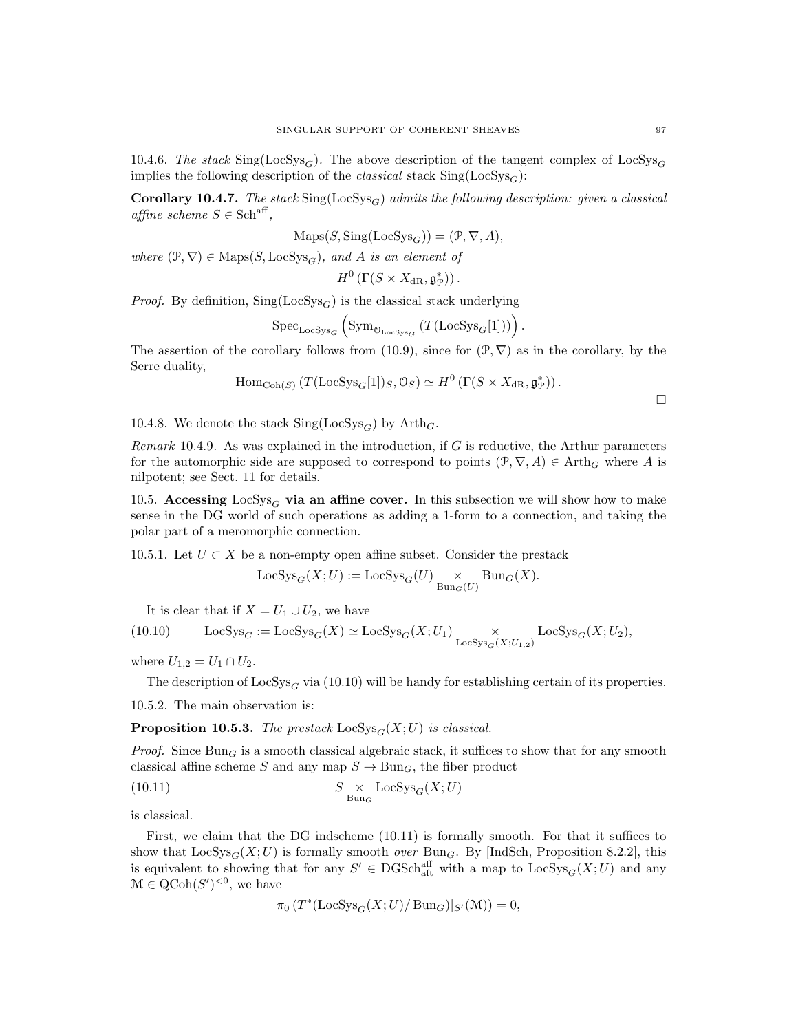10.4.6. *The stack* $\mathrm{Sing}(\mathrm{LocSys}_G)$. The above description of the tangent complex of $\mathrm{LocSys}_G$ implies the following description of the *classical* stack $\mathrm{Sing}(\mathrm{LocSys}_G)$:

**Corollary 10.4.7.** *The stack* $\mathrm{Sing}(\mathrm{LocSys}_G)$ *admits the following description: given a classical affine scheme* $S \in \mathrm{Sch}^{\mathrm{aff}}$,

$$\mathrm{Maps}(S, \mathrm{Sing}(\mathrm{LocSys}_G)) = (\mathcal{P}, \nabla, A),$$

*where* $(\mathcal{P}, \nabla) \in \mathrm{Maps}(S, \mathrm{LocSys}_G)$*, and* $A$ *is an element of*

$$H^0\left(\Gamma(S \times X_{\mathrm{dR}}, \mathfrak{g}^*_{\mathcal{P}})\right).$$

*Proof.* By definition, $\mathrm{Sing}(\mathrm{LocSys}_G)$ is the classical stack underlying

$$\mathrm{Spec}_{\mathrm{LocSys}_G}\left(\mathrm{Sym}_{\mathcal{O}_{\mathrm{LocSys}_G}}\left(T(\mathrm{LocSys}_G[1])\right)\right).$$

The assertion of the corollary follows from (10.9), since for $(\mathcal{P}, \nabla)$ as in the corollary, by the Serre duality,

$$\mathrm{Hom}_{\mathrm{Coh}(S)}\left(T(\mathrm{LocSys}_G[1])_S, \mathcal{O}_S\right) \simeq H^0\left(\Gamma(S \times X_{\mathrm{dR}}, \mathfrak{g}^*_{\mathcal{P}})\right).$$

□

10.4.8. We denote the stack $\mathrm{Sing}(\mathrm{LocSys}_G)$ by $\mathrm{Arth}_G$.

*Remark* 10.4.9. As was explained in the introduction, if $G$ is reductive, the Arthur parameters for the automorphic side are supposed to correspond to points $(\mathcal{P}, \nabla, A) \in \mathrm{Arth}_G$ where $A$ is nilpotent; see Sect. 11 for details.

## 10.5. Accessing $\mathrm{LocSys}_G$ via an affine cover.

In this subsection we will show how to make sense in the DG world of such operations as adding a 1-form to a connection, and taking the polar part of a meromorphic connection.

10.5.1. Let $U \subset X$ be a non-empty open affine subset. Consider the prestack

$$\mathrm{LocSys}_G(X; U) := \mathrm{LocSys}_G(U) \underset{\mathrm{Bun}_G(U)}{\times} \mathrm{Bun}_G(X).$$

It is clear that if $X = U_1 \cup U_2$, we have

$$\mathrm{LocSys}_G := \mathrm{LocSys}_G(X) \simeq \mathrm{LocSys}_G(X; U_1) \underset{\mathrm{LocSys}_G(X; U_{1,2})}{\times} \mathrm{LocSys}_G(X; U_2), \tag{10.10}$$

where $U_{1,2} = U_1 \cap U_2$.

The description of $\mathrm{LocSys}_G$ via (10.10) will be handy for establishing certain of its properties.

10.5.2. The main observation is:

**Proposition 10.5.3.** *The prestack* $\mathrm{LocSys}_G(X; U)$ *is classical.*

*Proof.* Since $\mathrm{Bun}_G$ is a smooth classical algebraic stack, it suffices to show that for any smooth classical affine scheme $S$ and any map $S \to \mathrm{Bun}_G$, the fiber product

$$S \underset{\mathrm{Bun}_G}{\times} \mathrm{LocSys}_G(X; U) \tag{10.11}$$

is classical.

First, we claim that the DG indscheme (10.11) is formally smooth. For that it suffices to show that $\mathrm{LocSys}_G(X; U)$ is formally smooth *over* $\mathrm{Bun}_G$. By [IndSch, Proposition 8.2.2], this is equivalent to showing that for any $S' \in \mathrm{DGSch}^{\mathrm{aff}}_{\mathrm{aft}}$ with a map to $\mathrm{LocSys}_G(X; U)$ and any $\mathcal{M} \in \mathrm{QCoh}(S')^{<0}$, we have

$$\pi_0\left(T^*(\mathrm{LocSys}_G(X; U)/\,\mathrm{Bun}_G)|_{S'}(\mathcal{M})\right) = 0,$$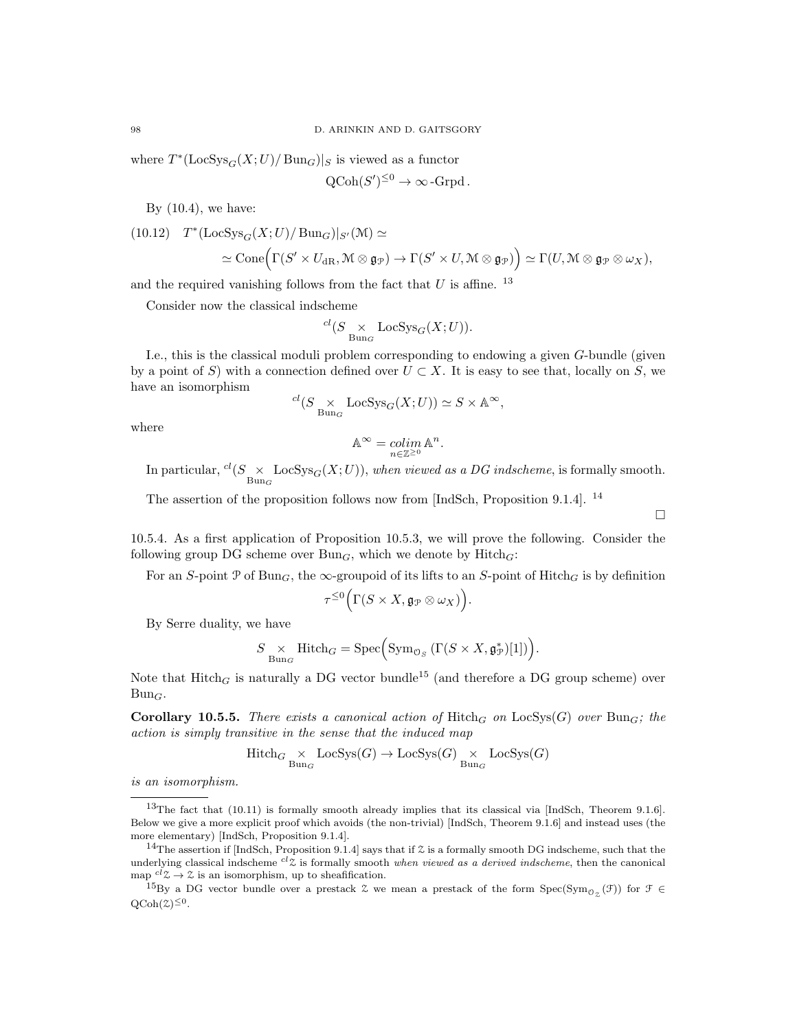where $T^*(\mathrm{LocSys}_G(X;U)/\mathrm{Bun}_G)|_S$ is viewed as a functor

$$\mathrm{QCoh}(S')^{\leq 0} \to \infty\text{-}\mathrm{Grpd}\,.$$

By (10.4), we have:

$$(10.12)\quad T^*(\mathrm{LocSys}_G(X;U)/\mathrm{Bun}_G)|_{S'}(\mathcal{M}) \simeq$$
$$\simeq \mathrm{Cone}\Big(\Gamma(S' \times U_{\mathrm{dR}}, \mathcal{M} \otimes \mathfrak{g}_{\mathcal{P}}) \to \Gamma(S' \times U, \mathcal{M} \otimes \mathfrak{g}_{\mathcal{P}})\Big) \simeq \Gamma(U, \mathcal{M} \otimes \mathfrak{g}_{\mathcal{P}} \otimes \omega_X),$$

and the required vanishing follows from the fact that $U$ is affine. [13]

Consider now the classical indscheme

$$^{cl}(S \underset{\mathrm{Bun}_G}{\times} \mathrm{LocSys}_G(X;U)).$$

I.e., this is the classical moduli problem corresponding to endowing a given $G$-bundle (given by a point of $S$) with a connection defined over $U \subset X$. It is easy to see that, locally on $S$, we have an isomorphism

$$^{cl}(S \underset{\mathrm{Bun}_G}{\times} \mathrm{LocSys}_G(X;U)) \simeq S \times \mathbb{A}^\infty,$$

where

$$\mathbb{A}^\infty = \underset{n \in \mathbb{Z}^{\geq 0}}{colim}\, \mathbb{A}^n.$$

In particular, $^{cl}(S \underset{\mathrm{Bun}_G}{\times} \mathrm{LocSys}_G(X;U))$, *when viewed as a DG indscheme*, is formally smooth.

The assertion of the proposition follows now from [IndSch, Proposition 9.1.4]. [14]

□

10.5.4. As a first application of Proposition 10.5.3, we will prove the following. Consider the following group DG scheme over $\mathrm{Bun}_G$, which we denote by $\mathrm{Hitch}_G$:

For an $S$-point $\mathcal{P}$ of $\mathrm{Bun}_G$, the $\infty$-groupoid of its lifts to an $S$-point of $\mathrm{Hitch}_G$ is by definition

$$\tau^{\leq 0}\Big(\Gamma(S \times X, \mathfrak{g}_{\mathcal{P}} \otimes \omega_X)\Big).$$

By Serre duality, we have

$$S \underset{\mathrm{Bun}_G}{\times} \mathrm{Hitch}_G = \mathrm{Spec}\Big(\mathrm{Sym}_{\mathcal{O}_S}\left(\Gamma(S \times X, \mathfrak{g}^*_{\mathcal{P}})[1]\right)\Big).$$

Note that $\mathrm{Hitch}_G$ is naturally a DG vector bundle[15] (and therefore a DG group scheme) over $\mathrm{Bun}_G$.

**Corollary 10.5.5.** *There exists a canonical action of* $\mathrm{Hitch}_G$ *on* $\mathrm{LocSys}(G)$ *over* $\mathrm{Bun}_G$*; the action is simply transitive in the sense that the induced map*

$$\mathrm{Hitch}_G \underset{\mathrm{Bun}_G}{\times} \mathrm{LocSys}(G) \to \mathrm{LocSys}(G) \underset{\mathrm{Bun}_G}{\times} \mathrm{LocSys}(G)$$

*is an isomorphism.*

---

[13] The fact that (10.11) is formally smooth already implies that its classical via [IndSch, Theorem 9.1.6]. Below we give a more explicit proof which avoids (the non-trivial) [IndSch, Theorem 9.1.6] and instead uses (the more elementary) [IndSch, Proposition 9.1.4].

[14] The assertion if [IndSch, Proposition 9.1.4] says that if $\mathcal{Z}$ is a formally smooth DG indscheme, such that the underlying classical indscheme $^{cl}\mathcal{Z}$ is formally smooth *when viewed as a derived indscheme*, then the canonical map $^{cl}\mathcal{Z} \to \mathcal{Z}$ is an isomorphism, up to sheafification.

[15] By a DG vector bundle over a prestack $\mathcal{Z}$ we mean a prestack of the form $\mathrm{Spec}(\mathrm{Sym}_{\mathcal{O}_{\mathcal{Z}}}(\mathcal{F}))$ for $\mathcal{F} \in \mathrm{QCoh}(\mathcal{Z})^{\leq 0}$.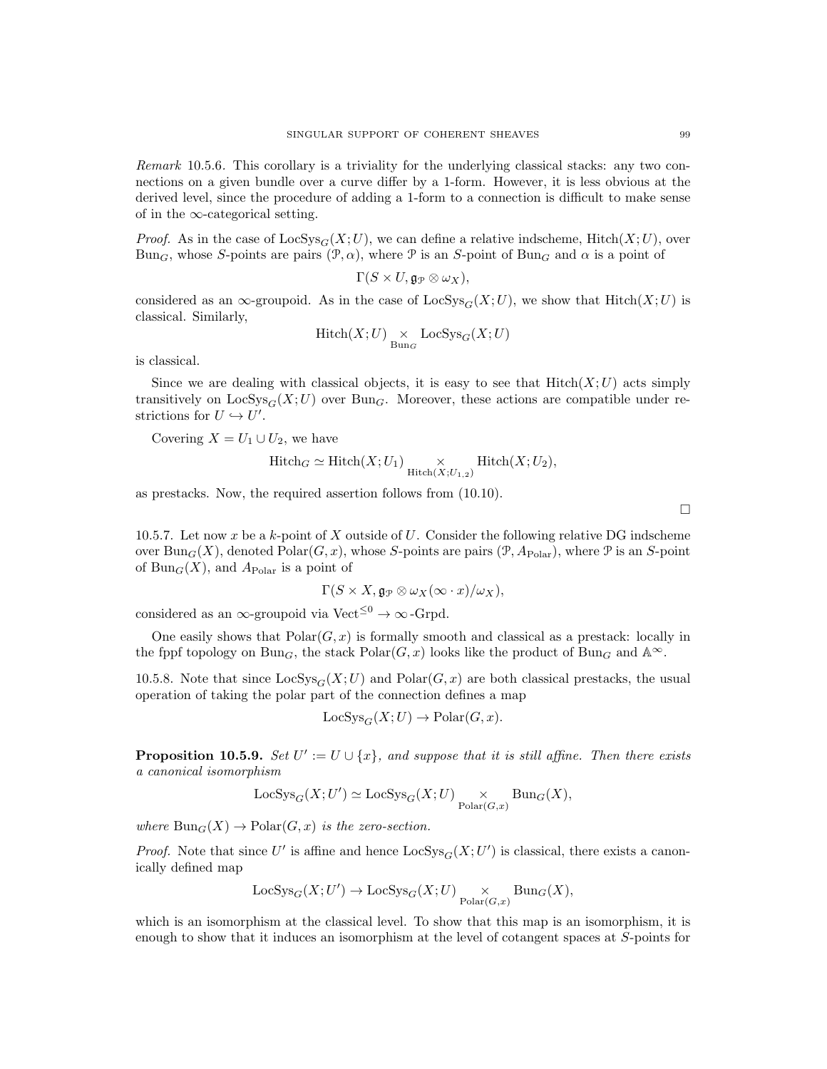*Remark* 10.5.6. This corollary is a triviality for the underlying classical stacks: any two connections on a given bundle over a curve differ by a 1-form. However, it is less obvious at the derived level, since the procedure of adding a 1-form to a connection is difficult to make sense of in the $\infty$-categorical setting.

*Proof.* As in the case of $\mathrm{LocSys}_G(X;U)$, we can define a relative indscheme, $\mathrm{Hitch}(X;U)$, over $\mathrm{Bun}_G$, whose $S$-points are pairs $(\mathcal{P}, \alpha)$, where $\mathcal{P}$ is an $S$-point of $\mathrm{Bun}_G$ and $\alpha$ is a point of

$$\Gamma(S \times U, \mathfrak{g}_{\mathcal{P}} \otimes \omega_X),$$

considered as an $\infty$-groupoid. As in the case of $\mathrm{LocSys}_G(X;U)$, we show that $\mathrm{Hitch}(X;U)$ is classical. Similarly,

$$\mathrm{Hitch}(X;U) \underset{\mathrm{Bun}_G}{\times} \mathrm{LocSys}_G(X;U)$$

is classical.

Since we are dealing with classical objects, it is easy to see that $\mathrm{Hitch}(X;U)$ acts simply transitively on $\mathrm{LocSys}_G(X;U)$ over $\mathrm{Bun}_G$. Moreover, these actions are compatible under restrictions for $U \hookrightarrow U'$.

Covering $X = U_1 \cup U_2$, we have

$$\mathrm{Hitch}_G \simeq \mathrm{Hitch}(X;U_1) \underset{\mathrm{Hitch}(X;U_{1,2})}{\times} \mathrm{Hitch}(X;U_2),$$

as prestacks. Now, the required assertion follows from (10.10).

□

10.5.7. Let now $x$ be a $k$-point of $X$ outside of $U$. Consider the following relative DG indscheme over $\mathrm{Bun}_G(X)$, denoted $\mathrm{Polar}(G,x)$, whose $S$-points are pairs $(\mathcal{P}, A_{\mathrm{Polar}})$, where $\mathcal{P}$ is an $S$-point of $\mathrm{Bun}_G(X)$, and $A_{\mathrm{Polar}}$ is a point of

$$\Gamma(S \times X, \mathfrak{g}_{\mathcal{P}} \otimes \omega_X(\infty \cdot x)/\omega_X),$$

considered as an $\infty$-groupoid via $\mathrm{Vect}^{\leq 0} \to \infty\text{-Grpd}$.

One easily shows that $\mathrm{Polar}(G,x)$ is formally smooth and classical as a prestack: locally in the fppf topology on $\mathrm{Bun}_G$, the stack $\mathrm{Polar}(G,x)$ looks like the product of $\mathrm{Bun}_G$ and $\mathbb{A}^\infty$.

10.5.8. Note that since $\mathrm{LocSys}_G(X;U)$ and $\mathrm{Polar}(G,x)$ are both classical prestacks, the usual operation of taking the polar part of the connection defines a map

$$\mathrm{LocSys}_G(X;U) \to \mathrm{Polar}(G,x).$$

**Proposition 10.5.9.** *Set $U' := U \cup \{x\}$, and suppose that it is still affine. Then there exists a canonical isomorphism*

$$\mathrm{LocSys}_G(X;U') \simeq \mathrm{LocSys}_G(X;U) \underset{\mathrm{Polar}(G,x)}{\times} \mathrm{Bun}_G(X),$$

*where $\mathrm{Bun}_G(X) \to \mathrm{Polar}(G,x)$ is the zero-section.*

*Proof.* Note that since $U'$ is affine and hence $\mathrm{LocSys}_G(X;U')$ is classical, there exists a canonically defined map

$$\mathrm{LocSys}_G(X;U') \to \mathrm{LocSys}_G(X;U) \underset{\mathrm{Polar}(G,x)}{\times} \mathrm{Bun}_G(X),$$

which is an isomorphism at the classical level. To show that this map is an isomorphism, it is enough to show that it induces an isomorphism at the level of cotangent spaces at $S$-points for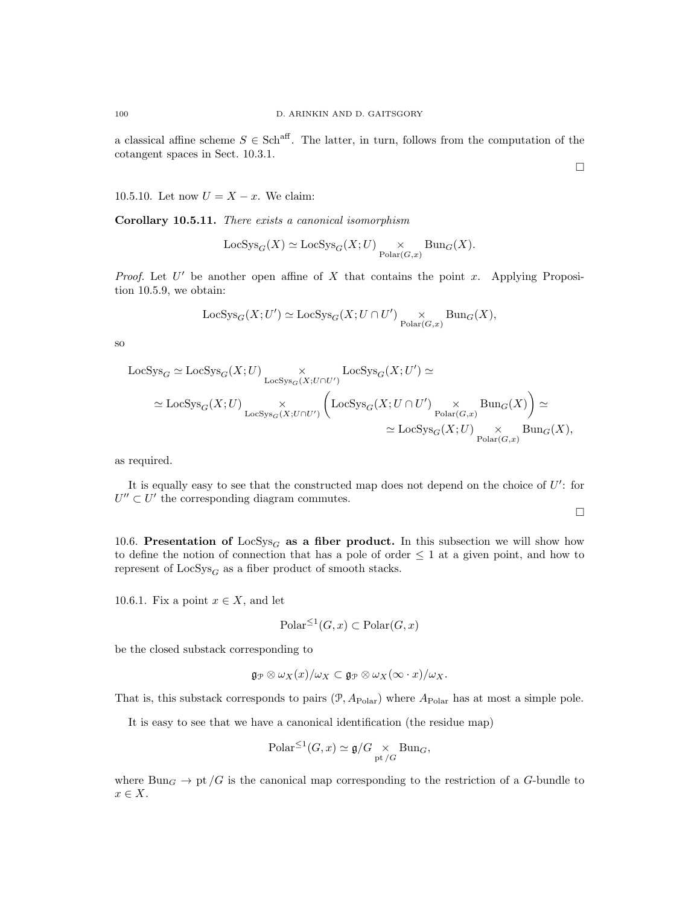a classical affine scheme $S \in \mathrm{Sch}^{\mathrm{aff}}$. The latter, in turn, follows from the computation of the cotangent spaces in Sect. 10.3.1.

□

10.5.10. Let now $U = X - x$. We claim:

**Corollary 10.5.11.** *There exists a canonical isomorphism*

$$\mathrm{LocSys}_G(X) \simeq \mathrm{LocSys}_G(X;U) \underset{\mathrm{Polar}(G,x)}{\times} \mathrm{Bun}_G(X).$$

*Proof.* Let $U'$ be another open affine of $X$ that contains the point $x$. Applying Proposition 10.5.9, we obtain:

$$\mathrm{LocSys}_G(X;U') \simeq \mathrm{LocSys}_G(X;U \cap U') \underset{\mathrm{Polar}(G,x)}{\times} \mathrm{Bun}_G(X),$$

so

$$\begin{aligned}
\mathrm{LocSys}_G &\simeq \mathrm{LocSys}_G(X;U) \underset{\mathrm{LocSys}_G(X;U\cap U')}{\times} \mathrm{LocSys}_G(X;U') \simeq \\
&\simeq \mathrm{LocSys}_G(X;U) \underset{\mathrm{LocSys}_G(X;U\cap U')}{\times} \left(\mathrm{LocSys}_G(X;U \cap U') \underset{\mathrm{Polar}(G,x)}{\times} \mathrm{Bun}_G(X)\right) \simeq \\
&\simeq \mathrm{LocSys}_G(X;U) \underset{\mathrm{Polar}(G,x)}{\times} \mathrm{Bun}_G(X),
\end{aligned}$$

as required.

It is equally easy to see that the constructed map does not depend on the choice of $U'$: for $U'' \subset U'$ the corresponding diagram commutes.

□

10.6. **Presentation of $\mathrm{LocSys}_G$ as a fiber product.** In this subsection we will show how to define the notion of connection that has a pole of order $\leq 1$ at a given point, and how to represent of $\mathrm{LocSys}_G$ as a fiber product of smooth stacks.

10.6.1. Fix a point $x \in X$, and let

$$\mathrm{Polar}^{\leq 1}(G,x) \subset \mathrm{Polar}(G,x)$$

be the closed substack corresponding to

$$\mathfrak{g}_{\mathcal{P}} \otimes \omega_X(x)/\omega_X \subset \mathfrak{g}_{\mathcal{P}} \otimes \omega_X(\infty \cdot x)/\omega_X.$$

That is, this substack corresponds to pairs $(\mathcal{P}, A_{\mathrm{Polar}})$ where $A_{\mathrm{Polar}}$ has at most a simple pole.

It is easy to see that we have a canonical identification (the residue map)

$$\mathrm{Polar}^{\leq 1}(G,x) \simeq \mathfrak{g}/G \underset{\mathrm{pt}/G}{\times} \mathrm{Bun}_G,$$

where $\mathrm{Bun}_G \to \mathrm{pt}/G$ is the canonical map corresponding to the restriction of a $G$-bundle to $x \in X$.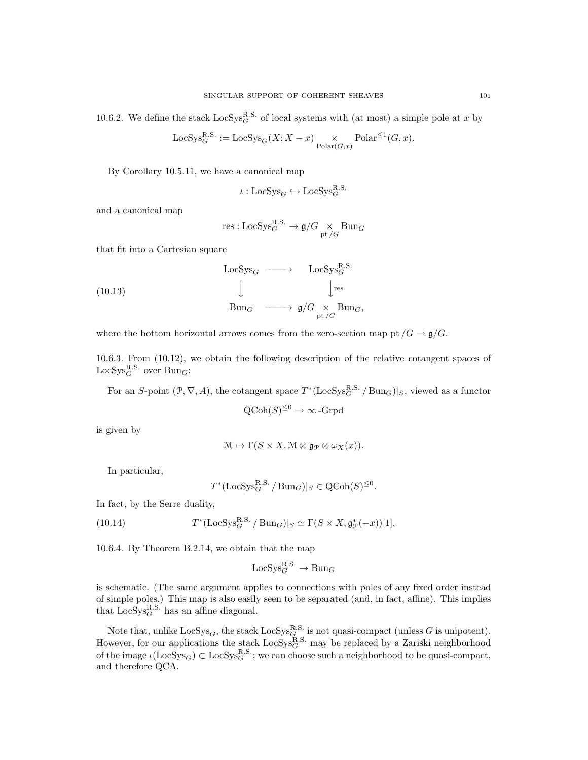10.6.2. We define the stack $\mathrm{LocSys}_G^{\mathrm{R.S.}}$ of local systems with (at most) a simple pole at $x$ by

$$\mathrm{LocSys}_G^{\mathrm{R.S.}} := \mathrm{LocSys}_G(X; X - x) \underset{\mathrm{Polar}(G,x)}{\times} \mathrm{Polar}^{\leq 1}(G, x).$$

By Corollary 10.5.11, we have a canonical map

$$\iota : \mathrm{LocSys}_G \hookrightarrow \mathrm{LocSys}_G^{\mathrm{R.S.}}$$

and a canonical map

$$\mathrm{res} : \mathrm{LocSys}_G^{\mathrm{R.S.}} \to \mathfrak{g}/G \underset{\mathrm{pt}/G}{\times} \mathrm{Bun}_G$$

that fit into a Cartesian square

$$\begin{array}{ccc} \mathrm{LocSys}_G & \longrightarrow & \mathrm{LocSys}_G^{\mathrm{R.S.}} \\ \big\downarrow & & \big\downarrow{\scriptstyle \mathrm{res}} \\ \mathrm{Bun}_G & \longrightarrow & \mathfrak{g}/G \underset{\mathrm{pt}/G}{\times} \mathrm{Bun}_G, \end{array} \tag{10.13}$$

where the bottom horizontal arrows comes from the zero-section map $\mathrm{pt}/G \to \mathfrak{g}/G$.

10.6.3. From (10.12), we obtain the following description of the relative cotangent spaces of $\mathrm{LocSys}_G^{\mathrm{R.S.}}$ over $\mathrm{Bun}_G$:

For an $S$-point $(\mathcal{P}, \nabla, A)$, the cotangent space $T^*(\mathrm{LocSys}_G^{\mathrm{R.S.}} / \mathrm{Bun}_G)|_S$, viewed as a functor

$$\mathrm{QCoh}(S)^{\leq 0} \to \infty\text{-Grpd}$$

is given by

$$\mathcal{M} \mapsto \Gamma(S \times X, \mathcal{M} \otimes \mathfrak{g}_{\mathcal{P}} \otimes \omega_X(x)).$$

In particular,

$$T^*(\mathrm{LocSys}_G^{\mathrm{R.S.}} / \mathrm{Bun}_G)|_S \in \mathrm{QCoh}(S)^{\leq 0}.$$

In fact, by the Serre duality,

$$T^*(\mathrm{LocSys}_G^{\mathrm{R.S.}} / \mathrm{Bun}_G)|_S \simeq \Gamma(S \times X, \mathfrak{g}_{\mathcal{P}}^*(-x))[1]. \tag{10.14}$$

10.6.4. By Theorem B.2.14, we obtain that the map

$$\mathrm{LocSys}_G^{\mathrm{R.S.}} \to \mathrm{Bun}_G$$

is schematic. (The same argument applies to connections with poles of any fixed order instead of simple poles.) This map is also easily seen to be separated (and, in fact, affine). This implies that $\mathrm{LocSys}_G^{\mathrm{R.S.}}$ has an affine diagonal.

Note that, unlike $\mathrm{LocSys}_G$, the stack $\mathrm{LocSys}_G^{\mathrm{R.S.}}$ is not quasi-compact (unless $G$ is unipotent). However, for our applications the stack $\mathrm{LocSys}_G^{\mathrm{R.S.}}$ may be replaced by a Zariski neighborhood of the image $\iota(\mathrm{LocSys}_G) \subset \mathrm{LocSys}_G^{\mathrm{R.S.}}$; we can choose such a neighborhood to be quasi-compact, and therefore QCA.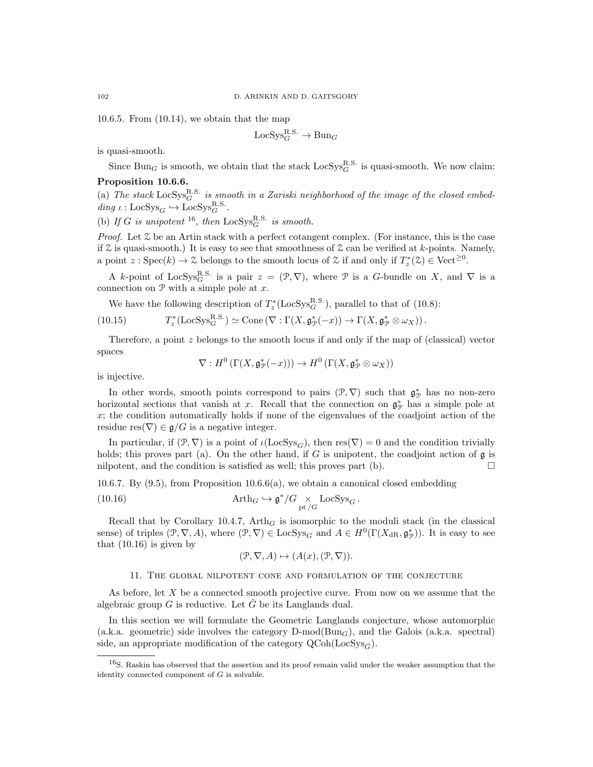10.6.5. From (10.14), we obtain that the map

$$\mathrm{LocSys}_G^{\mathrm{R.S.}} \to \mathrm{Bun}_G$$

is quasi-smooth.

Since $\mathrm{Bun}_G$ is smooth, we obtain that the stack $\mathrm{LocSys}_G^{\mathrm{R.S.}}$ is quasi-smooth. We now claim:

**Proposition 10.6.6.**

(a) *The stack* $\mathrm{LocSys}_G^{\mathrm{R.S.}}$ *is smooth in a Zariski neighborhood of the image of the closed embedding* $\iota : \mathrm{LocSys}_G \hookrightarrow \mathrm{LocSys}_G^{\mathrm{R.S.}}$.

(b) *If* $G$ *is unipotent* [16], *then* $\mathrm{LocSys}_G^{\mathrm{R.S.}}$ *is smooth.*

*Proof.* Let $\mathcal{Z}$ be an Artin stack with a perfect cotangent complex. (For instance, this is the case if $\mathcal{Z}$ is quasi-smooth.) It is easy to see that smoothness of $\mathcal{Z}$ can be verified at $k$-points. Namely, a point $z : \mathrm{Spec}(k) \to \mathcal{Z}$ belongs to the smooth locus of $\mathcal{Z}$ if and only if $T_z^*(\mathcal{Z}) \in \mathrm{Vect}^{\geq 0}$.

A $k$-point of $\mathrm{LocSys}_G^{\mathrm{R.S.}}$ is a pair $z = (\mathcal{P}, \nabla)$, where $\mathcal{P}$ is a $G$-bundle on $X$, and $\nabla$ is a connection on $\mathcal{P}$ with a simple pole at $x$.

We have the following description of $T_z^*(\mathrm{LocSys}_G^{\mathrm{R.S.}})$, parallel to that of (10.8):

$$T_z^*(\mathrm{LocSys}_G^{\mathrm{R.S.}}) \simeq \mathrm{Cone}\left(\nabla : \Gamma(X, \mathfrak{g}_{\mathcal{P}}^*(-x)) \to \Gamma(X, \mathfrak{g}_{\mathcal{P}}^* \otimes \omega_X)\right). \tag{10.15}$$

Therefore, a point $z$ belongs to the smooth locus if and only if the map of (classical) vector spaces

$$\nabla : H^0\left(\Gamma(X, \mathfrak{g}_{\mathcal{P}}^*(-x))\right) \to H^0\left(\Gamma(X, \mathfrak{g}_{\mathcal{P}}^* \otimes \omega_X)\right)$$

is injective.

In other words, smooth points correspond to pairs $(\mathcal{P}, \nabla)$ such that $\mathfrak{g}_{\mathcal{P}}^*$ has no non-zero horizontal sections that vanish at $x$. Recall that the connection on $\mathfrak{g}_{\mathcal{P}}^*$ has a simple pole at $x$; the condition automatically holds if none of the eigenvalues of the coadjoint action of the residue $\mathrm{res}(\nabla) \in \mathfrak{g}/G$ is a negative integer.

In particular, if $(\mathcal{P}, \nabla)$ is a point of $\iota(\mathrm{LocSys}_G)$, then $\mathrm{res}(\nabla) = 0$ and the condition trivially holds; this proves part (a). On the other hand, if $G$ is unipotent, the coadjoint action of $\mathfrak{g}$ is nilpotent, and the condition is satisfied as well; this proves part (b). $\square$

10.6.7. By (9.5), from Proposition 10.6.6(a), we obtain a canonical closed embedding

$$\mathrm{Arth}_G \hookrightarrow \mathfrak{g}^*/G \underset{\mathrm{pt}/G}{\times} \mathrm{LocSys}_G. \tag{10.16}$$

Recall that by Corollary 10.4.7, $\mathrm{Arth}_G$ is isomorphic to the moduli stack (in the classical sense) of triples $(\mathcal{P}, \nabla, A)$, where $(\mathcal{P}, \nabla) \in \mathrm{LocSys}_G$ and $A \in H^0(\Gamma(X_{\mathrm{dR}}, \mathfrak{g}_{\mathcal{P}}^*))$. It is easy to see that (10.16) is given by

$$(\mathcal{P}, \nabla, A) \mapsto (A(x), (\mathcal{P}, \nabla)).$$

## 11. The global nilpotent cone and formulation of the conjecture

As before, let $X$ be a connected smooth projective curve. From now on we assume that the algebraic group $G$ is reductive. Let $\check{G}$ be its Langlands dual.

In this section we will formulate the Geometric Langlands conjecture, whose automorphic (a.k.a. geometric) side involves the category $\mathrm{D\text{-}mod}(\mathrm{Bun}_G)$, and the Galois (a.k.a. spectral) side, an appropriate modification of the category $\mathrm{QCoh}(\mathrm{LocSys}_{\check{G}})$.

[16] S. Raskin has observed that the assertion and its proof remain valid under the weaker assumption that the identity connected component of $G$ is solvable.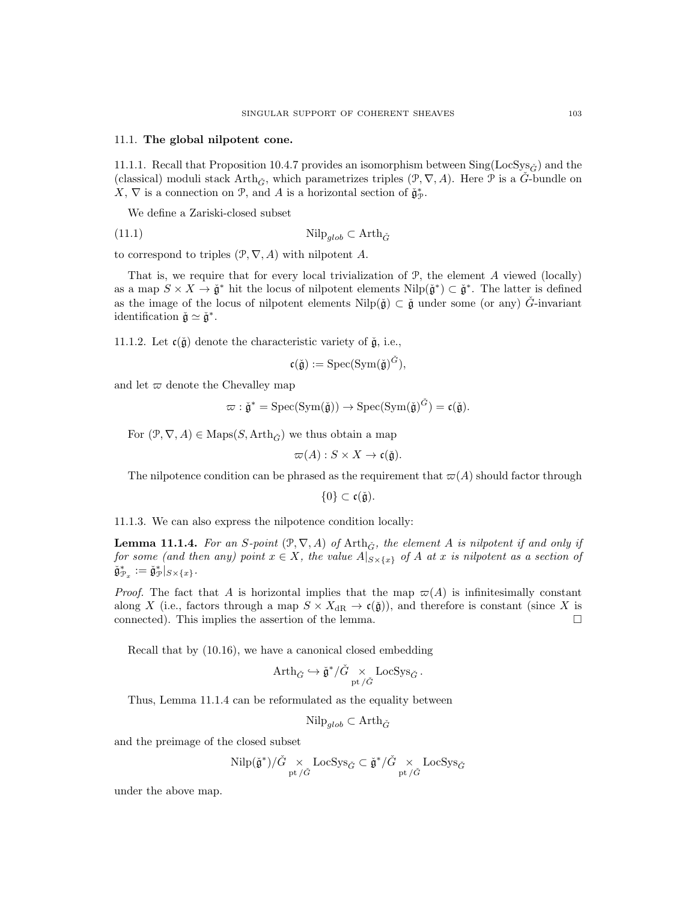## 11.1. The global nilpotent cone.

11.1.1. Recall that Proposition 10.4.7 provides an isomorphism between $\mathrm{Sing}(\mathrm{LocSys}_{\check{G}})$ and the (classical) moduli stack $\mathrm{Arth}_{\check{G}}$, which parametrizes triples $(\mathcal{P}, \nabla, A)$. Here $\mathcal{P}$ is a $\check{G}$-bundle on $X$, $\nabla$ is a connection on $\mathcal{P}$, and $A$ is a horizontal section of $\check{\mathfrak{g}}^*_{\mathcal{P}}$.

We define a Zariski-closed subset

$$\mathrm{Nilp}_{glob} \subset \mathrm{Arth}_{\check{G}} \tag{11.1}$$

to correspond to triples $(\mathcal{P}, \nabla, A)$ with nilpotent $A$.

That is, we require that for every local trivialization of $\mathcal{P}$, the element $A$ viewed (locally) as a map $S \times X \to \check{\mathfrak{g}}^*$ hit the locus of nilpotent elements $\mathrm{Nilp}(\check{\mathfrak{g}}^*) \subset \check{\mathfrak{g}}^*$. The latter is defined as the image of the locus of nilpotent elements $\mathrm{Nilp}(\check{\mathfrak{g}}) \subset \check{\mathfrak{g}}$ under some (or any) $\check{G}$-invariant identification $\check{\mathfrak{g}} \simeq \check{\mathfrak{g}}^*$.

11.1.2. Let $\mathfrak{c}(\check{\mathfrak{g}})$ denote the characteristic variety of $\check{\mathfrak{g}}$, i.e.,

$$\mathfrak{c}(\check{\mathfrak{g}}) := \mathrm{Spec}(\mathrm{Sym}(\check{\mathfrak{g}})^{\check{G}}),$$

and let $\varpi$ denote the Chevalley map

$$\varpi : \check{\mathfrak{g}}^* = \mathrm{Spec}(\mathrm{Sym}(\check{\mathfrak{g}})) \to \mathrm{Spec}(\mathrm{Sym}(\check{\mathfrak{g}})^{\check{G}}) = \mathfrak{c}(\check{\mathfrak{g}}).$$

For $(\mathcal{P}, \nabla, A) \in \mathrm{Maps}(S, \mathrm{Arth}_{\check{G}})$ we thus obtain a map

$$\varpi(A) : S \times X \to \mathfrak{c}(\check{\mathfrak{g}}).$$

The nilpotence condition can be phrased as the requirement that $\varpi(A)$ should factor through

$$\{0\} \subset \mathfrak{c}(\check{\mathfrak{g}}).$$

11.1.3. We can also express the nilpotence condition locally:

**Lemma 11.1.4.** *For an $S$-point $(\mathcal{P}, \nabla, A)$ of $\mathrm{Arth}_{\check{G}}$, the element $A$ is nilpotent if and only if for some (and then any) point $x \in X$, the value $A|_{S \times \{x\}}$ of $A$ at $x$ is nilpotent as a section of $\check{\mathfrak{g}}^*_{\mathcal{P}_x} := \check{\mathfrak{g}}^*_{\mathcal{P}}|_{S \times \{x\}}$.*

*Proof.* The fact that $A$ is horizontal implies that the map $\varpi(A)$ is infinitesimally constant along $X$ (i.e., factors through a map $S \times X_{\mathrm{dR}} \to \mathfrak{c}(\check{\mathfrak{g}})$), and therefore is constant (since $X$ is connected). This implies the assertion of the lemma. $\square$

Recall that by (10.16), we have a canonical closed embedding

$$\mathrm{Arth}_{\check{G}} \hookrightarrow \check{\mathfrak{g}}^*/\check{G} \underset{\mathrm{pt}/\check{G}}{\times} \mathrm{LocSys}_{\check{G}}.$$

Thus, Lemma 11.1.4 can be reformulated as the equality between

$$\mathrm{Nilp}_{glob} \subset \mathrm{Arth}_{\check{G}}$$

and the preimage of the closed subset

$$\mathrm{Nilp}(\check{\mathfrak{g}}^*)/\check{G} \underset{\mathrm{pt}/\check{G}}{\times} \mathrm{LocSys}_{\check{G}} \subset \check{\mathfrak{g}}^*/\check{G} \underset{\mathrm{pt}/\check{G}}{\times} \mathrm{LocSys}_{\check{G}}$$

under the above map.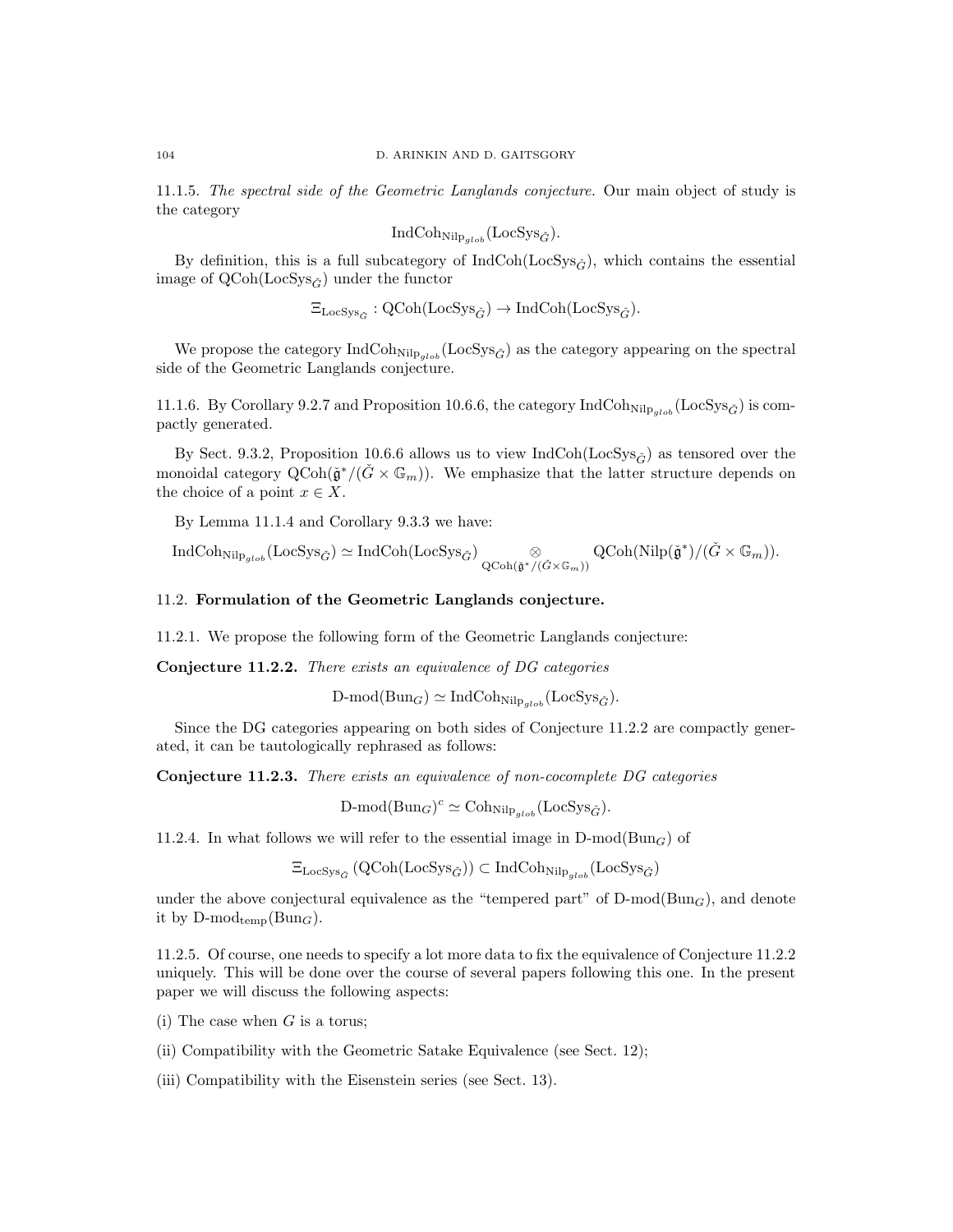11.1.5. *The spectral side of the Geometric Langlands conjecture.* Our main object of study is the category

$$\mathrm{IndCoh}_{\mathrm{Nilp}_{glob}}(\mathrm{LocSys}_{\check{G}}).$$

By definition, this is a full subcategory of $\mathrm{IndCoh}(\mathrm{LocSys}_{\check{G}})$, which contains the essential image of $\mathrm{QCoh}(\mathrm{LocSys}_{\check{G}})$ under the functor

$$\Xi_{\mathrm{LocSys}_{\check{G}}} : \mathrm{QCoh}(\mathrm{LocSys}_{\check{G}}) \to \mathrm{IndCoh}(\mathrm{LocSys}_{\check{G}}).$$

We propose the category $\mathrm{IndCoh}_{\mathrm{Nilp}_{glob}}(\mathrm{LocSys}_{\check{G}})$ as the category appearing on the spectral side of the Geometric Langlands conjecture.

11.1.6. By Corollary 9.2.7 and Proposition 10.6.6, the category $\mathrm{IndCoh}_{\mathrm{Nilp}_{glob}}(\mathrm{LocSys}_{\check{G}})$ is compactly generated.

By Sect. 9.3.2, Proposition 10.6.6 allows us to view $\mathrm{IndCoh}(\mathrm{LocSys}_{\check{G}})$ as tensored over the monoidal category $\mathrm{QCoh}(\check{\mathfrak{g}}^*/(\check{G} \times \mathbb{G}_m))$. We emphasize that the latter structure depends on the choice of a point $x \in X$.

By Lemma 11.1.4 and Corollary 9.3.3 we have:

$$\mathrm{IndCoh}_{\mathrm{Nilp}_{glob}}(\mathrm{LocSys}_{\check{G}}) \simeq \mathrm{IndCoh}(\mathrm{LocSys}_{\check{G}}) \underset{\mathrm{QCoh}(\check{\mathfrak{g}}^*/(\check{G}\times\mathbb{G}_m))}{\otimes} \mathrm{QCoh}(\mathrm{Nilp}(\check{\mathfrak{g}}^*)/(\check{G} \times \mathbb{G}_m)).$$

## 11.2. Formulation of the Geometric Langlands conjecture.

11.2.1. We propose the following form of the Geometric Langlands conjecture:

**Conjecture 11.2.2.** *There exists an equivalence of DG categories*

$$\text{D-mod}(\mathrm{Bun}_G) \simeq \mathrm{IndCoh}_{\mathrm{Nilp}_{glob}}(\mathrm{LocSys}_{\check{G}}).$$

Since the DG categories appearing on both sides of Conjecture 11.2.2 are compactly generated, it can be tautologically rephrased as follows:

**Conjecture 11.2.3.** *There exists an equivalence of non-cocomplete DG categories*

$$\text{D-mod}(\mathrm{Bun}_G)^c \simeq \mathrm{Coh}_{\mathrm{Nilp}_{glob}}(\mathrm{LocSys}_{\check{G}}).$$

11.2.4. In what follows we will refer to the essential image in $\text{D-mod}(\mathrm{Bun}_G)$ of

$$\Xi_{\mathrm{LocSys}_{\check{G}}}\left(\mathrm{QCoh}(\mathrm{LocSys}_{\check{G}})\right) \subset \mathrm{IndCoh}_{\mathrm{Nilp}_{glob}}(\mathrm{LocSys}_{\check{G}})$$

under the above conjectural equivalence as the "tempered part" of $\text{D-mod}(\mathrm{Bun}_G)$, and denote it by $\text{D-mod}_{\mathrm{temp}}(\mathrm{Bun}_G)$.

11.2.5. Of course, one needs to specify a lot more data to fix the equivalence of Conjecture 11.2.2 uniquely. This will be done over the course of several papers following this one. In the present paper we will discuss the following aspects:

(i) The case when $G$ is a torus;

(ii) Compatibility with the Geometric Satake Equivalence (see Sect. 12);

(iii) Compatibility with the Eisenstein series (see Sect. 13).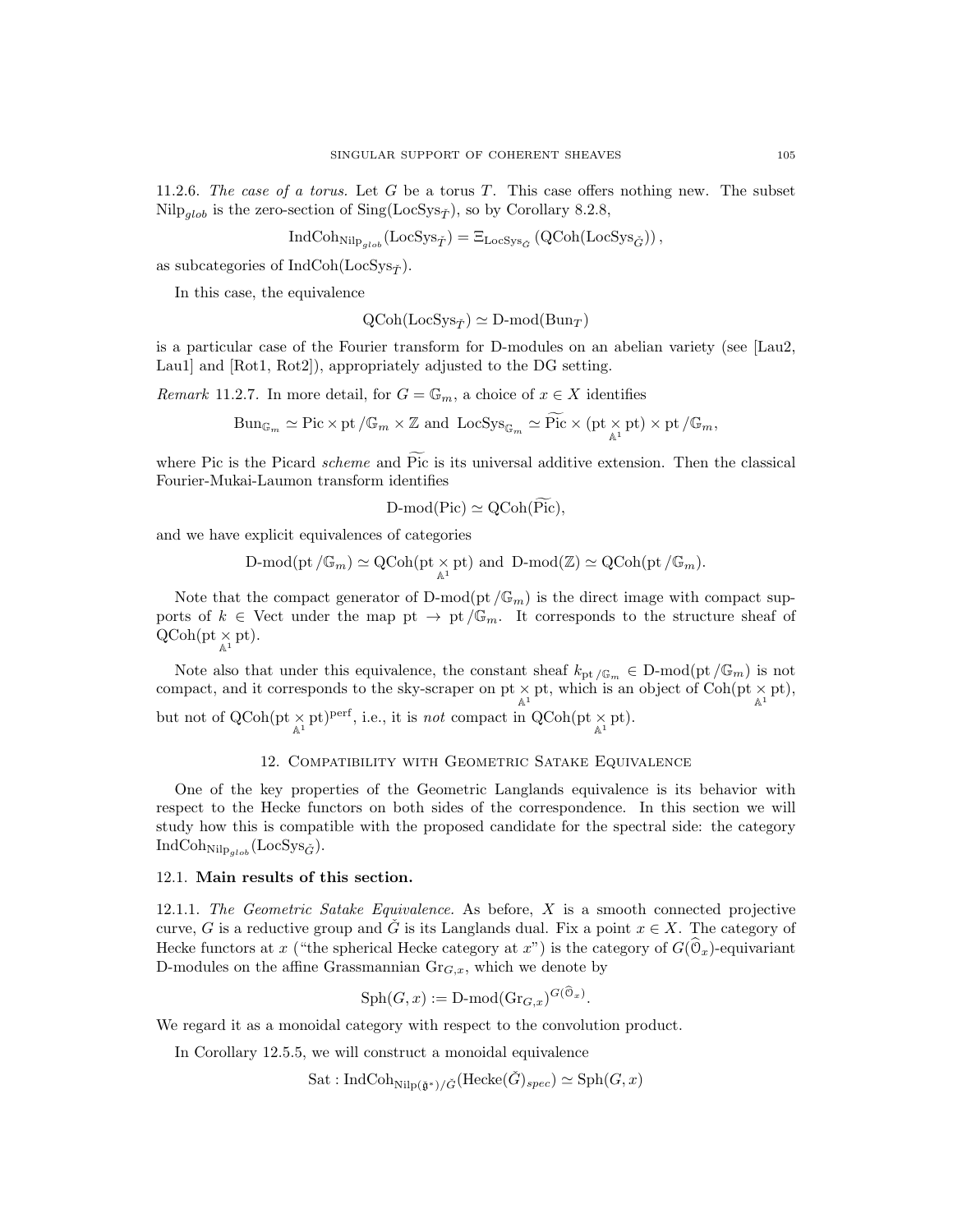11.2.6. *The case of a torus.* Let $G$ be a torus $T$. This case offers nothing new. The subset $\mathrm{Nilp}_{glob}$ is the zero-section of $\mathrm{Sing}(\mathrm{LocSys}_{\check{T}})$, so by Corollary 8.2.8,

$$\mathrm{IndCoh}_{\mathrm{Nilp}_{glob}}(\mathrm{LocSys}_{\check{T}}) = \Xi_{\mathrm{LocSys}_{\check{G}}}\left(\mathrm{QCoh}(\mathrm{LocSys}_{\check{G}})\right),$$

as subcategories of $\mathrm{IndCoh}(\mathrm{LocSys}_{\check{T}})$.

In this case, the equivalence

$$\mathrm{QCoh}(\mathrm{LocSys}_{\check{T}}) \simeq \text{D-mod}(\mathrm{Bun}_T)$$

is a particular case of the Fourier transform for D-modules on an abelian variety (see [Lau2, Lau1] and [Rot1, Rot2]), appropriately adjusted to the DG setting.

*Remark* 11.2.7. In more detail, for $G = \mathbb{G}_m$, a choice of $x \in X$ identifies

$$\mathrm{Bun}_{\mathbb{G}_m} \simeq \mathrm{Pic} \times \mathrm{pt}/\mathbb{G}_m \times \mathbb{Z} \text{ and } \mathrm{LocSys}_{\mathbb{G}_m} \simeq \widetilde{\mathrm{Pic}} \times (\mathrm{pt} \underset{\mathbb{A}^1}{\times} \mathrm{pt}) \times \mathrm{pt}/\mathbb{G}_m,$$

where Pic is the Picard *scheme* and $\widetilde{\mathrm{Pic}}$ is its universal additive extension. Then the classical Fourier-Mukai-Laumon transform identifies

$$\text{D-mod}(\mathrm{Pic}) \simeq \mathrm{QCoh}(\widetilde{\mathrm{Pic}}),$$

and we have explicit equivalences of categories

$$\text{D-mod}(\mathrm{pt}/\mathbb{G}_m) \simeq \mathrm{QCoh}(\mathrm{pt} \underset{\mathbb{A}^1}{\times} \mathrm{pt}) \text{ and } \text{D-mod}(\mathbb{Z}) \simeq \mathrm{QCoh}(\mathrm{pt}/\mathbb{G}_m).$$

Note that the compact generator of $\text{D-mod}(\mathrm{pt}/\mathbb{G}_m)$ is the direct image with compact supports of $k \in \mathrm{Vect}$ under the map $\mathrm{pt} \to \mathrm{pt}/\mathbb{G}_m$. It corresponds to the structure sheaf of $\mathrm{QCoh}(\mathrm{pt} \underset{\mathbb{A}^1}{\times} \mathrm{pt})$.

Note also that under this equivalence, the constant sheaf $k_{\mathrm{pt}/\mathbb{G}_m} \in \text{D-mod}(\mathrm{pt}/\mathbb{G}_m)$ is not compact, and it corresponds to the sky-scraper on $\mathrm{pt} \underset{\mathbb{A}^1}{\times} \mathrm{pt}$, which is an object of $\mathrm{Coh}(\mathrm{pt} \underset{\mathbb{A}^1}{\times} \mathrm{pt})$, but not of $\mathrm{QCoh}(\mathrm{pt} \underset{\mathbb{A}^1}{\times} \mathrm{pt})^{\mathrm{perf}}$, i.e., it is *not* compact in $\mathrm{QCoh}(\mathrm{pt} \underset{\mathbb{A}^1}{\times} \mathrm{pt})$.

## 12. Compatibility with Geometric Satake Equivalence

One of the key properties of the Geometric Langlands equivalence is its behavior with respect to the Hecke functors on both sides of the correspondence. In this section we will study how this is compatible with the proposed candidate for the spectral side: the category $\mathrm{IndCoh}_{\mathrm{Nilp}_{glob}}(\mathrm{LocSys}_{\check{G}})$.

### 12.1. Main results of this section.

12.1.1. *The Geometric Satake Equivalence.* As before, $X$ is a smooth connected projective curve, $G$ is a reductive group and $\check{G}$ is its Langlands dual. Fix a point $x \in X$. The category of Hecke functors at $x$ ("the spherical Hecke category at $x$") is the category of $G(\widehat{\mathcal{O}}_x)$-equivariant D-modules on the affine Grassmannian $\mathrm{Gr}_{G,x}$, which we denote by

$$\mathrm{Sph}(G,x) := \text{D-mod}(\mathrm{Gr}_{G,x})^{G(\widehat{\mathcal{O}}_x)}.$$

We regard it as a monoidal category with respect to the convolution product.

In Corollary 12.5.5, we will construct a monoidal equivalence

$$\mathrm{Sat} : \mathrm{IndCoh}_{\mathrm{Nilp}(\check{\mathfrak{g}}^*)/\check{G}}(\mathrm{Hecke}(\check{G})_{spec}) \simeq \mathrm{Sph}(G,x)$$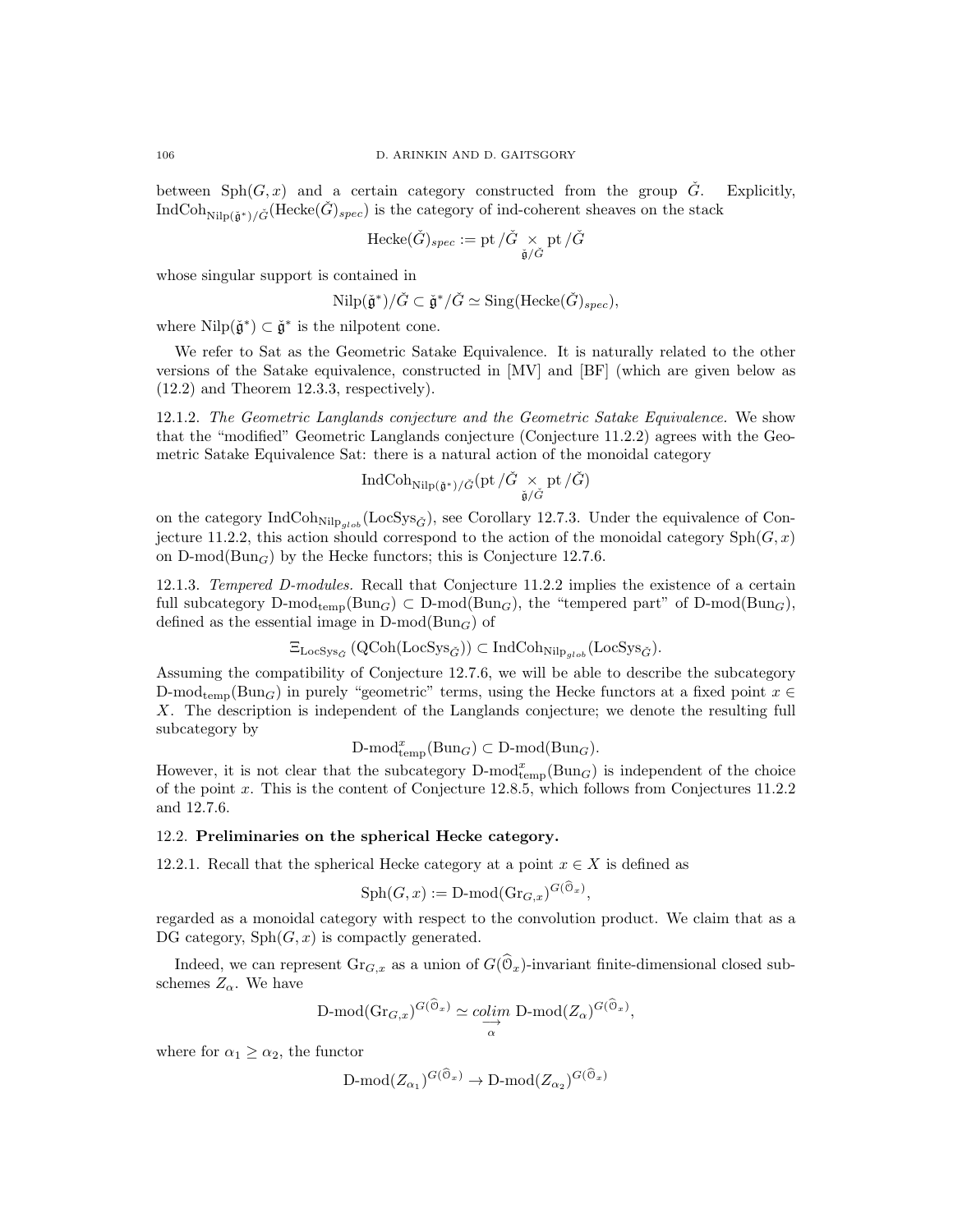between $\mathrm{Sph}(G,x)$ and a certain category constructed from the group $\check{G}$. Explicitly, $\mathrm{IndCoh}_{\mathrm{Nilp}(\check{\mathfrak{g}}^*)/\check{G}}(\mathrm{Hecke}(\check{G})_{spec})$ is the category of ind-coherent sheaves on the stack

$$\mathrm{Hecke}(\check{G})_{spec} := \mathrm{pt}/\check{G} \underset{\check{\mathfrak{g}}/\check{G}}{\times} \mathrm{pt}/\check{G}$$

whose singular support is contained in

$$\mathrm{Nilp}(\check{\mathfrak{g}}^*)/\check{G} \subset \check{\mathfrak{g}}^*/\check{G} \simeq \mathrm{Sing}(\mathrm{Hecke}(\check{G})_{spec}),$$

where $\mathrm{Nilp}(\check{\mathfrak{g}}^*) \subset \check{\mathfrak{g}}^*$ is the nilpotent cone.

We refer to Sat as the Geometric Satake Equivalence. It is naturally related to the other versions of the Satake equivalence, constructed in [MV] and [BF] (which are given below as (12.2) and Theorem 12.3.3, respectively).

12.1.2. *The Geometric Langlands conjecture and the Geometric Satake Equivalence.* We show that the "modified" Geometric Langlands conjecture (Conjecture 11.2.2) agrees with the Geometric Satake Equivalence Sat: there is a natural action of the monoidal category

$$\mathrm{IndCoh}_{\mathrm{Nilp}(\check{\mathfrak{g}}^*)/\check{G}}(\mathrm{pt}/\check{G} \underset{\check{\mathfrak{g}}/\check{G}}{\times} \mathrm{pt}/\check{G})$$

on the category $\mathrm{IndCoh}_{\mathrm{Nilp}_{glob}}(\mathrm{LocSys}_{\check{G}})$, see Corollary 12.7.3. Under the equivalence of Conjecture 11.2.2, this action should correspond to the action of the monoidal category $\mathrm{Sph}(G,x)$ on $\text{D-mod}(\mathrm{Bun}_G)$ by the Hecke functors; this is Conjecture 12.7.6.

12.1.3. *Tempered D-modules.* Recall that Conjecture 11.2.2 implies the existence of a certain full subcategory $\text{D-mod}_{\mathrm{temp}}(\mathrm{Bun}_G) \subset \text{D-mod}(\mathrm{Bun}_G)$, the "tempered part" of $\text{D-mod}(\mathrm{Bun}_G)$, defined as the essential image in $\text{D-mod}(\mathrm{Bun}_G)$ of

$$\Xi_{\mathrm{LocSys}_{\check{G}}}(\mathrm{QCoh}(\mathrm{LocSys}_{\check{G}})) \subset \mathrm{IndCoh}_{\mathrm{Nilp}_{glob}}(\mathrm{LocSys}_{\check{G}}).$$

Assuming the compatibility of Conjecture 12.7.6, we will be able to describe the subcategory $\text{D-mod}_{\mathrm{temp}}(\mathrm{Bun}_G)$ in purely "geometric" terms, using the Hecke functors at a fixed point $x \in X$. The description is independent of the Langlands conjecture; we denote the resulting full subcategory by

$$\text{D-mod}^x_{\mathrm{temp}}(\mathrm{Bun}_G) \subset \text{D-mod}(\mathrm{Bun}_G).$$

However, it is not clear that the subcategory $\text{D-mod}^x_{\mathrm{temp}}(\mathrm{Bun}_G)$ is independent of the choice of the point $x$. This is the content of Conjecture 12.8.5, which follows from Conjectures 11.2.2 and 12.7.6.

## 12.2. Preliminaries on the spherical Hecke category.

12.2.1. Recall that the spherical Hecke category at a point $x \in X$ is defined as

$$\mathrm{Sph}(G,x) := \text{D-mod}(\mathrm{Gr}_{G,x})^{G(\widehat{\mathcal{O}}_x)},$$

regarded as a monoidal category with respect to the convolution product. We claim that as a DG category, $\mathrm{Sph}(G,x)$ is compactly generated.

Indeed, we can represent $\mathrm{Gr}_{G,x}$ as a union of $G(\widehat{\mathcal{O}}_x)$-invariant finite-dimensional closed subschemes $Z_\alpha$. We have

$$\text{D-mod}(\mathrm{Gr}_{G,x})^{G(\widehat{\mathcal{O}}_x)} \simeq \underset{\alpha}{\underrightarrow{colim}}\ \text{D-mod}(Z_\alpha)^{G(\widehat{\mathcal{O}}_x)},$$

where for $\alpha_1 \geq \alpha_2$, the functor

$$\text{D-mod}(Z_{\alpha_1})^{G(\widehat{\mathcal{O}}_x)} \to \text{D-mod}(Z_{\alpha_2})^{G(\widehat{\mathcal{O}}_x)}$$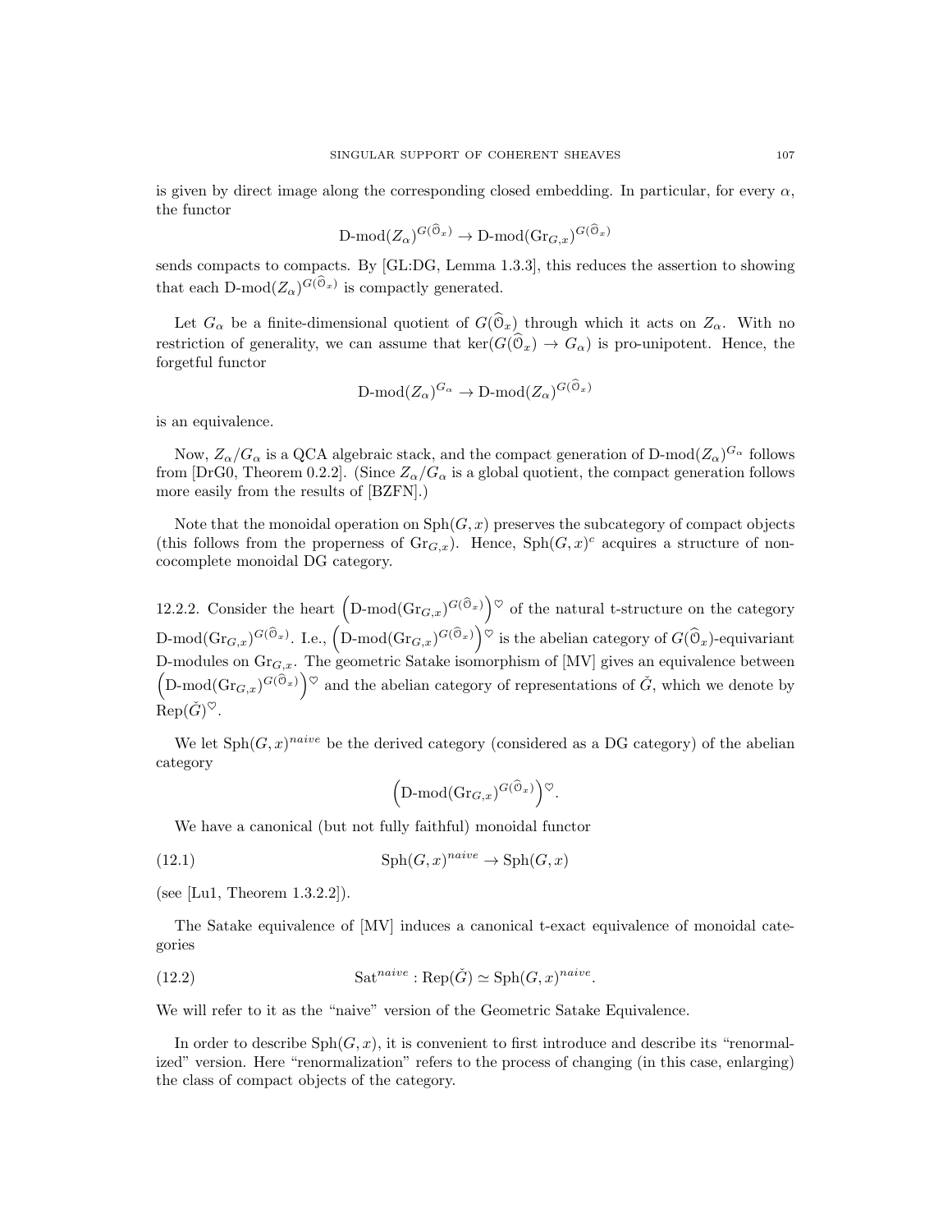is given by direct image along the corresponding closed embedding. In particular, for every $\alpha$, the functor

$$\text{D-mod}(Z_\alpha)^{G(\widehat{\mathcal{O}}_x)} \to \text{D-mod}(\text{Gr}_{G,x})^{G(\widehat{\mathcal{O}}_x)}$$

sends compacts to compacts. By [GL:DG, Lemma 1.3.3], this reduces the assertion to showing that each $\text{D-mod}(Z_\alpha)^{G(\widehat{\mathcal{O}}_x)}$ is compactly generated.

Let $G_\alpha$ be a finite-dimensional quotient of $G(\widehat{\mathcal{O}}_x)$ through which it acts on $Z_\alpha$. With no restriction of generality, we can assume that $\ker(G(\widehat{\mathcal{O}}_x) \to G_\alpha)$ is pro-unipotent. Hence, the forgetful functor

$$\text{D-mod}(Z_\alpha)^{G_\alpha} \to \text{D-mod}(Z_\alpha)^{G(\widehat{\mathcal{O}}_x)}$$

is an equivalence.

Now, $Z_\alpha/G_\alpha$ is a QCA algebraic stack, and the compact generation of $\text{D-mod}(Z_\alpha)^{G_\alpha}$ follows from [DrG0, Theorem 0.2.2]. (Since $Z_\alpha/G_\alpha$ is a global quotient, the compact generation follows more easily from the results of [BZFN].)

Note that the monoidal operation on $\text{Sph}(G,x)$ preserves the subcategory of compact objects (this follows from the properness of $\text{Gr}_{G,x}$). Hence, $\text{Sph}(G,x)^c$ acquires a structure of non-cocomplete monoidal DG category.

12.2.2. Consider the heart $\left(\text{D-mod}(\text{Gr}_{G,x})^{G(\widehat{\mathcal{O}}_x)}\right)^\heartsuit$ of the natural t-structure on the category $\text{D-mod}(\text{Gr}_{G,x})^{G(\widehat{\mathcal{O}}_x)}$. I.e., $\left(\text{D-mod}(\text{Gr}_{G,x})^{G(\widehat{\mathcal{O}}_x)}\right)^\heartsuit$ is the abelian category of $G(\widehat{\mathcal{O}}_x)$-equivariant D-modules on $\text{Gr}_{G,x}$. The geometric Satake isomorphism of [MV] gives an equivalence between $\left(\text{D-mod}(\text{Gr}_{G,x})^{G(\widehat{\mathcal{O}}_x)}\right)^\heartsuit$ and the abelian category of representations of $\check{G}$, which we denote by $\text{Rep}(\check{G})^\heartsuit$.

We let $\text{Sph}(G,x)^{naive}$ be the derived category (considered as a DG category) of the abelian category

$$\left(\text{D-mod}(\text{Gr}_{G,x})^{G(\widehat{\mathcal{O}}_x)}\right)^\heartsuit.$$

We have a canonical (but not fully faithful) monoidal functor

$$\text{Sph}(G,x)^{naive} \to \text{Sph}(G,x) \tag{12.1}$$

(see [Lu1, Theorem 1.3.2.2]).

The Satake equivalence of [MV] induces a canonical t-exact equivalence of monoidal categories

$$\text{Sat}^{naive} : \text{Rep}(\check{G}) \simeq \text{Sph}(G,x)^{naive}. \tag{12.2}$$

We will refer to it as the "naive" version of the Geometric Satake Equivalence.

In order to describe $\text{Sph}(G,x)$, it is convenient to first introduce and describe its "renormalized" version. Here "renormalization" refers to the process of changing (in this case, enlarging) the class of compact objects of the category.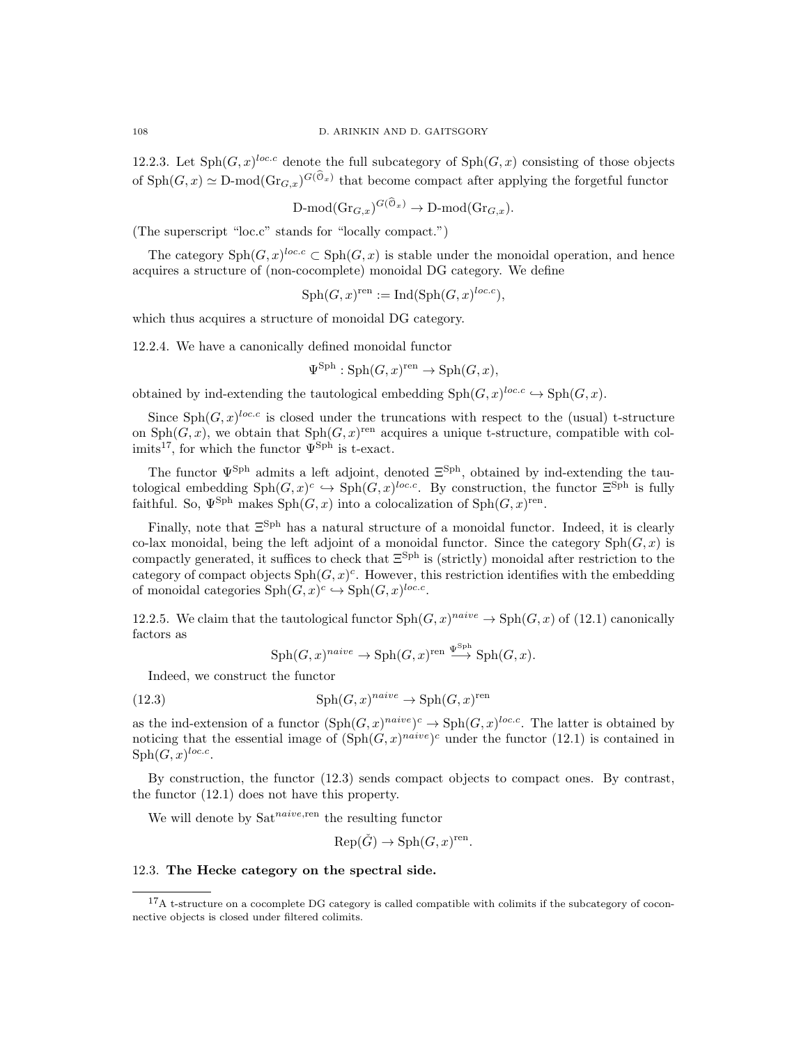12.2.3. Let $\mathrm{Sph}(G,x)^{loc.c}$ denote the full subcategory of $\mathrm{Sph}(G,x)$ consisting of those objects of $\mathrm{Sph}(G,x) \simeq \text{D-mod}(\mathrm{Gr}_{G,x})^{G(\widehat{\mathcal{O}}_x)}$ that become compact after applying the forgetful functor

$$\text{D-mod}(\mathrm{Gr}_{G,x})^{G(\widehat{\mathcal{O}}_x)} \to \text{D-mod}(\mathrm{Gr}_{G,x}).$$

(The superscript "loc.c" stands for "locally compact.")

The category $\mathrm{Sph}(G,x)^{loc.c} \subset \mathrm{Sph}(G,x)$ is stable under the monoidal operation, and hence acquires a structure of (non-cocomplete) monoidal DG category. We define

$$\mathrm{Sph}(G,x)^{\mathrm{ren}} := \mathrm{Ind}(\mathrm{Sph}(G,x)^{loc.c}),$$

which thus acquires a structure of monoidal DG category.

12.2.4. We have a canonically defined monoidal functor

$$\Psi^{\mathrm{Sph}} : \mathrm{Sph}(G,x)^{\mathrm{ren}} \to \mathrm{Sph}(G,x),$$

obtained by ind-extending the tautological embedding $\mathrm{Sph}(G,x)^{loc.c} \hookrightarrow \mathrm{Sph}(G,x)$.

Since $\mathrm{Sph}(G,x)^{loc.c}$ is closed under the truncations with respect to the (usual) t-structure on $\mathrm{Sph}(G,x)$, we obtain that $\mathrm{Sph}(G,x)^{\mathrm{ren}}$ acquires a unique t-structure, compatible with colimits[17], for which the functor $\Psi^{\mathrm{Sph}}$ is t-exact.

The functor $\Psi^{\mathrm{Sph}}$ admits a left adjoint, denoted $\Xi^{\mathrm{Sph}}$, obtained by ind-extending the tautological embedding $\mathrm{Sph}(G,x)^c \hookrightarrow \mathrm{Sph}(G,x)^{loc.c}$. By construction, the functor $\Xi^{\mathrm{Sph}}$ is fully faithful. So, $\Psi^{\mathrm{Sph}}$ makes $\mathrm{Sph}(G,x)$ into a colocalization of $\mathrm{Sph}(G,x)^{\mathrm{ren}}$.

Finally, note that $\Xi^{\mathrm{Sph}}$ has a natural structure of a monoidal functor. Indeed, it is clearly co-lax monoidal, being the left adjoint of a monoidal functor. Since the category $\mathrm{Sph}(G,x)$ is compactly generated, it suffices to check that $\Xi^{\mathrm{Sph}}$ is (strictly) monoidal after restriction to the category of compact objects $\mathrm{Sph}(G,x)^c$. However, this restriction identifies with the embedding of monoidal categories $\mathrm{Sph}(G,x)^c \hookrightarrow \mathrm{Sph}(G,x)^{loc.c}$.

12.2.5. We claim that the tautological functor $\mathrm{Sph}(G,x)^{naive} \to \mathrm{Sph}(G,x)$ of (12.1) canonically factors as

$$\mathrm{Sph}(G,x)^{naive} \to \mathrm{Sph}(G,x)^{\mathrm{ren}} \xrightarrow{\Psi^{\mathrm{Sph}}} \mathrm{Sph}(G,x).$$

Indeed, we construct the functor

$$\mathrm{Sph}(G,x)^{naive} \to \mathrm{Sph}(G,x)^{\mathrm{ren}} \tag{12.3}$$

as the ind-extension of a functor $(\mathrm{Sph}(G,x)^{naive})^c \to \mathrm{Sph}(G,x)^{loc.c}$. The latter is obtained by noticing that the essential image of $(\mathrm{Sph}(G,x)^{naive})^c$ under the functor (12.1) is contained in $\mathrm{Sph}(G,x)^{loc.c}$.

By construction, the functor (12.3) sends compact objects to compact ones. By contrast, the functor (12.1) does not have this property.

We will denote by $\mathrm{Sat}^{naive,\mathrm{ren}}$ the resulting functor

$$\mathrm{Rep}(\check{G}) \to \mathrm{Sph}(G,x)^{\mathrm{ren}}.$$

### 12.3. **The Hecke category on the spectral side.**

[17] A t-structure on a cocomplete DG category is called compatible with colimits if the subcategory of coconnective objects is closed under filtered colimits.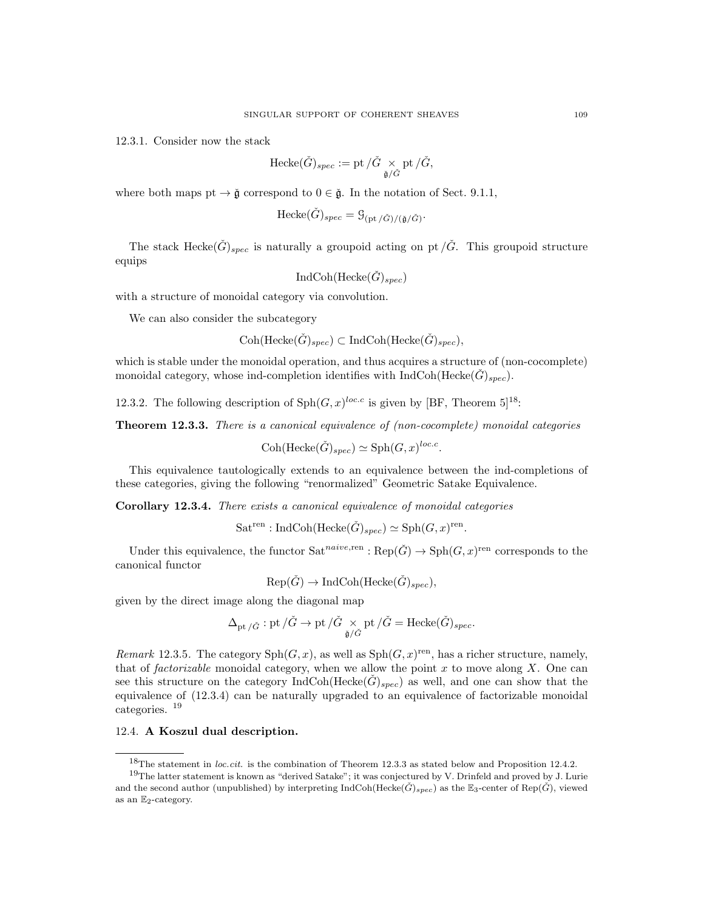12.3.1. Consider now the stack

$$\mathrm{Hecke}(\check{G})_{spec} := \mathrm{pt}/\check{G} \underset{\check{\mathfrak{g}}/\check{G}}{\times} \mathrm{pt}/\check{G},$$

where both maps $\mathrm{pt} \to \check{\mathfrak{g}}$ correspond to $0 \in \check{\mathfrak{g}}$. In the notation of Sect. 9.1.1,

$$\mathrm{Hecke}(\check{G})_{spec} = \mathcal{G}_{(\mathrm{pt}/\check{G})/(\check{\mathfrak{g}}/\check{G})}.$$

The stack $\mathrm{Hecke}(\check{G})_{spec}$ is naturally a groupoid acting on $\mathrm{pt}/\check{G}$. This groupoid structure equips

$$\mathrm{IndCoh}(\mathrm{Hecke}(\check{G})_{spec})$$

with a structure of monoidal category via convolution.

We can also consider the subcategory

$$\mathrm{Coh}(\mathrm{Hecke}(\check{G})_{spec}) \subset \mathrm{IndCoh}(\mathrm{Hecke}(\check{G})_{spec}),$$

which is stable under the monoidal operation, and thus acquires a structure of (non-cocomplete) monoidal category, whose ind-completion identifies with $\mathrm{IndCoh}(\mathrm{Hecke}(\check{G})_{spec})$.

12.3.2. The following description of $\mathrm{Sph}(G,x)^{loc.c}$ is given by [BF, Theorem 5][18]:

**Theorem 12.3.3.** *There is a canonical equivalence of (non-cocomplete) monoidal categories*

$$\mathrm{Coh}(\mathrm{Hecke}(\check{G})_{spec}) \simeq \mathrm{Sph}(G,x)^{loc.c}.$$

This equivalence tautologically extends to an equivalence between the ind-completions of these categories, giving the following "renormalized" Geometric Satake Equivalence.

**Corollary 12.3.4.** *There exists a canonical equivalence of monoidal categories*

$$\mathrm{Sat}^{\mathrm{ren}} : \mathrm{IndCoh}(\mathrm{Hecke}(\check{G})_{spec}) \simeq \mathrm{Sph}(G,x)^{\mathrm{ren}}.$$

Under this equivalence, the functor $\mathrm{Sat}^{naive,\mathrm{ren}} : \mathrm{Rep}(\check{G}) \to \mathrm{Sph}(G,x)^{\mathrm{ren}}$ corresponds to the canonical functor

$$\mathrm{Rep}(\check{G}) \to \mathrm{IndCoh}(\mathrm{Hecke}(\check{G})_{spec}),$$

given by the direct image along the diagonal map

$$\Delta_{\mathrm{pt}/\check{G}} : \mathrm{pt}/\check{G} \to \mathrm{pt}/\check{G} \underset{\check{\mathfrak{g}}/\check{G}}{\times} \mathrm{pt}/\check{G} = \mathrm{Hecke}(\check{G})_{spec}.$$

*Remark* 12.3.5. The category $\mathrm{Sph}(G,x)$, as well as $\mathrm{Sph}(G,x)^{\mathrm{ren}}$, has a richer structure, namely, that of *factorizable* monoidal category, when we allow the point $x$ to move along $X$. One can see this structure on the category $\mathrm{IndCoh}(\mathrm{Hecke}(\check{G})_{spec})$ as well, and one can show that the equivalence of (12.3.4) can be naturally upgraded to an equivalence of factorizable monoidal categories. [19]

## 12.4. **A Koszul dual description.**

---

[18]The statement in *loc.cit.* is the combination of Theorem 12.3.3 as stated below and Proposition 12.4.2.

[19]The latter statement is known as "derived Satake"; it was conjectured by V. Drinfeld and proved by J. Lurie and the second author (unpublished) by interpreting $\mathrm{IndCoh}(\mathrm{Hecke}(\check{G})_{spec})$ as the $\mathbb{E}_3$-center of $\mathrm{Rep}(\check{G})$, viewed as an $\mathbb{E}_2$-category.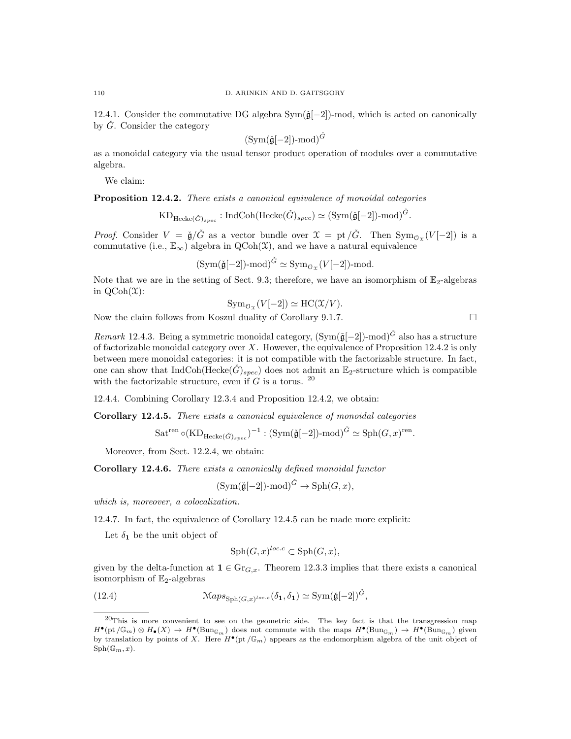12.4.1. Consider the commutative DG algebra $\mathrm{Sym}(\check{\mathfrak{g}}[-2])$-mod, which is acted on canonically by $\check{G}$. Consider the category

$$(\mathrm{Sym}(\check{\mathfrak{g}}[-2])\text{-mod})^{\check{G}}$$

as a monoidal category via the usual tensor product operation of modules over a commutative algebra.

We claim:

**Proposition 12.4.2.** *There exists a canonical equivalence of monoidal categories*

$$\mathrm{KD}_{\mathrm{Hecke}(\check{G})_{spec}} : \mathrm{IndCoh}(\mathrm{Hecke}(\check{G})_{spec}) \simeq (\mathrm{Sym}(\check{\mathfrak{g}}[-2])\text{-mod})^{\check{G}}.$$

*Proof.* Consider $V = \check{\mathfrak{g}}/\check{G}$ as a vector bundle over $\mathcal{X} = \mathrm{pt}/\check{G}$. Then $\mathrm{Sym}_{\mathcal{O}_{\mathcal{X}}}(V[-2])$ is a commutative (i.e., $\mathbb{E}_\infty$) algebra in $\mathrm{QCoh}(\mathcal{X})$, and we have a natural equivalence

$$(\mathrm{Sym}(\check{\mathfrak{g}}[-2])\text{-mod})^{\check{G}} \simeq \mathrm{Sym}_{\mathcal{O}_{\mathcal{X}}}(V[-2])\text{-mod}.$$

Note that we are in the setting of Sect. 9.3; therefore, we have an isomorphism of $\mathbb{E}_2$-algebras in $\mathrm{QCoh}(\mathcal{X})$:

$$\mathrm{Sym}_{\mathcal{O}_{\mathcal{X}}}(V[-2]) \simeq \mathrm{HC}(\mathcal{X}/V).$$

Now the claim follows from Koszul duality of Corollary 9.1.7. $\square$

*Remark* 12.4.3. Being a symmetric monoidal category, $(\mathrm{Sym}(\check{\mathfrak{g}}[-2])\text{-mod})^{\check{G}}$ also has a structure of factorizable monoidal category over $X$. However, the equivalence of Proposition 12.4.2 is only between mere monoidal categories: it is not compatible with the factorizable structure. In fact, one can show that $\mathrm{IndCoh}(\mathrm{Hecke}(\check{G})_{spec})$ does not admit an $\mathbb{E}_2$-structure which is compatible with the factorizable structure, even if $G$ is a torus. [20]

12.4.4. Combining Corollary 12.3.4 and Proposition 12.4.2, we obtain:

**Corollary 12.4.5.** *There exists a canonical equivalence of monoidal categories*

$$\mathrm{Sat}^{\mathrm{ren}} \circ (\mathrm{KD}_{\mathrm{Hecke}(\check{G})_{spec}})^{-1} : (\mathrm{Sym}(\check{\mathfrak{g}}[-2])\text{-mod})^{\check{G}} \simeq \mathrm{Sph}(G,x)^{\mathrm{ren}}.$$

Moreover, from Sect. 12.2.4, we obtain:

**Corollary 12.4.6.** *There exists a canonically defined monoidal functor*

$$(\mathrm{Sym}(\check{\mathfrak{g}}[-2])\text{-mod})^{\check{G}} \to \mathrm{Sph}(G,x),$$

*which is, moreover, a colocalization.*

12.4.7. In fact, the equivalence of Corollary 12.4.5 can be made more explicit:

Let $\delta_{\mathbf{1}}$ be the unit object of

$$\mathrm{Sph}(G,x)^{loc.c} \subset \mathrm{Sph}(G,x),$$

given by the delta-function at $\mathbf{1} \in \mathrm{Gr}_{G,x}$. Theorem 12.3.3 implies that there exists a canonical isomorphism of $\mathbb{E}_2$-algebras

$$\mathcal{M}aps_{\mathrm{Sph}(G,x)^{loc.c}}(\delta_{\mathbf{1}}, \delta_{\mathbf{1}}) \simeq \mathrm{Sym}(\check{\mathfrak{g}}[-2])^{\check{G}}, \tag{12.4}$$

[20] This is more convenient to see on the geometric side. The key fact is that the transgression map $H^\bullet(\mathrm{pt}/\mathbb{G}_m) \otimes H_\bullet(X) \to H^\bullet(\mathrm{Bun}_{\mathbb{G}_m})$ does not commute with the maps $H^\bullet(\mathrm{Bun}_{\mathbb{G}_m}) \to H^\bullet(\mathrm{Bun}_{\mathbb{G}_m})$ given by translation by points of $X$. Here $H^\bullet(\mathrm{pt}/\mathbb{G}_m)$ appears as the endomorphism algebra of the unit object of $\mathrm{Sph}(\mathbb{G}_m, x)$.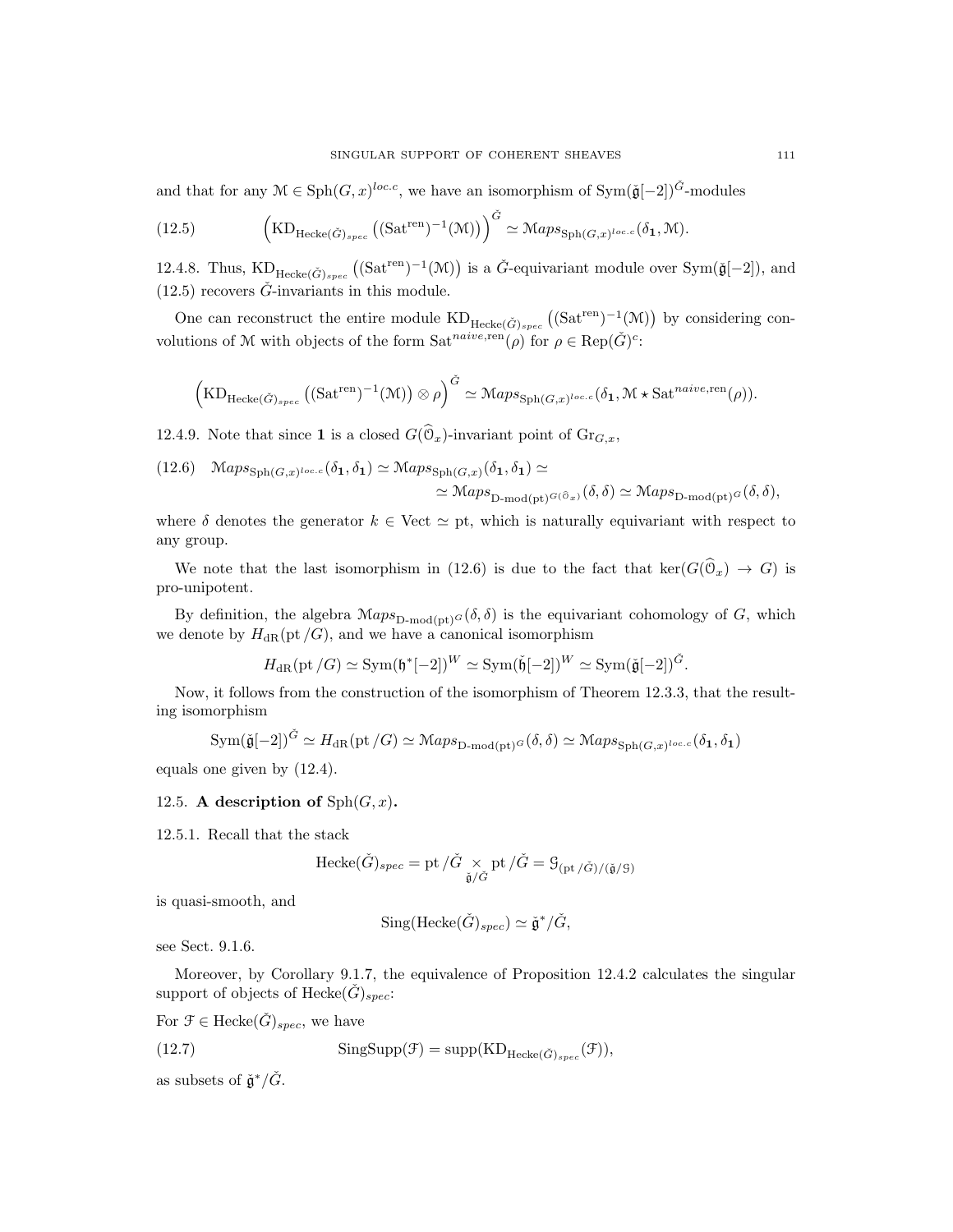and that for any $\mathcal{M} \in \mathrm{Sph}(G,x)^{loc.c}$, we have an isomorphism of $\mathrm{Sym}(\check{\mathfrak{g}}[-2])^{\check{G}}$-modules

$$\left(\mathrm{KD}_{\mathrm{Hecke}(\check{G})_{spec}}\left((\mathrm{Sat}^{\mathrm{ren}})^{-1}(\mathcal{M})\right)\right)^{\check{G}} \simeq \mathcal{M}aps_{\mathrm{Sph}(G,x)^{loc.c}}(\delta_{\mathbf{1}}, \mathcal{M}). \tag{12.5}$$

12.4.8. Thus, $\mathrm{KD}_{\mathrm{Hecke}(\check{G})_{spec}}\left((\mathrm{Sat}^{\mathrm{ren}})^{-1}(\mathcal{M})\right)$ is a $\check{G}$-equivariant module over $\mathrm{Sym}(\check{\mathfrak{g}}[-2])$, and (12.5) recovers $\check{G}$-invariants in this module.

One can reconstruct the entire module $\mathrm{KD}_{\mathrm{Hecke}(\check{G})_{spec}}\left((\mathrm{Sat}^{\mathrm{ren}})^{-1}(\mathcal{M})\right)$ by considering convolutions of $\mathcal{M}$ with objects of the form $\mathrm{Sat}^{naive,\mathrm{ren}}(\rho)$ for $\rho \in \mathrm{Rep}(\check{G})^c$:

$$\left(\mathrm{KD}_{\mathrm{Hecke}(\check{G})_{spec}}\left((\mathrm{Sat}^{\mathrm{ren}})^{-1}(\mathcal{M})\right) \otimes \rho\right)^{\check{G}} \simeq \mathcal{M}aps_{\mathrm{Sph}(G,x)^{loc.c}}(\delta_{\mathbf{1}}, \mathcal{M} \star \mathrm{Sat}^{naive,\mathrm{ren}}(\rho)).$$

12.4.9. Note that since $\mathbf{1}$ is a closed $G(\widehat{\mathcal{O}}_x)$-invariant point of $\mathrm{Gr}_{G,x}$,

$$\begin{aligned}(12.6) \quad \mathcal{M}aps_{\mathrm{Sph}(G,x)^{loc.c}}(\delta_{\mathbf{1}}, \delta_{\mathbf{1}}) &\simeq \mathcal{M}aps_{\mathrm{Sph}(G,x)}(\delta_{\mathbf{1}}, \delta_{\mathbf{1}}) \simeq \\ &\simeq \mathcal{M}aps_{\mathrm{D\text{-}mod}(\mathrm{pt})^{G(\widehat{\mathcal{O}}_x)}}(\delta, \delta) \simeq \mathcal{M}aps_{\mathrm{D\text{-}mod}(\mathrm{pt})^{G}}(\delta, \delta),\end{aligned}$$

where $\delta$ denotes the generator $k \in \mathrm{Vect} \simeq \mathrm{pt}$, which is naturally equivariant with respect to any group.

We note that the last isomorphism in (12.6) is due to the fact that $\ker(G(\widehat{\mathcal{O}}_x) \to G)$ is pro-unipotent.

By definition, the algebra $\mathcal{M}aps_{\mathrm{D\text{-}mod}(\mathrm{pt})^{G}}(\delta, \delta)$ is the equivariant cohomology of $G$, which we denote by $H_{\mathrm{dR}}(\mathrm{pt}/G)$, and we have a canonical isomorphism

$$H_{\mathrm{dR}}(\mathrm{pt}/G) \simeq \mathrm{Sym}(\mathfrak{h}^*[-2])^W \simeq \mathrm{Sym}(\check{\mathfrak{h}}[-2])^W \simeq \mathrm{Sym}(\check{\mathfrak{g}}[-2])^{\check{G}}.$$

Now, it follows from the construction of the isomorphism of Theorem 12.3.3, that the resulting isomorphism

$$\mathrm{Sym}(\check{\mathfrak{g}}[-2])^{\check{G}} \simeq H_{\mathrm{dR}}(\mathrm{pt}/G) \simeq \mathcal{M}aps_{\mathrm{D\text{-}mod}(\mathrm{pt})^{G}}(\delta, \delta) \simeq \mathcal{M}aps_{\mathrm{Sph}(G,x)^{loc.c}}(\delta_{\mathbf{1}}, \delta_{\mathbf{1}})$$

equals one given by (12.4).

## 12.5. A description of $\mathrm{Sph}(G,x)$.

12.5.1. Recall that the stack

$$\mathrm{Hecke}(\check{G})_{spec} = \mathrm{pt}/\check{G} \underset{\check{\mathfrak{g}}/\check{G}}{\times} \mathrm{pt}/\check{G} = \mathcal{G}_{(\mathrm{pt}/\check{G})/(\check{\mathfrak{g}}/\mathcal{G})}$$

is quasi-smooth, and

$$\mathrm{Sing}(\mathrm{Hecke}(\check{G})_{spec}) \simeq \check{\mathfrak{g}}^*/\check{G},$$

see Sect. 9.1.6.

Moreover, by Corollary 9.1.7, the equivalence of Proposition 12.4.2 calculates the singular support of objects of $\mathrm{Hecke}(\check{G})_{spec}$:

For $\mathcal{F} \in \mathrm{Hecke}(\check{G})_{spec}$, we have

$$\mathrm{SingSupp}(\mathcal{F}) = \mathrm{supp}(\mathrm{KD}_{\mathrm{Hecke}(\check{G})_{spec}}(\mathcal{F})), \tag{12.7}$$

as subsets of $\check{\mathfrak{g}}^*/\check{G}$.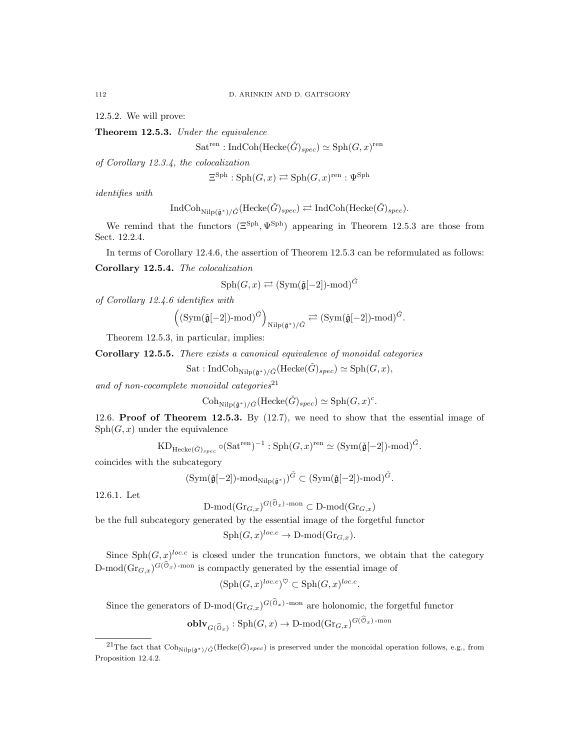12.5.2. We will prove:

**Theorem 12.5.3.** *Under the equivalence*

$$\mathrm{Sat}^{\mathrm{ren}} : \mathrm{IndCoh}(\mathrm{Hecke}(\check{G})_{spec}) \simeq \mathrm{Sph}(G,x)^{\mathrm{ren}}$$

*of Corollary 12.3.4, the colocalization*

$$\Xi^{\mathrm{Sph}} : \mathrm{Sph}(G,x) \rightleftarrows \mathrm{Sph}(G,x)^{\mathrm{ren}} : \Psi^{\mathrm{Sph}}$$

*identifies with*

$$\mathrm{IndCoh}_{\mathrm{Nilp}(\check{\mathfrak{g}}^*)/\check{G}}(\mathrm{Hecke}(\check{G})_{spec}) \rightleftarrows \mathrm{IndCoh}(\mathrm{Hecke}(\check{G})_{spec}).$$

We remind that the functors $(\Xi^{\mathrm{Sph}}, \Psi^{\mathrm{Sph}})$ appearing in Theorem 12.5.3 are those from Sect. 12.2.4.

In terms of Corollary 12.4.6, the assertion of Theorem 12.5.3 can be reformulated as follows:

**Corollary 12.5.4.** *The colocalization*

$$\mathrm{Sph}(G,x) \rightleftarrows (\mathrm{Sym}(\check{\mathfrak{g}}[-2])\text{-mod})^{\check{G}}$$

*of Corollary 12.4.6 identifies with*

$$\left((\mathrm{Sym}(\check{\mathfrak{g}}[-2])\text{-mod})^{\check{G}}\right)_{\mathrm{Nilp}(\check{\mathfrak{g}}^*)/\check{G}} \rightleftarrows (\mathrm{Sym}(\check{\mathfrak{g}}[-2])\text{-mod})^{\check{G}}.$$

Theorem 12.5.3, in particular, implies:

**Corollary 12.5.5.** *There exists a canonical equivalence of monoidal categories*

$$\mathrm{Sat} : \mathrm{IndCoh}_{\mathrm{Nilp}(\check{\mathfrak{g}}^*)/\check{G}}(\mathrm{Hecke}(\check{G})_{spec}) \simeq \mathrm{Sph}(G,x),$$

*and of non-cocomplete monoidal categories*[21]

$$\mathrm{Coh}_{\mathrm{Nilp}(\check{\mathfrak{g}}^*)/\check{G}}(\mathrm{Hecke}(\check{G})_{spec}) \simeq \mathrm{Sph}(G,x)^c.$$

12.6. **Proof of Theorem 12.5.3.** By (12.7), we need to show that the essential image of $\mathrm{Sph}(G,x)$ under the equivalence

$$\mathrm{KD}_{\mathrm{Hecke}(\check{G})_{spec}} \circ (\mathrm{Sat}^{\mathrm{ren}})^{-1} : \mathrm{Sph}(G,x)^{\mathrm{ren}} \simeq (\mathrm{Sym}(\check{\mathfrak{g}}[-2])\text{-mod})^{\check{G}}.$$

coincides with the subcategory

$$(\mathrm{Sym}(\check{\mathfrak{g}}[-2])\text{-mod}_{\mathrm{Nilp}(\check{\mathfrak{g}}^*)})^{\check{G}} \subset (\mathrm{Sym}(\check{\mathfrak{g}}[-2])\text{-mod})^{\check{G}}.$$

12.6.1. Let

$$\mathrm{D\text{-}mod}(\mathrm{Gr}_{G,x})^{G(\widehat{\mathcal{O}}_x)\text{-mon}} \subset \mathrm{D\text{-}mod}(\mathrm{Gr}_{G,x})$$

be the full subcategory generated by the essential image of the forgetful functor

$$\mathrm{Sph}(G,x)^{loc.c} \to \mathrm{D\text{-}mod}(\mathrm{Gr}_{G,x}).$$

Since $\mathrm{Sph}(G,x)^{loc.c}$ is closed under the truncation functors, we obtain that the category $\mathrm{D\text{-}mod}(\mathrm{Gr}_{G,x})^{G(\widehat{\mathcal{O}}_x)\text{-mon}}$ is compactly generated by the essential image of

$$(\mathrm{Sph}(G,x)^{loc.c})^{\heartsuit} \subset \mathrm{Sph}(G,x)^{loc.c}.$$

Since the generators of $\mathrm{D\text{-}mod}(\mathrm{Gr}_{G,x})^{G(\widehat{\mathcal{O}}_x)\text{-mon}}$ are holonomic, the forgetful functor

$$\mathbf{oblv}_{G(\widehat{\mathcal{O}}_x)} : \mathrm{Sph}(G,x) \to \mathrm{D\text{-}mod}(\mathrm{Gr}_{G,x})^{G(\widehat{\mathcal{O}}_x)\text{-mon}}$$

[21]The fact that $\mathrm{Coh}_{\mathrm{Nilp}(\check{\mathfrak{g}}^*)/\check{G}}(\mathrm{Hecke}(\check{G})_{spec})$ is preserved under the monoidal operation follows, e.g., from Proposition 12.4.2.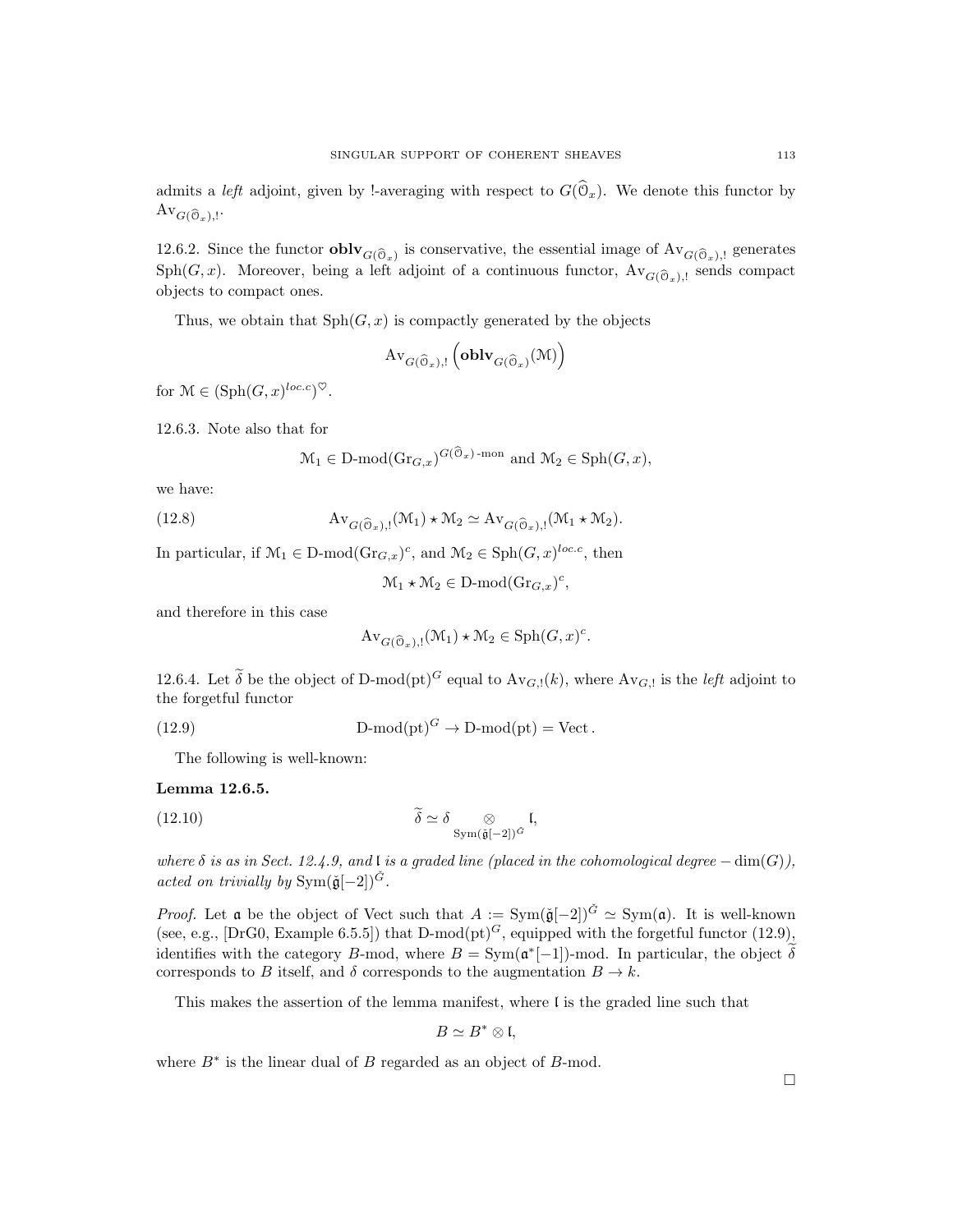admits a *left* adjoint, given by !-averaging with respect to $G(\widehat{\mathcal{O}}_x)$. We denote this functor by $\mathrm{Av}_{G(\widehat{\mathcal{O}}_x),!}$.

12.6.2. Since the functor $\mathbf{oblv}_{G(\widehat{\mathcal{O}}_x)}$ is conservative, the essential image of $\mathrm{Av}_{G(\widehat{\mathcal{O}}_x),!}$ generates $\mathrm{Sph}(G,x)$. Moreover, being a left adjoint of a continuous functor, $\mathrm{Av}_{G(\widehat{\mathcal{O}}_x),!}$ sends compact objects to compact ones.

Thus, we obtain that $\mathrm{Sph}(G,x)$ is compactly generated by the objects

$$\mathrm{Av}_{G(\widehat{\mathcal{O}}_x),!}\left(\mathbf{oblv}_{G(\widehat{\mathcal{O}}_x)}(\mathcal{M})\right)$$

for $\mathcal{M} \in (\mathrm{Sph}(G,x)^{loc.c})^{\heartsuit}$.

12.6.3. Note also that for

$$\mathcal{M}_1 \in \text{D-mod}(\mathrm{Gr}_{G,x})^{G(\widehat{\mathcal{O}}_x)\text{-mon}} \text{ and } \mathcal{M}_2 \in \mathrm{Sph}(G,x),$$

we have:

$$\mathrm{Av}_{G(\widehat{\mathcal{O}}_x),!}(\mathcal{M}_1) \star \mathcal{M}_2 \simeq \mathrm{Av}_{G(\widehat{\mathcal{O}}_x),!}(\mathcal{M}_1 \star \mathcal{M}_2). \tag{12.8}$$

In particular, if $\mathcal{M}_1 \in \text{D-mod}(\mathrm{Gr}_{G,x})^c$, and $\mathcal{M}_2 \in \mathrm{Sph}(G,x)^{loc.c}$, then

$$\mathcal{M}_1 \star \mathcal{M}_2 \in \text{D-mod}(\mathrm{Gr}_{G,x})^c,$$

and therefore in this case

$$\mathrm{Av}_{G(\widehat{\mathcal{O}}_x),!}(\mathcal{M}_1) \star \mathcal{M}_2 \in \mathrm{Sph}(G,x)^c.$$

12.6.4. Let $\widetilde{\delta}$ be the object of $\text{D-mod}(\mathrm{pt})^G$ equal to $\mathrm{Av}_{G,!}(k)$, where $\mathrm{Av}_{G,!}$ is the *left* adjoint to the forgetful functor

$$\text{D-mod}(\mathrm{pt})^G \to \text{D-mod}(\mathrm{pt}) = \mathrm{Vect}\,. \tag{12.9}$$

The following is well-known:

**Lemma 12.6.5.**

$$\widetilde{\delta} \simeq \delta \underset{\mathrm{Sym}(\check{\mathfrak{g}}[-2])^{\check{G}}}{\otimes} \mathfrak{l}, \tag{12.10}$$

*where $\delta$ is as in Sect. 12.4.9, and $\mathfrak{l}$ is a graded line (placed in the cohomological degree $-\dim(G)$), acted on trivially by $\mathrm{Sym}(\check{\mathfrak{g}}[-2])^{\check{G}}$.*

*Proof.* Let $\mathfrak{a}$ be the object of Vect such that $A := \mathrm{Sym}(\check{\mathfrak{g}}[-2])^{\check{G}} \simeq \mathrm{Sym}(\mathfrak{a})$. It is well-known (see, e.g., [DrG0, Example 6.5.5]) that $\text{D-mod}(\mathrm{pt})^G$, equipped with the forgetful functor (12.9), identifies with the category $B$-mod, where $B = \mathrm{Sym}(\mathfrak{a}^*[-1])$-mod. In particular, the object $\widetilde{\delta}$ corresponds to $B$ itself, and $\delta$ corresponds to the augmentation $B \to k$.

This makes the assertion of the lemma manifest, where $\mathfrak{l}$ is the graded line such that

$$B \simeq B^* \otimes \mathfrak{l},$$

where $B^*$ is the linear dual of $B$ regarded as an object of $B$-mod.

□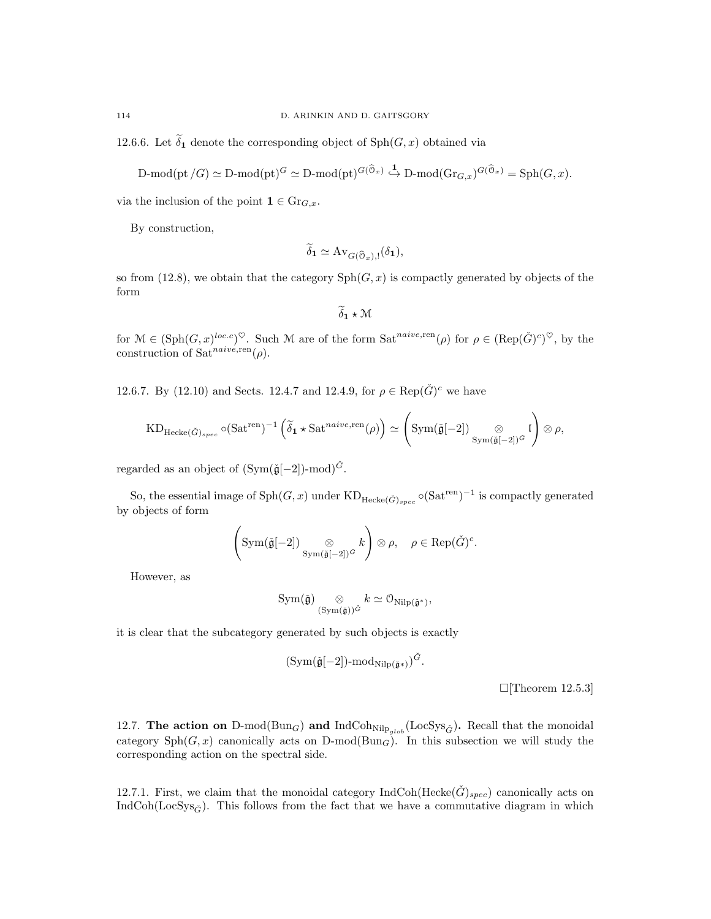12.6.6. Let $\widetilde{\delta}_{\mathbf{1}}$ denote the corresponding object of $\mathrm{Sph}(G,x)$ obtained via

$$\text{D-mod}(\mathrm{pt}/G) \simeq \text{D-mod}(\mathrm{pt})^G \simeq \text{D-mod}(\mathrm{pt})^{G(\widehat{\mathcal{O}}_x)} \overset{\mathbf{1}}{\hookrightarrow} \text{D-mod}(\mathrm{Gr}_{G,x})^{G(\widehat{\mathcal{O}}_x)} = \mathrm{Sph}(G,x).$$

via the inclusion of the point $\mathbf{1} \in \mathrm{Gr}_{G,x}$.

By construction,

$$\widetilde{\delta}_{\mathbf{1}} \simeq \mathrm{Av}_{G(\widehat{\mathcal{O}}_x),!}(\delta_{\mathbf{1}}),$$

so from (12.8), we obtain that the category $\mathrm{Sph}(G,x)$ is compactly generated by objects of the form

$$\widetilde{\delta}_{\mathbf{1}} \star \mathcal{M}$$

for $\mathcal{M} \in (\mathrm{Sph}(G,x)^{loc.c})^{\heartsuit}$. Such $\mathcal{M}$ are of the form $\mathrm{Sat}^{naive,\mathrm{ren}}(\rho)$ for $\rho \in (\mathrm{Rep}(\check{G})^c)^{\heartsuit}$, by the construction of $\mathrm{Sat}^{naive,\mathrm{ren}}(\rho)$.

12.6.7. By (12.10) and Sects. 12.4.7 and 12.4.9, for $\rho \in \mathrm{Rep}(\check{G})^c$ we have

$$\mathrm{KD}_{\mathrm{Hecke}(\check{G})_{spec}} \circ (\mathrm{Sat}^{\mathrm{ren}})^{-1}\left(\widetilde{\delta}_{\mathbf{1}} \star \mathrm{Sat}^{naive,\mathrm{ren}}(\rho)\right) \simeq \left(\mathrm{Sym}(\check{\mathfrak{g}}[-2]) \underset{\mathrm{Sym}(\check{\mathfrak{g}}[-2])^{\check{G}}}{\otimes} \mathfrak{l}\right) \otimes \rho,$$

regarded as an object of $(\mathrm{Sym}(\check{\mathfrak{g}}[-2])\text{-mod})^{\check{G}}$.

So, the essential image of $\mathrm{Sph}(G,x)$ under $\mathrm{KD}_{\mathrm{Hecke}(\check{G})_{spec}} \circ (\mathrm{Sat}^{\mathrm{ren}})^{-1}$ is compactly generated by objects of form

$$\left(\mathrm{Sym}(\check{\mathfrak{g}}[-2]) \underset{\mathrm{Sym}(\check{\mathfrak{g}}[-2])^{\check{G}}}{\otimes} k\right) \otimes \rho, \quad \rho \in \mathrm{Rep}(\check{G})^c.$$

However, as

$$\mathrm{Sym}(\check{\mathfrak{g}}) \underset{(\mathrm{Sym}(\check{\mathfrak{g}}))^{\check{G}}}{\otimes} k \simeq \mathcal{O}_{\mathrm{Nilp}(\check{\mathfrak{g}}^*)},$$

it is clear that the subcategory generated by such objects is exactly

$$(\mathrm{Sym}(\check{\mathfrak{g}}[-2])\text{-mod}_{\mathrm{Nilp}(\check{\mathfrak{g}}^*)})^{\check{G}}.$$

$\square$[Theorem 12.5.3]

12.7. **The action on** $\text{D-mod}(\mathrm{Bun}_G)$ **and** $\mathrm{IndCoh}_{\mathrm{Nilp}_{glob}}(\mathrm{LocSys}_{\check{G}})$**.** Recall that the monoidal category $\mathrm{Sph}(G,x)$ canonically acts on $\text{D-mod}(\mathrm{Bun}_G)$. In this subsection we will study the corresponding action on the spectral side.

12.7.1. First, we claim that the monoidal category $\mathrm{IndCoh}(\mathrm{Hecke}(\check{G})_{spec})$ canonically acts on $\mathrm{IndCoh}(\mathrm{LocSys}_{\check{G}})$. This follows from the fact that we have a commutative diagram in which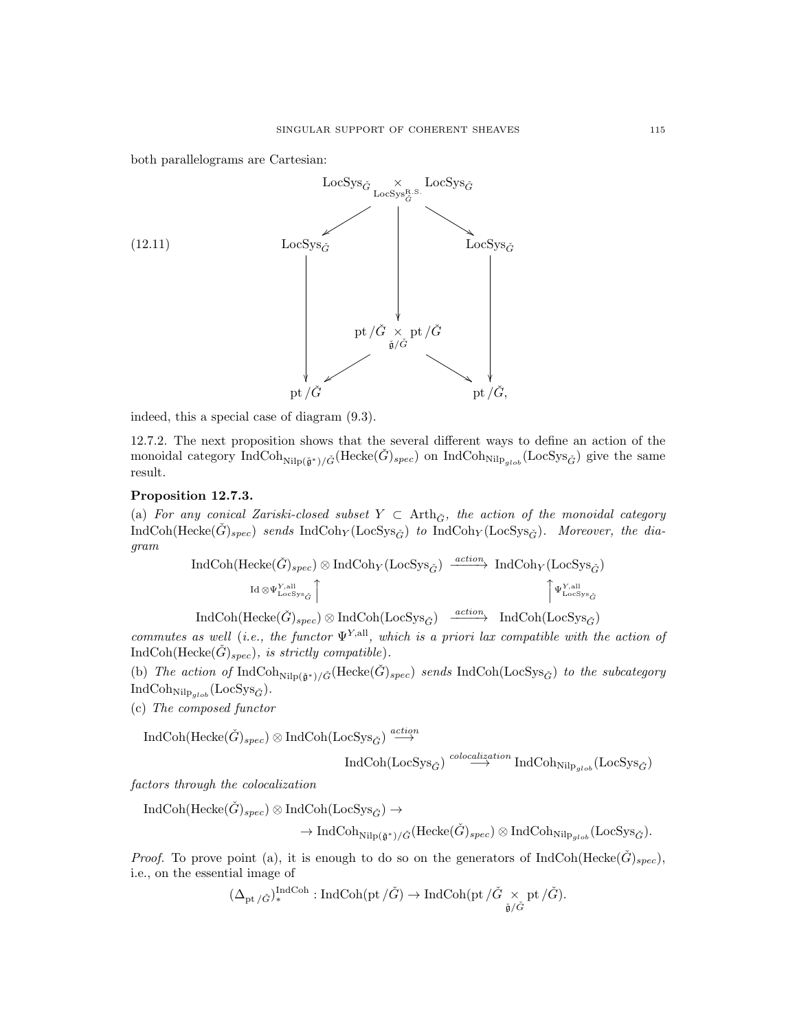both parallelograms are Cartesian:

$$
\begin{array}{ccccc}
 & & \mathrm{LocSys}_{\check{G}} \underset{\mathrm{LocSys}_{\check{G}}^{\mathrm{R.S.}}}{\times} \mathrm{LocSys}_{\check{G}} & & \\
 & \swarrow & \downarrow & \searrow & \\
\mathrm{LocSys}_{\check{G}} & & & & \mathrm{LocSys}_{\check{G}} \\
\downarrow & & \mathrm{pt}/\check{G} \underset{\check{\mathfrak{g}}/\check{G}}{\times} \mathrm{pt}/\check{G} & & \downarrow \\
 & \swarrow & & \searrow & \\
\mathrm{pt}/\check{G} & & & & \mathrm{pt}/\check{G},
\end{array}
\tag{12.11}
$$

indeed, this a special case of diagram (9.3).

12.7.2. The next proposition shows that the several different ways to define an action of the monoidal category $\mathrm{IndCoh}_{\mathrm{Nilp}(\check{\mathfrak{g}}^*)/\check{G}}(\mathrm{Hecke}(\check{G})_{spec})$ on $\mathrm{IndCoh}_{\mathrm{Nilp}_{glob}}(\mathrm{LocSys}_{\check{G}})$ give the same result.

**Proposition 12.7.3.**

(a) *For any conical Zariski-closed subset $Y \subset \mathrm{Arth}_{\check{G}}$, the action of the monoidal category $\mathrm{IndCoh}(\mathrm{Hecke}(\check{G})_{spec})$ sends $\mathrm{IndCoh}_Y(\mathrm{LocSys}_{\check{G}})$ to $\mathrm{IndCoh}_Y(\mathrm{LocSys}_{\check{G}})$. Moreover, the diagram*

$$
\begin{array}{ccc}
\mathrm{IndCoh}(\mathrm{Hecke}(\check{G})_{spec}) \otimes \mathrm{IndCoh}_Y(\mathrm{LocSys}_{\check{G}}) & \xrightarrow{action} & \mathrm{IndCoh}_Y(\mathrm{LocSys}_{\check{G}}) \\
{\scriptstyle \mathrm{Id}\otimes \Psi^{Y,\mathrm{all}}_{\mathrm{LocSys}_{\check{G}}}} \uparrow & & \uparrow {\scriptstyle \Psi^{Y,\mathrm{all}}_{\mathrm{LocSys}_{\check{G}}}} \\
\mathrm{IndCoh}(\mathrm{Hecke}(\check{G})_{spec}) \otimes \mathrm{IndCoh}(\mathrm{LocSys}_{\check{G}}) & \xrightarrow{action} & \mathrm{IndCoh}(\mathrm{LocSys}_{\check{G}})
\end{array}
$$

*commutes as well (i.e., the functor $\Psi^{Y,\mathrm{all}}$, which is a priori lax compatible with the action of $\mathrm{IndCoh}(\mathrm{Hecke}(\check{G})_{spec})$, is strictly compatible).*

(b) *The action of $\mathrm{IndCoh}_{\mathrm{Nilp}(\check{\mathfrak{g}}^*)/\check{G}}(\mathrm{Hecke}(\check{G})_{spec})$ sends $\mathrm{IndCoh}(\mathrm{LocSys}_{\check{G}})$ to the subcategory $\mathrm{IndCoh}_{\mathrm{Nilp}_{glob}}(\mathrm{LocSys}_{\check{G}})$.*

(c) *The composed functor*

$$
\mathrm{IndCoh}(\mathrm{Hecke}(\check{G})_{spec}) \otimes \mathrm{IndCoh}(\mathrm{LocSys}_{\check{G}}) \xrightarrow{action} \mathrm{IndCoh}(\mathrm{LocSys}_{\check{G}}) \xrightarrow{colocalization} \mathrm{IndCoh}_{\mathrm{Nilp}_{glob}}(\mathrm{LocSys}_{\check{G}})
$$

*factors through the colocalization*

$$
\mathrm{IndCoh}(\mathrm{Hecke}(\check{G})_{spec}) \otimes \mathrm{IndCoh}(\mathrm{LocSys}_{\check{G}}) \to \\
\to \mathrm{IndCoh}_{\mathrm{Nilp}(\check{\mathfrak{g}}^*)/\check{G}}(\mathrm{Hecke}(\check{G})_{spec}) \otimes \mathrm{IndCoh}_{\mathrm{Nilp}_{glob}}(\mathrm{LocSys}_{\check{G}}).
$$

*Proof.* To prove point (a), it is enough to do so on the generators of $\mathrm{IndCoh}(\mathrm{Hecke}(\check{G})_{spec})$, i.e., on the essential image of

$$
(\Delta_{\mathrm{pt}/\check{G}})^{\mathrm{IndCoh}}_* : \mathrm{IndCoh}(\mathrm{pt}/\check{G}) \to \mathrm{IndCoh}(\mathrm{pt}/\check{G} \underset{\check{\mathfrak{g}}/\check{G}}{\times} \mathrm{pt}/\check{G}).
$$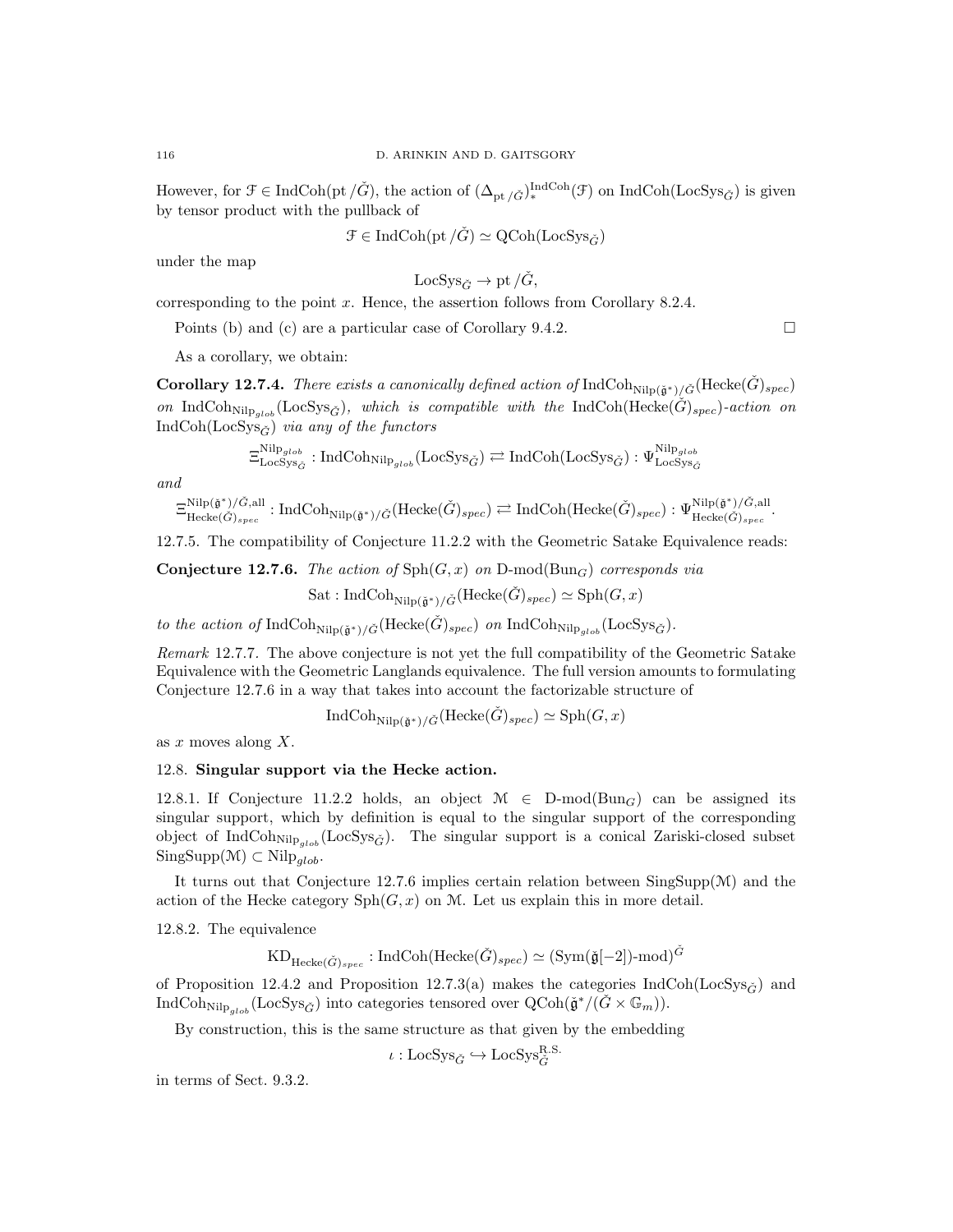However, for $\mathcal{F} \in \mathrm{IndCoh}(\mathrm{pt}/\check{G})$, the action of $(\Delta_{\mathrm{pt}/\check{G}})_*^{\mathrm{IndCoh}}(\mathcal{F})$ on $\mathrm{IndCoh}(\mathrm{LocSys}_{\check{G}})$ is given by tensor product with the pullback of

$$\mathcal{F} \in \mathrm{IndCoh}(\mathrm{pt}/\check{G}) \simeq \mathrm{QCoh}(\mathrm{LocSys}_{\check{G}})$$

under the map

$$\mathrm{LocSys}_{\check{G}} \to \mathrm{pt}/\check{G},$$

corresponding to the point $x$. Hence, the assertion follows from Corollary 8.2.4.

Points (b) and (c) are a particular case of Corollary 9.4.2. □

As a corollary, we obtain:

**Corollary 12.7.4.** *There exists a canonically defined action of* $\mathrm{IndCoh}_{\mathrm{Nilp}(\check{\mathfrak{g}}^*)/\check{G}}(\mathrm{Hecke}(\check{G})_{spec})$ *on* $\mathrm{IndCoh}_{\mathrm{Nilp}_{glob}}(\mathrm{LocSys}_{\check{G}})$*, which is compatible with the* $\mathrm{IndCoh}(\mathrm{Hecke}(\check{G})_{spec})$*-action on* $\mathrm{IndCoh}(\mathrm{LocSys}_{\check{G}})$ *via any of the functors*

$$\Xi^{\mathrm{Nilp}_{glob}}_{\mathrm{LocSys}_{\check{G}}} : \mathrm{IndCoh}_{\mathrm{Nilp}_{glob}}(\mathrm{LocSys}_{\check{G}}) \rightleftarrows \mathrm{IndCoh}(\mathrm{LocSys}_{\check{G}}) : \Psi^{\mathrm{Nilp}_{glob}}_{\mathrm{LocSys}_{\check{G}}}$$

*and*

$$\Xi^{\mathrm{Nilp}(\check{\mathfrak{g}}^*)/\check{G},\mathrm{all}}_{\mathrm{Hecke}(\check{G})_{spec}} : \mathrm{IndCoh}_{\mathrm{Nilp}(\check{\mathfrak{g}}^*)/\check{G}}(\mathrm{Hecke}(\check{G})_{spec}) \rightleftarrows \mathrm{IndCoh}(\mathrm{Hecke}(\check{G})_{spec}) : \Psi^{\mathrm{Nilp}(\check{\mathfrak{g}}^*)/\check{G},\mathrm{all}}_{\mathrm{Hecke}(\check{G})_{spec}}.$$

12.7.5. The compatibility of Conjecture 11.2.2 with the Geometric Satake Equivalence reads:

**Conjecture 12.7.6.** *The action of* $\mathrm{Sph}(G,x)$ *on* $\mathrm{D\text{-}mod}(\mathrm{Bun}_G)$ *corresponds via*

$$\mathrm{Sat} : \mathrm{IndCoh}_{\mathrm{Nilp}(\check{\mathfrak{g}}^*)/\check{G}}(\mathrm{Hecke}(\check{G})_{spec}) \simeq \mathrm{Sph}(G,x)$$

*to the action of* $\mathrm{IndCoh}_{\mathrm{Nilp}(\check{\mathfrak{g}}^*)/\check{G}}(\mathrm{Hecke}(\check{G})_{spec})$ *on* $\mathrm{IndCoh}_{\mathrm{Nilp}_{glob}}(\mathrm{LocSys}_{\check{G}})$.

*Remark* 12.7.7. The above conjecture is not yet the full compatibility of the Geometric Satake Equivalence with the Geometric Langlands equivalence. The full version amounts to formulating Conjecture 12.7.6 in a way that takes into account the factorizable structure of

$$\mathrm{IndCoh}_{\mathrm{Nilp}(\check{\mathfrak{g}}^*)/\check{G}}(\mathrm{Hecke}(\check{G})_{spec}) \simeq \mathrm{Sph}(G,x)$$

as $x$ moves along $X$.

## 12.8. Singular support via the Hecke action.

12.8.1. If Conjecture 11.2.2 holds, an object $\mathcal{M} \in \mathrm{D\text{-}mod}(\mathrm{Bun}_G)$ can be assigned its singular support, which by definition is equal to the singular support of the corresponding object of $\mathrm{IndCoh}_{\mathrm{Nilp}_{glob}}(\mathrm{LocSys}_{\check{G}})$. The singular support is a conical Zariski-closed subset $\mathrm{SingSupp}(\mathcal{M}) \subset \mathrm{Nilp}_{glob}$.

It turns out that Conjecture 12.7.6 implies certain relation between $\mathrm{SingSupp}(\mathcal{M})$ and the action of the Hecke category $\mathrm{Sph}(G,x)$ on $\mathcal{M}$. Let us explain this in more detail.

12.8.2. The equivalence

$$\mathrm{KD}_{\mathrm{Hecke}(\check{G})_{spec}} : \mathrm{IndCoh}(\mathrm{Hecke}(\check{G})_{spec}) \simeq (\mathrm{Sym}(\check{\mathfrak{g}}[-2])\text{-mod})^{\check{G}}$$

of Proposition 12.4.2 and Proposition 12.7.3(a) makes the categories $\mathrm{IndCoh}(\mathrm{LocSys}_{\check{G}})$ and $\mathrm{IndCoh}_{\mathrm{Nilp}_{glob}}(\mathrm{LocSys}_{\check{G}})$ into categories tensored over $\mathrm{QCoh}(\check{\mathfrak{g}}^*/(\check{G} \times \mathbb{G}_m))$.

By construction, this is the same structure as that given by the embedding

$$\iota : \mathrm{LocSys}_{\check{G}} \hookrightarrow \mathrm{LocSys}^{\mathrm{R.S.}}_{\check{G}}$$

in terms of Sect. 9.3.2.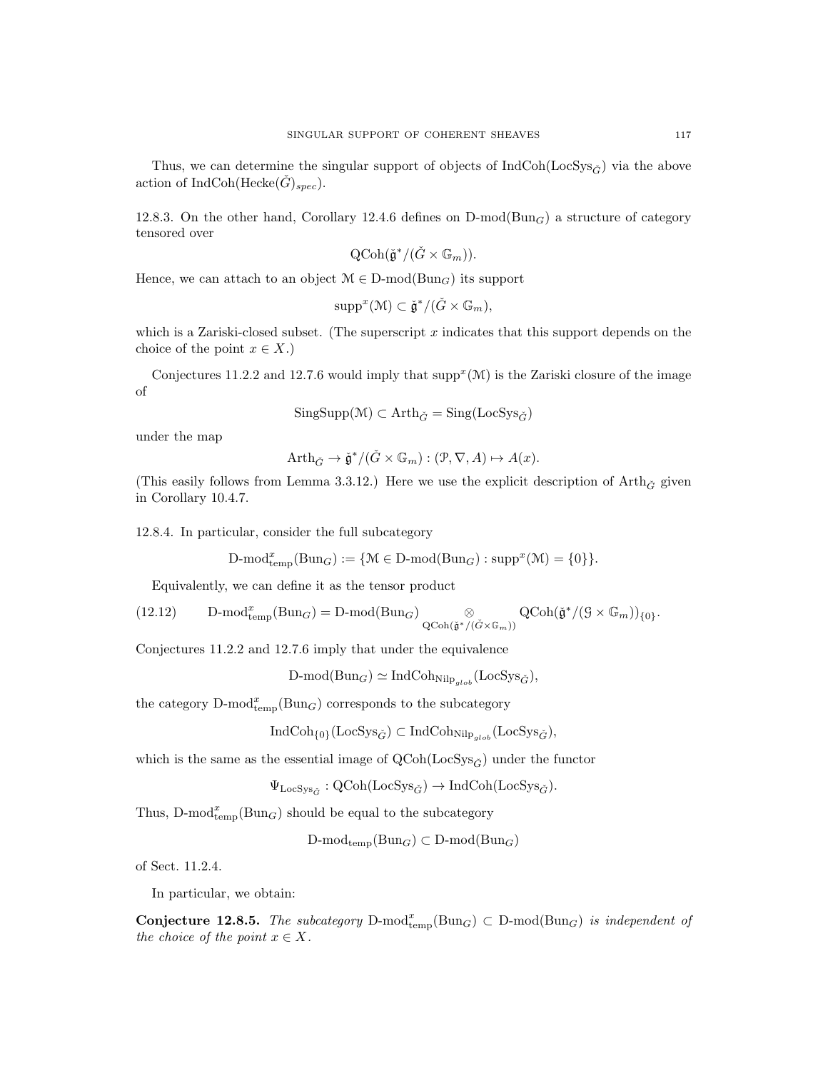Thus, we can determine the singular support of objects of $\text{IndCoh}(\text{LocSys}_{\check{G}})$ via the above action of $\text{IndCoh}(\text{Hecke}(\check{G})_{spec})$.

12.8.3. On the other hand, Corollary 12.4.6 defines on $\text{D-mod}(\text{Bun}_G)$ a structure of category tensored over

$$\text{QCoh}(\check{\mathfrak{g}}^*/(\check{G} \times \mathbb{G}_m)).$$

Hence, we can attach to an object $\mathcal{M} \in \text{D-mod}(\text{Bun}_G)$ its support

$$\text{supp}^x(\mathcal{M}) \subset \check{\mathfrak{g}}^*/(\check{G} \times \mathbb{G}_m),$$

which is a Zariski-closed subset. (The superscript $x$ indicates that this support depends on the choice of the point $x \in X$.)

Conjectures 11.2.2 and 12.7.6 would imply that $\text{supp}^x(\mathcal{M})$ is the Zariski closure of the image of

$$\text{SingSupp}(\mathcal{M}) \subset \text{Arth}_{\check{G}} = \text{Sing}(\text{LocSys}_{\check{G}})$$

under the map

$$\text{Arth}_{\check{G}} \to \check{\mathfrak{g}}^*/(\check{G} \times \mathbb{G}_m) : (\mathcal{P}, \nabla, A) \mapsto A(x).$$

(This easily follows from Lemma 3.3.12.) Here we use the explicit description of $\text{Arth}_{\check{G}}$ given in Corollary 10.4.7.

12.8.4. In particular, consider the full subcategory

$$\text{D-mod}^x_{\text{temp}}(\text{Bun}_G) := \{\mathcal{M} \in \text{D-mod}(\text{Bun}_G) : \text{supp}^x(\mathcal{M}) = \{0\}\}.$$

Equivalently, we can define it as the tensor product

$$\text{D-mod}^x_{\text{temp}}(\text{Bun}_G) = \text{D-mod}(\text{Bun}_G) \underset{\text{QCoh}(\check{\mathfrak{g}}^*/(\check{G} \times \mathbb{G}_m))}{\otimes} \text{QCoh}(\check{\mathfrak{g}}^*/(\mathcal{G} \times \mathbb{G}_m))_{\{0\}}. \tag{12.12}$$

Conjectures 11.2.2 and 12.7.6 imply that under the equivalence

$$\text{D-mod}(\text{Bun}_G) \simeq \text{IndCoh}_{\text{Nilp}_{glob}}(\text{LocSys}_{\check{G}}),$$

the category $\text{D-mod}^x_{\text{temp}}(\text{Bun}_G)$ corresponds to the subcategory

$$\text{IndCoh}_{\{0\}}(\text{LocSys}_{\check{G}}) \subset \text{IndCoh}_{\text{Nilp}_{glob}}(\text{LocSys}_{\check{G}}),$$

which is the same as the essential image of $\text{QCoh}(\text{LocSys}_{\check{G}})$ under the functor

$$\Psi_{\text{LocSys}_{\check{G}}} : \text{QCoh}(\text{LocSys}_{\check{G}}) \to \text{IndCoh}(\text{LocSys}_{\check{G}}).$$

Thus, $\text{D-mod}^x_{\text{temp}}(\text{Bun}_G)$ should be equal to the subcategory

$$\text{D-mod}_{\text{temp}}(\text{Bun}_G) \subset \text{D-mod}(\text{Bun}_G)$$

of Sect. 11.2.4.

In particular, we obtain:

**Conjecture 12.8.5.** *The subcategory* $\text{D-mod}^x_{\text{temp}}(\text{Bun}_G) \subset \text{D-mod}(\text{Bun}_G)$ *is independent of the choice of the point* $x \in X$.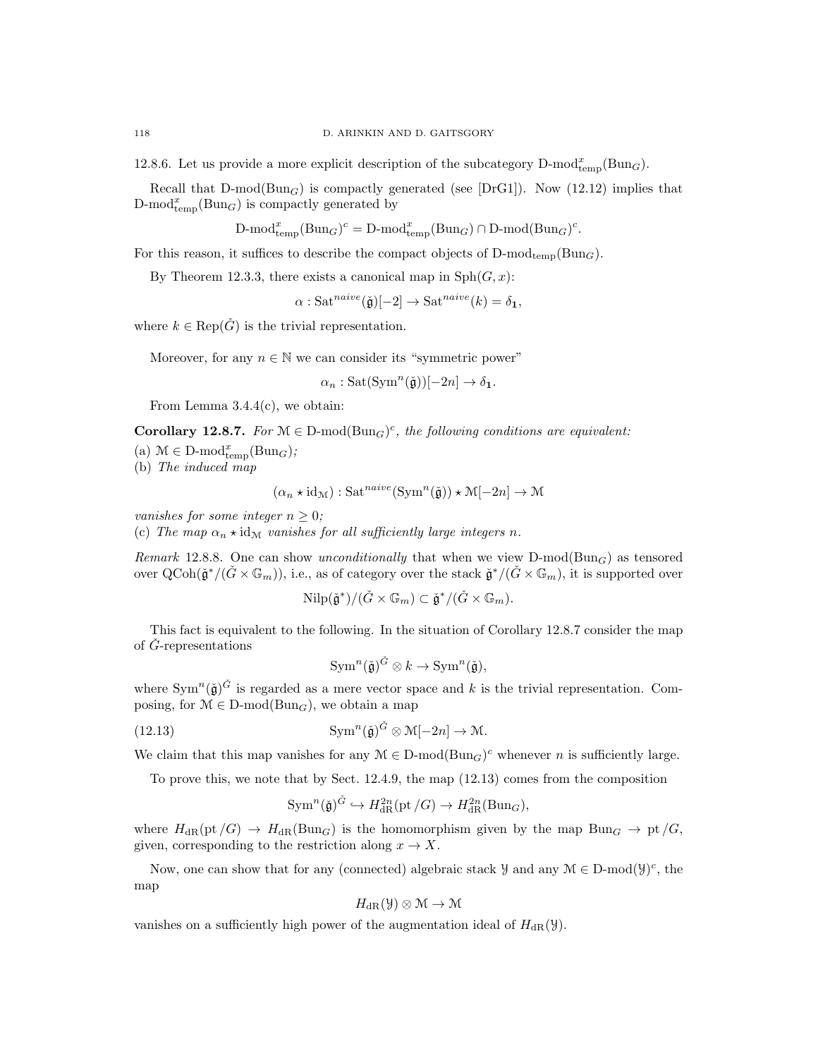12.8.6. Let us provide a more explicit description of the subcategory $\text{D-mod}^x_{\text{temp}}(\text{Bun}_G)$.

Recall that $\text{D-mod}(\text{Bun}_G)$ is compactly generated (see [DrG1]). Now (12.12) implies that $\text{D-mod}^x_{\text{temp}}(\text{Bun}_G)$ is compactly generated by

$$\text{D-mod}^x_{\text{temp}}(\text{Bun}_G)^c = \text{D-mod}^x_{\text{temp}}(\text{Bun}_G) \cap \text{D-mod}(\text{Bun}_G)^c.$$

For this reason, it suffices to describe the compact objects of $\text{D-mod}_{\text{temp}}(\text{Bun}_G)$.

By Theorem 12.3.3, there exists a canonical map in $\text{Sph}(G, x)$:

$$\alpha : \text{Sat}^{naive}(\check{\mathfrak{g}})[-2] \to \text{Sat}^{naive}(k) = \delta_{\mathbf{1}},$$

where $k \in \text{Rep}(\check{G})$ is the trivial representation.

Moreover, for any $n \in \mathbb{N}$ we can consider its "symmetric power"

$$\alpha_n : \text{Sat}(\text{Sym}^n(\check{\mathfrak{g}}))[-2n] \to \delta_{\mathbf{1}}.$$

From Lemma 3.4.4(c), we obtain:

**Corollary 12.8.7.** *For $\mathcal{M} \in \text{D-mod}(\text{Bun}_G)^c$, the following conditions are equivalent:*
(a) $\mathcal{M} \in \text{D-mod}^x_{\text{temp}}(\text{Bun}_G)$*;*
(b) *The induced map*

$$(\alpha_n \star \text{id}_{\mathcal{M}}) : \text{Sat}^{naive}(\text{Sym}^n(\check{\mathfrak{g}})) \star \mathcal{M}[-2n] \to \mathcal{M}$$

*vanishes for some integer $n \geq 0$;*
(c) *The map $\alpha_n \star \text{id}_{\mathcal{M}}$ vanishes for all sufficiently large integers $n$.*

*Remark* 12.8.8. One can show *unconditionally* that when we view $\text{D-mod}(\text{Bun}_G)$ as tensored over $\text{QCoh}(\check{\mathfrak{g}}^*/(\check{G} \times \mathbb{G}_m))$, i.e., as of category over the stack $\check{\mathfrak{g}}^*/(\check{G} \times \mathbb{G}_m)$, it is supported over

$$\text{Nilp}(\check{\mathfrak{g}}^*)/(\check{G} \times \mathbb{G}_m) \subset \check{\mathfrak{g}}^*/(\check{G} \times \mathbb{G}_m).$$

This fact is equivalent to the following. In the situation of Corollary 12.8.7 consider the map of $\check{G}$-representations

$$\text{Sym}^n(\check{\mathfrak{g}})^{\check{G}} \otimes k \to \text{Sym}^n(\check{\mathfrak{g}}),$$

where $\text{Sym}^n(\check{\mathfrak{g}})^{\check{G}}$ is regarded as a mere vector space and $k$ is the trivial representation. Composing, for $\mathcal{M} \in \text{D-mod}(\text{Bun}_G)$, we obtain a map

$$\text{Sym}^n(\check{\mathfrak{g}})^{\check{G}} \otimes \mathcal{M}[-2n] \to \mathcal{M}. \tag{12.13}$$

We claim that this map vanishes for any $\mathcal{M} \in \text{D-mod}(\text{Bun}_G)^c$ whenever $n$ is sufficiently large.

To prove this, we note that by Sect. 12.4.9, the map (12.13) comes from the composition

$$\text{Sym}^n(\check{\mathfrak{g}})^{\check{G}} \hookrightarrow H^{2n}_{\text{dR}}(\text{pt}/G) \to H^{2n}_{\text{dR}}(\text{Bun}_G),$$

where $H_{\text{dR}}(\text{pt}/G) \to H_{\text{dR}}(\text{Bun}_G)$ is the homomorphism given by the map $\text{Bun}_G \to \text{pt}/G$, given, corresponding to the restriction along $x \to X$.

Now, one can show that for any (connected) algebraic stack $\mathcal{Y}$ and any $\mathcal{M} \in \text{D-mod}(\mathcal{Y})^c$, the map

$$H_{\text{dR}}(\mathcal{Y}) \otimes \mathcal{M} \to \mathcal{M}$$

vanishes on a sufficiently high power of the augmentation ideal of $H_{\text{dR}}(\mathcal{Y})$.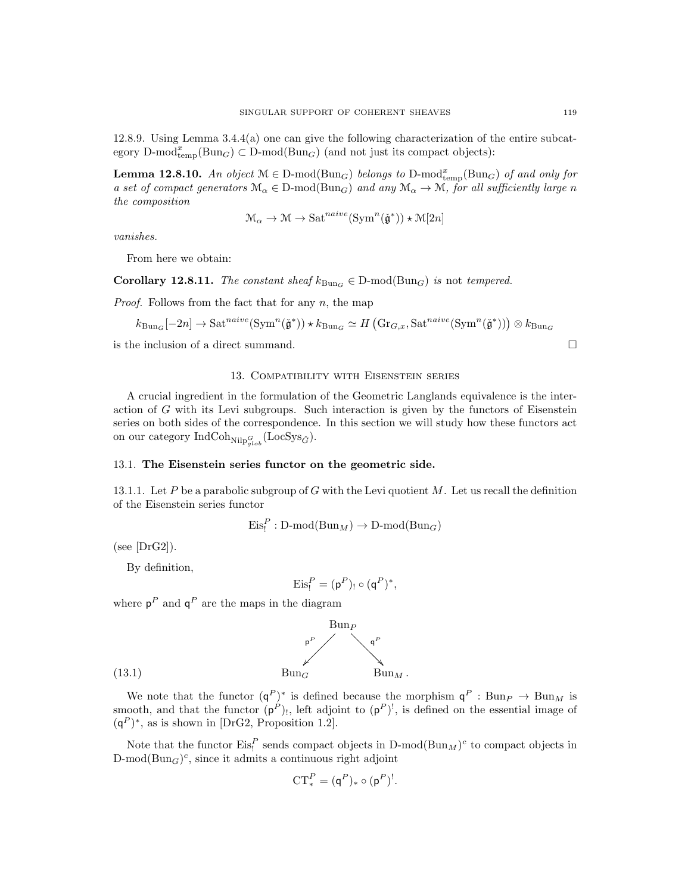12.8.9. Using Lemma 3.4.4(a) one can give the following characterization of the entire subcategory $\text{D-mod}^x_{\text{temp}}(\text{Bun}_G) \subset \text{D-mod}(\text{Bun}_G)$ (and not just its compact objects):

**Lemma 12.8.10.** *An object $\mathcal{M} \in \text{D-mod}(\text{Bun}_G)$ belongs to $\text{D-mod}^x_{\text{temp}}(\text{Bun}_G)$ of and only for a set of compact generators $\mathcal{M}_\alpha \in \text{D-mod}(\text{Bun}_G)$ and any $\mathcal{M}_\alpha \to \mathcal{M}$, for all sufficiently large $n$ the composition*

$$\mathcal{M}_\alpha \to \mathcal{M} \to \text{Sat}^{naive}(\text{Sym}^n(\check{\mathfrak{g}}^*)) \star \mathcal{M}[2n]$$

*vanishes.*

From here we obtain:

**Corollary 12.8.11.** *The constant sheaf $k_{\text{Bun}_G} \in \text{D-mod}(\text{Bun}_G)$ is* not *tempered.*

*Proof.* Follows from the fact that for any $n$, the map

$$k_{\text{Bun}_G}[-2n] \to \text{Sat}^{naive}(\text{Sym}^n(\check{\mathfrak{g}}^*)) \star k_{\text{Bun}_G} \simeq H\left(\text{Gr}_{G,x}, \text{Sat}^{naive}(\text{Sym}^n(\check{\mathfrak{g}}^*))\right) \otimes k_{\text{Bun}_G}$$

is the inclusion of a direct summand. $\square$

## 13. Compatibility with Eisenstein series

A crucial ingredient in the formulation of the Geometric Langlands equivalence is the interaction of $G$ with its Levi subgroups. Such interaction is given by the functors of Eisenstein series on both sides of the correspondence. In this section we will study how these functors act on our category $\text{IndCoh}_{\text{Nilp}^G_{glob}}(\text{LocSys}_{\check{G}})$.

### 13.1. The Eisenstein series functor on the geometric side.

13.1.1. Let $P$ be a parabolic subgroup of $G$ with the Levi quotient $M$. Let us recall the definition of the Eisenstein series functor

$$\text{Eis}^P_! : \text{D-mod}(\text{Bun}_M) \to \text{D-mod}(\text{Bun}_G)$$

(see [DrG2]).

By definition,

$$\text{Eis}^P_! = (\mathsf{p}^P)_! \circ (\mathsf{q}^P)^*,$$

where $\mathsf{p}^P$ and $\mathsf{q}^P$ are the maps in the diagram

$$\begin{array}{ccc} & \text{Bun}_P & \\ {\scriptstyle \mathsf{p}^P} \swarrow & & \searrow {\scriptstyle \mathsf{q}^P} \\ \text{Bun}_G & & \text{Bun}_M . \end{array} \tag{13.1}$$

We note that the functor $(\mathsf{q}^P)^*$ is defined because the morphism $\mathsf{q}^P : \text{Bun}_P \to \text{Bun}_M$ is smooth, and that the functor $(\mathsf{p}^P)_!$, left adjoint to $(\mathsf{p}^P)^!$, is defined on the essential image of $(\mathsf{q}^P)^*$, as is shown in [DrG2, Proposition 1.2].

Note that the functor $\text{Eis}^P_!$ sends compact objects in $\text{D-mod}(\text{Bun}_M)^c$ to compact objects in $\text{D-mod}(\text{Bun}_G)^c$, since it admits a continuous right adjoint

$$\text{CT}^P_* = (\mathsf{q}^P)_* \circ (\mathsf{p}^P)^!.$$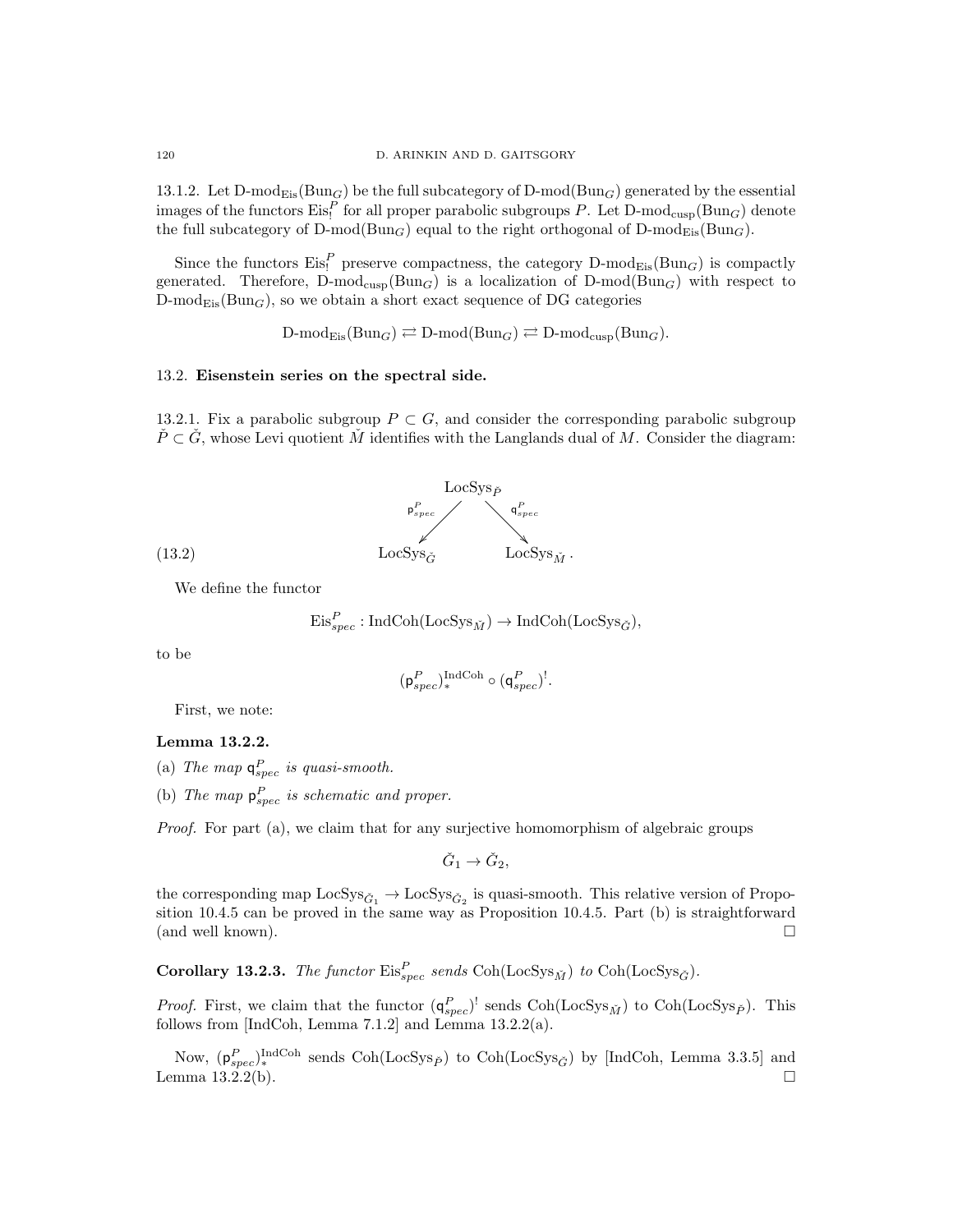13.1.2. Let $\text{D-mod}_{\text{Eis}}(\text{Bun}_G)$ be the full subcategory of $\text{D-mod}(\text{Bun}_G)$ generated by the essential images of the functors $\text{Eis}_!^P$ for all proper parabolic subgroups $P$. Let $\text{D-mod}_{\text{cusp}}(\text{Bun}_G)$ denote the full subcategory of $\text{D-mod}(\text{Bun}_G)$ equal to the right orthogonal of $\text{D-mod}_{\text{Eis}}(\text{Bun}_G)$.

Since the functors $\text{Eis}_!^P$ preserve compactness, the category $\text{D-mod}_{\text{Eis}}(\text{Bun}_G)$ is compactly generated. Therefore, $\text{D-mod}_{\text{cusp}}(\text{Bun}_G)$ is a localization of $\text{D-mod}(\text{Bun}_G)$ with respect to $\text{D-mod}_{\text{Eis}}(\text{Bun}_G)$, so we obtain a short exact sequence of DG categories

$$\text{D-mod}_{\text{Eis}}(\text{Bun}_G) \rightleftarrows \text{D-mod}(\text{Bun}_G) \rightleftarrows \text{D-mod}_{\text{cusp}}(\text{Bun}_G).$$

## 13.2. Eisenstein series on the spectral side.

13.2.1. Fix a parabolic subgroup $P \subset G$, and consider the corresponding parabolic subgroup $\check{P} \subset \check{G}$, whose Levi quotient $\check{M}$ identifies with the Langlands dual of $M$. Consider the diagram:

$$(13.2) \qquad \begin{array}{ccc} & \text{LocSys}_{\check{P}} & \\ {\scriptstyle \mathsf{p}^P_{spec}} \swarrow & & \searrow {\scriptstyle \mathsf{q}^P_{spec}} \\ \text{LocSys}_{\check{G}} & & \text{LocSys}_{\check{M}}. \end{array}$$

We define the functor

$$\text{Eis}^P_{spec} : \text{IndCoh}(\text{LocSys}_{\check{M}}) \to \text{IndCoh}(\text{LocSys}_{\check{G}}),$$

to be

$$(\mathsf{p}^P_{spec})^{\text{IndCoh}}_* \circ (\mathsf{q}^P_{spec})^!.$$

First, we note:

**Lemma 13.2.2.**

(a) *The map $\mathsf{q}^P_{spec}$ is quasi-smooth.*

(b) *The map $\mathsf{p}^P_{spec}$ is schematic and proper.*

*Proof.* For part (a), we claim that for any surjective homomorphism of algebraic groups

$$\check{G}_1 \to \check{G}_2,$$

the corresponding map $\text{LocSys}_{\check{G}_1} \to \text{LocSys}_{\check{G}_2}$ is quasi-smooth. This relative version of Proposition 10.4.5 can be proved in the same way as Proposition 10.4.5. Part (b) is straightforward (and well known). $\square$

**Corollary 13.2.3.** *The functor $\text{Eis}^P_{spec}$ sends $\text{Coh}(\text{LocSys}_{\check{M}})$ to $\text{Coh}(\text{LocSys}_{\check{G}})$.*

*Proof.* First, we claim that the functor $(\mathsf{q}^P_{spec})^!$ sends $\text{Coh}(\text{LocSys}_{\check{M}})$ to $\text{Coh}(\text{LocSys}_{\check{P}})$. This follows from [IndCoh, Lemma 7.1.2] and Lemma 13.2.2(a).

Now, $(\mathsf{p}^P_{spec})^{\text{IndCoh}}_*$ sends $\text{Coh}(\text{LocSys}_{\check{P}})$ to $\text{Coh}(\text{LocSys}_{\check{G}})$ by [IndCoh, Lemma 3.3.5] and Lemma 13.2.2(b). $\square$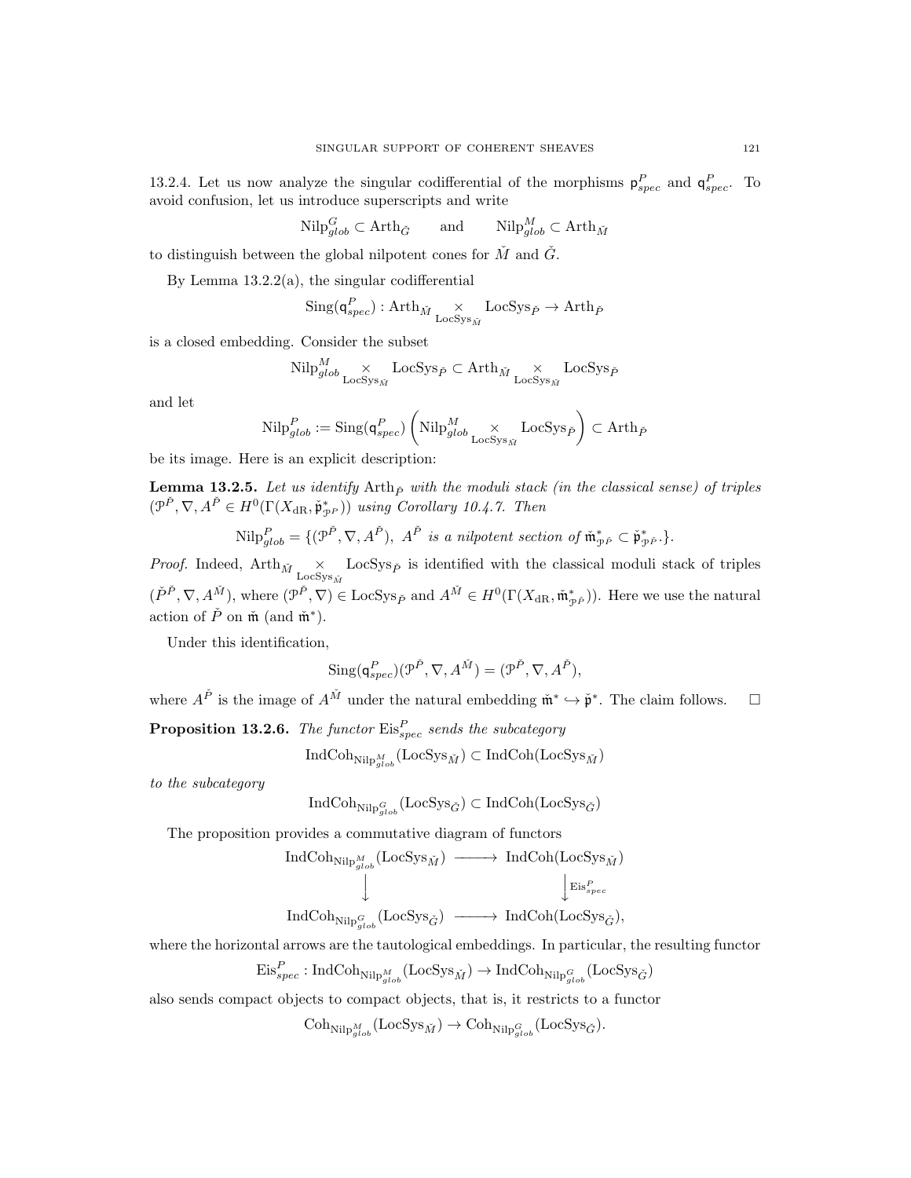13.2.4. Let us now analyze the singular codifferential of the morphisms $\mathsf{p}^P_{spec}$ and $\mathsf{q}^P_{spec}$. To avoid confusion, let us introduce superscripts and write

$$\mathrm{Nilp}^G_{glob} \subset \mathrm{Arth}_{\check{G}} \qquad \text{and} \qquad \mathrm{Nilp}^M_{glob} \subset \mathrm{Arth}_{\check{M}}$$

to distinguish between the global nilpotent cones for $\check{M}$ and $\check{G}$.

By Lemma 13.2.2(a), the singular codifferential

$$\mathrm{Sing}(\mathsf{q}^P_{spec}) : \mathrm{Arth}_{\check{M}} \underset{\mathrm{LocSys}_{\check{M}}}{\times} \mathrm{LocSys}_{\check{P}} \to \mathrm{Arth}_{\check{P}}$$

is a closed embedding. Consider the subset

$$\mathrm{Nilp}^M_{glob} \underset{\mathrm{LocSys}_{\check{M}}}{\times} \mathrm{LocSys}_{\check{P}} \subset \mathrm{Arth}_{\check{M}} \underset{\mathrm{LocSys}_{\check{M}}}{\times} \mathrm{LocSys}_{\check{P}}$$

and let

$$\mathrm{Nilp}^P_{glob} := \mathrm{Sing}(\mathsf{q}^P_{spec}) \left( \mathrm{Nilp}^M_{glob} \underset{\mathrm{LocSys}_{\check{M}}}{\times} \mathrm{LocSys}_{\check{P}} \right) \subset \mathrm{Arth}_{\check{P}}$$

be its image. Here is an explicit description:

**Lemma 13.2.5.** *Let us identify* $\mathrm{Arth}_{\check{P}}$ *with the moduli stack (in the classical sense) of triples* $(\mathcal{P}^{\check{P}}, \nabla, A^{\check{P}} \in H^0(\Gamma(X_{\mathrm{dR}}, \check{\mathfrak{p}}^*_{\mathcal{P}^P}))$ *using Corollary 10.4.7. Then*

$$\mathrm{Nilp}^P_{glob} = \{(\mathcal{P}^{\check{P}}, \nabla, A^{\check{P}}),\ A^{\check{P}} \textit{ is a nilpotent section of } \check{\mathfrak{m}}^*_{\mathcal{P}^{\check{P}}} \subset \check{\mathfrak{p}}^*_{\mathcal{P}^{\check{P}}}.\}.$$

*Proof.* Indeed, $\mathrm{Arth}_{\check{M}} \underset{\mathrm{LocSys}_{\check{M}}}{\times} \mathrm{LocSys}_{\check{P}}$ is identified with the classical moduli stack of triples $(\check{P}^{\check{P}}, \nabla, A^{\check{M}})$, where $(\mathcal{P}^{\check{P}}, \nabla) \in \mathrm{LocSys}_{\check{P}}$ and $A^{\check{M}} \in H^0(\Gamma(X_{\mathrm{dR}}, \check{\mathfrak{m}}^*_{\mathcal{P}^{\check{P}}}))$. Here we use the natural action of $\check{P}$ on $\check{\mathfrak{m}}$ (and $\check{\mathfrak{m}}^*$).

Under this identification,

$$\mathrm{Sing}(\mathsf{q}^P_{spec})(\mathcal{P}^{\check{P}}, \nabla, A^{\check{M}}) = (\mathcal{P}^{\check{P}}, \nabla, A^{\check{P}}),$$

where $A^{\check{P}}$ is the image of $A^{\check{M}}$ under the natural embedding $\check{\mathfrak{m}}^* \hookrightarrow \check{\mathfrak{p}}^*$. The claim follows. $\square$

**Proposition 13.2.6.** *The functor* $\mathrm{Eis}^P_{spec}$ *sends the subcategory*

$$\mathrm{IndCoh}_{\mathrm{Nilp}^M_{glob}}(\mathrm{LocSys}_{\check{M}}) \subset \mathrm{IndCoh}(\mathrm{LocSys}_{\check{M}})$$

*to the subcategory*

$$\mathrm{IndCoh}_{\mathrm{Nilp}^G_{glob}}(\mathrm{LocSys}_{\check{G}}) \subset \mathrm{IndCoh}(\mathrm{LocSys}_{\check{G}})$$

The proposition provides a commutative diagram of functors

$$\begin{array}{ccc} \mathrm{IndCoh}_{\mathrm{Nilp}^M_{glob}}(\mathrm{LocSys}_{\check{M}}) & \longrightarrow & \mathrm{IndCoh}(\mathrm{LocSys}_{\check{M}}) \\ \Big\downarrow & & \Big\downarrow \mathrm{Eis}^P_{spec} \\ \mathrm{IndCoh}_{\mathrm{Nilp}^G_{glob}}(\mathrm{LocSys}_{\check{G}}) & \longrightarrow & \mathrm{IndCoh}(\mathrm{LocSys}_{\check{G}}), \end{array}$$

where the horizontal arrows are the tautological embeddings. In particular, the resulting functor

$$\mathrm{Eis}^P_{spec} : \mathrm{IndCoh}_{\mathrm{Nilp}^M_{glob}}(\mathrm{LocSys}_{\check{M}}) \to \mathrm{IndCoh}_{\mathrm{Nilp}^G_{glob}}(\mathrm{LocSys}_{\check{G}})$$

also sends compact objects to compact objects, that is, it restricts to a functor

$$\mathrm{Coh}_{\mathrm{Nilp}^M_{glob}}(\mathrm{LocSys}_{\check{M}}) \to \mathrm{Coh}_{\mathrm{Nilp}^G_{glob}}(\mathrm{LocSys}_{\check{G}}).$$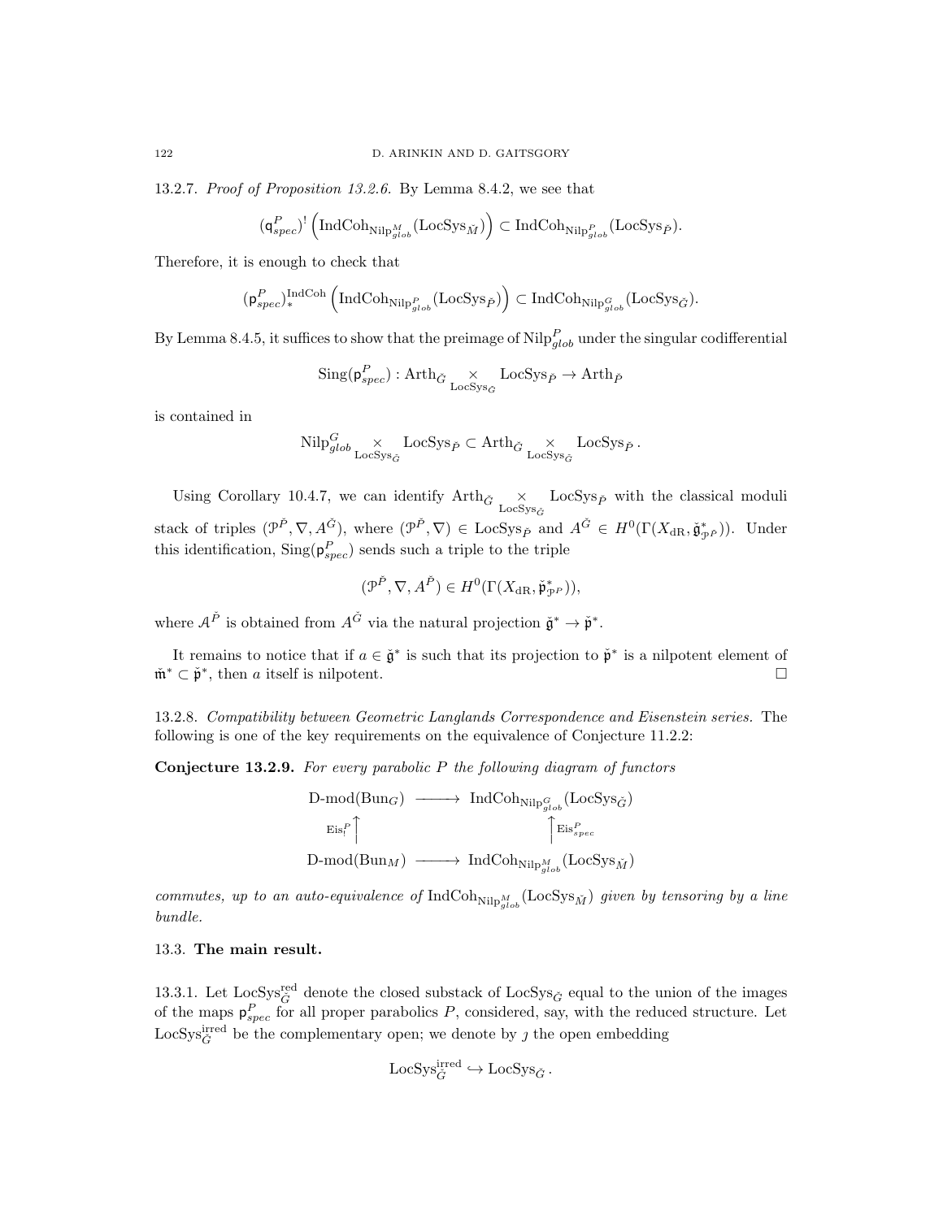13.2.7. *Proof of Proposition 13.2.6.* By Lemma 8.4.2, we see that

$$(\mathsf{q}^P_{spec})^! \left(\mathrm{IndCoh}_{\mathrm{Nilp}^M_{glob}}(\mathrm{LocSys}_{\check{M}})\right) \subset \mathrm{IndCoh}_{\mathrm{Nilp}^P_{glob}}(\mathrm{LocSys}_{\check{P}}).$$

Therefore, it is enough to check that

$$(\mathsf{p}^P_{spec})^{\mathrm{IndCoh}}_* \left(\mathrm{IndCoh}_{\mathrm{Nilp}^P_{glob}}(\mathrm{LocSys}_{\check{P}})\right) \subset \mathrm{IndCoh}_{\mathrm{Nilp}^G_{glob}}(\mathrm{LocSys}_{\check{G}}).$$

By Lemma 8.4.5, it suffices to show that the preimage of $\mathrm{Nilp}^P_{glob}$ under the singular codifferential

$$\mathrm{Sing}(\mathsf{p}^P_{spec}) : \mathrm{Arth}_{\check{G}} \underset{\mathrm{LocSys}_{\check{G}}}{\times} \mathrm{LocSys}_{\check{P}} \to \mathrm{Arth}_{\check{P}}$$

is contained in

$$\mathrm{Nilp}^G_{glob} \underset{\mathrm{LocSys}_{\check{G}}}{\times} \mathrm{LocSys}_{\check{P}} \subset \mathrm{Arth}_{\check{G}} \underset{\mathrm{LocSys}_{\check{G}}}{\times} \mathrm{LocSys}_{\check{P}}\,.$$

Using Corollary 10.4.7, we can identify $\mathrm{Arth}_{\check{G}} \underset{\mathrm{LocSys}_{\check{G}}}{\times} \mathrm{LocSys}_{\check{P}}$ with the classical moduli stack of triples $(\mathcal{P}^{\check{P}}, \nabla, A^{\check{G}})$, where $(\mathcal{P}^{\check{P}}, \nabla) \in \mathrm{LocSys}_{\check{P}}$ and $A^{\check{G}} \in H^0(\Gamma(X_{\mathrm{dR}}, \check{\mathfrak{g}}^*_{\mathcal{P}^{\check{P}}}))$. Under this identification, $\mathrm{Sing}(\mathsf{p}^P_{spec})$ sends such a triple to the triple

$$(\mathcal{P}^{\check{P}}, \nabla, A^{\check{P}}) \in H^0(\Gamma(X_{\mathrm{dR}}, \check{\mathfrak{p}}^*_{\mathcal{P}^{\check{P}}})),$$

where $\mathcal{A}^{\check{P}}$ is obtained from $A^{\check{G}}$ via the natural projection $\check{\mathfrak{g}}^* \to \check{\mathfrak{p}}^*$.

It remains to notice that if $a \in \check{\mathfrak{g}}^*$ is such that its projection to $\check{\mathfrak{p}}^*$ is a nilpotent element of $\check{\mathfrak{m}}^* \subset \check{\mathfrak{p}}^*$, then $a$ itself is nilpotent. $\square$

13.2.8. *Compatibility between Geometric Langlands Correspondence and Eisenstein series.* The following is one of the key requirements on the equivalence of Conjecture 11.2.2:

**Conjecture 13.2.9.** *For every parabolic $P$ the following diagram of functors*

$$\begin{array}{ccc} \text{D-mod}(\mathrm{Bun}_G) & \longrightarrow & \mathrm{IndCoh}_{\mathrm{Nilp}^G_{glob}}(\mathrm{LocSys}_{\check{G}}) \\ {\scriptstyle \mathrm{Eis}^P_!}\uparrow & & \uparrow{\scriptstyle \mathrm{Eis}^P_{spec}} \\ \text{D-mod}(\mathrm{Bun}_M) & \longrightarrow & \mathrm{IndCoh}_{\mathrm{Nilp}^M_{glob}}(\mathrm{LocSys}_{\check{M}}) \end{array}$$

*commutes, up to an auto-equivalence of $\mathrm{IndCoh}_{\mathrm{Nilp}^M_{glob}}(\mathrm{LocSys}_{\check{M}})$ given by tensoring by a line bundle.*

## 13.3. The main result.

13.3.1. Let $\mathrm{LocSys}^{\mathrm{red}}_{\check{G}}$ denote the closed substack of $\mathrm{LocSys}_{\check{G}}$ equal to the union of the images of the maps $\mathsf{p}^P_{spec}$ for all proper parabolics $P$, considered, say, with the reduced structure. Let $\mathrm{LocSys}^{\mathrm{irred}}_{\check{G}}$ be the complementary open; we denote by $\jmath$ the open embedding

$$\mathrm{LocSys}^{\mathrm{irred}}_{\check{G}} \hookrightarrow \mathrm{LocSys}_{\check{G}}\,.$$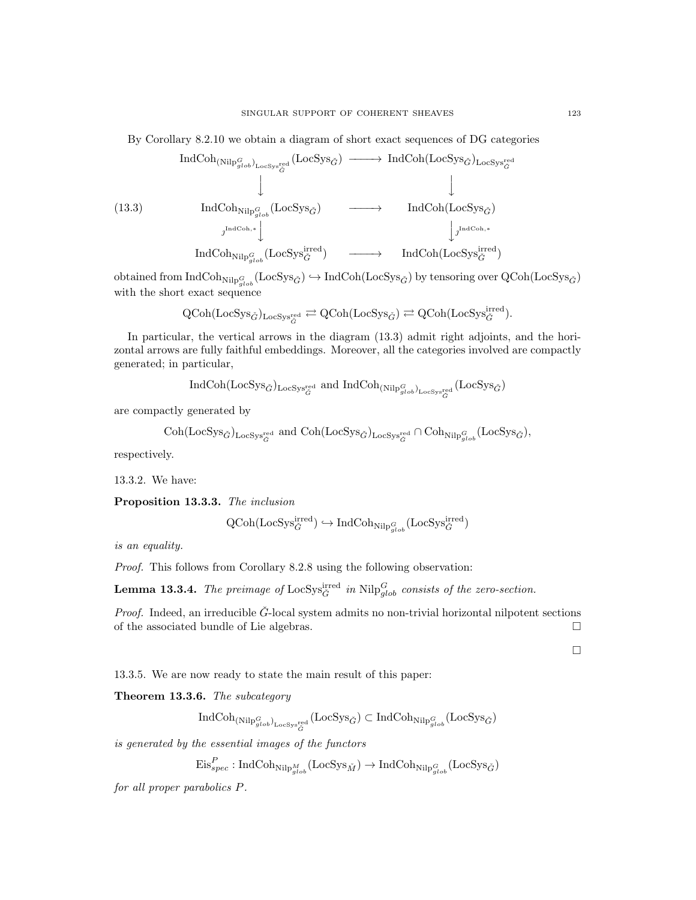By Corollary 8.2.10 we obtain a diagram of short exact sequences of DG categories

$$
\begin{array}{ccc}
\mathrm{IndCoh}_{(\mathrm{Nilp}^G_{glob})_{\mathrm{LocSys}^{\mathrm{red}}_{\check{G}}}}(\mathrm{LocSys}_{\check{G}}) & \longrightarrow & \mathrm{IndCoh}(\mathrm{LocSys}_{\check{G}})_{\mathrm{LocSys}^{\mathrm{red}}_{\check{G}}} \\
\Big\downarrow & & \Big\downarrow \\
\mathrm{IndCoh}_{\mathrm{Nilp}^G_{glob}}(\mathrm{LocSys}_{\check{G}}) & \longrightarrow & \mathrm{IndCoh}(\mathrm{LocSys}_{\check{G}}) \\
\Big\downarrow {\scriptstyle \jmath^{\mathrm{IndCoh},*}} & & \Big\downarrow {\scriptstyle \jmath^{\mathrm{IndCoh},*}} \\
\mathrm{IndCoh}_{\mathrm{Nilp}^G_{glob}}(\mathrm{LocSys}^{\mathrm{irred}}_{\check{G}}) & \longrightarrow & \mathrm{IndCoh}(\mathrm{LocSys}^{\mathrm{irred}}_{\check{G}})
\end{array}
\tag{13.3}
$$

obtained from $\mathrm{IndCoh}_{\mathrm{Nilp}^G_{glob}}(\mathrm{LocSys}_{\check{G}}) \hookrightarrow \mathrm{IndCoh}(\mathrm{LocSys}_{\check{G}})$ by tensoring over $\mathrm{QCoh}(\mathrm{LocSys}_{\check{G}})$ with the short exact sequence

$$
\mathrm{QCoh}(\mathrm{LocSys}_{\check{G}})_{\mathrm{LocSys}^{\mathrm{red}}_{\check{G}}} \rightleftarrows \mathrm{QCoh}(\mathrm{LocSys}_{\check{G}}) \rightleftarrows \mathrm{QCoh}(\mathrm{LocSys}^{\mathrm{irred}}_{\check{G}}).
$$

In particular, the vertical arrows in the diagram (13.3) admit right adjoints, and the horizontal arrows are fully faithful embeddings. Moreover, all the categories involved are compactly generated; in particular,

$$
\mathrm{IndCoh}(\mathrm{LocSys}_{\check{G}})_{\mathrm{LocSys}^{\mathrm{red}}_{\check{G}}} \text{ and } \mathrm{IndCoh}_{(\mathrm{Nilp}^G_{glob})_{\mathrm{LocSys}^{\mathrm{red}}_{\check{G}}}}(\mathrm{LocSys}_{\check{G}})
$$

are compactly generated by

$$
\mathrm{Coh}(\mathrm{LocSys}_{\check{G}})_{\mathrm{LocSys}^{\mathrm{red}}_{\check{G}}} \text{ and } \mathrm{Coh}(\mathrm{LocSys}_{\check{G}})_{\mathrm{LocSys}^{\mathrm{red}}_{\check{G}}} \cap \mathrm{Coh}_{\mathrm{Nilp}^G_{glob}}(\mathrm{LocSys}_{\check{G}}),
$$

respectively.

13.3.2. We have:

**Proposition 13.3.3.** *The inclusion*

$$
\mathrm{QCoh}(\mathrm{LocSys}^{\mathrm{irred}}_{\check{G}}) \hookrightarrow \mathrm{IndCoh}_{\mathrm{Nilp}^G_{glob}}(\mathrm{LocSys}^{\mathrm{irred}}_{\check{G}})
$$

*is an equality.*

*Proof.* This follows from Corollary 8.2.8 using the following observation:

**Lemma 13.3.4.** *The preimage of $\mathrm{LocSys}^{\mathrm{irred}}_{\check{G}}$ in $\mathrm{Nilp}^G_{glob}$ consists of the zero-section.*

*Proof.* Indeed, an irreducible $\check{G}$-local system admits no non-trivial horizontal nilpotent sections of the associated bundle of Lie algebras. □

□

13.3.5. We are now ready to state the main result of this paper:

**Theorem 13.3.6.** *The subcategory*

$$
\mathrm{IndCoh}_{(\mathrm{Nilp}^G_{glob})_{\mathrm{LocSys}^{\mathrm{red}}_{\check{G}}}}(\mathrm{LocSys}_{\check{G}}) \subset \mathrm{IndCoh}_{\mathrm{Nilp}^G_{glob}}(\mathrm{LocSys}_{\check{G}})
$$

*is generated by the essential images of the functors*

$$
\mathrm{Eis}^P_{spec} : \mathrm{IndCoh}_{\mathrm{Nilp}^M_{glob}}(\mathrm{LocSys}_{\check{M}}) \to \mathrm{IndCoh}_{\mathrm{Nilp}^G_{glob}}(\mathrm{LocSys}_{\check{G}})
$$

*for all proper parabolics $P$.*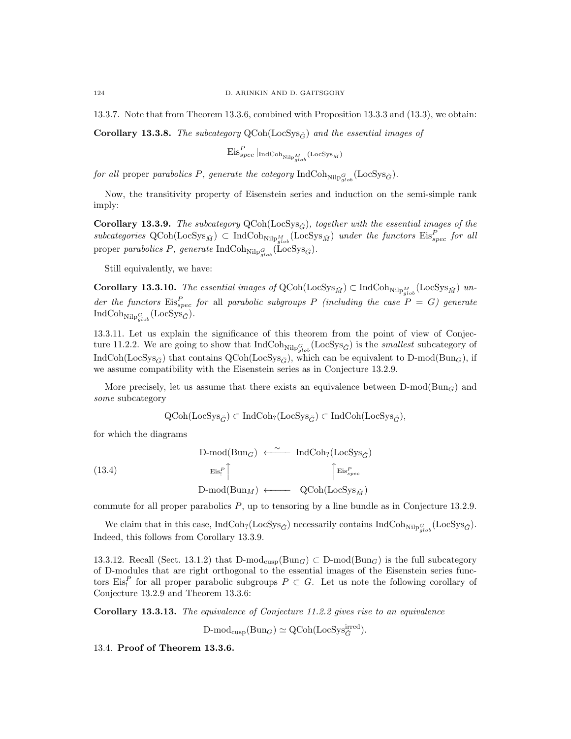13.3.7. Note that from Theorem 13.3.6, combined with Proposition 13.3.3 and (13.3), we obtain:

**Corollary 13.3.8.** *The subcategory* $\operatorname{QCoh}(\operatorname{LocSys}_{\check{G}})$ *and the essential images of*

$$\operatorname{Eis}^P_{spec}|_{\operatorname{IndCoh}_{\operatorname{Nilp}^M_{glob}}(\operatorname{LocSys}_{\check{M}})}$$

*for all* proper *parabolics* $P$*, generate the category* $\operatorname{IndCoh}_{\operatorname{Nilp}^G_{glob}}(\operatorname{LocSys}_{\check{G}})$.

Now, the transitivity property of Eisenstein series and induction on the semi-simple rank imply:

**Corollary 13.3.9.** *The subcategory* $\operatorname{QCoh}(\operatorname{LocSys}_{\check{G}})$*, together with the essential images of the subcategories* $\operatorname{QCoh}(\operatorname{LocSys}_{\check{M}}) \subset \operatorname{IndCoh}_{\operatorname{Nilp}^M_{glob}}(\operatorname{LocSys}_{\check{M}})$ *under the functors* $\operatorname{Eis}^P_{spec}$ *for all* proper *parabolics* $P$*, generate* $\operatorname{IndCoh}_{\operatorname{Nilp}^G_{glob}}(\operatorname{LocSys}_{\check{G}})$.

Still equivalently, we have:

**Corollary 13.3.10.** *The essential images of* $\operatorname{QCoh}(\operatorname{LocSys}_{\check{M}}) \subset \operatorname{IndCoh}_{\operatorname{Nilp}^M_{glob}}(\operatorname{LocSys}_{\check{M}})$ *under the functors* $\operatorname{Eis}^P_{spec}$ *for* all *parabolic subgroups* $P$ *(including the case* $P = G$*) generate* $\operatorname{IndCoh}_{\operatorname{Nilp}^G_{glob}}(\operatorname{LocSys}_{\check{G}})$.

13.3.11. Let us explain the significance of this theorem from the point of view of Conjecture 11.2.2. We are going to show that $\operatorname{IndCoh}_{\operatorname{Nilp}^G_{glob}}(\operatorname{LocSys}_{\check{G}})$ is the *smallest* subcategory of $\operatorname{IndCoh}(\operatorname{LocSys}_{\check{G}})$ that contains $\operatorname{QCoh}(\operatorname{LocSys}_{\check{G}})$, which can be equivalent to $\text{D-mod}(\operatorname{Bun}_G)$, if we assume compatibility with the Eisenstein series as in Conjecture 13.2.9.

More precisely, let us assume that there exists an equivalence between $\text{D-mod}(\operatorname{Bun}_G)$ and *some* subcategory

$$\operatorname{QCoh}(\operatorname{LocSys}_{\check{G}}) \subset \operatorname{IndCoh}_?(\operatorname{LocSys}_{\check{G}}) \subset \operatorname{IndCoh}(\operatorname{LocSys}_{\check{G}}),$$

for which the diagrams

$$
\begin{array}{ccc}
\text{D-mod}(\operatorname{Bun}_G) & \xleftarrow{\sim} & \operatorname{IndCoh}_?(\operatorname{LocSys}_{\check{G}}) \\
{\scriptstyle \operatorname{Eis}^P_!}\uparrow & & \uparrow{\scriptstyle \operatorname{Eis}^P_{spec}} \\
\text{D-mod}(\operatorname{Bun}_M) & \longleftarrow & \operatorname{QCoh}(\operatorname{LocSys}_{\check{M}})
\end{array}
\tag{13.4}
$$

commute for all proper parabolics $P$, up to tensoring by a line bundle as in Conjecture 13.2.9.

We claim that in this case, $\operatorname{IndCoh}_?(\operatorname{LocSys}_{\check{G}})$ necessarily contains $\operatorname{IndCoh}_{\operatorname{Nilp}^G_{glob}}(\operatorname{LocSys}_{\check{G}})$. Indeed, this follows from Corollary 13.3.9.

13.3.12. Recall (Sect. 13.1.2) that $\text{D-mod}_{\text{cusp}}(\operatorname{Bun}_G) \subset \text{D-mod}(\operatorname{Bun}_G)$ is the full subcategory of D-modules that are right orthogonal to the essential images of the Eisenstein series functors $\operatorname{Eis}^P_!$ for all proper parabolic subgroups $P \subset G$. Let us note the following corollary of Conjecture 13.2.9 and Theorem 13.3.6:

**Corollary 13.3.13.** *The equivalence of Conjecture 11.2.2 gives rise to an equivalence*

$$\text{D-mod}_{\text{cusp}}(\operatorname{Bun}_G) \simeq \operatorname{QCoh}(\operatorname{LocSys}^{\text{irred}}_{\check{G}}).$$

### 13.4. **Proof of Theorem 13.3.6.**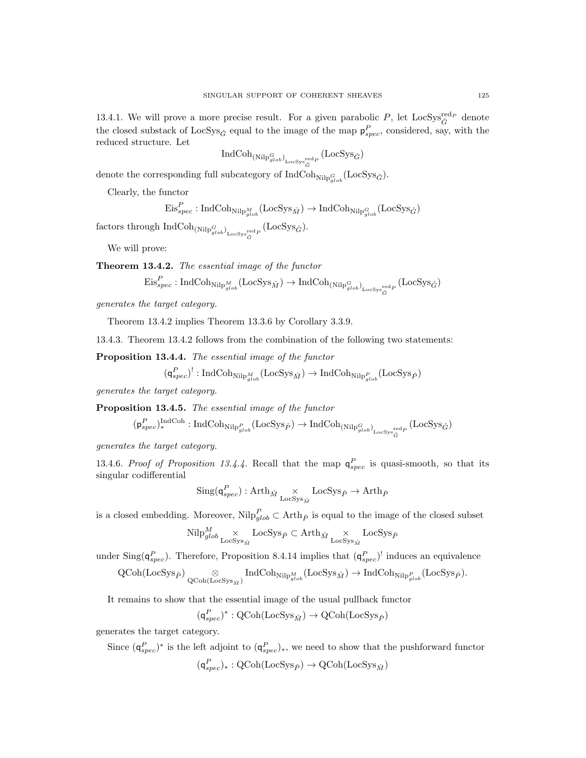13.4.1. We will prove a more precise result. For a given parabolic $P$, let $\mathrm{LocSys}_{\check{G}}^{\mathrm{red}_P}$ denote the closed substack of $\mathrm{LocSys}_{\check{G}}$ equal to the image of the map $\mathsf{p}_{spec}^P$, considered, say, with the reduced structure. Let

$$\mathrm{IndCoh}_{(\mathrm{Nilp}_{glob}^G)_{\mathrm{LocSys}_{\check{G}}^{\mathrm{red}_P}}}(\mathrm{LocSys}_{\check{G}})$$

denote the corresponding full subcategory of $\mathrm{IndCoh}_{\mathrm{Nilp}_{glob}^G}(\mathrm{LocSys}_{\check{G}})$.

Clearly, the functor

$$\mathrm{Eis}_{spec}^P : \mathrm{IndCoh}_{\mathrm{Nilp}_{glob}^M}(\mathrm{LocSys}_{\check{M}}) \to \mathrm{IndCoh}_{\mathrm{Nilp}_{glob}^G}(\mathrm{LocSys}_{\check{G}})$$

factors through $\mathrm{IndCoh}_{(\mathrm{Nilp}_{glob}^G)_{\mathrm{LocSys}_{\check{G}}^{\mathrm{red}_P}}}(\mathrm{LocSys}_{\check{G}})$.

We will prove:

**Theorem 13.4.2.** *The essential image of the functor*

$$\mathrm{Eis}_{spec}^P : \mathrm{IndCoh}_{\mathrm{Nilp}_{glob}^M}(\mathrm{LocSys}_{\check{M}}) \to \mathrm{IndCoh}_{(\mathrm{Nilp}_{glob}^G)_{\mathrm{LocSys}_{\check{G}}^{\mathrm{red}_P}}}(\mathrm{LocSys}_{\check{G}})$$

*generates the target category.*

Theorem 13.4.2 implies Theorem 13.3.6 by Corollary 3.3.9.

13.4.3. Theorem 13.4.2 follows from the combination of the following two statements:

**Proposition 13.4.4.** *The essential image of the functor*

$$(\mathsf{q}_{spec}^P)^! : \mathrm{IndCoh}_{\mathrm{Nilp}_{glob}^M}(\mathrm{LocSys}_{\check{M}}) \to \mathrm{IndCoh}_{\mathrm{Nilp}_{glob}^P}(\mathrm{LocSys}_{\check{P}})$$

*generates the target category.*

**Proposition 13.4.5.** *The essential image of the functor*

$$(\mathsf{p}_{spec}^P)_*^{\mathrm{IndCoh}} : \mathrm{IndCoh}_{\mathrm{Nilp}_{glob}^P}(\mathrm{LocSys}_{\check{P}}) \to \mathrm{IndCoh}_{(\mathrm{Nilp}_{glob}^G)_{\mathrm{LocSys}_{\check{G}}^{\mathrm{red}_P}}}(\mathrm{LocSys}_{\check{G}})$$

*generates the target category.*

13.4.6. *Proof of Proposition 13.4.4.* Recall that the map $\mathsf{q}_{spec}^P$ is quasi-smooth, so that its singular codifferential

$$\mathrm{Sing}(\mathsf{q}_{spec}^P) : \mathrm{Arth}_{\check{M}} \underset{\mathrm{LocSys}_{\check{M}}}{\times} \mathrm{LocSys}_{\check{P}} \to \mathrm{Arth}_{\check{P}}$$

is a closed embedding. Moreover, $\mathrm{Nilp}_{glob}^P \subset \mathrm{Arth}_{\check{P}}$ is equal to the image of the closed subset

$$\mathrm{Nilp}_{glob}^M \underset{\mathrm{LocSys}_{\check{M}}}{\times} \mathrm{LocSys}_{\check{P}} \subset \mathrm{Arth}_{\check{M}} \underset{\mathrm{LocSys}_{\check{M}}}{\times} \mathrm{LocSys}_{\check{P}}$$

under $\mathrm{Sing}(\mathsf{q}_{spec}^P)$. Therefore, Proposition 8.4.14 implies that $(\mathsf{q}_{spec}^P)^!$ induces an equivalence

$$\mathrm{QCoh}(\mathrm{LocSys}_{\check{P}}) \underset{\mathrm{QCoh}(\mathrm{LocSys}_{\check{M}})}{\otimes} \mathrm{IndCoh}_{\mathrm{Nilp}_{glob}^M}(\mathrm{LocSys}_{\check{M}}) \to \mathrm{IndCoh}_{\mathrm{Nilp}_{glob}^P}(\mathrm{LocSys}_{\check{P}}).$$

It remains to show that the essential image of the usual pullback functor

$$(\mathsf{q}_{spec}^P)^* : \mathrm{QCoh}(\mathrm{LocSys}_{\check{M}}) \to \mathrm{QCoh}(\mathrm{LocSys}_{\check{P}})$$

generates the target category.

Since $(\mathsf{q}_{spec}^P)^*$ is the left adjoint to $(\mathsf{q}_{spec}^P)_*$, we need to show that the pushforward functor

$$(\mathsf{q}_{spec}^P)_* : \mathrm{QCoh}(\mathrm{LocSys}_{\check{P}}) \to \mathrm{QCoh}(\mathrm{LocSys}_{\check{M}})$$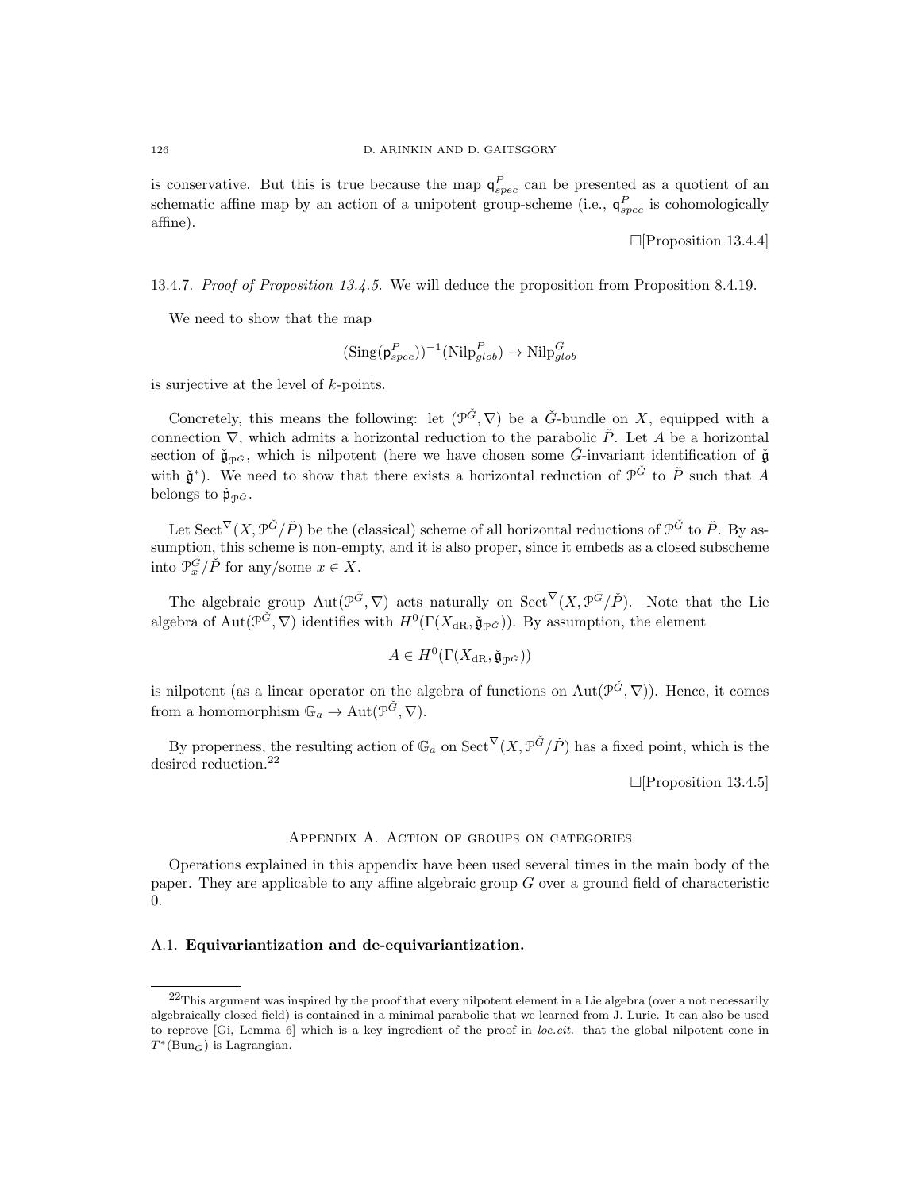is conservative. But this is true because the map $\mathsf{q}^P_{spec}$ can be presented as a quotient of an schematic affine map by an action of a unipotent group-scheme (i.e., $\mathsf{q}^P_{spec}$ is cohomologically affine).

$\square$[Proposition 13.4.4]

13.4.7. *Proof of Proposition 13.4.5.* We will deduce the proposition from Proposition 8.4.19.

We need to show that the map

$$(\mathrm{Sing}(\mathsf{p}^P_{spec}))^{-1}(\mathrm{Nilp}^P_{glob}) \to \mathrm{Nilp}^G_{glob}$$

is surjective at the level of $k$-points.

Concretely, this means the following: let $(\mathcal{P}^{\check{G}}, \nabla)$ be a $\check{G}$-bundle on $X$, equipped with a connection $\nabla$, which admits a horizontal reduction to the parabolic $\check{P}$. Let $A$ be a horizontal section of $\check{\mathfrak{g}}_{\mathcal{P}^{\check{G}}}$, which is nilpotent (here we have chosen some $\check{G}$-invariant identification of $\check{\mathfrak{g}}$ with $\check{\mathfrak{g}}^*$). We need to show that there exists a horizontal reduction of $\mathcal{P}^{\check{G}}$ to $\check{P}$ such that $A$ belongs to $\check{\mathfrak{p}}_{\mathcal{P}^{\check{G}}}$.

Let $\mathrm{Sect}^\nabla(X, \mathcal{P}^{\check{G}}/\check{P})$ be the (classical) scheme of all horizontal reductions of $\mathcal{P}^{\check{G}}$ to $\check{P}$. By assumption, this scheme is non-empty, and it is also proper, since it embeds as a closed subscheme into $\mathcal{P}^{\check{G}}_x/\check{P}$ for any/some $x \in X$.

The algebraic group $\mathrm{Aut}(\mathcal{P}^{\check{G}}, \nabla)$ acts naturally on $\mathrm{Sect}^\nabla(X, \mathcal{P}^{\check{G}}/\check{P})$. Note that the Lie algebra of $\mathrm{Aut}(\mathcal{P}^{\check{G}}, \nabla)$ identifies with $H^0(\Gamma(X_{\mathrm{dR}}, \check{\mathfrak{g}}_{\mathcal{P}^{\check{G}}}))$. By assumption, the element

$$A \in H^0(\Gamma(X_{\mathrm{dR}}, \check{\mathfrak{g}}_{\mathcal{P}^{\check{G}}}))$$

is nilpotent (as a linear operator on the algebra of functions on $\mathrm{Aut}(\mathcal{P}^{\check{G}}, \nabla)$). Hence, it comes from a homomorphism $\mathbb{G}_a \to \mathrm{Aut}(\mathcal{P}^{\check{G}}, \nabla)$.

By properness, the resulting action of $\mathbb{G}_a$ on $\mathrm{Sect}^\nabla(X, \mathcal{P}^{\check{G}}/\check{P})$ has a fixed point, which is the desired reduction.[22]

$\square$[Proposition 13.4.5]

## Appendix A. Action of groups on categories

Operations explained in this appendix have been used several times in the main body of the paper. They are applicable to any affine algebraic group $G$ over a ground field of characteristic 0.

### A.1. **Equivariantization and de-equivariantization.**

[22]This argument was inspired by the proof that every nilpotent element in a Lie algebra (over a not necessarily algebraically closed field) is contained in a minimal parabolic that we learned from J. Lurie. It can also be used to reprove [Gi, Lemma 6] which is a key ingredient of the proof in *loc.cit.* that the global nilpotent cone in $T^*(\mathrm{Bun}_G)$ is Lagrangian.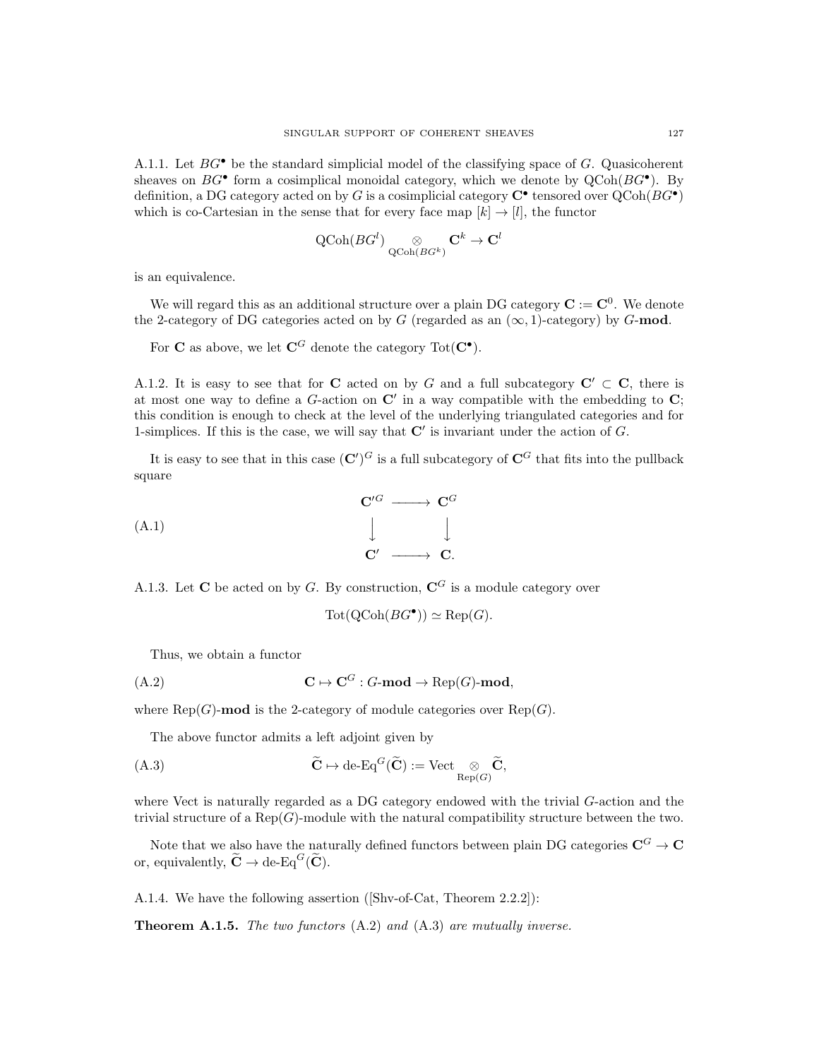A.1.1. Let $BG^\bullet$ be the standard simplicial model of the classifying space of $G$. Quasicoherent sheaves on $BG^\bullet$ form a cosimplical monoidal category, which we denote by $\mathrm{QCoh}(BG^\bullet)$. By definition, a DG category acted on by $G$ is a cosimplicial category $\mathbf{C}^\bullet$ tensored over $\mathrm{QCoh}(BG^\bullet)$ which is co-Cartesian in the sense that for every face map $[k] \to [l]$, the functor

$$\mathrm{QCoh}(BG^l) \underset{\mathrm{QCoh}(BG^k)}{\otimes} \mathbf{C}^k \to \mathbf{C}^l$$

is an equivalence.

We will regard this as an additional structure over a plain DG category $\mathbf{C} := \mathbf{C}^0$. We denote the 2-category of DG categories acted on by $G$ (regarded as an $(\infty, 1)$-category) by $G$-**mod**.

For $\mathbf{C}$ as above, we let $\mathbf{C}^G$ denote the category $\mathrm{Tot}(\mathbf{C}^\bullet)$.

A.1.2. It is easy to see that for $\mathbf{C}$ acted on by $G$ and a full subcategory $\mathbf{C}' \subset \mathbf{C}$, there is at most one way to define a $G$-action on $\mathbf{C}'$ in a way compatible with the embedding to $\mathbf{C}$; this condition is enough to check at the level of the underlying triangulated categories and for 1-simplices. If this is the case, we will say that $\mathbf{C}'$ is invariant under the action of $G$.

It is easy to see that in this case $(\mathbf{C}')^G$ is a full subcategory of $\mathbf{C}^G$ that fits into the pullback square

$$\begin{array}{ccc} \mathbf{C}'^G & \longrightarrow & \mathbf{C}^G \\ \big\downarrow & & \big\downarrow \\ \mathbf{C}' & \longrightarrow & \mathbf{C}. \end{array} \tag{A.1}$$

A.1.3. Let $\mathbf{C}$ be acted on by $G$. By construction, $\mathbf{C}^G$ is a module category over

$$\mathrm{Tot}(\mathrm{QCoh}(BG^\bullet)) \simeq \mathrm{Rep}(G).$$

Thus, we obtain a functor

$$\mathbf{C} \mapsto \mathbf{C}^G : G\text{-}\mathbf{mod} \to \mathrm{Rep}(G)\text{-}\mathbf{mod}, \tag{A.2}$$

where $\mathrm{Rep}(G)$-**mod** is the 2-category of module categories over $\mathrm{Rep}(G)$.

The above functor admits a left adjoint given by

$$\widetilde{\mathbf{C}} \mapsto \text{de-Eq}^G(\widetilde{\mathbf{C}}) := \mathrm{Vect} \underset{\mathrm{Rep}(G)}{\otimes} \widetilde{\mathbf{C}}, \tag{A.3}$$

where Vect is naturally regarded as a DG category endowed with the trivial $G$-action and the trivial structure of a $\mathrm{Rep}(G)$-module with the natural compatibility structure between the two.

Note that we also have the naturally defined functors between plain DG categories $\mathbf{C}^G \to \mathbf{C}$ or, equivalently, $\widetilde{\mathbf{C}} \to \text{de-Eq}^G(\widetilde{\mathbf{C}})$.

A.1.4. We have the following assertion ([Shv-of-Cat, Theorem 2.2.2]):

**Theorem A.1.5.** *The two functors* (A.2) *and* (A.3) *are mutually inverse.*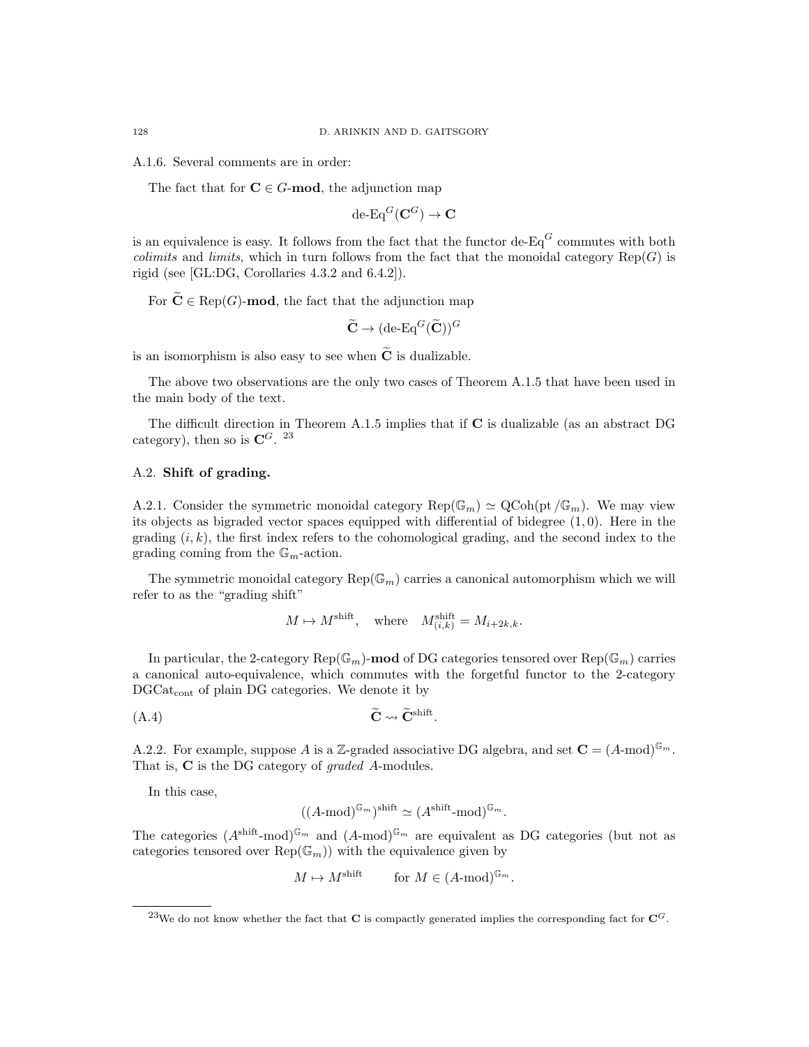A.1.6. Several comments are in order:

The fact that for $\mathbf{C} \in G\text{-}\mathbf{mod}$, the adjunction map

$$\text{de-Eq}^G(\mathbf{C}^G) \to \mathbf{C}$$

is an equivalence is easy. It follows from the fact that the functor $\text{de-Eq}^G$ commutes with both *colimits* and *limits*, which in turn follows from the fact that the monoidal category $\text{Rep}(G)$ is rigid (see [GL:DG, Corollaries 4.3.2 and 6.4.2]).

For $\widetilde{\mathbf{C}} \in \text{Rep}(G)\text{-}\mathbf{mod}$, the fact that the adjunction map

$$\widetilde{\mathbf{C}} \to (\text{de-Eq}^G(\widetilde{\mathbf{C}}))^G$$

is an isomorphism is also easy to see when $\widetilde{\mathbf{C}}$ is dualizable.

The above two observations are the only two cases of Theorem A.1.5 that have been used in the main body of the text.

The difficult direction in Theorem A.1.5 implies that if $\mathbf{C}$ is dualizable (as an abstract DG category), then so is $\mathbf{C}^G$. [23]

## A.2. Shift of grading.

A.2.1. Consider the symmetric monoidal category $\text{Rep}(\mathbb{G}_m) \simeq \text{QCoh}(\text{pt}/\mathbb{G}_m)$. We may view its objects as bigraded vector spaces equipped with differential of bidegree $(1,0)$. Here in the grading $(i,k)$, the first index refers to the cohomological grading, and the second index to the grading coming from the $\mathbb{G}_m$-action.

The symmetric monoidal category $\text{Rep}(\mathbb{G}_m)$ carries a canonical automorphism which we will refer to as the "grading shift"

$$M \mapsto M^{\text{shift}}, \quad \text{where} \quad M^{\text{shift}}_{(i,k)} = M_{i+2k,k}.$$

In particular, the 2-category $\text{Rep}(\mathbb{G}_m)\text{-}\mathbf{mod}$ of DG categories tensored over $\text{Rep}(\mathbb{G}_m)$ carries a canonical auto-equivalence, which commutes with the forgetful functor to the 2-category $\text{DGCat}_{\text{cont}}$ of plain DG categories. We denote it by

$$\widetilde{\mathbf{C}} \rightsquigarrow \widetilde{\mathbf{C}}^{\text{shift}}. \tag{A.4}$$

A.2.2. For example, suppose $A$ is a $\mathbb{Z}$-graded associative DG algebra, and set $\mathbf{C} = (A\text{-mod})^{\mathbb{G}_m}$. That is, $\mathbf{C}$ is the DG category of *graded* $A$-modules.

In this case,

$$((A\text{-mod})^{\mathbb{G}_m})^{\text{shift}} \simeq (A^{\text{shift}}\text{-mod})^{\mathbb{G}_m}.$$

The categories $(A^{\text{shift}}\text{-mod})^{\mathbb{G}_m}$ and $(A\text{-mod})^{\mathbb{G}_m}$ are equivalent as DG categories (but not as categories tensored over $\text{Rep}(\mathbb{G}_m)$) with the equivalence given by

$$M \mapsto M^{\text{shift}} \qquad \text{for } M \in (A\text{-mod})^{\mathbb{G}_m}.$$

---

[23] We do not know whether the fact that $\mathbf{C}$ is compactly generated implies the corresponding fact for $\mathbf{C}^G$.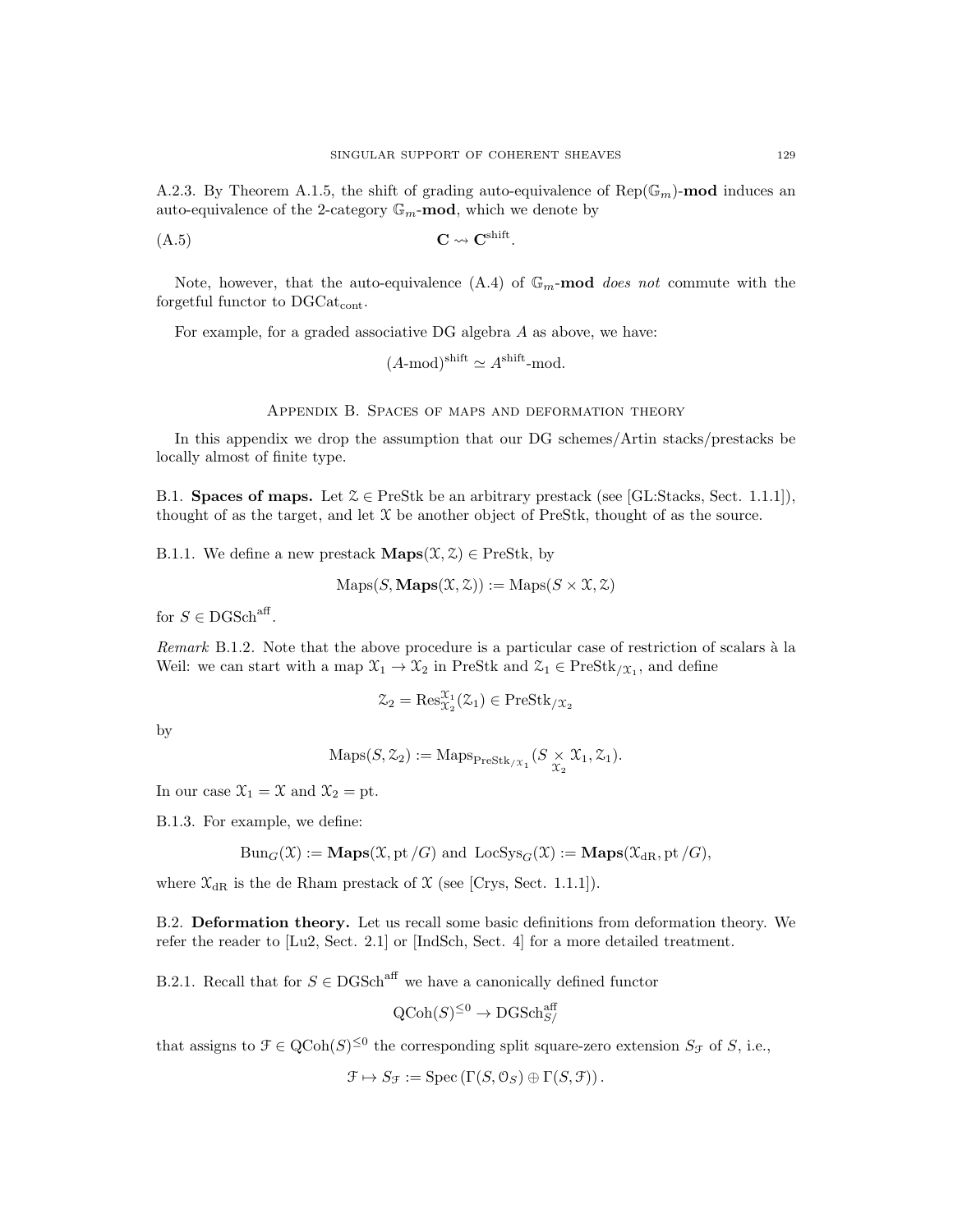A.2.3. By Theorem A.1.5, the shift of grading auto-equivalence of $\text{Rep}(\mathbb{G}_m)$-**mod** induces an auto-equivalence of the 2-category $\mathbb{G}_m$-**mod**, which we denote by

$$\mathbf{C} \rightsquigarrow \mathbf{C}^{\text{shift}}. \tag{A.5}$$

Note, however, that the auto-equivalence (A.4) of $\mathbb{G}_m$-**mod** *does not* commute with the forgetful functor to $\text{DGCat}_{\text{cont}}$.

For example, for a graded associative DG algebra $A$ as above, we have:

$$(A\text{-mod})^{\text{shift}} \simeq A^{\text{shift}}\text{-mod}.$$

## Appendix B. Spaces of maps and deformation theory

In this appendix we drop the assumption that our DG schemes/Artin stacks/prestacks be locally almost of finite type.

B.1. **Spaces of maps.** Let $\mathcal{Z} \in \text{PreStk}$ be an arbitrary prestack (see [GL:Stacks, Sect. 1.1.1]), thought of as the target, and let $\mathcal{X}$ be another object of PreStk, thought of as the source.

B.1.1. We define a new prestack $\mathbf{Maps}(\mathcal{X}, \mathcal{Z}) \in \text{PreStk}$, by

$$\text{Maps}(S, \mathbf{Maps}(\mathcal{X}, \mathcal{Z})) := \text{Maps}(S \times \mathcal{X}, \mathcal{Z})$$

for $S \in \text{DGSch}^{\text{aff}}$.

*Remark* B.1.2. Note that the above procedure is a particular case of restriction of scalars à la Weil: we can start with a map $\mathcal{X}_1 \to \mathcal{X}_2$ in PreStk and $\mathcal{Z}_1 \in \text{PreStk}_{/\mathcal{X}_1}$, and define

$$\mathcal{Z}_2 = \text{Res}^{\mathcal{X}_1}_{\mathcal{X}_2}(\mathcal{Z}_1) \in \text{PreStk}_{/\mathcal{X}_2}$$

by

$$\text{Maps}(S, \mathcal{Z}_2) := \text{Maps}_{\text{PreStk}_{/\mathcal{X}_1}}(S \underset{\mathcal{X}_2}{\times} \mathcal{X}_1, \mathcal{Z}_1).$$

In our case $\mathcal{X}_1 = \mathcal{X}$ and $\mathcal{X}_2 = \text{pt}$.

B.1.3. For example, we define:

$$\text{Bun}_G(\mathcal{X}) := \mathbf{Maps}(\mathcal{X}, \text{pt}/G) \text{ and } \text{LocSys}_G(\mathcal{X}) := \mathbf{Maps}(\mathcal{X}_{\text{dR}}, \text{pt}/G),$$

where $\mathcal{X}_{\text{dR}}$ is the de Rham prestack of $\mathcal{X}$ (see [Crys, Sect. 1.1.1]).

B.2. **Deformation theory.** Let us recall some basic definitions from deformation theory. We refer the reader to [Lu2, Sect. 2.1] or [IndSch, Sect. 4] for a more detailed treatment.

B.2.1. Recall that for $S \in \text{DGSch}^{\text{aff}}$ we have a canonically defined functor

$$\text{QCoh}(S)^{\leq 0} \to \text{DGSch}^{\text{aff}}_{S/}$$

that assigns to $\mathcal{F} \in \text{QCoh}(S)^{\leq 0}$ the corresponding split square-zero extension $S_{\mathcal{F}}$ of $S$, i.e.,

$$\mathcal{F} \mapsto S_{\mathcal{F}} := \text{Spec}\left(\Gamma(S, \mathcal{O}_S) \oplus \Gamma(S, \mathcal{F})\right).$$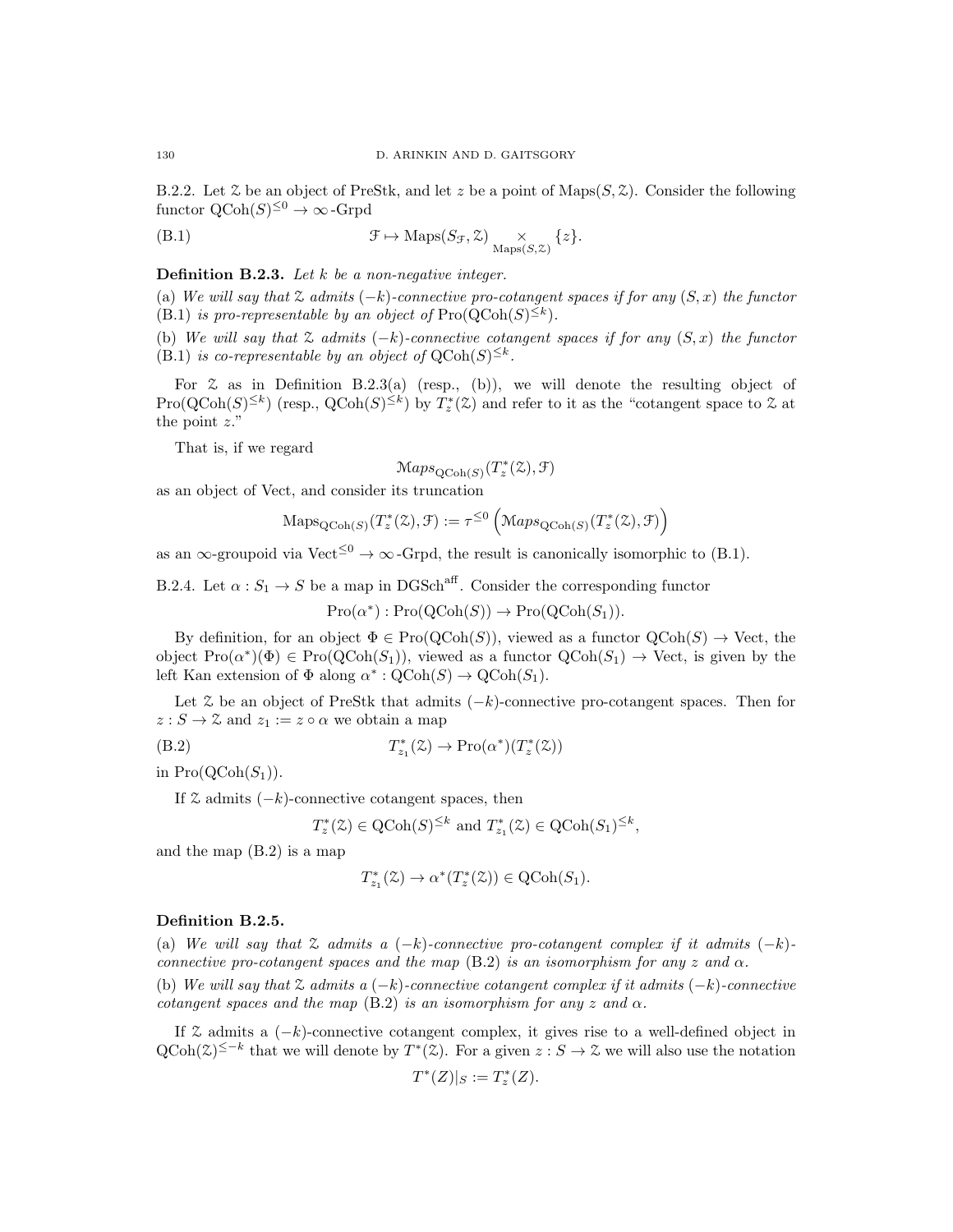B.2.2. Let $\mathcal{Z}$ be an object of PreStk, and let $z$ be a point of $\operatorname{Maps}(S, \mathcal{Z})$. Consider the following functor $\operatorname{QCoh}(S)^{\leq 0} \to \infty\text{-Grpd}$

$$\mathcal{F} \mapsto \operatorname{Maps}(S_{\mathcal{F}}, \mathcal{Z}) \underset{\operatorname{Maps}(S,\mathcal{Z})}{\times} \{z\}. \tag{B.1}$$

**Definition B.2.3.** *Let $k$ be a non-negative integer.*

(a) *We will say that $\mathcal{Z}$ admits $(-k)$-connective pro-cotangent spaces if for any $(S, x)$ the functor* (B.1) *is pro-representable by an object of* $\operatorname{Pro}(\operatorname{QCoh}(S)^{\leq k})$.

(b) *We will say that $\mathcal{Z}$ admits $(-k)$-connective cotangent spaces if for any $(S, x)$ the functor* (B.1) *is co-representable by an object of* $\operatorname{QCoh}(S)^{\leq k}$.

For $\mathcal{Z}$ as in Definition B.2.3(a) (resp., (b)), we will denote the resulting object of $\operatorname{Pro}(\operatorname{QCoh}(S)^{\leq k})$ (resp., $\operatorname{QCoh}(S)^{\leq k}$) by $T^*_z(\mathcal{Z})$ and refer to it as the "cotangent space to $\mathcal{Z}$ at the point $z$."

That is, if we regard

$$\mathcal{M}aps_{\operatorname{QCoh}(S)}(T^*_z(\mathcal{Z}), \mathcal{F})$$

as an object of Vect, and consider its truncation

$$\operatorname{Maps}_{\operatorname{QCoh}(S)}(T^*_z(\mathcal{Z}), \mathcal{F}) := \tau^{\leq 0}\left(\mathcal{M}aps_{\operatorname{QCoh}(S)}(T^*_z(\mathcal{Z}), \mathcal{F})\right)$$

as an $\infty$-groupoid via $\operatorname{Vect}^{\leq 0} \to \infty\text{-Grpd}$, the result is canonically isomorphic to (B.1).

B.2.4. Let $\alpha : S_1 \to S$ be a map in $\operatorname{DGSch}^{\operatorname{aff}}$. Consider the corresponding functor

$$\operatorname{Pro}(\alpha^*) : \operatorname{Pro}(\operatorname{QCoh}(S)) \to \operatorname{Pro}(\operatorname{QCoh}(S_1)).$$

By definition, for an object $\Phi \in \operatorname{Pro}(\operatorname{QCoh}(S))$, viewed as a functor $\operatorname{QCoh}(S) \to \operatorname{Vect}$, the object $\operatorname{Pro}(\alpha^*)(\Phi) \in \operatorname{Pro}(\operatorname{QCoh}(S_1))$, viewed as a functor $\operatorname{QCoh}(S_1) \to \operatorname{Vect}$, is given by the left Kan extension of $\Phi$ along $\alpha^* : \operatorname{QCoh}(S) \to \operatorname{QCoh}(S_1)$.

Let $\mathcal{Z}$ be an object of PreStk that admits $(-k)$-connective pro-cotangent spaces. Then for $z : S \to \mathcal{Z}$ and $z_1 := z \circ \alpha$ we obtain a map

$$T^*_{z_1}(\mathcal{Z}) \to \operatorname{Pro}(\alpha^*)(T^*_z(\mathcal{Z})) \tag{B.2}$$

in $\operatorname{Pro}(\operatorname{QCoh}(S_1))$.

If $\mathcal{Z}$ admits $(-k)$-connective cotangent spaces, then

$$T^*_z(\mathcal{Z}) \in \operatorname{QCoh}(S)^{\leq k} \text{ and } T^*_{z_1}(\mathcal{Z}) \in \operatorname{QCoh}(S_1)^{\leq k},$$

and the map (B.2) is a map

$$T^*_{z_1}(\mathcal{Z}) \to \alpha^*(T^*_z(\mathcal{Z})) \in \operatorname{QCoh}(S_1).$$

**Definition B.2.5.**

(a) *We will say that $\mathcal{Z}$ admits a $(-k)$-connective pro-cotangent complex if it admits $(-k)$-connective pro-cotangent spaces and the map* (B.2) *is an isomorphism for any $z$ and $\alpha$.*

(b) *We will say that $\mathcal{Z}$ admits a $(-k)$-connective cotangent complex if it admits $(-k)$-connective cotangent spaces and the map* (B.2) *is an isomorphism for any $z$ and $\alpha$.*

If $\mathcal{Z}$ admits a $(-k)$-connective cotangent complex, it gives rise to a well-defined object in $\operatorname{QCoh}(\mathcal{Z})^{\leq -k}$ that we will denote by $T^*(\mathcal{Z})$. For a given $z : S \to \mathcal{Z}$ we will also use the notation

$$T^*(Z)|_S := T^*_z(Z).$$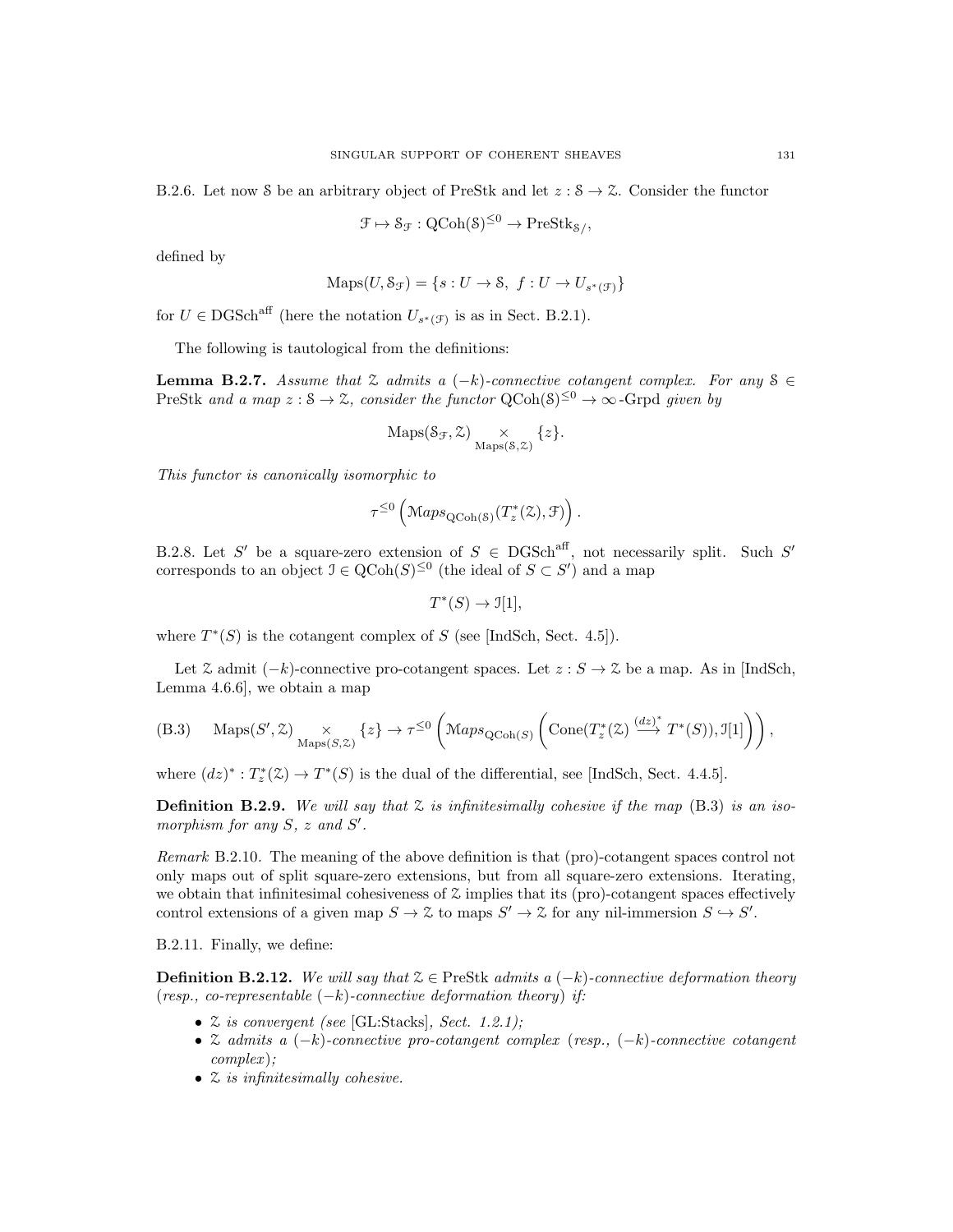B.2.6. Let now $\mathcal{S}$ be an arbitrary object of PreStk and let $z : \mathcal{S} \to \mathcal{Z}$. Consider the functor

$$\mathcal{F} \mapsto \mathcal{S}_{\mathcal{F}} : \mathrm{QCoh}(\mathcal{S})^{\leq 0} \to \mathrm{PreStk}_{\mathcal{S}/},$$

defined by

$$\mathrm{Maps}(U, \mathcal{S}_{\mathcal{F}}) = \{s : U \to \mathcal{S},\ f : U \to U_{s^*(\mathcal{F})}\}$$

for $U \in \mathrm{DGSch}^{\mathrm{aff}}$ (here the notation $U_{s^*(\mathcal{F})}$ is as in Sect. B.2.1).

The following is tautological from the definitions:

**Lemma B.2.7.** *Assume that $\mathcal{Z}$ admits a $(-k)$-connective cotangent complex. For any $\mathcal{S} \in$ PreStk and a map $z : \mathcal{S} \to \mathcal{Z}$, consider the functor $\mathrm{QCoh}(\mathcal{S})^{\leq 0} \to \infty\text{-Grpd}$ given by*

$$\mathrm{Maps}(\mathcal{S}_{\mathcal{F}}, \mathcal{Z}) \underset{\mathrm{Maps}(\mathcal{S},\mathcal{Z})}{\times} \{z\}.$$

*This functor is canonically isomorphic to*

$$\tau^{\leq 0}\left(\mathcal{M}aps_{\mathrm{QCoh}(\mathcal{S})}(T^*_z(\mathcal{Z}), \mathcal{F})\right).$$

B.2.8. Let $S'$ be a square-zero extension of $S \in \mathrm{DGSch}^{\mathrm{aff}}$, not necessarily split. Such $S'$ corresponds to an object $\mathcal{I} \in \mathrm{QCoh}(S)^{\leq 0}$ (the ideal of $S \subset S'$) and a map

$$T^*(S) \to \mathcal{I}[1],$$

where $T^*(S)$ is the cotangent complex of $S$ (see [IndSch, Sect. 4.5]).

Let $\mathcal{Z}$ admit $(-k)$-connective pro-cotangent spaces. Let $z : S \to \mathcal{Z}$ be a map. As in [IndSch, Lemma 4.6.6], we obtain a map

$$\mathrm{Maps}(S', \mathcal{Z}) \underset{\mathrm{Maps}(S,\mathcal{Z})}{\times} \{z\} \to \tau^{\leq 0}\left(\mathcal{M}aps_{\mathrm{QCoh}(S)}\left(\mathrm{Cone}(T^*_z(\mathcal{Z}) \overset{(dz)^*}{\longrightarrow} T^*(S)), \mathcal{I}[1]\right)\right), \tag{B.3}$$

where $(dz)^* : T^*_z(\mathcal{Z}) \to T^*(S)$ is the dual of the differential, see [IndSch, Sect. 4.4.5].

**Definition B.2.9.** *We will say that $\mathcal{Z}$ is infinitesimally cohesive if the map* (B.3) *is an isomorphism for any $S$, $z$ and $S'$.*

*Remark* B.2.10. The meaning of the above definition is that (pro)-cotangent spaces control not only maps out of split square-zero extensions, but from all square-zero extensions. Iterating, we obtain that infinitesimal cohesiveness of $\mathcal{Z}$ implies that its (pro)-cotangent spaces effectively control extensions of a given map $S \to \mathcal{Z}$ to maps $S' \to \mathcal{Z}$ for any nil-immersion $S \hookrightarrow S'$.

B.2.11. Finally, we define:

**Definition B.2.12.** *We will say that $\mathcal{Z} \in$ PreStk admits a $(-k)$-connective deformation theory (resp., co-representable $(-k)$-connective deformation theory) if:*

- *$\mathcal{Z}$ is convergent (see* [GL:Stacks]*, Sect. 1.2.1);*
- *$\mathcal{Z}$ admits a $(-k)$-connective pro-cotangent complex (resp., $(-k)$-connective cotangent complex);*
- *$\mathcal{Z}$ is infinitesimally cohesive.*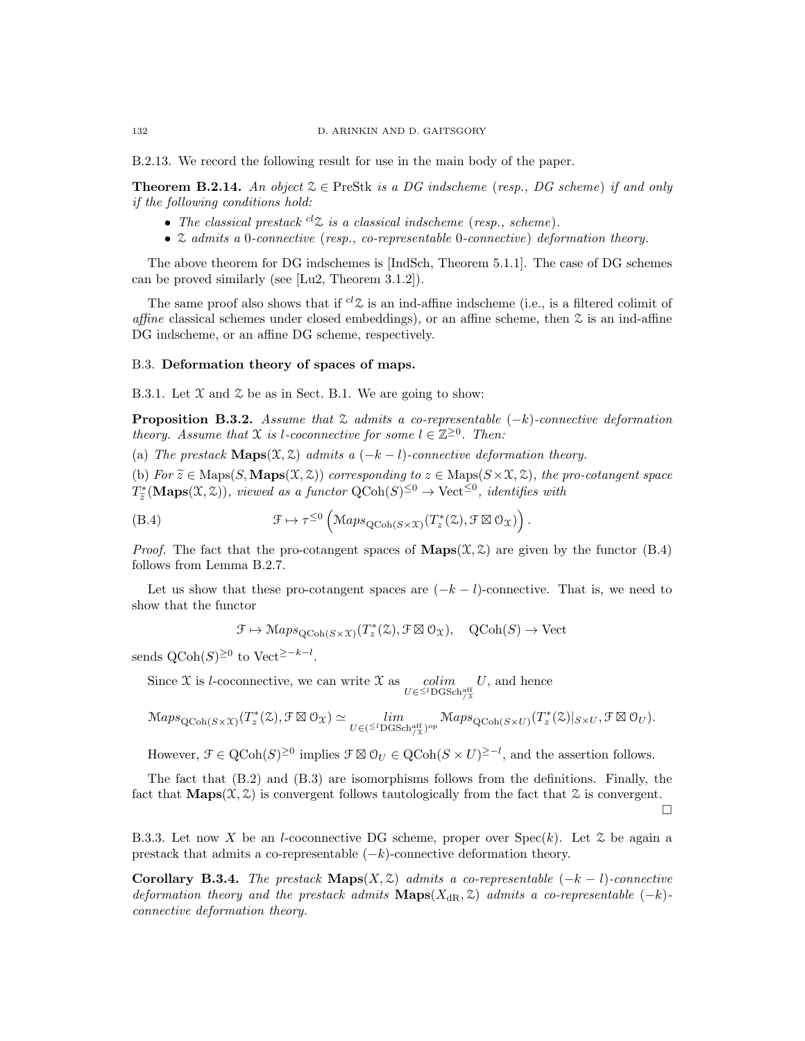B.2.13. We record the following result for use in the main body of the paper.

**Theorem B.2.14.** *An object $\mathcal{Z} \in \text{PreStk}$ is a DG indscheme (resp., DG scheme) if and only if the following conditions hold:*

- *The classical prestack ${}^{cl}\mathcal{Z}$ is a classical indscheme (resp., scheme).*
- *$\mathcal{Z}$ admits a 0-connective (resp., co-representable 0-connective) deformation theory.*

The above theorem for DG indschemes is [IndSch, Theorem 5.1.1]. The case of DG schemes can be proved similarly (see [Lu2, Theorem 3.1.2]).

The same proof also shows that if ${}^{cl}\mathcal{Z}$ is an ind-affine indscheme (i.e., is a filtered colimit of *affine* classical schemes under closed embeddings), or an affine scheme, then $\mathcal{Z}$ is an ind-affine DG indscheme, or an affine DG scheme, respectively.

## B.3. **Deformation theory of spaces of maps.**

B.3.1. Let $\mathcal{X}$ and $\mathcal{Z}$ be as in Sect. B.1. We are going to show:

**Proposition B.3.2.** *Assume that $\mathcal{Z}$ admits a co-representable $(-k)$-connective deformation theory. Assume that $\mathcal{X}$ is $l$-coconnective for some $l \in \mathbb{Z}^{\geq 0}$. Then:*

(a) *The prestack $\mathbf{Maps}(\mathcal{X}, \mathcal{Z})$ admits a $(-k-l)$-connective deformation theory.*

(b) *For $\widetilde{z} \in \text{Maps}(S, \mathbf{Maps}(\mathcal{X}, \mathcal{Z}))$ corresponding to $z \in \text{Maps}(S \times \mathcal{X}, \mathcal{Z})$, the pro-cotangent space $T^*_{\widetilde{z}}(\mathbf{Maps}(\mathcal{X}, \mathcal{Z}))$, viewed as a functor $\text{QCoh}(S)^{\leq 0} \to \text{Vect}^{\leq 0}$, identifies with*

$$\mathcal{F} \mapsto \tau^{\leq 0}\left(\mathcal{M}aps_{\text{QCoh}(S \times \mathcal{X})}(T^*_z(\mathcal{Z}), \mathcal{F} \boxtimes \mathcal{O}_{\mathcal{X}})\right). \tag{B.4}$$

*Proof.* The fact that the pro-cotangent spaces of $\mathbf{Maps}(\mathcal{X}, \mathcal{Z})$ are given by the functor (B.4) follows from Lemma B.2.7.

Let us show that these pro-cotangent spaces are $(-k-l)$-connective. That is, we need to show that the functor

$$\mathcal{F} \mapsto \mathcal{M}aps_{\text{QCoh}(S \times \mathcal{X})}(T^*_z(\mathcal{Z}), \mathcal{F} \boxtimes \mathcal{O}_{\mathcal{X}}), \quad \text{QCoh}(S) \to \text{Vect}$$

sends $\text{QCoh}(S)^{\geq 0}$ to $\text{Vect}^{\geq -k-l}$.

Since $\mathcal{X}$ is $l$-coconnective, we can write $\mathcal{X}$ as $\underset{U \in {}^{\leq l}\text{DGSch}^{\text{aff}}_{/\mathcal{X}}}{colim} U$, and hence

$$\mathcal{M}aps_{\text{QCoh}(S \times \mathcal{X})}(T^*_z(\mathcal{Z}), \mathcal{F} \boxtimes \mathcal{O}_{\mathcal{X}}) \simeq \underset{U \in ({}^{\leq l}\text{DGSch}^{\text{aff}}_{/\mathcal{X}})^{\text{op}}}{lim} \mathcal{M}aps_{\text{QCoh}(S \times U)}(T^*_z(\mathcal{Z})|_{S \times U}, \mathcal{F} \boxtimes \mathcal{O}_U).$$

However, $\mathcal{F} \in \text{QCoh}(S)^{\geq 0}$ implies $\mathcal{F} \boxtimes \mathcal{O}_U \in \text{QCoh}(S \times U)^{\geq -l}$, and the assertion follows.

The fact that (B.2) and (B.3) are isomorphisms follows from the definitions. Finally, the fact that $\mathbf{Maps}(\mathcal{X}, \mathcal{Z})$ is convergent follows tautologically from the fact that $\mathcal{Z}$ is convergent. □

B.3.3. Let now $X$ be an $l$-coconnective DG scheme, proper over $\text{Spec}(k)$. Let $\mathcal{Z}$ be again a prestack that admits a co-representable $(-k)$-connective deformation theory.

**Corollary B.3.4.** *The prestack $\mathbf{Maps}(X, \mathcal{Z})$ admits a co-representable $(-k-l)$-connective deformation theory and the prestack admits $\mathbf{Maps}(X_{\text{dR}}, \mathcal{Z})$ admits a co-representable $(-k)$-connective deformation theory.*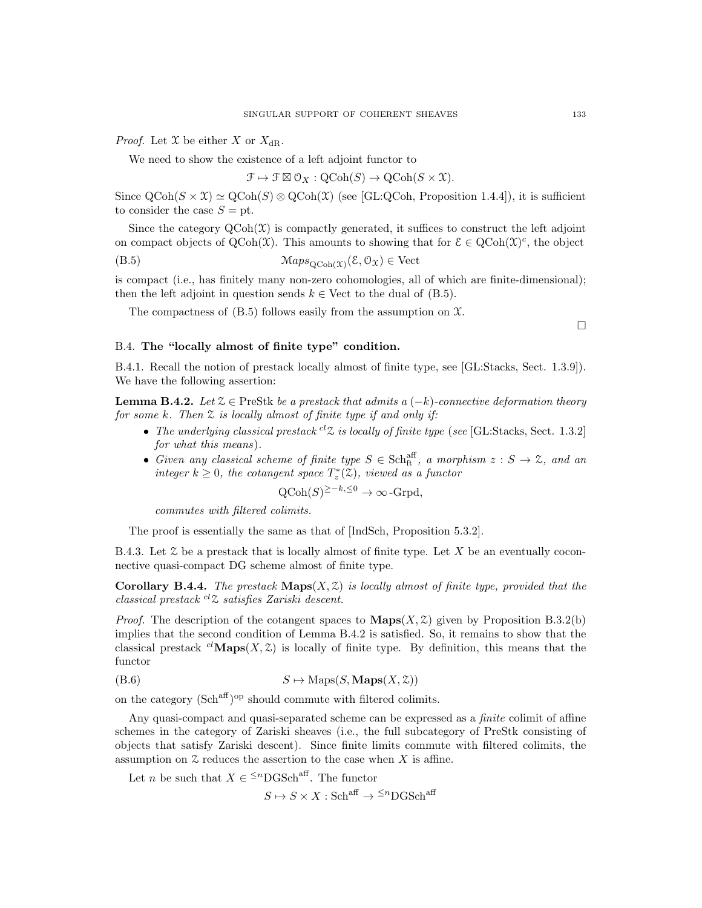*Proof.* Let $\mathcal{X}$ be either $X$ or $X_{\mathrm{dR}}$.

We need to show the existence of a left adjoint functor to

$$\mathcal{F} \mapsto \mathcal{F} \boxtimes \mathcal{O}_X : \mathrm{QCoh}(S) \to \mathrm{QCoh}(S \times \mathcal{X}).$$

Since $\mathrm{QCoh}(S \times \mathcal{X}) \simeq \mathrm{QCoh}(S) \otimes \mathrm{QCoh}(\mathcal{X})$ (see [GL:QCoh, Proposition 1.4.4]), it is sufficient to consider the case $S = \mathrm{pt}$.

Since the category $\mathrm{QCoh}(\mathcal{X})$ is compactly generated, it suffices to construct the left adjoint on compact objects of $\mathrm{QCoh}(\mathcal{X})$. This amounts to showing that for $\mathcal{E} \in \mathrm{QCoh}(\mathcal{X})^c$, the object

$$\mathcal{M}aps_{\mathrm{QCoh}(\mathcal{X})}(\mathcal{E}, \mathcal{O}_{\mathcal{X}}) \in \mathrm{Vect} \tag{B.5}$$

is compact (i.e., has finitely many non-zero cohomologies, all of which are finite-dimensional); then the left adjoint in question sends $k \in \mathrm{Vect}$ to the dual of (B.5).

The compactness of (B.5) follows easily from the assumption on $\mathcal{X}$.

□

## B.4. **The "locally almost of finite type" condition.**

B.4.1. Recall the notion of prestack locally almost of finite type, see [GL:Stacks, Sect. 1.3.9]). We have the following assertion:

**Lemma B.4.2.** *Let $\mathcal{Z} \in \mathrm{PreStk}$ be a prestack that admits a $(-k)$-connective deformation theory for some $k$. Then $\mathcal{Z}$ is locally almost of finite type if and only if:*

- *The underlying classical prestack ${}^{cl}\mathcal{Z}$ is locally of finite type (see [GL:Stacks, Sect. 1.3.2] for what this means).*
- *Given any classical scheme of finite type $S \in \mathrm{Sch}^{\mathrm{aff}}_{\mathrm{ft}}$, a morphism $z : S \to \mathcal{Z}$, and an integer $k \geq 0$, the cotangent space $T^*_z(\mathcal{Z})$, viewed as a functor*

$$\mathrm{QCoh}(S)^{\geq -k, \leq 0} \to \infty\text{-}\mathrm{Grpd},$$

*commutes with filtered colimits.*

The proof is essentially the same as that of [IndSch, Proposition 5.3.2].

B.4.3. Let $\mathcal{Z}$ be a prestack that is locally almost of finite type. Let $X$ be an eventually coconnective quasi-compact DG scheme almost of finite type.

**Corollary B.4.4.** *The prestack $\mathbf{Maps}(X, \mathcal{Z})$ is locally almost of finite type, provided that the classical prestack ${}^{cl}\mathcal{Z}$ satisfies Zariski descent.*

*Proof.* The description of the cotangent spaces to $\mathbf{Maps}(X, \mathcal{Z})$ given by Proposition B.3.2(b) implies that the second condition of Lemma B.4.2 is satisfied. So, it remains to show that the classical prestack ${}^{cl}\mathbf{Maps}(X, \mathcal{Z})$ is locally of finite type. By definition, this means that the functor

$$S \mapsto \mathrm{Maps}(S, \mathbf{Maps}(X, \mathcal{Z})) \tag{B.6}$$

on the category $(\mathrm{Sch}^{\mathrm{aff}})^{\mathrm{op}}$ should commute with filtered colimits.

Any quasi-compact and quasi-separated scheme can be expressed as a *finite* colimit of affine schemes in the category of Zariski sheaves (i.e., the full subcategory of PreStk consisting of objects that satisfy Zariski descent). Since finite limits commute with filtered colimits, the assumption on $\mathcal{Z}$ reduces the assertion to the case when $X$ is affine.

Let $n$ be such that $X \in {}^{\leq n}\mathrm{DGSch}^{\mathrm{aff}}$. The functor

$$S \mapsto S \times X : \mathrm{Sch}^{\mathrm{aff}} \to {}^{\leq n}\mathrm{DGSch}^{\mathrm{aff}}$$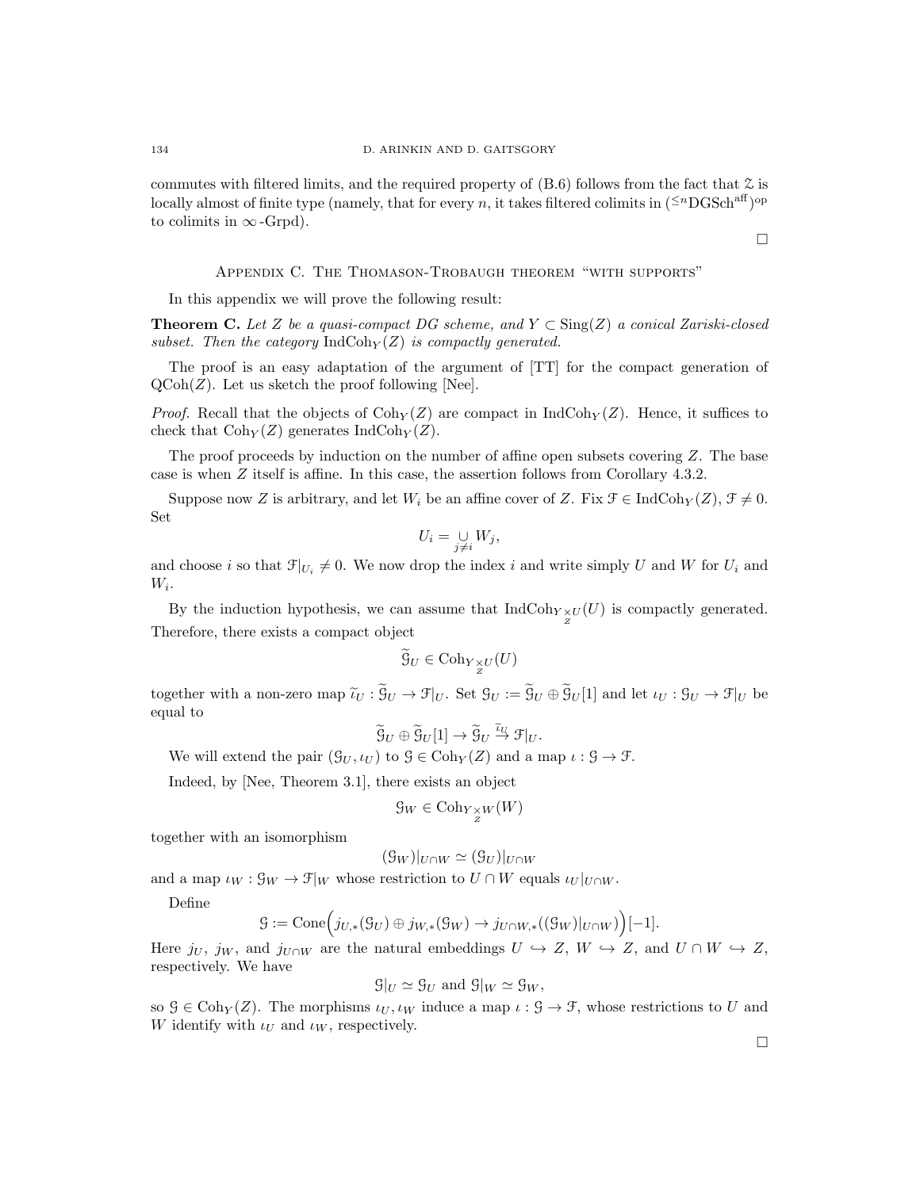commutes with filtered limits, and the required property of (B.6) follows from the fact that $\mathcal{Z}$ is locally almost of finite type (namely, that for every $n$, it takes filtered colimits in $({}^{\leq n}\mathrm{DGSch}^{\mathrm{aff}})^{\mathrm{op}}$ to colimits in $\infty$-Grpd).

□

## Appendix C. The Thomason-Trobaugh theorem "with supports"

In this appendix we will prove the following result:

**Theorem C.** *Let $Z$ be a quasi-compact DG scheme, and $Y \subset \mathrm{Sing}(Z)$ a conical Zariski-closed subset. Then the category $\mathrm{IndCoh}_Y(Z)$ is compactly generated.*

The proof is an easy adaptation of the argument of [TT] for the compact generation of $\mathrm{QCoh}(Z)$. Let us sketch the proof following [Nee].

*Proof.* Recall that the objects of $\mathrm{Coh}_Y(Z)$ are compact in $\mathrm{IndCoh}_Y(Z)$. Hence, it suffices to check that $\mathrm{Coh}_Y(Z)$ generates $\mathrm{IndCoh}_Y(Z)$.

The proof proceeds by induction on the number of affine open subsets covering $Z$. The base case is when $Z$ itself is affine. In this case, the assertion follows from Corollary 4.3.2.

Suppose now $Z$ is arbitrary, and let $W_i$ be an affine cover of $Z$. Fix $\mathcal{F} \in \mathrm{IndCoh}_Y(Z)$, $\mathcal{F} \neq 0$. Set

$$U_i = \underset{j \neq i}{\cup} W_j,$$

and choose $i$ so that $\mathcal{F}|_{U_i} \neq 0$. We now drop the index $i$ and write simply $U$ and $W$ for $U_i$ and $W_i$.

By the induction hypothesis, we can assume that $\mathrm{IndCoh}_{Y \underset{Z}{\times} U}(U)$ is compactly generated. Therefore, there exists a compact object

$$\widetilde{\mathcal{G}}_U \in \mathrm{Coh}_{Y \underset{Z}{\times} U}(U)$$

together with a non-zero map $\widetilde{\iota}_U : \widetilde{\mathcal{G}}_U \to \mathcal{F}|_U$. Set $\mathcal{G}_U := \widetilde{\mathcal{G}}_U \oplus \widetilde{\mathcal{G}}_U[1]$ and let $\iota_U : \mathcal{G}_U \to \mathcal{F}|_U$ be equal to

$$\widetilde{\mathcal{G}}_U \oplus \widetilde{\mathcal{G}}_U[1] \to \widetilde{\mathcal{G}}_U \overset{\widetilde{\iota}_U}{\to} \mathcal{F}|_U.$$

We will extend the pair $(\mathcal{G}_U, \iota_U)$ to $\mathcal{G} \in \mathrm{Coh}_Y(Z)$ and a map $\iota : \mathcal{G} \to \mathcal{F}$.

Indeed, by [Nee, Theorem 3.1], there exists an object

$$\mathcal{G}_W \in \mathrm{Coh}_{Y \underset{Z}{\times} W}(W)$$

together with an isomorphism

$$(\mathcal{G}_W)|_{U \cap W} \simeq (\mathcal{G}_U)|_{U \cap W}$$

and a map $\iota_W : \mathcal{G}_W \to \mathcal{F}|_W$ whose restriction to $U \cap W$ equals $\iota_U|_{U \cap W}$.

Define

$$\mathcal{G} := \mathrm{Cone}\Big( j_{U,*}(\mathcal{G}_U) \oplus j_{W,*}(\mathcal{G}_W) \to j_{U \cap W,*}((\mathcal{G}_W)|_{U \cap W}) \Big)[-1].$$

Here $j_U$, $j_W$, and $j_{U \cap W}$ are the natural embeddings $U \hookrightarrow Z$, $W \hookrightarrow Z$, and $U \cap W \hookrightarrow Z$, respectively. We have

$$\mathcal{G}|_U \simeq \mathcal{G}_U \text{ and } \mathcal{G}|_W \simeq \mathcal{G}_W,$$

so $\mathcal{G} \in \mathrm{Coh}_Y(Z)$. The morphisms $\iota_U, \iota_W$ induce a map $\iota : \mathcal{G} \to \mathcal{F}$, whose restrictions to $U$ and $W$ identify with $\iota_U$ and $\iota_W$, respectively.

□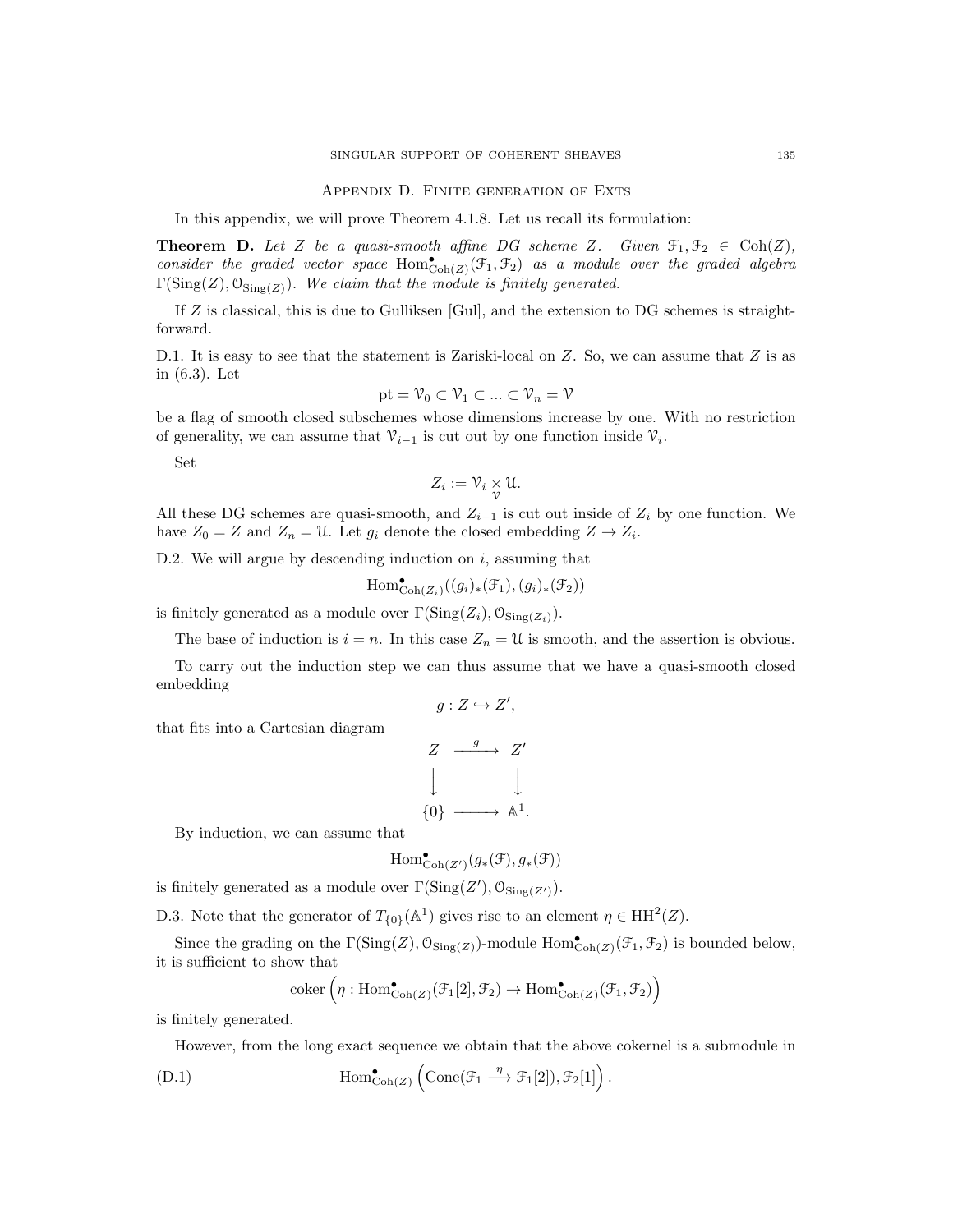## Appendix D. Finite generation of Exts

In this appendix, we will prove Theorem 4.1.8. Let us recall its formulation:

**Theorem D.** *Let $Z$ be a quasi-smooth affine DG scheme $Z$. Given $\mathcal{F}_1, \mathcal{F}_2 \in \mathrm{Coh}(Z)$, consider the graded vector space $\mathrm{Hom}^\bullet_{\mathrm{Coh}(Z)}(\mathcal{F}_1, \mathcal{F}_2)$ as a module over the graded algebra $\Gamma(\mathrm{Sing}(Z), \mathcal{O}_{\mathrm{Sing}(Z)})$. We claim that the module is finitely generated.*

If $Z$ is classical, this is due to Gulliksen [Gul], and the extension to DG schemes is straightforward.

D.1. It is easy to see that the statement is Zariski-local on $Z$. So, we can assume that $Z$ is as in (6.3). Let

$$\mathrm{pt} = \mathcal{V}_0 \subset \mathcal{V}_1 \subset ... \subset \mathcal{V}_n = \mathcal{V}$$

be a flag of smooth closed subschemes whose dimensions increase by one. With no restriction of generality, we can assume that $\mathcal{V}_{i-1}$ is cut out by one function inside $\mathcal{V}_i$.

Set

$$Z_i := \mathcal{V}_i \underset{\mathcal{V}}{\times} \mathcal{U}.$$

All these DG schemes are quasi-smooth, and $Z_{i-1}$ is cut out inside of $Z_i$ by one function. We have $Z_0 = Z$ and $Z_n = \mathcal{U}$. Let $g_i$ denote the closed embedding $Z \to Z_i$.

D.2. We will argue by descending induction on $i$, assuming that

$$\mathrm{Hom}^\bullet_{\mathrm{Coh}(Z_i)}((g_i)_*(\mathcal{F}_1), (g_i)_*(\mathcal{F}_2))$$

is finitely generated as a module over $\Gamma(\mathrm{Sing}(Z_i), \mathcal{O}_{\mathrm{Sing}(Z_i)})$.

The base of induction is $i = n$. In this case $Z_n = \mathcal{U}$ is smooth, and the assertion is obvious.

To carry out the induction step we can thus assume that we have a quasi-smooth closed embedding

$$g : Z \hookrightarrow Z',$$

that fits into a Cartesian diagram

$$\begin{array}{ccc} Z & \xrightarrow{g} & Z' \\ \Big\downarrow & & \Big\downarrow \\ \{0\} & \longrightarrow & \mathbb{A}^1. \end{array}$$

By induction, we can assume that

$$\mathrm{Hom}^\bullet_{\mathrm{Coh}(Z')}(g_*(\mathcal{F}), g_*(\mathcal{F}))$$

is finitely generated as a module over $\Gamma(\mathrm{Sing}(Z'), \mathcal{O}_{\mathrm{Sing}(Z')})$.

D.3. Note that the generator of $T_{\{0\}}(\mathbb{A}^1)$ gives rise to an element $\eta \in \mathrm{HH}^2(Z)$.

Since the grading on the $\Gamma(\mathrm{Sing}(Z), \mathcal{O}_{\mathrm{Sing}(Z)})$-module $\mathrm{Hom}^\bullet_{\mathrm{Coh}(Z)}(\mathcal{F}_1, \mathcal{F}_2)$ is bounded below, it is sufficient to show that

$$\mathrm{coker}\left(\eta : \mathrm{Hom}^\bullet_{\mathrm{Coh}(Z)}(\mathcal{F}_1[2], \mathcal{F}_2) \to \mathrm{Hom}^\bullet_{\mathrm{Coh}(Z)}(\mathcal{F}_1, \mathcal{F}_2)\right)$$

is finitely generated.

However, from the long exact sequence we obtain that the above cokernel is a submodule in

$$\mathrm{Hom}^\bullet_{\mathrm{Coh}(Z)}\left(\mathrm{Cone}(\mathcal{F}_1 \xrightarrow{\eta} \mathcal{F}_1[2]), \mathcal{F}_2[1]\right). \tag{D.1}$$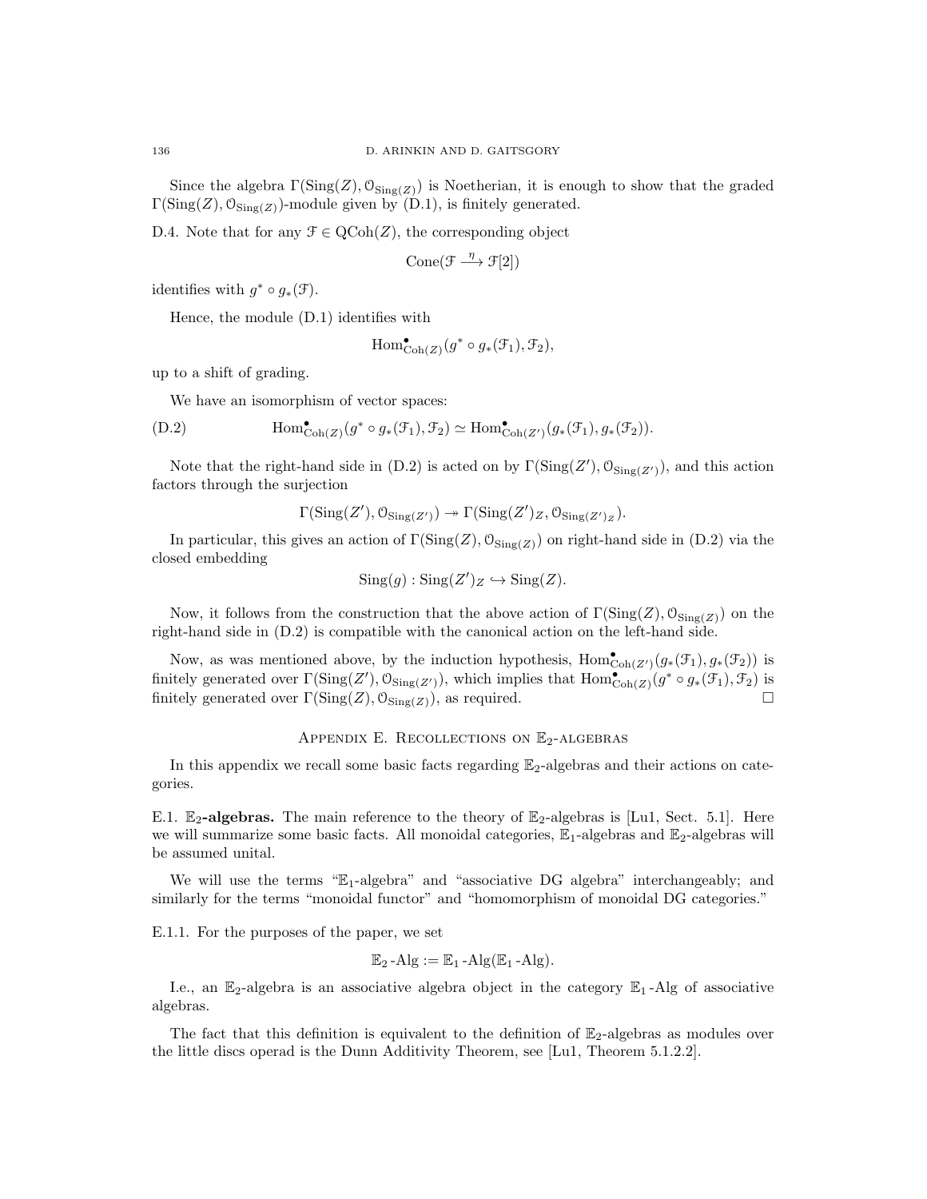Since the algebra $\Gamma(\mathrm{Sing}(Z), \mathcal{O}_{\mathrm{Sing}(Z)})$ is Noetherian, it is enough to show that the graded $\Gamma(\mathrm{Sing}(Z), \mathcal{O}_{\mathrm{Sing}(Z)})$-module given by (D.1), is finitely generated.

D.4. Note that for any $\mathcal{F} \in \mathrm{QCoh}(Z)$, the corresponding object

$$\mathrm{Cone}(\mathcal{F} \xrightarrow{\eta} \mathcal{F}[2])$$

identifies with $g^* \circ g_*(\mathcal{F})$.

Hence, the module (D.1) identifies with

$$\mathrm{Hom}^\bullet_{\mathrm{Coh}(Z)}(g^* \circ g_*(\mathcal{F}_1), \mathcal{F}_2),$$

up to a shift of grading.

We have an isomorphism of vector spaces:

$$\mathrm{Hom}^\bullet_{\mathrm{Coh}(Z)}(g^* \circ g_*(\mathcal{F}_1), \mathcal{F}_2) \simeq \mathrm{Hom}^\bullet_{\mathrm{Coh}(Z')}(g_*(\mathcal{F}_1), g_*(\mathcal{F}_2)). \tag{D.2}$$

Note that the right-hand side in (D.2) is acted on by $\Gamma(\mathrm{Sing}(Z'), \mathcal{O}_{\mathrm{Sing}(Z')})$, and this action factors through the surjection

$$\Gamma(\mathrm{Sing}(Z'), \mathcal{O}_{\mathrm{Sing}(Z')}) \twoheadrightarrow \Gamma(\mathrm{Sing}(Z')_Z, \mathcal{O}_{\mathrm{Sing}(Z')_Z}).$$

In particular, this gives an action of $\Gamma(\mathrm{Sing}(Z), \mathcal{O}_{\mathrm{Sing}(Z)})$ on right-hand side in (D.2) via the closed embedding

$$\mathrm{Sing}(g) : \mathrm{Sing}(Z')_Z \hookrightarrow \mathrm{Sing}(Z).$$

Now, it follows from the construction that the above action of $\Gamma(\mathrm{Sing}(Z), \mathcal{O}_{\mathrm{Sing}(Z)})$ on the right-hand side in (D.2) is compatible with the canonical action on the left-hand side.

Now, as was mentioned above, by the induction hypothesis, $\mathrm{Hom}^\bullet_{\mathrm{Coh}(Z')}(g_*(\mathcal{F}_1), g_*(\mathcal{F}_2))$ is finitely generated over $\Gamma(\mathrm{Sing}(Z'), \mathcal{O}_{\mathrm{Sing}(Z')})$, which implies that $\mathrm{Hom}^\bullet_{\mathrm{Coh}(Z)}(g^* \circ g_*(\mathcal{F}_1), \mathcal{F}_2)$ is finitely generated over $\Gamma(\mathrm{Sing}(Z), \mathcal{O}_{\mathrm{Sing}(Z)})$, as required. □

# Appendix E. Recollections on $\mathbb{E}_2$-algebras

In this appendix we recall some basic facts regarding $\mathbb{E}_2$-algebras and their actions on categories.

E.1. **$\mathbb{E}_2$-algebras.** The main reference to the theory of $\mathbb{E}_2$-algebras is [Lu1, Sect. 5.1]. Here we will summarize some basic facts. All monoidal categories, $\mathbb{E}_1$-algebras and $\mathbb{E}_2$-algebras will be assumed unital.

We will use the terms "$\mathbb{E}_1$-algebra" and "associative DG algebra" interchangeably; and similarly for the terms "monoidal functor" and "homomorphism of monoidal DG categories."

E.1.1. For the purposes of the paper, we set

$$\mathbb{E}_2\text{-Alg} := \mathbb{E}_1\text{-Alg}(\mathbb{E}_1\text{-Alg}).$$

I.e., an $\mathbb{E}_2$-algebra is an associative algebra object in the category $\mathbb{E}_1\text{-Alg}$ of associative algebras.

The fact that this definition is equivalent to the definition of $\mathbb{E}_2$-algebras as modules over the little discs operad is the Dunn Additivity Theorem, see [Lu1, Theorem 5.1.2.2].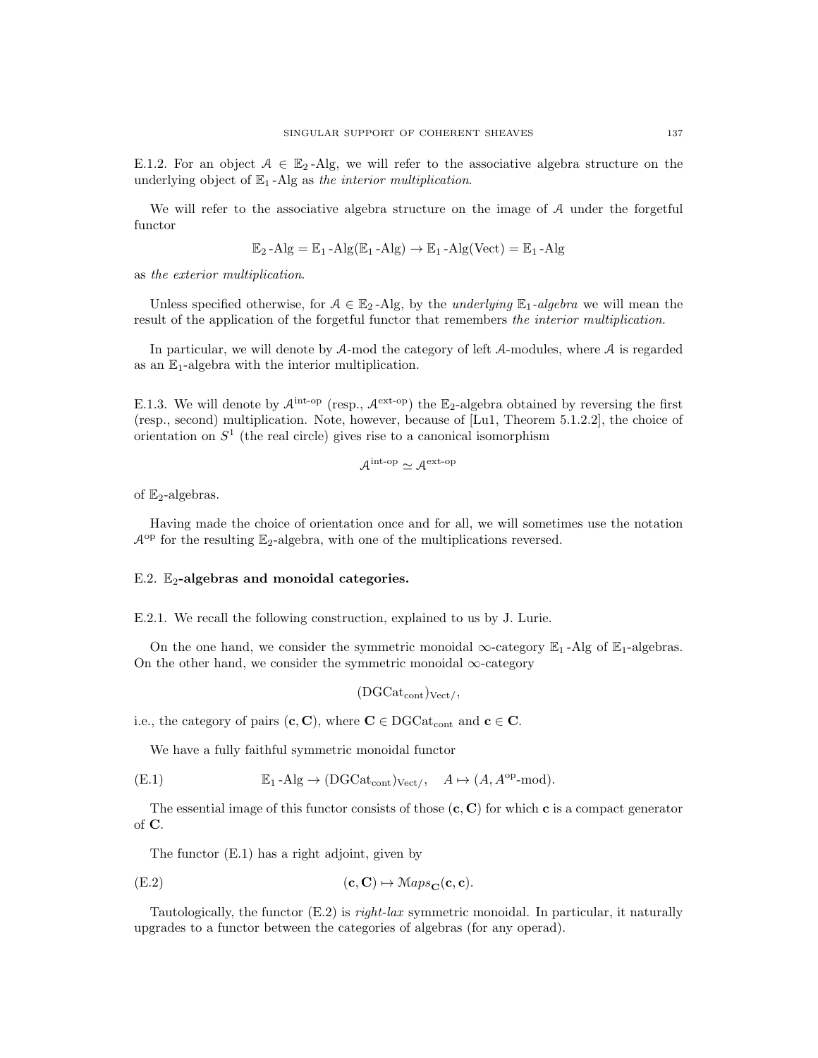E.1.2. For an object $\mathcal{A} \in \mathbb{E}_2\text{-Alg}$, we will refer to the associative algebra structure on the underlying object of $\mathbb{E}_1\text{-Alg}$ as *the interior multiplication*.

We will refer to the associative algebra structure on the image of $\mathcal{A}$ under the forgetful functor

$$\mathbb{E}_2\text{-Alg} = \mathbb{E}_1\text{-Alg}(\mathbb{E}_1\text{-Alg}) \to \mathbb{E}_1\text{-Alg}(\text{Vect}) = \mathbb{E}_1\text{-Alg}$$

as *the exterior multiplication*.

Unless specified otherwise, for $\mathcal{A} \in \mathbb{E}_2\text{-Alg}$, by the *underlying $\mathbb{E}_1$-algebra* we will mean the result of the application of the forgetful functor that remembers *the interior multiplication*.

In particular, we will denote by $\mathcal{A}$-mod the category of left $\mathcal{A}$-modules, where $\mathcal{A}$ is regarded as an $\mathbb{E}_1$-algebra with the interior multiplication.

E.1.3. We will denote by $\mathcal{A}^{\text{int-op}}$ (resp., $\mathcal{A}^{\text{ext-op}}$) the $\mathbb{E}_2$-algebra obtained by reversing the first (resp., second) multiplication. Note, however, because of [Lu1, Theorem 5.1.2.2], the choice of orientation on $S^1$ (the real circle) gives rise to a canonical isomorphism

$$\mathcal{A}^{\text{int-op}} \simeq \mathcal{A}^{\text{ext-op}}$$

of $\mathbb{E}_2$-algebras.

Having made the choice of orientation once and for all, we will sometimes use the notation $\mathcal{A}^{\text{op}}$ for the resulting $\mathbb{E}_2$-algebra, with one of the multiplications reversed.

### E.2. $\mathbb{E}_2$-algebras and monoidal categories.

E.2.1. We recall the following construction, explained to us by J. Lurie.

On the one hand, we consider the symmetric monoidal $\infty$-category $\mathbb{E}_1\text{-Alg}$ of $\mathbb{E}_1$-algebras. On the other hand, we consider the symmetric monoidal $\infty$-category

$$(\text{DGCat}_{\text{cont}})_{\text{Vect}/},$$

i.e., the category of pairs $(\mathbf{c}, \mathbf{C})$, where $\mathbf{C} \in \text{DGCat}_{\text{cont}}$ and $\mathbf{c} \in \mathbf{C}$.

We have a fully faithful symmetric monoidal functor

$$\mathbb{E}_1\text{-Alg} \to (\text{DGCat}_{\text{cont}})_{\text{Vect}/}, \quad A \mapsto (A, A^{\text{op}}\text{-mod}). \tag{E.1}$$

The essential image of this functor consists of those $(\mathbf{c}, \mathbf{C})$ for which $\mathbf{c}$ is a compact generator of $\mathbf{C}$.

The functor (E.1) has a right adjoint, given by

$$(\mathbf{c}, \mathbf{C}) \mapsto \mathcal{M}aps_{\mathbf{C}}(\mathbf{c}, \mathbf{c}). \tag{E.2}$$

Tautologically, the functor (E.2) is *right-lax* symmetric monoidal. In particular, it naturally upgrades to a functor between the categories of algebras (for any operad).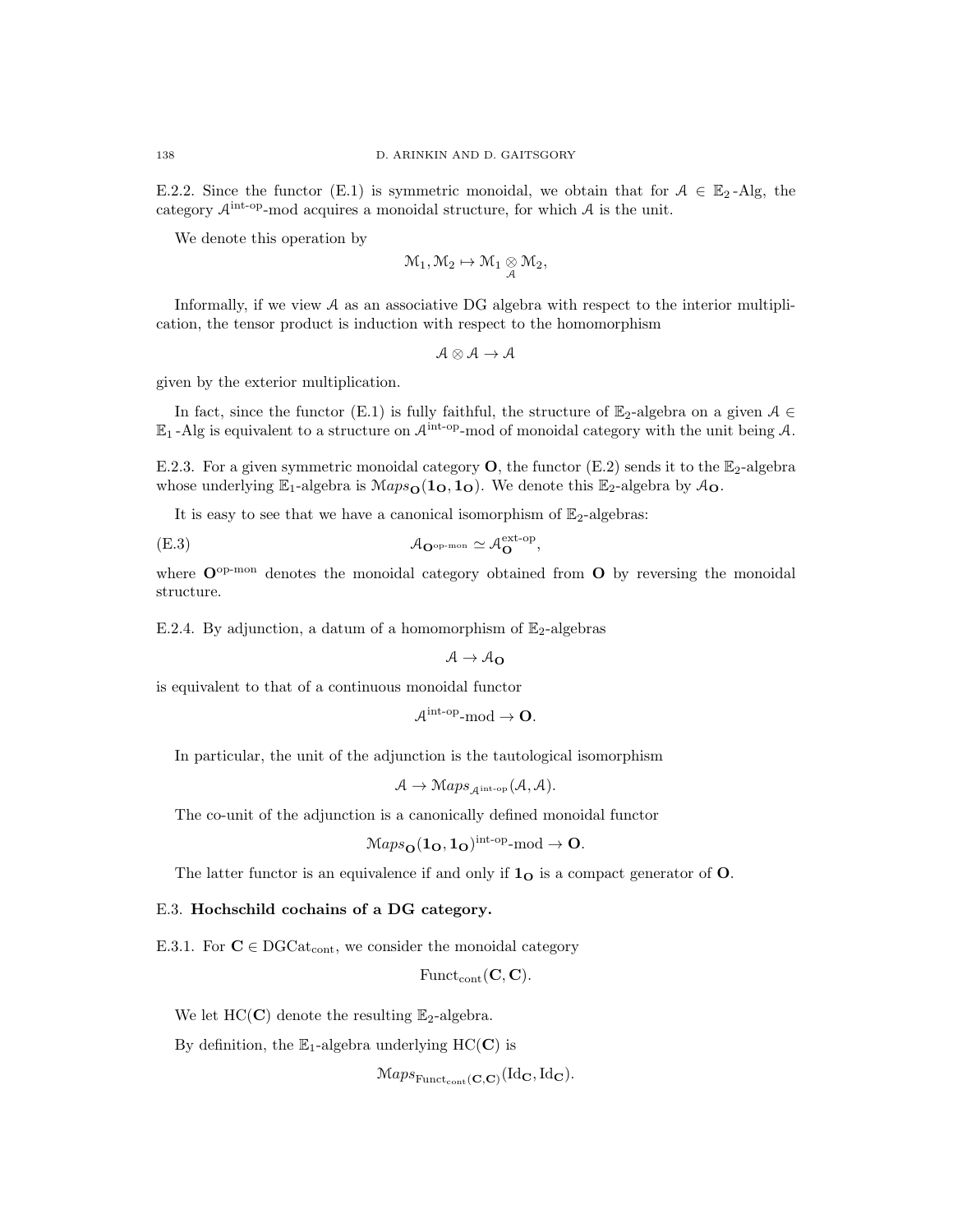E.2.2. Since the functor (E.1) is symmetric monoidal, we obtain that for $\mathcal{A} \in \mathbb{E}_2\text{-Alg}$, the category $\mathcal{A}^{\text{int-op}}\text{-mod}$ acquires a monoidal structure, for which $\mathcal{A}$ is the unit.

We denote this operation by

$$\mathcal{M}_1, \mathcal{M}_2 \mapsto \mathcal{M}_1 \underset{\mathcal{A}}{\otimes} \mathcal{M}_2,$$

Informally, if we view $\mathcal{A}$ as an associative DG algebra with respect to the interior multiplication, the tensor product is induction with respect to the homomorphism

$$\mathcal{A} \otimes \mathcal{A} \to \mathcal{A}$$

given by the exterior multiplication.

In fact, since the functor (E.1) is fully faithful, the structure of $\mathbb{E}_2$-algebra on a given $\mathcal{A} \in \mathbb{E}_1\text{-Alg}$ is equivalent to a structure on $\mathcal{A}^{\text{int-op}}\text{-mod}$ of monoidal category with the unit being $\mathcal{A}$.

E.2.3. For a given symmetric monoidal category $\mathbf{O}$, the functor (E.2) sends it to the $\mathbb{E}_2$-algebra whose underlying $\mathbb{E}_1$-algebra is $\mathcal{M}aps_{\mathbf{O}}(\mathbf{1}_{\mathbf{O}}, \mathbf{1}_{\mathbf{O}})$. We denote this $\mathbb{E}_2$-algebra by $\mathcal{A}_{\mathbf{O}}$.

It is easy to see that we have a canonical isomorphism of $\mathbb{E}_2$-algebras:

$$\mathcal{A}_{\mathbf{O}^{\text{op-mon}}} \simeq \mathcal{A}_{\mathbf{O}}^{\text{ext-op}}, \tag{E.3}$$

where $\mathbf{O}^{\text{op-mon}}$ denotes the monoidal category obtained from $\mathbf{O}$ by reversing the monoidal structure.

E.2.4. By adjunction, a datum of a homomorphism of $\mathbb{E}_2$-algebras

$$\mathcal{A} \to \mathcal{A}_{\mathbf{O}}$$

is equivalent to that of a continuous monoidal functor

$$\mathcal{A}^{\text{int-op}}\text{-mod} \to \mathbf{O}.$$

In particular, the unit of the adjunction is the tautological isomorphism

$$\mathcal{A} \to \mathcal{M}aps_{\mathcal{A}^{\text{int-op}}}(\mathcal{A}, \mathcal{A}).$$

The co-unit of the adjunction is a canonically defined monoidal functor

$$\mathcal{M}aps_{\mathbf{O}}(\mathbf{1}_{\mathbf{O}}, \mathbf{1}_{\mathbf{O}})^{\text{int-op}}\text{-mod} \to \mathbf{O}.$$

The latter functor is an equivalence if and only if $\mathbf{1}_{\mathbf{O}}$ is a compact generator of $\mathbf{O}$.

### E.3. Hochschild cochains of a DG category.

E.3.1. For $\mathbf{C} \in \text{DGCat}_{\text{cont}}$, we consider the monoidal category

$$\text{Funct}_{\text{cont}}(\mathbf{C}, \mathbf{C}).$$

We let $\text{HC}(\mathbf{C})$ denote the resulting $\mathbb{E}_2$-algebra.

By definition, the $\mathbb{E}_1$-algebra underlying $\text{HC}(\mathbf{C})$ is

$$\mathcal{M}aps_{\text{Funct}_{\text{cont}}(\mathbf{C},\mathbf{C})}(\text{Id}_{\mathbf{C}}, \text{Id}_{\mathbf{C}}).$$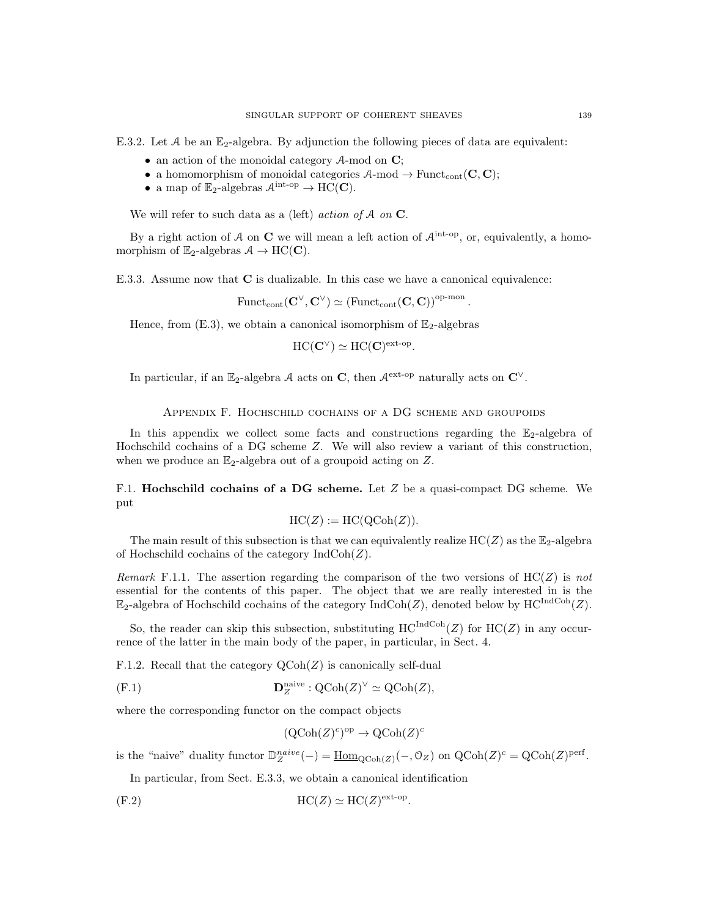E.3.2. Let $\mathcal{A}$ be an $\mathbb{E}_2$-algebra. By adjunction the following pieces of data are equivalent:

- an action of the monoidal category $\mathcal{A}$-mod on $\mathbf{C}$;
- a homomorphism of monoidal categories $\mathcal{A}\text{-mod} \to \text{Funct}_{\text{cont}}(\mathbf{C}, \mathbf{C})$;
- a map of $\mathbb{E}_2$-algebras $\mathcal{A}^{\text{int-op}} \to \text{HC}(\mathbf{C})$.

We will refer to such data as a (left) *action of* $\mathcal{A}$ *on* $\mathbf{C}$.

By a right action of $\mathcal{A}$ on $\mathbf{C}$ we will mean a left action of $\mathcal{A}^{\text{int-op}}$, or, equivalently, a homomorphism of $\mathbb{E}_2$-algebras $\mathcal{A} \to \text{HC}(\mathbf{C})$.

E.3.3. Assume now that $\mathbf{C}$ is dualizable. In this case we have a canonical equivalence:

$$\text{Funct}_{\text{cont}}(\mathbf{C}^\vee, \mathbf{C}^\vee) \simeq (\text{Funct}_{\text{cont}}(\mathbf{C}, \mathbf{C}))^{\text{op-mon}}.$$

Hence, from (E.3), we obtain a canonical isomorphism of $\mathbb{E}_2$-algebras

$$\text{HC}(\mathbf{C}^\vee) \simeq \text{HC}(\mathbf{C})^{\text{ext-op}}.$$

In particular, if an $\mathbb{E}_2$-algebra $\mathcal{A}$ acts on $\mathbf{C}$, then $\mathcal{A}^{\text{ext-op}}$ naturally acts on $\mathbf{C}^\vee$.

## Appendix F. Hochschild cochains of a DG scheme and groupoids

In this appendix we collect some facts and constructions regarding the $\mathbb{E}_2$-algebra of Hochschild cochains of a DG scheme $Z$. We will also review a variant of this construction, when we produce an $\mathbb{E}_2$-algebra out of a groupoid acting on $Z$.

F.1. **Hochschild cochains of a DG scheme.** Let $Z$ be a quasi-compact DG scheme. We put

$$\text{HC}(Z) := \text{HC}(\text{QCoh}(Z)).$$

The main result of this subsection is that we can equivalently realize $\text{HC}(Z)$ as the $\mathbb{E}_2$-algebra of Hochschild cochains of the category $\text{IndCoh}(Z)$.

*Remark* F.1.1. The assertion regarding the comparison of the two versions of $\text{HC}(Z)$ is *not* essential for the contents of this paper. The object that we are really interested in is the $\mathbb{E}_2$-algebra of Hochschild cochains of the category $\text{IndCoh}(Z)$, denoted below by $\text{HC}^{\text{IndCoh}}(Z)$.

So, the reader can skip this subsection, substituting $\text{HC}^{\text{IndCoh}}(Z)$ for $\text{HC}(Z)$ in any occurrence of the latter in the main body of the paper, in particular, in Sect. 4.

F.1.2. Recall that the category $\text{QCoh}(Z)$ is canonically self-dual

$$\mathbf{D}_Z^{\text{naive}} : \text{QCoh}(Z)^\vee \simeq \text{QCoh}(Z), \tag{F.1}$$

where the corresponding functor on the compact objects

$$(\text{QCoh}(Z)^c)^{\text{op}} \to \text{QCoh}(Z)^c$$

is the "naive" duality functor $\mathbb{D}_Z^{naive}(-) = \underline{\text{Hom}}_{\text{QCoh}(Z)}(-, \mathcal{O}_Z)$ on $\text{QCoh}(Z)^c = \text{QCoh}(Z)^{\text{perf}}$.

In particular, from Sect. E.3.3, we obtain a canonical identification

$$\text{HC}(Z) \simeq \text{HC}(Z)^{\text{ext-op}}. \tag{F.2}$$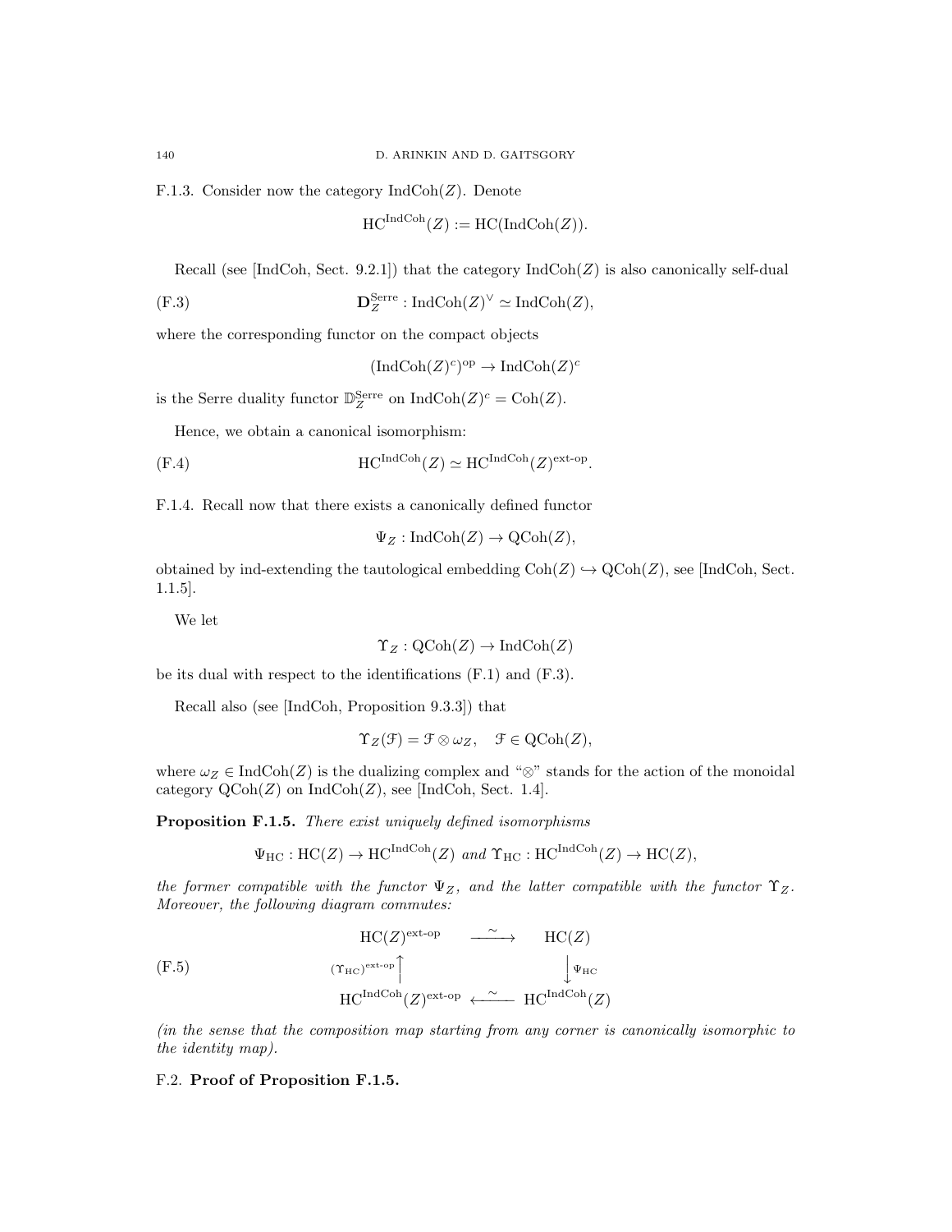F.1.3. Consider now the category $\mathrm{IndCoh}(Z)$. Denote

$$\mathrm{HC}^{\mathrm{IndCoh}}(Z) := \mathrm{HC}(\mathrm{IndCoh}(Z)).$$

Recall (see [IndCoh, Sect. 9.2.1]) that the category $\mathrm{IndCoh}(Z)$ is also canonically self-dual

$$\mathbf{D}_Z^{\mathrm{Serre}} : \mathrm{IndCoh}(Z)^\vee \simeq \mathrm{IndCoh}(Z), \tag{F.3}$$

where the corresponding functor on the compact objects

$$(\mathrm{IndCoh}(Z)^c)^{\mathrm{op}} \to \mathrm{IndCoh}(Z)^c$$

is the Serre duality functor $\mathbb{D}_Z^{\mathrm{Serre}}$ on $\mathrm{IndCoh}(Z)^c = \mathrm{Coh}(Z)$.

Hence, we obtain a canonical isomorphism:

$$\mathrm{HC}^{\mathrm{IndCoh}}(Z) \simeq \mathrm{HC}^{\mathrm{IndCoh}}(Z)^{\text{ext-op}}. \tag{F.4}$$

F.1.4. Recall now that there exists a canonically defined functor

$$\Psi_Z : \mathrm{IndCoh}(Z) \to \mathrm{QCoh}(Z),$$

obtained by ind-extending the tautological embedding $\mathrm{Coh}(Z) \hookrightarrow \mathrm{QCoh}(Z)$, see [IndCoh, Sect. 1.1.5].

We let

$$\Upsilon_Z : \mathrm{QCoh}(Z) \to \mathrm{IndCoh}(Z)$$

be its dual with respect to the identifications (F.1) and (F.3).

Recall also (see [IndCoh, Proposition 9.3.3]) that

$$\Upsilon_Z(\mathcal{F}) = \mathcal{F} \otimes \omega_Z, \quad \mathcal{F} \in \mathrm{QCoh}(Z),$$

where $\omega_Z \in \mathrm{IndCoh}(Z)$ is the dualizing complex and "$\otimes$" stands for the action of the monoidal category $\mathrm{QCoh}(Z)$ on $\mathrm{IndCoh}(Z)$, see [IndCoh, Sect. 1.4].

**Proposition F.1.5.** *There exist uniquely defined isomorphisms*

$$\Psi_{\mathrm{HC}} : \mathrm{HC}(Z) \to \mathrm{HC}^{\mathrm{IndCoh}}(Z) \text{ and } \Upsilon_{\mathrm{HC}} : \mathrm{HC}^{\mathrm{IndCoh}}(Z) \to \mathrm{HC}(Z),$$

*the former compatible with the functor $\Psi_Z$, and the latter compatible with the functor $\Upsilon_Z$. Moreover, the following diagram commutes:*

$$\begin{array}{ccc} \mathrm{HC}(Z)^{\text{ext-op}} & \xrightarrow{\sim} & \mathrm{HC}(Z) \\ {\scriptstyle (\Upsilon_{\mathrm{HC}})^{\text{ext-op}}}\uparrow & & \downarrow{\scriptstyle \Psi_{\mathrm{HC}}} \\ \mathrm{HC}^{\mathrm{IndCoh}}(Z)^{\text{ext-op}} & \xleftarrow{\sim} & \mathrm{HC}^{\mathrm{IndCoh}}(Z) \end{array} \tag{F.5}$$

*(in the sense that the composition map starting from any corner is canonically isomorphic to the identity map).*

F.2. **Proof of Proposition F.1.5.**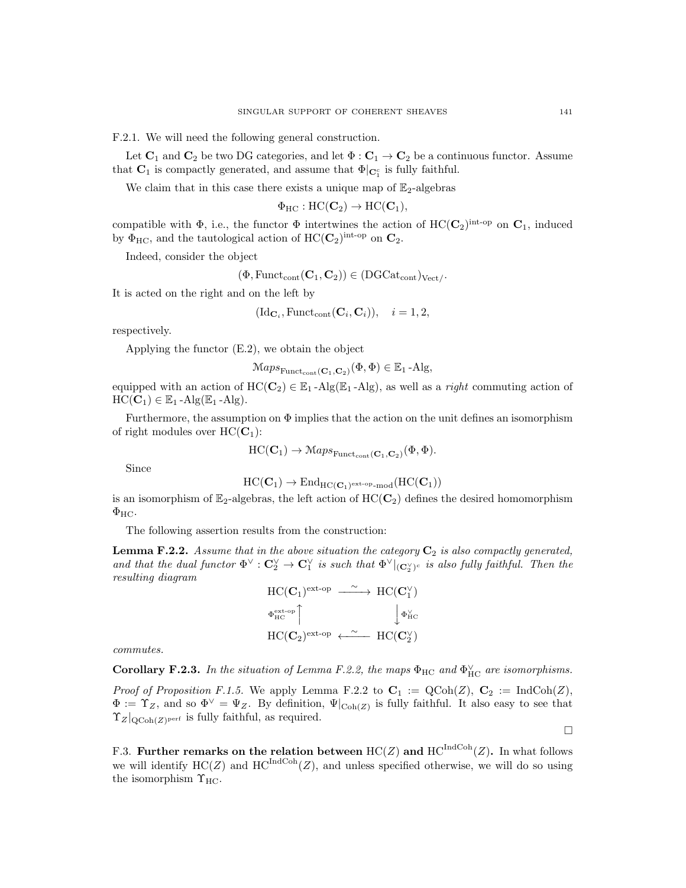F.2.1. We will need the following general construction.

Let $\mathbf{C}_1$ and $\mathbf{C}_2$ be two DG categories, and let $\Phi : \mathbf{C}_1 \to \mathbf{C}_2$ be a continuous functor. Assume that $\mathbf{C}_1$ is compactly generated, and assume that $\Phi|_{\mathbf{C}_1^c}$ is fully faithful.

We claim that in this case there exists a unique map of $\mathbb{E}_2$-algebras

$$\Phi_{\mathrm{HC}} : \mathrm{HC}(\mathbf{C}_2) \to \mathrm{HC}(\mathbf{C}_1),$$

compatible with $\Phi$, i.e., the functor $\Phi$ intertwines the action of $\mathrm{HC}(\mathbf{C}_2)^{\text{int-op}}$ on $\mathbf{C}_1$, induced by $\Phi_{\mathrm{HC}}$, and the tautological action of $\mathrm{HC}(\mathbf{C}_2)^{\text{int-op}}$ on $\mathbf{C}_2$.

Indeed, consider the object

$$(\Phi, \mathrm{Funct}_{\mathrm{cont}}(\mathbf{C}_1, \mathbf{C}_2)) \in (\mathrm{DGCat}_{\mathrm{cont}})_{\mathrm{Vect}/}.$$

It is acted on the right and on the left by

$$(\mathrm{Id}_{\mathbf{C}_i}, \mathrm{Funct}_{\mathrm{cont}}(\mathbf{C}_i, \mathbf{C}_i)), \quad i = 1, 2,$$

respectively.

Applying the functor (E.2), we obtain the object

$$\mathcal{M}aps_{\mathrm{Funct}_{\mathrm{cont}}(\mathbf{C}_1,\mathbf{C}_2)}(\Phi, \Phi) \in \mathbb{E}_1\text{-Alg},$$

equipped with an action of $\mathrm{HC}(\mathbf{C}_2) \in \mathbb{E}_1\text{-Alg}(\mathbb{E}_1\text{-Alg})$, as well as a *right* commuting action of $\mathrm{HC}(\mathbf{C}_1) \in \mathbb{E}_1\text{-Alg}(\mathbb{E}_1\text{-Alg})$.

Furthermore, the assumption on $\Phi$ implies that the action on the unit defines an isomorphism of right modules over $\mathrm{HC}(\mathbf{C}_1)$:

$$\mathrm{HC}(\mathbf{C}_1) \to \mathcal{M}aps_{\mathrm{Funct}_{\mathrm{cont}}(\mathbf{C}_1,\mathbf{C}_2)}(\Phi, \Phi).$$

Since

$$\mathrm{HC}(\mathbf{C}_1) \to \mathrm{End}_{\mathrm{HC}(\mathbf{C}_1)^{\text{ext-op}}\text{-mod}}(\mathrm{HC}(\mathbf{C}_1))$$

is an isomorphism of $\mathbb{E}_2$-algebras, the left action of $\mathrm{HC}(\mathbf{C}_2)$ defines the desired homomorphism $\Phi_{\mathrm{HC}}$.

The following assertion results from the construction:

**Lemma F.2.2.** *Assume that in the above situation the category $\mathbf{C}_2$ is also compactly generated, and that the dual functor $\Phi^\vee : \mathbf{C}_2^\vee \to \mathbf{C}_1^\vee$ is such that $\Phi^\vee|_{(\mathbf{C}_2^\vee)^c}$ is also fully faithful. Then the resulting diagram*

$$\begin{array}{ccc}
\mathrm{HC}(\mathbf{C}_1)^{\text{ext-op}} & \xrightarrow{\sim} & \mathrm{HC}(\mathbf{C}_1^\vee) \\
\Phi_{\mathrm{HC}}^{\text{ext-op}} \uparrow & & \downarrow \Phi_{\mathrm{HC}}^\vee \\
\mathrm{HC}(\mathbf{C}_2)^{\text{ext-op}} & \xleftarrow{\sim} & \mathrm{HC}(\mathbf{C}_2^\vee)
\end{array}$$

*commutes.*

**Corollary F.2.3.** *In the situation of Lemma F.2.2, the maps $\Phi_{\mathrm{HC}}$ and $\Phi_{\mathrm{HC}}^\vee$ are isomorphisms.*

*Proof of Proposition F.1.5.* We apply Lemma F.2.2 to $\mathbf{C}_1 := \mathrm{QCoh}(Z)$, $\mathbf{C}_2 := \mathrm{IndCoh}(Z)$, $\Phi := \Upsilon_Z$, and so $\Phi^\vee = \Psi_Z$. By definition, $\Psi|_{\mathrm{Coh}(Z)}$ is fully faithful. It also easy to see that $\Upsilon_Z|_{\mathrm{QCoh}(Z)^{\mathrm{perf}}}$ is fully faithful, as required.

□

F.3. **Further remarks on the relation between $\mathrm{HC}(Z)$ and $\mathrm{HC}^{\mathrm{IndCoh}}(Z)$.** In what follows we will identify $\mathrm{HC}(Z)$ and $\mathrm{HC}^{\mathrm{IndCoh}}(Z)$, and unless specified otherwise, we will do so using the isomorphism $\Upsilon_{\mathrm{HC}}$.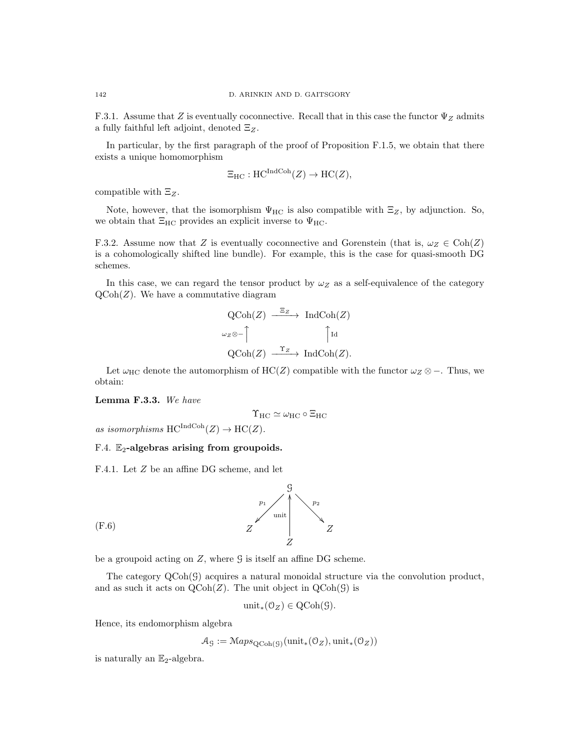F.3.1. Assume that $Z$ is eventually coconnective. Recall that in this case the functor $\Psi_Z$ admits a fully faithful left adjoint, denoted $\Xi_Z$.

In particular, by the first paragraph of the proof of Proposition F.1.5, we obtain that there exists a unique homomorphism

$$\Xi_{\mathrm{HC}} : \mathrm{HC}^{\mathrm{IndCoh}}(Z) \to \mathrm{HC}(Z),$$

compatible with $\Xi_Z$.

Note, however, that the isomorphism $\Psi_{\mathrm{HC}}$ is also compatible with $\Xi_Z$, by adjunction. So, we obtain that $\Xi_{\mathrm{HC}}$ provides an explicit inverse to $\Psi_{\mathrm{HC}}$.

F.3.2. Assume now that $Z$ is eventually coconnective and Gorenstein (that is, $\omega_Z \in \mathrm{Coh}(Z)$ is a cohomologically shifted line bundle). For example, this is the case for quasi-smooth DG schemes.

In this case, we can regard the tensor product by $\omega_Z$ as a self-equivalence of the category $\mathrm{QCoh}(Z)$. We have a commutative diagram

$$\begin{array}{ccc}
\mathrm{QCoh}(Z) & \xrightarrow{\Xi_Z} & \mathrm{IndCoh}(Z) \\
{\scriptstyle \omega_Z \otimes -}\uparrow & & \uparrow{\scriptstyle \mathrm{Id}} \\
\mathrm{QCoh}(Z) & \xrightarrow{\Upsilon_Z} & \mathrm{IndCoh}(Z).
\end{array}$$

Let $\omega_{\mathrm{HC}}$ denote the automorphism of $\mathrm{HC}(Z)$ compatible with the functor $\omega_Z \otimes -$. Thus, we obtain:

**Lemma F.3.3.** *We have*

$$\Upsilon_{\mathrm{HC}} \simeq \omega_{\mathrm{HC}} \circ \Xi_{\mathrm{HC}}$$

*as isomorphisms* $\mathrm{HC}^{\mathrm{IndCoh}}(Z) \to \mathrm{HC}(Z)$.

### F.4. $\mathbb{E}_2$-algebras arising from groupoids.

F.4.1. Let $Z$ be an affine DG scheme, and let

$$\begin{array}{ccccc}
 & & \mathcal{G} & & \\
 & {\scriptstyle p_1}\swarrow & \uparrow{\scriptstyle \mathrm{unit}} & \searrow{\scriptstyle p_2} & \\
Z & & & & Z \\
 & & Z & &
\end{array} \tag{F.6}$$

be a groupoid acting on $Z$, where $\mathcal{G}$ is itself an affine DG scheme.

The category $\mathrm{QCoh}(\mathcal{G})$ acquires a natural monoidal structure via the convolution product, and as such it acts on $\mathrm{QCoh}(Z)$. The unit object in $\mathrm{QCoh}(\mathcal{G})$ is

$$\mathrm{unit}_*(\mathcal{O}_Z) \in \mathrm{QCoh}(\mathcal{G}).$$

Hence, its endomorphism algebra

$$\mathcal{A}_{\mathcal{G}} := \mathcal{M}aps_{\mathrm{QCoh}(\mathcal{G})}(\mathrm{unit}_*(\mathcal{O}_Z), \mathrm{unit}_*(\mathcal{O}_Z))$$

is naturally an $\mathbb{E}_2$-algebra.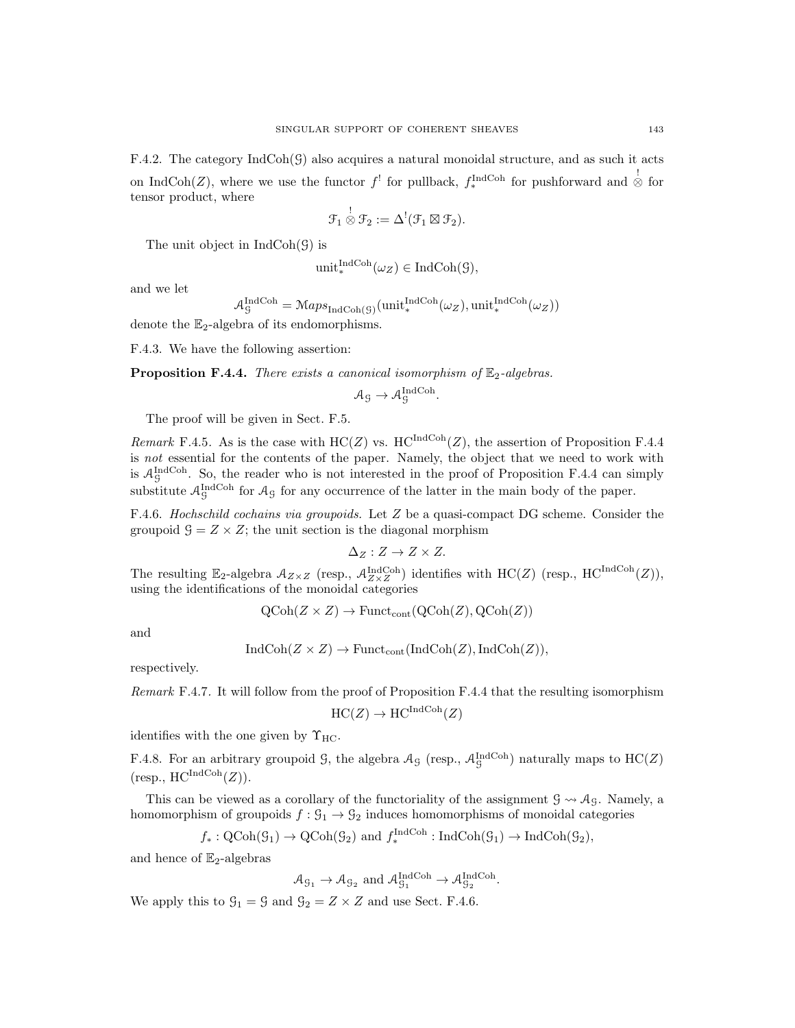F.4.2. The category $\mathrm{IndCoh}(\mathcal{G})$ also acquires a natural monoidal structure, and as such it acts on $\mathrm{IndCoh}(Z)$, where we use the functor $f^!$ for pullback, $f_*^{\mathrm{IndCoh}}$ for pushforward and $\overset{!}{\otimes}$ for tensor product, where

$$\mathcal{F}_1 \overset{!}{\otimes} \mathcal{F}_2 := \Delta^!(\mathcal{F}_1 \boxtimes \mathcal{F}_2).$$

The unit object in $\mathrm{IndCoh}(\mathcal{G})$ is

$$\mathrm{unit}_*^{\mathrm{IndCoh}}(\omega_Z) \in \mathrm{IndCoh}(\mathcal{G}),$$

and we let

$$\mathcal{A}_{\mathcal{G}}^{\mathrm{IndCoh}} = \mathcal{M}aps_{\mathrm{IndCoh}(\mathcal{G})}(\mathrm{unit}_*^{\mathrm{IndCoh}}(\omega_Z), \mathrm{unit}_*^{\mathrm{IndCoh}}(\omega_Z))$$

denote the $\mathbb{E}_2$-algebra of its endomorphisms.

F.4.3. We have the following assertion:

**Proposition F.4.4.** *There exists a canonical isomorphism of $\mathbb{E}_2$-algebras.*

$$\mathcal{A}_{\mathcal{G}} \to \mathcal{A}_{\mathcal{G}}^{\mathrm{IndCoh}}.$$

The proof will be given in Sect. F.5.

*Remark* F.4.5. As is the case with $\mathrm{HC}(Z)$ vs. $\mathrm{HC}^{\mathrm{IndCoh}}(Z)$, the assertion of Proposition F.4.4 is *not* essential for the contents of the paper. Namely, the object that we need to work with is $\mathcal{A}_{\mathcal{G}}^{\mathrm{IndCoh}}$. So, the reader who is not interested in the proof of Proposition F.4.4 can simply substitute $\mathcal{A}_{\mathcal{G}}^{\mathrm{IndCoh}}$ for $\mathcal{A}_{\mathcal{G}}$ for any occurrence of the latter in the main body of the paper.

F.4.6. *Hochschild cochains via groupoids.* Let $Z$ be a quasi-compact DG scheme. Consider the groupoid $\mathcal{G} = Z \times Z$; the unit section is the diagonal morphism

$$\Delta_Z : Z \to Z \times Z.$$

The resulting $\mathbb{E}_2$-algebra $\mathcal{A}_{Z\times Z}$ (resp., $\mathcal{A}_{Z\times Z}^{\mathrm{IndCoh}}$) identifies with $\mathrm{HC}(Z)$ (resp., $\mathrm{HC}^{\mathrm{IndCoh}}(Z)$), using the identifications of the monoidal categories

$$\mathrm{QCoh}(Z \times Z) \to \mathrm{Funct}_{\mathrm{cont}}(\mathrm{QCoh}(Z), \mathrm{QCoh}(Z))$$

and

$$\mathrm{IndCoh}(Z \times Z) \to \mathrm{Funct}_{\mathrm{cont}}(\mathrm{IndCoh}(Z), \mathrm{IndCoh}(Z)),$$

respectively.

*Remark* F.4.7. It will follow from the proof of Proposition F.4.4 that the resulting isomorphism

$$\mathrm{HC}(Z) \to \mathrm{HC}^{\mathrm{IndCoh}}(Z)$$

identifies with the one given by $\Upsilon_{\mathrm{HC}}$.

F.4.8. For an arbitrary groupoid $\mathcal{G}$, the algebra $\mathcal{A}_{\mathcal{G}}$ (resp., $\mathcal{A}_{\mathcal{G}}^{\mathrm{IndCoh}}$) naturally maps to $\mathrm{HC}(Z)$ (resp., $\mathrm{HC}^{\mathrm{IndCoh}}(Z)$).

This can be viewed as a corollary of the functoriality of the assignment $\mathcal{G} \rightsquigarrow \mathcal{A}_{\mathcal{G}}$. Namely, a homomorphism of groupoids $f : \mathcal{G}_1 \to \mathcal{G}_2$ induces homomorphisms of monoidal categories

$$f_* : \mathrm{QCoh}(\mathcal{G}_1) \to \mathrm{QCoh}(\mathcal{G}_2) \text{ and } f_*^{\mathrm{IndCoh}} : \mathrm{IndCoh}(\mathcal{G}_1) \to \mathrm{IndCoh}(\mathcal{G}_2),$$

and hence of $\mathbb{E}_2$-algebras

$$\mathcal{A}_{\mathcal{G}_1} \to \mathcal{A}_{\mathcal{G}_2} \text{ and } \mathcal{A}_{\mathcal{G}_1}^{\mathrm{IndCoh}} \to \mathcal{A}_{\mathcal{G}_2}^{\mathrm{IndCoh}}.$$

We apply this to $\mathcal{G}_1 = \mathcal{G}$ and $\mathcal{G}_2 = Z \times Z$ and use Sect. F.4.6.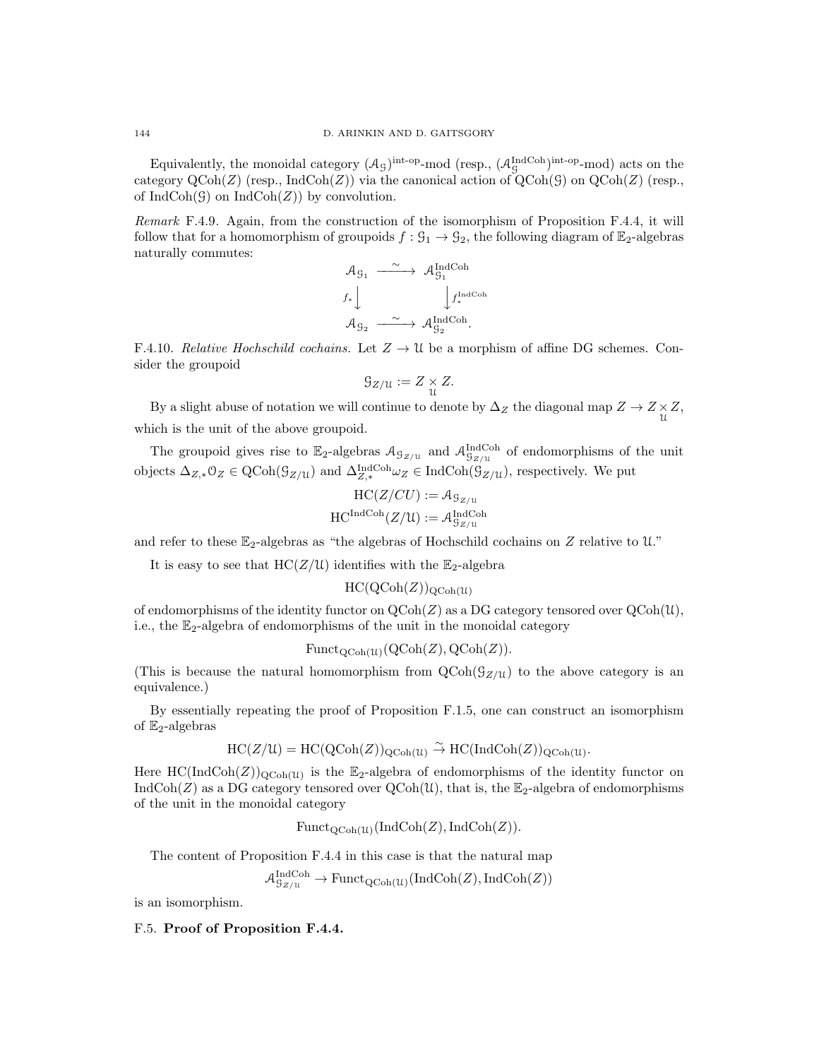Equivalently, the monoidal category $(\mathcal{A}_{\mathcal{G}})^{\text{int-op}}$-mod (resp., $(\mathcal{A}_{\mathcal{G}}^{\text{IndCoh}})^{\text{int-op}}$-mod) acts on the category $\text{QCoh}(Z)$ (resp., $\text{IndCoh}(Z)$) via the canonical action of $\text{QCoh}(\mathcal{G})$ on $\text{QCoh}(Z)$ (resp., of $\text{IndCoh}(\mathcal{G})$ on $\text{IndCoh}(Z)$) by convolution.

*Remark* F.4.9. Again, from the construction of the isomorphism of Proposition F.4.4, it will follow that for a homomorphism of groupoids $f : \mathcal{G}_1 \to \mathcal{G}_2$, the following diagram of $\mathbb{E}_2$-algebras naturally commutes:

$$\begin{array}{ccc} \mathcal{A}_{\mathcal{G}_1} & \xrightarrow{\sim} & \mathcal{A}_{\mathcal{G}_1}^{\text{IndCoh}} \\ {\scriptstyle f_*}\downarrow & & \downarrow{\scriptstyle f_*^{\text{IndCoh}}} \\ \mathcal{A}_{\mathcal{G}_2} & \xrightarrow{\sim} & \mathcal{A}_{\mathcal{G}_2}^{\text{IndCoh}}. \end{array}$$

F.4.10. *Relative Hochschild cochains.* Let $Z \to \mathcal{U}$ be a morphism of affine DG schemes. Consider the groupoid

$$\mathcal{G}_{Z/\mathcal{U}} := Z \underset{\mathcal{U}}{\times} Z.$$

By a slight abuse of notation we will continue to denote by $\Delta_Z$ the diagonal map $Z \to Z \underset{\mathcal{U}}{\times} Z$, which is the unit of the above groupoid.

The groupoid gives rise to $\mathbb{E}_2$-algebras $\mathcal{A}_{\mathcal{G}_{Z/\mathcal{U}}}$ and $\mathcal{A}_{\mathcal{G}_{Z/\mathcal{U}}}^{\text{IndCoh}}$ of endomorphisms of the unit objects $\Delta_{Z,*}\mathcal{O}_Z \in \text{QCoh}(\mathcal{G}_{Z/\mathcal{U}})$ and $\Delta_{Z,*}^{\text{IndCoh}}\omega_Z \in \text{IndCoh}(\mathcal{G}_{Z/\mathcal{U}})$, respectively. We put

$$\text{HC}(Z/CU) := \mathcal{A}_{\mathcal{G}_{Z/\mathcal{U}}}$$
$$\text{HC}^{\text{IndCoh}}(Z/\mathcal{U}) := \mathcal{A}_{\mathcal{G}_{Z/\mathcal{U}}}^{\text{IndCoh}}$$

and refer to these $\mathbb{E}_2$-algebras as "the algebras of Hochschild cochains on $Z$ relative to $\mathcal{U}$."

It is easy to see that $\text{HC}(Z/\mathcal{U})$ identifies with the $\mathbb{E}_2$-algebra

$$\text{HC}(\text{QCoh}(Z))_{\text{QCoh}(\mathcal{U})}$$

of endomorphisms of the identity functor on $\text{QCoh}(Z)$ as a DG category tensored over $\text{QCoh}(\mathcal{U})$, i.e., the $\mathbb{E}_2$-algebra of endomorphisms of the unit in the monoidal category

$$\text{Funct}_{\text{QCoh}(\mathcal{U})}(\text{QCoh}(Z), \text{QCoh}(Z)).$$

(This is because the natural homomorphism from $\text{QCoh}(\mathcal{G}_{Z/\mathcal{U}})$ to the above category is an equivalence.)

By essentially repeating the proof of Proposition F.1.5, one can construct an isomorphism of $\mathbb{E}_2$-algebras

$$\text{HC}(Z/\mathcal{U}) = \text{HC}(\text{QCoh}(Z))_{\text{QCoh}(\mathcal{U})} \xrightarrow{\sim} \text{HC}(\text{IndCoh}(Z))_{\text{QCoh}(\mathcal{U})}.$$

Here $\text{HC}(\text{IndCoh}(Z))_{\text{QCoh}(\mathcal{U})}$ is the $\mathbb{E}_2$-algebra of endomorphisms of the identity functor on $\text{IndCoh}(Z)$ as a DG category tensored over $\text{QCoh}(\mathcal{U})$, that is, the $\mathbb{E}_2$-algebra of endomorphisms of the unit in the monoidal category

$$\text{Funct}_{\text{QCoh}(\mathcal{U})}(\text{IndCoh}(Z), \text{IndCoh}(Z)).$$

The content of Proposition F.4.4 in this case is that the natural map

$$\mathcal{A}_{\mathcal{G}_{Z/\mathcal{U}}}^{\text{IndCoh}} \to \text{Funct}_{\text{QCoh}(\mathcal{U})}(\text{IndCoh}(Z), \text{IndCoh}(Z))$$

is an isomorphism.

## F.5. **Proof of Proposition F.4.4.**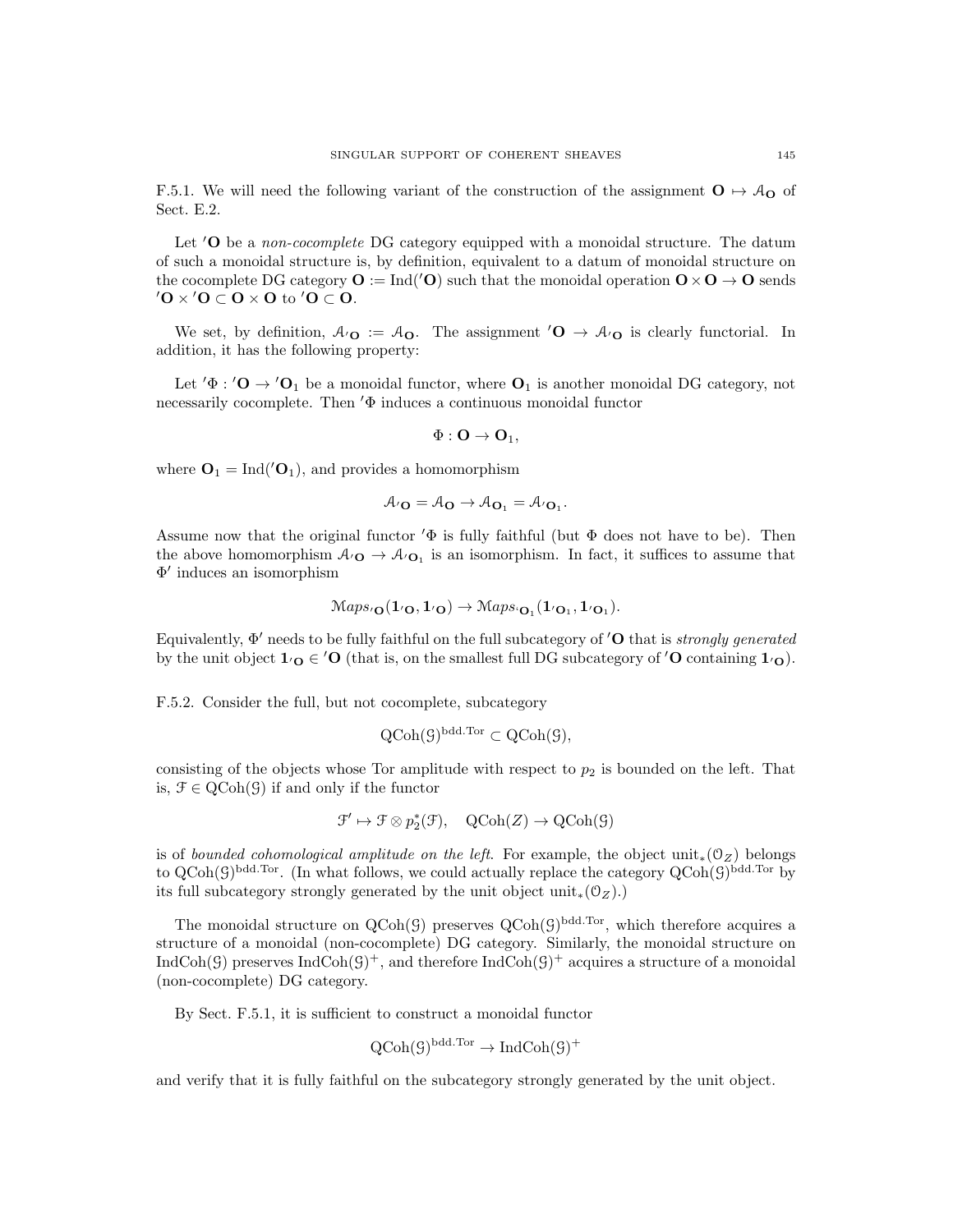F.5.1. We will need the following variant of the construction of the assignment $\mathbf{O} \mapsto \mathcal{A}_{\mathbf{O}}$ of Sect. E.2.

Let $'\mathbf{O}$ be a *non-cocomplete* DG category equipped with a monoidal structure. The datum of such a monoidal structure is, by definition, equivalent to a datum of monoidal structure on the cocomplete DG category $\mathbf{O} := \operatorname{Ind}('\mathbf{O})$ such that the monoidal operation $\mathbf{O} \times \mathbf{O} \to \mathbf{O}$ sends $'\mathbf{O} \times {}'\mathbf{O} \subset \mathbf{O} \times \mathbf{O}$ to $'\mathbf{O} \subset \mathbf{O}$.

We set, by definition, $\mathcal{A}_{'\mathbf{O}} := \mathcal{A}_{\mathbf{O}}$. The assignment $'\mathbf{O} \to \mathcal{A}_{'\mathbf{O}}$ is clearly functorial. In addition, it has the following property:

Let $'\Phi : {}'\mathbf{O} \to {}'\mathbf{O}_1$ be a monoidal functor, where $\mathbf{O}_1$ is another monoidal DG category, not necessarily cocomplete. Then $'\Phi$ induces a continuous monoidal functor

$$\Phi : \mathbf{O} \to \mathbf{O}_1,$$

where $\mathbf{O}_1 = \operatorname{Ind}('\mathbf{O}_1)$, and provides a homomorphism

$$\mathcal{A}_{'\mathbf{O}} = \mathcal{A}_{\mathbf{O}} \to \mathcal{A}_{\mathbf{O}_1} = \mathcal{A}_{'\mathbf{O}_1}.$$

Assume now that the original functor $'\Phi$ is fully faithful (but $\Phi$ does not have to be). Then the above homomorphism $\mathcal{A}_{'\mathbf{O}} \to \mathcal{A}_{'\mathbf{O}_1}$ is an isomorphism. In fact, it suffices to assume that $\Phi'$ induces an isomorphism

$$\mathcal{M}aps_{'\mathbf{O}}(\mathbf{1}_{'\mathbf{O}}, \mathbf{1}_{'\mathbf{O}}) \to \mathcal{M}aps_{'\mathbf{O}_1}(\mathbf{1}_{'\mathbf{O}_1}, \mathbf{1}_{'\mathbf{O}_1}).$$

Equivalently, $\Phi'$ needs to be fully faithful on the full subcategory of $'\mathbf{O}$ that is *strongly generated* by the unit object $\mathbf{1}_{'\mathbf{O}} \in {}'\mathbf{O}$ (that is, on the smallest full DG subcategory of $'\mathbf{O}$ containing $\mathbf{1}_{'\mathbf{O}}$).

F.5.2. Consider the full, but not cocomplete, subcategory

$$\operatorname{QCoh}(\mathcal{G})^{\text{bdd.Tor}} \subset \operatorname{QCoh}(\mathcal{G}),$$

consisting of the objects whose Tor amplitude with respect to $p_2$ is bounded on the left. That is, $\mathcal{F} \in \operatorname{QCoh}(\mathcal{G})$ if and only if the functor

$$\mathcal{F}' \mapsto \mathcal{F} \otimes p_2^*(\mathcal{F}), \quad \operatorname{QCoh}(Z) \to \operatorname{QCoh}(\mathcal{G})$$

is of *bounded cohomological amplitude on the left*. For example, the object $\operatorname{unit}_*(\mathcal{O}_Z)$ belongs to $\operatorname{QCoh}(\mathcal{G})^{\text{bdd.Tor}}$. (In what follows, we could actually replace the category $\operatorname{QCoh}(\mathcal{G})^{\text{bdd.Tor}}$ by its full subcategory strongly generated by the unit object $\operatorname{unit}_*(\mathcal{O}_Z)$.)

The monoidal structure on $\operatorname{QCoh}(\mathcal{G})$ preserves $\operatorname{QCoh}(\mathcal{G})^{\text{bdd.Tor}}$, which therefore acquires a structure of a monoidal (non-cocomplete) DG category. Similarly, the monoidal structure on $\operatorname{IndCoh}(\mathcal{G})$ preserves $\operatorname{IndCoh}(\mathcal{G})^+$, and therefore $\operatorname{IndCoh}(\mathcal{G})^+$ acquires a structure of a monoidal (non-cocomplete) DG category.

By Sect. F.5.1, it is sufficient to construct a monoidal functor

$$\operatorname{QCoh}(\mathcal{G})^{\text{bdd.Tor}} \to \operatorname{IndCoh}(\mathcal{G})^+$$

and verify that it is fully faithful on the subcategory strongly generated by the unit object.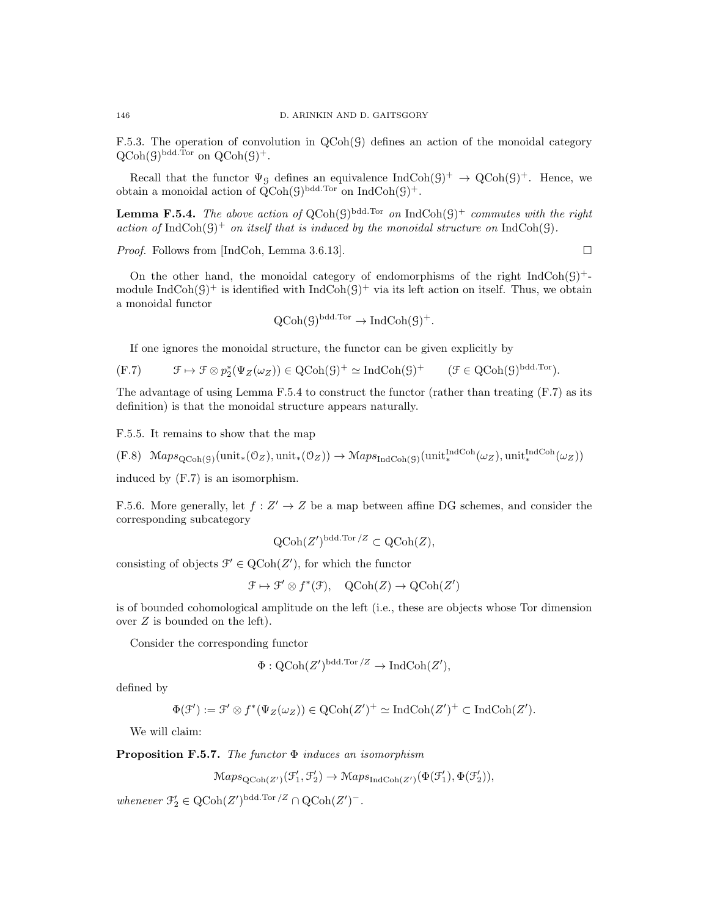F.5.3. The operation of convolution in $\mathrm{QCoh}(\mathcal{G})$ defines an action of the monoidal category $\mathrm{QCoh}(\mathcal{G})^{\mathrm{bdd.Tor}}$ on $\mathrm{QCoh}(\mathcal{G})^+$.

Recall that the functor $\Psi_{\mathcal{G}}$ defines an equivalence $\mathrm{IndCoh}(\mathcal{G})^+ \to \mathrm{QCoh}(\mathcal{G})^+$. Hence, we obtain a monoidal action of $\mathrm{QCoh}(\mathcal{G})^{\mathrm{bdd.Tor}}$ on $\mathrm{IndCoh}(\mathcal{G})^+$.

**Lemma F.5.4.** *The above action of $\mathrm{QCoh}(\mathcal{G})^{\mathrm{bdd.Tor}}$ on $\mathrm{IndCoh}(\mathcal{G})^+$ commutes with the right action of $\mathrm{IndCoh}(\mathcal{G})^+$ on itself that is induced by the monoidal structure on $\mathrm{IndCoh}(\mathcal{G})$.*

*Proof.* Follows from [IndCoh, Lemma 3.6.13]. □

On the other hand, the monoidal category of endomorphisms of the right $\mathrm{IndCoh}(\mathcal{G})^+$-module $\mathrm{IndCoh}(\mathcal{G})^+$ is identified with $\mathrm{IndCoh}(\mathcal{G})^+$ via its left action on itself. Thus, we obtain a monoidal functor

$$\mathrm{QCoh}(\mathcal{G})^{\mathrm{bdd.Tor}} \to \mathrm{IndCoh}(\mathcal{G})^+.$$

If one ignores the monoidal structure, the functor can be given explicitly by

$$\text{(F.7)} \qquad \mathcal{F} \mapsto \mathcal{F} \otimes p_2^*(\Psi_Z(\omega_Z)) \in \mathrm{QCoh}(\mathcal{G})^+ \simeq \mathrm{IndCoh}(\mathcal{G})^+ \qquad (\mathcal{F} \in \mathrm{QCoh}(\mathcal{G})^{\mathrm{bdd.Tor}}).$$

The advantage of using Lemma F.5.4 to construct the functor (rather than treating (F.7) as its definition) is that the monoidal structure appears naturally.

F.5.5. It remains to show that the map

$$\text{(F.8)} \quad \mathcal{M}aps_{\mathrm{QCoh}(\mathcal{G})}(\mathrm{unit}_*(\mathcal{O}_Z), \mathrm{unit}_*(\mathcal{O}_Z)) \to \mathcal{M}aps_{\mathrm{IndCoh}(\mathcal{G})}(\mathrm{unit}_*^{\mathrm{IndCoh}}(\omega_Z), \mathrm{unit}_*^{\mathrm{IndCoh}}(\omega_Z))$$

induced by (F.7) is an isomorphism.

F.5.6. More generally, let $f : Z' \to Z$ be a map between affine DG schemes, and consider the corresponding subcategory

$$\mathrm{QCoh}(Z')^{\mathrm{bdd.Tor}/Z} \subset \mathrm{QCoh}(Z),$$

consisting of objects $\mathcal{F}' \in \mathrm{QCoh}(Z')$, for which the functor

$$\mathcal{F} \mapsto \mathcal{F}' \otimes f^*(\mathcal{F}), \quad \mathrm{QCoh}(Z) \to \mathrm{QCoh}(Z')$$

is of bounded cohomological amplitude on the left (i.e., these are objects whose Tor dimension over $Z$ is bounded on the left).

Consider the corresponding functor

$$\Phi : \mathrm{QCoh}(Z')^{\mathrm{bdd.Tor}/Z} \to \mathrm{IndCoh}(Z'),$$

defined by

$$\Phi(\mathcal{F}') := \mathcal{F}' \otimes f^*(\Psi_Z(\omega_Z)) \in \mathrm{QCoh}(Z')^+ \simeq \mathrm{IndCoh}(Z')^+ \subset \mathrm{IndCoh}(Z').$$

We will claim:

**Proposition F.5.7.** *The functor $\Phi$ induces an isomorphism*

$$\mathcal{M}aps_{\mathrm{QCoh}(Z')}(\mathcal{F}'_1, \mathcal{F}'_2) \to \mathcal{M}aps_{\mathrm{IndCoh}(Z')}(\Phi(\mathcal{F}'_1), \Phi(\mathcal{F}'_2)),$$

*whenever $\mathcal{F}'_2 \in \mathrm{QCoh}(Z')^{\mathrm{bdd.Tor}/Z} \cap \mathrm{QCoh}(Z')^-$.*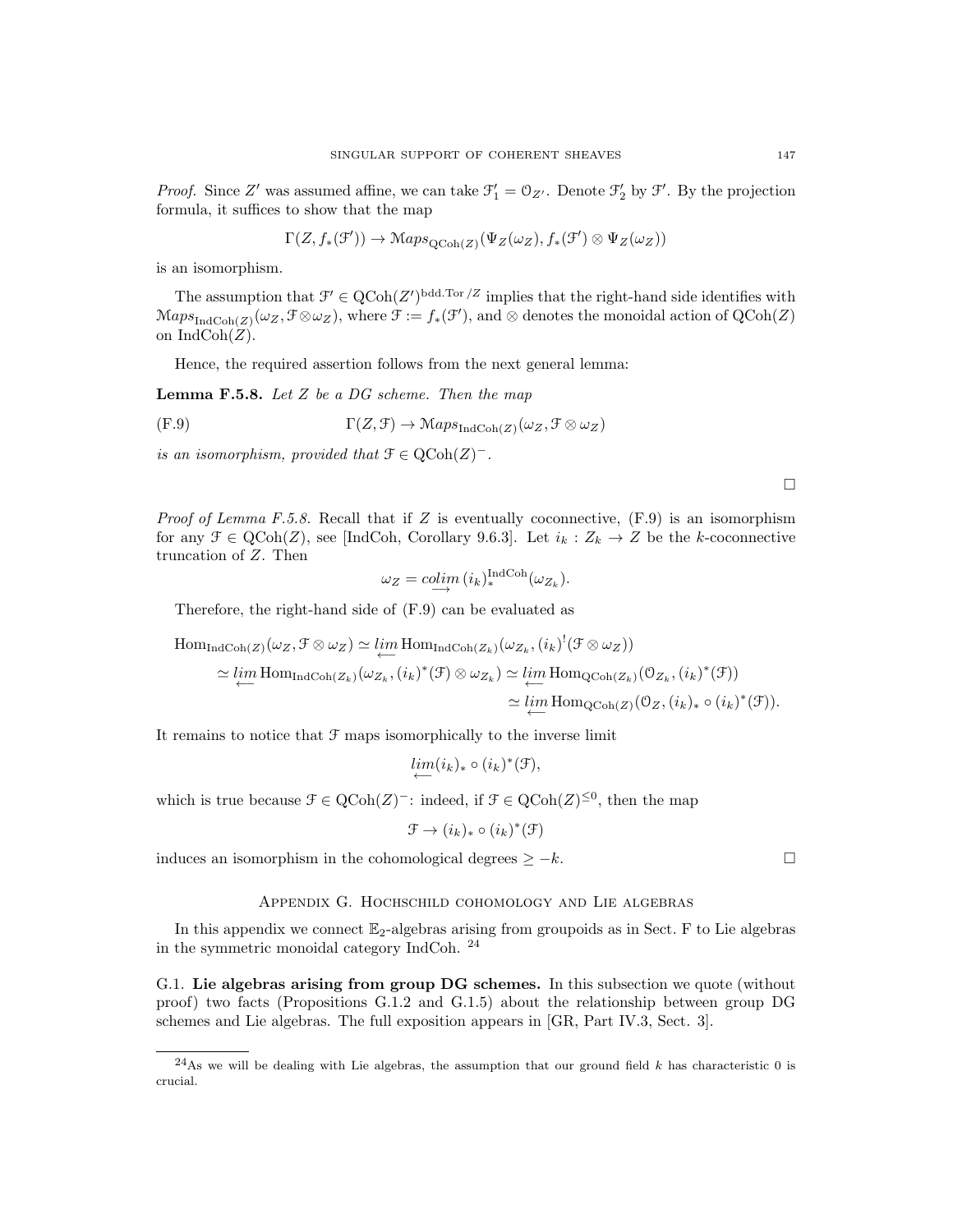*Proof.* Since $Z'$ was assumed affine, we can take $\mathcal{F}'_1 = \mathcal{O}_{Z'}$. Denote $\mathcal{F}'_2$ by $\mathcal{F}'$. By the projection formula, it suffices to show that the map

$$\Gamma(Z, f_*(\mathcal{F}')) \to \mathcal{M}aps_{\mathrm{QCoh}(Z)}(\Psi_Z(\omega_Z), f_*(\mathcal{F}') \otimes \Psi_Z(\omega_Z))$$

is an isomorphism.

The assumption that $\mathcal{F}' \in \mathrm{QCoh}(Z')^{\mathrm{bdd.Tor}/Z}$ implies that the right-hand side identifies with $\mathcal{M}aps_{\mathrm{IndCoh}(Z)}(\omega_Z, \mathcal{F} \otimes \omega_Z)$, where $\mathcal{F} := f_*(\mathcal{F}')$, and $\otimes$ denotes the monoidal action of $\mathrm{QCoh}(Z)$ on $\mathrm{IndCoh}(Z)$.

Hence, the required assertion follows from the next general lemma:

**Lemma F.5.8.** *Let $Z$ be a DG scheme. Then the map*

$$\Gamma(Z, \mathcal{F}) \to \mathcal{M}aps_{\mathrm{IndCoh}(Z)}(\omega_Z, \mathcal{F} \otimes \omega_Z) \tag{F.9}$$

*is an isomorphism, provided that $\mathcal{F} \in \mathrm{QCoh}(Z)^-$.*

□

*Proof of Lemma F.5.8.* Recall that if $Z$ is eventually coconnective, (F.9) is an isomorphism for any $\mathcal{F} \in \mathrm{QCoh}(Z)$, see [IndCoh, Corollary 9.6.3]. Let $i_k : Z_k \to Z$ be the $k$-coconnective truncation of $Z$. Then

$$\omega_Z = \underset{\longrightarrow}{colim}\, (i_k)_*^{\mathrm{IndCoh}}(\omega_{Z_k}).$$

Therefore, the right-hand side of (F.9) can be evaluated as

$$\begin{aligned}
\mathrm{Hom}_{\mathrm{IndCoh}(Z)}(\omega_Z, \mathcal{F} \otimes \omega_Z) &\simeq \underset{\longleftarrow}{lim}\, \mathrm{Hom}_{\mathrm{IndCoh}(Z_k)}(\omega_{Z_k}, (i_k)^!(\mathcal{F} \otimes \omega_Z)) \\
\simeq \underset{\longleftarrow}{lim}\, \mathrm{Hom}_{\mathrm{IndCoh}(Z_k)}(\omega_{Z_k}, (i_k)^*(\mathcal{F}) \otimes \omega_{Z_k}) &\simeq \underset{\longleftarrow}{lim}\, \mathrm{Hom}_{\mathrm{QCoh}(Z_k)}(\mathcal{O}_{Z_k}, (i_k)^*(\mathcal{F})) \\
&\simeq \underset{\longleftarrow}{lim}\, \mathrm{Hom}_{\mathrm{QCoh}(Z)}(\mathcal{O}_Z, (i_k)_* \circ (i_k)^*(\mathcal{F})).
\end{aligned}$$

It remains to notice that $\mathcal{F}$ maps isomorphically to the inverse limit

$$\underset{\longleftarrow}{lim} (i_k)_* \circ (i_k)^*(\mathcal{F}),$$

which is true because $\mathcal{F} \in \mathrm{QCoh}(Z)^-$: indeed, if $\mathcal{F} \in \mathrm{QCoh}(Z)^{\leq 0}$, then the map

$$\mathcal{F} \to (i_k)_* \circ (i_k)^*(\mathcal{F})$$

induces an isomorphism in the cohomological degrees $\geq -k$. □

## Appendix G. Hochschild cohomology and Lie algebras

In this appendix we connect $\mathbb{E}_2$-algebras arising from groupoids as in Sect. F to Lie algebras in the symmetric monoidal category IndCoh. [24]

**G.1. Lie algebras arising from group DG schemes.** In this subsection we quote (without proof) two facts (Propositions G.1.2 and G.1.5) about the relationship between group DG schemes and Lie algebras. The full exposition appears in [GR, Part IV.3, Sect. 3].

[24] As we will be dealing with Lie algebras, the assumption that our ground field $k$ has characteristic 0 is crucial.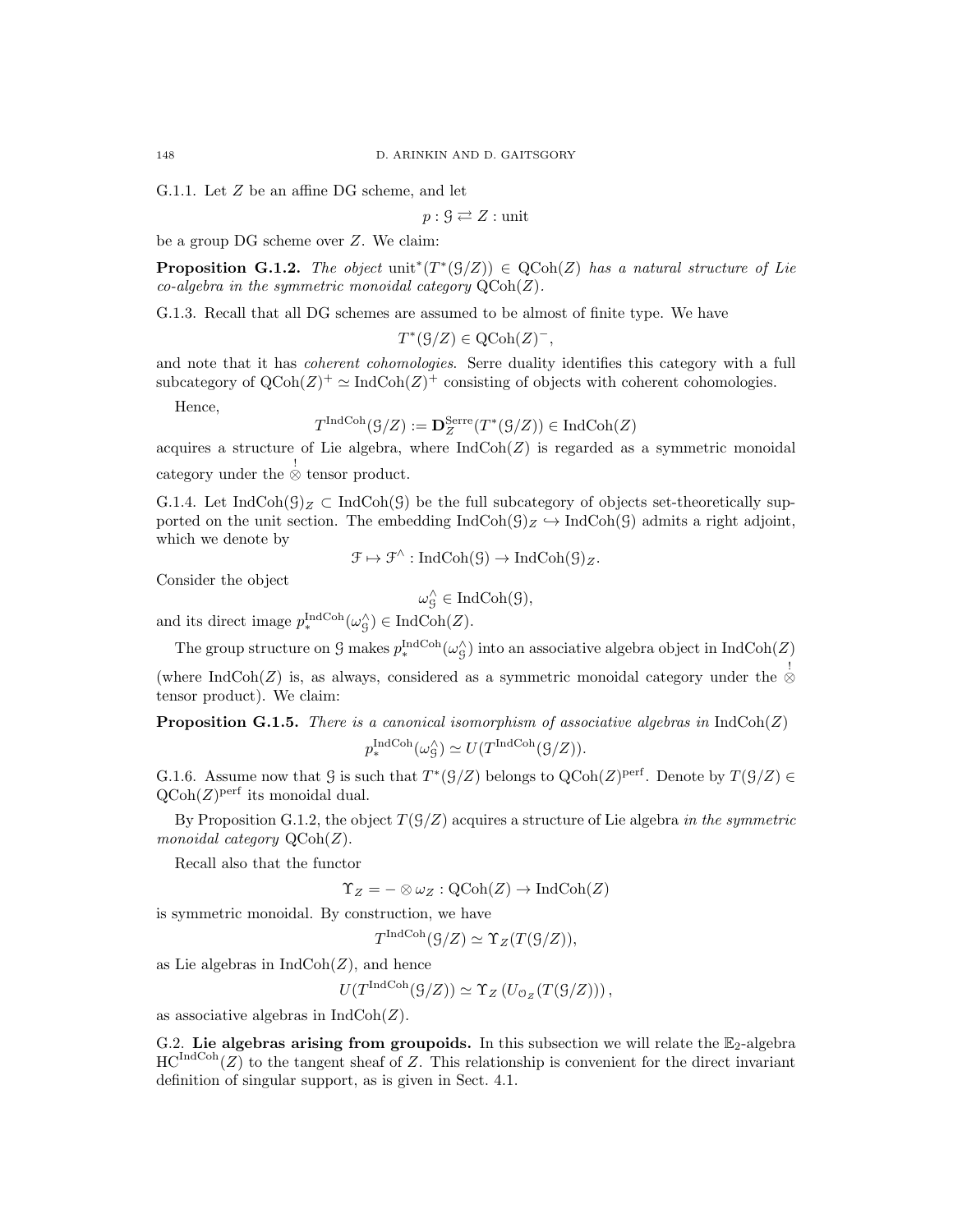G.1.1. Let $Z$ be an affine DG scheme, and let

$$p : \mathcal{G} \rightleftarrows Z : \text{unit}$$

be a group DG scheme over $Z$. We claim:

**Proposition G.1.2.** *The object* $\text{unit}^*(T^*(\mathcal{G}/Z)) \in \text{QCoh}(Z)$ *has a natural structure of Lie co-algebra in the symmetric monoidal category* $\text{QCoh}(Z)$.

G.1.3. Recall that all DG schemes are assumed to be almost of finite type. We have

$$T^*(\mathcal{G}/Z) \in \text{QCoh}(Z)^-,$$

and note that it has *coherent cohomologies*. Serre duality identifies this category with a full subcategory of $\text{QCoh}(Z)^+ \simeq \text{IndCoh}(Z)^+$ consisting of objects with coherent cohomologies.

Hence,

$$T^{\text{IndCoh}}(\mathcal{G}/Z) := \mathbf{D}_Z^{\text{Serre}}(T^*(\mathcal{G}/Z)) \in \text{IndCoh}(Z)$$

acquires a structure of Lie algebra, where $\text{IndCoh}(Z)$ is regarded as a symmetric monoidal category under the $\overset{!}{\otimes}$ tensor product.

G.1.4. Let $\text{IndCoh}(\mathcal{G})_Z \subset \text{IndCoh}(\mathcal{G})$ be the full subcategory of objects set-theoretically supported on the unit section. The embedding $\text{IndCoh}(\mathcal{G})_Z \hookrightarrow \text{IndCoh}(\mathcal{G})$ admits a right adjoint, which we denote by

$$\mathcal{F} \mapsto \mathcal{F}^\wedge : \text{IndCoh}(\mathcal{G}) \to \text{IndCoh}(\mathcal{G})_Z.$$

Consider the object

$$\omega_{\mathcal{G}}^\wedge \in \text{IndCoh}(\mathcal{G}),$$

and its direct image $p_*^{\text{IndCoh}}(\omega_{\mathcal{G}}^\wedge) \in \text{IndCoh}(Z)$.

The group structure on $\mathcal{G}$ makes $p_*^{\text{IndCoh}}(\omega_{\mathcal{G}}^\wedge)$ into an associative algebra object in $\text{IndCoh}(Z)$ (where $\text{IndCoh}(Z)$ is, as always, considered as a symmetric monoidal category under the $\overset{!}{\otimes}$ tensor product). We claim:

**Proposition G.1.5.** *There is a canonical isomorphism of associative algebras in* $\text{IndCoh}(Z)$

$$p_*^{\text{IndCoh}}(\omega_{\mathcal{G}}^\wedge) \simeq U(T^{\text{IndCoh}}(\mathcal{G}/Z)).$$

G.1.6. Assume now that $\mathcal{G}$ is such that $T^*(\mathcal{G}/Z)$ belongs to $\text{QCoh}(Z)^{\text{perf}}$. Denote by $T(\mathcal{G}/Z) \in \text{QCoh}(Z)^{\text{perf}}$ its monoidal dual.

By Proposition G.1.2, the object $T(\mathcal{G}/Z)$ acquires a structure of Lie algebra *in the symmetric monoidal category* $\text{QCoh}(Z)$.

Recall also that the functor

$$\Upsilon_Z = - \otimes \omega_Z : \text{QCoh}(Z) \to \text{IndCoh}(Z)$$

is symmetric monoidal. By construction, we have

$$T^{\text{IndCoh}}(\mathcal{G}/Z) \simeq \Upsilon_Z(T(\mathcal{G}/Z)),$$

as Lie algebras in $\text{IndCoh}(Z)$, and hence

$$U(T^{\text{IndCoh}}(\mathcal{G}/Z)) \simeq \Upsilon_Z\left(U_{\mathcal{O}_Z}(T(\mathcal{G}/Z))\right),$$

as associative algebras in $\text{IndCoh}(Z)$.

G.2. **Lie algebras arising from groupoids.** In this subsection we will relate the $\mathbb{E}_2$-algebra $\text{HC}^{\text{IndCoh}}(Z)$ to the tangent sheaf of $Z$. This relationship is convenient for the direct invariant definition of singular support, as is given in Sect. 4.1.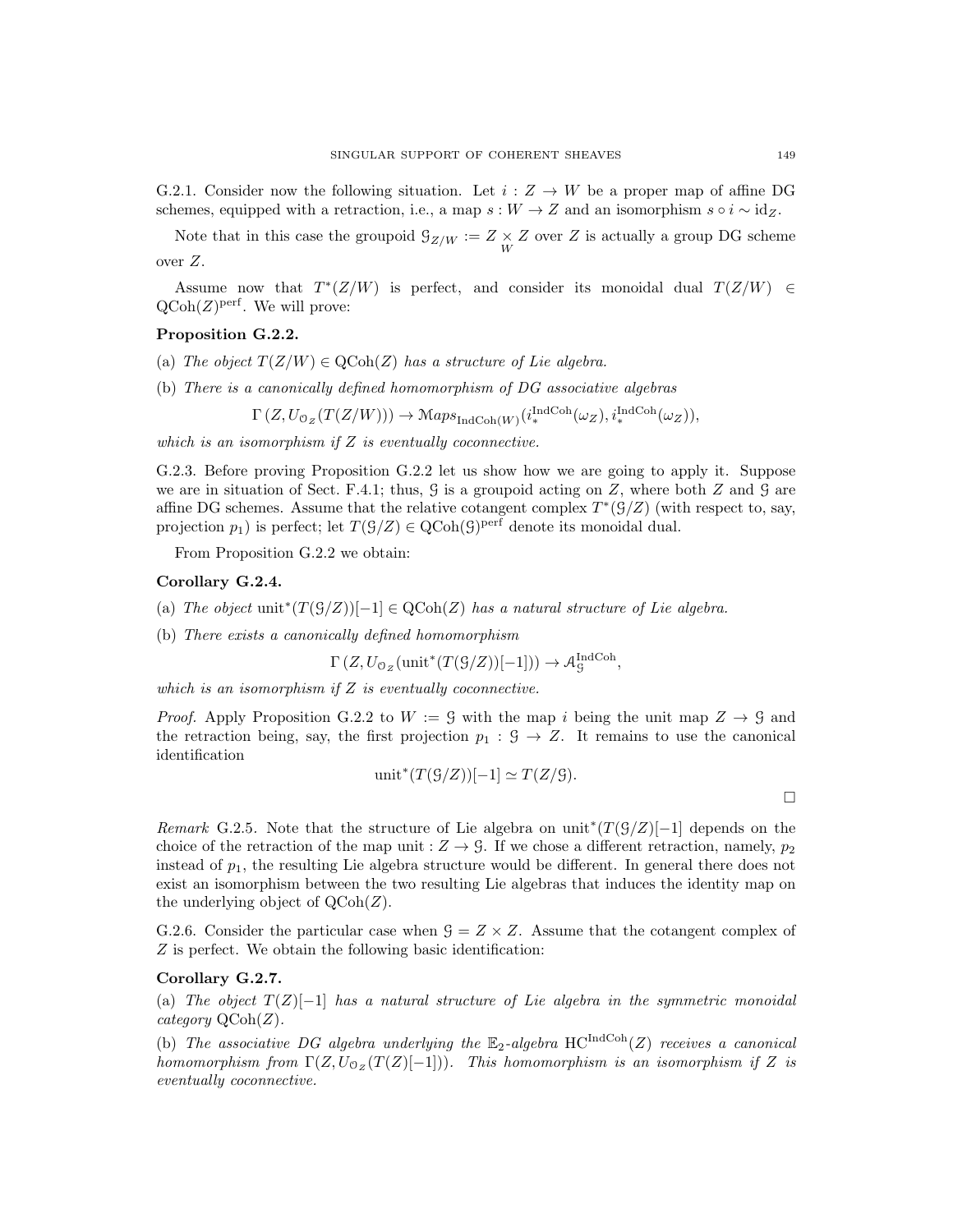G.2.1. Consider now the following situation. Let $i : Z \to W$ be a proper map of affine DG schemes, equipped with a retraction, i.e., a map $s : W \to Z$ and an isomorphism $s \circ i \sim \mathrm{id}_Z$.

Note that in this case the groupoid $\mathcal{G}_{Z/W} := Z \underset{W}{\times} Z$ over $Z$ is actually a group DG scheme over $Z$.

Assume now that $T^*(Z/W)$ is perfect, and consider its monoidal dual $T(Z/W) \in \mathrm{QCoh}(Z)^{\mathrm{perf}}$. We will prove:

**Proposition G.2.2.**

(a) *The object $T(Z/W) \in \mathrm{QCoh}(Z)$ has a structure of Lie algebra.*

(b) *There is a canonically defined homomorphism of DG associative algebras*

$$\Gamma\left(Z, U_{\mathcal{O}_Z}(T(Z/W))\right) \to \mathcal{M}aps_{\mathrm{IndCoh}(W)}(i_*^{\mathrm{IndCoh}}(\omega_Z), i_*^{\mathrm{IndCoh}}(\omega_Z)),$$

*which is an isomorphism if $Z$ is eventually coconnective.*

G.2.3. Before proving Proposition G.2.2 let us show how we are going to apply it. Suppose we are in situation of Sect. F.4.1; thus, $\mathcal{G}$ is a groupoid acting on $Z$, where both $Z$ and $\mathcal{G}$ are affine DG schemes. Assume that the relative cotangent complex $T^*(\mathcal{G}/Z)$ (with respect to, say, projection $p_1$) is perfect; let $T(\mathcal{G}/Z) \in \mathrm{QCoh}(\mathcal{G})^{\mathrm{perf}}$ denote its monoidal dual.

From Proposition G.2.2 we obtain:

**Corollary G.2.4.**

(a) *The object $\mathrm{unit}^*(T(\mathcal{G}/Z))[-1] \in \mathrm{QCoh}(Z)$ has a natural structure of Lie algebra.*

(b) *There exists a canonically defined homomorphism*

$$\Gamma\left(Z, U_{\mathcal{O}_Z}(\mathrm{unit}^*(T(\mathcal{G}/Z))[-1])\right) \to \mathcal{A}_{\mathcal{G}}^{\mathrm{IndCoh}},$$

*which is an isomorphism if $Z$ is eventually coconnective.*

*Proof.* Apply Proposition G.2.2 to $W := \mathcal{G}$ with the map $i$ being the unit map $Z \to \mathcal{G}$ and the retraction being, say, the first projection $p_1 : \mathcal{G} \to Z$. It remains to use the canonical identification

$$\mathrm{unit}^*(T(\mathcal{G}/Z))[-1] \simeq T(Z/\mathcal{G}).$$

□

*Remark* G.2.5. Note that the structure of Lie algebra on $\mathrm{unit}^*(T(\mathcal{G}/Z)[-1]$ depends on the choice of the retraction of the map $\mathrm{unit} : Z \to \mathcal{G}$. If we chose a different retraction, namely, $p_2$ instead of $p_1$, the resulting Lie algebra structure would be different. In general there does not exist an isomorphism between the two resulting Lie algebras that induces the identity map on the underlying object of $\mathrm{QCoh}(Z)$.

G.2.6. Consider the particular case when $\mathcal{G} = Z \times Z$. Assume that the cotangent complex of $Z$ is perfect. We obtain the following basic identification:

**Corollary G.2.7.**

(a) *The object $T(Z)[-1]$ has a natural structure of Lie algebra in the symmetric monoidal category $\mathrm{QCoh}(Z)$.*

(b) *The associative DG algebra underlying the $\mathbb{E}_2$-algebra $\mathrm{HC}^{\mathrm{IndCoh}}(Z)$ receives a canonical homomorphism from $\Gamma(Z, U_{\mathcal{O}_Z}(T(Z)[-1]))$. This homomorphism is an isomorphism if $Z$ is eventually coconnective.*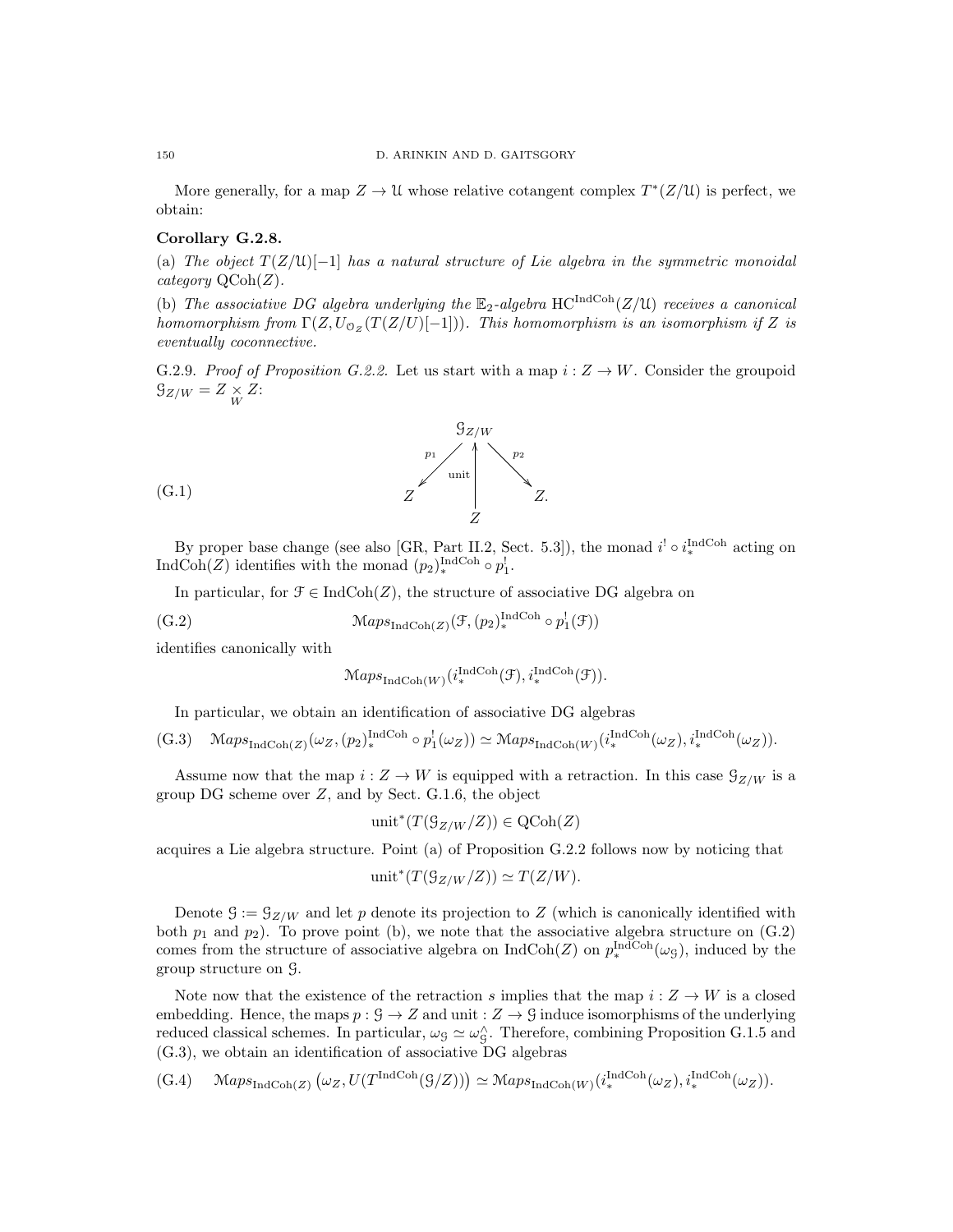More generally, for a map $Z \to \mathcal{U}$ whose relative cotangent complex $T^*(Z/\mathcal{U})$ is perfect, we obtain:

**Corollary G.2.8.**

(a) *The object $T(Z/\mathcal{U})[-1]$ has a natural structure of Lie algebra in the symmetric monoidal category $\mathrm{QCoh}(Z)$.*

(b) *The associative DG algebra underlying the $\mathbb{E}_2$-algebra $\mathrm{HC}^{\mathrm{IndCoh}}(Z/\mathcal{U})$ receives a canonical homomorphism from $\Gamma(Z, U_{\mathcal{O}_Z}(T(Z/U)[-1]))$. This homomorphism is an isomorphism if $Z$ is eventually coconnective.*

G.2.9. *Proof of Proposition G.2.2.* Let us start with a map $i : Z \to W$. Consider the groupoid $\mathcal{G}_{Z/W} = Z \underset{W}{\times} Z$:

$$
\text{(G.1)} \qquad \begin{array}{ccccc} & & \mathcal{G}_{Z/W} & & \\ & \overset{p_1}{\swarrow} & \uparrow \text{unit} & \overset{p_2}{\searrow} & \\ Z & & & & Z. \\ & & Z & & \end{array}
$$

By proper base change (see also [GR, Part II.2, Sect. 5.3]), the monad $i^! \circ i_*^{\mathrm{IndCoh}}$ acting on $\mathrm{IndCoh}(Z)$ identifies with the monad $(p_2)_*^{\mathrm{IndCoh}} \circ p_1^!$.

In particular, for $\mathcal{F} \in \mathrm{IndCoh}(Z)$, the structure of associative DG algebra on

$$
\text{(G.2)} \qquad \mathcal{M}aps_{\mathrm{IndCoh}(Z)}(\mathcal{F}, (p_2)_*^{\mathrm{IndCoh}} \circ p_1^!(\mathcal{F}))
$$

identifies canonically with

$$
\mathcal{M}aps_{\mathrm{IndCoh}(W)}(i_*^{\mathrm{IndCoh}}(\mathcal{F}), i_*^{\mathrm{IndCoh}}(\mathcal{F})).
$$

In particular, we obtain an identification of associative DG algebras

$$
\text{(G.3)} \quad \mathcal{M}aps_{\mathrm{IndCoh}(Z)}(\omega_Z, (p_2)_*^{\mathrm{IndCoh}} \circ p_1^!(\omega_Z)) \simeq \mathcal{M}aps_{\mathrm{IndCoh}(W)}(i_*^{\mathrm{IndCoh}}(\omega_Z), i_*^{\mathrm{IndCoh}}(\omega_Z)).
$$

Assume now that the map $i : Z \to W$ is equipped with a retraction. In this case $\mathcal{G}_{Z/W}$ is a group DG scheme over $Z$, and by Sect. G.1.6, the object

$$
\mathrm{unit}^*(T(\mathcal{G}_{Z/W}/Z)) \in \mathrm{QCoh}(Z)
$$

acquires a Lie algebra structure. Point (a) of Proposition G.2.2 follows now by noticing that

$$
\mathrm{unit}^*(T(\mathcal{G}_{Z/W}/Z)) \simeq T(Z/W).
$$

Denote $\mathcal{G} := \mathcal{G}_{Z/W}$ and let $p$ denote its projection to $Z$ (which is canonically identified with both $p_1$ and $p_2$). To prove point (b), we note that the associative algebra structure on (G.2) comes from the structure of associative algebra on $\mathrm{IndCoh}(Z)$ on $p_*^{\mathrm{IndCoh}}(\omega_{\mathcal{G}})$, induced by the group structure on $\mathcal{G}$.

Note now that the existence of the retraction $s$ implies that the map $i : Z \to W$ is a closed embedding. Hence, the maps $p : \mathcal{G} \to Z$ and $\mathrm{unit} : Z \to \mathcal{G}$ induce isomorphisms of the underlying reduced classical schemes. In particular, $\omega_{\mathcal{G}} \simeq \omega_{\mathcal{G}}^{\wedge}$. Therefore, combining Proposition G.1.5 and (G.3), we obtain an identification of associative DG algebras

$$
\text{(G.4)} \quad \mathcal{M}aps_{\mathrm{IndCoh}(Z)}\left(\omega_Z, U(T^{\mathrm{IndCoh}}(\mathcal{G}/Z))\right) \simeq \mathcal{M}aps_{\mathrm{IndCoh}(W)}(i_*^{\mathrm{IndCoh}}(\omega_Z), i_*^{\mathrm{IndCoh}}(\omega_Z)).
$$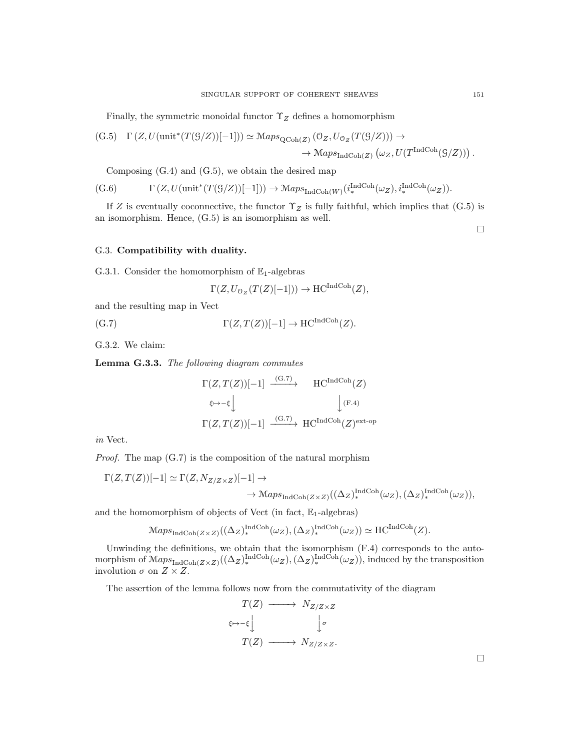Finally, the symmetric monoidal functor $\Upsilon_Z$ defines a homomorphism

$$\text{(G.5)}\quad \Gamma\left(Z, U(\text{unit}^*(T(\mathcal{G}/Z))[-1])\right) \simeq \mathcal{M}aps_{\text{QCoh}(Z)}\left(\mathcal{O}_Z, U_{\mathcal{O}_Z}(T(\mathcal{G}/Z))\right) \to \\ \to \mathcal{M}aps_{\text{IndCoh}(Z)}\left(\omega_Z, U(T^{\text{IndCoh}}(\mathcal{G}/Z))\right).$$

Composing (G.4) and (G.5), we obtain the desired map

$$\text{(G.6)}\qquad \Gamma\left(Z, U(\text{unit}^*(T(\mathcal{G}/Z))[-1])\right) \to \mathcal{M}aps_{\text{IndCoh}(W)}(i_*^{\text{IndCoh}}(\omega_Z), i_*^{\text{IndCoh}}(\omega_Z)).$$

If $Z$ is eventually coconnective, the functor $\Upsilon_Z$ is fully faithful, which implies that (G.5) is an isomorphism. Hence, (G.5) is an isomorphism as well.

□

## G.3. Compatibility with duality.

G.3.1. Consider the homomorphism of $\mathbb{E}_1$-algebras

$$\Gamma(Z, U_{\mathcal{O}_Z}(T(Z)[-1])) \to \text{HC}^{\text{IndCoh}}(Z),$$

and the resulting map in Vect

$$\text{(G.7)}\qquad \Gamma(Z, T(Z))[-1] \to \text{HC}^{\text{IndCoh}}(Z).$$

G.3.2. We claim:

**Lemma G.3.3.** *The following diagram commutes*

$$\begin{array}{ccc}
\Gamma(Z, T(Z))[-1] & \xrightarrow{\text{(G.7)}} & \text{HC}^{\text{IndCoh}}(Z) \\
{\scriptstyle \xi\mapsto -\xi}\big\downarrow & & \big\downarrow{\scriptstyle \text{(F.4)}} \\
\Gamma(Z, T(Z))[-1] & \xrightarrow{\text{(G.7)}} & \text{HC}^{\text{IndCoh}}(Z)^{\text{ext-op}}
\end{array}$$

*in* Vect.

*Proof.* The map (G.7) is the composition of the natural morphism

$$\Gamma(Z, T(Z))[-1] \simeq \Gamma(Z, N_{Z/Z\times Z})[-1] \to \\ \to \mathcal{M}aps_{\text{IndCoh}(Z\times Z)}((\Delta_Z)_*^{\text{IndCoh}}(\omega_Z), (\Delta_Z)_*^{\text{IndCoh}}(\omega_Z)),$$

and the homomorphism of objects of Vect (in fact, $\mathbb{E}_1$-algebras)

$$\mathcal{M}aps_{\text{IndCoh}(Z\times Z)}((\Delta_Z)_*^{\text{IndCoh}}(\omega_Z), (\Delta_Z)_*^{\text{IndCoh}}(\omega_Z)) \simeq \text{HC}^{\text{IndCoh}}(Z).$$

Unwinding the definitions, we obtain that the isomorphism (F.4) corresponds to the automorphism of $\mathcal{M}aps_{\text{IndCoh}(Z\times Z)}((\Delta_Z)_*^{\text{IndCoh}}(\omega_Z), (\Delta_Z)_*^{\text{IndCoh}}(\omega_Z))$, induced by the transposition involution $\sigma$ on $Z \times Z$.

The assertion of the lemma follows now from the commutativity of the diagram

$$\begin{array}{ccc}
T(Z) & \longrightarrow & N_{Z/Z\times Z} \\
{\scriptstyle \xi\mapsto -\xi}\big\downarrow & & \big\downarrow{\scriptstyle \sigma} \\
T(Z) & \longrightarrow & N_{Z/Z\times Z}.
\end{array}$$

□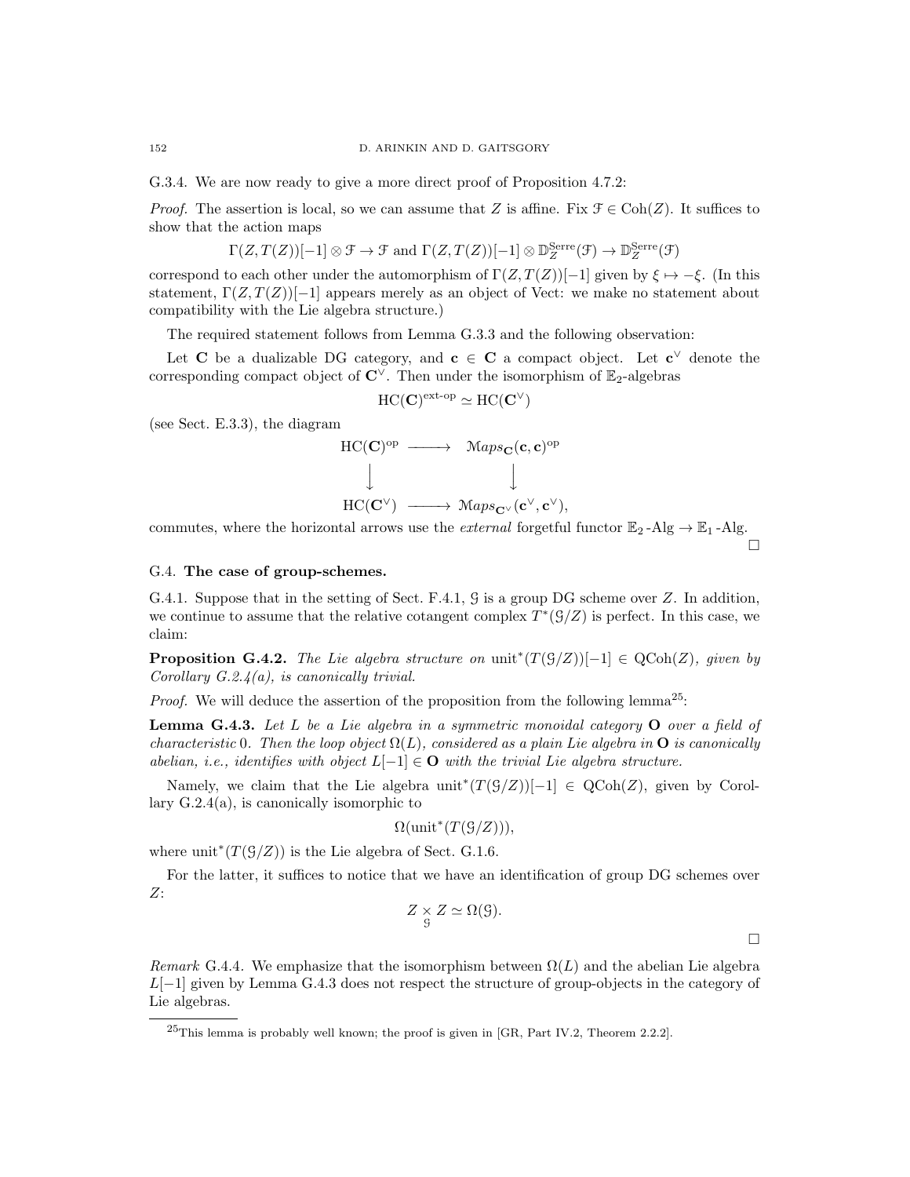G.3.4. We are now ready to give a more direct proof of Proposition 4.7.2:

*Proof.* The assertion is local, so we can assume that $Z$ is affine. Fix $\mathcal{F} \in \mathrm{Coh}(Z)$. It suffices to show that the action maps

$$\Gamma(Z, T(Z))[-1] \otimes \mathcal{F} \to \mathcal{F} \text{ and } \Gamma(Z, T(Z))[-1] \otimes \mathbb{D}_Z^{\mathrm{Serre}}(\mathcal{F}) \to \mathbb{D}_Z^{\mathrm{Serre}}(\mathcal{F})$$

correspond to each other under the automorphism of $\Gamma(Z, T(Z))[-1]$ given by $\xi \mapsto -\xi$. (In this statement, $\Gamma(Z, T(Z))[-1]$ appears merely as an object of Vect: we make no statement about compatibility with the Lie algebra structure.)

The required statement follows from Lemma G.3.3 and the following observation:

Let $\mathbf{C}$ be a dualizable DG category, and $\mathbf{c} \in \mathbf{C}$ a compact object. Let $\mathbf{c}^\vee$ denote the corresponding compact object of $\mathbf{C}^\vee$. Then under the isomorphism of $\mathbb{E}_2$-algebras

$$\mathrm{HC}(\mathbf{C})^{\text{ext-op}} \simeq \mathrm{HC}(\mathbf{C}^\vee)$$

(see Sect. E.3.3), the diagram

$$\begin{array}{ccc} \mathrm{HC}(\mathbf{C})^{\mathrm{op}} & \longrightarrow & \mathcal{M}aps_{\mathbf{C}}(\mathbf{c}, \mathbf{c})^{\mathrm{op}} \\ \big\downarrow & & \big\downarrow \\ \mathrm{HC}(\mathbf{C}^\vee) & \longrightarrow & \mathcal{M}aps_{\mathbf{C}^\vee}(\mathbf{c}^\vee, \mathbf{c}^\vee), \end{array}$$

commutes, where the horizontal arrows use the *external* forgetful functor $\mathbb{E}_2\text{-Alg} \to \mathbb{E}_1\text{-Alg}$. □

## G.4. The case of group-schemes.

G.4.1. Suppose that in the setting of Sect. F.4.1, $\mathcal{G}$ is a group DG scheme over $Z$. In addition, we continue to assume that the relative cotangent complex $T^*(\mathcal{G}/Z)$ is perfect. In this case, we claim:

**Proposition G.4.2.** *The Lie algebra structure on* $\mathrm{unit}^*(T(\mathcal{G}/Z))[-1] \in \mathrm{QCoh}(Z)$*, given by Corollary G.2.4(a), is canonically trivial.*

*Proof.* We will deduce the assertion of the proposition from the following lemma[25]:

**Lemma G.4.3.** *Let $L$ be a Lie algebra in a symmetric monoidal category $\mathbf{O}$ over a field of characteristic 0. Then the loop object $\Omega(L)$, considered as a plain Lie algebra in $\mathbf{O}$ is canonically abelian, i.e., identifies with object $L[-1] \in \mathbf{O}$ with the trivial Lie algebra structure.*

Namely, we claim that the Lie algebra $\mathrm{unit}^*(T(\mathcal{G}/Z))[-1] \in \mathrm{QCoh}(Z)$, given by Corollary G.2.4(a), is canonically isomorphic to

$$\Omega(\mathrm{unit}^*(T(\mathcal{G}/Z))),$$

where $\mathrm{unit}^*(T(\mathcal{G}/Z))$ is the Lie algebra of Sect. G.1.6.

For the latter, it suffices to notice that we have an identification of group DG schemes over $Z$:

$$Z \underset{\mathcal{G}}{\times} Z \simeq \Omega(\mathcal{G}).$$

□

*Remark* G.4.4. We emphasize that the isomorphism between $\Omega(L)$ and the abelian Lie algebra $L[-1]$ given by Lemma G.4.3 does not respect the structure of group-objects in the category of Lie algebras.

[25]This lemma is probably well known; the proof is given in [GR, Part IV.2, Theorem 2.2.2].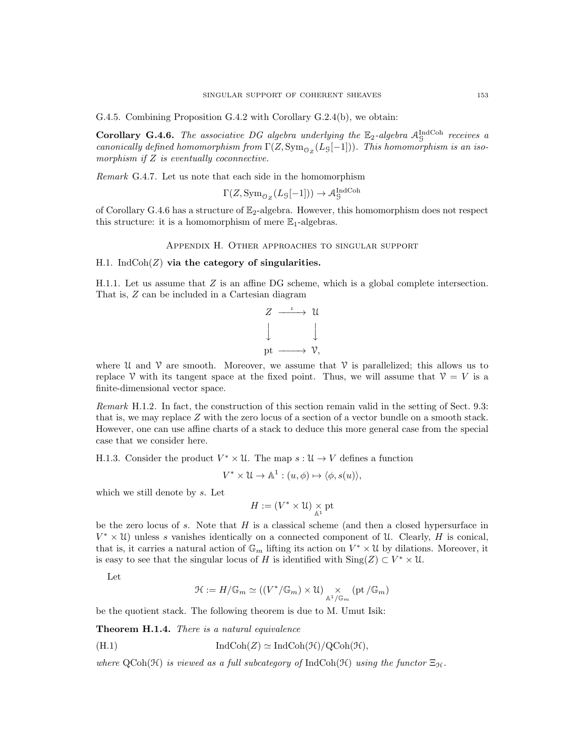G.4.5. Combining Proposition G.4.2 with Corollary G.2.4(b), we obtain:

**Corollary G.4.6.** *The associative DG algebra underlying the $\mathbb{E}_2$-algebra $\mathcal{A}^{\mathrm{IndCoh}}_{\mathcal{G}}$ receives a canonically defined homomorphism from $\Gamma(Z, \mathrm{Sym}_{\mathcal{O}_Z}(L_{\mathcal{G}}[-1]))$. This homomorphism is an isomorphism if $Z$ is eventually coconnective.*

*Remark* G.4.7. Let us note that each side in the homomorphism

$$\Gamma(Z, \mathrm{Sym}_{\mathcal{O}_Z}(L_{\mathcal{G}}[-1])) \to \mathcal{A}^{\mathrm{IndCoh}}_{\mathcal{G}}$$

of Corollary G.4.6 has a structure of $\mathbb{E}_2$-algebra. However, this homomorphism does not respect this structure: it is a homomorphism of mere $\mathbb{E}_1$-algebras.

## Appendix H. Other approaches to singular support

### H.1. $\mathrm{IndCoh}(Z)$ via the category of singularities.

H.1.1. Let us assume that $Z$ is an affine DG scheme, which is a global complete intersection. That is, $Z$ can be included in a Cartesian diagram

$$\begin{array}{ccc} Z & \xrightarrow{\iota} & \mathcal{U} \\ \downarrow & & \downarrow \\ \mathrm{pt} & \longrightarrow & \mathcal{V}, \end{array}$$

where $\mathcal{U}$ and $\mathcal{V}$ are smooth. Moreover, we assume that $\mathcal{V}$ is parallelized; this allows us to replace $\mathcal{V}$ with its tangent space at the fixed point. Thus, we will assume that $\mathcal{V} = V$ is a finite-dimensional vector space.

*Remark* H.1.2. In fact, the construction of this section remain valid in the setting of Sect. 9.3: that is, we may replace $Z$ with the zero locus of a section of a vector bundle on a smooth stack. However, one can use affine charts of a stack to deduce this more general case from the special case that we consider here.

H.1.3. Consider the product $V^* \times \mathcal{U}$. The map $s : \mathcal{U} \to V$ defines a function

$$V^* \times \mathcal{U} \to \mathbb{A}^1 : (u, \phi) \mapsto \langle \phi, s(u) \rangle,$$

which we still denote by $s$. Let

$$H := (V^* \times \mathcal{U}) \underset{\mathbb{A}^1}{\times} \mathrm{pt}$$

be the zero locus of $s$. Note that $H$ is a classical scheme (and then a closed hypersurface in $V^* \times \mathcal{U}$) unless $s$ vanishes identically on a connected component of $\mathcal{U}$. Clearly, $H$ is conical, that is, it carries a natural action of $\mathbb{G}_m$ lifting its action on $V^* \times \mathcal{U}$ by dilations. Moreover, it is easy to see that the singular locus of $H$ is identified with $\mathrm{Sing}(Z) \subset V^* \times \mathcal{U}$.

Let

$$\mathcal{H} := H/\mathbb{G}_m \simeq ((V^*/\mathbb{G}_m) \times \mathcal{U}) \underset{\mathbb{A}^1/\mathbb{G}_m}{\times} (\mathrm{pt}/\mathbb{G}_m)$$

be the quotient stack. The following theorem is due to M. Umut Isik:

**Theorem H.1.4.** *There is a natural equivalence*

$$\mathrm{IndCoh}(Z) \simeq \mathrm{IndCoh}(\mathcal{H})/\mathrm{QCoh}(\mathcal{H}), \tag{H.1}$$

*where $\mathrm{QCoh}(\mathcal{H})$ is viewed as a full subcategory of $\mathrm{IndCoh}(\mathcal{H})$ using the functor $\Xi_{\mathcal{H}}$.*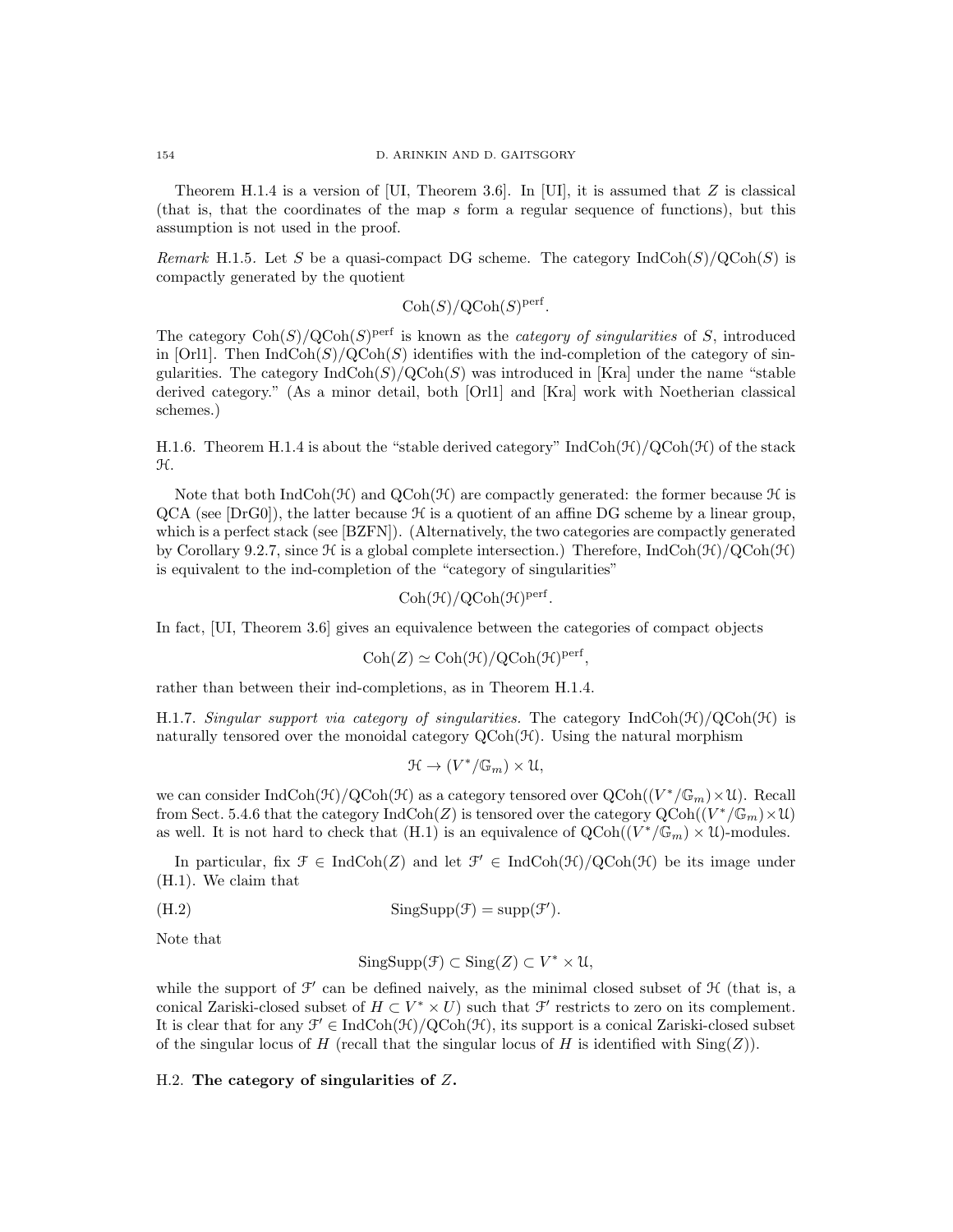Theorem H.1.4 is a version of [UI, Theorem 3.6]. In [UI], it is assumed that $Z$ is classical (that is, that the coordinates of the map $s$ form a regular sequence of functions), but this assumption is not used in the proof.

*Remark* H.1.5. Let $S$ be a quasi-compact DG scheme. The category $\text{IndCoh}(S)/\text{QCoh}(S)$ is compactly generated by the quotient

$$\text{Coh}(S)/\text{QCoh}(S)^{\text{perf}}.$$

The category $\text{Coh}(S)/\text{QCoh}(S)^{\text{perf}}$ is known as the *category of singularities* of $S$, introduced in [Orl1]. Then $\text{IndCoh}(S)/\text{QCoh}(S)$ identifies with the ind-completion of the category of singularities. The category $\text{IndCoh}(S)/\text{QCoh}(S)$ was introduced in [Kra] under the name "stable derived category." (As a minor detail, both [Orl1] and [Kra] work with Noetherian classical schemes.)

H.1.6. Theorem H.1.4 is about the "stable derived category" $\text{IndCoh}(\mathcal{H})/\text{QCoh}(\mathcal{H})$ of the stack $\mathcal{H}$.

Note that both $\text{IndCoh}(\mathcal{H})$ and $\text{QCoh}(\mathcal{H})$ are compactly generated: the former because $\mathcal{H}$ is QCA (see [DrG0]), the latter because $\mathcal{H}$ is a quotient of an affine DG scheme by a linear group, which is a perfect stack (see [BZFN]). (Alternatively, the two categories are compactly generated by Corollary 9.2.7, since $\mathcal{H}$ is a global complete intersection.) Therefore, $\text{IndCoh}(\mathcal{H})/\text{QCoh}(\mathcal{H})$ is equivalent to the ind-completion of the "category of singularities"

$$\text{Coh}(\mathcal{H})/\text{QCoh}(\mathcal{H})^{\text{perf}}.$$

In fact, [UI, Theorem 3.6] gives an equivalence between the categories of compact objects

$$\text{Coh}(Z) \simeq \text{Coh}(\mathcal{H})/\text{QCoh}(\mathcal{H})^{\text{perf}},$$

rather than between their ind-completions, as in Theorem H.1.4.

H.1.7. *Singular support via category of singularities.* The category $\text{IndCoh}(\mathcal{H})/\text{QCoh}(\mathcal{H})$ is naturally tensored over the monoidal category $\text{QCoh}(\mathcal{H})$. Using the natural morphism

$$\mathcal{H} \to (V^*/\mathbb{G}_m) \times \mathcal{U},$$

we can consider $\text{IndCoh}(\mathcal{H})/\text{QCoh}(\mathcal{H})$ as a category tensored over $\text{QCoh}((V^*/\mathbb{G}_m)\times\mathcal{U})$. Recall from Sect. 5.4.6 that the category $\text{IndCoh}(Z)$ is tensored over the category $\text{QCoh}((V^*/\mathbb{G}_m)\times\mathcal{U})$ as well. It is not hard to check that (H.1) is an equivalence of $\text{QCoh}((V^*/\mathbb{G}_m) \times \mathcal{U})$-modules.

In particular, fix $\mathcal{F} \in \text{IndCoh}(Z)$ and let $\mathcal{F}' \in \text{IndCoh}(\mathcal{H})/\text{QCoh}(\mathcal{H})$ be its image under (H.1). We claim that

$$\text{SingSupp}(\mathcal{F}) = \text{supp}(\mathcal{F}'). \tag{H.2}$$

Note that

$$\text{SingSupp}(\mathcal{F}) \subset \text{Sing}(Z) \subset V^* \times \mathcal{U},$$

while the support of $\mathcal{F}'$ can be defined naively, as the minimal closed subset of $\mathcal{H}$ (that is, a conical Zariski-closed subset of $H \subset V^* \times U$) such that $\mathcal{F}'$ restricts to zero on its complement. It is clear that for any $\mathcal{F}' \in \text{IndCoh}(\mathcal{H})/\text{QCoh}(\mathcal{H})$, its support is a conical Zariski-closed subset of the singular locus of $H$ (recall that the singular locus of $H$ is identified with $\text{Sing}(Z)$).

## H.2. **The category of singularities of $Z$.**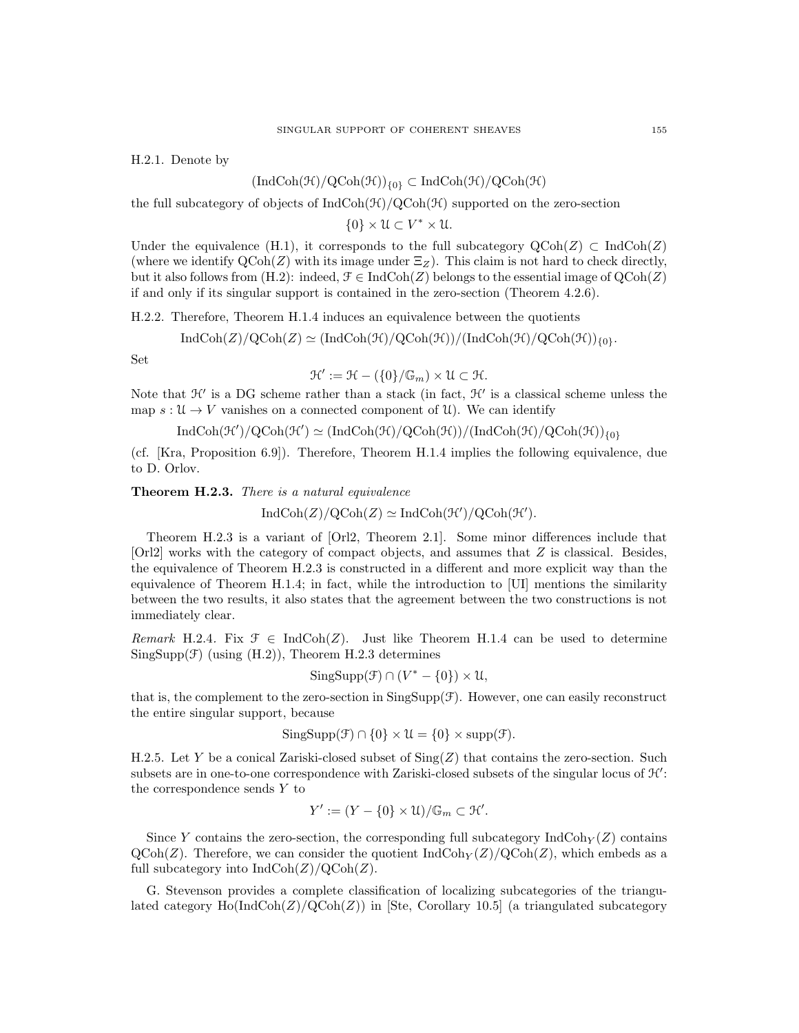H.2.1. Denote by

$$(\mathrm{IndCoh}(\mathcal{H})/\mathrm{QCoh}(\mathcal{H}))_{\{0\}} \subset \mathrm{IndCoh}(\mathcal{H})/\mathrm{QCoh}(\mathcal{H})$$

the full subcategory of objects of $\mathrm{IndCoh}(\mathcal{H})/\mathrm{QCoh}(\mathcal{H})$ supported on the zero-section

$$\{0\} \times \mathcal{U} \subset V^* \times \mathcal{U}.$$

Under the equivalence (H.1), it corresponds to the full subcategory $\mathrm{QCoh}(Z) \subset \mathrm{IndCoh}(Z)$ (where we identify $\mathrm{QCoh}(Z)$ with its image under $\Xi_Z$). This claim is not hard to check directly, but it also follows from (H.2): indeed, $\mathcal{F} \in \mathrm{IndCoh}(Z)$ belongs to the essential image of $\mathrm{QCoh}(Z)$ if and only if its singular support is contained in the zero-section (Theorem 4.2.6).

H.2.2. Therefore, Theorem H.1.4 induces an equivalence between the quotients

$$\mathrm{IndCoh}(Z)/\mathrm{QCoh}(Z) \simeq (\mathrm{IndCoh}(\mathcal{H})/\mathrm{QCoh}(\mathcal{H}))/(\mathrm{IndCoh}(\mathcal{H})/\mathrm{QCoh}(\mathcal{H}))_{\{0\}}.$$

Set

$$\mathcal{H}' := \mathcal{H} - (\{0\}/\mathbb{G}_m) \times \mathcal{U} \subset \mathcal{H}.$$

Note that $\mathcal{H}'$ is a DG scheme rather than a stack (in fact, $\mathcal{H}'$ is a classical scheme unless the map $s : \mathcal{U} \to V$ vanishes on a connected component of $\mathcal{U}$). We can identify

$$\mathrm{IndCoh}(\mathcal{H}')/\mathrm{QCoh}(\mathcal{H}') \simeq (\mathrm{IndCoh}(\mathcal{H})/\mathrm{QCoh}(\mathcal{H}))/(\mathrm{IndCoh}(\mathcal{H})/\mathrm{QCoh}(\mathcal{H}))_{\{0\}}$$

(cf. [Kra, Proposition 6.9]). Therefore, Theorem H.1.4 implies the following equivalence, due to D. Orlov.

**Theorem H.2.3.** *There is a natural equivalence*

$$\mathrm{IndCoh}(Z)/\mathrm{QCoh}(Z) \simeq \mathrm{IndCoh}(\mathcal{H}')/\mathrm{QCoh}(\mathcal{H}').$$

Theorem H.2.3 is a variant of [Orl2, Theorem 2.1]. Some minor differences include that [Orl2] works with the category of compact objects, and assumes that $Z$ is classical. Besides, the equivalence of Theorem H.2.3 is constructed in a different and more explicit way than the equivalence of Theorem H.1.4; in fact, while the introduction to [UI] mentions the similarity between the two results, it also states that the agreement between the two constructions is not immediately clear.

*Remark* H.2.4. Fix $\mathcal{F} \in \mathrm{IndCoh}(Z)$. Just like Theorem H.1.4 can be used to determine $\mathrm{SingSupp}(\mathcal{F})$ (using (H.2)), Theorem H.2.3 determines

$$\mathrm{SingSupp}(\mathcal{F}) \cap (V^* - \{0\}) \times \mathcal{U},$$

that is, the complement to the zero-section in $\mathrm{SingSupp}(\mathcal{F})$. However, one can easily reconstruct the entire singular support, because

$$\mathrm{SingSupp}(\mathcal{F}) \cap \{0\} \times \mathcal{U} = \{0\} \times \mathrm{supp}(\mathcal{F}).$$

H.2.5. Let $Y$ be a conical Zariski-closed subset of $\mathrm{Sing}(Z)$ that contains the zero-section. Such subsets are in one-to-one correspondence with Zariski-closed subsets of the singular locus of $\mathcal{H}'$: the correspondence sends $Y$ to

$$Y' := (Y - \{0\} \times \mathcal{U})/\mathbb{G}_m \subset \mathcal{H}'.$$

Since $Y$ contains the zero-section, the corresponding full subcategory $\mathrm{IndCoh}_Y(Z)$ contains $\mathrm{QCoh}(Z)$. Therefore, we can consider the quotient $\mathrm{IndCoh}_Y(Z)/\mathrm{QCoh}(Z)$, which embeds as a full subcategory into $\mathrm{IndCoh}(Z)/\mathrm{QCoh}(Z)$.

G. Stevenson provides a complete classification of localizing subcategories of the triangulated category $\mathrm{Ho}(\mathrm{IndCoh}(Z)/\mathrm{QCoh}(Z))$ in [Ste, Corollary 10.5] (a triangulated subcategory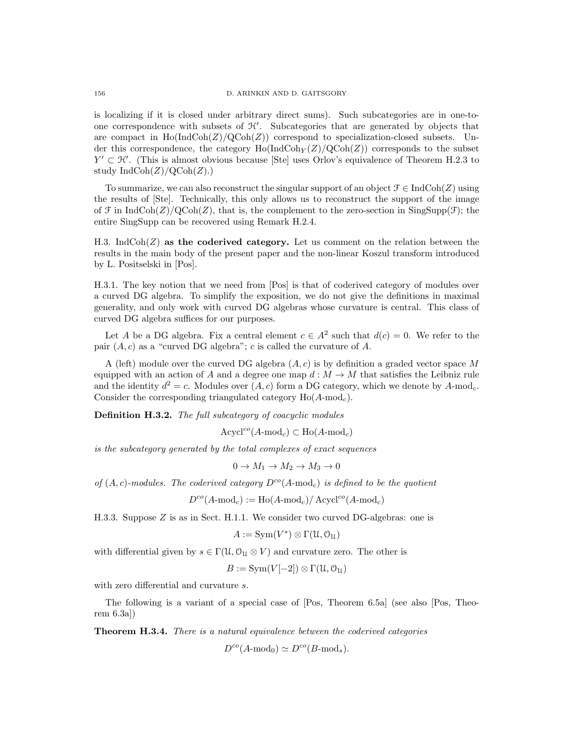is localizing if it is closed under arbitrary direct sums). Such subcategories are in one-to-one correspondence with subsets of $\mathcal{H}'$. Subcategories that are generated by objects that are compact in $\mathrm{Ho}(\mathrm{IndCoh}(Z)/\mathrm{QCoh}(Z))$ correspond to specialization-closed subsets. Under this correspondence, the category $\mathrm{Ho}(\mathrm{IndCoh}_Y(Z)/\mathrm{QCoh}(Z))$ corresponds to the subset $Y' \subset \mathcal{H}'$. (This is almost obvious because [Ste] uses Orlov's equivalence of Theorem H.2.3 to study $\mathrm{IndCoh}(Z)/\mathrm{QCoh}(Z)$.)

To summarize, we can also reconstruct the singular support of an object $\mathcal{F} \in \mathrm{IndCoh}(Z)$ using the results of [Ste]. Technically, this only allows us to reconstruct the support of the image of $\mathcal{F}$ in $\mathrm{IndCoh}(Z)/\mathrm{QCoh}(Z)$, that is, the complement to the zero-section in $\mathrm{SingSupp}(\mathcal{F})$; the entire SingSupp can be recovered using Remark H.2.4.

H.3. $\mathrm{IndCoh}(Z)$ **as the coderived category.** Let us comment on the relation between the results in the main body of the present paper and the non-linear Koszul transform introduced by L. Positselski in [Pos].

H.3.1. The key notion that we need from [Pos] is that of coderived category of modules over a curved DG algebra. To simplify the exposition, we do not give the definitions in maximal generality, and only work with curved DG algebras whose curvature is central. This class of curved DG algebra suffices for our purposes.

Let $A$ be a DG algebra. Fix a central element $c \in A^2$ such that $d(c) = 0$. We refer to the pair $(A, c)$ as a "curved DG algebra"; $c$ is called the curvature of $A$.

A (left) module over the curved DG algebra $(A, c)$ is by definition a graded vector space $M$ equipped with an action of $A$ and a degree one map $d : M \to M$ that satisfies the Leibniz rule and the identity $d^2 = c$. Modules over $(A, c)$ form a DG category, which we denote by $A\text{-mod}_c$. Consider the corresponding triangulated category $\mathrm{Ho}(A\text{-mod}_c)$.

**Definition H.3.2.** *The full subcategory of coacyclic modules*

$$\mathrm{Acycl}^{co}(A\text{-mod}_c) \subset \mathrm{Ho}(A\text{-mod}_c)$$

*is the subcategory generated by the total complexes of exact sequences*

$$0 \to M_1 \to M_2 \to M_3 \to 0$$

*of $(A, c)$-modules. The coderived category $D^{co}(A\text{-mod}_c)$ is defined to be the quotient*

$$D^{co}(A\text{-mod}_c) := \mathrm{Ho}(A\text{-mod}_c)/\,\mathrm{Acycl}^{co}(A\text{-mod}_c)$$

H.3.3. Suppose $Z$ is as in Sect. H.1.1. We consider two curved DG-algebras: one is

$$A := \mathrm{Sym}(V^*) \otimes \Gamma(\mathcal{U}, \mathcal{O}_{\mathcal{U}})$$

with differential given by $s \in \Gamma(\mathcal{U}, \mathcal{O}_{\mathcal{U}} \otimes V)$ and curvature zero. The other is

$$B := \mathrm{Sym}(V[-2]) \otimes \Gamma(\mathcal{U}, \mathcal{O}_{\mathcal{U}})$$

with zero differential and curvature $s$.

The following is a variant of a special case of [Pos, Theorem 6.5a] (see also [Pos, Theorem 6.3a])

**Theorem H.3.4.** *There is a natural equivalence between the coderived categories*

$$D^{co}(A\text{-mod}_0) \simeq D^{co}(B\text{-mod}_s).$$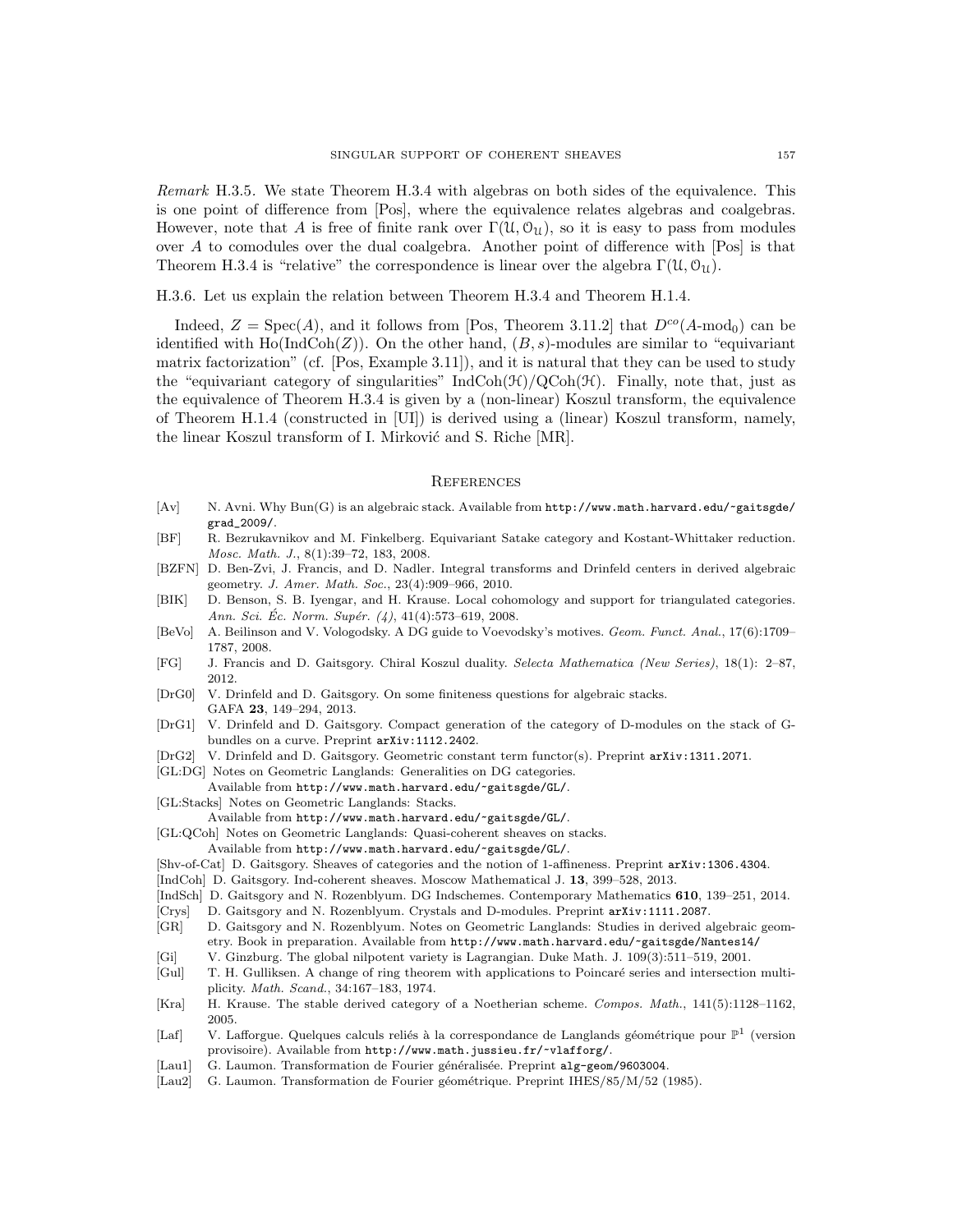*Remark* H.3.5. We state Theorem H.3.4 with algebras on both sides of the equivalence. This is one point of difference from [Pos], where the equivalence relates algebras and coalgebras. However, note that $A$ is free of finite rank over $\Gamma(\mathcal{U}, \mathcal{O}_{\mathcal{U}})$, so it is easy to pass from modules over $A$ to comodules over the dual coalgebra. Another point of difference with [Pos] is that Theorem H.3.4 is "relative" the correspondence is linear over the algebra $\Gamma(\mathcal{U}, \mathcal{O}_{\mathcal{U}})$.

H.3.6. Let us explain the relation between Theorem H.3.4 and Theorem H.1.4.

Indeed, $Z = \operatorname{Spec}(A)$, and it follows from [Pos, Theorem 3.11.2] that $D^{co}(A\text{-mod}_0)$ can be identified with $\operatorname{Ho}(\operatorname{IndCoh}(Z))$. On the other hand, $(B, s)$-modules are similar to "equivariant matrix factorization" (cf. [Pos, Example 3.11]), and it is natural that they can be used to study the "equivariant category of singularities" $\operatorname{IndCoh}(\mathcal{H})/\operatorname{QCoh}(\mathcal{H})$. Finally, note that, just as the equivalence of Theorem H.3.4 is given by a (non-linear) Koszul transform, the equivalence of Theorem H.1.4 (constructed in [UI]) is derived using a (linear) Koszul transform, namely, the linear Koszul transform of I. Mirković and S. Riche [MR].

## References

- [Av] N. Avni. Why Bun(G) is an algebraic stack. Available from http://www.math.harvard.edu/~gaitsgde/grad_2009/.
- [BF] R. Bezrukavnikov and M. Finkelberg. Equivariant Satake category and Kostant-Whittaker reduction. *Mosc. Math. J.*, 8(1):39–72, 183, 2008.
- [BZFN] D. Ben-Zvi, J. Francis, and D. Nadler. Integral transforms and Drinfeld centers in derived algebraic geometry. *J. Amer. Math. Soc.*, 23(4):909–966, 2010.
- [BIK] D. Benson, S. B. Iyengar, and H. Krause. Local cohomology and support for triangulated categories. *Ann. Sci. Éc. Norm. Supér. (4)*, 41(4):573–619, 2008.
- [BeVo] A. Beilinson and V. Vologodsky. A DG guide to Voevodsky's motives. *Geom. Funct. Anal.*, 17(6):1709–1787, 2008.
- [FG] J. Francis and D. Gaitsgory. Chiral Koszul duality. *Selecta Mathematica (New Series)*, 18(1): 2–87, 2012.
- [DrG0] V. Drinfeld and D. Gaitsgory. On some finiteness questions for algebraic stacks. GAFA **23**, 149–294, 2013.
- [DrG1] V. Drinfeld and D. Gaitsgory. Compact generation of the category of D-modules on the stack of G-bundles on a curve. Preprint arXiv:1112.2402.
- [DrG2] V. Drinfeld and D. Gaitsgory. Geometric constant term functor(s). Preprint arXiv:1311.2071.
- [GL:DG] Notes on Geometric Langlands: Generalities on DG categories. Available from http://www.math.harvard.edu/~gaitsgde/GL/.
- [GL:Stacks] Notes on Geometric Langlands: Stacks. Available from http://www.math.harvard.edu/~gaitsgde/GL/.
- [GL:QCoh] Notes on Geometric Langlands: Quasi-coherent sheaves on stacks. Available from http://www.math.harvard.edu/~gaitsgde/GL/.
- [Shv-of-Cat] D. Gaitsgory. Sheaves of categories and the notion of 1-affineness. Preprint arXiv:1306.4304.
- [IndCoh] D. Gaitsgory. Ind-coherent sheaves. Moscow Mathematical J. **13**, 399–528, 2013.
- [IndSch] D. Gaitsgory and N. Rozenblyum. DG Indschemes. Contemporary Mathematics **610**, 139–251, 2014.
- [Crys] D. Gaitsgory and N. Rozenblyum. Crystals and D-modules. Preprint arXiv:1111.2087.
- [GR] D. Gaitsgory and N. Rozenblyum. Notes on Geometric Langlands: Studies in derived algebraic geometry. Book in preparation. Available from http://www.math.harvard.edu/~gaitsgde/Nantes14/
- [Gi] V. Ginzburg. The global nilpotent variety is Lagrangian. Duke Math. J. 109(3):511–519, 2001.
- [Gul] T. H. Gulliksen. A change of ring theorem with applications to Poincaré series and intersection multiplicity. *Math. Scand.*, 34:167–183, 1974.
- [Kra] H. Krause. The stable derived category of a Noetherian scheme. *Compos. Math.*, 141(5):1128–1162, 2005.
- [Laf] V. Lafforgue. Quelques calculs reliés à la correspondance de Langlands géométrique pour $\mathbb{P}^1$ (version provisoire). Available from http://www.math.jussieu.fr/~vlafforg/.
- [Lau1] G. Laumon. Transformation de Fourier généralisée. Preprint alg-geom/9603004.
- [Lau2] G. Laumon. Transformation de Fourier géométrique. Preprint IHES/85/M/52 (1985).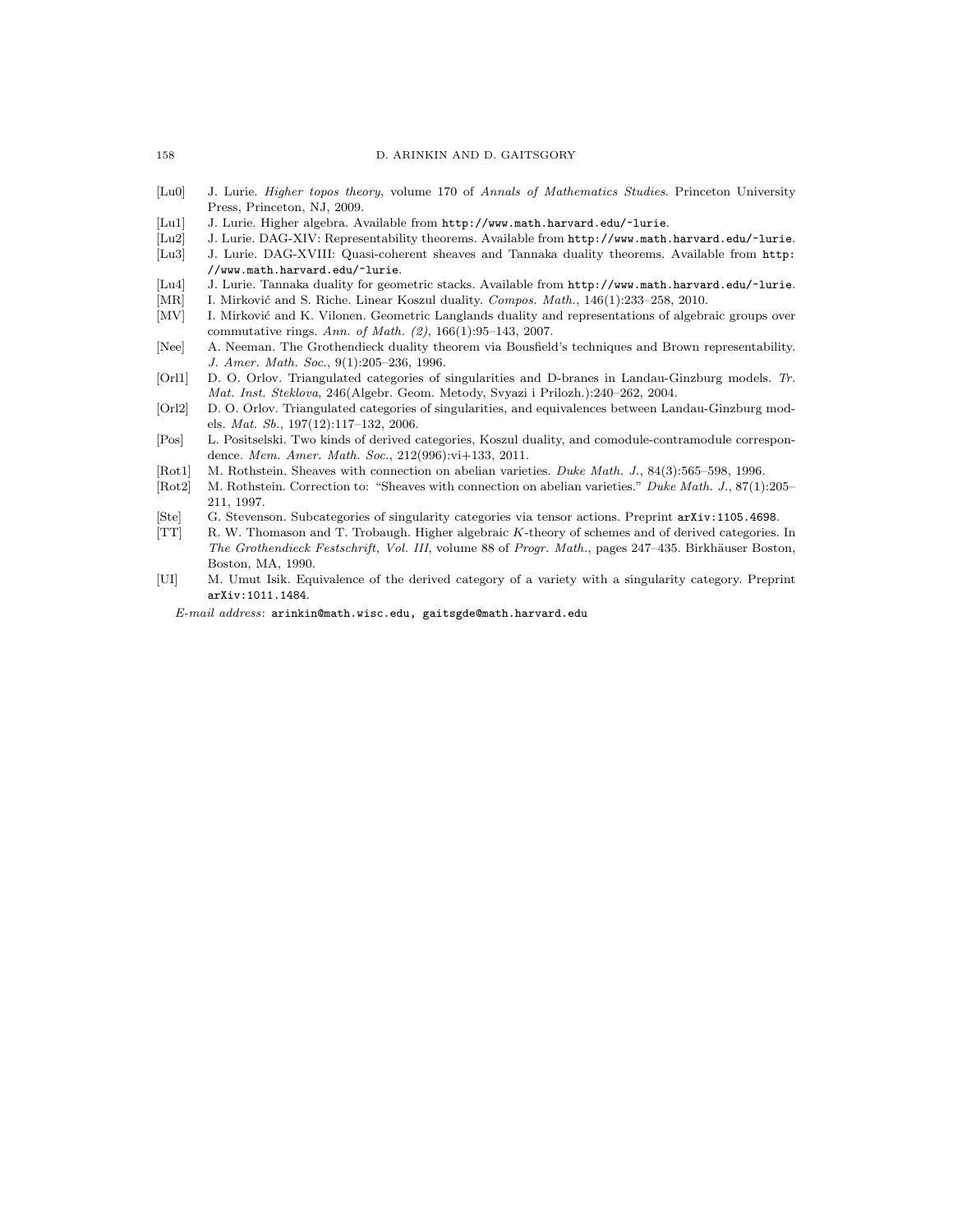[Lu0] J. Lurie. *Higher topos theory*, volume 170 of *Annals of Mathematics Studies*. Princeton University Press, Princeton, NJ, 2009.

[Lu1] J. Lurie. Higher algebra. Available from `http://www.math.harvard.edu/~lurie`.

[Lu2] J. Lurie. DAG-XIV: Representability theorems. Available from `http://www.math.harvard.edu/~lurie`.

[Lu3] J. Lurie. DAG-XVIII: Quasi-coherent sheaves and Tannaka duality theorems. Available from `http://www.math.harvard.edu/~lurie`.

[Lu4] J. Lurie. Tannaka duality for geometric stacks. Available from `http://www.math.harvard.edu/~lurie`.

[MR] I. Mirković and S. Riche. Linear Koszul duality. *Compos. Math.*, 146(1):233–258, 2010.

[MV] I. Mirković and K. Vilonen. Geometric Langlands duality and representations of algebraic groups over commutative rings. *Ann. of Math. (2)*, 166(1):95–143, 2007.

[Nee] A. Neeman. The Grothendieck duality theorem via Bousfield's techniques and Brown representability. *J. Amer. Math. Soc.*, 9(1):205–236, 1996.

[Orl1] D. O. Orlov. Triangulated categories of singularities and D-branes in Landau-Ginzburg models. *Tr. Mat. Inst. Steklova*, 246(Algebr. Geom. Metody, Svyazi i Prilozh.):240–262, 2004.

[Orl2] D. O. Orlov. Triangulated categories of singularities, and equivalences between Landau-Ginzburg models. *Mat. Sb.*, 197(12):117–132, 2006.

[Pos] L. Positselski. Two kinds of derived categories, Koszul duality, and comodule-contramodule correspondence. *Mem. Amer. Math. Soc.*, 212(996):vi+133, 2011.

[Rot1] M. Rothstein. Sheaves with connection on abelian varieties. *Duke Math. J.*, 84(3):565–598, 1996.

[Rot2] M. Rothstein. Correction to: "Sheaves with connection on abelian varieties." *Duke Math. J.*, 87(1):205–211, 1997.

[Ste] G. Stevenson. Subcategories of singularity categories via tensor actions. Preprint `arXiv:1105.4698`.

[TT] R. W. Thomason and T. Trobaugh. Higher algebraic $K$-theory of schemes and of derived categories. In *The Grothendieck Festschrift, Vol. III*, volume 88 of *Progr. Math.*, pages 247–435. Birkhäuser Boston, Boston, MA, 1990.

[UI] M. Umut Isik. Equivalence of the derived category of a variety with a singularity category. Preprint `arXiv:1011.1484`.

*E-mail address*: `arinkin@math.wisc.edu, gaitsgde@math.harvard.edu`